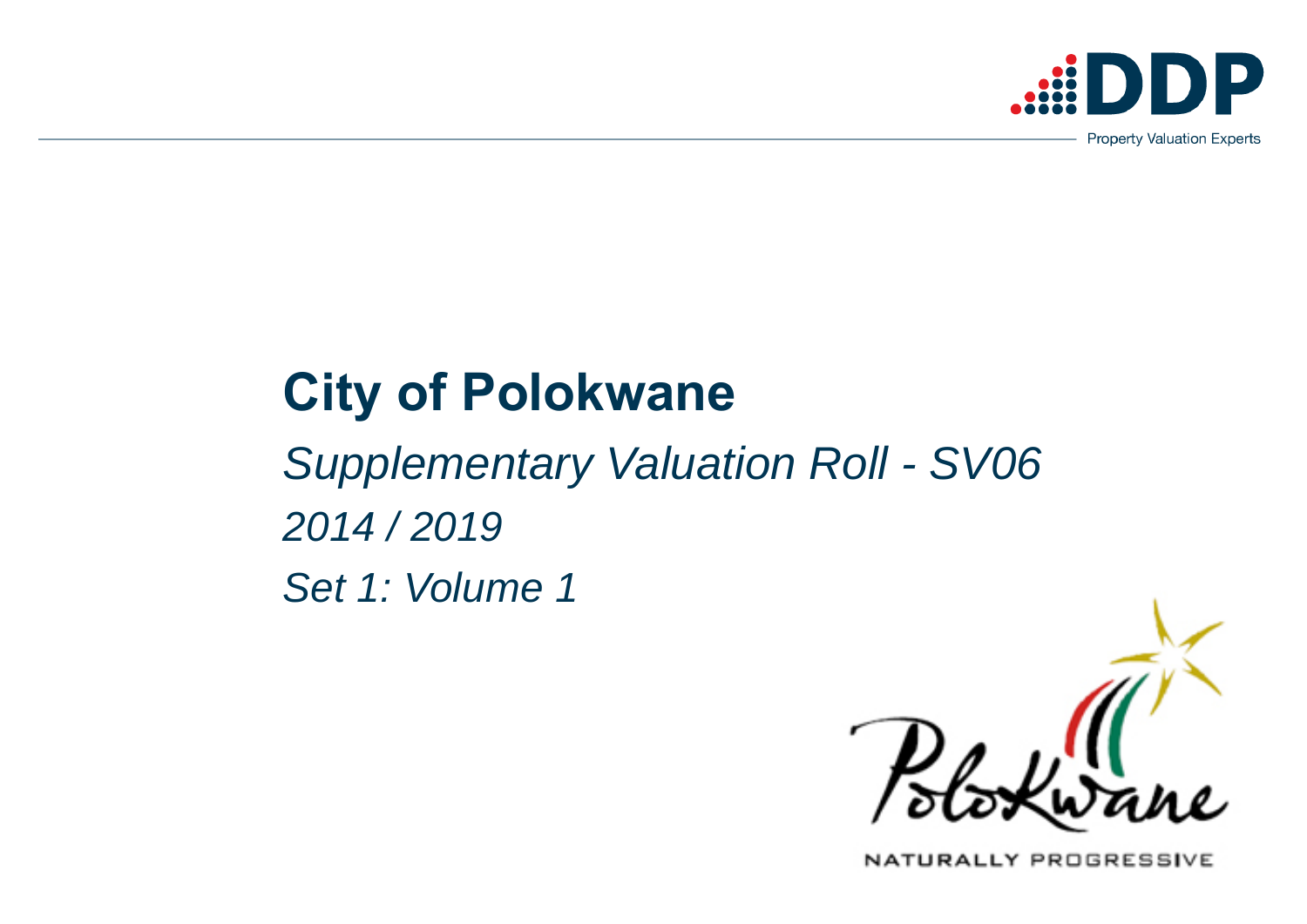DDP

Property Valuation Experts

# City of Polokwane

*Supplementary Valuation Roll - SV06*

*2014 / 2019*

*Set 1: Volume 1*

Polokwane

NATURALLY PROGRESSIVE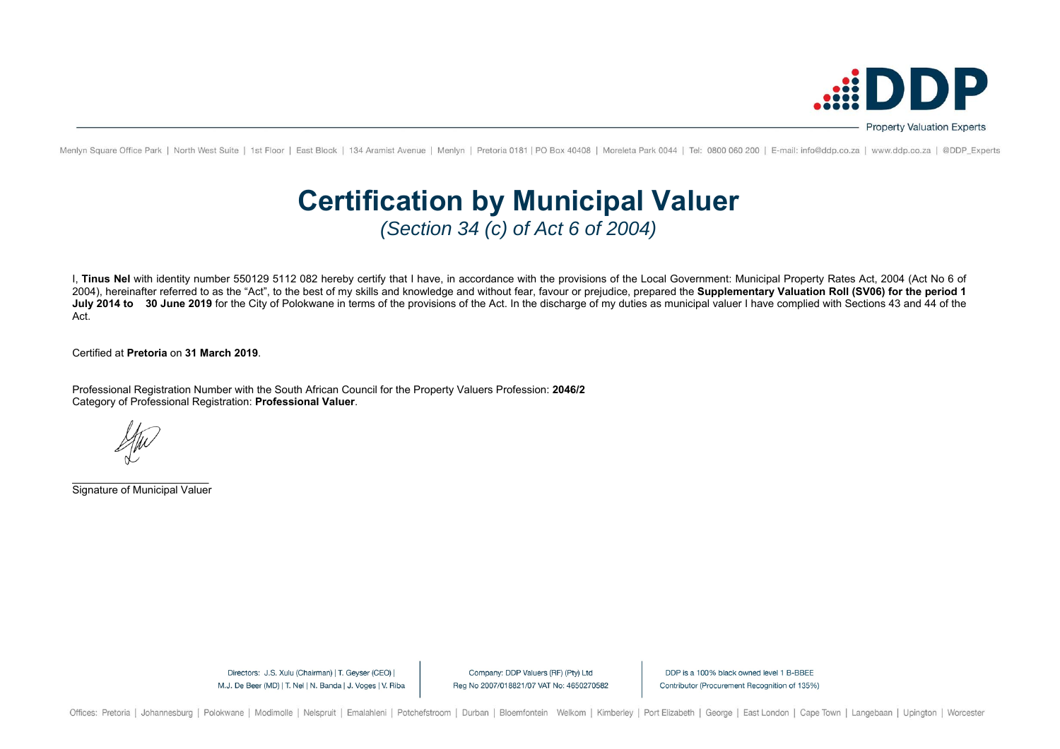# Certification by Municipal Valuer

*(Section 34 (c) of Act 6 of 2004)*

I, **Tinus Nel** with identity number 550129 5112 082 hereby certify that I have, in accordance with the provisions of the Local Government: Municipal Property Rates Act, 2004 (Act No 6 of 2004), hereinafter referred to as the "Act", to the best of my skills and knowledge and without fear, favour or prejudice, prepared the **Supplementary Valuation Roll (SV06) for the period 1 July 2014 to 30 June 2019** for the City of Polokwane in terms of the provisions of the Act. In the discharge of my duties as municipal valuer I have complied with Sections 43 and 44 of the Act.

Certified at **Pretoria** on **31 March 2019**.

Professional Registration Number with the South African Council for the Property Valuers Profession: **2046/2**
Category of Professional Registration: **Professional Valuer**.

\_\_\_\_\_\_\_\_\_\_\_\_\_\_\_\_\_\_\_\_\_\_\_\_\_\_\_
Signature of Municipal Valuer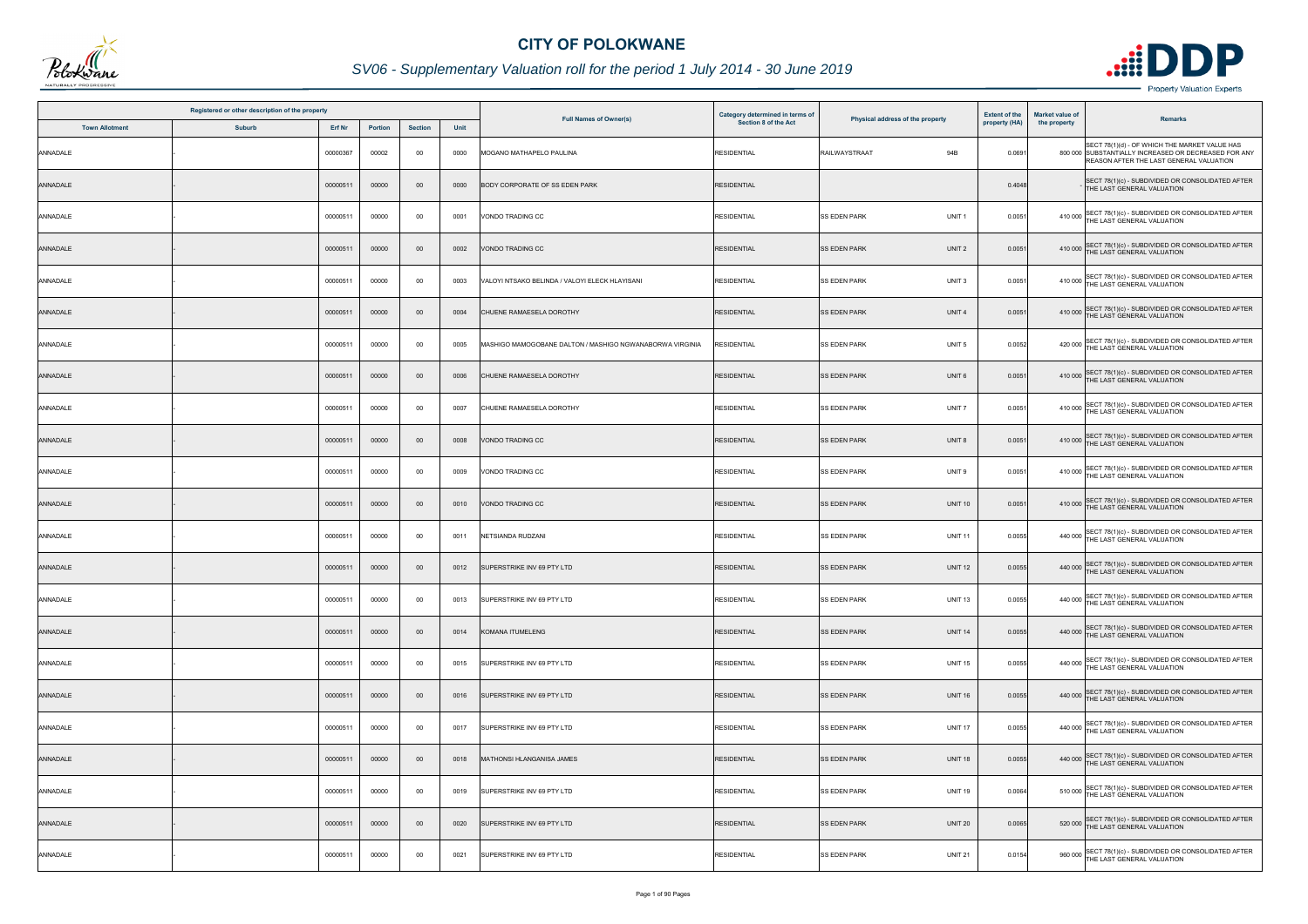# CITY OF POLOKWANE

## SV06 - Supplementary Valuation roll for the period 1 July 2014 - 30 June 2019

| Registered or other description of the property | | | | | | Full Names of Owner(s) | Category determined in terms of Section 8 of the Act | Physical address of the property | Extent of the property (HA) | Market value of the property | Remarks |
|---|---|---|---|---|---|---|---|---|---|---|---|
| Town Allotment | Suburb | Erf Nr | Portion | Section | Unit | | | | | | |
| ANNADALE | - | 00000367 | 00002 | 00 | 0000 | MOGANO MATHAPELO PAULINA | RESIDENTIAL | RAILWAYSTRAAT 94B | 0.0691 | 800 000 | SECT 78(1)(d) - OF WHICH THE MARKET VALUE HAS SUBSTANTIALLY INCREASED OR DECREASED FOR ANY REASON AFTER THE LAST GENERAL VALUATION |
| ANNADALE | - | 00000511 | 00000 | 00 | 0000 | BODY CORPORATE OF SS EDEN PARK | RESIDENTIAL | | 0.4048 | - | SECT 78(1)(c) - SUBDIVIDED OR CONSOLIDATED AFTER THE LAST GENERAL VALUATION |
| ANNADALE | - | 00000511 | 00000 | 00 | 0001 | VONDO TRADING CC | RESIDENTIAL | SS EDEN PARK UNIT 1 | 0.0051 | 410 000 | SECT 78(1)(c) - SUBDIVIDED OR CONSOLIDATED AFTER THE LAST GENERAL VALUATION |
| ANNADALE | - | 00000511 | 00000 | 00 | 0002 | VONDO TRADING CC | RESIDENTIAL | SS EDEN PARK UNIT 2 | 0.0051 | 410 000 | SECT 78(1)(c) - SUBDIVIDED OR CONSOLIDATED AFTER THE LAST GENERAL VALUATION |
| ANNADALE | - | 00000511 | 00000 | 00 | 0003 | VALOYI NTSAKO BELINDA / VALOYI ELECK HLAYISANI | RESIDENTIAL | SS EDEN PARK UNIT 3 | 0.0051 | 410 000 | SECT 78(1)(c) - SUBDIVIDED OR CONSOLIDATED AFTER THE LAST GENERAL VALUATION |
| ANNADALE | - | 00000511 | 00000 | 00 | 0004 | CHUENE RAMAESELA DOROTHY | RESIDENTIAL | SS EDEN PARK UNIT 4 | 0.0051 | 410 000 | SECT 78(1)(c) - SUBDIVIDED OR CONSOLIDATED AFTER THE LAST GENERAL VALUATION |
| ANNADALE | - | 00000511 | 00000 | 00 | 0005 | MASHIGO MAMOGOBANE DALTON / MASHIGO NGWANABORWA VIRGINIA | RESIDENTIAL | SS EDEN PARK UNIT 5 | 0.0052 | 420 000 | SECT 78(1)(c) - SUBDIVIDED OR CONSOLIDATED AFTER THE LAST GENERAL VALUATION |
| ANNADALE | - | 00000511 | 00000 | 00 | 0006 | CHUENE RAMAESELA DOROTHY | RESIDENTIAL | SS EDEN PARK UNIT 6 | 0.0051 | 410 000 | SECT 78(1)(c) - SUBDIVIDED OR CONSOLIDATED AFTER THE LAST GENERAL VALUATION |
| ANNADALE | - | 00000511 | 00000 | 00 | 0007 | CHUENE RAMAESELA DOROTHY | RESIDENTIAL | SS EDEN PARK UNIT 7 | 0.0051 | 410 000 | SECT 78(1)(c) - SUBDIVIDED OR CONSOLIDATED AFTER THE LAST GENERAL VALUATION |
| ANNADALE | - | 00000511 | 00000 | 00 | 0008 | VONDO TRADING CC | RESIDENTIAL | SS EDEN PARK UNIT 8 | 0.0051 | 410 000 | SECT 78(1)(c) - SUBDIVIDED OR CONSOLIDATED AFTER THE LAST GENERAL VALUATION |
| ANNADALE | - | 00000511 | 00000 | 00 | 0009 | VONDO TRADING CC | RESIDENTIAL | SS EDEN PARK UNIT 9 | 0.0051 | 410 000 | SECT 78(1)(c) - SUBDIVIDED OR CONSOLIDATED AFTER THE LAST GENERAL VALUATION |
| ANNADALE | - | 00000511 | 00000 | 00 | 0010 | VONDO TRADING CC | RESIDENTIAL | SS EDEN PARK UNIT 10 | 0.0051 | 410 000 | SECT 78(1)(c) - SUBDIVIDED OR CONSOLIDATED AFTER THE LAST GENERAL VALUATION |
| ANNADALE | - | 00000511 | 00000 | 00 | 0011 | NETSIANDA RUDZANI | RESIDENTIAL | SS EDEN PARK UNIT 11 | 0.0055 | 440 000 | SECT 78(1)(c) - SUBDIVIDED OR CONSOLIDATED AFTER THE LAST GENERAL VALUATION |
| ANNADALE | - | 00000511 | 00000 | 00 | 0012 | SUPERSTRIKE INV 69 PTY LTD | RESIDENTIAL | SS EDEN PARK UNIT 12 | 0.0055 | 440 000 | SECT 78(1)(c) - SUBDIVIDED OR CONSOLIDATED AFTER THE LAST GENERAL VALUATION |
| ANNADALE | - | 00000511 | 00000 | 00 | 0013 | SUPERSTRIKE INV 69 PTY LTD | RESIDENTIAL | SS EDEN PARK UNIT 13 | 0.0055 | 440 000 | SECT 78(1)(c) - SUBDIVIDED OR CONSOLIDATED AFTER THE LAST GENERAL VALUATION |
| ANNADALE | - | 00000511 | 00000 | 00 | 0014 | KOMANA ITUMELENG | RESIDENTIAL | SS EDEN PARK UNIT 14 | 0.0055 | 440 000 | SECT 78(1)(c) - SUBDIVIDED OR CONSOLIDATED AFTER THE LAST GENERAL VALUATION |
| ANNADALE | - | 00000511 | 00000 | 00 | 0015 | SUPERSTRIKE INV 69 PTY LTD | RESIDENTIAL | SS EDEN PARK UNIT 15 | 0.0055 | 440 000 | SECT 78(1)(c) - SUBDIVIDED OR CONSOLIDATED AFTER THE LAST GENERAL VALUATION |
| ANNADALE | - | 00000511 | 00000 | 00 | 0016 | SUPERSTRIKE INV 69 PTY LTD | RESIDENTIAL | SS EDEN PARK UNIT 16 | 0.0055 | 440 000 | SECT 78(1)(c) - SUBDIVIDED OR CONSOLIDATED AFTER THE LAST GENERAL VALUATION |
| ANNADALE | - | 00000511 | 00000 | 00 | 0017 | SUPERSTRIKE INV 69 PTY LTD | RESIDENTIAL | SS EDEN PARK UNIT 17 | 0.0055 | 440 000 | SECT 78(1)(c) - SUBDIVIDED OR CONSOLIDATED AFTER THE LAST GENERAL VALUATION |
| ANNADALE | - | 00000511 | 00000 | 00 | 0018 | MATHONSI HLANGANISA JAMES | RESIDENTIAL | SS EDEN PARK UNIT 18 | 0.0055 | 440 000 | SECT 78(1)(c) - SUBDIVIDED OR CONSOLIDATED AFTER THE LAST GENERAL VALUATION |
| ANNADALE | - | 00000511 | 00000 | 00 | 0019 | SUPERSTRIKE INV 69 PTY LTD | RESIDENTIAL | SS EDEN PARK UNIT 19 | 0.0064 | 510 000 | SECT 78(1)(c) - SUBDIVIDED OR CONSOLIDATED AFTER THE LAST GENERAL VALUATION |
| ANNADALE | - | 00000511 | 00000 | 00 | 0020 | SUPERSTRIKE INV 69 PTY LTD | RESIDENTIAL | SS EDEN PARK UNIT 20 | 0.0065 | 520 000 | SECT 78(1)(c) - SUBDIVIDED OR CONSOLIDATED AFTER THE LAST GENERAL VALUATION |
| ANNADALE | - | 00000511 | 00000 | 00 | 0021 | SUPERSTRIKE INV 69 PTY LTD | RESIDENTIAL | SS EDEN PARK UNIT 21 | 0.0154 | 960 000 | SECT 78(1)(c) - SUBDIVIDED OR CONSOLIDATED AFTER THE LAST GENERAL VALUATION |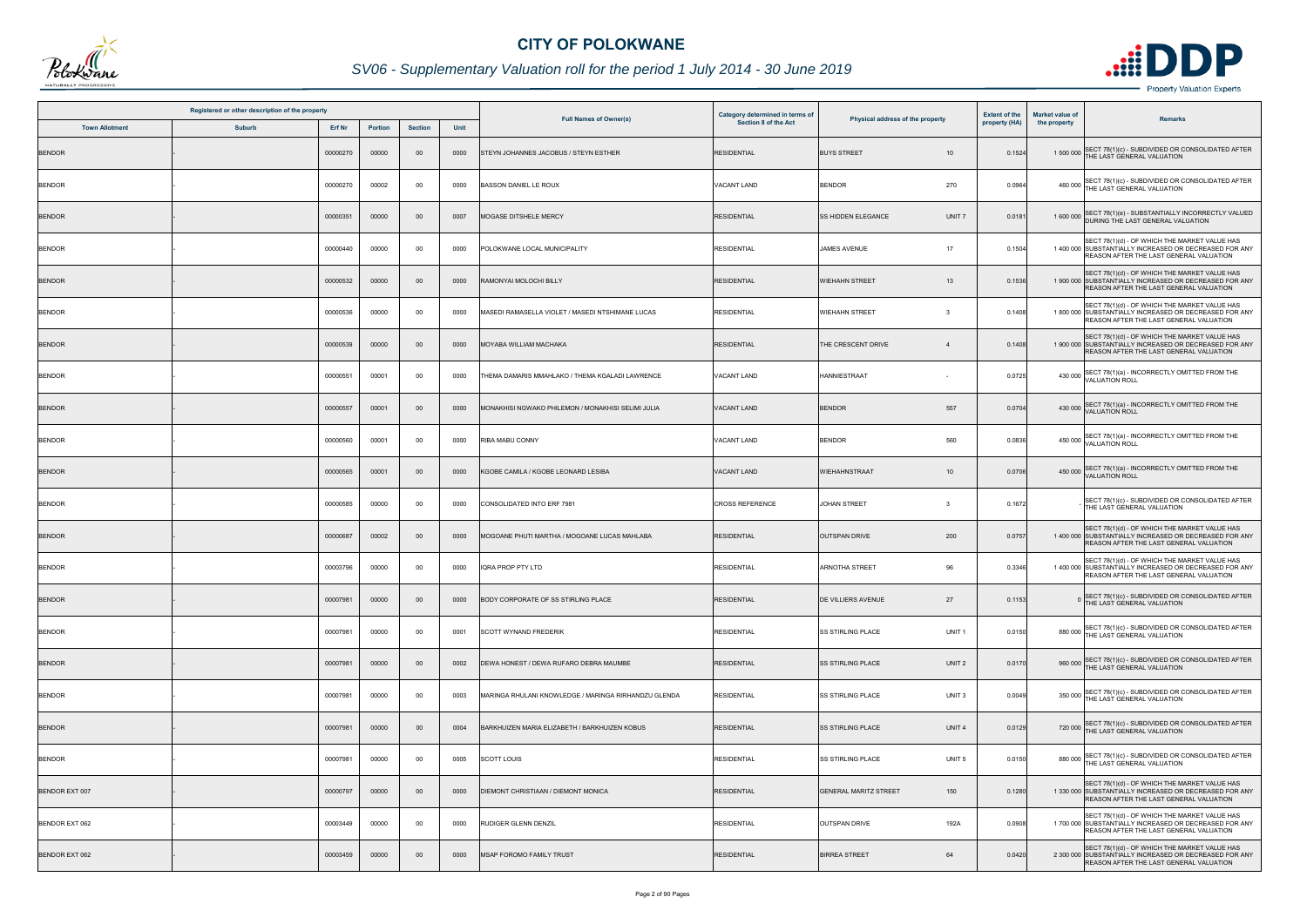# CITY OF POLOKWANE

## SV06 - Supplementary Valuation roll for the period 1 July 2014 - 30 June 2019

| Registered or other description of the property | | | | | | Full Names of Owner(s) | Category determined in terms of Section 8 of the Act | Physical address of the property | | Extent of the property (HA) | Market value of the property | Remarks |
|---|---|---|---|---|---|---|---|---|---|---|---|---|
| Town Allotment | Suburb | Erf Nr | Portion | Section | Unit | | | | | | | |
| BENDOR | - | 00000270 | 00000 | 00 | 0000 | STEYN JOHANNES JACOBUS / STEYN ESTHER | RESIDENTIAL | BUYS STREET | 10 | 0.1524 | 1 500 000 | SECT 78(1)(c) - SUBDIVIDED OR CONSOLIDATED AFTER THE LAST GENERAL VALUATION |
| BENDOR | - | 00000270 | 00002 | 00 | 0000 | BASSON DANIEL LE ROUX | VACANT LAND | BENDOR | 270 | 0.0964 | 460 000 | SECT 78(1)(c) - SUBDIVIDED OR CONSOLIDATED AFTER THE LAST GENERAL VALUATION |
| BENDOR | - | 00000351 | 00000 | 00 | 0007 | MOGASE DITSHELE MERCY | RESIDENTIAL | SS HIDDEN ELEGANCE | UNIT 7 | 0.0181 | 1 600 000 | SECT 78(1)(e) - SUBSTANTIALLY INCORRECTLY VALUED DURING THE LAST GENERAL VALUATION |
| BENDOR | - | 00000440 | 00000 | 00 | 0000 | POLOKWANE LOCAL MUNICIPALITY | RESIDENTIAL | JAMES AVENUE | 17 | 0.1504 | 1 400 000 | SECT 78(1)(d) - OF WHICH THE MARKET VALUE HAS SUBSTANTIALLY INCREASED OR DECREASED FOR ANY REASON AFTER THE LAST GENERAL VALUATION |
| BENDOR | - | 00000532 | 00000 | 00 | 0000 | RAMONYAI MOLOCHI BILLY | RESIDENTIAL | WIEHAHN STREET | 13 | 0.1536 | 1 900 000 | SECT 78(1)(d) - OF WHICH THE MARKET VALUE HAS SUBSTANTIALLY INCREASED OR DECREASED FOR ANY REASON AFTER THE LAST GENERAL VALUATION |
| BENDOR | - | 00000536 | 00000 | 00 | 0000 | MASEDI RAMASELLA VIOLET / MASEDI NTSHIMANE LUCAS | RESIDENTIAL | WIEHAHN STREET | 3 | 0.1408 | 1 800 000 | SECT 78(1)(d) - OF WHICH THE MARKET VALUE HAS SUBSTANTIALLY INCREASED OR DECREASED FOR ANY REASON AFTER THE LAST GENERAL VALUATION |
| BENDOR | - | 00000539 | 00000 | 00 | 0000 | MOYABA WILLIAM MACHAKA | RESIDENTIAL | THE CRESCENT DRIVE | 4 | 0.1408 | 1 900 000 | SECT 78(1)(d) - OF WHICH THE MARKET VALUE HAS SUBSTANTIALLY INCREASED OR DECREASED FOR ANY REASON AFTER THE LAST GENERAL VALUATION |
| BENDOR | - | 00000551 | 00001 | 00 | 0000 | THEMA DAMARIS MMAHLAKO / THEMA KGALADI LAWRENCE | VACANT LAND | HANNIESTRAAT | - | 0.0725 | 430 000 | SECT 78(1)(a) - INCORRECTLY OMITTED FROM THE VALUATION ROLL |
| BENDOR | - | 00000557 | 00001 | 00 | 0000 | MONAKHISI NGWAKO PHILEMON / MONAKHISI SELIMI JULIA | VACANT LAND | BENDOR | 557 | 0.0704 | 430 000 | SECT 78(1)(a) - INCORRECTLY OMITTED FROM THE VALUATION ROLL |
| BENDOR | - | 00000560 | 00001 | 00 | 0000 | RIBA MABU CONNY | VACANT LAND | BENDOR | 560 | 0.0836 | 450 000 | SECT 78(1)(a) - INCORRECTLY OMITTED FROM THE VALUATION ROLL |
| BENDOR | - | 00000565 | 00001 | 00 | 0000 | KGOBE CAMILA / KGOBE LEONARD LESIBA | VACANT LAND | WIEHAHNSTRAAT | 10 | 0.0706 | 450 000 | SECT 78(1)(a) - INCORRECTLY OMITTED FROM THE VALUATION ROLL |
| BENDOR | - | 00000585 | 00000 | 00 | 0000 | CONSOLIDATED INTO ERF 7981 | CROSS REFERENCE | JOHAN STREET | 3 | 0.1672 | - | SECT 78(1)(c) - SUBDIVIDED OR CONSOLIDATED AFTER THE LAST GENERAL VALUATION |
| BENDOR | - | 00000687 | 00002 | 00 | 0000 | MOGOANE PHUTI MARTHA / MOGOANE LUCAS MAHLABA | RESIDENTIAL | OUTSPAN DRIVE | 200 | 0.0757 | 1 400 000 | SECT 78(1)(d) - OF WHICH THE MARKET VALUE HAS SUBSTANTIALLY INCREASED OR DECREASED FOR ANY REASON AFTER THE LAST GENERAL VALUATION |
| BENDOR | - | 00003796 | 00000 | 00 | 0000 | IQRA PROP PTY LTD | RESIDENTIAL | ARNOTHA STREET | 96 | 0.3346 | 1 400 000 | SECT 78(1)(d) - OF WHICH THE MARKET VALUE HAS SUBSTANTIALLY INCREASED OR DECREASED FOR ANY REASON AFTER THE LAST GENERAL VALUATION |
| BENDOR | - | 00007981 | 00000 | 00 | 0000 | BODY CORPORATE OF SS STIRLING PLACE | RESIDENTIAL | DE VILLIERS AVENUE | 27 | 0.1153 | 0 | SECT 78(1)(c) - SUBDIVIDED OR CONSOLIDATED AFTER THE LAST GENERAL VALUATION |
| BENDOR | - | 00007981 | 00000 | 00 | 0001 | SCOTT WYNAND FREDERIK | RESIDENTIAL | SS STIRLING PLACE | UNIT 1 | 0.0150 | 880 000 | SECT 78(1)(c) - SUBDIVIDED OR CONSOLIDATED AFTER THE LAST GENERAL VALUATION |
| BENDOR | - | 00007981 | 00000 | 00 | 0002 | DEWA HONEST / DEWA RUFARO DEBRA MAUMBE | RESIDENTIAL | SS STIRLING PLACE | UNIT 2 | 0.0170 | 960 000 | SECT 78(1)(c) - SUBDIVIDED OR CONSOLIDATED AFTER THE LAST GENERAL VALUATION |
| BENDOR | - | 00007981 | 00000 | 00 | 0003 | MARINGA RHULANI KNOWLEDGE / MARINGA RIRHANDZU GLENDA | RESIDENTIAL | SS STIRLING PLACE | UNIT 3 | 0.0049 | 350 000 | SECT 78(1)(c) - SUBDIVIDED OR CONSOLIDATED AFTER THE LAST GENERAL VALUATION |
| BENDOR | - | 00007981 | 00000 | 00 | 0004 | BARKHUIZEN MARIA ELIZABETH / BARKHUIZEN KOBUS | RESIDENTIAL | SS STIRLING PLACE | UNIT 4 | 0.0129 | 720 000 | SECT 78(1)(c) - SUBDIVIDED OR CONSOLIDATED AFTER THE LAST GENERAL VALUATION |
| BENDOR | - | 00007981 | 00000 | 00 | 0005 | SCOTT LOUIS | RESIDENTIAL | SS STIRLING PLACE | UNIT 5 | 0.0150 | 880 000 | SECT 78(1)(c) - SUBDIVIDED OR CONSOLIDATED AFTER THE LAST GENERAL VALUATION |
| BENDOR EXT 007 | - | 00000797 | 00000 | 00 | 0000 | DIEMONT CHRISTIAAN / DIEMONT MONICA | RESIDENTIAL | GENERAL MARITZ STREET | 150 | 0.1280 | 1 330 000 | SECT 78(1)(d) - OF WHICH THE MARKET VALUE HAS SUBSTANTIALLY INCREASED OR DECREASED FOR ANY REASON AFTER THE LAST GENERAL VALUATION |
| BENDOR EXT 062 | - | 00003449 | 00000 | 00 | 0000 | RUDIGER GLENN DENZIL | RESIDENTIAL | OUTSPAN DRIVE | 192A | 0.0908 | 1 700 000 | SECT 78(1)(d) - OF WHICH THE MARKET VALUE HAS SUBSTANTIALLY INCREASED OR DECREASED FOR ANY REASON AFTER THE LAST GENERAL VALUATION |
| BENDOR EXT 062 | - | 00003459 | 00000 | 00 | 0000 | MSAP FOROMO FAMILY TRUST | RESIDENTIAL | BIRREA STREET | 64 | 0.0420 | 2 300 000 | SECT 78(1)(d) - OF WHICH THE MARKET VALUE HAS SUBSTANTIALLY INCREASED OR DECREASED FOR ANY REASON AFTER THE LAST GENERAL VALUATION |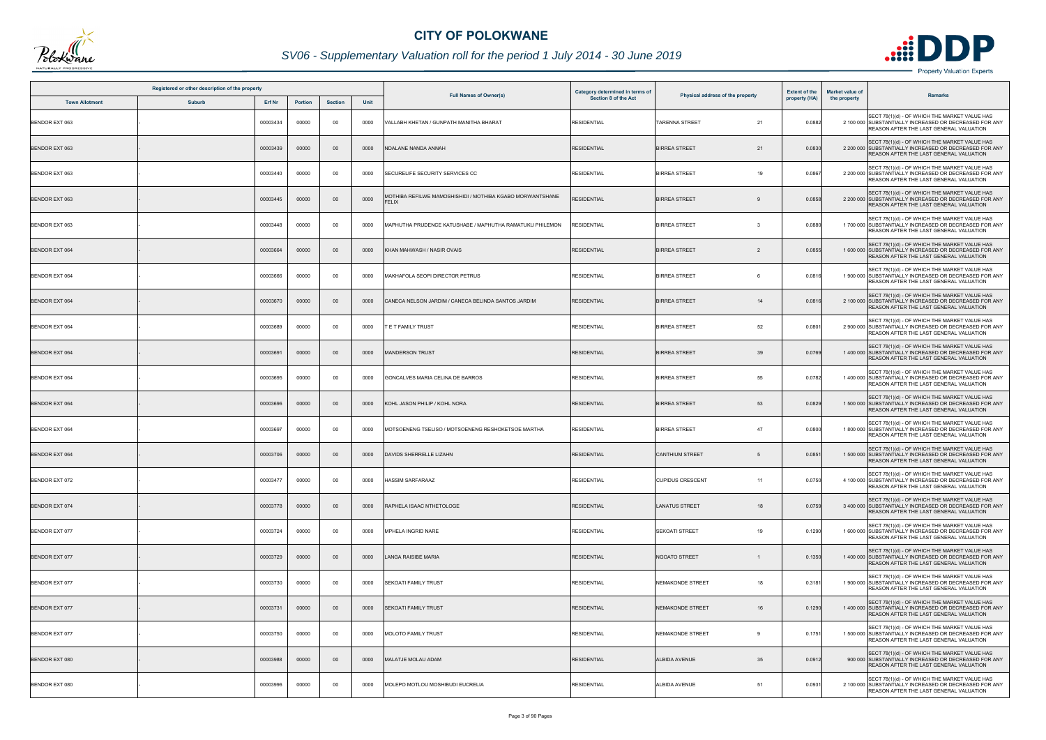# CITY OF POLOKWANE

## SV06 - Supplementary Valuation roll for the period 1 July 2014 - 30 June 2019

| Registered or other description of the property | | | | | | Full Names of Owner(s) | Category determined in terms of Section 8 of the Act | Physical address of the property | | Extent of the property (HA) | Market value of the property | Remarks |
|---|---|---|---|---|---|---|---|---|---|---|---|---|
| Town Allotment | Suburb | Erf Nr | Portion | Section | Unit | | | | | | | |
| BENDOR EXT 063 | - | 00003434 | 00000 | 00 | 0000 | VALLABH KHETAN / GUNPATH MANITHA BHARAT | RESIDENTIAL | TARENNA STREET | 21 | 0.0882 | 2 100 000 | SECT 78(1)(d) - OF WHICH THE MARKET VALUE HAS SUBSTANTIALLY INCREASED OR DECREASED FOR ANY REASON AFTER THE LAST GENERAL VALUATION |
| BENDOR EXT 063 | - | 00003439 | 00000 | 00 | 0000 | NDALANE NANDA ANNAH | RESIDENTIAL | BIRREA STREET | 21 | 0.0830 | 2 200 000 | SECT 78(1)(d) - OF WHICH THE MARKET VALUE HAS SUBSTANTIALLY INCREASED OR DECREASED FOR ANY REASON AFTER THE LAST GENERAL VALUATION |
| BENDOR EXT 063 | - | 00003440 | 00000 | 00 | 0000 | SECURELIFE SECURITY SERVICES CC | RESIDENTIAL | BIRREA STREET | 19 | 0.0867 | 2 200 000 | SECT 78(1)(d) - OF WHICH THE MARKET VALUE HAS SUBSTANTIALLY INCREASED OR DECREASED FOR ANY REASON AFTER THE LAST GENERAL VALUATION |
| BENDOR EXT 063 | - | 00003445 | 00000 | 00 | 0000 | MOTHIBA REFILWE MAMOSHISHIDI / MOTHIBA KGABO MORWANTSHANE FELIX | RESIDENTIAL | BIRREA STREET | 9 | 0.0858 | 2 200 000 | SECT 78(1)(d) - OF WHICH THE MARKET VALUE HAS SUBSTANTIALLY INCREASED OR DECREASED FOR ANY REASON AFTER THE LAST GENERAL VALUATION |
| BENDOR EXT 063 | - | 00003448 | 00000 | 00 | 0000 | MAPHUTHA PRUDENCE KATUSHABE / MAPHUTHA RAMATUKU PHILEMON | RESIDENTIAL | BIRREA STREET | 3 | 0.0880 | 1 700 000 | SECT 78(1)(d) - OF WHICH THE MARKET VALUE HAS SUBSTANTIALLY INCREASED OR DECREASED FOR ANY REASON AFTER THE LAST GENERAL VALUATION |
| BENDOR EXT 064 | - | 00003664 | 00000 | 00 | 0000 | KHAN MAHWASH / NASIR OVAIS | RESIDENTIAL | BIRREA STREET | 2 | 0.0855 | 1 600 000 | SECT 78(1)(d) - OF WHICH THE MARKET VALUE HAS SUBSTANTIALLY INCREASED OR DECREASED FOR ANY REASON AFTER THE LAST GENERAL VALUATION |
| BENDOR EXT 064 | - | 00003666 | 00000 | 00 | 0000 | MAKHAFOLA SEOPI DIRECTOR PETRUS | RESIDENTIAL | BIRREA STREET | 6 | 0.0816 | 1 900 000 | SECT 78(1)(d) - OF WHICH THE MARKET VALUE HAS SUBSTANTIALLY INCREASED OR DECREASED FOR ANY REASON AFTER THE LAST GENERAL VALUATION |
| BENDOR EXT 064 | - | 00003670 | 00000 | 00 | 0000 | CANECA NELSON JARDIM / CANECA BELINDA SANTOS JARDIM | RESIDENTIAL | BIRREA STREET | 14 | 0.0816 | 2 100 000 | SECT 78(1)(d) - OF WHICH THE MARKET VALUE HAS SUBSTANTIALLY INCREASED OR DECREASED FOR ANY REASON AFTER THE LAST GENERAL VALUATION |
| BENDOR EXT 064 | - | 00003689 | 00000 | 00 | 0000 | T E T FAMILY TRUST | RESIDENTIAL | BIRREA STREET | 52 | 0.0801 | 2 900 000 | SECT 78(1)(d) - OF WHICH THE MARKET VALUE HAS SUBSTANTIALLY INCREASED OR DECREASED FOR ANY REASON AFTER THE LAST GENERAL VALUATION |
| BENDOR EXT 064 | - | 00003691 | 00000 | 00 | 0000 | MANDERSON TRUST | RESIDENTIAL | BIRREA STREET | 39 | 0.0769 | 1 400 000 | SECT 78(1)(d) - OF WHICH THE MARKET VALUE HAS SUBSTANTIALLY INCREASED OR DECREASED FOR ANY REASON AFTER THE LAST GENERAL VALUATION |
| BENDOR EXT 064 | - | 00003695 | 00000 | 00 | 0000 | GONCALVES MARIA CELINA DE BARROS | RESIDENTIAL | BIRREA STREET | 55 | 0.0782 | 1 400 000 | SECT 78(1)(d) - OF WHICH THE MARKET VALUE HAS SUBSTANTIALLY INCREASED OR DECREASED FOR ANY REASON AFTER THE LAST GENERAL VALUATION |
| BENDOR EXT 064 | - | 00003696 | 00000 | 00 | 0000 | KOHL JASON PHILIP / KOHL NORA | RESIDENTIAL | BIRREA STREET | 53 | 0.0829 | 1 500 000 | SECT 78(1)(d) - OF WHICH THE MARKET VALUE HAS SUBSTANTIALLY INCREASED OR DECREASED FOR ANY REASON AFTER THE LAST GENERAL VALUATION |
| BENDOR EXT 064 | - | 00003697 | 00000 | 00 | 0000 | MOTSOENENG TSELISO / MOTSOENENG RESHOKETSOE MARTHA | RESIDENTIAL | BIRREA STREET | 47 | 0.0800 | 1 800 000 | SECT 78(1)(d) - OF WHICH THE MARKET VALUE HAS SUBSTANTIALLY INCREASED OR DECREASED FOR ANY REASON AFTER THE LAST GENERAL VALUATION |
| BENDOR EXT 064 | - | 00003706 | 00000 | 00 | 0000 | DAVIDS SHERRELLE LIZAHN | RESIDENTIAL | CANTHIUM STREET | 5 | 0.0851 | 1 500 000 | SECT 78(1)(d) - OF WHICH THE MARKET VALUE HAS SUBSTANTIALLY INCREASED OR DECREASED FOR ANY REASON AFTER THE LAST GENERAL VALUATION |
| BENDOR EXT 072 | - | 00003477 | 00000 | 00 | 0000 | HASSIM SARFARAAZ | RESIDENTIAL | CUPIDUS CRESCENT | 11 | 0.0750 | 4 100 000 | SECT 78(1)(d) - OF WHICH THE MARKET VALUE HAS SUBSTANTIALLY INCREASED OR DECREASED FOR ANY REASON AFTER THE LAST GENERAL VALUATION |
| BENDOR EXT 074 | - | 00003778 | 00000 | 00 | 0000 | RAPHELA ISAAC NTHETOLOGE | RESIDENTIAL | LANATUS STREET | 18 | 0.0759 | 3 400 000 | SECT 78(1)(d) - OF WHICH THE MARKET VALUE HAS SUBSTANTIALLY INCREASED OR DECREASED FOR ANY REASON AFTER THE LAST GENERAL VALUATION |
| BENDOR EXT 077 | - | 00003724 | 00000 | 00 | 0000 | MPHELA INGRID NARE | RESIDENTIAL | SEKOATI STREET | 19 | 0.1290 | 1 600 000 | SECT 78(1)(d) - OF WHICH THE MARKET VALUE HAS SUBSTANTIALLY INCREASED OR DECREASED FOR ANY REASON AFTER THE LAST GENERAL VALUATION |
| BENDOR EXT 077 | - | 00003729 | 00000 | 00 | 0000 | LANGA RAISIBE MARIA | RESIDENTIAL | NGOATO STREET | 1 | 0.1350 | 1 400 000 | SECT 78(1)(d) - OF WHICH THE MARKET VALUE HAS SUBSTANTIALLY INCREASED OR DECREASED FOR ANY REASON AFTER THE LAST GENERAL VALUATION |
| BENDOR EXT 077 | - | 00003730 | 00000 | 00 | 0000 | SEKOATI FAMILY TRUST | RESIDENTIAL | NEMAKONDE STREET | 18 | 0.3181 | 1 900 000 | SECT 78(1)(d) - OF WHICH THE MARKET VALUE HAS SUBSTANTIALLY INCREASED OR DECREASED FOR ANY REASON AFTER THE LAST GENERAL VALUATION |
| BENDOR EXT 077 | - | 00003731 | 00000 | 00 | 0000 | SEKOATI FAMILY TRUST | RESIDENTIAL | NEMAKONDE STREET | 16 | 0.1290 | 1 400 000 | SECT 78(1)(d) - OF WHICH THE MARKET VALUE HAS SUBSTANTIALLY INCREASED OR DECREASED FOR ANY REASON AFTER THE LAST GENERAL VALUATION |
| BENDOR EXT 077 | - | 00003750 | 00000 | 00 | 0000 | MOLOTO FAMILY TRUST | RESIDENTIAL | NEMAKONDE STREET | 9 | 0.1751 | 1 500 000 | SECT 78(1)(d) - OF WHICH THE MARKET VALUE HAS SUBSTANTIALLY INCREASED OR DECREASED FOR ANY REASON AFTER THE LAST GENERAL VALUATION |
| BENDOR EXT 080 | - | 00003988 | 00000 | 00 | 0000 | MALATJE MOLAU ADAM | RESIDENTIAL | ALBIDA AVENUE | 35 | 0.0912 | 900 000 | SECT 78(1)(d) - OF WHICH THE MARKET VALUE HAS SUBSTANTIALLY INCREASED OR DECREASED FOR ANY REASON AFTER THE LAST GENERAL VALUATION |
| BENDOR EXT 080 | - | 00003996 | 00000 | 00 | 0000 | MOLEPO MOTLOU MOSHIBUDI EUCRELIA | RESIDENTIAL | ALBIDA AVENUE | 51 | 0.0931 | 2 100 000 | SECT 78(1)(d) - OF WHICH THE MARKET VALUE HAS SUBSTANTIALLY INCREASED OR DECREASED FOR ANY REASON AFTER THE LAST GENERAL VALUATION |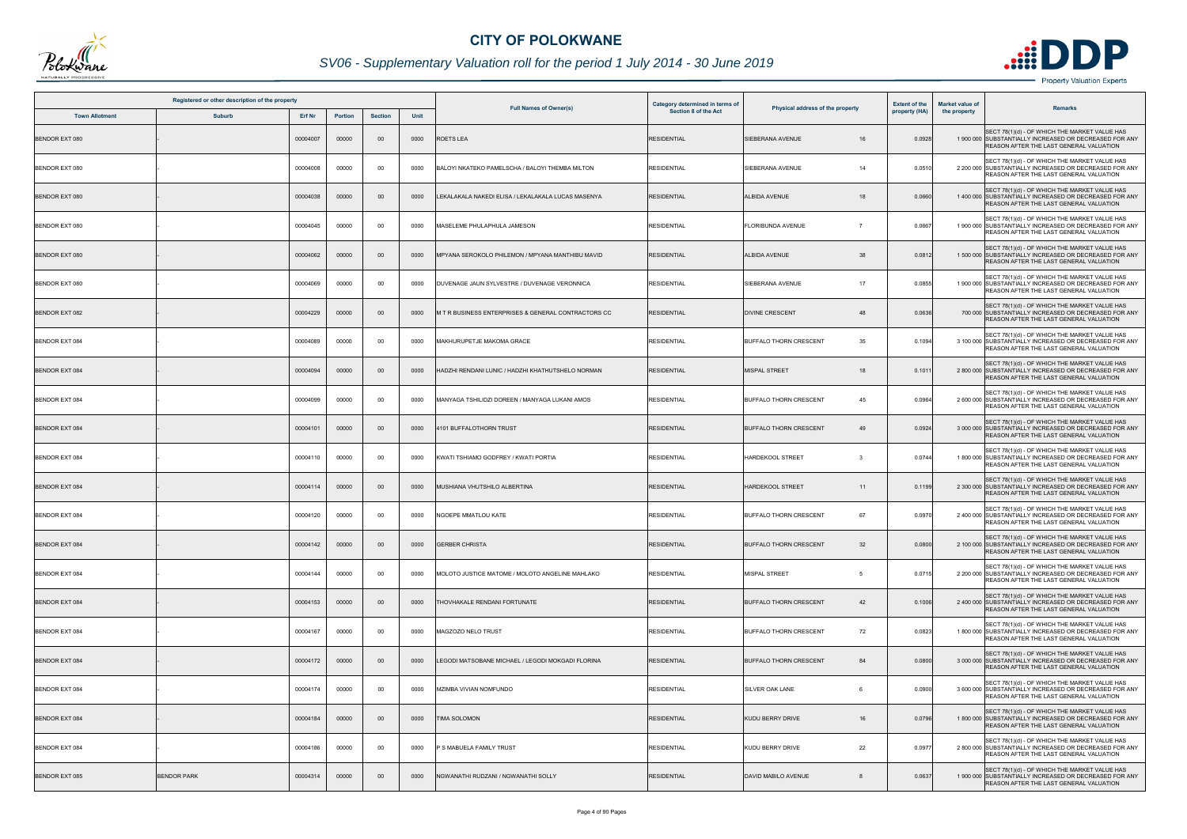# CITY OF POLOKWANE

## SV06 - Supplementary Valuation roll for the period 1 July 2014 - 30 June 2019

| Registered or other description of the property | | | | | | Full Names of Owner(s) | Category determined in terms of Section 8 of the Act | Physical address of the property | | Extent of the property (HA) | Market value of the property | Remarks |
|---|---|---|---|---|---|---|---|---|---|---|---|---|
| Town Allotment | Suburb | Erf Nr | Portion | Section | Unit | | | | | | | |
| BENDOR EXT 080 | - | 00004007 | 00000 | 00 | 0000 | ROETS LEA | RESIDENTIAL | SIEBERANA AVENUE | 16 | 0.0928 | 1 900 000 | SECT 78(1)(d) - OF WHICH THE MARKET VALUE HAS SUBSTANTIALLY INCREASED OR DECREASED FOR ANY REASON AFTER THE LAST GENERAL VALUATION |
| BENDOR EXT 080 | - | 00004008 | 00000 | 00 | 0000 | BALOYI NKATEKO PAMELSCHA / BALOYI THEMBA MILTON | RESIDENTIAL | SIEBERANA AVENUE | 14 | 0.0510 | 2 200 000 | SECT 78(1)(d) - OF WHICH THE MARKET VALUE HAS SUBSTANTIALLY INCREASED OR DECREASED FOR ANY REASON AFTER THE LAST GENERAL VALUATION |
| BENDOR EXT 080 | - | 00004038 | 00000 | 00 | 0000 | LEKALAKALA NAKEDI ELISA / LEKALAKALA LUCAS MASENYA | RESIDENTIAL | ALBIDA AVENUE | 18 | 0.0660 | 1 400 000 | SECT 78(1)(d) - OF WHICH THE MARKET VALUE HAS SUBSTANTIALLY INCREASED OR DECREASED FOR ANY REASON AFTER THE LAST GENERAL VALUATION |
| BENDOR EXT 080 | - | 00004045 | 00000 | 00 | 0000 | MASELEME PHULAPHULA JAMESON | RESIDENTIAL | FLORIBUNDA AVENUE | 7 | 0.0667 | 1 900 000 | SECT 78(1)(d) - OF WHICH THE MARKET VALUE HAS SUBSTANTIALLY INCREASED OR DECREASED FOR ANY REASON AFTER THE LAST GENERAL VALUATION |
| BENDOR EXT 080 | - | 00004062 | 00000 | 00 | 0000 | MPYANA SEROKOLO PHILEMON / MPYANA MANTHIBU MAVID | RESIDENTIAL | ALBIDA AVENUE | 38 | 0.0812 | 1 500 000 | SECT 78(1)(d) - OF WHICH THE MARKET VALUE HAS SUBSTANTIALLY INCREASED OR DECREASED FOR ANY REASON AFTER THE LAST GENERAL VALUATION |
| BENDOR EXT 080 | - | 00004069 | 00000 | 00 | 0000 | DUVENAGE JAUN SYLVESTRE / DUVENAGE VERONNICA | RESIDENTIAL | SIEBERANA AVENUE | 17 | 0.0855 | 1 900 000 | SECT 78(1)(d) - OF WHICH THE MARKET VALUE HAS SUBSTANTIALLY INCREASED OR DECREASED FOR ANY REASON AFTER THE LAST GENERAL VALUATION |
| BENDOR EXT 082 | - | 00004229 | 00000 | 00 | 0000 | M T R BUSINESS ENTERPRISES & GENERAL CONTRACTORS CC | RESIDENTIAL | DIVINE CRESCENT | 48 | 0.0636 | 700 000 | SECT 78(1)(d) - OF WHICH THE MARKET VALUE HAS SUBSTANTIALLY INCREASED OR DECREASED FOR ANY REASON AFTER THE LAST GENERAL VALUATION |
| BENDOR EXT 084 | - | 00004089 | 00000 | 00 | 0000 | MAKHURUPETJE MAKOMA GRACE | RESIDENTIAL | BUFFALO THORN CRESCENT | 35 | 0.1094 | 3 100 000 | SECT 78(1)(d) - OF WHICH THE MARKET VALUE HAS SUBSTANTIALLY INCREASED OR DECREASED FOR ANY REASON AFTER THE LAST GENERAL VALUATION |
| BENDOR EXT 084 | - | 00004094 | 00000 | 00 | 0000 | HADZHI RENDANI LUNIC / HADZHI KHATHUTSHELO NORMAN | RESIDENTIAL | MISPAL STREET | 18 | 0.1011 | 2 800 000 | SECT 78(1)(d) - OF WHICH THE MARKET VALUE HAS SUBSTANTIALLY INCREASED OR DECREASED FOR ANY REASON AFTER THE LAST GENERAL VALUATION |
| BENDOR EXT 084 | - | 00004099 | 00000 | 00 | 0000 | MANYAGA TSHILIDZI DOREEN / MANYAGA LUKANI AMOS | RESIDENTIAL | BUFFALO THORN CRESCENT | 45 | 0.0964 | 2 600 000 | SECT 78(1)(d) - OF WHICH THE MARKET VALUE HAS SUBSTANTIALLY INCREASED OR DECREASED FOR ANY REASON AFTER THE LAST GENERAL VALUATION |
| BENDOR EXT 084 | - | 00004101 | 00000 | 00 | 0000 | 4101 BUFFALOTHORN TRUST | RESIDENTIAL | BUFFALO THORN CRESCENT | 49 | 0.0924 | 3 000 000 | SECT 78(1)(d) - OF WHICH THE MARKET VALUE HAS SUBSTANTIALLY INCREASED OR DECREASED FOR ANY REASON AFTER THE LAST GENERAL VALUATION |
| BENDOR EXT 084 | - | 00004110 | 00000 | 00 | 0000 | KWATI TSHIAMO GODFREY / KWATI PORTIA | RESIDENTIAL | HARDEKOOL STREET | 3 | 0.0744 | 1 800 000 | SECT 78(1)(d) - OF WHICH THE MARKET VALUE HAS SUBSTANTIALLY INCREASED OR DECREASED FOR ANY REASON AFTER THE LAST GENERAL VALUATION |
| BENDOR EXT 084 | - | 00004114 | 00000 | 00 | 0000 | MUSHIANA VHUTSHILO ALBERTINA | RESIDENTIAL | HARDEKOOL STREET | 11 | 0.1199 | 2 300 000 | SECT 78(1)(d) - OF WHICH THE MARKET VALUE HAS SUBSTANTIALLY INCREASED OR DECREASED FOR ANY REASON AFTER THE LAST GENERAL VALUATION |
| BENDOR EXT 084 | - | 00004120 | 00000 | 00 | 0000 | NGOEPE MMATLOU KATE | RESIDENTIAL | BUFFALO THORN CRESCENT | 67 | 0.0970 | 2 400 000 | SECT 78(1)(d) - OF WHICH THE MARKET VALUE HAS SUBSTANTIALLY INCREASED OR DECREASED FOR ANY REASON AFTER THE LAST GENERAL VALUATION |
| BENDOR EXT 084 | - | 00004142 | 00000 | 00 | 0000 | GERBER CHRISTA | RESIDENTIAL | BUFFALO THORN CRESCENT | 32 | 0.0800 | 2 100 000 | SECT 78(1)(d) - OF WHICH THE MARKET VALUE HAS SUBSTANTIALLY INCREASED OR DECREASED FOR ANY REASON AFTER THE LAST GENERAL VALUATION |
| BENDOR EXT 084 | - | 00004144 | 00000 | 00 | 0000 | MOLOTO JUSTICE MATOME / MOLOTO ANGELINE MAHLAKO | RESIDENTIAL | MISPAL STREET | 5 | 0.0715 | 2 200 000 | SECT 78(1)(d) - OF WHICH THE MARKET VALUE HAS SUBSTANTIALLY INCREASED OR DECREASED FOR ANY REASON AFTER THE LAST GENERAL VALUATION |
| BENDOR EXT 084 | - | 00004153 | 00000 | 00 | 0000 | THOVHAKALE RENDANI FORTUNATE | RESIDENTIAL | BUFFALO THORN CRESCENT | 42 | 0.1006 | 2 400 000 | SECT 78(1)(d) - OF WHICH THE MARKET VALUE HAS SUBSTANTIALLY INCREASED OR DECREASED FOR ANY REASON AFTER THE LAST GENERAL VALUATION |
| BENDOR EXT 084 | - | 00004167 | 00000 | 00 | 0000 | MAGZOZO NELO TRUST | RESIDENTIAL | BUFFALO THORN CRESCENT | 72 | 0.0823 | 1 800 000 | SECT 78(1)(d) - OF WHICH THE MARKET VALUE HAS SUBSTANTIALLY INCREASED OR DECREASED FOR ANY REASON AFTER THE LAST GENERAL VALUATION |
| BENDOR EXT 084 | - | 00004172 | 00000 | 00 | 0000 | LEGODI MATSOBANE MICHAEL / LEGODI MOKGADI FLORINA | RESIDENTIAL | BUFFALO THORN CRESCENT | 84 | 0.0800 | 3 000 000 | SECT 78(1)(d) - OF WHICH THE MARKET VALUE HAS SUBSTANTIALLY INCREASED OR DECREASED FOR ANY REASON AFTER THE LAST GENERAL VALUATION |
| BENDOR EXT 084 | - | 00004174 | 00000 | 00 | 0000 | MZIMBA VIVIAN NOMFUNDO | RESIDENTIAL | SILVER OAK LANE | 6 | 0.0900 | 3 600 000 | SECT 78(1)(d) - OF WHICH THE MARKET VALUE HAS SUBSTANTIALLY INCREASED OR DECREASED FOR ANY REASON AFTER THE LAST GENERAL VALUATION |
| BENDOR EXT 084 | - | 00004184 | 00000 | 00 | 0000 | TIMA SOLOMON | RESIDENTIAL | KUDU BERRY DRIVE | 16 | 0.0796 | 1 800 000 | SECT 78(1)(d) - OF WHICH THE MARKET VALUE HAS SUBSTANTIALLY INCREASED OR DECREASED FOR ANY REASON AFTER THE LAST GENERAL VALUATION |
| BENDOR EXT 084 | - | 00004186 | 00000 | 00 | 0000 | P S MABUELA FAMILY TRUST | RESIDENTIAL | KUDU BERRY DRIVE | 22 | 0.0977 | 2 800 000 | SECT 78(1)(d) - OF WHICH THE MARKET VALUE HAS SUBSTANTIALLY INCREASED OR DECREASED FOR ANY REASON AFTER THE LAST GENERAL VALUATION |
| BENDOR EXT 085 | BENDOR PARK | 00004314 | 00000 | 00 | 0000 | NGWANATHI RUDZANI / NGWANATHI SOLLY | RESIDENTIAL | DAVID MABILO AVENUE | 8 | 0.0637 | 1 900 000 | SECT 78(1)(d) - OF WHICH THE MARKET VALUE HAS SUBSTANTIALLY INCREASED OR DECREASED FOR ANY REASON AFTER THE LAST GENERAL VALUATION |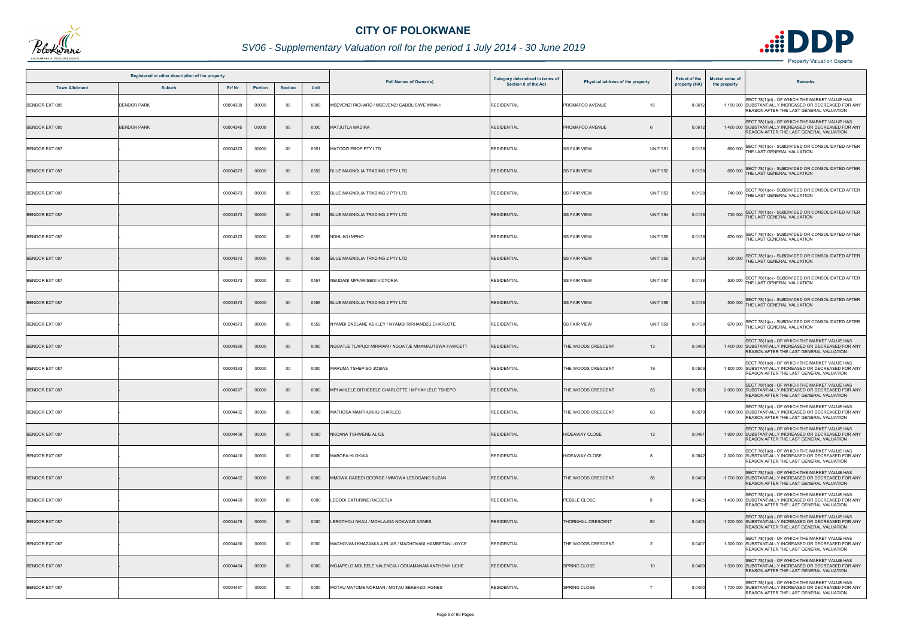# CITY OF POLOKWANE

## SV06 - Supplementary Valuation roll for the period 1 July 2014 - 30 June 2019

| Registered or other description of the property | | | | | | Full Names of Owner(s) | Category determined in terms of Section 8 of the Act | Physical address of the property | Extent of the property (HA) | Market value of the property | Remarks |
|---|---|---|---|---|---|---|---|---|---|---|---|
| Town Allotment | Suburb | Erf Nr | Portion | Section | Unit | | | | | | |
| BENDOR EXT 085 | BENDOR PARK | 00004339 | 00000 | 00 | 0000 | MSEVENZI RICHARD / MSEVENZI GABOLISIWE MINAH | RESIDENTIAL | PROMAFCO AVENUE 18 | 0.0612 | 1 100 000 | SECT 78(1)(d) - OF WHICH THE MARKET VALUE HAS SUBSTANTIALLY INCREASED OR DECREASED FOR ANY REASON AFTER THE LAST GENERAL VALUATION |
| BENDOR EXT 085 | BENDOR PARK | 00004345 | 00000 | 00 | 0000 | MATJUTLA MADIRA | RESIDENTIAL | PROMAFCO AVENUE 6 | 0.0612 | 1 400 000 | SECT 78(1)(d) - OF WHICH THE MARKET VALUE HAS SUBSTANTIALLY INCREASED OR DECREASED FOR ANY REASON AFTER THE LAST GENERAL VALUATION |
| BENDOR EXT 087 | - | 00004373 | 00000 | 00 | 0551 | MATODZI PROP PTY LTD | RESIDENTIAL | SS FAIR VIEW UNIT 551 | 0.0138 | 660 000 | SECT 78(1)(c) - SUBDIVIDED OR CONSOLIDATED AFTER THE LAST GENERAL VALUATION |
| BENDOR EXT 087 | - | 00004373 | 00000 | 00 | 0552 | BLUE MAGNOLIA TRADING 2 PTY LTD | RESIDENTIAL | SS FAIR VIEW UNIT 552 | 0.0138 | 650 000 | SECT 78(1)(c) - SUBDIVIDED OR CONSOLIDATED AFTER THE LAST GENERAL VALUATION |
| BENDOR EXT 087 | - | 00004373 | 00000 | 00 | 0553 | BLUE MAGNOLIA TRADING 2 PTY LTD | RESIDENTIAL | SS FAIR VIEW UNIT 553 | 0.0138 | 740 000 | SECT 78(1)(c) - SUBDIVIDED OR CONSOLIDATED AFTER THE LAST GENERAL VALUATION |
| BENDOR EXT 087 | - | 00004373 | 00000 | 00 | 0554 | BLUE MAGNOLIA TRADING 2 PTY LTD | RESIDENTIAL | SS FAIR VIEW UNIT 554 | 0.0138 | 730 000 | SECT 78(1)(c) - SUBDIVIDED OR CONSOLIDATED AFTER THE LAST GENERAL VALUATION |
| BENDOR EXT 087 | - | 00004373 | 00000 | 00 | 0555 | NDHLJVU MPHO | RESIDENTIAL | SS FAIR VIEW UNIT 555 | 0.0138 | 670 000 | SECT 78(1)(c) - SUBDIVIDED OR CONSOLIDATED AFTER THE LAST GENERAL VALUATION |
| BENDOR EXT 087 | - | 00004373 | 00000 | 00 | 0556 | BLUE MAGNOLIA TRADING 2 PTY LTD | RESIDENTIAL | SS FAIR VIEW UNIT 556 | 0.0138 | 530 000 | SECT 78(1)(c) - SUBDIVIDED OR CONSOLIDATED AFTER THE LAST GENERAL VALUATION |
| BENDOR EXT 087 | - | 00004373 | 00000 | 00 | 0557 | NEUDANI MPFARISENI VICTORIA | RESIDENTIAL | SS FAIR VIEW UNIT 557 | 0.0138 | 530 000 | SECT 78(1)(c) - SUBDIVIDED OR CONSOLIDATED AFTER THE LAST GENERAL VALUATION |
| BENDOR EXT 087 | - | 00004373 | 00000 | 00 | 0558 | BLUE MAGNOLIA TRADING 2 PTY LTD | RESIDENTIAL | SS FAIR VIEW UNIT 558 | 0.0138 | 530 000 | SECT 78(1)(c) - SUBDIVIDED OR CONSOLIDATED AFTER THE LAST GENERAL VALUATION |
| BENDOR EXT 087 | - | 00004373 | 00000 | 00 | 0559 | NYAMBI ENDLANE ASHLEY / NYAMBI RIRHANDZU CHARLOTE | RESIDENTIAL | SS FAIR VIEW UNIT 559 | 0.0138 | 670 000 | SECT 78(1)(c) - SUBDIVIDED OR CONSOLIDATED AFTER THE LAST GENERAL VALUATION |
| BENDOR EXT 087 | - | 00004380 | 00000 | 00 | 0000 | NGOATJE TLAPUDI MIRRIAM / NGOATJE MMAMAUTSWA FAWCETT | RESIDENTIAL | THE WOODS CRESCENT 13 | 0.0400 | 1 400 000 | SECT 78(1)(d) - OF WHICH THE MARKET VALUE HAS SUBSTANTIALLY INCREASED OR DECREASED FOR ANY REASON AFTER THE LAST GENERAL VALUATION |
| BENDOR EXT 087 | - | 00004383 | 00000 | 00 | 0000 | MARUMA TSHEPISO JOSIAS | RESIDENTIAL | THE WOODS CRESCENT 19 | 0.0509 | 1 800 000 | SECT 78(1)(d) - OF WHICH THE MARKET VALUE HAS SUBSTANTIALLY INCREASED OR DECREASED FOR ANY REASON AFTER THE LAST GENERAL VALUATION |
| BENDOR EXT 087 | - | 00004397 | 00000 | 00 | 0000 | MPHAHLELE DITHEBELE CHARLOTTE / MPHAHLELE TSHEPO | RESIDENTIAL | THE WOODS CRESCENT 53 | 0.0528 | 2 000 000 | SECT 78(1)(d) - OF WHICH THE MARKET VALUE HAS SUBSTANTIALLY INCREASED OR DECREASED FOR ANY REASON AFTER THE LAST GENERAL VALUATION |
| BENDOR EXT 087 | - | 00004402 | 00000 | 00 | 0000 | MATHOSA MANTHUKHU CHARLES | RESIDENTIAL | THE WOODS CRESCENT 63 | 0.0579 | 1 900 000 | SECT 78(1)(d) - OF WHICH THE MARKET VALUE HAS SUBSTANTIALLY INCREASED OR DECREASED FOR ANY REASON AFTER THE LAST GENERAL VALUATION |
| BENDOR EXT 087 | - | 00004408 | 00000 | 00 | 0000 | NKOANA TSHWENE ALICE | RESIDENTIAL | HIDEAWAY CLOSE 12 | 0.0461 | 1 900 000 | SECT 78(1)(d) - OF WHICH THE MARKET VALUE HAS SUBSTANTIALLY INCREASED OR DECREASED FOR ANY REASON AFTER THE LAST GENERAL VALUATION |
| BENDOR EXT 087 | - | 00004410 | 00000 | 00 | 0000 | MABOEA HLOKWA | RESIDENTIAL | HIDEAWAY CLOSE 8 | 0.0642 | 2 300 000 | SECT 78(1)(d) - OF WHICH THE MARKET VALUE HAS SUBSTANTIALLY INCREASED OR DECREASED FOR ANY REASON AFTER THE LAST GENERAL VALUATION |
| BENDOR EXT 087 | - | 00004462 | 00000 | 00 | 0000 | MMOWA GABEDI GEORGE / MMOWA LEBOGANG SUZAN | RESIDENTIAL | THE WOODS CRESCENT 38 | 0.0400 | 1 700 000 | SECT 78(1)(d) - OF WHICH THE MARKET VALUE HAS SUBSTANTIALLY INCREASED OR DECREASED FOR ANY REASON AFTER THE LAST GENERAL VALUATION |
| BENDOR EXT 087 | - | 00004469 | 00000 | 00 | 0000 | LEGODI CATHRINE RAESETJA | RESIDENTIAL | PEBBLE CLOSE 9 | 0.0465 | 1 400 000 | SECT 78(1)(d) - OF WHICH THE MARKET VALUE HAS SUBSTANTIALLY INCREASED OR DECREASED FOR ANY REASON AFTER THE LAST GENERAL VALUATION |
| BENDOR EXT 087 | - | 00004478 | 00000 | 00 | 0000 | LEROTHOLI NKAU / MOHLAJOA NOKWAZI AGNES | RESIDENTIAL | THORNHILL CRESCENT 50 | 0.0403 | 1 200 000 | SECT 78(1)(d) - OF WHICH THE MARKET VALUE HAS SUBSTANTIALLY INCREASED OR DECREASED FOR ANY REASON AFTER THE LAST GENERAL VALUATION |
| BENDOR EXT 087 | - | 00004480 | 00000 | 00 | 0000 | MACHOVANI KHAZAMULA ELIAS / MACHOVANI HAMBETANI JOYCE | RESIDENTIAL | THE WOODS CRESCENT 2 | 0.0407 | 1 300 000 | SECT 78(1)(d) - OF WHICH THE MARKET VALUE HAS SUBSTANTIALLY INCREASED OR DECREASED FOR ANY REASON AFTER THE LAST GENERAL VALUATION |
| BENDOR EXT 087 | - | 00004484 | 00000 | 00 | 0000 | MOJAPELO MOLEELE VALENCIA / OGUAMANAM ANTHONY UCHE | RESIDENTIAL | SPRING CLOSE 10 | 0.0409 | 1 300 000 | SECT 78(1)(d) - OF WHICH THE MARKET VALUE HAS SUBSTANTIALLY INCREASED OR DECREASED FOR ANY REASON AFTER THE LAST GENERAL VALUATION |
| BENDOR EXT 087 | - | 00004487 | 00000 | 00 | 0000 | MOTAU MATOME NORMAN / MOTAU SEKEKEDI AGNES | RESIDENTIAL | SPRING CLOSE 7 | 0.0400 | 1 700 000 | SECT 78(1)(d) - OF WHICH THE MARKET VALUE HAS SUBSTANTIALLY INCREASED OR DECREASED FOR ANY REASON AFTER THE LAST GENERAL VALUATION |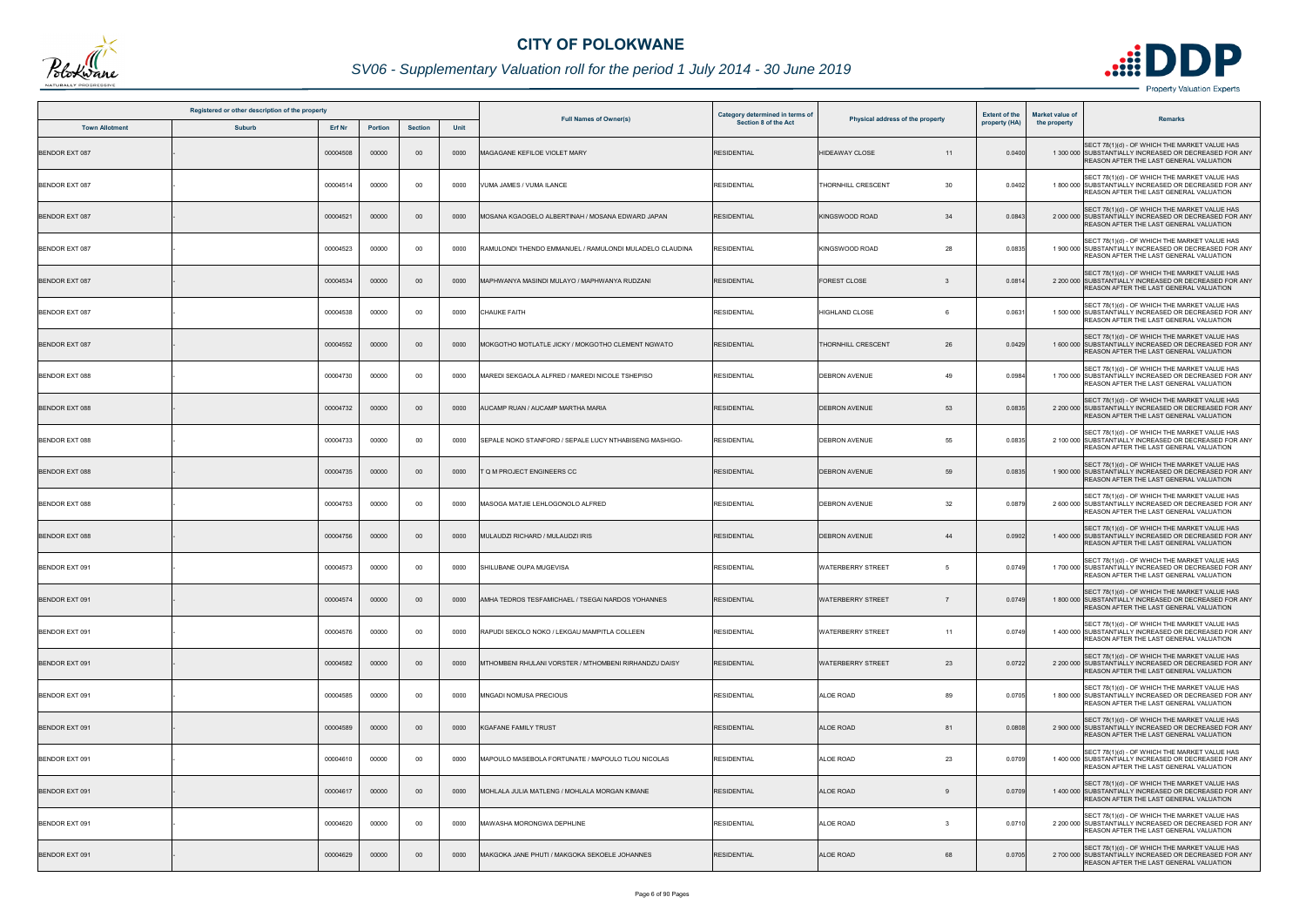# CITY OF POLOKWANE

## SV06 - Supplementary Valuation roll for the period 1 July 2014 - 30 June 2019

| Registered or other description of the property | | | | | | Full Names of Owner(s) | Category determined in terms of Section 8 of the Act | Physical address of the property | | Extent of the property (HA) | Market value of the property | Remarks |
|---|---|---|---|---|---|---|---|---|---|---|---|---|
| Town Allotment | Suburb | Erf Nr | Portion | Section | Unit | | | | | | | |
| BENDOR EXT 087 | - | 00004508 | 00000 | 00 | 0000 | MAGAGANE KEFILOE VIOLET MARY | RESIDENTIAL | HIDEAWAY CLOSE | 11 | 0.0400 | 1 300 000 | SECT 78(1)(d) - OF WHICH THE MARKET VALUE HAS SUBSTANTIALLY INCREASED OR DECREASED FOR ANY REASON AFTER THE LAST GENERAL VALUATION |
| BENDOR EXT 087 | - | 00004514 | 00000 | 00 | 0000 | VUMA JAMES / VUMA ILANCE | RESIDENTIAL | THORNHILL CRESCENT | 30 | 0.0402 | 1 800 000 | SECT 78(1)(d) - OF WHICH THE MARKET VALUE HAS SUBSTANTIALLY INCREASED OR DECREASED FOR ANY REASON AFTER THE LAST GENERAL VALUATION |
| BENDOR EXT 087 | - | 00004521 | 00000 | 00 | 0000 | MOSANA KGAOGELO ALBERTINAH / MOSANA EDWARD JAPAN | RESIDENTIAL | KINGSWOOD ROAD | 34 | 0.0843 | 2 000 000 | SECT 78(1)(d) - OF WHICH THE MARKET VALUE HAS SUBSTANTIALLY INCREASED OR DECREASED FOR ANY REASON AFTER THE LAST GENERAL VALUATION |
| BENDOR EXT 087 | - | 00004523 | 00000 | 00 | 0000 | RAMULONDI THENDO EMMANUEL / RAMULONDI MULADELO CLAUDINA | RESIDENTIAL | KINGSWOOD ROAD | 28 | 0.0835 | 1 900 000 | SECT 78(1)(d) - OF WHICH THE MARKET VALUE HAS SUBSTANTIALLY INCREASED OR DECREASED FOR ANY REASON AFTER THE LAST GENERAL VALUATION |
| BENDOR EXT 087 | - | 00004534 | 00000 | 00 | 0000 | MAPHWANYA MASINDI MULAYO / MAPHWANYA RUDZANI | RESIDENTIAL | FOREST CLOSE | 3 | 0.0814 | 2 200 000 | SECT 78(1)(d) - OF WHICH THE MARKET VALUE HAS SUBSTANTIALLY INCREASED OR DECREASED FOR ANY REASON AFTER THE LAST GENERAL VALUATION |
| BENDOR EXT 087 | - | 00004538 | 00000 | 00 | 0000 | CHAUKE FAITH | RESIDENTIAL | HIGHLAND CLOSE | 6 | 0.0631 | 1 500 000 | SECT 78(1)(d) - OF WHICH THE MARKET VALUE HAS SUBSTANTIALLY INCREASED OR DECREASED FOR ANY REASON AFTER THE LAST GENERAL VALUATION |
| BENDOR EXT 087 | - | 00004552 | 00000 | 00 | 0000 | MOKGOTHO MOTLATLE JICKY / MOKGOTHO CLEMENT NGWATO | RESIDENTIAL | THORNHILL CRESCENT | 26 | 0.0429 | 1 600 000 | SECT 78(1)(d) - OF WHICH THE MARKET VALUE HAS SUBSTANTIALLY INCREASED OR DECREASED FOR ANY REASON AFTER THE LAST GENERAL VALUATION |
| BENDOR EXT 088 | - | 00004730 | 00000 | 00 | 0000 | MAREDI SEKGAOLA ALFRED / MAREDI NICOLE TSHEPISO | RESIDENTIAL | DEBRON AVENUE | 49 | 0.0984 | 1 700 000 | SECT 78(1)(d) - OF WHICH THE MARKET VALUE HAS SUBSTANTIALLY INCREASED OR DECREASED FOR ANY REASON AFTER THE LAST GENERAL VALUATION |
| BENDOR EXT 088 | - | 00004732 | 00000 | 00 | 0000 | AUCAMP RUAN / AUCAMP MARTHA MARIA | RESIDENTIAL | DEBRON AVENUE | 53 | 0.0835 | 2 200 000 | SECT 78(1)(d) - OF WHICH THE MARKET VALUE HAS SUBSTANTIALLY INCREASED OR DECREASED FOR ANY REASON AFTER THE LAST GENERAL VALUATION |
| BENDOR EXT 088 | - | 00004733 | 00000 | 00 | 0000 | SEPALE NOKO STANFORD / SEPALE LUCY NTHABISENG MASHIGO- | RESIDENTIAL | DEBRON AVENUE | 55 | 0.0835 | 2 100 000 | SECT 78(1)(d) - OF WHICH THE MARKET VALUE HAS SUBSTANTIALLY INCREASED OR DECREASED FOR ANY REASON AFTER THE LAST GENERAL VALUATION |
| BENDOR EXT 088 | - | 00004735 | 00000 | 00 | 0000 | T Q M PROJECT ENGINEERS CC | RESIDENTIAL | DEBRON AVENUE | 59 | 0.0835 | 1 900 000 | SECT 78(1)(d) - OF WHICH THE MARKET VALUE HAS SUBSTANTIALLY INCREASED OR DECREASED FOR ANY REASON AFTER THE LAST GENERAL VALUATION |
| BENDOR EXT 088 | - | 00004753 | 00000 | 00 | 0000 | MASOGA MATJIE LEHLOGONOLO ALFRED | RESIDENTIAL | DEBRON AVENUE | 32 | 0.0879 | 2 600 000 | SECT 78(1)(d) - OF WHICH THE MARKET VALUE HAS SUBSTANTIALLY INCREASED OR DECREASED FOR ANY REASON AFTER THE LAST GENERAL VALUATION |
| BENDOR EXT 088 | - | 00004756 | 00000 | 00 | 0000 | MULAUDZI RICHARD / MULAUDZI IRIS | RESIDENTIAL | DEBRON AVENUE | 44 | 0.0902 | 1 400 000 | SECT 78(1)(d) - OF WHICH THE MARKET VALUE HAS SUBSTANTIALLY INCREASED OR DECREASED FOR ANY REASON AFTER THE LAST GENERAL VALUATION |
| BENDOR EXT 091 | - | 00004573 | 00000 | 00 | 0000 | SHILUBANE OUPA MUGEVISA | RESIDENTIAL | WATERBERRY STREET | 5 | 0.0749 | 1 700 000 | SECT 78(1)(d) - OF WHICH THE MARKET VALUE HAS SUBSTANTIALLY INCREASED OR DECREASED FOR ANY REASON AFTER THE LAST GENERAL VALUATION |
| BENDOR EXT 091 | - | 00004574 | 00000 | 00 | 0000 | AMHA TEDROS TESFAMICHAEL / TSEGAI NARDOS YOHANNES | RESIDENTIAL | WATERBERRY STREET | 7 | 0.0749 | 1 800 000 | SECT 78(1)(d) - OF WHICH THE MARKET VALUE HAS SUBSTANTIALLY INCREASED OR DECREASED FOR ANY REASON AFTER THE LAST GENERAL VALUATION |
| BENDOR EXT 091 | - | 00004576 | 00000 | 00 | 0000 | RAPUDI SEKOLO NOKO / LEKGAU MAMPITLA COLLEEN | RESIDENTIAL | WATERBERRY STREET | 11 | 0.0749 | 1 400 000 | SECT 78(1)(d) - OF WHICH THE MARKET VALUE HAS SUBSTANTIALLY INCREASED OR DECREASED FOR ANY REASON AFTER THE LAST GENERAL VALUATION |
| BENDOR EXT 091 | - | 00004582 | 00000 | 00 | 0000 | MTHOMBENI RHULANI VORSTER / MTHOMBENI RIRHANDZU DAISY | RESIDENTIAL | WATERBERRY STREET | 23 | 0.0722 | 2 200 000 | SECT 78(1)(d) - OF WHICH THE MARKET VALUE HAS SUBSTANTIALLY INCREASED OR DECREASED FOR ANY REASON AFTER THE LAST GENERAL VALUATION |
| BENDOR EXT 091 | - | 00004585 | 00000 | 00 | 0000 | MNGADI NOMUSA PRECIOUS | RESIDENTIAL | ALOE ROAD | 89 | 0.0705 | 1 800 000 | SECT 78(1)(d) - OF WHICH THE MARKET VALUE HAS SUBSTANTIALLY INCREASED OR DECREASED FOR ANY REASON AFTER THE LAST GENERAL VALUATION |
| BENDOR EXT 091 | - | 00004589 | 00000 | 00 | 0000 | KGAFANE FAMILY TRUST | RESIDENTIAL | ALOE ROAD | 81 | 0.0808 | 2 900 000 | SECT 78(1)(d) - OF WHICH THE MARKET VALUE HAS SUBSTANTIALLY INCREASED OR DECREASED FOR ANY REASON AFTER THE LAST GENERAL VALUATION |
| BENDOR EXT 091 | - | 00004610 | 00000 | 00 | 0000 | MAPOULO MASEBOLA FORTUNATE / MAPOULO TLOU NICOLAS | RESIDENTIAL | ALOE ROAD | 23 | 0.0709 | 1 400 000 | SECT 78(1)(d) - OF WHICH THE MARKET VALUE HAS SUBSTANTIALLY INCREASED OR DECREASED FOR ANY REASON AFTER THE LAST GENERAL VALUATION |
| BENDOR EXT 091 | - | 00004617 | 00000 | 00 | 0000 | MOHLALA JULIA MATLENG / MOHLALA MORGAN KIMANE | RESIDENTIAL | ALOE ROAD | 9 | 0.0709 | 1 400 000 | SECT 78(1)(d) - OF WHICH THE MARKET VALUE HAS SUBSTANTIALLY INCREASED OR DECREASED FOR ANY REASON AFTER THE LAST GENERAL VALUATION |
| BENDOR EXT 091 | - | 00004620 | 00000 | 00 | 0000 | MAWASHA MORONGWA DEPHLINE | RESIDENTIAL | ALOE ROAD | 3 | 0.0710 | 2 200 000 | SECT 78(1)(d) - OF WHICH THE MARKET VALUE HAS SUBSTANTIALLY INCREASED OR DECREASED FOR ANY REASON AFTER THE LAST GENERAL VALUATION |
| BENDOR EXT 091 | - | 00004629 | 00000 | 00 | 0000 | MAKGOKA JANE PHUTI / MAKGOKA SEKOELE JOHANNES | RESIDENTIAL | ALOE ROAD | 68 | 0.0705 | 2 700 000 | SECT 78(1)(d) - OF WHICH THE MARKET VALUE HAS SUBSTANTIALLY INCREASED OR DECREASED FOR ANY REASON AFTER THE LAST GENERAL VALUATION |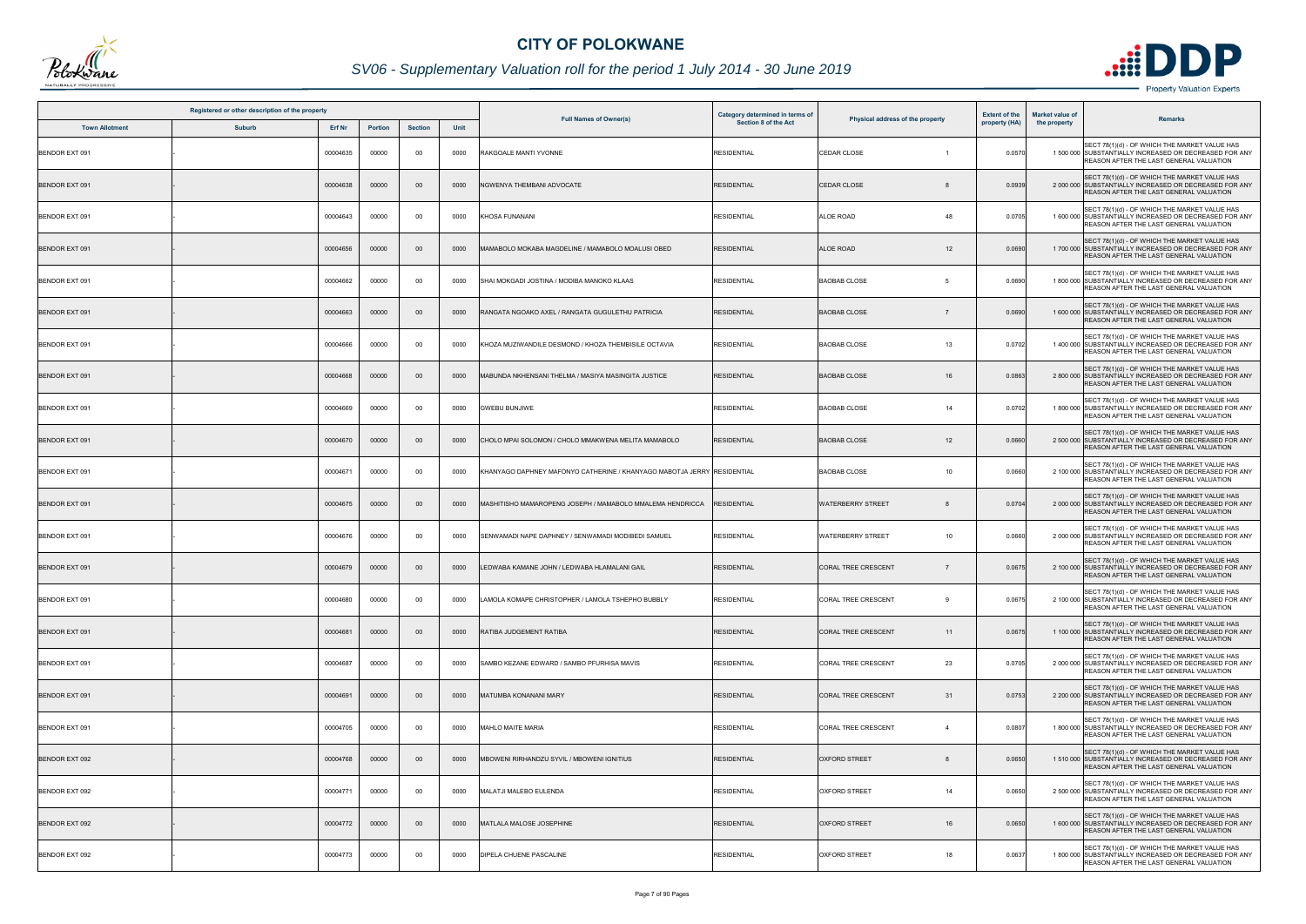# CITY OF POLOKWANE

## SV06 - Supplementary Valuation roll for the period 1 July 2014 - 30 June 2019

| Registered or other description of the property | | | | | | Full Names of Owner(s) | Category determined in terms of Section 8 of the Act | Physical address of the property | | Extent of the property (HA) | Market value of the property | Remarks |
|---|---|---|---|---|---|---|---|---|---|---|---|---|
| Town Allotment | Suburb | Erf Nr | Portion | Section | Unit | | | | | | | |
| BENDOR EXT 091 | - | 00004635 | 00000 | 00 | 0000 | RAKGOALE MANTI YVONNE | RESIDENTIAL | CEDAR CLOSE | 1 | 0.0570 | 1 500 000 | SECT 78(1)(d) - OF WHICH THE MARKET VALUE HAS SUBSTANTIALLY INCREASED OR DECREASED FOR ANY REASON AFTER THE LAST GENERAL VALUATION |
| BENDOR EXT 091 | - | 00004638 | 00000 | 00 | 0000 | NGWENYA THEMBANI ADVOCATE | RESIDENTIAL | CEDAR CLOSE | 8 | 0.0939 | 2 000 000 | SECT 78(1)(d) - OF WHICH THE MARKET VALUE HAS SUBSTANTIALLY INCREASED OR DECREASED FOR ANY REASON AFTER THE LAST GENERAL VALUATION |
| BENDOR EXT 091 | - | 00004643 | 00000 | 00 | 0000 | KHOSA FUNANANI | RESIDENTIAL | ALOE ROAD | 48 | 0.0705 | 1 600 000 | SECT 78(1)(d) - OF WHICH THE MARKET VALUE HAS SUBSTANTIALLY INCREASED OR DECREASED FOR ANY REASON AFTER THE LAST GENERAL VALUATION |
| BENDOR EXT 091 | - | 00004656 | 00000 | 00 | 0000 | MAMABOLO MOKABA MAGDELINE / MAMABOLO MOALUSI OBED | RESIDENTIAL | ALOE ROAD | 12 | 0.0690 | 1 700 000 | SECT 78(1)(d) - OF WHICH THE MARKET VALUE HAS SUBSTANTIALLY INCREASED OR DECREASED FOR ANY REASON AFTER THE LAST GENERAL VALUATION |
| BENDOR EXT 091 | - | 00004662 | 00000 | 00 | 0000 | SHAI MOKGADI JOSTINA / MODIBA MANOKO KLAAS | RESIDENTIAL | BAOBAB CLOSE | 5 | 0.0690 | 1 800 000 | SECT 78(1)(d) - OF WHICH THE MARKET VALUE HAS SUBSTANTIALLY INCREASED OR DECREASED FOR ANY REASON AFTER THE LAST GENERAL VALUATION |
| BENDOR EXT 091 | - | 00004663 | 00000 | 00 | 0000 | RANGATA NGOAKO AXEL / RANGATA GUGULETHU PATRICIA | RESIDENTIAL | BAOBAB CLOSE | 7 | 0.0690 | 1 600 000 | SECT 78(1)(d) - OF WHICH THE MARKET VALUE HAS SUBSTANTIALLY INCREASED OR DECREASED FOR ANY REASON AFTER THE LAST GENERAL VALUATION |
| BENDOR EXT 091 | - | 00004666 | 00000 | 00 | 0000 | KHOZA MUZIWANDILE DESMOND / KHOZA THEMBISILE OCTAVIA | RESIDENTIAL | BAOBAB CLOSE | 13 | 0.0702 | 1 400 000 | SECT 78(1)(d) - OF WHICH THE MARKET VALUE HAS SUBSTANTIALLY INCREASED OR DECREASED FOR ANY REASON AFTER THE LAST GENERAL VALUATION |
| BENDOR EXT 091 | - | 00004668 | 00000 | 00 | 0000 | MABUNDA NKHENSANI THELMA / MASIYA MASINGITA JUSTICE | RESIDENTIAL | BAOBAB CLOSE | 16 | 0.0863 | 2 800 000 | SECT 78(1)(d) - OF WHICH THE MARKET VALUE HAS SUBSTANTIALLY INCREASED OR DECREASED FOR ANY REASON AFTER THE LAST GENERAL VALUATION |
| BENDOR EXT 091 | - | 00004669 | 00000 | 00 | 0000 | GWEBU BUNJIWE | RESIDENTIAL | BAOBAB CLOSE | 14 | 0.0702 | 1 800 000 | SECT 78(1)(d) - OF WHICH THE MARKET VALUE HAS SUBSTANTIALLY INCREASED OR DECREASED FOR ANY REASON AFTER THE LAST GENERAL VALUATION |
| BENDOR EXT 091 | - | 00004670 | 00000 | 00 | 0000 | CHOLO MPAI SOLOMON / CHOLO MMAKWENA MELITA MAMABOLO | RESIDENTIAL | BAOBAB CLOSE | 12 | 0.0660 | 2 500 000 | SECT 78(1)(d) - OF WHICH THE MARKET VALUE HAS SUBSTANTIALLY INCREASED OR DECREASED FOR ANY REASON AFTER THE LAST GENERAL VALUATION |
| BENDOR EXT 091 | - | 00004671 | 00000 | 00 | 0000 | KHANYAGO DAPHNEY MAFONYO CATHERINE / KHANYAGO MABOTJA JERRY | RESIDENTIAL | BAOBAB CLOSE | 10 | 0.0660 | 2 100 000 | SECT 78(1)(d) - OF WHICH THE MARKET VALUE HAS SUBSTANTIALLY INCREASED OR DECREASED FOR ANY REASON AFTER THE LAST GENERAL VALUATION |
| BENDOR EXT 091 | - | 00004675 | 00000 | 00 | 0000 | MASHITISHO MAMAROPENG JOSEPH / MAMABOLO MMALEMA HENDRICCA | RESIDENTIAL | WATERBERRY STREET | 8 | 0.0704 | 2 000 000 | SECT 78(1)(d) - OF WHICH THE MARKET VALUE HAS SUBSTANTIALLY INCREASED OR DECREASED FOR ANY REASON AFTER THE LAST GENERAL VALUATION |
| BENDOR EXT 091 | - | 00004676 | 00000 | 00 | 0000 | SENWAMADI NAPE DAPHNEY / SENWAMADI MODIBEDI SAMUEL | RESIDENTIAL | WATERBERRY STREET | 10 | 0.0660 | 2 000 000 | SECT 78(1)(d) - OF WHICH THE MARKET VALUE HAS SUBSTANTIALLY INCREASED OR DECREASED FOR ANY REASON AFTER THE LAST GENERAL VALUATION |
| BENDOR EXT 091 | - | 00004679 | 00000 | 00 | 0000 | LEDWABA KAMANE JOHN / LEDWABA HLAMALANI GAIL | RESIDENTIAL | CORAL TREE CRESCENT | 7 | 0.0675 | 2 100 000 | SECT 78(1)(d) - OF WHICH THE MARKET VALUE HAS SUBSTANTIALLY INCREASED OR DECREASED FOR ANY REASON AFTER THE LAST GENERAL VALUATION |
| BENDOR EXT 091 | - | 00004680 | 00000 | 00 | 0000 | LAMOLA KOMAPE CHRISTOPHER / LAMOLA TSHEPHO BUBBLY | RESIDENTIAL | CORAL TREE CRESCENT | 9 | 0.0675 | 2 100 000 | SECT 78(1)(d) - OF WHICH THE MARKET VALUE HAS SUBSTANTIALLY INCREASED OR DECREASED FOR ANY REASON AFTER THE LAST GENERAL VALUATION |
| BENDOR EXT 091 | - | 00004681 | 00000 | 00 | 0000 | RATIBA JUDGEMENT RATIBA | RESIDENTIAL | CORAL TREE CRESCENT | 11 | 0.0675 | 1 100 000 | SECT 78(1)(d) - OF WHICH THE MARKET VALUE HAS SUBSTANTIALLY INCREASED OR DECREASED FOR ANY REASON AFTER THE LAST GENERAL VALUATION |
| BENDOR EXT 091 | - | 00004687 | 00000 | 00 | 0000 | SAMBO KEZANE EDWARD / SAMBO PFURHISA MAVIS | RESIDENTIAL | CORAL TREE CRESCENT | 23 | 0.0705 | 2 000 000 | SECT 78(1)(d) - OF WHICH THE MARKET VALUE HAS SUBSTANTIALLY INCREASED OR DECREASED FOR ANY REASON AFTER THE LAST GENERAL VALUATION |
| BENDOR EXT 091 | - | 00004691 | 00000 | 00 | 0000 | MATUMBA KONANANI MARY | RESIDENTIAL | CORAL TREE CRESCENT | 31 | 0.0753 | 2 200 000 | SECT 78(1)(d) - OF WHICH THE MARKET VALUE HAS SUBSTANTIALLY INCREASED OR DECREASED FOR ANY REASON AFTER THE LAST GENERAL VALUATION |
| BENDOR EXT 091 | - | 00004705 | 00000 | 00 | 0000 | MAHLO MAITE MARIA | RESIDENTIAL | CORAL TREE CRESCENT | 4 | 0.0807 | 1 800 000 | SECT 78(1)(d) - OF WHICH THE MARKET VALUE HAS SUBSTANTIALLY INCREASED OR DECREASED FOR ANY REASON AFTER THE LAST GENERAL VALUATION |
| BENDOR EXT 092 | - | 00004768 | 00000 | 00 | 0000 | MBOWENI RIRHANDZU SYVIL / MBOWENI IGNITIUS | RESIDENTIAL | OXFORD STREET | 8 | 0.0650 | 1 510 000 | SECT 78(1)(d) - OF WHICH THE MARKET VALUE HAS SUBSTANTIALLY INCREASED OR DECREASED FOR ANY REASON AFTER THE LAST GENERAL VALUATION |
| BENDOR EXT 092 | - | 00004771 | 00000 | 00 | 0000 | MALATJI MALEBO EULENDA | RESIDENTIAL | OXFORD STREET | 14 | 0.0650 | 2 500 000 | SECT 78(1)(d) - OF WHICH THE MARKET VALUE HAS SUBSTANTIALLY INCREASED OR DECREASED FOR ANY REASON AFTER THE LAST GENERAL VALUATION |
| BENDOR EXT 092 | - | 00004772 | 00000 | 00 | 0000 | MATLALA MALOSE JOSEPHINE | RESIDENTIAL | OXFORD STREET | 16 | 0.0650 | 1 600 000 | SECT 78(1)(d) - OF WHICH THE MARKET VALUE HAS SUBSTANTIALLY INCREASED OR DECREASED FOR ANY REASON AFTER THE LAST GENERAL VALUATION |
| BENDOR EXT 092 | - | 00004773 | 00000 | 00 | 0000 | DIPELA CHUENE PASCALINE | RESIDENTIAL | OXFORD STREET | 18 | 0.0637 | 1 800 000 | SECT 78(1)(d) - OF WHICH THE MARKET VALUE HAS SUBSTANTIALLY INCREASED OR DECREASED FOR ANY REASON AFTER THE LAST GENERAL VALUATION |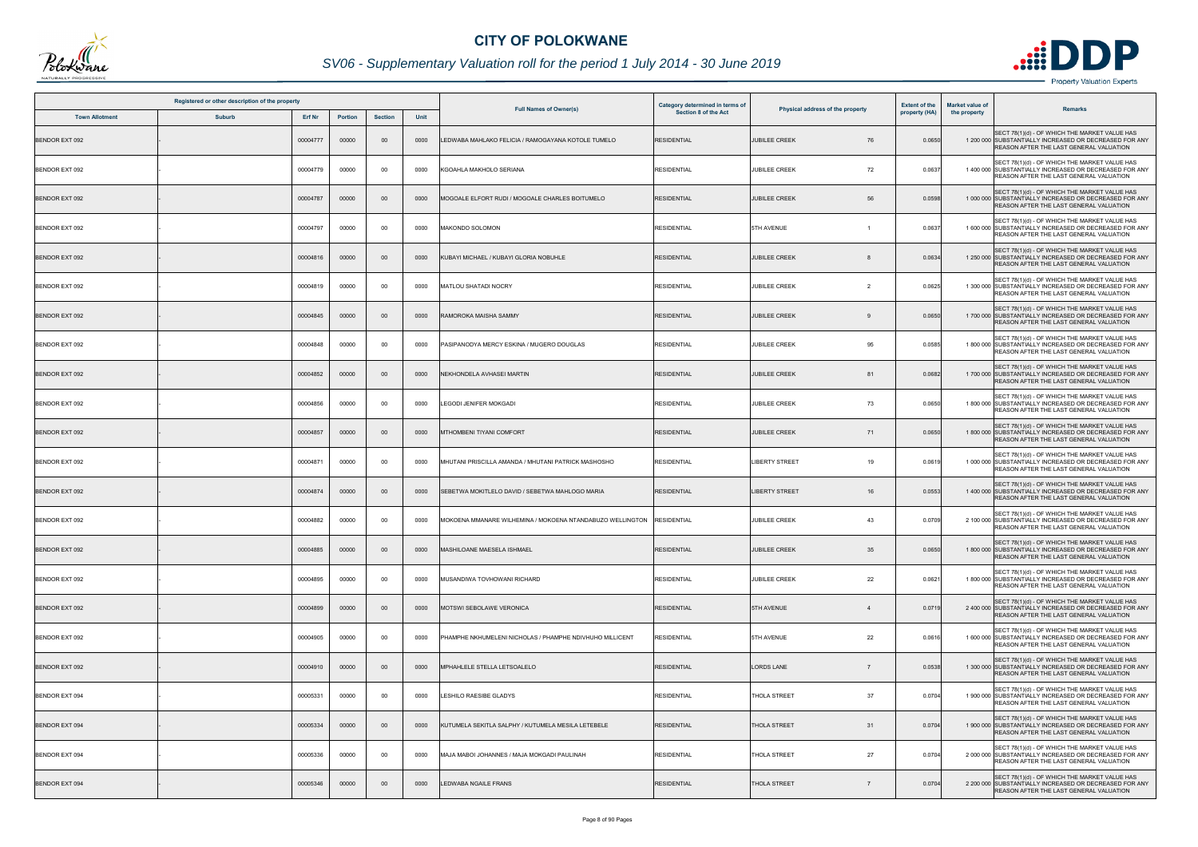# CITY OF POLOKWANE

## SV06 - Supplementary Valuation roll for the period 1 July 2014 - 30 June 2019

| Registered or other description of the property | | | | | | Full Names of Owner(s) | Category determined in terms of Section 8 of the Act | Physical address of the property | | Extent of the property (HA) | Market value of the property | Remarks |
|---|---|---|---|---|---|---|---|---|---|---|---|---|
| Town Allotment | Suburb | Erf Nr | Portion | Section | Unit | | | | | | | |
| BENDOR EXT 092 | - | 00004777 | 00000 | 00 | 0000 | LEDWABA MAHLAKO FELICIA / RAMOGAYANA KOTOLE TUMELO | RESIDENTIAL | JUBILEE CREEK | 76 | 0.0650 | 1 200 000 | SECT 78(1)(d) - OF WHICH THE MARKET VALUE HAS SUBSTANTIALLY INCREASED OR DECREASED FOR ANY REASON AFTER THE LAST GENERAL VALUATION |
| BENDOR EXT 092 | - | 00004779 | 00000 | 00 | 0000 | KGOAHLA MAKHOLO SERIANA | RESIDENTIAL | JUBILEE CREEK | 72 | 0.0637 | 1 400 000 | SECT 78(1)(d) - OF WHICH THE MARKET VALUE HAS SUBSTANTIALLY INCREASED OR DECREASED FOR ANY REASON AFTER THE LAST GENERAL VALUATION |
| BENDOR EXT 092 | - | 00004787 | 00000 | 00 | 0000 | MOGOALE ELFORT RUDI / MOGOALE CHARLES BOITUMELO | RESIDENTIAL | JUBILEE CREEK | 56 | 0.0598 | 1 000 000 | SECT 78(1)(d) - OF WHICH THE MARKET VALUE HAS SUBSTANTIALLY INCREASED OR DECREASED FOR ANY REASON AFTER THE LAST GENERAL VALUATION |
| BENDOR EXT 092 | - | 00004797 | 00000 | 00 | 0000 | MAKONDO SOLOMON | RESIDENTIAL | 5TH AVENUE | 1 | 0.0637 | 1 600 000 | SECT 78(1)(d) - OF WHICH THE MARKET VALUE HAS SUBSTANTIALLY INCREASED OR DECREASED FOR ANY REASON AFTER THE LAST GENERAL VALUATION |
| BENDOR EXT 092 | - | 00004816 | 00000 | 00 | 0000 | KUBAYI MICHAEL / KUBAYI GLORIA NOBUHLE | RESIDENTIAL | JUBILEE CREEK | 8 | 0.0634 | 1 250 000 | SECT 78(1)(d) - OF WHICH THE MARKET VALUE HAS SUBSTANTIALLY INCREASED OR DECREASED FOR ANY REASON AFTER THE LAST GENERAL VALUATION |
| BENDOR EXT 092 | - | 00004819 | 00000 | 00 | 0000 | MATLOU SHATADI NOCRY | RESIDENTIAL | JUBILEE CREEK | 2 | 0.0625 | 1 300 000 | SECT 78(1)(d) - OF WHICH THE MARKET VALUE HAS SUBSTANTIALLY INCREASED OR DECREASED FOR ANY REASON AFTER THE LAST GENERAL VALUATION |
| BENDOR EXT 092 | - | 00004845 | 00000 | 00 | 0000 | RAMOROKA MAISHA SAMMY | RESIDENTIAL | JUBILEE CREEK | 9 | 0.0650 | 1 700 000 | SECT 78(1)(d) - OF WHICH THE MARKET VALUE HAS SUBSTANTIALLY INCREASED OR DECREASED FOR ANY REASON AFTER THE LAST GENERAL VALUATION |
| BENDOR EXT 092 | - | 00004848 | 00000 | 00 | 0000 | PASIPANODYA MERCY ESKINA / MUGERO DOUGLAS | RESIDENTIAL | JUBILEE CREEK | 95 | 0.0585 | 1 800 000 | SECT 78(1)(d) - OF WHICH THE MARKET VALUE HAS SUBSTANTIALLY INCREASED OR DECREASED FOR ANY REASON AFTER THE LAST GENERAL VALUATION |
| BENDOR EXT 092 | - | 00004852 | 00000 | 00 | 0000 | NEKHONDELA AVHASEI MARTIN | RESIDENTIAL | JUBILEE CREEK | 81 | 0.0682 | 1 700 000 | SECT 78(1)(d) - OF WHICH THE MARKET VALUE HAS SUBSTANTIALLY INCREASED OR DECREASED FOR ANY REASON AFTER THE LAST GENERAL VALUATION |
| BENDOR EXT 092 | - | 00004856 | 00000 | 00 | 0000 | LEGODI JENIFER MOKGADI | RESIDENTIAL | JUBILEE CREEK | 73 | 0.0650 | 1 800 000 | SECT 78(1)(d) - OF WHICH THE MARKET VALUE HAS SUBSTANTIALLY INCREASED OR DECREASED FOR ANY REASON AFTER THE LAST GENERAL VALUATION |
| BENDOR EXT 092 | - | 00004857 | 00000 | 00 | 0000 | MTHOMBENI TIYANI COMFORT | RESIDENTIAL | JUBILEE CREEK | 71 | 0.0650 | 1 800 000 | SECT 78(1)(d) - OF WHICH THE MARKET VALUE HAS SUBSTANTIALLY INCREASED OR DECREASED FOR ANY REASON AFTER THE LAST GENERAL VALUATION |
| BENDOR EXT 092 | - | 00004871 | 00000 | 00 | 0000 | MHUTANI PRISCILLA AMANDA / MHUTANI PATRICK MASHOSHO | RESIDENTIAL | LIBERTY STREET | 19 | 0.0619 | 1 000 000 | SECT 78(1)(d) - OF WHICH THE MARKET VALUE HAS SUBSTANTIALLY INCREASED OR DECREASED FOR ANY REASON AFTER THE LAST GENERAL VALUATION |
| BENDOR EXT 092 | - | 00004874 | 00000 | 00 | 0000 | SEBETWA MOKITLELO DAVID / SEBETWA MAHLOGO MARIA | RESIDENTIAL | LIBERTY STREET | 16 | 0.0553 | 1 400 000 | SECT 78(1)(d) - OF WHICH THE MARKET VALUE HAS SUBSTANTIALLY INCREASED OR DECREASED FOR ANY REASON AFTER THE LAST GENERAL VALUATION |
| BENDOR EXT 092 | - | 00004882 | 00000 | 00 | 0000 | MOKOENA MMANARE WILHEMINA / MOKOENA NTANDABUZO WELLINGTON | RESIDENTIAL | JUBILEE CREEK | 43 | 0.0709 | 2 100 000 | SECT 78(1)(d) - OF WHICH THE MARKET VALUE HAS SUBSTANTIALLY INCREASED OR DECREASED FOR ANY REASON AFTER THE LAST GENERAL VALUATION |
| BENDOR EXT 092 | - | 00004885 | 00000 | 00 | 0000 | MASHILOANE MAESELA ISHMAEL | RESIDENTIAL | JUBILEE CREEK | 35 | 0.0650 | 1 800 000 | SECT 78(1)(d) - OF WHICH THE MARKET VALUE HAS SUBSTANTIALLY INCREASED OR DECREASED FOR ANY REASON AFTER THE LAST GENERAL VALUATION |
| BENDOR EXT 092 | - | 00004895 | 00000 | 00 | 0000 | MUSANDIWA TOVHOWANI RICHARD | RESIDENTIAL | JUBILEE CREEK | 22 | 0.0621 | 1 800 000 | SECT 78(1)(d) - OF WHICH THE MARKET VALUE HAS SUBSTANTIALLY INCREASED OR DECREASED FOR ANY REASON AFTER THE LAST GENERAL VALUATION |
| BENDOR EXT 092 | - | 00004899 | 00000 | 00 | 0000 | MOTSWI SEBOLAWE VERONICA | RESIDENTIAL | 5TH AVENUE | 4 | 0.0719 | 2 400 000 | SECT 78(1)(d) - OF WHICH THE MARKET VALUE HAS SUBSTANTIALLY INCREASED OR DECREASED FOR ANY REASON AFTER THE LAST GENERAL VALUATION |
| BENDOR EXT 092 | - | 00004905 | 00000 | 00 | 0000 | PHAMPHE NKHUMELENI NICHOLAS / PHAMPHE NDIVHUHO MILLICENT | RESIDENTIAL | 5TH AVENUE | 22 | 0.0616 | 1 600 000 | SECT 78(1)(d) - OF WHICH THE MARKET VALUE HAS SUBSTANTIALLY INCREASED OR DECREASED FOR ANY REASON AFTER THE LAST GENERAL VALUATION |
| BENDOR EXT 092 | - | 00004910 | 00000 | 00 | 0000 | MPHAHLELE STELLA LETSOALELO | RESIDENTIAL | LORDS LANE | 7 | 0.0538 | 1 300 000 | SECT 78(1)(d) - OF WHICH THE MARKET VALUE HAS SUBSTANTIALLY INCREASED OR DECREASED FOR ANY REASON AFTER THE LAST GENERAL VALUATION |
| BENDOR EXT 094 | - | 00005331 | 00000 | 00 | 0000 | LESHILO RAESIBE GLADYS | RESIDENTIAL | THOLA STREET | 37 | 0.0704 | 1 900 000 | SECT 78(1)(d) - OF WHICH THE MARKET VALUE HAS SUBSTANTIALLY INCREASED OR DECREASED FOR ANY REASON AFTER THE LAST GENERAL VALUATION |
| BENDOR EXT 094 | - | 00005334 | 00000 | 00 | 0000 | KUTUMELA SEKITLA SALPHY / KUTUMELA MESILA LETEBELE | RESIDENTIAL | THOLA STREET | 31 | 0.0704 | 1 900 000 | SECT 78(1)(d) - OF WHICH THE MARKET VALUE HAS SUBSTANTIALLY INCREASED OR DECREASED FOR ANY REASON AFTER THE LAST GENERAL VALUATION |
| BENDOR EXT 094 | - | 00005336 | 00000 | 00 | 0000 | MAJA MABOI JOHANNES / MAJA MOKGADI PAULINAH | RESIDENTIAL | THOLA STREET | 27 | 0.0704 | 2 000 000 | SECT 78(1)(d) - OF WHICH THE MARKET VALUE HAS SUBSTANTIALLY INCREASED OR DECREASED FOR ANY REASON AFTER THE LAST GENERAL VALUATION |
| BENDOR EXT 094 | - | 00005346 | 00000 | 00 | 0000 | LEDWABA NGAILE FRANS | RESIDENTIAL | THOLA STREET | 7 | 0.0704 | 2 200 000 | SECT 78(1)(d) - OF WHICH THE MARKET VALUE HAS SUBSTANTIALLY INCREASED OR DECREASED FOR ANY REASON AFTER THE LAST GENERAL VALUATION |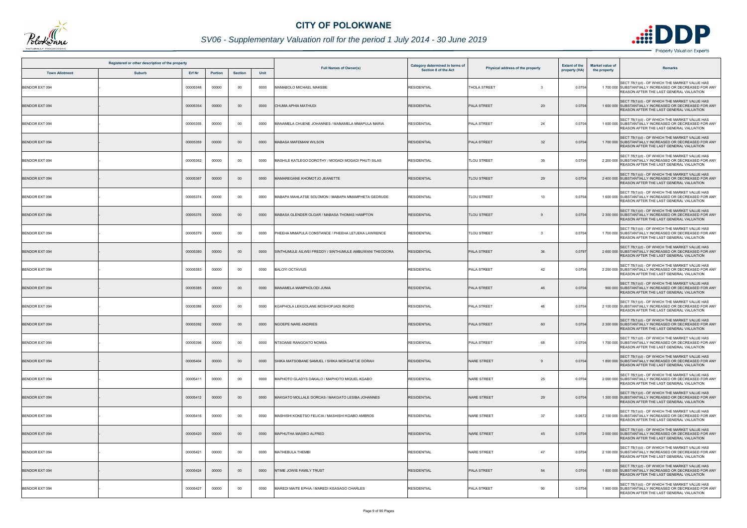# CITY OF POLOKWANE

## SV06 - Supplementary Valuation roll for the period 1 July 2014 - 30 June 2019

| Registered or other description of the property | | | | | | Full Names of Owner(s) | Category determined in terms of Section 8 of the Act | Physical address of the property | | Extent of the property (HA) | Market value of the property | Remarks |
|---|---|---|---|---|---|---|---|---|---|---|---|---|
| Town Allotment | Suburb | Erf Nr | Portion | Section | Unit | | | | | | | |
| BENDOR EXT 094 | - | 00005348 | 00000 | 00 | 0000 | MAMABOLO MICHAEL MAKEBE | RESIDENTIAL | THOLA STREET | 3 | 0.0704 | 1 700 000 | SECT 78(1)(d) - OF WHICH THE MARKET VALUE HAS SUBSTANTIALLY INCREASED OR DECREASED FOR ANY REASON AFTER THE LAST GENERAL VALUATION |
| BENDOR EXT 094 | - | 00005354 | 00000 | 00 | 0000 | CHUMA APHIA MATHUDI | RESIDENTIAL | PALA STREET | 20 | 0.0704 | 1 600 000 | SECT 78(1)(d) - OF WHICH THE MARKET VALUE HAS SUBSTANTIALLY INCREASED OR DECREASED FOR ANY REASON AFTER THE LAST GENERAL VALUATION |
| BENDOR EXT 094 | - | 00005355 | 00000 | 00 | 0000 | MANAMELA CHUENE JOHANNES / MANAMELA MMAPULA MARIA | RESIDENTIAL | PALA STREET | 24 | 0.0704 | 1 600 000 | SECT 78(1)(d) - OF WHICH THE MARKET VALUE HAS SUBSTANTIALLY INCREASED OR DECREASED FOR ANY REASON AFTER THE LAST GENERAL VALUATION |
| BENDOR EXT 094 | - | 00005359 | 00000 | 00 | 0000 | MABASA MAFEMANI WILSON | RESIDENTIAL | PALA STREET | 32 | 0.0704 | 1 700 000 | SECT 78(1)(d) - OF WHICH THE MARKET VALUE HAS SUBSTANTIALLY INCREASED OR DECREASED FOR ANY REASON AFTER THE LAST GENERAL VALUATION |
| BENDOR EXT 094 | - | 00005362 | 00000 | 00 | 0000 | MASHILE KATLEGO DOROTHY / MOGADI MOGADI PHUTI SILAS | RESIDENTIAL | TLOU STREET | 39 | 0.0704 | 2 200 000 | SECT 78(1)(d) - OF WHICH THE MARKET VALUE HAS SUBSTANTIALLY INCREASED OR DECREASED FOR ANY REASON AFTER THE LAST GENERAL VALUATION |
| BENDOR EXT 094 | - | 00005367 | 00000 | 00 | 0000 | MAMAREGANE KHOMOTJO JEANETTE | RESIDENTIAL | TLOU STREET | 29 | 0.0704 | 2 400 000 | SECT 78(1)(d) - OF WHICH THE MARKET VALUE HAS SUBSTANTIALLY INCREASED OR DECREASED FOR ANY REASON AFTER THE LAST GENERAL VALUATION |
| BENDOR EXT 094 | - | 00005374 | 00000 | 00 | 0000 | MABAPA MAHLATSE SOLOMON / MABAPA MMAMPHETA GEDRUDE | RESIDENTIAL | TLOU STREET | 13 | 0.0704 | 1 600 000 | SECT 78(1)(d) - OF WHICH THE MARKET VALUE HAS SUBSTANTIALLY INCREASED OR DECREASED FOR ANY REASON AFTER THE LAST GENERAL VALUATION |
| BENDOR EXT 094 | - | 00005376 | 00000 | 00 | 0000 | MABASA GLENDER OLGAR / MABASA THOMAS HAMPTON | RESIDENTIAL | TLOU STREET | 9 | 0.0704 | 2 300 000 | SECT 78(1)(d) - OF WHICH THE MARKET VALUE HAS SUBSTANTIALLY INCREASED OR DECREASED FOR ANY REASON AFTER THE LAST GENERAL VALUATION |
| BENDOR EXT 094 | - | 00005379 | 00000 | 00 | 0000 | PHEEHA MMAPULA CONSTANCE / PHEEHA LETJEKA LAWRENCE | RESIDENTIAL | TLOU STREET | 3 | 0.0704 | 1 700 000 | SECT 78(1)(d) - OF WHICH THE MARKET VALUE HAS SUBSTANTIALLY INCREASED OR DECREASED FOR ANY REASON AFTER THE LAST GENERAL VALUATION |
| BENDOR EXT 094 | - | 00005380 | 00000 | 00 | 0000 | SINTHUMULE AILWEI FREDDY / SINTHUMULE AMBUWANI THEODORA | RESIDENTIAL | PALA STREET | 36 | 0.0797 | 2 600 000 | SECT 78(1)(d) - OF WHICH THE MARKET VALUE HAS SUBSTANTIALLY INCREASED OR DECREASED FOR ANY REASON AFTER THE LAST GENERAL VALUATION |
| BENDOR EXT 094 | - | 00005383 | 00000 | 00 | 0000 | BALOYI OCTAVIUS | RESIDENTIAL | PALA STREET | 42 | 0.0704 | 2 200 000 | SECT 78(1)(d) - OF WHICH THE MARKET VALUE HAS SUBSTANTIALLY INCREASED OR DECREASED FOR ANY REASON AFTER THE LAST GENERAL VALUATION |
| BENDOR EXT 094 | - | 00005385 | 00000 | 00 | 0000 | MANAMELA MAMPHOLODI JUNIA | RESIDENTIAL | PALA STREET | 46 | 0.0704 | 900 000 | SECT 78(1)(d) - OF WHICH THE MARKET VALUE HAS SUBSTANTIALLY INCREASED OR DECREASED FOR ANY REASON AFTER THE LAST GENERAL VALUATION |
| BENDOR EXT 094 | - | 00005386 | 00000 | 00 | 0000 | KGAPHOLA LEKGOLANE MOSHOPJADI INGRID | RESIDENTIAL | PALA STREET | 48 | 0.0704 | 2 100 000 | SECT 78(1)(d) - OF WHICH THE MARKET VALUE HAS SUBSTANTIALLY INCREASED OR DECREASED FOR ANY REASON AFTER THE LAST GENERAL VALUATION |
| BENDOR EXT 094 | - | 00005392 | 00000 | 00 | 0000 | NGOEPE NARE ANDRIES | RESIDENTIAL | PALA STREET | 60 | 0.0704 | 2 300 000 | SECT 78(1)(d) - OF WHICH THE MARKET VALUE HAS SUBSTANTIALLY INCREASED OR DECREASED FOR ANY REASON AFTER THE LAST GENERAL VALUATION |
| BENDOR EXT 094 | - | 00005396 | 00000 | 00 | 0000 | NTSOANE RANGOATO NOMSA | RESIDENTIAL | PALA STREET | 68 | 0.0704 | 1 700 000 | SECT 78(1)(d) - OF WHICH THE MARKET VALUE HAS SUBSTANTIALLY INCREASED OR DECREASED FOR ANY REASON AFTER THE LAST GENERAL VALUATION |
| BENDOR EXT 094 | - | 00005404 | 00000 | 00 | 0000 | SHIKA MATSOBANE SAMUEL / SHIKA MOKGAETJE DORAH | RESIDENTIAL | NARE STREET | 9 | 0.0704 | 1 800 000 | SECT 78(1)(d) - OF WHICH THE MARKET VALUE HAS SUBSTANTIALLY INCREASED OR DECREASED FOR ANY REASON AFTER THE LAST GENERAL VALUATION |
| BENDOR EXT 094 | - | 00005411 | 00000 | 00 | 0000 | MAPHOTO GLADYS DAKALO / MAPHOTO MIQUEL KGABO | RESIDENTIAL | NARE STREET | 25 | 0.0704 | 2 000 000 | SECT 78(1)(d) - OF WHICH THE MARKET VALUE HAS SUBSTANTIALLY INCREASED OR DECREASED FOR ANY REASON AFTER THE LAST GENERAL VALUATION |
| BENDOR EXT 094 | - | 00005412 | 00000 | 00 | 0000 | MAKGATO MOLLALE DORCAS / MAKGATO LESIBA JOHANNES | RESIDENTIAL | NARE STREET | 29 | 0.0704 | 1 300 000 | SECT 78(1)(d) - OF WHICH THE MARKET VALUE HAS SUBSTANTIALLY INCREASED OR DECREASED FOR ANY REASON AFTER THE LAST GENERAL VALUATION |
| BENDOR EXT 094 | - | 00005416 | 00000 | 00 | 0000 | MASHISHI KOKETSO FELICIA / MASHISHI KGABO AMBROS | RESIDENTIAL | NARE STREET | 37 | 0.0672 | 2 100 000 | SECT 78(1)(d) - OF WHICH THE MARKET VALUE HAS SUBSTANTIALLY INCREASED OR DECREASED FOR ANY REASON AFTER THE LAST GENERAL VALUATION |
| BENDOR EXT 094 | - | 00005420 | 00000 | 00 | 0000 | MAPHUTHA MASIKO ALFRED | RESIDENTIAL | NARE STREET | 45 | 0.0704 | 2 000 000 | SECT 78(1)(d) - OF WHICH THE MARKET VALUE HAS SUBSTANTIALLY INCREASED OR DECREASED FOR ANY REASON AFTER THE LAST GENERAL VALUATION |
| BENDOR EXT 094 | - | 00005421 | 00000 | 00 | 0000 | MATHEBULA THEMBI | RESIDENTIAL | NARE STREET | 47 | 0.0704 | 2 100 000 | SECT 78(1)(d) - OF WHICH THE MARKET VALUE HAS SUBSTANTIALLY INCREASED OR DECREASED FOR ANY REASON AFTER THE LAST GENERAL VALUATION |
| BENDOR EXT 094 | - | 00005424 | 00000 | 00 | 0000 | NTIME JOWIE FAMILY TRUST | RESIDENTIAL | PALA STREET | 84 | 0.0704 | 1 800 000 | SECT 78(1)(d) - OF WHICH THE MARKET VALUE HAS SUBSTANTIALLY INCREASED OR DECREASED FOR ANY REASON AFTER THE LAST GENERAL VALUATION |
| BENDOR EXT 094 | - | 00005427 | 00000 | 00 | 0000 | MAREDI MAITE EPHIA / MAREDI KGASAGO CHARLES | RESIDENTIAL | PALA STREET | 90 | 0.0704 | 1 900 000 | SECT 78(1)(d) - OF WHICH THE MARKET VALUE HAS SUBSTANTIALLY INCREASED OR DECREASED FOR ANY REASON AFTER THE LAST GENERAL VALUATION |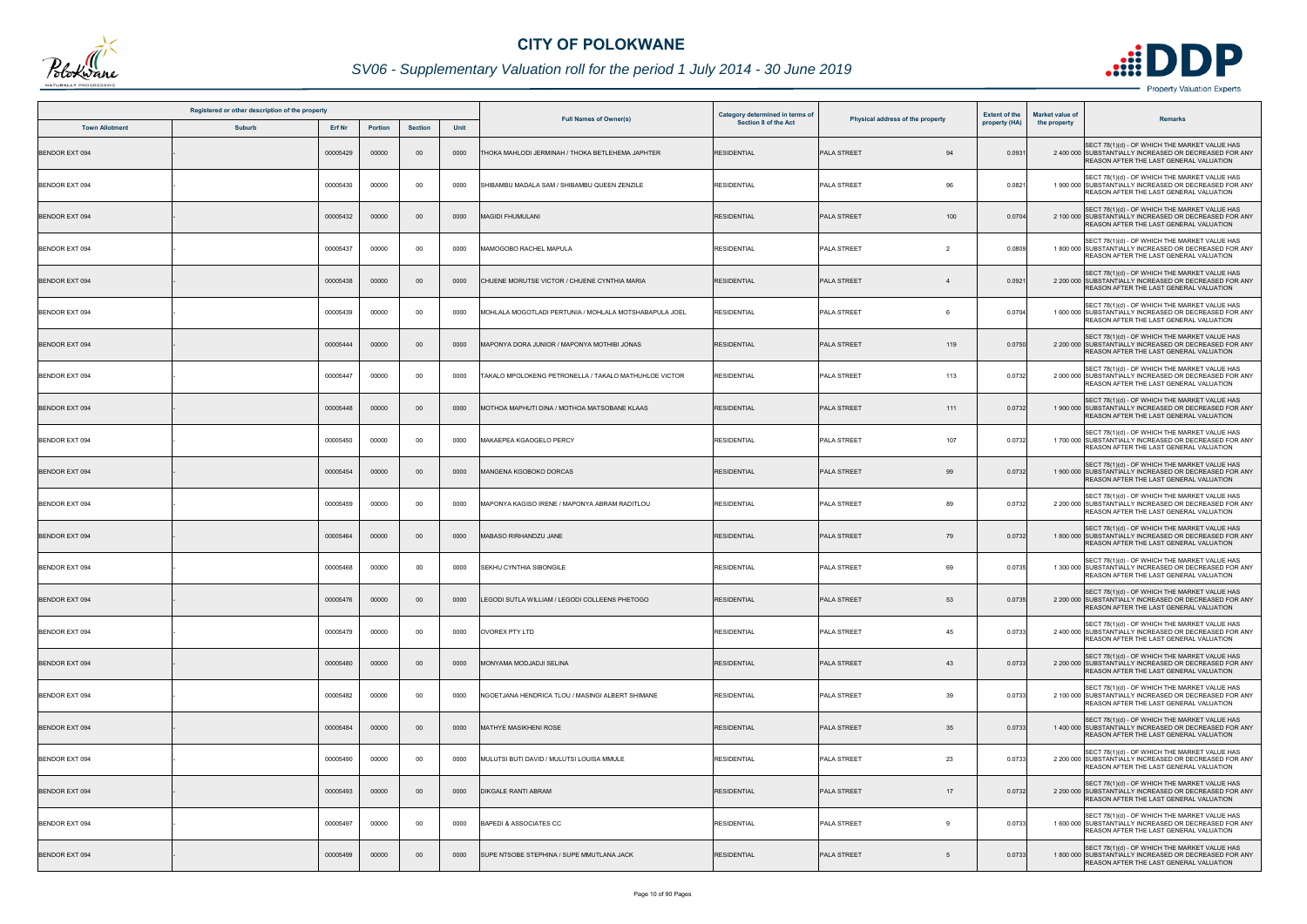# CITY OF POLOKWANE

## SV06 - Supplementary Valuation roll for the period 1 July 2014 - 30 June 2019

| Registered or other description of the property | | | | | | Full Names of Owner(s) | Category determined in terms of Section 8 of the Act | Physical address of the property | | Extent of the property (HA) | Market value of the property | Remarks |
|---|---|---|---|---|---|---|---|---|---|---|---|---|
| Town Allotment | Suburb | Erf Nr | Portion | Section | Unit | | | | | | | |
| BENDOR EXT 094 | - | 00005429 | 00000 | 00 | 0000 | THOKA MAHLODI JERMINAH / THOKA BETLEHEMA JAPHTER | RESIDENTIAL | PALA STREET | 94 | 0.0931 | 2 400 000 | SECT 78(1)(d) - OF WHICH THE MARKET VALUE HAS SUBSTANTIALLY INCREASED OR DECREASED FOR ANY REASON AFTER THE LAST GENERAL VALUATION |
| BENDOR EXT 094 | - | 00005430 | 00000 | 00 | 0000 | SHIBAMBU MADALA SAM / SHIBAMBU QUEEN ZENZILE | RESIDENTIAL | PALA STREET | 96 | 0.0821 | 1 900 000 | SECT 78(1)(d) - OF WHICH THE MARKET VALUE HAS SUBSTANTIALLY INCREASED OR DECREASED FOR ANY REASON AFTER THE LAST GENERAL VALUATION |
| BENDOR EXT 094 | - | 00005432 | 00000 | 00 | 0000 | MAGIDI FHUMULANI | RESIDENTIAL | PALA STREET | 100 | 0.0704 | 2 100 000 | SECT 78(1)(d) - OF WHICH THE MARKET VALUE HAS SUBSTANTIALLY INCREASED OR DECREASED FOR ANY REASON AFTER THE LAST GENERAL VALUATION |
| BENDOR EXT 094 | - | 00005437 | 00000 | 00 | 0000 | MAMOGOBO RACHEL MAPULA | RESIDENTIAL | PALA STREET | 2 | 0.0809 | 1 800 000 | SECT 78(1)(d) - OF WHICH THE MARKET VALUE HAS SUBSTANTIALLY INCREASED OR DECREASED FOR ANY REASON AFTER THE LAST GENERAL VALUATION |
| BENDOR EXT 094 | - | 00005438 | 00000 | 00 | 0000 | CHUENE MORUTSE VICTOR / CHUENE CYNTHIA MARIA | RESIDENTIAL | PALA STREET | 4 | 0.0921 | 2 200 000 | SECT 78(1)(d) - OF WHICH THE MARKET VALUE HAS SUBSTANTIALLY INCREASED OR DECREASED FOR ANY REASON AFTER THE LAST GENERAL VALUATION |
| BENDOR EXT 094 | - | 00005439 | 00000 | 00 | 0000 | MOHLALA MOGOTLADI PERTUNIA / MOHLALA MOTSHABAPULA JOEL | RESIDENTIAL | PALA STREET | 6 | 0.0704 | 1 600 000 | SECT 78(1)(d) - OF WHICH THE MARKET VALUE HAS SUBSTANTIALLY INCREASED OR DECREASED FOR ANY REASON AFTER THE LAST GENERAL VALUATION |
| BENDOR EXT 094 | - | 00005444 | 00000 | 00 | 0000 | MAPONYA DORA JUNIOR / MAPONYA MOTHIBI JONAS | RESIDENTIAL | PALA STREET | 119 | 0.0750 | 2 200 000 | SECT 78(1)(d) - OF WHICH THE MARKET VALUE HAS SUBSTANTIALLY INCREASED OR DECREASED FOR ANY REASON AFTER THE LAST GENERAL VALUATION |
| BENDOR EXT 094 | - | 00005447 | 00000 | 00 | 0000 | TAKALO MPOLOKENG PETRONELLA / TAKALO MATHUHLOE VICTOR | RESIDENTIAL | PALA STREET | 113 | 0.0732 | 2 000 000 | SECT 78(1)(d) - OF WHICH THE MARKET VALUE HAS SUBSTANTIALLY INCREASED OR DECREASED FOR ANY REASON AFTER THE LAST GENERAL VALUATION |
| BENDOR EXT 094 | - | 00005448 | 00000 | 00 | 0000 | MOTHOA MAPHUTI DINA / MOTHOA MATSOBANE KLAAS | RESIDENTIAL | PALA STREET | 111 | 0.0732 | 1 900 000 | SECT 78(1)(d) - OF WHICH THE MARKET VALUE HAS SUBSTANTIALLY INCREASED OR DECREASED FOR ANY REASON AFTER THE LAST GENERAL VALUATION |
| BENDOR EXT 094 | - | 00005450 | 00000 | 00 | 0000 | MAKAEPEA KGAOGELO PERCY | RESIDENTIAL | PALA STREET | 107 | 0.0732 | 1 700 000 | SECT 78(1)(d) - OF WHICH THE MARKET VALUE HAS SUBSTANTIALLY INCREASED OR DECREASED FOR ANY REASON AFTER THE LAST GENERAL VALUATION |
| BENDOR EXT 094 | - | 00005454 | 00000 | 00 | 0000 | MANGENA KGOBOKO DORCAS | RESIDENTIAL | PALA STREET | 99 | 0.0732 | 1 900 000 | SECT 78(1)(d) - OF WHICH THE MARKET VALUE HAS SUBSTANTIALLY INCREASED OR DECREASED FOR ANY REASON AFTER THE LAST GENERAL VALUATION |
| BENDOR EXT 094 | - | 00005459 | 00000 | 00 | 0000 | MAPONYA KAGISO IRENE / MAPONYA ABRAM RADITLOU | RESIDENTIAL | PALA STREET | 89 | 0.0732 | 2 200 000 | SECT 78(1)(d) - OF WHICH THE MARKET VALUE HAS SUBSTANTIALLY INCREASED OR DECREASED FOR ANY REASON AFTER THE LAST GENERAL VALUATION |
| BENDOR EXT 094 | - | 00005464 | 00000 | 00 | 0000 | MABASO RIRHANDZU JANE | RESIDENTIAL | PALA STREET | 79 | 0.0732 | 1 800 000 | SECT 78(1)(d) - OF WHICH THE MARKET VALUE HAS SUBSTANTIALLY INCREASED OR DECREASED FOR ANY REASON AFTER THE LAST GENERAL VALUATION |
| BENDOR EXT 094 | - | 00005468 | 00000 | 00 | 0000 | SEKHU CYNTHIA SIBONGILE | RESIDENTIAL | PALA STREET | 69 | 0.0735 | 1 300 000 | SECT 78(1)(d) - OF WHICH THE MARKET VALUE HAS SUBSTANTIALLY INCREASED OR DECREASED FOR ANY REASON AFTER THE LAST GENERAL VALUATION |
| BENDOR EXT 094 | - | 00005476 | 00000 | 00 | 0000 | LEGODI SUTLA WILLIAM / LEGODI COLLEENS PHETOGO | RESIDENTIAL | PALA STREET | 53 | 0.0735 | 2 200 000 | SECT 78(1)(d) - OF WHICH THE MARKET VALUE HAS SUBSTANTIALLY INCREASED OR DECREASED FOR ANY REASON AFTER THE LAST GENERAL VALUATION |
| BENDOR EXT 094 | - | 00005479 | 00000 | 00 | 0000 | OVOREX PTY LTD | RESIDENTIAL | PALA STREET | 45 | 0.0733 | 2 400 000 | SECT 78(1)(d) - OF WHICH THE MARKET VALUE HAS SUBSTANTIALLY INCREASED OR DECREASED FOR ANY REASON AFTER THE LAST GENERAL VALUATION |
| BENDOR EXT 094 | - | 00005480 | 00000 | 00 | 0000 | MONYAMA MODJADJI SELINA | RESIDENTIAL | PALA STREET | 43 | 0.0733 | 2 200 000 | SECT 78(1)(d) - OF WHICH THE MARKET VALUE HAS SUBSTANTIALLY INCREASED OR DECREASED FOR ANY REASON AFTER THE LAST GENERAL VALUATION |
| BENDOR EXT 094 | - | 00005482 | 00000 | 00 | 0000 | NGOETJANA HENDRICA TLOU / MASINGI ALBERT SHIMANE | RESIDENTIAL | PALA STREET | 39 | 0.0733 | 2 100 000 | SECT 78(1)(d) - OF WHICH THE MARKET VALUE HAS SUBSTANTIALLY INCREASED OR DECREASED FOR ANY REASON AFTER THE LAST GENERAL VALUATION |
| BENDOR EXT 094 | - | 00005484 | 00000 | 00 | 0000 | MATHYE MASIKHENI ROSE | RESIDENTIAL | PALA STREET | 35 | 0.0733 | 1 400 000 | SECT 78(1)(d) - OF WHICH THE MARKET VALUE HAS SUBSTANTIALLY INCREASED OR DECREASED FOR ANY REASON AFTER THE LAST GENERAL VALUATION |
| BENDOR EXT 094 | - | 00005490 | 00000 | 00 | 0000 | MULUTSI BUTI DAVID / MULUTSI LOUISA MMULE | RESIDENTIAL | PALA STREET | 23 | 0.0733 | 2 200 000 | SECT 78(1)(d) - OF WHICH THE MARKET VALUE HAS SUBSTANTIALLY INCREASED OR DECREASED FOR ANY REASON AFTER THE LAST GENERAL VALUATION |
| BENDOR EXT 094 | - | 00005493 | 00000 | 00 | 0000 | DIKGALE RANTI ABRAM | RESIDENTIAL | PALA STREET | 17 | 0.0732 | 2 200 000 | SECT 78(1)(d) - OF WHICH THE MARKET VALUE HAS SUBSTANTIALLY INCREASED OR DECREASED FOR ANY REASON AFTER THE LAST GENERAL VALUATION |
| BENDOR EXT 094 | - | 00005497 | 00000 | 00 | 0000 | BAPEDI & ASSOCIATES CC | RESIDENTIAL | PALA STREET | 9 | 0.0733 | 1 600 000 | SECT 78(1)(d) - OF WHICH THE MARKET VALUE HAS SUBSTANTIALLY INCREASED OR DECREASED FOR ANY REASON AFTER THE LAST GENERAL VALUATION |
| BENDOR EXT 094 | - | 00005499 | 00000 | 00 | 0000 | SUPE NTSOBE STEPHINA / SUPE MMUTLANA JACK | RESIDENTIAL | PALA STREET | 5 | 0.0733 | 1 800 000 | SECT 78(1)(d) - OF WHICH THE MARKET VALUE HAS SUBSTANTIALLY INCREASED OR DECREASED FOR ANY REASON AFTER THE LAST GENERAL VALUATION |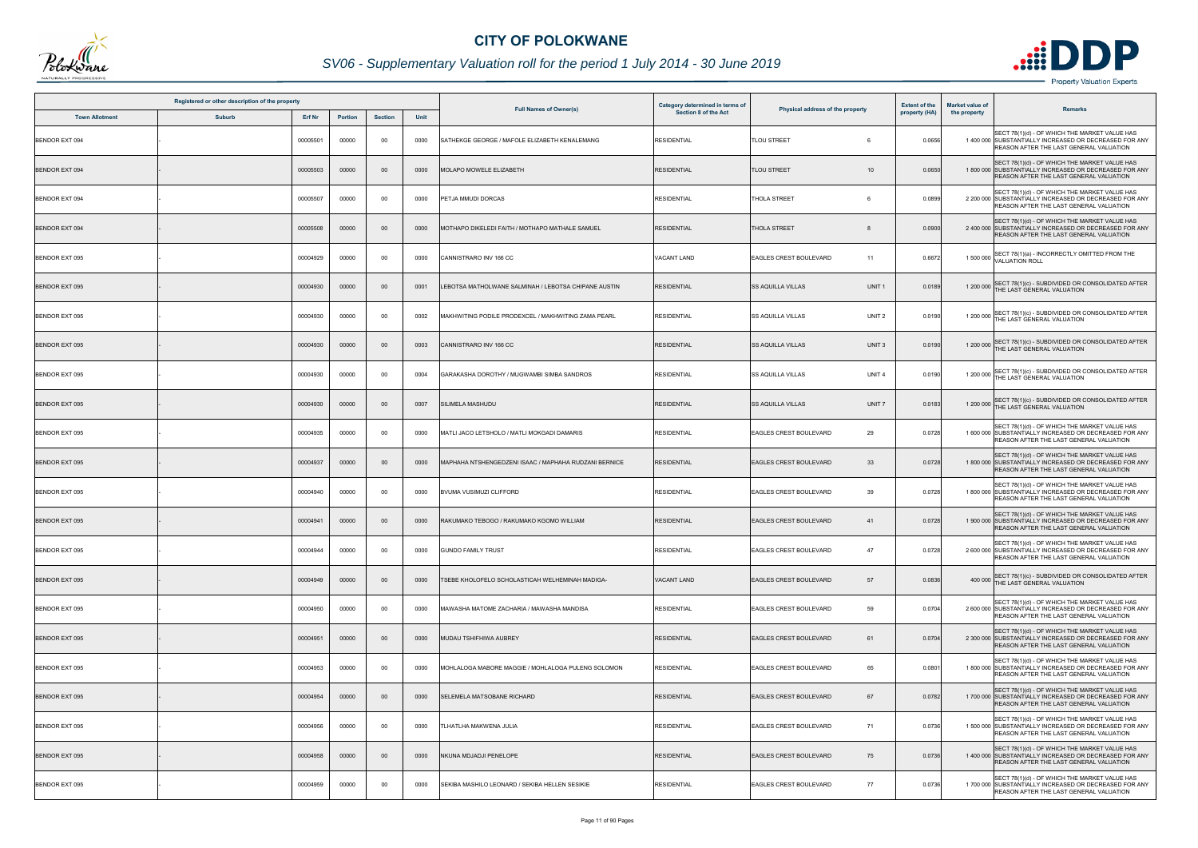# CITY OF POLOKWANE

## SV06 - Supplementary Valuation roll for the period 1 July 2014 - 30 June 2019

| Registered or other description of the property | | | | | | Full Names of Owner(s) | Category determined in terms of Section 8 of the Act | Physical address of the property | | Extent of the property (HA) | Market value of the property | Remarks |
|---|---|---|---|---|---|---|---|---|---|---|---|---|
| Town Allotment | Suburb | Erf Nr | Portion | Section | Unit | | | | | | | |
| BENDOR EXT 094 | - | 00005501 | 00000 | 00 | 0000 | SATHEKGE GEORGE / MAFOLE ELIZABETH KENALEMANG | RESIDENTIAL | TLOU STREET | 6 | 0.0656 | 1 400 000 | SECT 78(1)(d) - OF WHICH THE MARKET VALUE HAS SUBSTANTIALLY INCREASED OR DECREASED FOR ANY REASON AFTER THE LAST GENERAL VALUATION |
| BENDOR EXT 094 | - | 00005503 | 00000 | 00 | 0000 | MOLAPO MOWELE ELIZABETH | RESIDENTIAL | TLOU STREET | 10 | 0.0650 | 1 800 000 | SECT 78(1)(d) - OF WHICH THE MARKET VALUE HAS SUBSTANTIALLY INCREASED OR DECREASED FOR ANY REASON AFTER THE LAST GENERAL VALUATION |
| BENDOR EXT 094 | - | 00005507 | 00000 | 00 | 0000 | PETJA MMUDI DORCAS | RESIDENTIAL | THOLA STREET | 6 | 0.0899 | 2 200 000 | SECT 78(1)(d) - OF WHICH THE MARKET VALUE HAS SUBSTANTIALLY INCREASED OR DECREASED FOR ANY REASON AFTER THE LAST GENERAL VALUATION |
| BENDOR EXT 094 | - | 00005508 | 00000 | 00 | 0000 | MOTHAPO DIKELEDI FAITH / MOTHAPO MATHALE SAMUEL | RESIDENTIAL | THOLA STREET | 8 | 0.0900 | 2 400 000 | SECT 78(1)(d) - OF WHICH THE MARKET VALUE HAS SUBSTANTIALLY INCREASED OR DECREASED FOR ANY REASON AFTER THE LAST GENERAL VALUATION |
| BENDOR EXT 095 | - | 00004929 | 00000 | 00 | 0000 | CANNISTRARO INV 166 CC | VACANT LAND | EAGLES CREST BOULEVARD | 11 | 0.6672 | 1 500 000 | SECT 78(1)(a) - INCORRECTLY OMITTED FROM THE VALUATION ROLL |
| BENDOR EXT 095 | - | 00004930 | 00000 | 00 | 0001 | LEBOTSA MATHOLWANE SALMINAH / LEBOTSA CHIPANE AUSTIN | RESIDENTIAL | SS AQUILLA VILLAS | UNIT 1 | 0.0189 | 1 200 000 | SECT 78(1)(c) - SUBDIVIDED OR CONSOLIDATED AFTER THE LAST GENERAL VALUATION |
| BENDOR EXT 095 | - | 00004930 | 00000 | 00 | 0002 | MAKHWITING PODILE PRODEXCEL / MAKHWITING ZAMA PEARL | RESIDENTIAL | SS AQUILLA VILLAS | UNIT 2 | 0.0190 | 1 200 000 | SECT 78(1)(c) - SUBDIVIDED OR CONSOLIDATED AFTER THE LAST GENERAL VALUATION |
| BENDOR EXT 095 | - | 00004930 | 00000 | 00 | 0003 | CANNISTRARO INV 166 CC | RESIDENTIAL | SS AQUILLA VILLAS | UNIT 3 | 0.0190 | 1 200 000 | SECT 78(1)(c) - SUBDIVIDED OR CONSOLIDATED AFTER THE LAST GENERAL VALUATION |
| BENDOR EXT 095 | - | 00004930 | 00000 | 00 | 0004 | GARAKASHA DOROTHY / MUGWAMBI SIMBA SANDROS | RESIDENTIAL | SS AQUILLA VILLAS | UNIT 4 | 0.0190 | 1 200 000 | SECT 78(1)(c) - SUBDIVIDED OR CONSOLIDATED AFTER THE LAST GENERAL VALUATION |
| BENDOR EXT 095 | - | 00004930 | 00000 | 00 | 0007 | SILIMELA MASHUDU | RESIDENTIAL | SS AQUILLA VILLAS | UNIT 7 | 0.0183 | 1 200 000 | SECT 78(1)(c) - SUBDIVIDED OR CONSOLIDATED AFTER THE LAST GENERAL VALUATION |
| BENDOR EXT 095 | - | 00004935 | 00000 | 00 | 0000 | MATLI JACO LETSHOLO / MATLI MOKGADI DAMARIS | RESIDENTIAL | EAGLES CREST BOULEVARD | 29 | 0.0728 | 1 600 000 | SECT 78(1)(d) - OF WHICH THE MARKET VALUE HAS SUBSTANTIALLY INCREASED OR DECREASED FOR ANY REASON AFTER THE LAST GENERAL VALUATION |
| BENDOR EXT 095 | - | 00004937 | 00000 | 00 | 0000 | MAPHAHA NTSHENGEDZENI ISAAC / MAPHAHA RUDZANI BERNICE | RESIDENTIAL | EAGLES CREST BOULEVARD | 33 | 0.0728 | 1 800 000 | SECT 78(1)(d) - OF WHICH THE MARKET VALUE HAS SUBSTANTIALLY INCREASED OR DECREASED FOR ANY REASON AFTER THE LAST GENERAL VALUATION |
| BENDOR EXT 095 | - | 00004940 | 00000 | 00 | 0000 | BVUMA VUSIMUZI CLIFFORD | RESIDENTIAL | EAGLES CREST BOULEVARD | 39 | 0.0728 | 1 800 000 | SECT 78(1)(d) - OF WHICH THE MARKET VALUE HAS SUBSTANTIALLY INCREASED OR DECREASED FOR ANY REASON AFTER THE LAST GENERAL VALUATION |
| BENDOR EXT 095 | - | 00004941 | 00000 | 00 | 0000 | RAKUMAKO TEBOGO / RAKUMAKO KGOMO WILLIAM | RESIDENTIAL | EAGLES CREST BOULEVARD | 41 | 0.0728 | 1 900 000 | SECT 78(1)(d) - OF WHICH THE MARKET VALUE HAS SUBSTANTIALLY INCREASED OR DECREASED FOR ANY REASON AFTER THE LAST GENERAL VALUATION |
| BENDOR EXT 095 | - | 00004944 | 00000 | 00 | 0000 | GUNDO FAMILY TRUST | RESIDENTIAL | EAGLES CREST BOULEVARD | 47 | 0.0728 | 2 600 000 | SECT 78(1)(d) - OF WHICH THE MARKET VALUE HAS SUBSTANTIALLY INCREASED OR DECREASED FOR ANY REASON AFTER THE LAST GENERAL VALUATION |
| BENDOR EXT 095 | - | 00004949 | 00000 | 00 | 0000 | TSEBE KHOLOFELO SCHOLASTICAH WELHEMINAH MADIGA- | VACANT LAND | EAGLES CREST BOULEVARD | 57 | 0.0836 | 400 000 | SECT 78(1)(c) - SUBDIVIDED OR CONSOLIDATED AFTER THE LAST GENERAL VALUATION |
| BENDOR EXT 095 | - | 00004950 | 00000 | 00 | 0000 | MAWASHA MATOME ZACHARIA / MAWASHA MANDISA | RESIDENTIAL | EAGLES CREST BOULEVARD | 59 | 0.0704 | 2 600 000 | SECT 78(1)(d) - OF WHICH THE MARKET VALUE HAS SUBSTANTIALLY INCREASED OR DECREASED FOR ANY REASON AFTER THE LAST GENERAL VALUATION |
| BENDOR EXT 095 | - | 00004951 | 00000 | 00 | 0000 | MUDAU TSHIFHIWA AUBREY | RESIDENTIAL | EAGLES CREST BOULEVARD | 61 | 0.0704 | 2 300 000 | SECT 78(1)(d) - OF WHICH THE MARKET VALUE HAS SUBSTANTIALLY INCREASED OR DECREASED FOR ANY REASON AFTER THE LAST GENERAL VALUATION |
| BENDOR EXT 095 | - | 00004953 | 00000 | 00 | 0000 | MOHLALOGA MABORE MAGGIE / MOHLALOGA PULENG SOLOMON | RESIDENTIAL | EAGLES CREST BOULEVARD | 65 | 0.0801 | 1 800 000 | SECT 78(1)(d) - OF WHICH THE MARKET VALUE HAS SUBSTANTIALLY INCREASED OR DECREASED FOR ANY REASON AFTER THE LAST GENERAL VALUATION |
| BENDOR EXT 095 | - | 00004954 | 00000 | 00 | 0000 | SELEMELA MATSOBANE RICHARD | RESIDENTIAL | EAGLES CREST BOULEVARD | 67 | 0.0782 | 1 700 000 | SECT 78(1)(d) - OF WHICH THE MARKET VALUE HAS SUBSTANTIALLY INCREASED OR DECREASED FOR ANY REASON AFTER THE LAST GENERAL VALUATION |
| BENDOR EXT 095 | - | 00004956 | 00000 | 00 | 0000 | TLHATLHA MAKWENA JULIA | RESIDENTIAL | EAGLES CREST BOULEVARD | 71 | 0.0736 | 1 500 000 | SECT 78(1)(d) - OF WHICH THE MARKET VALUE HAS SUBSTANTIALLY INCREASED OR DECREASED FOR ANY REASON AFTER THE LAST GENERAL VALUATION |
| BENDOR EXT 095 | - | 00004958 | 00000 | 00 | 0000 | NKUNA MDJADJI PENELOPE | RESIDENTIAL | EAGLES CREST BOULEVARD | 75 | 0.0736 | 1 400 000 | SECT 78(1)(d) - OF WHICH THE MARKET VALUE HAS SUBSTANTIALLY INCREASED OR DECREASED FOR ANY REASON AFTER THE LAST GENERAL VALUATION |
| BENDOR EXT 095 | - | 00004959 | 00000 | 00 | 0000 | SEKIBA MASHILO LEONARD / SEKIBA HELLEN SESIKIE | RESIDENTIAL | EAGLES CREST BOULEVARD | 77 | 0.0736 | 1 700 000 | SECT 78(1)(d) - OF WHICH THE MARKET VALUE HAS SUBSTANTIALLY INCREASED OR DECREASED FOR ANY REASON AFTER THE LAST GENERAL VALUATION |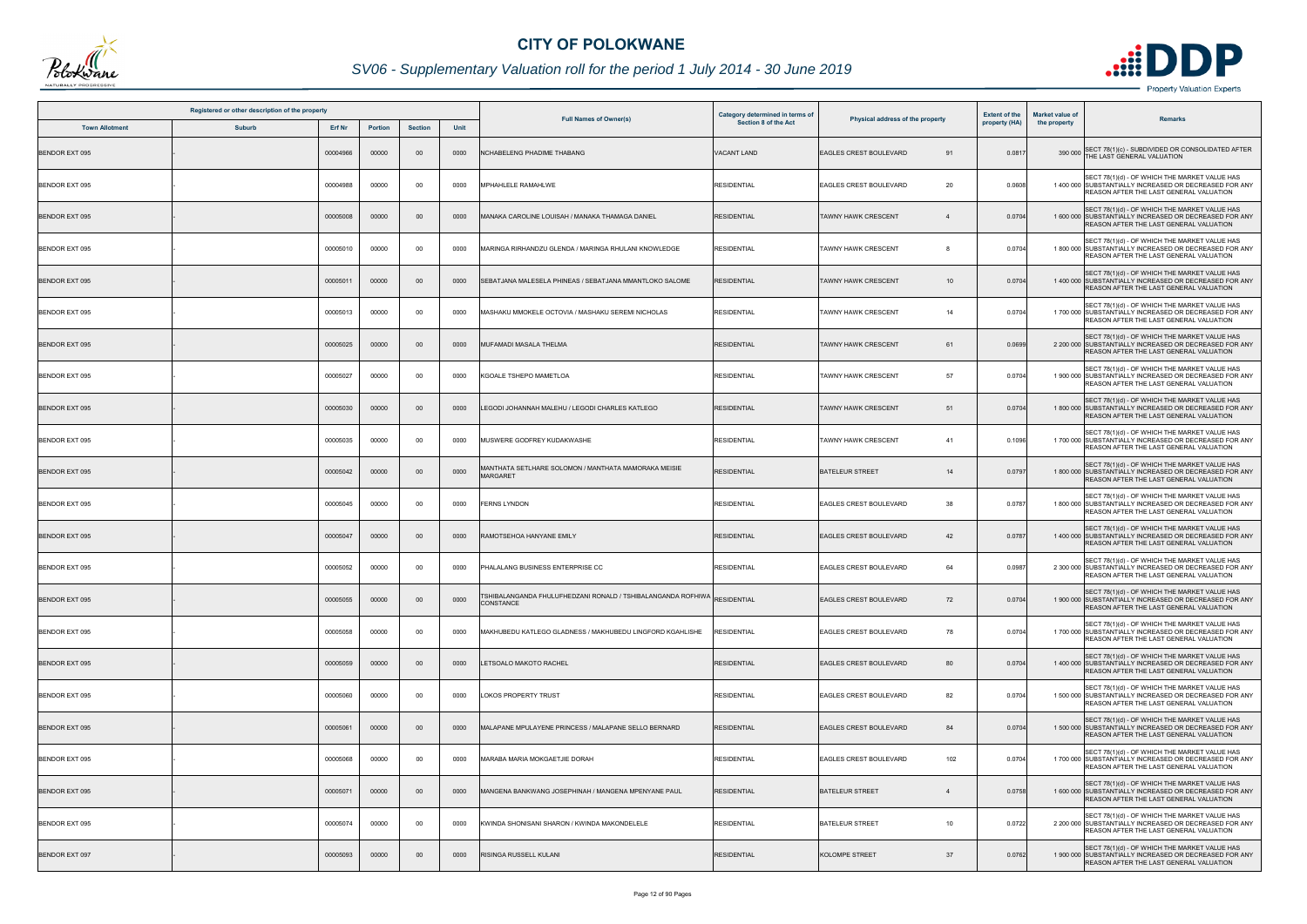# CITY OF POLOKWANE

## SV06 - Supplementary Valuation roll for the period 1 July 2014 - 30 June 2019

| Registered or other description of the property | | | | | | Full Names of Owner(s) | Category determined in terms of Section 8 of the Act | Physical address of the property | | Extent of the property (HA) | Market value of the property | Remarks |
|---|---|---|---|---|---|---|---|---|---|---|---|---|
| Town Allotment | Suburb | Erf Nr | Portion | Section | Unit | | | | | | | |
| BENDOR EXT 095 | - | 00004966 | 00000 | 00 | 0000 | NCHABELENG PHADIME THABANG | VACANT LAND | EAGLES CREST BOULEVARD | 91 | 0.0817 | 390 000 | SECT 78(1)(c) - SUBDIVIDED OR CONSOLIDATED AFTER THE LAST GENERAL VALUATION |
| BENDOR EXT 095 | - | 00004988 | 00000 | 00 | 0000 | MPHAHLELE RAMAHLWE | RESIDENTIAL | EAGLES CREST BOULEVARD | 20 | 0.0608 | 1 400 000 | SECT 78(1)(d) - OF WHICH THE MARKET VALUE HAS SUBSTANTIALLY INCREASED OR DECREASED FOR ANY REASON AFTER THE LAST GENERAL VALUATION |
| BENDOR EXT 095 | - | 00005008 | 00000 | 00 | 0000 | MANAKA CAROLINE LOUISAH / MANAKA THAMAGA DANIEL | RESIDENTIAL | TAWNY HAWK CRESCENT | 4 | 0.0704 | 1 600 000 | SECT 78(1)(d) - OF WHICH THE MARKET VALUE HAS SUBSTANTIALLY INCREASED OR DECREASED FOR ANY REASON AFTER THE LAST GENERAL VALUATION |
| BENDOR EXT 095 | - | 00005010 | 00000 | 00 | 0000 | MARINGA RIRHANDZU GLENDA / MARINGA RHULANI KNOWLEDGE | RESIDENTIAL | TAWNY HAWK CRESCENT | 8 | 0.0704 | 1 800 000 | SECT 78(1)(d) - OF WHICH THE MARKET VALUE HAS SUBSTANTIALLY INCREASED OR DECREASED FOR ANY REASON AFTER THE LAST GENERAL VALUATION |
| BENDOR EXT 095 | - | 00005011 | 00000 | 00 | 0000 | SEBATJANA MALESELA PHINEAS / SEBATJANA MMANTLOKO SALOME | RESIDENTIAL | TAWNY HAWK CRESCENT | 10 | 0.0704 | 1 400 000 | SECT 78(1)(d) - OF WHICH THE MARKET VALUE HAS SUBSTANTIALLY INCREASED OR DECREASED FOR ANY REASON AFTER THE LAST GENERAL VALUATION |
| BENDOR EXT 095 | - | 00005013 | 00000 | 00 | 0000 | MASHAKU MMOKELE OCTOVIA / MASHAKU SEREMI NICHOLAS | RESIDENTIAL | TAWNY HAWK CRESCENT | 14 | 0.0704 | 1 700 000 | SECT 78(1)(d) - OF WHICH THE MARKET VALUE HAS SUBSTANTIALLY INCREASED OR DECREASED FOR ANY REASON AFTER THE LAST GENERAL VALUATION |
| BENDOR EXT 095 | - | 00005025 | 00000 | 00 | 0000 | MUFAMADI MASALA THELMA | RESIDENTIAL | TAWNY HAWK CRESCENT | 61 | 0.0699 | 2 200 000 | SECT 78(1)(d) - OF WHICH THE MARKET VALUE HAS SUBSTANTIALLY INCREASED OR DECREASED FOR ANY REASON AFTER THE LAST GENERAL VALUATION |
| BENDOR EXT 095 | - | 00005027 | 00000 | 00 | 0000 | KGOALE TSHEPO MAMETLOA | RESIDENTIAL | TAWNY HAWK CRESCENT | 57 | 0.0704 | 1 900 000 | SECT 78(1)(d) - OF WHICH THE MARKET VALUE HAS SUBSTANTIALLY INCREASED OR DECREASED FOR ANY REASON AFTER THE LAST GENERAL VALUATION |
| BENDOR EXT 095 | - | 00005030 | 00000 | 00 | 0000 | LEGODI JOHANNAH MALEHU / LEGODI CHARLES KATLEGO | RESIDENTIAL | TAWNY HAWK CRESCENT | 51 | 0.0704 | 1 800 000 | SECT 78(1)(d) - OF WHICH THE MARKET VALUE HAS SUBSTANTIALLY INCREASED OR DECREASED FOR ANY REASON AFTER THE LAST GENERAL VALUATION |
| BENDOR EXT 095 | - | 00005035 | 00000 | 00 | 0000 | MUSWERE GODFREY KUDAKWASHE | RESIDENTIAL | TAWNY HAWK CRESCENT | 41 | 0.1096 | 1 700 000 | SECT 78(1)(d) - OF WHICH THE MARKET VALUE HAS SUBSTANTIALLY INCREASED OR DECREASED FOR ANY REASON AFTER THE LAST GENERAL VALUATION |
| BENDOR EXT 095 | - | 00005042 | 00000 | 00 | 0000 | MANTHATA SETLHARE SOLOMON / MANTHATA MAMORAKA MEISIE MARGARET | RESIDENTIAL | BATELEUR STREET | 14 | 0.0797 | 1 800 000 | SECT 78(1)(d) - OF WHICH THE MARKET VALUE HAS SUBSTANTIALLY INCREASED OR DECREASED FOR ANY REASON AFTER THE LAST GENERAL VALUATION |
| BENDOR EXT 095 | - | 00005045 | 00000 | 00 | 0000 | FERNS LYNDON | RESIDENTIAL | EAGLES CREST BOULEVARD | 38 | 0.0787 | 1 800 000 | SECT 78(1)(d) - OF WHICH THE MARKET VALUE HAS SUBSTANTIALLY INCREASED OR DECREASED FOR ANY REASON AFTER THE LAST GENERAL VALUATION |
| BENDOR EXT 095 | - | 00005047 | 00000 | 00 | 0000 | RAMOTSEHOA HANYANE EMILY | RESIDENTIAL | EAGLES CREST BOULEVARD | 42 | 0.0787 | 1 400 000 | SECT 78(1)(d) - OF WHICH THE MARKET VALUE HAS SUBSTANTIALLY INCREASED OR DECREASED FOR ANY REASON AFTER THE LAST GENERAL VALUATION |
| BENDOR EXT 095 | - | 00005052 | 00000 | 00 | 0000 | PHALALANG BUSINESS ENTERPRISE CC | RESIDENTIAL | EAGLES CREST BOULEVARD | 64 | 0.0987 | 2 300 000 | SECT 78(1)(d) - OF WHICH THE MARKET VALUE HAS SUBSTANTIALLY INCREASED OR DECREASED FOR ANY REASON AFTER THE LAST GENERAL VALUATION |
| BENDOR EXT 095 | - | 00005055 | 00000 | 00 | 0000 | TSHIBALANGANDA FHULUFHEDZANI RONALD / TSHIBALANGANDA ROFHIWA CONSTANCE | RESIDENTIAL | EAGLES CREST BOULEVARD | 72 | 0.0704 | 1 900 000 | SECT 78(1)(d) - OF WHICH THE MARKET VALUE HAS SUBSTANTIALLY INCREASED OR DECREASED FOR ANY REASON AFTER THE LAST GENERAL VALUATION |
| BENDOR EXT 095 | - | 00005058 | 00000 | 00 | 0000 | MAKHUBEDU KATLEGO GLADNESS / MAKHUBEDU LINGFORD KGAHLISHE | RESIDENTIAL | EAGLES CREST BOULEVARD | 78 | 0.0704 | 1 700 000 | SECT 78(1)(d) - OF WHICH THE MARKET VALUE HAS SUBSTANTIALLY INCREASED OR DECREASED FOR ANY REASON AFTER THE LAST GENERAL VALUATION |
| BENDOR EXT 095 | - | 00005059 | 00000 | 00 | 0000 | LETSOALO MAKOTO RACHEL | RESIDENTIAL | EAGLES CREST BOULEVARD | 80 | 0.0704 | 1 400 000 | SECT 78(1)(d) - OF WHICH THE MARKET VALUE HAS SUBSTANTIALLY INCREASED OR DECREASED FOR ANY REASON AFTER THE LAST GENERAL VALUATION |
| BENDOR EXT 095 | - | 00005060 | 00000 | 00 | 0000 | LOKOS PROPERTY TRUST | RESIDENTIAL | EAGLES CREST BOULEVARD | 82 | 0.0704 | 1 500 000 | SECT 78(1)(d) - OF WHICH THE MARKET VALUE HAS SUBSTANTIALLY INCREASED OR DECREASED FOR ANY REASON AFTER THE LAST GENERAL VALUATION |
| BENDOR EXT 095 | - | 00005061 | 00000 | 00 | 0000 | MALAPANE MPULAYENE PRINCESS / MALAPANE SELLO BERNARD | RESIDENTIAL | EAGLES CREST BOULEVARD | 84 | 0.0704 | 1 500 000 | SECT 78(1)(d) - OF WHICH THE MARKET VALUE HAS SUBSTANTIALLY INCREASED OR DECREASED FOR ANY REASON AFTER THE LAST GENERAL VALUATION |
| BENDOR EXT 095 | - | 00005068 | 00000 | 00 | 0000 | MARABA MARIA MOKGAETJIE DORAH | RESIDENTIAL | EAGLES CREST BOULEVARD | 102 | 0.0704 | 1 700 000 | SECT 78(1)(d) - OF WHICH THE MARKET VALUE HAS SUBSTANTIALLY INCREASED OR DECREASED FOR ANY REASON AFTER THE LAST GENERAL VALUATION |
| BENDOR EXT 095 | - | 00005071 | 00000 | 00 | 0000 | MANGENA BANKWANG JOSEPHINAH / MANGENA MPENYANE PAUL | RESIDENTIAL | BATELEUR STREET | 4 | 0.0758 | 1 600 000 | SECT 78(1)(d) - OF WHICH THE MARKET VALUE HAS SUBSTANTIALLY INCREASED OR DECREASED FOR ANY REASON AFTER THE LAST GENERAL VALUATION |
| BENDOR EXT 095 | - | 00005074 | 00000 | 00 | 0000 | KWINDA SHONISANI SHARON / KWINDA MAKONDELELE | RESIDENTIAL | BATELEUR STREET | 10 | 0.0722 | 2 200 000 | SECT 78(1)(d) - OF WHICH THE MARKET VALUE HAS SUBSTANTIALLY INCREASED OR DECREASED FOR ANY REASON AFTER THE LAST GENERAL VALUATION |
| BENDOR EXT 097 | - | 00005093 | 00000 | 00 | 0000 | RISINGA RUSSELL KULANI | RESIDENTIAL | KOLOMPE STREET | 37 | 0.0762 | 1 900 000 | SECT 78(1)(d) - OF WHICH THE MARKET VALUE HAS SUBSTANTIALLY INCREASED OR DECREASED FOR ANY REASON AFTER THE LAST GENERAL VALUATION |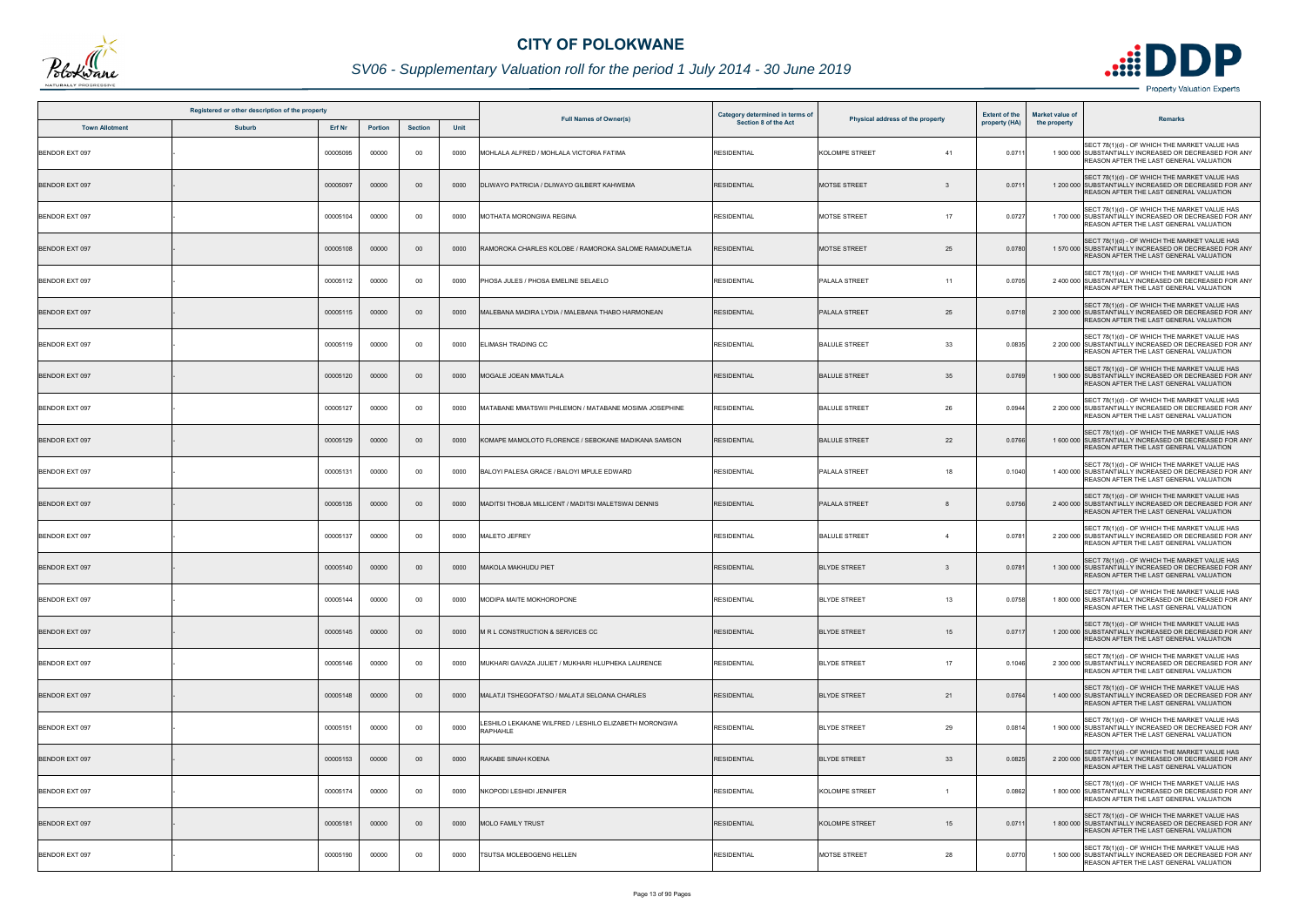# CITY OF POLOKWANE

## SV06 - Supplementary Valuation roll for the period 1 July 2014 - 30 June 2019

| Registered or other description of the property | | | | | | Full Names of Owner(s) | Category determined in terms of Section 8 of the Act | Physical address of the property | | Extent of the property (HA) | Market value of the property | Remarks |
|---|---|---|---|---|---|---|---|---|---|---|---|---|
| Town Allotment | Suburb | Erf Nr | Portion | Section | Unit | | | | | | | |
| BENDOR EXT 097 | - | 00005095 | 00000 | 00 | 0000 | MOHLALA ALFRED / MOHLALA VICTORIA FATIMA | RESIDENTIAL | KOLOMPE STREET | 41 | 0.0711 | 1 900 000 | SECT 78(1)(d) - OF WHICH THE MARKET VALUE HAS SUBSTANTIALLY INCREASED OR DECREASED FOR ANY REASON AFTER THE LAST GENERAL VALUATION |
| BENDOR EXT 097 | - | 00005097 | 00000 | 00 | 0000 | DLIWAYO PATRICIA / DLIWAYO GILBERT KAHWEMA | RESIDENTIAL | MOTSE STREET | 3 | 0.0711 | 1 200 000 | SECT 78(1)(d) - OF WHICH THE MARKET VALUE HAS SUBSTANTIALLY INCREASED OR DECREASED FOR ANY REASON AFTER THE LAST GENERAL VALUATION |
| BENDOR EXT 097 | - | 00005104 | 00000 | 00 | 0000 | MOTHATA MORONGWA REGINA | RESIDENTIAL | MOTSE STREET | 17 | 0.0727 | 1 700 000 | SECT 78(1)(d) - OF WHICH THE MARKET VALUE HAS SUBSTANTIALLY INCREASED OR DECREASED FOR ANY REASON AFTER THE LAST GENERAL VALUATION |
| BENDOR EXT 097 | - | 00005108 | 00000 | 00 | 0000 | RAMOROKA CHARLES KOLOBE / RAMOROKA SALOME RAMADUMETJA | RESIDENTIAL | MOTSE STREET | 25 | 0.0780 | 1 570 000 | SECT 78(1)(d) - OF WHICH THE MARKET VALUE HAS SUBSTANTIALLY INCREASED OR DECREASED FOR ANY REASON AFTER THE LAST GENERAL VALUATION |
| BENDOR EXT 097 | - | 00005112 | 00000 | 00 | 0000 | PHOSA JULES / PHOSA EMELINE SELAELO | RESIDENTIAL | PALALA STREET | 11 | 0.0705 | 2 400 000 | SECT 78(1)(d) - OF WHICH THE MARKET VALUE HAS SUBSTANTIALLY INCREASED OR DECREASED FOR ANY REASON AFTER THE LAST GENERAL VALUATION |
| BENDOR EXT 097 | - | 00005115 | 00000 | 00 | 0000 | MALEBANA MADIRA LYDIA / MALEBANA THABO HARMONEAN | RESIDENTIAL | PALALA STREET | 25 | 0.0718 | 2 300 000 | SECT 78(1)(d) - OF WHICH THE MARKET VALUE HAS SUBSTANTIALLY INCREASED OR DECREASED FOR ANY REASON AFTER THE LAST GENERAL VALUATION |
| BENDOR EXT 097 | - | 00005119 | 00000 | 00 | 0000 | ELIMASH TRADING CC | RESIDENTIAL | BALULE STREET | 33 | 0.0835 | 2 200 000 | SECT 78(1)(d) - OF WHICH THE MARKET VALUE HAS SUBSTANTIALLY INCREASED OR DECREASED FOR ANY REASON AFTER THE LAST GENERAL VALUATION |
| BENDOR EXT 097 | - | 00005120 | 00000 | 00 | 0000 | MOGALE JOEAN MMATLALA | RESIDENTIAL | BALULE STREET | 35 | 0.0769 | 1 900 000 | SECT 78(1)(d) - OF WHICH THE MARKET VALUE HAS SUBSTANTIALLY INCREASED OR DECREASED FOR ANY REASON AFTER THE LAST GENERAL VALUATION |
| BENDOR EXT 097 | - | 00005127 | 00000 | 00 | 0000 | MATABANE MMATSWII PHILEMON / MATABANE MOSIMA JOSEPHINE | RESIDENTIAL | BALULE STREET | 26 | 0.0944 | 2 200 000 | SECT 78(1)(d) - OF WHICH THE MARKET VALUE HAS SUBSTANTIALLY INCREASED OR DECREASED FOR ANY REASON AFTER THE LAST GENERAL VALUATION |
| BENDOR EXT 097 | - | 00005129 | 00000 | 00 | 0000 | KOMAPE MAMOLOTO FLORENCE / SEBOKANE MADIKANA SAMSON | RESIDENTIAL | BALULE STREET | 22 | 0.0766 | 1 600 000 | SECT 78(1)(d) - OF WHICH THE MARKET VALUE HAS SUBSTANTIALLY INCREASED OR DECREASED FOR ANY REASON AFTER THE LAST GENERAL VALUATION |
| BENDOR EXT 097 | - | 00005131 | 00000 | 00 | 0000 | BALOYI PALESA GRACE / BALOYI MPULE EDWARD | RESIDENTIAL | PALALA STREET | 18 | 0.1040 | 1 400 000 | SECT 78(1)(d) - OF WHICH THE MARKET VALUE HAS SUBSTANTIALLY INCREASED OR DECREASED FOR ANY REASON AFTER THE LAST GENERAL VALUATION |
| BENDOR EXT 097 | - | 00005135 | 00000 | 00 | 0000 | MADITSI THOBJA MILLICENT / MADITSI MALETSWAI DENNIS | RESIDENTIAL | PALALA STREET | 8 | 0.0756 | 2 400 000 | SECT 78(1)(d) - OF WHICH THE MARKET VALUE HAS SUBSTANTIALLY INCREASED OR DECREASED FOR ANY REASON AFTER THE LAST GENERAL VALUATION |
| BENDOR EXT 097 | - | 00005137 | 00000 | 00 | 0000 | MALETO JEFREY | RESIDENTIAL | BALULE STREET | 4 | 0.0781 | 2 200 000 | SECT 78(1)(d) - OF WHICH THE MARKET VALUE HAS SUBSTANTIALLY INCREASED OR DECREASED FOR ANY REASON AFTER THE LAST GENERAL VALUATION |
| BENDOR EXT 097 | - | 00005140 | 00000 | 00 | 0000 | MAKOLA MAKHUDU PIET | RESIDENTIAL | BLYDE STREET | 3 | 0.0781 | 1 300 000 | SECT 78(1)(d) - OF WHICH THE MARKET VALUE HAS SUBSTANTIALLY INCREASED OR DECREASED FOR ANY REASON AFTER THE LAST GENERAL VALUATION |
| BENDOR EXT 097 | - | 00005144 | 00000 | 00 | 0000 | MODIPA MAITE MOKHOROPONE | RESIDENTIAL | BLYDE STREET | 13 | 0.0758 | 1 800 000 | SECT 78(1)(d) - OF WHICH THE MARKET VALUE HAS SUBSTANTIALLY INCREASED OR DECREASED FOR ANY REASON AFTER THE LAST GENERAL VALUATION |
| BENDOR EXT 097 | - | 00005145 | 00000 | 00 | 0000 | M R L CONSTRUCTION & SERVICES CC | RESIDENTIAL | BLYDE STREET | 15 | 0.0717 | 1 200 000 | SECT 78(1)(d) - OF WHICH THE MARKET VALUE HAS SUBSTANTIALLY INCREASED OR DECREASED FOR ANY REASON AFTER THE LAST GENERAL VALUATION |
| BENDOR EXT 097 | - | 00005146 | 00000 | 00 | 0000 | MUKHARI GAVAZA JULIET / MUKHARI HLUPHEKA LAURENCE | RESIDENTIAL | BLYDE STREET | 17 | 0.1046 | 2 300 000 | SECT 78(1)(d) - OF WHICH THE MARKET VALUE HAS SUBSTANTIALLY INCREASED OR DECREASED FOR ANY REASON AFTER THE LAST GENERAL VALUATION |
| BENDOR EXT 097 | - | 00005148 | 00000 | 00 | 0000 | MALATJI TSHEGOFATSO / MALATJI SELOANA CHARLES | RESIDENTIAL | BLYDE STREET | 21 | 0.0764 | 1 400 000 | SECT 78(1)(d) - OF WHICH THE MARKET VALUE HAS SUBSTANTIALLY INCREASED OR DECREASED FOR ANY REASON AFTER THE LAST GENERAL VALUATION |
| BENDOR EXT 097 | - | 00005151 | 00000 | 00 | 0000 | LESHILO LEKAKANE WILFRED / LESHILO ELIZABETH MORONGWA RAPHAHLE | RESIDENTIAL | BLYDE STREET | 29 | 0.0814 | 1 900 000 | SECT 78(1)(d) - OF WHICH THE MARKET VALUE HAS SUBSTANTIALLY INCREASED OR DECREASED FOR ANY REASON AFTER THE LAST GENERAL VALUATION |
| BENDOR EXT 097 | - | 00005153 | 00000 | 00 | 0000 | RAKABE SINAH KOENA | RESIDENTIAL | BLYDE STREET | 33 | 0.0825 | 2 200 000 | SECT 78(1)(d) - OF WHICH THE MARKET VALUE HAS SUBSTANTIALLY INCREASED OR DECREASED FOR ANY REASON AFTER THE LAST GENERAL VALUATION |
| BENDOR EXT 097 | - | 00005174 | 00000 | 00 | 0000 | NKOPODI LESHIDI JENNIFER | RESIDENTIAL | KOLOMPE STREET | 1 | 0.0862 | 1 800 000 | SECT 78(1)(d) - OF WHICH THE MARKET VALUE HAS SUBSTANTIALLY INCREASED OR DECREASED FOR ANY REASON AFTER THE LAST GENERAL VALUATION |
| BENDOR EXT 097 | - | 00005181 | 00000 | 00 | 0000 | MOLO FAMILY TRUST | RESIDENTIAL | KOLOMPE STREET | 15 | 0.0711 | 1 800 000 | SECT 78(1)(d) - OF WHICH THE MARKET VALUE HAS SUBSTANTIALLY INCREASED OR DECREASED FOR ANY REASON AFTER THE LAST GENERAL VALUATION |
| BENDOR EXT 097 | - | 00005190 | 00000 | 00 | 0000 | TSUTSA MOLEBOGENG HELLEN | RESIDENTIAL | MOTSE STREET | 28 | 0.0770 | 1 500 000 | SECT 78(1)(d) - OF WHICH THE MARKET VALUE HAS SUBSTANTIALLY INCREASED OR DECREASED FOR ANY REASON AFTER THE LAST GENERAL VALUATION |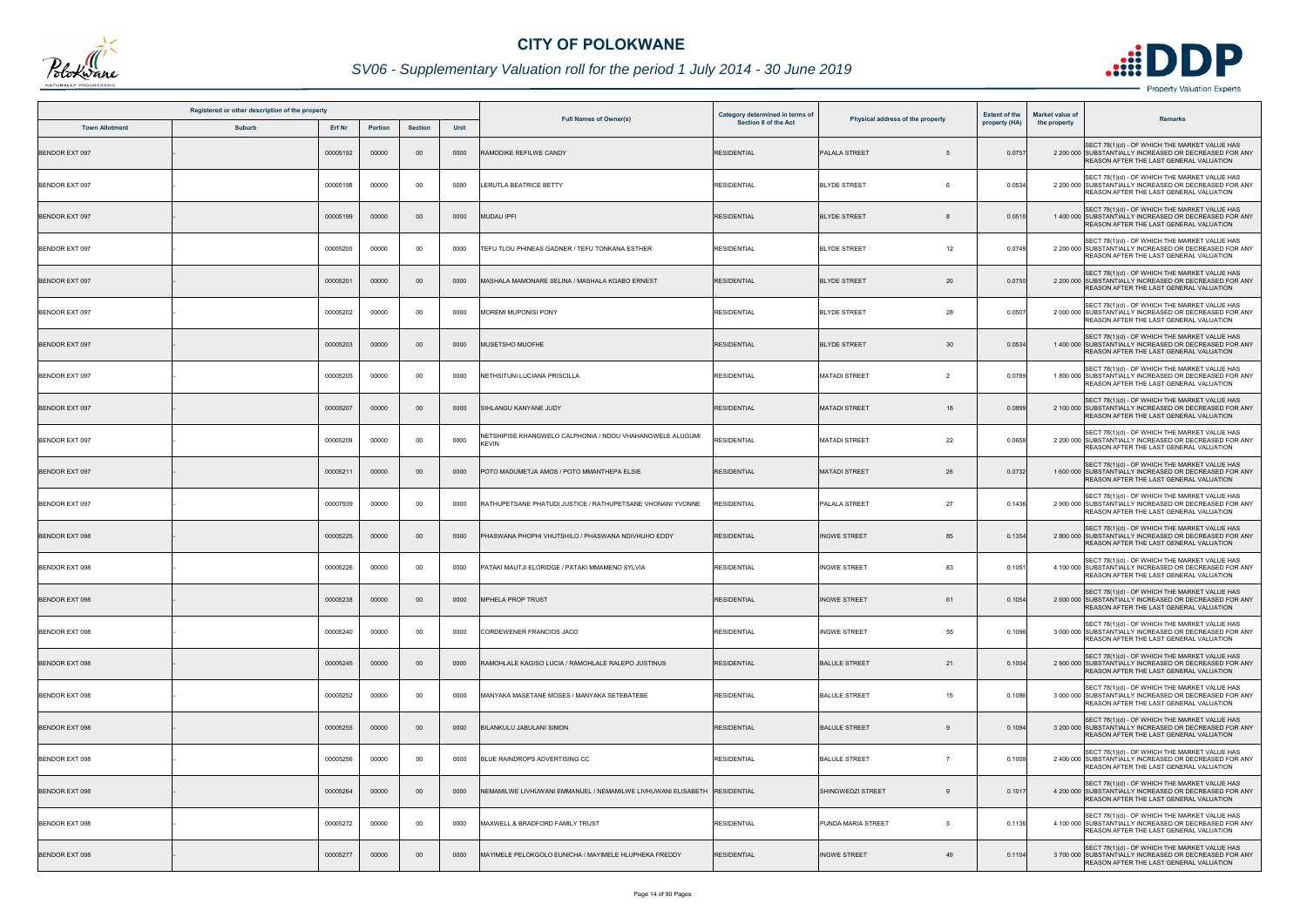# CITY OF POLOKWANE

## SV06 - Supplementary Valuation roll for the period 1 July 2014 - 30 June 2019

| Registered or other description of the property | | | | | | Full Names of Owner(s) | Category determined in terms of Section 8 of the Act | Physical address of the property | Extent of the property (HA) | Market value of the property | Remarks |
|---|---|---|---|---|---|---|---|---|---|---|---|
| Town Allotment | Suburb | Erf Nr | Portion | Section | Unit | | | | | | |
| BENDOR EXT 097 | - | 00005192 | 00000 | 00 | 0000 | RAMODIKE REFILWE CANDY | RESIDENTIAL | PALALA STREET 5 | 0.0757 | 2 200 000 | SECT 78(1)(d) - OF WHICH THE MARKET VALUE HAS SUBSTANTIALLY INCREASED OR DECREASED FOR ANY REASON AFTER THE LAST GENERAL VALUATION |
| BENDOR EXT 097 | - | 00005198 | 00000 | 00 | 0000 | LERUTLA BEATRICE BETTY | RESIDENTIAL | BLYDE STREET 6 | 0.0534 | 2 200 000 | SECT 78(1)(d) - OF WHICH THE MARKET VALUE HAS SUBSTANTIALLY INCREASED OR DECREASED FOR ANY REASON AFTER THE LAST GENERAL VALUATION |
| BENDOR EXT 097 | - | 00005199 | 00000 | 00 | 0000 | MUDAU IPFI | RESIDENTIAL | BLYDE STREET 8 | 0.0510 | 1 400 000 | SECT 78(1)(d) - OF WHICH THE MARKET VALUE HAS SUBSTANTIALLY INCREASED OR DECREASED FOR ANY REASON AFTER THE LAST GENERAL VALUATION |
| BENDOR EXT 097 | - | 00005200 | 00000 | 00 | 0000 | TEFU TLOU PHINEAS GADNER / TEFU TONKANA ESTHER | RESIDENTIAL | BLYDE STREET 12 | 0.0749 | 2 200 000 | SECT 78(1)(d) - OF WHICH THE MARKET VALUE HAS SUBSTANTIALLY INCREASED OR DECREASED FOR ANY REASON AFTER THE LAST GENERAL VALUATION |
| BENDOR EXT 097 | - | 00005201 | 00000 | 00 | 0000 | MASHALA MAMONARE SELINA / MASHALA KGABO ERNEST | RESIDENTIAL | BLYDE STREET 20 | 0.0750 | 2 200 000 | SECT 78(1)(d) - OF WHICH THE MARKET VALUE HAS SUBSTANTIALLY INCREASED OR DECREASED FOR ANY REASON AFTER THE LAST GENERAL VALUATION |
| BENDOR EXT 097 | - | 00005202 | 00000 | 00 | 0000 | MOREMI MUPONISI PONY | RESIDENTIAL | BLYDE STREET 28 | 0.0507 | 2 000 000 | SECT 78(1)(d) - OF WHICH THE MARKET VALUE HAS SUBSTANTIALLY INCREASED OR DECREASED FOR ANY REASON AFTER THE LAST GENERAL VALUATION |
| BENDOR EXT 097 | - | 00005203 | 00000 | 00 | 0000 | MUSETSHO MUOFHE | RESIDENTIAL | BLYDE STREET 30 | 0.0534 | 1 400 000 | SECT 78(1)(d) - OF WHICH THE MARKET VALUE HAS SUBSTANTIALLY INCREASED OR DECREASED FOR ANY REASON AFTER THE LAST GENERAL VALUATION |
| BENDOR EXT 097 | - | 00005205 | 00000 | 00 | 0000 | NETHSITUNI LUCIANA PRISCILLA | RESIDENTIAL | MATADI STREET 2 | 0.0789 | 1 800 000 | SECT 78(1)(d) - OF WHICH THE MARKET VALUE HAS SUBSTANTIALLY INCREASED OR DECREASED FOR ANY REASON AFTER THE LAST GENERAL VALUATION |
| BENDOR EXT 097 | - | 00005207 | 00000 | 00 | 0000 | SIHLANGU KANYANE JUDY | RESIDENTIAL | MATADI STREET 18 | 0.0899 | 2 100 000 | SECT 78(1)(d) - OF WHICH THE MARKET VALUE HAS SUBSTANTIALLY INCREASED OR DECREASED FOR ANY REASON AFTER THE LAST GENERAL VALUATION |
| BENDOR EXT 097 | - | 00005209 | 00000 | 00 | 0000 | NETSHIPISE KHANGWELO CALPHONIA / NDOU VHAHANGWELE ALUGUMI KEVIN | RESIDENTIAL | MATADI STREET 22 | 0.0658 | 2 200 000 | SECT 78(1)(d) - OF WHICH THE MARKET VALUE HAS SUBSTANTIALLY INCREASED OR DECREASED FOR ANY REASON AFTER THE LAST GENERAL VALUATION |
| BENDOR EXT 097 | - | 00005211 | 00000 | 00 | 0000 | POTO MADUMETJA AMOS / POTO MMANTHEPA ELSIE | RESIDENTIAL | MATADI STREET 26 | 0.0732 | 1 600 000 | SECT 78(1)(d) - OF WHICH THE MARKET VALUE HAS SUBSTANTIALLY INCREASED OR DECREASED FOR ANY REASON AFTER THE LAST GENERAL VALUATION |
| BENDOR EXT 097 | - | 00007939 | 00000 | 00 | 0000 | RATHUPETSANE PHATUDI JUSTICE / RATHUPETSANE VHONANI YVONNE | RESIDENTIAL | PALALA STREET 27 | 0.1436 | 2 900 000 | SECT 78(1)(d) - OF WHICH THE MARKET VALUE HAS SUBSTANTIALLY INCREASED OR DECREASED FOR ANY REASON AFTER THE LAST GENERAL VALUATION |
| BENDOR EXT 098 | - | 00005225 | 00000 | 00 | 0000 | PHASWANA PHOPHI VHUTSHILO / PHASWANA NDIVHUHO EDDY | RESIDENTIAL | INGWE STREET 85 | 0.1354 | 2 800 000 | SECT 78(1)(d) - OF WHICH THE MARKET VALUE HAS SUBSTANTIALLY INCREASED OR DECREASED FOR ANY REASON AFTER THE LAST GENERAL VALUATION |
| BENDOR EXT 098 | - | 00005226 | 00000 | 00 | 0000 | PATAKI MAUTJI ELORIDGE / PATAKI MMAMENO SYLVIA | RESIDENTIAL | INGWE STREET 83 | 0.1051 | 4 100 000 | SECT 78(1)(d) - OF WHICH THE MARKET VALUE HAS SUBSTANTIALLY INCREASED OR DECREASED FOR ANY REASON AFTER THE LAST GENERAL VALUATION |
| BENDOR EXT 098 | - | 00005238 | 00000 | 00 | 0000 | MPHELA PROP TRUST | RESIDENTIAL | INGWE STREET 61 | 0.1054 | 2 600 000 | SECT 78(1)(d) - OF WHICH THE MARKET VALUE HAS SUBSTANTIALLY INCREASED OR DECREASED FOR ANY REASON AFTER THE LAST GENERAL VALUATION |
| BENDOR EXT 098 | - | 00005240 | 00000 | 00 | 0000 | CORDEWENER FRANCIOS JACO | RESIDENTIAL | INGWE STREET 55 | 0.1096 | 3 000 000 | SECT 78(1)(d) - OF WHICH THE MARKET VALUE HAS SUBSTANTIALLY INCREASED OR DECREASED FOR ANY REASON AFTER THE LAST GENERAL VALUATION |
| BENDOR EXT 098 | - | 00005245 | 00000 | 00 | 0000 | RAMOHLALE KAGISO LUCIA / RAMOHLALE RALEPO JUSTINUS | RESIDENTIAL | BALULE STREET 21 | 0.1004 | 2 900 000 | SECT 78(1)(d) - OF WHICH THE MARKET VALUE HAS SUBSTANTIALLY INCREASED OR DECREASED FOR ANY REASON AFTER THE LAST GENERAL VALUATION |
| BENDOR EXT 098 | - | 00005252 | 00000 | 00 | 0000 | MANYAKA MASETANE MOSES / MANYAKA SETEBATEBE | RESIDENTIAL | BALULE STREET 15 | 0.1086 | 3 000 000 | SECT 78(1)(d) - OF WHICH THE MARKET VALUE HAS SUBSTANTIALLY INCREASED OR DECREASED FOR ANY REASON AFTER THE LAST GENERAL VALUATION |
| BENDOR EXT 098 | - | 00005255 | 00000 | 00 | 0000 | BILANKULU JABULANI SIMON | RESIDENTIAL | BALULE STREET 9 | 0.1094 | 3 200 000 | SECT 78(1)(d) - OF WHICH THE MARKET VALUE HAS SUBSTANTIALLY INCREASED OR DECREASED FOR ANY REASON AFTER THE LAST GENERAL VALUATION |
| BENDOR EXT 098 | - | 00005256 | 00000 | 00 | 0000 | BLUE RAINDROPS ADVERTISING CC | RESIDENTIAL | BALULE STREET 7 | 0.1009 | 2 400 000 | SECT 78(1)(d) - OF WHICH THE MARKET VALUE HAS SUBSTANTIALLY INCREASED OR DECREASED FOR ANY REASON AFTER THE LAST GENERAL VALUATION |
| BENDOR EXT 098 | - | 00005264 | 00000 | 00 | 0000 | NEMAMILWE LIVHUWANI EMMANUEL / NEMAMILWE LIVHUWANI ELISABETH | RESIDENTIAL | SHINGWEDZI STREET 9 | 0.1017 | 4 200 000 | SECT 78(1)(d) - OF WHICH THE MARKET VALUE HAS SUBSTANTIALLY INCREASED OR DECREASED FOR ANY REASON AFTER THE LAST GENERAL VALUATION |
| BENDOR EXT 098 | - | 00005272 | 00000 | 00 | 0000 | MAXWELL & BRADFORD FAMILY TRUST | RESIDENTIAL | PUNDA MARIA STREET 5 | 0.1136 | 4 100 000 | SECT 78(1)(d) - OF WHICH THE MARKET VALUE HAS SUBSTANTIALLY INCREASED OR DECREASED FOR ANY REASON AFTER THE LAST GENERAL VALUATION |
| BENDOR EXT 098 | - | 00005277 | 00000 | 00 | 0000 | MAYIMELE PELOKGOLO EUNICHA / MAYIMELE HLUPHEKA FREDDY | RESIDENTIAL | INGWE STREET 49 | 0.1104 | 3 700 000 | SECT 78(1)(d) - OF WHICH THE MARKET VALUE HAS SUBSTANTIALLY INCREASED OR DECREASED FOR ANY REASON AFTER THE LAST GENERAL VALUATION |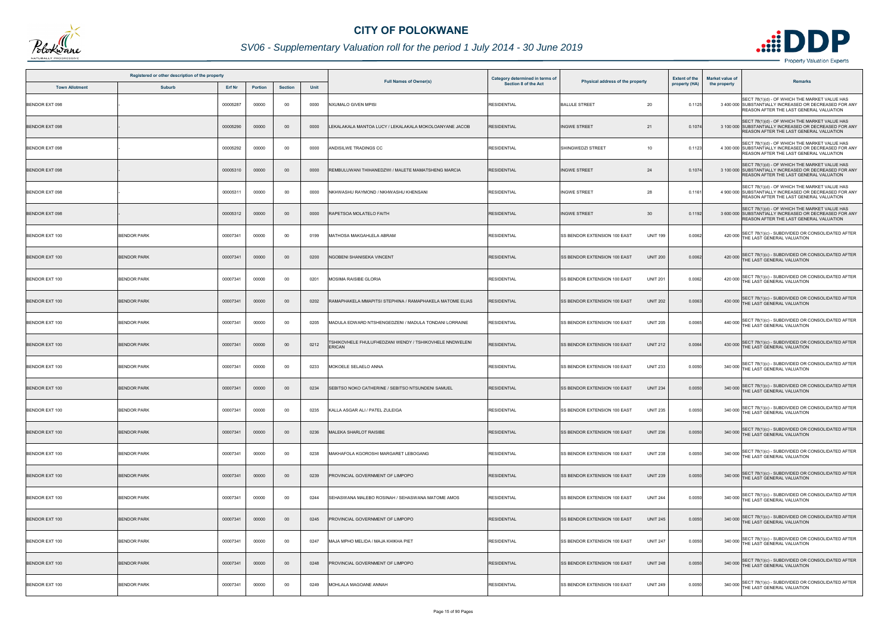# CITY OF POLOKWANE

## SV06 - Supplementary Valuation roll for the period 1 July 2014 - 30 June 2019

| Registered or other description of the property | | | | | | Full Names of Owner(s) | Category determined in terms of Section 8 of the Act | Physical address of the property | Extent of the property (HA) | Market value of the property | Remarks |
|---|---|---|---|---|---|---|---|---|---|---|---|
| Town Allotment | Suburb | Erf Nr | Portion | Section | Unit | | | | | | |
| BENDOR EXT 098 | - | 00005287 | 00000 | 00 | 0000 | NXUMALO GIVEN MPISI | RESIDENTIAL | BALULE STREET 20 | 0.1125 | 3 400 000 | SECT 78(1)(d) - OF WHICH THE MARKET VALUE HAS SUBSTANTIALLY INCREASED OR DECREASED FOR ANY REASON AFTER THE LAST GENERAL VALUATION |
| BENDOR EXT 098 | - | 00005290 | 00000 | 00 | 0000 | LEKALAKALA MANTOA LUCY / LEKALAKALA MOKOLOANYANE JACOB | RESIDENTIAL | INGWE STREET 21 | 0.1074 | 3 100 000 | SECT 78(1)(d) - OF WHICH THE MARKET VALUE HAS SUBSTANTIALLY INCREASED OR DECREASED FOR ANY REASON AFTER THE LAST GENERAL VALUATION |
| BENDOR EXT 098 | - | 00005292 | 00000 | 00 | 0000 | ANDISILWE TRADINGS CC | RESIDENTIAL | SHINGWEDZI STREET 10 | 0.1123 | 4 300 000 | SECT 78(1)(d) - OF WHICH THE MARKET VALUE HAS SUBSTANTIALLY INCREASED OR DECREASED FOR ANY REASON AFTER THE LAST GENERAL VALUATION |
| BENDOR EXT 098 | - | 00005310 | 00000 | 00 | 0000 | REMBULUWANI THIHANEDZWI / MALETE MAMATSHENG MARCIA | RESIDENTIAL | INGWE STREET 24 | 0.1074 | 3 100 000 | SECT 78(1)(d) - OF WHICH THE MARKET VALUE HAS SUBSTANTIALLY INCREASED OR DECREASED FOR ANY REASON AFTER THE LAST GENERAL VALUATION |
| BENDOR EXT 098 | - | 00005311 | 00000 | 00 | 0000 | NKHWASHU RAYMOND / NKHWASHU KHENSANI | RESIDENTIAL | INGWE STREET 28 | 0.1161 | 4 900 000 | SECT 78(1)(d) - OF WHICH THE MARKET VALUE HAS SUBSTANTIALLY INCREASED OR DECREASED FOR ANY REASON AFTER THE LAST GENERAL VALUATION |
| BENDOR EXT 098 | - | 00005312 | 00000 | 00 | 0000 | RAPETSOA MOLATELO FAITH | RESIDENTIAL | INGWE STREET 30 | 0.1192 | 3 600 000 | SECT 78(1)(d) - OF WHICH THE MARKET VALUE HAS SUBSTANTIALLY INCREASED OR DECREASED FOR ANY REASON AFTER THE LAST GENERAL VALUATION |
| BENDOR EXT 100 | BENDOR PARK | 00007341 | 00000 | 00 | 0199 | MATHOSA MAKGAHLELA ABRAM | RESIDENTIAL | SS BENDOR EXTENSION 100 EAST UNIT 199 | 0.0062 | 420 000 | SECT 78(1)(c) - SUBDIVIDED OR CONSOLIDATED AFTER THE LAST GENERAL VALUATION |
| BENDOR EXT 100 | BENDOR PARK | 00007341 | 00000 | 00 | 0200 | NGOBENI SHANISEKA VINCENT | RESIDENTIAL | SS BENDOR EXTENSION 100 EAST UNIT 200 | 0.0062 | 420 000 | SECT 78(1)(c) - SUBDIVIDED OR CONSOLIDATED AFTER THE LAST GENERAL VALUATION |
| BENDOR EXT 100 | BENDOR PARK | 00007341 | 00000 | 00 | 0201 | MOSIMA RAISIBE GLORIA | RESIDENTIAL | SS BENDOR EXTENSION 100 EAST UNIT 201 | 0.0062 | 420 000 | SECT 78(1)(c) - SUBDIVIDED OR CONSOLIDATED AFTER THE LAST GENERAL VALUATION |
| BENDOR EXT 100 | BENDOR PARK | 00007341 | 00000 | 00 | 0202 | RAMAPHAKELA MMAPITSI STEPHINA / RAMAPHAKELA MATOME ELIAS | RESIDENTIAL | SS BENDOR EXTENSION 100 EAST UNIT 202 | 0.0063 | 430 000 | SECT 78(1)(c) - SUBDIVIDED OR CONSOLIDATED AFTER THE LAST GENERAL VALUATION |
| BENDOR EXT 100 | BENDOR PARK | 00007341 | 00000 | 00 | 0205 | MADULA EDWARD NTSHENGEDZENI / MADULA TONDANI LORRAINE | RESIDENTIAL | SS BENDOR EXTENSION 100 EAST UNIT 205 | 0.0065 | 440 000 | SECT 78(1)(c) - SUBDIVIDED OR CONSOLIDATED AFTER THE LAST GENERAL VALUATION |
| BENDOR EXT 100 | BENDOR PARK | 00007341 | 00000 | 00 | 0212 | TSHIKOVHELE FHULUFHEDZANI WENDY / TSHIKOVHELE NNDWELENI ERICAN | RESIDENTIAL | SS BENDOR EXTENSION 100 EAST UNIT 212 | 0.0064 | 430 000 | SECT 78(1)(c) - SUBDIVIDED OR CONSOLIDATED AFTER THE LAST GENERAL VALUATION |
| BENDOR EXT 100 | BENDOR PARK | 00007341 | 00000 | 00 | 0233 | MOKOELE SELAELO ANNA | RESIDENTIAL | SS BENDOR EXTENSION 100 EAST UNIT 233 | 0.0050 | 340 000 | SECT 78(1)(c) - SUBDIVIDED OR CONSOLIDATED AFTER THE LAST GENERAL VALUATION |
| BENDOR EXT 100 | BENDOR PARK | 00007341 | 00000 | 00 | 0234 | SEBITSO NOKO CATHERINE / SEBITSO NTSUNDENI SAMUEL | RESIDENTIAL | SS BENDOR EXTENSION 100 EAST UNIT 234 | 0.0050 | 340 000 | SECT 78(1)(c) - SUBDIVIDED OR CONSOLIDATED AFTER THE LAST GENERAL VALUATION |
| BENDOR EXT 100 | BENDOR PARK | 00007341 | 00000 | 00 | 0235 | KALLA ASGAR ALI / PATEL ZULEIGA | RESIDENTIAL | SS BENDOR EXTENSION 100 EAST UNIT 235 | 0.0050 | 340 000 | SECT 78(1)(c) - SUBDIVIDED OR CONSOLIDATED AFTER THE LAST GENERAL VALUATION |
| BENDOR EXT 100 | BENDOR PARK | 00007341 | 00000 | 00 | 0236 | MALEKA SHARLOT RAISIBE | RESIDENTIAL | SS BENDOR EXTENSION 100 EAST UNIT 236 | 0.0050 | 340 000 | SECT 78(1)(c) - SUBDIVIDED OR CONSOLIDATED AFTER THE LAST GENERAL VALUATION |
| BENDOR EXT 100 | BENDOR PARK | 00007341 | 00000 | 00 | 0238 | MAKHAFOLA KGOROSHI MARGARET LEBOGANG | RESIDENTIAL | SS BENDOR EXTENSION 100 EAST UNIT 238 | 0.0050 | 340 000 | SECT 78(1)(c) - SUBDIVIDED OR CONSOLIDATED AFTER THE LAST GENERAL VALUATION |
| BENDOR EXT 100 | BENDOR PARK | 00007341 | 00000 | 00 | 0239 | PROVINCIAL GOVERNMENT OF LIMPOPO | RESIDENTIAL | SS BENDOR EXTENSION 100 EAST UNIT 239 | 0.0050 | 340 000 | SECT 78(1)(c) - SUBDIVIDED OR CONSOLIDATED AFTER THE LAST GENERAL VALUATION |
| BENDOR EXT 100 | BENDOR PARK | 00007341 | 00000 | 00 | 0244 | SEHASWANA MALEBO ROSINAH / SEHASWANA MATOME AMOS | RESIDENTIAL | SS BENDOR EXTENSION 100 EAST UNIT 244 | 0.0050 | 340 000 | SECT 78(1)(c) - SUBDIVIDED OR CONSOLIDATED AFTER THE LAST GENERAL VALUATION |
| BENDOR EXT 100 | BENDOR PARK | 00007341 | 00000 | 00 | 0245 | PROVINCIAL GOVERNMENT OF LIMPOPO | RESIDENTIAL | SS BENDOR EXTENSION 100 EAST UNIT 245 | 0.0050 | 340 000 | SECT 78(1)(c) - SUBDIVIDED OR CONSOLIDATED AFTER THE LAST GENERAL VALUATION |
| BENDOR EXT 100 | BENDOR PARK | 00007341 | 00000 | 00 | 0247 | MAJA MPHO MELIDA / MAJA KHIKHA PIET | RESIDENTIAL | SS BENDOR EXTENSION 100 EAST UNIT 247 | 0.0050 | 340 000 | SECT 78(1)(c) - SUBDIVIDED OR CONSOLIDATED AFTER THE LAST GENERAL VALUATION |
| BENDOR EXT 100 | BENDOR PARK | 00007341 | 00000 | 00 | 0248 | PROVINCIAL GOVERNMENT OF LIMPOPO | RESIDENTIAL | SS BENDOR EXTENSION 100 EAST UNIT 248 | 0.0050 | 340 000 | SECT 78(1)(c) - SUBDIVIDED OR CONSOLIDATED AFTER THE LAST GENERAL VALUATION |
| BENDOR EXT 100 | BENDOR PARK | 00007341 | 00000 | 00 | 0249 | MOHLALA MAGOANE ANNAH | RESIDENTIAL | SS BENDOR EXTENSION 100 EAST UNIT 249 | 0.0050 | 340 000 | SECT 78(1)(c) - SUBDIVIDED OR CONSOLIDATED AFTER THE LAST GENERAL VALUATION |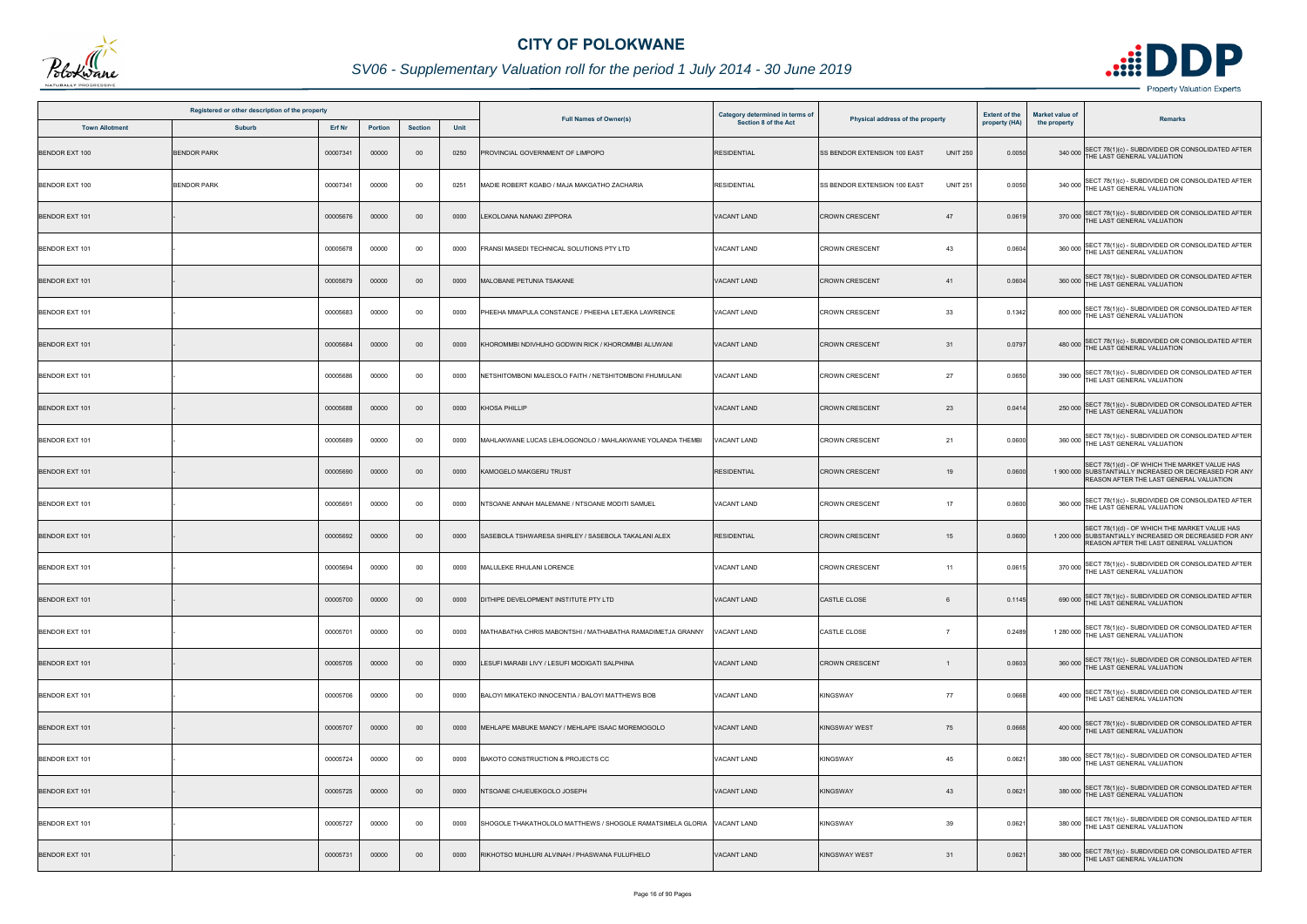# CITY OF POLOKWANE

## SV06 - Supplementary Valuation roll for the period 1 July 2014 - 30 June 2019

| Registered or other description of the property | | | | | | Full Names of Owner(s) | Category determined in terms of Section 8 of the Act | Physical address of the property | Extent of the property (HA) | Market value of the property | Remarks |
|---|---|---|---|---|---|---|---|---|---|---|---|
| Town Allotment | Suburb | Erf Nr | Portion | Section | Unit | | | | | | |
| BENDOR EXT 100 | BENDOR PARK | 00007341 | 00000 | 00 | 0250 | PROVINCIAL GOVERNMENT OF LIMPOPO | RESIDENTIAL | SS BENDOR EXTENSION 100 EAST UNIT 250 | 0.0050 | 340 000 | SECT 78(1)(c) - SUBDIVIDED OR CONSOLIDATED AFTER THE LAST GENERAL VALUATION |
| BENDOR EXT 100 | BENDOR PARK | 00007341 | 00000 | 00 | 0251 | MADIE ROBERT KGABO / MAJA MAKGATHO ZACHARIA | RESIDENTIAL | SS BENDOR EXTENSION 100 EAST UNIT 251 | 0.0050 | 340 000 | SECT 78(1)(c) - SUBDIVIDED OR CONSOLIDATED AFTER THE LAST GENERAL VALUATION |
| BENDOR EXT 101 | - | 00005676 | 00000 | 00 | 0000 | LEKOLOANA NANAKI ZIPPORA | VACANT LAND | CROWN CRESCENT 47 | 0.0619 | 370 000 | SECT 78(1)(c) - SUBDIVIDED OR CONSOLIDATED AFTER THE LAST GENERAL VALUATION |
| BENDOR EXT 101 | - | 00005678 | 00000 | 00 | 0000 | FRANSI MASEDI TECHNICAL SOLUTIONS PTY LTD | VACANT LAND | CROWN CRESCENT 43 | 0.0604 | 360 000 | SECT 78(1)(c) - SUBDIVIDED OR CONSOLIDATED AFTER THE LAST GENERAL VALUATION |
| BENDOR EXT 101 | - | 00005679 | 00000 | 00 | 0000 | MALOBANE PETUNIA TSAKANE | VACANT LAND | CROWN CRESCENT 41 | 0.0604 | 360 000 | SECT 78(1)(c) - SUBDIVIDED OR CONSOLIDATED AFTER THE LAST GENERAL VALUATION |
| BENDOR EXT 101 | - | 00005683 | 00000 | 00 | 0000 | PHEEHA MMAPULA CONSTANCE / PHEEHA LETJEKA LAWRENCE | VACANT LAND | CROWN CRESCENT 33 | 0.1342 | 800 000 | SECT 78(1)(c) - SUBDIVIDED OR CONSOLIDATED AFTER THE LAST GENERAL VALUATION |
| BENDOR EXT 101 | - | 00005684 | 00000 | 00 | 0000 | KHOROMMBI NDIVHUHO GODWIN RICK / KHOROMMBI ALUWANI | VACANT LAND | CROWN CRESCENT 31 | 0.0797 | 480 000 | SECT 78(1)(c) - SUBDIVIDED OR CONSOLIDATED AFTER THE LAST GENERAL VALUATION |
| BENDOR EXT 101 | - | 00005686 | 00000 | 00 | 0000 | NETSHITOMBONI MALESOLO FAITH / NETSHITOMBONI FHUMULANI | VACANT LAND | CROWN CRESCENT 27 | 0.0650 | 390 000 | SECT 78(1)(c) - SUBDIVIDED OR CONSOLIDATED AFTER THE LAST GENERAL VALUATION |
| BENDOR EXT 101 | - | 00005688 | 00000 | 00 | 0000 | KHOSA PHILLIP | VACANT LAND | CROWN CRESCENT 23 | 0.0414 | 250 000 | SECT 78(1)(c) - SUBDIVIDED OR CONSOLIDATED AFTER THE LAST GENERAL VALUATION |
| BENDOR EXT 101 | - | 00005689 | 00000 | 00 | 0000 | MAHLAKWANE LUCAS LEHLOGONOLO / MAHLAKWANE YOLANDA THEMBI | VACANT LAND | CROWN CRESCENT 21 | 0.0600 | 360 000 | SECT 78(1)(c) - SUBDIVIDED OR CONSOLIDATED AFTER THE LAST GENERAL VALUATION |
| BENDOR EXT 101 | - | 00005690 | 00000 | 00 | 0000 | KAMOGELO MAKGERU TRUST | RESIDENTIAL | CROWN CRESCENT 19 | 0.0600 | 1 900 000 | SECT 78(1)(d) - OF WHICH THE MARKET VALUE HAS SUBSTANTIALLY INCREASED OR DECREASED FOR ANY REASON AFTER THE LAST GENERAL VALUATION |
| BENDOR EXT 101 | - | 00005691 | 00000 | 00 | 0000 | NTSOANE ANNAH MALEMANE / NTSOANE MODITI SAMUEL | VACANT LAND | CROWN CRESCENT 17 | 0.0600 | 360 000 | SECT 78(1)(c) - SUBDIVIDED OR CONSOLIDATED AFTER THE LAST GENERAL VALUATION |
| BENDOR EXT 101 | - | 00005692 | 00000 | 00 | 0000 | SASEBOLA TSHWARESA SHIRLEY / SASEBOLA TAKALANI ALEX | RESIDENTIAL | CROWN CRESCENT 15 | 0.0600 | 1 200 000 | SECT 78(1)(d) - OF WHICH THE MARKET VALUE HAS SUBSTANTIALLY INCREASED OR DECREASED FOR ANY REASON AFTER THE LAST GENERAL VALUATION |
| BENDOR EXT 101 | - | 00005694 | 00000 | 00 | 0000 | MALULEKE RHULANI LORENCE | VACANT LAND | CROWN CRESCENT 11 | 0.0615 | 370 000 | SECT 78(1)(c) - SUBDIVIDED OR CONSOLIDATED AFTER THE LAST GENERAL VALUATION |
| BENDOR EXT 101 | - | 00005700 | 00000 | 00 | 0000 | DITHIPE DEVELOPMENT INSTITUTE PTY LTD | VACANT LAND | CASTLE CLOSE 6 | 0.1145 | 690 000 | SECT 78(1)(c) - SUBDIVIDED OR CONSOLIDATED AFTER THE LAST GENERAL VALUATION |
| BENDOR EXT 101 | - | 00005701 | 00000 | 00 | 0000 | MATHABATHA CHRIS MABONTSHI / MATHABATHA RAMADIMETJA GRANNY | VACANT LAND | CASTLE CLOSE 7 | 0.2489 | 1 280 000 | SECT 78(1)(c) - SUBDIVIDED OR CONSOLIDATED AFTER THE LAST GENERAL VALUATION |
| BENDOR EXT 101 | - | 00005705 | 00000 | 00 | 0000 | LESUFI MARABI LIVY / LESUFI MODIGATI SALPHINA | VACANT LAND | CROWN CRESCENT 1 | 0.0603 | 360 000 | SECT 78(1)(c) - SUBDIVIDED OR CONSOLIDATED AFTER THE LAST GENERAL VALUATION |
| BENDOR EXT 101 | - | 00005706 | 00000 | 00 | 0000 | BALOYI MIKATEKO INNOCENTIA / BALOYI MATTHEWS BOB | VACANT LAND | KINGSWAY 77 | 0.0668 | 400 000 | SECT 78(1)(c) - SUBDIVIDED OR CONSOLIDATED AFTER THE LAST GENERAL VALUATION |
| BENDOR EXT 101 | - | 00005707 | 00000 | 00 | 0000 | MEHLAPE MABUKE MANCY / MEHLAPE ISAAC MOREMOGOLO | VACANT LAND | KINGSWAY WEST 75 | 0.0668 | 400 000 | SECT 78(1)(c) - SUBDIVIDED OR CONSOLIDATED AFTER THE LAST GENERAL VALUATION |
| BENDOR EXT 101 | - | 00005724 | 00000 | 00 | 0000 | BAKOTO CONSTRUCTION & PROJECTS CC | VACANT LAND | KINGSWAY 45 | 0.0621 | 380 000 | SECT 78(1)(c) - SUBDIVIDED OR CONSOLIDATED AFTER THE LAST GENERAL VALUATION |
| BENDOR EXT 101 | - | 00005725 | 00000 | 00 | 0000 | NTSOANE CHUEUEKGOLO JOSEPH | VACANT LAND | KINGSWAY 43 | 0.0621 | 380 000 | SECT 78(1)(c) - SUBDIVIDED OR CONSOLIDATED AFTER THE LAST GENERAL VALUATION |
| BENDOR EXT 101 | - | 00005727 | 00000 | 00 | 0000 | SHOGOLE THAKATHOLOLO MATTHEWS / SHOGOLE RAMATSIMELA GLORIA | VACANT LAND | KINGSWAY 39 | 0.0621 | 380 000 | SECT 78(1)(c) - SUBDIVIDED OR CONSOLIDATED AFTER THE LAST GENERAL VALUATION |
| BENDOR EXT 101 | - | 00005731 | 00000 | 00 | 0000 | RIKHOTSO MUHLURI ALVINAH / PHASWANA FULUFHELO | VACANT LAND | KINGSWAY WEST 31 | 0.0621 | 380 000 | SECT 78(1)(c) - SUBDIVIDED OR CONSOLIDATED AFTER THE LAST GENERAL VALUATION |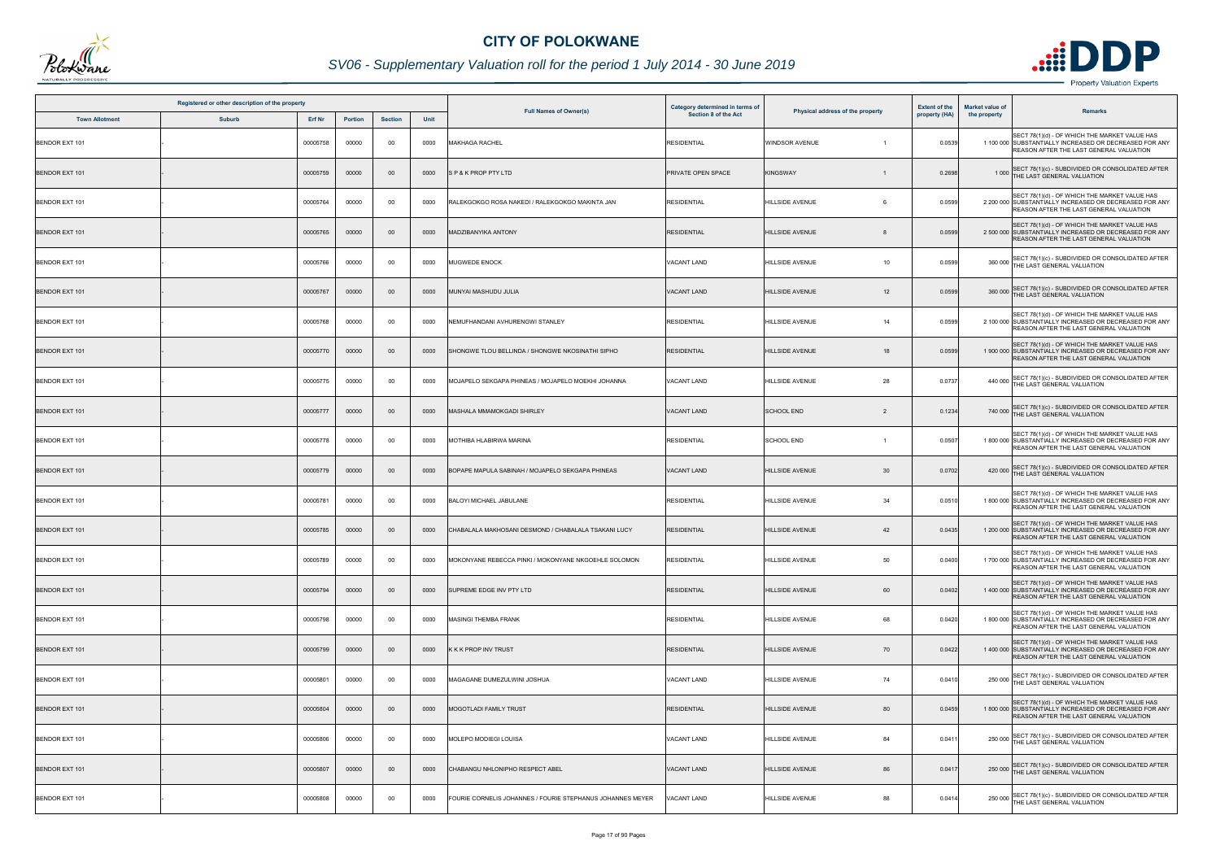# CITY OF POLOKWANE

## SV06 - Supplementary Valuation roll for the period 1 July 2014 - 30 June 2019

| Registered or other description of the property | | | | | | Full Names of Owner(s) | Category determined in terms of Section 8 of the Act | Physical address of the property | | Extent of the property (HA) | Market value of the property | Remarks |
|---|---|---|---|---|---|---|---|---|---|---|---|---|
| Town Allotment | Suburb | Erf Nr | Portion | Section | Unit | | | | | | | |
| BENDOR EXT 101 | - | 00005758 | 00000 | 00 | 0000 | MAKHAGA RACHEL | RESIDENTIAL | WINDSOR AVENUE | 1 | 0.0539 | 1 100 000 | SECT 78(1)(d) - OF WHICH THE MARKET VALUE HAS SUBSTANTIALLY INCREASED OR DECREASED FOR ANY REASON AFTER THE LAST GENERAL VALUATION |
| BENDOR EXT 101 | - | 00005759 | 00000 | 00 | 0000 | S P & K PROP PTY LTD | PRIVATE OPEN SPACE | KINGSWAY | 1 | 0.2698 | 1 000 | SECT 78(1)(c) - SUBDIVIDED OR CONSOLIDATED AFTER THE LAST GENERAL VALUATION |
| BENDOR EXT 101 | - | 00005764 | 00000 | 00 | 0000 | RALEKGOKGO ROSA NAKEDI / RALEKGOKGO MAKINTA JAN | RESIDENTIAL | HILLSIDE AVENUE | 6 | 0.0599 | 2 200 000 | SECT 78(1)(d) - OF WHICH THE MARKET VALUE HAS SUBSTANTIALLY INCREASED OR DECREASED FOR ANY REASON AFTER THE LAST GENERAL VALUATION |
| BENDOR EXT 101 | - | 00005765 | 00000 | 00 | 0000 | MADZIBANYIKA ANTONY | RESIDENTIAL | HILLSIDE AVENUE | 8 | 0.0599 | 2 500 000 | SECT 78(1)(d) - OF WHICH THE MARKET VALUE HAS SUBSTANTIALLY INCREASED OR DECREASED FOR ANY REASON AFTER THE LAST GENERAL VALUATION |
| BENDOR EXT 101 | - | 00005766 | 00000 | 00 | 0000 | MUGWEDE ENOCK | VACANT LAND | HILLSIDE AVENUE | 10 | 0.0599 | 360 000 | SECT 78(1)(c) - SUBDIVIDED OR CONSOLIDATED AFTER THE LAST GENERAL VALUATION |
| BENDOR EXT 101 | - | 00005767 | 00000 | 00 | 0000 | MUNYAI MASHUDU JULIA | VACANT LAND | HILLSIDE AVENUE | 12 | 0.0599 | 360 000 | SECT 78(1)(c) - SUBDIVIDED OR CONSOLIDATED AFTER THE LAST GENERAL VALUATION |
| BENDOR EXT 101 | - | 00005768 | 00000 | 00 | 0000 | NEMUFHANDANI AVHURENGWI STANLEY | RESIDENTIAL | HILLSIDE AVENUE | 14 | 0.0599 | 2 100 000 | SECT 78(1)(d) - OF WHICH THE MARKET VALUE HAS SUBSTANTIALLY INCREASED OR DECREASED FOR ANY REASON AFTER THE LAST GENERAL VALUATION |
| BENDOR EXT 101 | - | 00005770 | 00000 | 00 | 0000 | SHONGWE TLOU BELLINDA / SHONGWE NKOSINATHI SIPHO | RESIDENTIAL | HILLSIDE AVENUE | 18 | 0.0599 | 1 900 000 | SECT 78(1)(d) - OF WHICH THE MARKET VALUE HAS SUBSTANTIALLY INCREASED OR DECREASED FOR ANY REASON AFTER THE LAST GENERAL VALUATION |
| BENDOR EXT 101 | - | 00005775 | 00000 | 00 | 0000 | MOJAPELO SEKGAPA PHINEAS / MOJAPELO MOEKHI JOHANNA | VACANT LAND | HILLSIDE AVENUE | 28 | 0.0737 | 440 000 | SECT 78(1)(c) - SUBDIVIDED OR CONSOLIDATED AFTER THE LAST GENERAL VALUATION |
| BENDOR EXT 101 | - | 00005777 | 00000 | 00 | 0000 | MASHALA MMAMOKGADI SHIRLEY | VACANT LAND | SCHOOL END | 2 | 0.1234 | 740 000 | SECT 78(1)(c) - SUBDIVIDED OR CONSOLIDATED AFTER THE LAST GENERAL VALUATION |
| BENDOR EXT 101 | - | 00005778 | 00000 | 00 | 0000 | MOTHIBA HLABIRWA MARINA | RESIDENTIAL | SCHOOL END | 1 | 0.0507 | 1 800 000 | SECT 78(1)(d) - OF WHICH THE MARKET VALUE HAS SUBSTANTIALLY INCREASED OR DECREASED FOR ANY REASON AFTER THE LAST GENERAL VALUATION |
| BENDOR EXT 101 | - | 00005779 | 00000 | 00 | 0000 | BOPAPE MAPULA SABINAH / MOJAPELO SEKGAPA PHINEAS | VACANT LAND | HILLSIDE AVENUE | 30 | 0.0702 | 420 000 | SECT 78(1)(c) - SUBDIVIDED OR CONSOLIDATED AFTER THE LAST GENERAL VALUATION |
| BENDOR EXT 101 | - | 00005781 | 00000 | 00 | 0000 | BALOYI MICHAEL JABULANE | RESIDENTIAL | HILLSIDE AVENUE | 34 | 0.0510 | 1 800 000 | SECT 78(1)(d) - OF WHICH THE MARKET VALUE HAS SUBSTANTIALLY INCREASED OR DECREASED FOR ANY REASON AFTER THE LAST GENERAL VALUATION |
| BENDOR EXT 101 | - | 00005785 | 00000 | 00 | 0000 | CHABALALA MAKHOSANI DESMOND / CHABALALA TSAKANI LUCY | RESIDENTIAL | HILLSIDE AVENUE | 42 | 0.0435 | 1 200 000 | SECT 78(1)(d) - OF WHICH THE MARKET VALUE HAS SUBSTANTIALLY INCREASED OR DECREASED FOR ANY REASON AFTER THE LAST GENERAL VALUATION |
| BENDOR EXT 101 | - | 00005789 | 00000 | 00 | 0000 | MOKONYANE REBECCA PINKI / MOKONYANE NKGOEHLE SOLOMON | RESIDENTIAL | HILLSIDE AVENUE | 50 | 0.0400 | 1 700 000 | SECT 78(1)(d) - OF WHICH THE MARKET VALUE HAS SUBSTANTIALLY INCREASED OR DECREASED FOR ANY REASON AFTER THE LAST GENERAL VALUATION |
| BENDOR EXT 101 | - | 00005794 | 00000 | 00 | 0000 | SUPREME EDGE INV PTY LTD | RESIDENTIAL | HILLSIDE AVENUE | 60 | 0.0402 | 1 400 000 | SECT 78(1)(d) - OF WHICH THE MARKET VALUE HAS SUBSTANTIALLY INCREASED OR DECREASED FOR ANY REASON AFTER THE LAST GENERAL VALUATION |
| BENDOR EXT 101 | - | 00005798 | 00000 | 00 | 0000 | MASINGI THEMBA FRANK | RESIDENTIAL | HILLSIDE AVENUE | 68 | 0.0420 | 1 800 000 | SECT 78(1)(d) - OF WHICH THE MARKET VALUE HAS SUBSTANTIALLY INCREASED OR DECREASED FOR ANY REASON AFTER THE LAST GENERAL VALUATION |
| BENDOR EXT 101 | - | 00005799 | 00000 | 00 | 0000 | K K K PROP INV TRUST | RESIDENTIAL | HILLSIDE AVENUE | 70 | 0.0422 | 1 400 000 | SECT 78(1)(d) - OF WHICH THE MARKET VALUE HAS SUBSTANTIALLY INCREASED OR DECREASED FOR ANY REASON AFTER THE LAST GENERAL VALUATION |
| BENDOR EXT 101 | - | 00005801 | 00000 | 00 | 0000 | MAGAGANE DUMEZULWINI JOSHUA | VACANT LAND | HILLSIDE AVENUE | 74 | 0.0410 | 250 000 | SECT 78(1)(c) - SUBDIVIDED OR CONSOLIDATED AFTER THE LAST GENERAL VALUATION |
| BENDOR EXT 101 | - | 00005804 | 00000 | 00 | 0000 | MOGOTLADI FAMILY TRUST | RESIDENTIAL | HILLSIDE AVENUE | 80 | 0.0459 | 1 800 000 | SECT 78(1)(d) - OF WHICH THE MARKET VALUE HAS SUBSTANTIALLY INCREASED OR DECREASED FOR ANY REASON AFTER THE LAST GENERAL VALUATION |
| BENDOR EXT 101 | - | 00005806 | 00000 | 00 | 0000 | MOLEPO MODIEGI LOUISA | VACANT LAND | HILLSIDE AVENUE | 84 | 0.0411 | 250 000 | SECT 78(1)(c) - SUBDIVIDED OR CONSOLIDATED AFTER THE LAST GENERAL VALUATION |
| BENDOR EXT 101 | - | 00005807 | 00000 | 00 | 0000 | CHABANGU NHLONIPHO RESPECT ABEL | VACANT LAND | HILLSIDE AVENUE | 86 | 0.0417 | 250 000 | SECT 78(1)(c) - SUBDIVIDED OR CONSOLIDATED AFTER THE LAST GENERAL VALUATION |
| BENDOR EXT 101 | - | 00005808 | 00000 | 00 | 0000 | FOURIE CORNELIS JOHANNES / FOURIE STEPHANUS JOHANNES MEYER | VACANT LAND | HILLSIDE AVENUE | 88 | 0.0414 | 250 000 | SECT 78(1)(c) - SUBDIVIDED OR CONSOLIDATED AFTER THE LAST GENERAL VALUATION |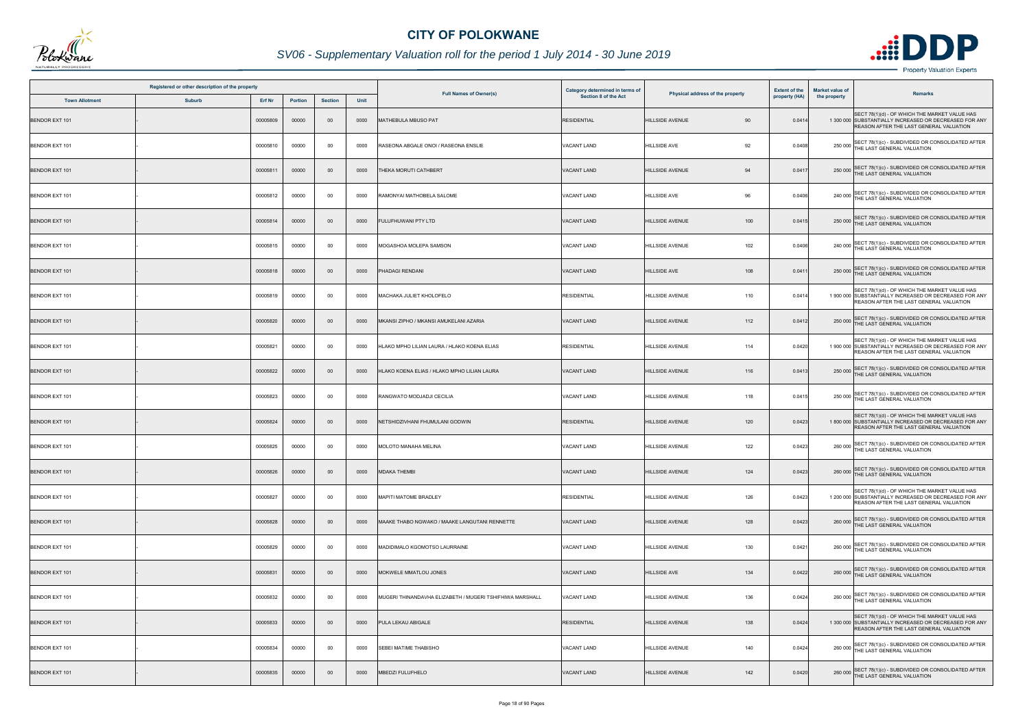# CITY OF POLOKWANE

## SV06 - Supplementary Valuation roll for the period 1 July 2014 - 30 June 2019

| Registered or other description of the property | | | | | | Full Names of Owner(s) | Category determined in terms of Section 8 of the Act | Physical address of the property | | Extent of the property (HA) | Market value of the property | Remarks |
|---|---|---|---|---|---|---|---|---|---|---|---|---|
| Town Allotment | Suburb | Erf Nr | Portion | Section | Unit | | | | | | | |
| BENDOR EXT 101 | - | 00005809 | 00000 | 00 | 0000 | MATHEBULA MBUSO PAT | RESIDENTIAL | HILLSIDE AVENUE | 90 | 0.0414 | 1 300 000 | SECT 78(1)(d) - OF WHICH THE MARKET VALUE HAS SUBSTANTIALLY INCREASED OR DECREASED FOR ANY REASON AFTER THE LAST GENERAL VALUATION |
| BENDOR EXT 101 | - | 00005810 | 00000 | 00 | 0000 | RASEONA ABGALE ONOI / RASEONA ENSLIE | VACANT LAND | HILLSIDE AVE | 92 | 0.0408 | 250 000 | SECT 78(1)(c) - SUBDIVIDED OR CONSOLIDATED AFTER THE LAST GENERAL VALUATION |
| BENDOR EXT 101 | - | 00005811 | 00000 | 00 | 0000 | THEKA MORUTI CATHBERT | VACANT LAND | HILLSIDE AVENUE | 94 | 0.0417 | 250 000 | SECT 78(1)(c) - SUBDIVIDED OR CONSOLIDATED AFTER THE LAST GENERAL VALUATION |
| BENDOR EXT 101 | - | 00005812 | 00000 | 00 | 0000 | RAMONYAI MATHOBELA SALOME | VACANT LAND | HILLSIDE AVE | 96 | 0.0406 | 240 000 | SECT 78(1)(c) - SUBDIVIDED OR CONSOLIDATED AFTER THE LAST GENERAL VALUATION |
| BENDOR EXT 101 | - | 00005814 | 00000 | 00 | 0000 | FULUFHUWANI PTY LTD | VACANT LAND | HILLSIDE AVENUE | 100 | 0.0415 | 250 000 | SECT 78(1)(c) - SUBDIVIDED OR CONSOLIDATED AFTER THE LAST GENERAL VALUATION |
| BENDOR EXT 101 | - | 00005815 | 00000 | 00 | 0000 | MOGASHOA MOLEPA SAMSON | VACANT LAND | HILLSIDE AVENUE | 102 | 0.0406 | 240 000 | SECT 78(1)(c) - SUBDIVIDED OR CONSOLIDATED AFTER THE LAST GENERAL VALUATION |
| BENDOR EXT 101 | - | 00005818 | 00000 | 00 | 0000 | PHADAGI RENDANI | VACANT LAND | HILLSIDE AVE | 108 | 0.0411 | 250 000 | SECT 78(1)(c) - SUBDIVIDED OR CONSOLIDATED AFTER THE LAST GENERAL VALUATION |
| BENDOR EXT 101 | - | 00005819 | 00000 | 00 | 0000 | MACHAKA JULIET KHOLOFELO | RESIDENTIAL | HILLSIDE AVENUE | 110 | 0.0414 | 1 900 000 | SECT 78(1)(d) - OF WHICH THE MARKET VALUE HAS SUBSTANTIALLY INCREASED OR DECREASED FOR ANY REASON AFTER THE LAST GENERAL VALUATION |
| BENDOR EXT 101 | - | 00005820 | 00000 | 00 | 0000 | MKANSI ZIPHO / MKANSI AMUKELANI AZARIA | VACANT LAND | HILLSIDE AVENUE | 112 | 0.0412 | 250 000 | SECT 78(1)(c) - SUBDIVIDED OR CONSOLIDATED AFTER THE LAST GENERAL VALUATION |
| BENDOR EXT 101 | - | 00005821 | 00000 | 00 | 0000 | HLAKO MPHO LILIAN LAURA / HLAKO KOENA ELIAS | RESIDENTIAL | HILLSIDE AVENUE | 114 | 0.0420 | 1 900 000 | SECT 78(1)(d) - OF WHICH THE MARKET VALUE HAS SUBSTANTIALLY INCREASED OR DECREASED FOR ANY REASON AFTER THE LAST GENERAL VALUATION |
| BENDOR EXT 101 | - | 00005822 | 00000 | 00 | 0000 | HLAKO KOENA ELIAS / HLAKO MPHO LILIAN LAURA | VACANT LAND | HILLSIDE AVENUE | 116 | 0.0413 | 250 000 | SECT 78(1)(c) - SUBDIVIDED OR CONSOLIDATED AFTER THE LAST GENERAL VALUATION |
| BENDOR EXT 101 | - | 00005823 | 00000 | 00 | 0000 | RANGWATO MODJADJI CECILIA | VACANT LAND | HILLSIDE AVENUE | 118 | 0.0415 | 250 000 | SECT 78(1)(c) - SUBDIVIDED OR CONSOLIDATED AFTER THE LAST GENERAL VALUATION |
| BENDOR EXT 101 | - | 00005824 | 00000 | 00 | 0000 | NETSHIDZIVHANI FHUMULANI GODWIN | RESIDENTIAL | HILLSIDE AVENUE | 120 | 0.0423 | 1 800 000 | SECT 78(1)(d) - OF WHICH THE MARKET VALUE HAS SUBSTANTIALLY INCREASED OR DECREASED FOR ANY REASON AFTER THE LAST GENERAL VALUATION |
| BENDOR EXT 101 | - | 00005825 | 00000 | 00 | 0000 | MOLOTO MANAHA MELINA | VACANT LAND | HILLSIDE AVENUE | 122 | 0.0423 | 260 000 | SECT 78(1)(c) - SUBDIVIDED OR CONSOLIDATED AFTER THE LAST GENERAL VALUATION |
| BENDOR EXT 101 | - | 00005826 | 00000 | 00 | 0000 | MDAKA THEMBI | VACANT LAND | HILLSIDE AVENUE | 124 | 0.0423 | 260 000 | SECT 78(1)(c) - SUBDIVIDED OR CONSOLIDATED AFTER THE LAST GENERAL VALUATION |
| BENDOR EXT 101 | - | 00005827 | 00000 | 00 | 0000 | MAPITI MATOME BRADLEY | RESIDENTIAL | HILLSIDE AVENUE | 126 | 0.0423 | 1 200 000 | SECT 78(1)(d) - OF WHICH THE MARKET VALUE HAS SUBSTANTIALLY INCREASED OR DECREASED FOR ANY REASON AFTER THE LAST GENERAL VALUATION |
| BENDOR EXT 101 | - | 00005828 | 00000 | 00 | 0000 | MAAKE THABO NGWAKO / MAAKE LANGUTANI RENNETTE | VACANT LAND | HILLSIDE AVENUE | 128 | 0.0423 | 260 000 | SECT 78(1)(c) - SUBDIVIDED OR CONSOLIDATED AFTER THE LAST GENERAL VALUATION |
| BENDOR EXT 101 | - | 00005829 | 00000 | 00 | 0000 | MADIDIMALO KGOMOTSO LAURRAINE | VACANT LAND | HILLSIDE AVENUE | 130 | 0.0421 | 260 000 | SECT 78(1)(c) - SUBDIVIDED OR CONSOLIDATED AFTER THE LAST GENERAL VALUATION |
| BENDOR EXT 101 | - | 00005831 | 00000 | 00 | 0000 | MOKWELE MMATLOU JONES | VACANT LAND | HILLSIDE AVE | 134 | 0.0422 | 260 000 | SECT 78(1)(c) - SUBDIVIDED OR CONSOLIDATED AFTER THE LAST GENERAL VALUATION |
| BENDOR EXT 101 | - | 00005832 | 00000 | 00 | 0000 | MUGERI THINANDAVHA ELIZABETH / MUGERI TSHIFHIWA MARSHALL | VACANT LAND | HILLSIDE AVENUE | 136 | 0.0424 | 260 000 | SECT 78(1)(c) - SUBDIVIDED OR CONSOLIDATED AFTER THE LAST GENERAL VALUATION |
| BENDOR EXT 101 | - | 00005833 | 00000 | 00 | 0000 | PULA LEKAU ABIGALE | RESIDENTIAL | HILLSIDE AVENUE | 138 | 0.0424 | 1 300 000 | SECT 78(1)(d) - OF WHICH THE MARKET VALUE HAS SUBSTANTIALLY INCREASED OR DECREASED FOR ANY REASON AFTER THE LAST GENERAL VALUATION |
| BENDOR EXT 101 | - | 00005834 | 00000 | 00 | 0000 | SEBEI MATIME THABISHO | VACANT LAND | HILLSIDE AVENUE | 140 | 0.0424 | 260 000 | SECT 78(1)(c) - SUBDIVIDED OR CONSOLIDATED AFTER THE LAST GENERAL VALUATION |
| BENDOR EXT 101 | - | 00005835 | 00000 | 00 | 0000 | MBEDZI FULUFHELO | VACANT LAND | HILLSIDE AVENUE | 142 | 0.0420 | 260 000 | SECT 78(1)(c) - SUBDIVIDED OR CONSOLIDATED AFTER THE LAST GENERAL VALUATION |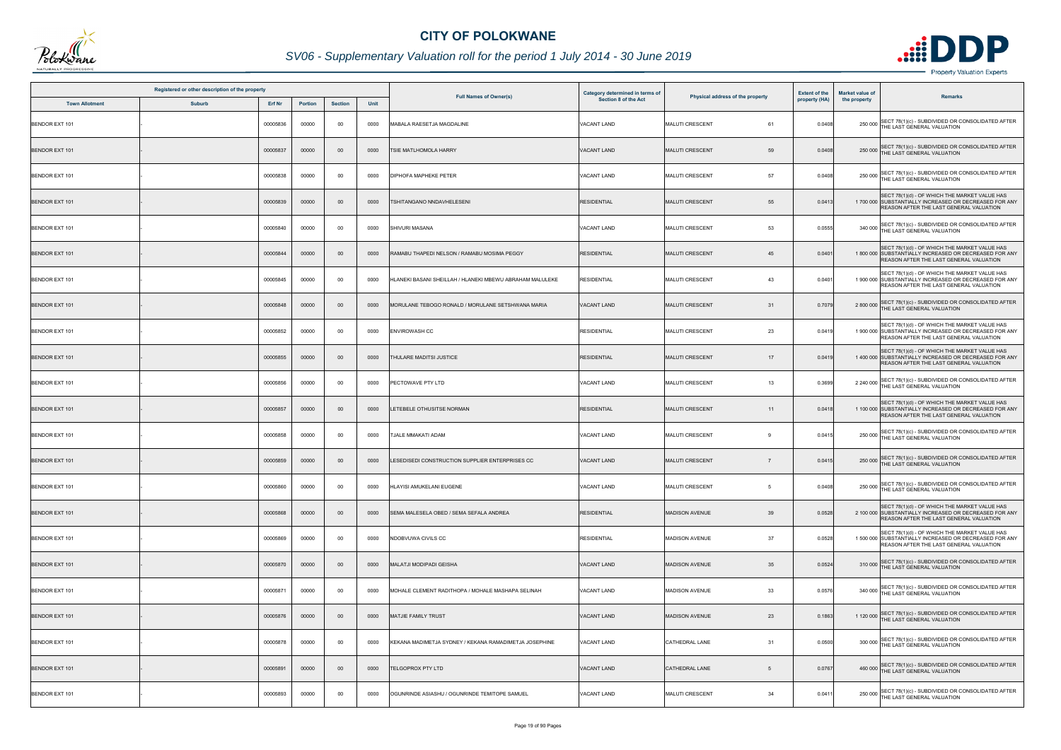# CITY OF POLOKWANE

## SV06 - Supplementary Valuation roll for the period 1 July 2014 - 30 June 2019

| Registered or other description of the property | | | | | | Full Names of Owner(s) | Category determined in terms of Section 8 of the Act | Physical address of the property | | Extent of the property (HA) | Market value of the property | Remarks |
|---|---|---|---|---|---|---|---|---|---|---|---|---|
| Town Allotment | Suburb | Erf Nr | Portion | Section | Unit | | | | | | | |
| BENDOR EXT 101 | - | 00005836 | 00000 | 00 | 0000 | MABALA RAESETJA MAGDALINE | VACANT LAND | MALUTI CRESCENT | 61 | 0.0408 | 250 000 | SECT 78(1)(c) - SUBDIVIDED OR CONSOLIDATED AFTER THE LAST GENERAL VALUATION |
| BENDOR EXT 101 | - | 00005837 | 00000 | 00 | 0000 | TSIE MATLHOMOLA HARRY | VACANT LAND | MALUTI CRESCENT | 59 | 0.0408 | 250 000 | SECT 78(1)(c) - SUBDIVIDED OR CONSOLIDATED AFTER THE LAST GENERAL VALUATION |
| BENDOR EXT 101 | - | 00005838 | 00000 | 00 | 0000 | DIPHOFA MAPHEKE PETER | VACANT LAND | MALUTI CRESCENT | 57 | 0.0408 | 250 000 | SECT 78(1)(c) - SUBDIVIDED OR CONSOLIDATED AFTER THE LAST GENERAL VALUATION |
| BENDOR EXT 101 | - | 00005839 | 00000 | 00 | 0000 | TSHITANGANO NNDAVHELESENI | RESIDENTIAL | MALUTI CRESCENT | 55 | 0.0413 | 1 700 000 | SECT 78(1)(d) - OF WHICH THE MARKET VALUE HAS SUBSTANTIALLY INCREASED OR DECREASED FOR ANY REASON AFTER THE LAST GENERAL VALUATION |
| BENDOR EXT 101 | - | 00005840 | 00000 | 00 | 0000 | SHIVURI MASANA | VACANT LAND | MALUTI CRESCENT | 53 | 0.0555 | 340 000 | SECT 78(1)(c) - SUBDIVIDED OR CONSOLIDATED AFTER THE LAST GENERAL VALUATION |
| BENDOR EXT 101 | - | 00005844 | 00000 | 00 | 0000 | RAMABU THAPEDI NELSON / RAMABU MOSIMA PEGGY | RESIDENTIAL | MALUTI CRESCENT | 45 | 0.0401 | 1 800 000 | SECT 78(1)(d) - OF WHICH THE MARKET VALUE HAS SUBSTANTIALLY INCREASED OR DECREASED FOR ANY REASON AFTER THE LAST GENERAL VALUATION |
| BENDOR EXT 101 | - | 00005845 | 00000 | 00 | 0000 | HLANEKI BASANI SHEILLAH / HLANEKI MBEWU ABRAHAM MALULEKE | RESIDENTIAL | MALUTI CRESCENT | 43 | 0.0401 | 1 900 000 | SECT 78(1)(d) - OF WHICH THE MARKET VALUE HAS SUBSTANTIALLY INCREASED OR DECREASED FOR ANY REASON AFTER THE LAST GENERAL VALUATION |
| BENDOR EXT 101 | - | 00005848 | 00000 | 00 | 0000 | MORULANE TEBOGO RONALD / MORULANE SETSHWANA MARIA | VACANT LAND | MALUTI CRESCENT | 31 | 0.7079 | 2 800 000 | SECT 78(1)(c) - SUBDIVIDED OR CONSOLIDATED AFTER THE LAST GENERAL VALUATION |
| BENDOR EXT 101 | - | 00005852 | 00000 | 00 | 0000 | ENVIROWASH CC | RESIDENTIAL | MALUTI CRESCENT | 23 | 0.0419 | 1 900 000 | SECT 78(1)(d) - OF WHICH THE MARKET VALUE HAS SUBSTANTIALLY INCREASED OR DECREASED FOR ANY REASON AFTER THE LAST GENERAL VALUATION |
| BENDOR EXT 101 | - | 00005855 | 00000 | 00 | 0000 | THULARE MADITSI JUSTICE | RESIDENTIAL | MALUTI CRESCENT | 17 | 0.0419 | 1 400 000 | SECT 78(1)(d) - OF WHICH THE MARKET VALUE HAS SUBSTANTIALLY INCREASED OR DECREASED FOR ANY REASON AFTER THE LAST GENERAL VALUATION |
| BENDOR EXT 101 | - | 00005856 | 00000 | 00 | 0000 | PECTOWAVE PTY LTD | VACANT LAND | MALUTI CRESCENT | 13 | 0.3699 | 2 240 000 | SECT 78(1)(c) - SUBDIVIDED OR CONSOLIDATED AFTER THE LAST GENERAL VALUATION |
| BENDOR EXT 101 | - | 00005857 | 00000 | 00 | 0000 | LETEBELE OTHUSITSE NORMAN | RESIDENTIAL | MALUTI CRESCENT | 11 | 0.0418 | 1 100 000 | SECT 78(1)(d) - OF WHICH THE MARKET VALUE HAS SUBSTANTIALLY INCREASED OR DECREASED FOR ANY REASON AFTER THE LAST GENERAL VALUATION |
| BENDOR EXT 101 | - | 00005858 | 00000 | 00 | 0000 | TJALE MMAKATI ADAM | VACANT LAND | MALUTI CRESCENT | 9 | 0.0415 | 250 000 | SECT 78(1)(c) - SUBDIVIDED OR CONSOLIDATED AFTER THE LAST GENERAL VALUATION |
| BENDOR EXT 101 | - | 00005859 | 00000 | 00 | 0000 | LESEDISEDI CONSTRUCTION SUPPLIER ENTERPRISES CC | VACANT LAND | MALUTI CRESCENT | 7 | 0.0415 | 250 000 | SECT 78(1)(c) - SUBDIVIDED OR CONSOLIDATED AFTER THE LAST GENERAL VALUATION |
| BENDOR EXT 101 | - | 00005860 | 00000 | 00 | 0000 | HLAYISI AMUKELANI EUGENE | VACANT LAND | MALUTI CRESCENT | 5 | 0.0408 | 250 000 | SECT 78(1)(c) - SUBDIVIDED OR CONSOLIDATED AFTER THE LAST GENERAL VALUATION |
| BENDOR EXT 101 | - | 00005868 | 00000 | 00 | 0000 | SEMA MALESELA OBED / SEMA SEFALA ANDREA | RESIDENTIAL | MADISON AVENUE | 39 | 0.0528 | 2 100 000 | SECT 78(1)(d) - OF WHICH THE MARKET VALUE HAS SUBSTANTIALLY INCREASED OR DECREASED FOR ANY REASON AFTER THE LAST GENERAL VALUATION |
| BENDOR EXT 101 | - | 00005869 | 00000 | 00 | 0000 | NDOBVUWA CIVILS CC | RESIDENTIAL | MADISON AVENUE | 37 | 0.0528 | 1 500 000 | SECT 78(1)(d) - OF WHICH THE MARKET VALUE HAS SUBSTANTIALLY INCREASED OR DECREASED FOR ANY REASON AFTER THE LAST GENERAL VALUATION |
| BENDOR EXT 101 | - | 00005870 | 00000 | 00 | 0000 | MALATJI MODIPADI GEISHA | VACANT LAND | MADISON AVENUE | 35 | 0.0524 | 310 000 | SECT 78(1)(c) - SUBDIVIDED OR CONSOLIDATED AFTER THE LAST GENERAL VALUATION |
| BENDOR EXT 101 | - | 00005871 | 00000 | 00 | 0000 | MOHALE CLEMENT RADITHOPA / MOHALE MASHAPA SELINAH | VACANT LAND | MADISON AVENUE | 33 | 0.0576 | 340 000 | SECT 78(1)(c) - SUBDIVIDED OR CONSOLIDATED AFTER THE LAST GENERAL VALUATION |
| BENDOR EXT 101 | - | 00005876 | 00000 | 00 | 0000 | MATJIE FAMILY TRUST | VACANT LAND | MADISON AVENUE | 23 | 0.1863 | 1 120 000 | SECT 78(1)(c) - SUBDIVIDED OR CONSOLIDATED AFTER THE LAST GENERAL VALUATION |
| BENDOR EXT 101 | - | 00005878 | 00000 | 00 | 0000 | KEKANA MADIMETJA SYDNEY / KEKANA RAMADIMETJA JOSEPHINE | VACANT LAND | CATHEDRAL LANE | 31 | 0.0500 | 300 000 | SECT 78(1)(c) - SUBDIVIDED OR CONSOLIDATED AFTER THE LAST GENERAL VALUATION |
| BENDOR EXT 101 | - | 00005891 | 00000 | 00 | 0000 | TELGOPROX PTY LTD | VACANT LAND | CATHEDRAL LANE | 5 | 0.0767 | 460 000 | SECT 78(1)(c) - SUBDIVIDED OR CONSOLIDATED AFTER THE LAST GENERAL VALUATION |
| BENDOR EXT 101 | - | 00005893 | 00000 | 00 | 0000 | OGUNRINDE ASIASHU / OGUNRINDE TEMITOPE SAMUEL | VACANT LAND | MALUTI CRESCENT | 34 | 0.0411 | 250 000 | SECT 78(1)(c) - SUBDIVIDED OR CONSOLIDATED AFTER THE LAST GENERAL VALUATION |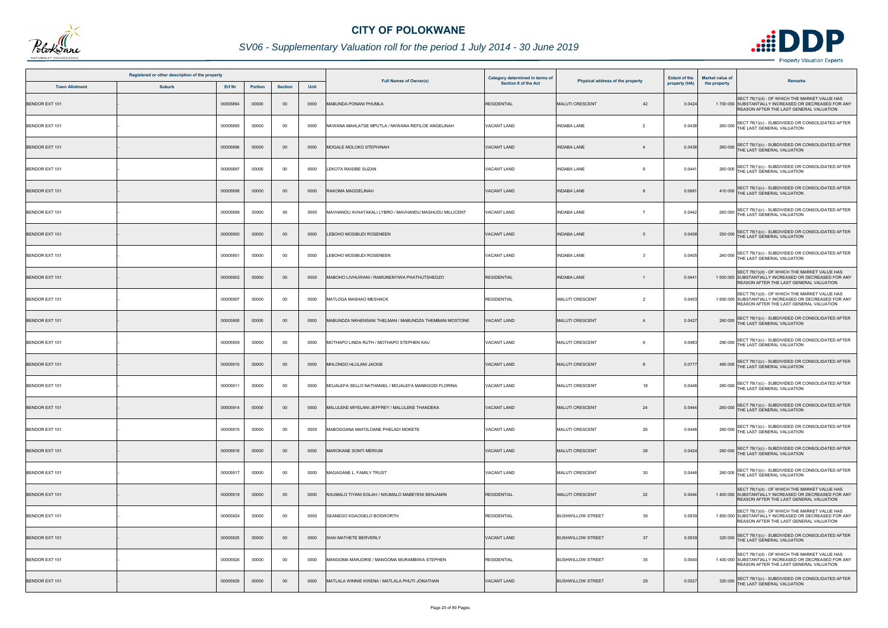# CITY OF POLOKWANE

## SV06 - Supplementary Valuation roll for the period 1 July 2014 - 30 June 2019

| Registered or other description of the property | | | | | | Full Names of Owner(s) | Category determined in terms of Section 8 of the Act | Physical address of the property | | Extent of the property (HA) | Market value of the property | Remarks |
|---|---|---|---|---|---|---|---|---|---|---|---|---|
| Town Allotment | Suburb | Erf Nr | Portion | Section | Unit | | | | | | | |
| BENDOR EXT 101 | - | 00005894 | 00000 | 00 | 0000 | MABUNDA PONANI PHUMLA | RESIDENTIAL | MALUTI CRESCENT | 42 | 0.0424 | 1 700 000 | SECT 78(1)(d) - OF WHICH THE MARKET VALUE HAS SUBSTANTIALLY INCREASED OR DECREASED FOR ANY REASON AFTER THE LAST GENERAL VALUATION |
| BENDOR EXT 101 | - | 00005895 | 00000 | 00 | 0000 | NKWANA MAHLATSE MPUTLA / NKWANA REFILOE ANGELINAH | VACANT LAND | INDABA LANE | 2 | 0.0438 | 260 000 | SECT 78(1)(c) - SUBDIVIDED OR CONSOLIDATED AFTER THE LAST GENERAL VALUATION |
| BENDOR EXT 101 | - | 00005896 | 00000 | 00 | 0000 | MOGALE MOLOKO STEPHINAH | VACANT LAND | INDABA LANE | 4 | 0.0438 | 260 000 | SECT 78(1)(c) - SUBDIVIDED OR CONSOLIDATED AFTER THE LAST GENERAL VALUATION |
| BENDOR EXT 101 | - | 00005897 | 00000 | 00 | 0000 | LEKOTA RAISIBE SUZAN | VACANT LAND | INDABA LANE | 6 | 0.0441 | 260 000 | SECT 78(1)(c) - SUBDIVIDED OR CONSOLIDATED AFTER THE LAST GENERAL VALUATION |
| BENDOR EXT 101 | - | 00005898 | 00000 | 00 | 0000 | RAKOMA MAGDELINAH | VACANT LAND | INDABA LANE | 8 | 0.0681 | 410 000 | SECT 78(1)(c) - SUBDIVIDED OR CONSOLIDATED AFTER THE LAST GENERAL VALUATION |
| BENDOR EXT 101 | - | 00005899 | 00000 | 00 | 0000 | MAVHANDU AVHATAKALI LYBRO / MAVHANDU MASHUDU MILLICENT | VACANT LAND | INDABA LANE | 7 | 0.0442 | 260 000 | SECT 78(1)(c) - SUBDIVIDED OR CONSOLIDATED AFTER THE LAST GENERAL VALUATION |
| BENDOR EXT 101 | - | 00005900 | 00000 | 00 | 0000 | LEBOHO MOSIBUDI ROSENEEN | VACANT LAND | INDABA LANE | 5 | 0.0408 | 250 000 | SECT 78(1)(c) - SUBDIVIDED OR CONSOLIDATED AFTER THE LAST GENERAL VALUATION |
| BENDOR EXT 101 | - | 00005901 | 00000 | 00 | 0000 | LEBOHO MOSIBUDI ROSENEEN | VACANT LAND | INDABA LANE | 3 | 0.0405 | 240 000 | SECT 78(1)(c) - SUBDIVIDED OR CONSOLIDATED AFTER THE LAST GENERAL VALUATION |
| BENDOR EXT 101 | - | 00005902 | 00000 | 00 | 0000 | MABOHO LIVHUWANI / RAMUNENYIWA PHATHUTSHEDZO | RESIDENTIAL | INDABA LANE | 1 | 0.0441 | 1 500 000 | SECT 78(1)(d) - OF WHICH THE MARKET VALUE HAS SUBSTANTIALLY INCREASED OR DECREASED FOR ANY REASON AFTER THE LAST GENERAL VALUATION |
| BENDOR EXT 101 | - | 00005907 | 00000 | 00 | 0000 | MATLOGA MASHAO MESHACK | RESIDENTIAL | MALUTI CRESCENT | 2 | 0.0403 | 1 600 000 | SECT 78(1)(d) - OF WHICH THE MARKET VALUE HAS SUBSTANTIALLY INCREASED OR DECREASED FOR ANY REASON AFTER THE LAST GENERAL VALUATION |
| BENDOR EXT 101 | - | 00005908 | 00000 | 00 | 0000 | MABUNDZA NKHENSANI THELMAN / MABUNDZA THEMBANI MOSTONE | VACANT LAND | MALUTI CRESCENT | 4 | 0.0427 | 260 000 | SECT 78(1)(c) - SUBDIVIDED OR CONSOLIDATED AFTER THE LAST GENERAL VALUATION |
| BENDOR EXT 101 | - | 00005909 | 00000 | 00 | 0000 | MOTHAPO LINDA RUTH / MOTHAPO STEPHEN KAU | VACANT LAND | MALUTI CRESCENT | 6 | 0.0483 | 290 000 | SECT 78(1)(c) - SUBDIVIDED OR CONSOLIDATED AFTER THE LAST GENERAL VALUATION |
| BENDOR EXT 101 | - | 00005910 | 00000 | 00 | 0000 | MHLONGO HLULANI JACKIE | VACANT LAND | MALUTI CRESCENT | 8 | 0.0777 | 460 000 | SECT 78(1)(c) - SUBDIVIDED OR CONSOLIDATED AFTER THE LAST GENERAL VALUATION |
| BENDOR EXT 101 | - | 00005911 | 00000 | 00 | 0000 | MOJALEFA SELLO NATHANIEL / MOJALEFA MANKGODI FLORINA | VACANT LAND | MALUTI CRESCENT | 18 | 0.0446 | 260 000 | SECT 78(1)(c) - SUBDIVIDED OR CONSOLIDATED AFTER THE LAST GENERAL VALUATION |
| BENDOR EXT 101 | - | 00005914 | 00000 | 00 | 0000 | MALULEKE MIYELANI JEFFREY / MALULEKE THANDEKA | VACANT LAND | MALUTI CRESCENT | 24 | 0.0444 | 260 000 | SECT 78(1)(c) - SUBDIVIDED OR CONSOLIDATED AFTER THE LAST GENERAL VALUATION |
| BENDOR EXT 101 | - | 00005915 | 00000 | 00 | 0000 | MABOGOANA MAFOLOANE PHELADI MOKETE | VACANT LAND | MALUTI CRESCENT | 26 | 0.0446 | 260 000 | SECT 78(1)(c) - SUBDIVIDED OR CONSOLIDATED AFTER THE LAST GENERAL VALUATION |
| BENDOR EXT 101 | - | 00005916 | 00000 | 00 | 0000 | MAROKANE SONTI MERIUM | VACANT LAND | MALUTI CRESCENT | 28 | 0.0424 | 260 000 | SECT 78(1)(c) - SUBDIVIDED OR CONSOLIDATED AFTER THE LAST GENERAL VALUATION |
| BENDOR EXT 101 | - | 00005917 | 00000 | 00 | 0000 | MAGAGANE L. FAMILY TRUST | VACANT LAND | MALUTI CRESCENT | 30 | 0.0446 | 260 000 | SECT 78(1)(c) - SUBDIVIDED OR CONSOLIDATED AFTER THE LAST GENERAL VALUATION |
| BENDOR EXT 101 | - | 00005918 | 00000 | 00 | 0000 | NXUMALO TIYANI EGLAH / NXUMALO MABEYENI BENJAMIN | RESIDENTIAL | MALUTI CRESCENT | 32 | 0.0444 | 1 400 000 | SECT 78(1)(d) - OF WHICH THE MARKET VALUE HAS SUBSTANTIALLY INCREASED OR DECREASED FOR ANY REASON AFTER THE LAST GENERAL VALUATION |
| BENDOR EXT 101 | - | 00005924 | 00000 | 00 | 0000 | SEANEGO KGAOGELO BOSWORTH | RESIDENTIAL | BUSHWILLOW STREET | 39 | 0.0539 | 1 800 000 | SECT 78(1)(d) - OF WHICH THE MARKET VALUE HAS SUBSTANTIALLY INCREASED OR DECREASED FOR ANY REASON AFTER THE LAST GENERAL VALUATION |
| BENDOR EXT 101 | - | 00005925 | 00000 | 00 | 0000 | SHAI MATHETE BERVERLY | VACANT LAND | BUSHWILLOW STREET | 37 | 0.0539 | 320 000 | SECT 78(1)(c) - SUBDIVIDED OR CONSOLIDATED AFTER THE LAST GENERAL VALUATION |
| BENDOR EXT 101 | - | 00005926 | 00000 | 00 | 0000 | MANGOMA MARJORIE / MANGOMA MURAMBIWA STEPHEN | RESIDENTIAL | BUSHWILLOW STREET | 35 | 0.0540 | 1 400 000 | SECT 78(1)(d) - OF WHICH THE MARKET VALUE HAS SUBSTANTIALLY INCREASED OR DECREASED FOR ANY REASON AFTER THE LAST GENERAL VALUATION |
| BENDOR EXT 101 | - | 00005929 | 00000 | 00 | 0000 | MATLALA WINNIE KWENA / MATLALA PHUTI JONATHAN | VACANT LAND | BUSHWILLOW STREET | 29 | 0.0527 | 320 000 | SECT 78(1)(c) - SUBDIVIDED OR CONSOLIDATED AFTER THE LAST GENERAL VALUATION |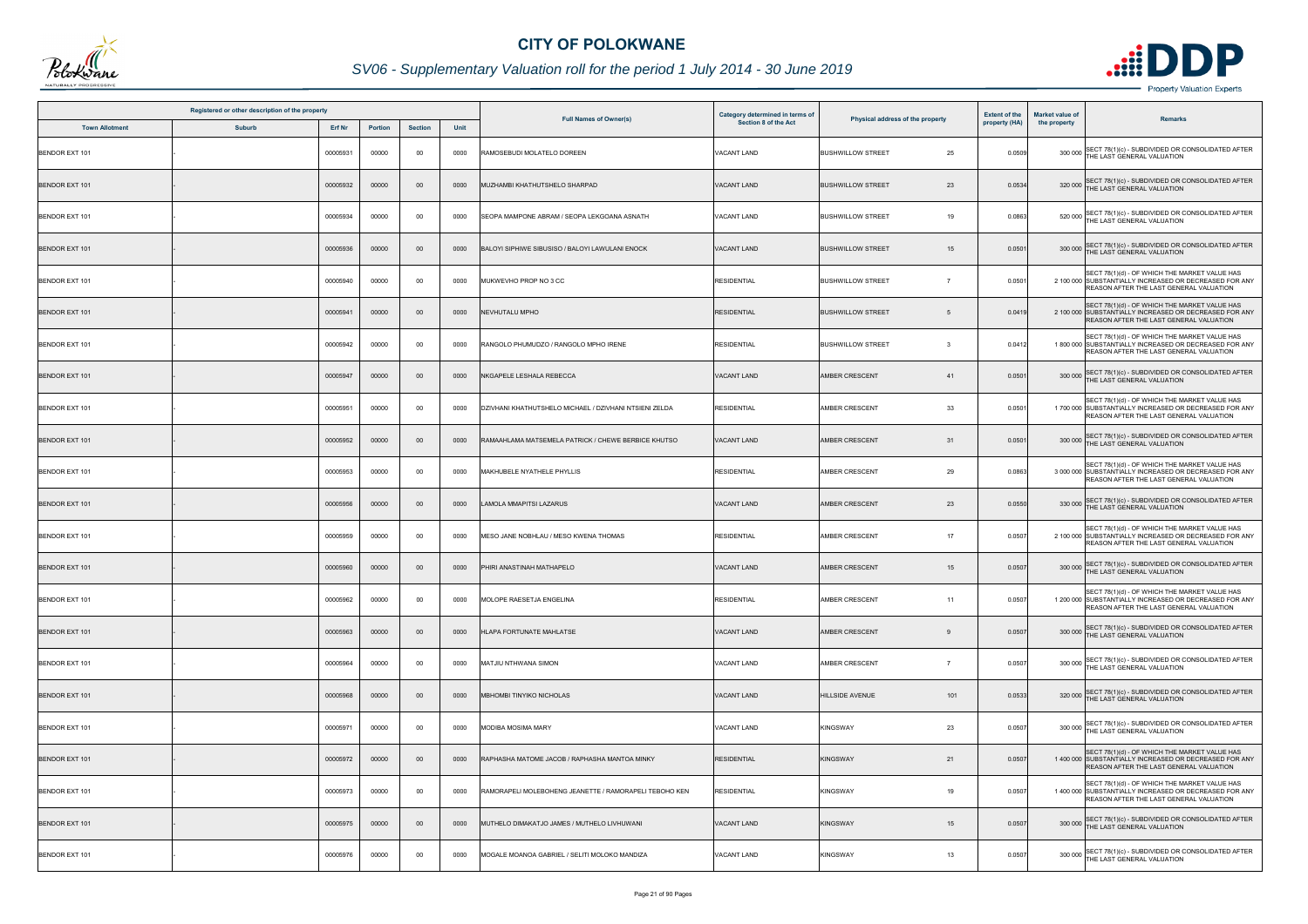# CITY OF POLOKWANE

## SV06 - Supplementary Valuation roll for the period 1 July 2014 - 30 June 2019

| Registered or other description of the property | | | | | | Full Names of Owner(s) | Category determined in terms of Section 8 of the Act | Physical address of the property | | Extent of the property (HA) | Market value of the property | Remarks |
|---|---|---|---|---|---|---|---|---|---|---|---|---|
| Town Allotment | Suburb | Erf Nr | Portion | Section | Unit | | | | | | | |
| BENDOR EXT 101 | - | 00005931 | 00000 | 00 | 0000 | RAMOSEBUDI MOLATELO DOREEN | VACANT LAND | BUSHWILLOW STREET | 25 | 0.0509 | 300 000 | SECT 78(1)(c) - SUBDIVIDED OR CONSOLIDATED AFTER THE LAST GENERAL VALUATION |
| BENDOR EXT 101 | - | 00005932 | 00000 | 00 | 0000 | MUZHAMBI KHATHUTSHELO SHARPAD | VACANT LAND | BUSHWILLOW STREET | 23 | 0.0534 | 320 000 | SECT 78(1)(c) - SUBDIVIDED OR CONSOLIDATED AFTER THE LAST GENERAL VALUATION |
| BENDOR EXT 101 | - | 00005934 | 00000 | 00 | 0000 | SEOPA MAMPONE ABRAM / SEOPA LEKGOANA ASNATH | VACANT LAND | BUSHWILLOW STREET | 19 | 0.0863 | 520 000 | SECT 78(1)(c) - SUBDIVIDED OR CONSOLIDATED AFTER THE LAST GENERAL VALUATION |
| BENDOR EXT 101 | - | 00005936 | 00000 | 00 | 0000 | BALOYI SIPHIWE SIBUSISO / BALOYI LAWULANI ENOCK | VACANT LAND | BUSHWILLOW STREET | 15 | 0.0501 | 300 000 | SECT 78(1)(c) - SUBDIVIDED OR CONSOLIDATED AFTER THE LAST GENERAL VALUATION |
| BENDOR EXT 101 | - | 00005940 | 00000 | 00 | 0000 | MUKWEVHO PROP NO 3 CC | RESIDENTIAL | BUSHWILLOW STREET | 7 | 0.0501 | 2 100 000 | SECT 78(1)(d) - OF WHICH THE MARKET VALUE HAS SUBSTANTIALLY INCREASED OR DECREASED FOR ANY REASON AFTER THE LAST GENERAL VALUATION |
| BENDOR EXT 101 | - | 00005941 | 00000 | 00 | 0000 | NEVHUTALU MPHO | RESIDENTIAL | BUSHWILLOW STREET | 5 | 0.0419 | 2 100 000 | SECT 78(1)(d) - OF WHICH THE MARKET VALUE HAS SUBSTANTIALLY INCREASED OR DECREASED FOR ANY REASON AFTER THE LAST GENERAL VALUATION |
| BENDOR EXT 101 | - | 00005942 | 00000 | 00 | 0000 | RANGOLO PHUMUDZO / RANGOLO MPHO IRENE | RESIDENTIAL | BUSHWILLOW STREET | 3 | 0.0412 | 1 800 000 | SECT 78(1)(d) - OF WHICH THE MARKET VALUE HAS SUBSTANTIALLY INCREASED OR DECREASED FOR ANY REASON AFTER THE LAST GENERAL VALUATION |
| BENDOR EXT 101 | - | 00005947 | 00000 | 00 | 0000 | NKGAPELE LESHALA REBECCA | VACANT LAND | AMBER CRESCENT | 41 | 0.0501 | 300 000 | SECT 78(1)(c) - SUBDIVIDED OR CONSOLIDATED AFTER THE LAST GENERAL VALUATION |
| BENDOR EXT 101 | - | 00005951 | 00000 | 00 | 0000 | DZIVHANI KHATHUTSHELO MICHAEL / DZIVHANI NTSIENI ZELDA | RESIDENTIAL | AMBER CRESCENT | 33 | 0.0501 | 1 700 000 | SECT 78(1)(d) - OF WHICH THE MARKET VALUE HAS SUBSTANTIALLY INCREASED OR DECREASED FOR ANY REASON AFTER THE LAST GENERAL VALUATION |
| BENDOR EXT 101 | - | 00005952 | 00000 | 00 | 0000 | RAMAAHLAMA MATSEMELA PATRICK / CHEWE BERBICE KHUTSO | VACANT LAND | AMBER CRESCENT | 31 | 0.0501 | 300 000 | SECT 78(1)(c) - SUBDIVIDED OR CONSOLIDATED AFTER THE LAST GENERAL VALUATION |
| BENDOR EXT 101 | - | 00005953 | 00000 | 00 | 0000 | MAKHUBELE NYATHELE PHYLLIS | RESIDENTIAL | AMBER CRESCENT | 29 | 0.0863 | 3 000 000 | SECT 78(1)(d) - OF WHICH THE MARKET VALUE HAS SUBSTANTIALLY INCREASED OR DECREASED FOR ANY REASON AFTER THE LAST GENERAL VALUATION |
| BENDOR EXT 101 | - | 00005956 | 00000 | 00 | 0000 | LAMOLA MMAPITSI LAZARUS | VACANT LAND | AMBER CRESCENT | 23 | 0.0550 | 330 000 | SECT 78(1)(c) - SUBDIVIDED OR CONSOLIDATED AFTER THE LAST GENERAL VALUATION |
| BENDOR EXT 101 | - | 00005959 | 00000 | 00 | 0000 | MESO JANE NOBHLAU / MESO KWENA THOMAS | RESIDENTIAL | AMBER CRESCENT | 17 | 0.0507 | 2 100 000 | SECT 78(1)(d) - OF WHICH THE MARKET VALUE HAS SUBSTANTIALLY INCREASED OR DECREASED FOR ANY REASON AFTER THE LAST GENERAL VALUATION |
| BENDOR EXT 101 | - | 00005960 | 00000 | 00 | 0000 | PHIRI ANASTINAH MATHAPELO | VACANT LAND | AMBER CRESCENT | 15 | 0.0507 | 300 000 | SECT 78(1)(c) - SUBDIVIDED OR CONSOLIDATED AFTER THE LAST GENERAL VALUATION |
| BENDOR EXT 101 | - | 00005962 | 00000 | 00 | 0000 | MOLOPE RAESETJA ENGELINA | RESIDENTIAL | AMBER CRESCENT | 11 | 0.0507 | 1 200 000 | SECT 78(1)(d) - OF WHICH THE MARKET VALUE HAS SUBSTANTIALLY INCREASED OR DECREASED FOR ANY REASON AFTER THE LAST GENERAL VALUATION |
| BENDOR EXT 101 | - | 00005963 | 00000 | 00 | 0000 | HLAPA FORTUNATE MAHLATSE | VACANT LAND | AMBER CRESCENT | 9 | 0.0507 | 300 000 | SECT 78(1)(c) - SUBDIVIDED OR CONSOLIDATED AFTER THE LAST GENERAL VALUATION |
| BENDOR EXT 101 | - | 00005964 | 00000 | 00 | 0000 | MATJIU NTHWANA SIMON | VACANT LAND | AMBER CRESCENT | 7 | 0.0507 | 300 000 | SECT 78(1)(c) - SUBDIVIDED OR CONSOLIDATED AFTER THE LAST GENERAL VALUATION |
| BENDOR EXT 101 | - | 00005968 | 00000 | 00 | 0000 | MBHOMBI TINYIKO NICHOLAS | VACANT LAND | HILLSIDE AVENUE | 101 | 0.0533 | 320 000 | SECT 78(1)(c) - SUBDIVIDED OR CONSOLIDATED AFTER THE LAST GENERAL VALUATION |
| BENDOR EXT 101 | - | 00005971 | 00000 | 00 | 0000 | MODIBA MOSIMA MARY | VACANT LAND | KINGSWAY | 23 | 0.0507 | 300 000 | SECT 78(1)(c) - SUBDIVIDED OR CONSOLIDATED AFTER THE LAST GENERAL VALUATION |
| BENDOR EXT 101 | - | 00005972 | 00000 | 00 | 0000 | RAPHASHA MATOME JACOB / RAPHASHA MANTOA MINKY | RESIDENTIAL | KINGSWAY | 21 | 0.0507 | 1 400 000 | SECT 78(1)(d) - OF WHICH THE MARKET VALUE HAS SUBSTANTIALLY INCREASED OR DECREASED FOR ANY REASON AFTER THE LAST GENERAL VALUATION |
| BENDOR EXT 101 | - | 00005973 | 00000 | 00 | 0000 | RAMORAPELI MOLEBOHENG JEANETTE / RAMORAPELI TEBOHO KEN | RESIDENTIAL | KINGSWAY | 19 | 0.0507 | 1 400 000 | SECT 78(1)(d) - OF WHICH THE MARKET VALUE HAS SUBSTANTIALLY INCREASED OR DECREASED FOR ANY REASON AFTER THE LAST GENERAL VALUATION |
| BENDOR EXT 101 | - | 00005975 | 00000 | 00 | 0000 | MUTHELO DIMAKATJO JAMES / MUTHELO LIVHUWANI | VACANT LAND | KINGSWAY | 15 | 0.0507 | 300 000 | SECT 78(1)(c) - SUBDIVIDED OR CONSOLIDATED AFTER THE LAST GENERAL VALUATION |
| BENDOR EXT 101 | - | 00005976 | 00000 | 00 | 0000 | MOGALE MOANOA GABRIEL / SELITI MOLOKO MANDIZA | VACANT LAND | KINGSWAY | 13 | 0.0507 | 300 000 | SECT 78(1)(c) - SUBDIVIDED OR CONSOLIDATED AFTER THE LAST GENERAL VALUATION |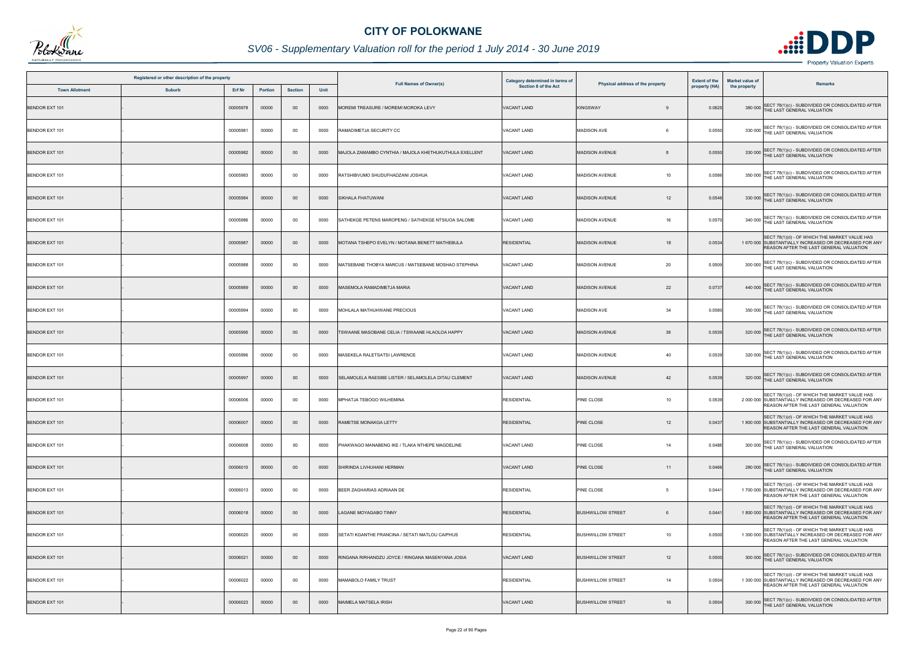# CITY OF POLOKWANE

## SV06 - Supplementary Valuation roll for the period 1 July 2014 - 30 June 2019

| Registered or other description of the property | | | | | | Full Names of Owner(s) | Category determined in terms of Section 8 of the Act | Physical address of the property | | Extent of the property (HA) | Market value of the property | Remarks |
|---|---|---|---|---|---|---|---|---|---|---|---|---|
| Town Allotment | Suburb | Erf Nr | Portion | Section | Unit | | | | | | | |
| BENDOR EXT 101 | - | 00005978 | 00000 | 00 | 0000 | MOREMI TREASURE / MOREMI MOROKA LEVY | VACANT LAND | KINGSWAY | 9 | 0.0625 | 380 000 | SECT 78(1)(c) - SUBDIVIDED OR CONSOLIDATED AFTER THE LAST GENERAL VALUATION |
| BENDOR EXT 101 | - | 00005981 | 00000 | 00 | 0000 | RAMADIMETJA SECURITY CC | VACANT LAND | MADISON AVE | 6 | 0.0550 | 330 000 | SECT 78(1)(c) - SUBDIVIDED OR CONSOLIDATED AFTER THE LAST GENERAL VALUATION |
| BENDOR EXT 101 | - | 00005982 | 00000 | 00 | 0000 | MAJOLA ZAMAMBO CYNTHIA / MAJOLA KHETHUKUTHULA EXELLENT | VACANT LAND | MADISON AVENUE | 8 | 0.0550 | 330 000 | SECT 78(1)(c) - SUBDIVIDED OR CONSOLIDATED AFTER THE LAST GENERAL VALUATION |
| BENDOR EXT 101 | - | 00005983 | 00000 | 00 | 0000 | RATSHIBVUMO SHUDUFHADZANI JOSHUA | VACANT LAND | MADISON AVENUE | 10 | 0.0586 | 350 000 | SECT 78(1)(c) - SUBDIVIDED OR CONSOLIDATED AFTER THE LAST GENERAL VALUATION |
| BENDOR EXT 101 | - | 00005984 | 00000 | 00 | 0000 | SIKHALA FHATUWANI | VACANT LAND | MADISON AVENUE | 12 | 0.0546 | 330 000 | SECT 78(1)(c) - SUBDIVIDED OR CONSOLIDATED AFTER THE LAST GENERAL VALUATION |
| BENDOR EXT 101 | - | 00005986 | 00000 | 00 | 0000 | SATHEKGE PETENS MAROPENG / SATHEKGE NTSIUOA SALOME | VACANT LAND | MADISON AVENUE | 16 | 0.0570 | 340 000 | SECT 78(1)(c) - SUBDIVIDED OR CONSOLIDATED AFTER THE LAST GENERAL VALUATION |
| BENDOR EXT 101 | - | 00005987 | 00000 | 00 | 0000 | MOTANA TSHEPO EVELYN / MOTANA BENETT MATHEBULA | RESIDENTIAL | MADISON AVENUE | 18 | 0.0534 | 1 670 000 | SECT 78(1)(d) - OF WHICH THE MARKET VALUE HAS SUBSTANTIALLY INCREASED OR DECREASED FOR ANY REASON AFTER THE LAST GENERAL VALUATION |
| BENDOR EXT 101 | - | 00005988 | 00000 | 00 | 0000 | MATSEBANE THOBYA MARCUS / MATSEBANE MOSHAO STEPHINA | VACANT LAND | MADISON AVENUE | 20 | 0.0509 | 300 000 | SECT 78(1)(c) - SUBDIVIDED OR CONSOLIDATED AFTER THE LAST GENERAL VALUATION |
| BENDOR EXT 101 | - | 00005989 | 00000 | 00 | 0000 | MASEMOLA RAMADIMETJA MARIA | VACANT LAND | MADISON AVENUE | 22 | 0.0737 | 440 000 | SECT 78(1)(c) - SUBDIVIDED OR CONSOLIDATED AFTER THE LAST GENERAL VALUATION |
| BENDOR EXT 101 | - | 00005994 | 00000 | 00 | 0000 | MOHLALA MATHUHWANE PRECIOUS | VACANT LAND | MADISON AVE | 34 | 0.0580 | 350 000 | SECT 78(1)(c) - SUBDIVIDED OR CONSOLIDATED AFTER THE LAST GENERAL VALUATION |
| BENDOR EXT 101 | - | 00005995 | 00000 | 00 | 0000 | TSWAANE MASOBANE CELIA / TSWAANE HLAOLOA HAPPY | VACANT LAND | MADISON AVENUE | 38 | 0.0539 | 320 000 | SECT 78(1)(c) - SUBDIVIDED OR CONSOLIDATED AFTER THE LAST GENERAL VALUATION |
| BENDOR EXT 101 | - | 00005996 | 00000 | 00 | 0000 | MASEKELA RALETSATSI LAWRENCE | VACANT LAND | MADISON AVENUE | 40 | 0.0539 | 320 000 | SECT 78(1)(c) - SUBDIVIDED OR CONSOLIDATED AFTER THE LAST GENERAL VALUATION |
| BENDOR EXT 101 | - | 00005997 | 00000 | 00 | 0000 | SELAMOLELA RAESIBE LISTER / SELAMOLELA DITAU CLEMENT | VACANT LAND | MADISON AVENUE | 42 | 0.0539 | 320 000 | SECT 78(1)(c) - SUBDIVIDED OR CONSOLIDATED AFTER THE LAST GENERAL VALUATION |
| BENDOR EXT 101 | - | 00006006 | 00000 | 00 | 0000 | MPHATJA TEBOGO WILHEMINA | RESIDENTIAL | PINE CLOSE | 10 | 0.0539 | 2 000 000 | SECT 78(1)(d) - OF WHICH THE MARKET VALUE HAS SUBSTANTIALLY INCREASED OR DECREASED FOR ANY REASON AFTER THE LAST GENERAL VALUATION |
| BENDOR EXT 101 | - | 00006007 | 00000 | 00 | 0000 | RAMETSE MONAKGA LETTY | RESIDENTIAL | PINE CLOSE | 12 | 0.0437 | 1 800 000 | SECT 78(1)(d) - OF WHICH THE MARKET VALUE HAS SUBSTANTIALLY INCREASED OR DECREASED FOR ANY REASON AFTER THE LAST GENERAL VALUATION |
| BENDOR EXT 101 | - | 00006008 | 00000 | 00 | 0000 | PHAKWAGO MANABENG IKE / TLAKA NTHEPE MAGDELINE | VACANT LAND | PINE CLOSE | 14 | 0.0488 | 300 000 | SECT 78(1)(c) - SUBDIVIDED OR CONSOLIDATED AFTER THE LAST GENERAL VALUATION |
| BENDOR EXT 101 | - | 00006010 | 00000 | 00 | 0000 | SHIRINDA LIVHUHANI HERMAN | VACANT LAND | PINE CLOSE | 11 | 0.0466 | 280 000 | SECT 78(1)(c) - SUBDIVIDED OR CONSOLIDATED AFTER THE LAST GENERAL VALUATION |
| BENDOR EXT 101 | - | 00006013 | 00000 | 00 | 0000 | BEER ZAGHARIAS ADRIAAN DE | RESIDENTIAL | PINE CLOSE | 5 | 0.0441 | 1 700 000 | SECT 78(1)(d) - OF WHICH THE MARKET VALUE HAS SUBSTANTIALLY INCREASED OR DECREASED FOR ANY REASON AFTER THE LAST GENERAL VALUATION |
| BENDOR EXT 101 | - | 00006018 | 00000 | 00 | 0000 | LAGANE MOYAGABO TINNY | RESIDENTIAL | BUSHWILLOW STREET | 6 | 0.0441 | 1 800 000 | SECT 78(1)(d) - OF WHICH THE MARKET VALUE HAS SUBSTANTIALLY INCREASED OR DECREASED FOR ANY REASON AFTER THE LAST GENERAL VALUATION |
| BENDOR EXT 101 | - | 00006020 | 00000 | 00 | 0000 | SETATI KGANTHE FRANCINA / SETATI MATLOU CAIPHUS | RESIDENTIAL | BUSHWILLOW STREET | 10 | 0.0500 | 1 300 000 | SECT 78(1)(d) - OF WHICH THE MARKET VALUE HAS SUBSTANTIALLY INCREASED OR DECREASED FOR ANY REASON AFTER THE LAST GENERAL VALUATION |
| BENDOR EXT 101 | - | 00006021 | 00000 | 00 | 0000 | RINGANA RIRHANDZU JOYCE / RINGANA MASENYANA JOSIA | VACANT LAND | BUSHWILLOW STREET | 12 | 0.0500 | 300 000 | SECT 78(1)(c) - SUBDIVIDED OR CONSOLIDATED AFTER THE LAST GENERAL VALUATION |
| BENDOR EXT 101 | - | 00006022 | 00000 | 00 | 0000 | MAMABOLO FAMILY TRUST | RESIDENTIAL | BUSHWILLOW STREET | 14 | 0.0504 | 1 300 000 | SECT 78(1)(d) - OF WHICH THE MARKET VALUE HAS SUBSTANTIALLY INCREASED OR DECREASED FOR ANY REASON AFTER THE LAST GENERAL VALUATION |
| BENDOR EXT 101 | - | 00006023 | 00000 | 00 | 0000 | MAIMELA MATSELA IRISH | VACANT LAND | BUSHWILLOW STREET | 16 | 0.0504 | 300 000 | SECT 78(1)(c) - SUBDIVIDED OR CONSOLIDATED AFTER THE LAST GENERAL VALUATION |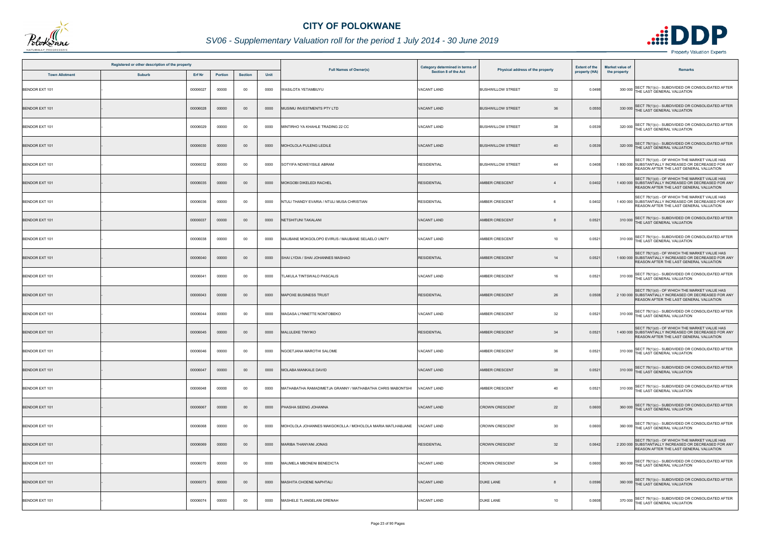# CITY OF POLOKWANE

## SV06 - Supplementary Valuation roll for the period 1 July 2014 - 30 June 2019

| Registered or other description of the property | | | | | | Full Names of Owner(s) | Category determined in terms of Section 8 of the Act | Physical address of the property | | Extent of the property (HA) | Market value of the property | Remarks |
|---|---|---|---|---|---|---|---|---|---|---|---|---|
| Town Allotment | Suburb | Erf Nr | Portion | Section | Unit | | | | | | | |
| BENDOR EXT 101 | - | 00006027 | 00000 | 00 | 0000 | WASILOTA YETAMBUYU | VACANT LAND | BUSHWILLOW STREET | 32 | 0.0498 | 300 000 | SECT 78(1)(c) - SUBDIVIDED OR CONSOLIDATED AFTER THE LAST GENERAL VALUATION |
| BENDOR EXT 101 | - | 00006028 | 00000 | 00 | 0000 | MUSIMU INVESTMENTS PTY LTD | VACANT LAND | BUSHWILLOW STREET | 36 | 0.0550 | 330 000 | SECT 78(1)(c) - SUBDIVIDED OR CONSOLIDATED AFTER THE LAST GENERAL VALUATION |
| BENDOR EXT 101 | - | 00006029 | 00000 | 00 | 0000 | MINTIRHO YA KHAHLE TRADING 22 CC | VACANT LAND | BUSHWILLOW STREET | 38 | 0.0539 | 320 000 | SECT 78(1)(c) - SUBDIVIDED OR CONSOLIDATED AFTER THE LAST GENERAL VALUATION |
| BENDOR EXT 101 | - | 00006030 | 00000 | 00 | 0000 | MOHOLOLA PULENG LEDILE | VACANT LAND | BUSHWILLOW STREET | 40 | 0.0539 | 320 000 | SECT 78(1)(c) - SUBDIVIDED OR CONSOLIDATED AFTER THE LAST GENERAL VALUATION |
| BENDOR EXT 101 | - | 00006032 | 00000 | 00 | 0000 | SOTYIFA NDWEYISILE ABRAM | RESIDENTIAL | BUSHWILLOW STREET | 44 | 0.0408 | 1 800 000 | SECT 78(1)(d) - OF WHICH THE MARKET VALUE HAS SUBSTANTIALLY INCREASED OR DECREASED FOR ANY REASON AFTER THE LAST GENERAL VALUATION |
| BENDOR EXT 101 | - | 00006035 | 00000 | 00 | 0000 | MOKGOBI DIKELEDI RACHEL | RESIDENTIAL | AMBER CRESCENT | 4 | 0.0402 | 1 400 000 | SECT 78(1)(d) - OF WHICH THE MARKET VALUE HAS SUBSTANTIALLY INCREASED OR DECREASED FOR ANY REASON AFTER THE LAST GENERAL VALUATION |
| BENDOR EXT 101 | - | 00006036 | 00000 | 00 | 0000 | NTULI THANDY EVARIA / NTULI MUSA CHRISTIAN | RESIDENTIAL | AMBER CRESCENT | 6 | 0.0402 | 1 400 000 | SECT 78(1)(d) - OF WHICH THE MARKET VALUE HAS SUBSTANTIALLY INCREASED OR DECREASED FOR ANY REASON AFTER THE LAST GENERAL VALUATION |
| BENDOR EXT 101 | - | 00006037 | 00000 | 00 | 0000 | NETSHITUNI TAKALANI | VACANT LAND | AMBER CRESCENT | 8 | 0.0521 | 310 000 | SECT 78(1)(c) - SUBDIVIDED OR CONSOLIDATED AFTER THE LAST GENERAL VALUATION |
| BENDOR EXT 101 | - | 00006038 | 00000 | 00 | 0000 | MAUBANE MOKGOLOPO EVIRUS / MAUBANE SELAELO UNITY | VACANT LAND | AMBER CRESCENT | 10 | 0.0521 | 310 000 | SECT 78(1)(c) - SUBDIVIDED OR CONSOLIDATED AFTER THE LAST GENERAL VALUATION |
| BENDOR EXT 101 | - | 00006040 | 00000 | 00 | 0000 | SHAI LYDIA / SHAI JOHANNES MASHAO | RESIDENTIAL | AMBER CRESCENT | 14 | 0.0521 | 1 600 000 | SECT 78(1)(d) - OF WHICH THE MARKET VALUE HAS SUBSTANTIALLY INCREASED OR DECREASED FOR ANY REASON AFTER THE LAST GENERAL VALUATION |
| BENDOR EXT 101 | - | 00006041 | 00000 | 00 | 0000 | TLAKULA TINTSWALO PASCALIS | VACANT LAND | AMBER CRESCENT | 16 | 0.0521 | 310 000 | SECT 78(1)(c) - SUBDIVIDED OR CONSOLIDATED AFTER THE LAST GENERAL VALUATION |
| BENDOR EXT 101 | - | 00006043 | 00000 | 00 | 0000 | MAPOXE BUSINESS TRUST | RESIDENTIAL | AMBER CRESCENT | 26 | 0.0508 | 2 100 000 | SECT 78(1)(d) - OF WHICH THE MARKET VALUE HAS SUBSTANTIALLY INCREASED OR DECREASED FOR ANY REASON AFTER THE LAST GENERAL VALUATION |
| BENDOR EXT 101 | - | 00006044 | 00000 | 00 | 0000 | MAGASA LYNNETTE NONTOBEKO | VACANT LAND | AMBER CRESCENT | 32 | 0.0521 | 310 000 | SECT 78(1)(c) - SUBDIVIDED OR CONSOLIDATED AFTER THE LAST GENERAL VALUATION |
| BENDOR EXT 101 | - | 00006045 | 00000 | 00 | 0000 | MALULEKE TINYIKO | RESIDENTIAL | AMBER CRESCENT | 34 | 0.0521 | 1 400 000 | SECT 78(1)(d) - OF WHICH THE MARKET VALUE HAS SUBSTANTIALLY INCREASED OR DECREASED FOR ANY REASON AFTER THE LAST GENERAL VALUATION |
| BENDOR EXT 101 | - | 00006046 | 00000 | 00 | 0000 | NGOETJANA MAROTHI SALOME | VACANT LAND | AMBER CRESCENT | 36 | 0.0521 | 310 000 | SECT 78(1)(c) - SUBDIVIDED OR CONSOLIDATED AFTER THE LAST GENERAL VALUATION |
| BENDOR EXT 101 | - | 00006047 | 00000 | 00 | 0000 | MOLABA MANKALE DAVID | VACANT LAND | AMBER CRESCENT | 38 | 0.0521 | 310 000 | SECT 78(1)(c) - SUBDIVIDED OR CONSOLIDATED AFTER THE LAST GENERAL VALUATION |
| BENDOR EXT 101 | - | 00006048 | 00000 | 00 | 0000 | MATHABATHA RAMADIMETJA GRANNY / MATHABATHA CHRIS MABONTSHI | VACANT LAND | AMBER CRESCENT | 40 | 0.0521 | 310 000 | SECT 78(1)(c) - SUBDIVIDED OR CONSOLIDATED AFTER THE LAST GENERAL VALUATION |
| BENDOR EXT 101 | - | 00006067 | 00000 | 00 | 0000 | PHASHA SEENG JOHANNA | VACANT LAND | CROWN CRESCENT | 22 | 0.0600 | 360 000 | SECT 78(1)(c) - SUBDIVIDED OR CONSOLIDATED AFTER THE LAST GENERAL VALUATION |
| BENDOR EXT 101 | - | 00006068 | 00000 | 00 | 0000 | MOHOLOLA JOHANNES MAKGOKOLLA / MOHOLOLA MARIA MATLHABJANE | VACANT LAND | CROWN CRESCENT | 30 | 0.0600 | 360 000 | SECT 78(1)(c) - SUBDIVIDED OR CONSOLIDATED AFTER THE LAST GENERAL VALUATION |
| BENDOR EXT 101 | - | 00006069 | 00000 | 00 | 0000 | MARIBA THANYANI JONAS | RESIDENTIAL | CROWN CRESCENT | 32 | 0.0642 | 2 200 000 | SECT 78(1)(d) - OF WHICH THE MARKET VALUE HAS SUBSTANTIALLY INCREASED OR DECREASED FOR ANY REASON AFTER THE LAST GENERAL VALUATION |
| BENDOR EXT 101 | - | 00006070 | 00000 | 00 | 0000 | MAUMELA MBONENI BENEDICTA | VACANT LAND | CROWN CRESCENT | 34 | 0.0600 | 360 000 | SECT 78(1)(c) - SUBDIVIDED OR CONSOLIDATED AFTER THE LAST GENERAL VALUATION |
| BENDOR EXT 101 | - | 00006073 | 00000 | 00 | 0000 | MASHITA CHOENE NAPHTALI | VACANT LAND | DUKE LANE | 8 | 0.0596 | 360 000 | SECT 78(1)(c) - SUBDIVIDED OR CONSOLIDATED AFTER THE LAST GENERAL VALUATION |
| BENDOR EXT 101 | - | 00006074 | 00000 | 00 | 0000 | MASHELE TLANGELANI DRENAH | VACANT LAND | DUKE LANE | 10 | 0.0608 | 370 000 | SECT 78(1)(c) - SUBDIVIDED OR CONSOLIDATED AFTER THE LAST GENERAL VALUATION |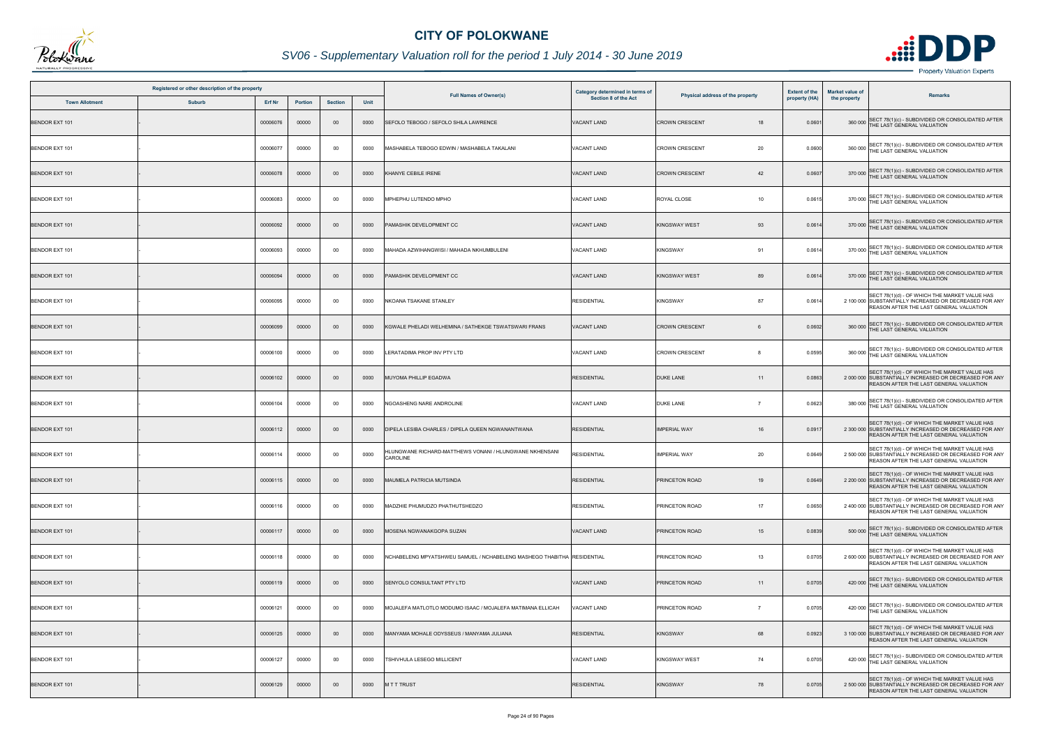# CITY OF POLOKWANE

## *SV06 - Supplementary Valuation roll for the period 1 July 2014 - 30 June 2019*

| Registered or other description of the property | | | | | | Full Names of Owner(s) | Category determined in terms of Section 8 of the Act | Physical address of the property | | Extent of the property (HA) | Market value of the property | Remarks |
|---|---|---|---|---|---|---|---|---|---|---|---|---|
| Town Allotment | Suburb | Erf Nr | Portion | Section | Unit | | | | | | | |
| BENDOR EXT 101 | - | 00006076 | 00000 | 00 | 0000 | SEFOLO TEBOGO / SEFOLO SHILA LAWRENCE | VACANT LAND | CROWN CRESCENT | 18 | 0.0601 | 360 000 | SECT 78(1)(c) - SUBDIVIDED OR CONSOLIDATED AFTER THE LAST GENERAL VALUATION |
| BENDOR EXT 101 | - | 00006077 | 00000 | 00 | 0000 | MASHABELA TEBOGO EDWIN / MASHABELA TAKALANI | VACANT LAND | CROWN CRESCENT | 20 | 0.0600 | 360 000 | SECT 78(1)(c) - SUBDIVIDED OR CONSOLIDATED AFTER THE LAST GENERAL VALUATION |
| BENDOR EXT 101 | - | 00006078 | 00000 | 00 | 0000 | KHANYE CEBILE IRENE | VACANT LAND | CROWN CRESCENT | 42 | 0.0607 | 370 000 | SECT 78(1)(c) - SUBDIVIDED OR CONSOLIDATED AFTER THE LAST GENERAL VALUATION |
| BENDOR EXT 101 | - | 00006083 | 00000 | 00 | 0000 | MPHEPHU LUTENDO MPHO | VACANT LAND | ROYAL CLOSE | 10 | 0.0615 | 370 000 | SECT 78(1)(c) - SUBDIVIDED OR CONSOLIDATED AFTER THE LAST GENERAL VALUATION |
| BENDOR EXT 101 | - | 00006092 | 00000 | 00 | 0000 | PAMASHIK DEVELOPMENT CC | VACANT LAND | KINGSWAY WEST | 93 | 0.0614 | 370 000 | SECT 78(1)(c) - SUBDIVIDED OR CONSOLIDATED AFTER THE LAST GENERAL VALUATION |
| BENDOR EXT 101 | - | 00006093 | 00000 | 00 | 0000 | MAHADA AZWIHANGWISI / MAHADA NKHUMBULENI | VACANT LAND | KINGSWAY | 91 | 0.0614 | 370 000 | SECT 78(1)(c) - SUBDIVIDED OR CONSOLIDATED AFTER THE LAST GENERAL VALUATION |
| BENDOR EXT 101 | - | 00006094 | 00000 | 00 | 0000 | PAMASHIK DEVELOPMENT CC | VACANT LAND | KINGSWAY WEST | 89 | 0.0614 | 370 000 | SECT 78(1)(c) - SUBDIVIDED OR CONSOLIDATED AFTER THE LAST GENERAL VALUATION |
| BENDOR EXT 101 | - | 00006095 | 00000 | 00 | 0000 | NKOANA TSAKANE STANLEY | RESIDENTIAL | KINGSWAY | 87 | 0.0614 | 2 100 000 | SECT 78(1)(d) - OF WHICH THE MARKET VALUE HAS SUBSTANTIALLY INCREASED OR DECREASED FOR ANY REASON AFTER THE LAST GENERAL VALUATION |
| BENDOR EXT 101 | - | 00006099 | 00000 | 00 | 0000 | KGWALE PHELADI WELHEMINA / SATHEKGE TSWATSWARI FRANS | VACANT LAND | CROWN CRESCENT | 6 | 0.0602 | 360 000 | SECT 78(1)(c) - SUBDIVIDED OR CONSOLIDATED AFTER THE LAST GENERAL VALUATION |
| BENDOR EXT 101 | - | 00006100 | 00000 | 00 | 0000 | LERATADIMA PROP INV PTY LTD | VACANT LAND | CROWN CRESCENT | 8 | 0.0595 | 360 000 | SECT 78(1)(c) - SUBDIVIDED OR CONSOLIDATED AFTER THE LAST GENERAL VALUATION |
| BENDOR EXT 101 | - | 00006102 | 00000 | 00 | 0000 | MUYOMA PHILLIP EGADWA | RESIDENTIAL | DUKE LANE | 11 | 0.0863 | 2 000 000 | SECT 78(1)(d) - OF WHICH THE MARKET VALUE HAS SUBSTANTIALLY INCREASED OR DECREASED FOR ANY REASON AFTER THE LAST GENERAL VALUATION |
| BENDOR EXT 101 | - | 00006104 | 00000 | 00 | 0000 | NGOASHENG NARE ANDROLINE | VACANT LAND | DUKE LANE | 7 | 0.0623 | 380 000 | SECT 78(1)(c) - SUBDIVIDED OR CONSOLIDATED AFTER THE LAST GENERAL VALUATION |
| BENDOR EXT 101 | - | 00006112 | 00000 | 00 | 0000 | DIPELA LESIBA CHARLES / DIPELA QUEEN NGWANANTWANA | RESIDENTIAL | IMPERIAL WAY | 16 | 0.0917 | 2 300 000 | SECT 78(1)(d) - OF WHICH THE MARKET VALUE HAS SUBSTANTIALLY INCREASED OR DECREASED FOR ANY REASON AFTER THE LAST GENERAL VALUATION |
| BENDOR EXT 101 | - | 00006114 | 00000 | 00 | 0000 | HLUNGWANE RICHARD-MATTHEWS VONANI / HLUNGWANE NKHENSANI CAROLINE | RESIDENTIAL | IMPERIAL WAY | 20 | 0.0649 | 2 500 000 | SECT 78(1)(d) - OF WHICH THE MARKET VALUE HAS SUBSTANTIALLY INCREASED OR DECREASED FOR ANY REASON AFTER THE LAST GENERAL VALUATION |
| BENDOR EXT 101 | - | 00006115 | 00000 | 00 | 0000 | MAUMELA PATRICIA MUTSINDA | RESIDENTIAL | PRINCETON ROAD | 19 | 0.0649 | 2 200 000 | SECT 78(1)(d) - OF WHICH THE MARKET VALUE HAS SUBSTANTIALLY INCREASED OR DECREASED FOR ANY REASON AFTER THE LAST GENERAL VALUATION |
| BENDOR EXT 101 | - | 00006116 | 00000 | 00 | 0000 | MADZHIE PHUMUDZO PHATHUTSHEDZO | RESIDENTIAL | PRINCETON ROAD | 17 | 0.0650 | 2 400 000 | SECT 78(1)(d) - OF WHICH THE MARKET VALUE HAS SUBSTANTIALLY INCREASED OR DECREASED FOR ANY REASON AFTER THE LAST GENERAL VALUATION |
| BENDOR EXT 101 | - | 00006117 | 00000 | 00 | 0000 | MOSENA NGWANAKGOPA SUZAN | VACANT LAND | PRINCETON ROAD | 15 | 0.0839 | 500 000 | SECT 78(1)(c) - SUBDIVIDED OR CONSOLIDATED AFTER THE LAST GENERAL VALUATION |
| BENDOR EXT 101 | - | 00006118 | 00000 | 00 | 0000 | NCHABELENG MPYATSHWEU SAMUEL / NCHABELENG MASHEGO THABITHA | RESIDENTIAL | PRINCETON ROAD | 13 | 0.0705 | 2 600 000 | SECT 78(1)(d) - OF WHICH THE MARKET VALUE HAS SUBSTANTIALLY INCREASED OR DECREASED FOR ANY REASON AFTER THE LAST GENERAL VALUATION |
| BENDOR EXT 101 | - | 00006119 | 00000 | 00 | 0000 | SENYOLO CONSULTANT PTY LTD | VACANT LAND | PRINCETON ROAD | 11 | 0.0705 | 420 000 | SECT 78(1)(c) - SUBDIVIDED OR CONSOLIDATED AFTER THE LAST GENERAL VALUATION |
| BENDOR EXT 101 | - | 00006121 | 00000 | 00 | 0000 | MOJALEFA MATLOTLO MODUMO ISAAC / MOJALEFA MATIMANA ELLICAH | VACANT LAND | PRINCETON ROAD | 7 | 0.0705 | 420 000 | SECT 78(1)(c) - SUBDIVIDED OR CONSOLIDATED AFTER THE LAST GENERAL VALUATION |
| BENDOR EXT 101 | - | 00006125 | 00000 | 00 | 0000 | MANYAMA MOHALE ODYSSEUS / MANYAMA JULIANA | RESIDENTIAL | KINGSWAY | 68 | 0.0923 | 3 100 000 | SECT 78(1)(d) - OF WHICH THE MARKET VALUE HAS SUBSTANTIALLY INCREASED OR DECREASED FOR ANY REASON AFTER THE LAST GENERAL VALUATION |
| BENDOR EXT 101 | - | 00006127 | 00000 | 00 | 0000 | TSHIVHULA LESEGO MILLICENT | VACANT LAND | KINGSWAY WEST | 74 | 0.0705 | 420 000 | SECT 78(1)(c) - SUBDIVIDED OR CONSOLIDATED AFTER THE LAST GENERAL VALUATION |
| BENDOR EXT 101 | - | 00006129 | 00000 | 00 | 0000 | M T T TRUST | RESIDENTIAL | KINGSWAY | 78 | 0.0705 | 2 500 000 | SECT 78(1)(d) - OF WHICH THE MARKET VALUE HAS SUBSTANTIALLY INCREASED OR DECREASED FOR ANY REASON AFTER THE LAST GENERAL VALUATION |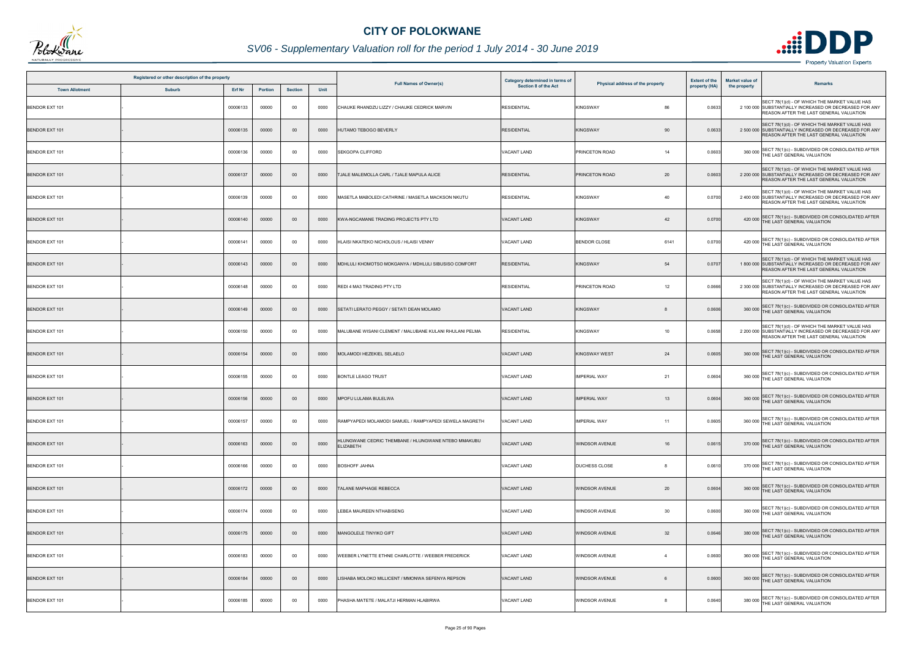# CITY OF POLOKWANE

## SV06 - Supplementary Valuation roll for the period 1 July 2014 - 30 June 2019

| Registered or other description of the property | | | | | | Full Names of Owner(s) | Category determined in terms of Section 8 of the Act | Physical address of the property | | Extent of the property (HA) | Market value of the property | Remarks |
|---|---|---|---|---|---|---|---|---|---|---|---|---|
| Town Allotment | Suburb | Erf Nr | Portion | Section | Unit | | | | | | | |
| BENDOR EXT 101 | - | 00006133 | 00000 | 00 | 0000 | CHAUKE RHANDZU LIZZY / CHAUKE CEDRICK MARVIN | RESIDENTIAL | KINGSWAY | 86 | 0.0633 | 2 100 000 | SECT 78(1)(d) - OF WHICH THE MARKET VALUE HAS SUBSTANTIALLY INCREASED OR DECREASED FOR ANY REASON AFTER THE LAST GENERAL VALUATION |
| BENDOR EXT 101 | - | 00006135 | 00000 | 00 | 0000 | HUTAMO TEBOGO BEVERLY | RESIDENTIAL | KINGSWAY | 90 | 0.0633 | 2 500 000 | SECT 78(1)(d) - OF WHICH THE MARKET VALUE HAS SUBSTANTIALLY INCREASED OR DECREASED FOR ANY REASON AFTER THE LAST GENERAL VALUATION |
| BENDOR EXT 101 | - | 00006136 | 00000 | 00 | 0000 | SEKGOPA CLIFFORD | VACANT LAND | PRINCETON ROAD | 14 | 0.0603 | 360 000 | SECT 78(1)(c) - SUBDIVIDED OR CONSOLIDATED AFTER THE LAST GENERAL VALUATION |
| BENDOR EXT 101 | - | 00006137 | 00000 | 00 | 0000 | TJALE MALEMOLLA CARL / TJALE MAPULA ALICE | RESIDENTIAL | PRINCETON ROAD | 20 | 0.0603 | 2 200 000 | SECT 78(1)(d) - OF WHICH THE MARKET VALUE HAS SUBSTANTIALLY INCREASED OR DECREASED FOR ANY REASON AFTER THE LAST GENERAL VALUATION |
| BENDOR EXT 101 | - | 00006139 | 00000 | 00 | 0000 | MASETLA MABOLEDI CATHRINE / MASETLA MACKSON NKUTU | RESIDENTIAL | KINGSWAY | 40 | 0.0700 | 2 400 000 | SECT 78(1)(d) - OF WHICH THE MARKET VALUE HAS SUBSTANTIALLY INCREASED OR DECREASED FOR ANY REASON AFTER THE LAST GENERAL VALUATION |
| BENDOR EXT 101 | - | 00006140 | 00000 | 00 | 0000 | KWA-NGCAMANE TRADING PROJECTS PTY LTD | VACANT LAND | KINGSWAY | 42 | 0.0700 | 420 000 | SECT 78(1)(c) - SUBDIVIDED OR CONSOLIDATED AFTER THE LAST GENERAL VALUATION |
| BENDOR EXT 101 | - | 00006141 | 00000 | 00 | 0000 | HLAISI NKATEKO NICHOLOUS / HLAISI VENNY | VACANT LAND | BENDOR CLOSE | 6141 | 0.0700 | 420 000 | SECT 78(1)(c) - SUBDIVIDED OR CONSOLIDATED AFTER THE LAST GENERAL VALUATION |
| BENDOR EXT 101 | - | 00006143 | 00000 | 00 | 0000 | MDHLULI KHOMOTSO MOKGANYA / MDHLULI SIBUSISO COMFORT | RESIDENTIAL | KINGSWAY | 54 | 0.0707 | 1 800 000 | SECT 78(1)(d) - OF WHICH THE MARKET VALUE HAS SUBSTANTIALLY INCREASED OR DECREASED FOR ANY REASON AFTER THE LAST GENERAL VALUATION |
| BENDOR EXT 101 | - | 00006148 | 00000 | 00 | 0000 | REDI 4 MA3 TRADING PTY LTD | RESIDENTIAL | PRINCETON ROAD | 12 | 0.0666 | 2 300 000 | SECT 78(1)(d) - OF WHICH THE MARKET VALUE HAS SUBSTANTIALLY INCREASED OR DECREASED FOR ANY REASON AFTER THE LAST GENERAL VALUATION |
| BENDOR EXT 101 | - | 00006149 | 00000 | 00 | 0000 | SETATI LERATO PEGGY / SETATI DEAN MOLAMO | VACANT LAND | KINGSWAY | 8 | 0.0606 | 360 000 | SECT 78(1)(c) - SUBDIVIDED OR CONSOLIDATED AFTER THE LAST GENERAL VALUATION |
| BENDOR EXT 101 | - | 00006150 | 00000 | 00 | 0000 | MALUBANE WISANI CLEMENT / MALUBANE KULANI RHULANI PELMA | RESIDENTIAL | KINGSWAY | 10 | 0.0658 | 2 200 000 | SECT 78(1)(d) - OF WHICH THE MARKET VALUE HAS SUBSTANTIALLY INCREASED OR DECREASED FOR ANY REASON AFTER THE LAST GENERAL VALUATION |
| BENDOR EXT 101 | - | 00006154 | 00000 | 00 | 0000 | MOLAMODI HEZEKIEL SELAELO | VACANT LAND | KINGSWAY WEST | 24 | 0.0605 | 360 000 | SECT 78(1)(c) - SUBDIVIDED OR CONSOLIDATED AFTER THE LAST GENERAL VALUATION |
| BENDOR EXT 101 | - | 00006155 | 00000 | 00 | 0000 | BONTLE LEAGO TRUST | VACANT LAND | IMPERIAL WAY | 21 | 0.0604 | 360 000 | SECT 78(1)(c) - SUBDIVIDED OR CONSOLIDATED AFTER THE LAST GENERAL VALUATION |
| BENDOR EXT 101 | - | 00006156 | 00000 | 00 | 0000 | MPOFU LULAMA BULELWA | VACANT LAND | IMPERIAL WAY | 13 | 0.0604 | 360 000 | SECT 78(1)(c) - SUBDIVIDED OR CONSOLIDATED AFTER THE LAST GENERAL VALUATION |
| BENDOR EXT 101 | - | 00006157 | 00000 | 00 | 0000 | RAMPYAPEDI MOLAMODI SAMUEL / RAMPYAPEDI SEWELA MAGRETH | VACANT LAND | IMPERIAL WAY | 11 | 0.0605 | 360 000 | SECT 78(1)(c) - SUBDIVIDED OR CONSOLIDATED AFTER THE LAST GENERAL VALUATION |
| BENDOR EXT 101 | - | 00006163 | 00000 | 00 | 0000 | HLUNGWANE CEDRIC THEMBANE / HLUNGWANE NTEBO MMAKUBU ELIZABETH | VACANT LAND | WINDSOR AVENUE | 16 | 0.0615 | 370 000 | SECT 78(1)(c) - SUBDIVIDED OR CONSOLIDATED AFTER THE LAST GENERAL VALUATION |
| BENDOR EXT 101 | - | 00006166 | 00000 | 00 | 0000 | BOSHOFF JAHNA | VACANT LAND | DUCHESS CLOSE | 8 | 0.0610 | 370 000 | SECT 78(1)(c) - SUBDIVIDED OR CONSOLIDATED AFTER THE LAST GENERAL VALUATION |
| BENDOR EXT 101 | - | 00006172 | 00000 | 00 | 0000 | TALANE MAPHAGE REBECCA | VACANT LAND | WINDSOR AVENUE | 20 | 0.0604 | 360 000 | SECT 78(1)(c) - SUBDIVIDED OR CONSOLIDATED AFTER THE LAST GENERAL VALUATION |
| BENDOR EXT 101 | - | 00006174 | 00000 | 00 | 0000 | LEBEA MAUREEN NTHABISENG | VACANT LAND | WINDSOR AVENUE | 30 | 0.0600 | 360 000 | SECT 78(1)(c) - SUBDIVIDED OR CONSOLIDATED AFTER THE LAST GENERAL VALUATION |
| BENDOR EXT 101 | - | 00006175 | 00000 | 00 | 0000 | MANGOLELE TINYIKO GIFT | VACANT LAND | WINDSOR AVENUE | 32 | 0.0646 | 380 000 | SECT 78(1)(c) - SUBDIVIDED OR CONSOLIDATED AFTER THE LAST GENERAL VALUATION |
| BENDOR EXT 101 | - | 00006183 | 00000 | 00 | 0000 | WEEBER LYNETTE ETHNE CHARLOTTE / WEEBER FREDERICK | VACANT LAND | WINDSOR AVENUE | 4 | 0.0600 | 360 000 | SECT 78(1)(c) - SUBDIVIDED OR CONSOLIDATED AFTER THE LAST GENERAL VALUATION |
| BENDOR EXT 101 | - | 00006184 | 00000 | 00 | 0000 | LISHABA MOLOKO MILLICENT / MMONWA SEFENYA REPSON | VACANT LAND | WINDSOR AVENUE | 6 | 0.0600 | 360 000 | SECT 78(1)(c) - SUBDIVIDED OR CONSOLIDATED AFTER THE LAST GENERAL VALUATION |
| BENDOR EXT 101 | - | 00006185 | 00000 | 00 | 0000 | PHASHA MATETE / MALATJI HERMAN HLABIRWA | VACANT LAND | WINDSOR AVENUE | 8 | 0.0640 | 380 000 | SECT 78(1)(c) - SUBDIVIDED OR CONSOLIDATED AFTER THE LAST GENERAL VALUATION |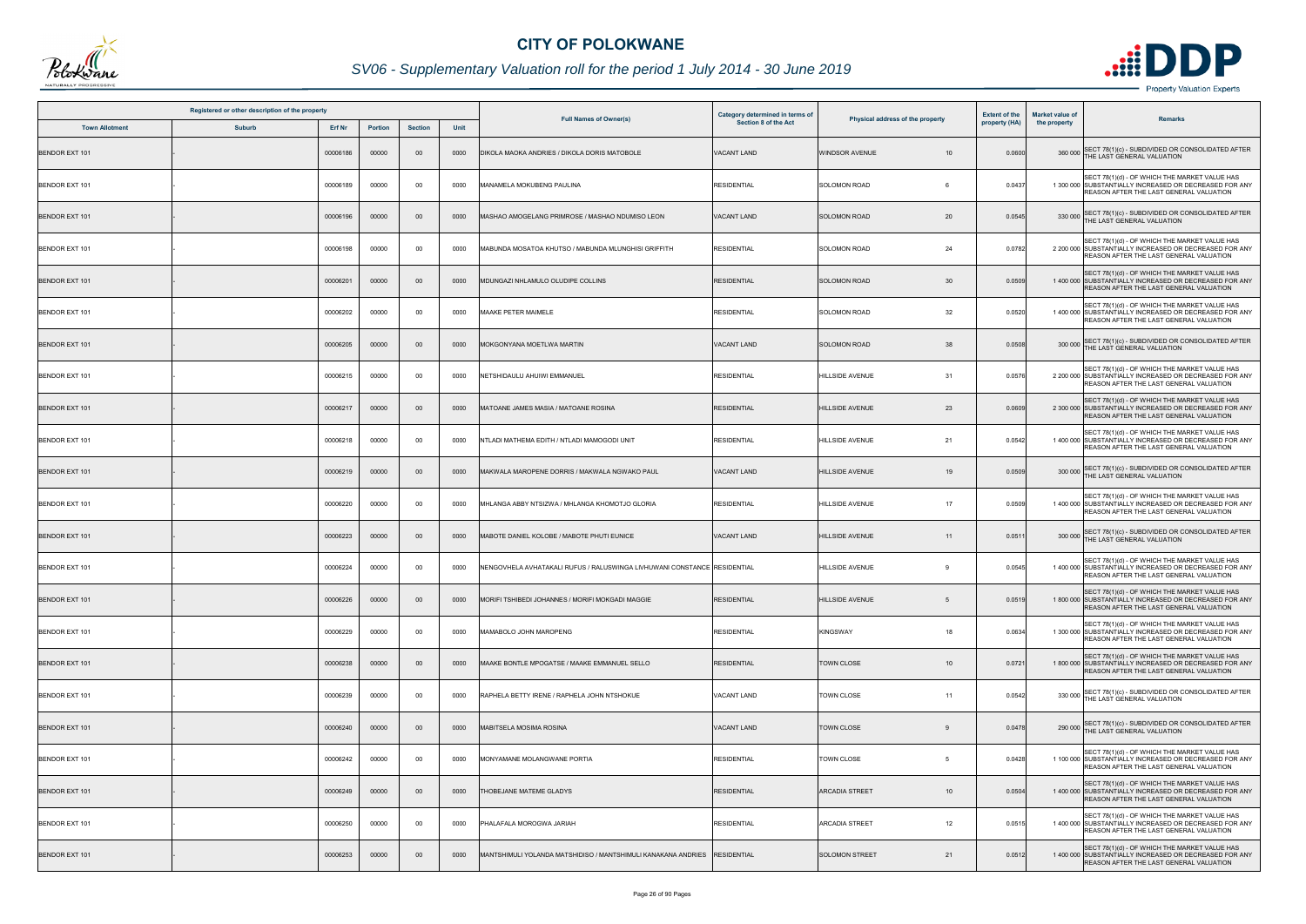# CITY OF POLOKWANE

## SV06 - Supplementary Valuation roll for the period 1 July 2014 - 30 June 2019

| Registered or other description of the property | | | | | | Full Names of Owner(s) | Category determined in terms of Section 8 of the Act | Physical address of the property | | Extent of the property (HA) | Market value of the property | Remarks |
|---|---|---|---|---|---|---|---|---|---|---|---|---|
| Town Allotment | Suburb | Erf Nr | Portion | Section | Unit | | | | | | | |
| BENDOR EXT 101 | - | 00006186 | 00000 | 00 | 0000 | DIKOLA MAOKA ANDRIES / DIKOLA DORIS MATOBOLE | VACANT LAND | WINDSOR AVENUE | 10 | 0.0600 | 360 000 | SECT 78(1)(c) - SUBDIVIDED OR CONSOLIDATED AFTER THE LAST GENERAL VALUATION |
| BENDOR EXT 101 | - | 00006189 | 00000 | 00 | 0000 | MANAMELA MOKUBENG PAULINA | RESIDENTIAL | SOLOMON ROAD | 6 | 0.0437 | 1 300 000 | SECT 78(1)(d) - OF WHICH THE MARKET VALUE HAS SUBSTANTIALLY INCREASED OR DECREASED FOR ANY REASON AFTER THE LAST GENERAL VALUATION |
| BENDOR EXT 101 | - | 00006196 | 00000 | 00 | 0000 | MASHAO AMOGELANG PRIMROSE / MASHAO NDUMISO LEON | VACANT LAND | SOLOMON ROAD | 20 | 0.0545 | 330 000 | SECT 78(1)(c) - SUBDIVIDED OR CONSOLIDATED AFTER THE LAST GENERAL VALUATION |
| BENDOR EXT 101 | - | 00006198 | 00000 | 00 | 0000 | MABUNDA MOSATOA KHUTSO / MABUNDA MLUNGHISI GRIFFITH | RESIDENTIAL | SOLOMON ROAD | 24 | 0.0782 | 2 200 000 | SECT 78(1)(d) - OF WHICH THE MARKET VALUE HAS SUBSTANTIALLY INCREASED OR DECREASED FOR ANY REASON AFTER THE LAST GENERAL VALUATION |
| BENDOR EXT 101 | - | 00006201 | 00000 | 00 | 0000 | MDUNGAZI NHLAMULO OLUDIPE COLLINS | RESIDENTIAL | SOLOMON ROAD | 30 | 0.0509 | 1 400 000 | SECT 78(1)(d) - OF WHICH THE MARKET VALUE HAS SUBSTANTIALLY INCREASED OR DECREASED FOR ANY REASON AFTER THE LAST GENERAL VALUATION |
| BENDOR EXT 101 | - | 00006202 | 00000 | 00 | 0000 | MAAKE PETER MAIMELE | RESIDENTIAL | SOLOMON ROAD | 32 | 0.0520 | 1 400 000 | SECT 78(1)(d) - OF WHICH THE MARKET VALUE HAS SUBSTANTIALLY INCREASED OR DECREASED FOR ANY REASON AFTER THE LAST GENERAL VALUATION |
| BENDOR EXT 101 | - | 00006205 | 00000 | 00 | 0000 | MOKGONYANA MOETLWA MARTIN | VACANT LAND | SOLOMON ROAD | 38 | 0.0508 | 300 000 | SECT 78(1)(c) - SUBDIVIDED OR CONSOLIDATED AFTER THE LAST GENERAL VALUATION |
| BENDOR EXT 101 | - | 00006215 | 00000 | 00 | 0000 | NETSHIDAULU AHUIWI EMMANUEL | RESIDENTIAL | HILLSIDE AVENUE | 31 | 0.0576 | 2 200 000 | SECT 78(1)(d) - OF WHICH THE MARKET VALUE HAS SUBSTANTIALLY INCREASED OR DECREASED FOR ANY REASON AFTER THE LAST GENERAL VALUATION |
| BENDOR EXT 101 | - | 00006217 | 00000 | 00 | 0000 | MATOANE JAMES MASIA / MATOANE ROSINA | RESIDENTIAL | HILLSIDE AVENUE | 23 | 0.0609 | 2 300 000 | SECT 78(1)(d) - OF WHICH THE MARKET VALUE HAS SUBSTANTIALLY INCREASED OR DECREASED FOR ANY REASON AFTER THE LAST GENERAL VALUATION |
| BENDOR EXT 101 | - | 00006218 | 00000 | 00 | 0000 | NTLADI MATHEMA EDITH / NTLADI MAMOGODI UNIT | RESIDENTIAL | HILLSIDE AVENUE | 21 | 0.0542 | 1 400 000 | SECT 78(1)(d) - OF WHICH THE MARKET VALUE HAS SUBSTANTIALLY INCREASED OR DECREASED FOR ANY REASON AFTER THE LAST GENERAL VALUATION |
| BENDOR EXT 101 | - | 00006219 | 00000 | 00 | 0000 | MAKWALA MAROPENE DORRIS / MAKWALA NGWAKO PAUL | VACANT LAND | HILLSIDE AVENUE | 19 | 0.0509 | 300 000 | SECT 78(1)(c) - SUBDIVIDED OR CONSOLIDATED AFTER THE LAST GENERAL VALUATION |
| BENDOR EXT 101 | - | 00006220 | 00000 | 00 | 0000 | MHLANGA ABBY NTSIZWA / MHLANGA KHOMOTJO GLORIA | RESIDENTIAL | HILLSIDE AVENUE | 17 | 0.0509 | 1 400 000 | SECT 78(1)(d) - OF WHICH THE MARKET VALUE HAS SUBSTANTIALLY INCREASED OR DECREASED FOR ANY REASON AFTER THE LAST GENERAL VALUATION |
| BENDOR EXT 101 | - | 00006223 | 00000 | 00 | 0000 | MABOTE DANIEL KOLOBE / MABOTE PHUTI EUNICE | VACANT LAND | HILLSIDE AVENUE | 11 | 0.0511 | 300 000 | SECT 78(1)(c) - SUBDIVIDED OR CONSOLIDATED AFTER THE LAST GENERAL VALUATION |
| BENDOR EXT 101 | - | 00006224 | 00000 | 00 | 0000 | NENGOVHELA AVHATAKALI RUFUS / RALUSWINGA LIVHUWANI CONSTANCE | RESIDENTIAL | HILLSIDE AVENUE | 9 | 0.0545 | 1 400 000 | SECT 78(1)(d) - OF WHICH THE MARKET VALUE HAS SUBSTANTIALLY INCREASED OR DECREASED FOR ANY REASON AFTER THE LAST GENERAL VALUATION |
| BENDOR EXT 101 | - | 00006226 | 00000 | 00 | 0000 | MORIFI TSHIBEDI JOHANNES / MORIFI MOKGADI MAGGIE | RESIDENTIAL | HILLSIDE AVENUE | 5 | 0.0519 | 1 800 000 | SECT 78(1)(d) - OF WHICH THE MARKET VALUE HAS SUBSTANTIALLY INCREASED OR DECREASED FOR ANY REASON AFTER THE LAST GENERAL VALUATION |
| BENDOR EXT 101 | - | 00006229 | 00000 | 00 | 0000 | MAMABOLO JOHN MAROPENG | RESIDENTIAL | KINGSWAY | 18 | 0.0634 | 1 300 000 | SECT 78(1)(d) - OF WHICH THE MARKET VALUE HAS SUBSTANTIALLY INCREASED OR DECREASED FOR ANY REASON AFTER THE LAST GENERAL VALUATION |
| BENDOR EXT 101 | - | 00006238 | 00000 | 00 | 0000 | MAAKE BONTLE MPOGATSE / MAAKE EMMANUEL SELLO | RESIDENTIAL | TOWN CLOSE | 10 | 0.0721 | 1 800 000 | SECT 78(1)(d) - OF WHICH THE MARKET VALUE HAS SUBSTANTIALLY INCREASED OR DECREASED FOR ANY REASON AFTER THE LAST GENERAL VALUATION |
| BENDOR EXT 101 | - | 00006239 | 00000 | 00 | 0000 | RAPHELA BETTY IRENE / RAPHELA JOHN NTSHOKUE | VACANT LAND | TOWN CLOSE | 11 | 0.0542 | 330 000 | SECT 78(1)(c) - SUBDIVIDED OR CONSOLIDATED AFTER THE LAST GENERAL VALUATION |
| BENDOR EXT 101 | - | 00006240 | 00000 | 00 | 0000 | MABITSELA MOSIMA ROSINA | VACANT LAND | TOWN CLOSE | 9 | 0.0478 | 290 000 | SECT 78(1)(c) - SUBDIVIDED OR CONSOLIDATED AFTER THE LAST GENERAL VALUATION |
| BENDOR EXT 101 | - | 00006242 | 00000 | 00 | 0000 | MONYAMANE MOLANGWANE PORTIA | RESIDENTIAL | TOWN CLOSE | 5 | 0.0428 | 1 100 000 | SECT 78(1)(d) - OF WHICH THE MARKET VALUE HAS SUBSTANTIALLY INCREASED OR DECREASED FOR ANY REASON AFTER THE LAST GENERAL VALUATION |
| BENDOR EXT 101 | - | 00006249 | 00000 | 00 | 0000 | THOBEJANE MATEME GLADYS | RESIDENTIAL | ARCADIA STREET | 10 | 0.0504 | 1 400 000 | SECT 78(1)(d) - OF WHICH THE MARKET VALUE HAS SUBSTANTIALLY INCREASED OR DECREASED FOR ANY REASON AFTER THE LAST GENERAL VALUATION |
| BENDOR EXT 101 | - | 00006250 | 00000 | 00 | 0000 | PHALAFALA MOROGWA JARIAH | RESIDENTIAL | ARCADIA STREET | 12 | 0.0515 | 1 400 000 | SECT 78(1)(d) - OF WHICH THE MARKET VALUE HAS SUBSTANTIALLY INCREASED OR DECREASED FOR ANY REASON AFTER THE LAST GENERAL VALUATION |
| BENDOR EXT 101 | - | 00006253 | 00000 | 00 | 0000 | MANTSHIMULI YOLANDA MATSHIDISO / MANTSHIMULI KANAKANA ANDRIES | RESIDENTIAL | SOLOMON STREET | 21 | 0.0512 | 1 400 000 | SECT 78(1)(d) - OF WHICH THE MARKET VALUE HAS SUBSTANTIALLY INCREASED OR DECREASED FOR ANY REASON AFTER THE LAST GENERAL VALUATION |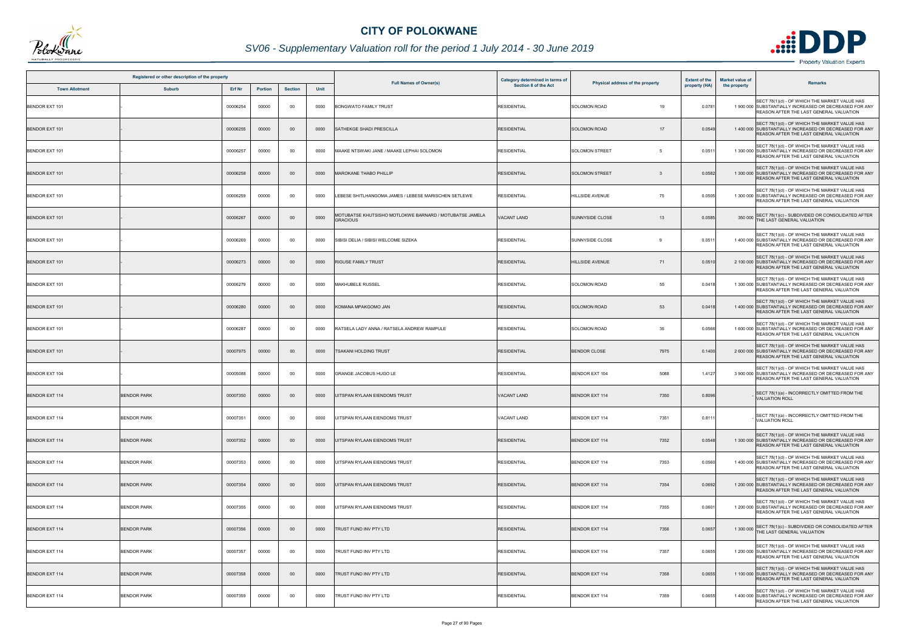# CITY OF POLOKWANE

## SV06 - Supplementary Valuation roll for the period 1 July 2014 - 30 June 2019

| Registered or other description of the property | | | | | | Full Names of Owner(s) | Category determined in terms of Section 8 of the Act | Physical address of the property | | Extent of the property (HA) | Market value of the property | Remarks |
|---|---|---|---|---|---|---|---|---|---|---|---|---|
| Town Allotment | Suburb | Erf Nr | Portion | Section | Unit | | | | | | | |
| BENDOR EXT 101 | - | 00006254 | 00000 | 00 | 0000 | BONGWATO FAMILY TRUST | RESIDENTIAL | SOLOMON ROAD | 19 | 0.0781 | 1 900 000 | SECT 78(1)(d) - OF WHICH THE MARKET VALUE HAS SUBSTANTIALLY INCREASED OR DECREASED FOR ANY REASON AFTER THE LAST GENERAL VALUATION |
| BENDOR EXT 101 | - | 00006255 | 00000 | 00 | 0000 | SATHEKGE SHADI PRESCILLA | RESIDENTIAL | SOLOMON ROAD | 17 | 0.0549 | 1 400 000 | SECT 78(1)(d) - OF WHICH THE MARKET VALUE HAS SUBSTANTIALLY INCREASED OR DECREASED FOR ANY REASON AFTER THE LAST GENERAL VALUATION |
| BENDOR EXT 101 | - | 00006257 | 00000 | 00 | 0000 | MAAKE NTSWAKI JANE / MAAKE LEPHAI SOLOMON | RESIDENTIAL | SOLOMON STREET | 5 | 0.0511 | 1 300 000 | SECT 78(1)(d) - OF WHICH THE MARKET VALUE HAS SUBSTANTIALLY INCREASED OR DECREASED FOR ANY REASON AFTER THE LAST GENERAL VALUATION |
| BENDOR EXT 101 | - | 00006258 | 00000 | 00 | 0000 | MAROKANE THABO PHILLIP | RESIDENTIAL | SOLOMON STREET | 3 | 0.0582 | 1 300 000 | SECT 78(1)(d) - OF WHICH THE MARKET VALUE HAS SUBSTANTIALLY INCREASED OR DECREASED FOR ANY REASON AFTER THE LAST GENERAL VALUATION |
| BENDOR EXT 101 | - | 00006259 | 00000 | 00 | 0000 | LEBESE SHITLHANGOMA JAMES / LEBESE MARISCHEN SETLEWE | RESIDENTIAL | HILLSIDE AVENUE | 75 | 0.0505 | 1 300 000 | SECT 78(1)(d) - OF WHICH THE MARKET VALUE HAS SUBSTANTIALLY INCREASED OR DECREASED FOR ANY REASON AFTER THE LAST GENERAL VALUATION |
| BENDOR EXT 101 | - | 00006267 | 00000 | 00 | 0000 | MOTUBATSE KHUTSISHO MOTLOKWE BARNARD / MOTUBATSE JAMELA GRACIOUS | VACANT LAND | SUNNYSIDE CLOSE | 13 | 0.0585 | 350 000 | SECT 78(1)(c) - SUBDIVIDED OR CONSOLIDATED AFTER THE LAST GENERAL VALUATION |
| BENDOR EXT 101 | - | 00006269 | 00000 | 00 | 0000 | SIBISI DELIA / SIBISI WELCOME SIZEKA | RESIDENTIAL | SUNNYSIDE CLOSE | 9 | 0.0511 | 1 400 000 | SECT 78(1)(d) - OF WHICH THE MARKET VALUE HAS SUBSTANTIALLY INCREASED OR DECREASED FOR ANY REASON AFTER THE LAST GENERAL VALUATION |
| BENDOR EXT 101 | - | 00006273 | 00000 | 00 | 0000 | RIGUSE FAMILY TRUST | RESIDENTIAL | HILLSIDE AVENUE | 71 | 0.0510 | 2 100 000 | SECT 78(1)(d) - OF WHICH THE MARKET VALUE HAS SUBSTANTIALLY INCREASED OR DECREASED FOR ANY REASON AFTER THE LAST GENERAL VALUATION |
| BENDOR EXT 101 | - | 00006279 | 00000 | 00 | 0000 | MAKHUBELE RUSSEL | RESIDENTIAL | SOLOMON ROAD | 55 | 0.0418 | 1 300 000 | SECT 78(1)(d) - OF WHICH THE MARKET VALUE HAS SUBSTANTIALLY INCREASED OR DECREASED FOR ANY REASON AFTER THE LAST GENERAL VALUATION |
| BENDOR EXT 101 | - | 00006280 | 00000 | 00 | 0000 | KOMANA MPAKGOMO JAN | RESIDENTIAL | SOLOMON ROAD | 53 | 0.0418 | 1 400 000 | SECT 78(1)(d) - OF WHICH THE MARKET VALUE HAS SUBSTANTIALLY INCREASED OR DECREASED FOR ANY REASON AFTER THE LAST GENERAL VALUATION |
| BENDOR EXT 101 | - | 00006287 | 00000 | 00 | 0000 | RATSELA LADY ANNA / RATSELA ANDREW RAMPULE | RESIDENTIAL | SOLOMON ROAD | 35 | 0.0566 | 1 600 000 | SECT 78(1)(d) - OF WHICH THE MARKET VALUE HAS SUBSTANTIALLY INCREASED OR DECREASED FOR ANY REASON AFTER THE LAST GENERAL VALUATION |
| BENDOR EXT 101 | - | 00007975 | 00000 | 00 | 0000 | TSAKANI HOLDING TRUST | RESIDENTIAL | BENDOR CLOSE | 7975 | 0.1400 | 2 600 000 | SECT 78(1)(d) - OF WHICH THE MARKET VALUE HAS SUBSTANTIALLY INCREASED OR DECREASED FOR ANY REASON AFTER THE LAST GENERAL VALUATION |
| BENDOR EXT 104 | - | 00005088 | 00000 | 00 | 0000 | GRANGE JACOBUS HUGO LE | RESIDENTIAL | BENDOR EXT 104 | 5088 | 1.4127 | 3 900 000 | SECT 78(1)(d) - OF WHICH THE MARKET VALUE HAS SUBSTANTIALLY INCREASED OR DECREASED FOR ANY REASON AFTER THE LAST GENERAL VALUATION |
| BENDOR EXT 114 | BENDOR PARK | 00007350 | 00000 | 00 | 0000 | UITSPAN RYLAAN EIENDOMS TRUST | VACANT LAND | BENDOR EXT 114 | 7350 | 0.8096 | - | SECT 78(1)(a) - INCORRECTLY OMITTED FROM THE VALUATION ROLL |
| BENDOR EXT 114 | BENDOR PARK | 00007351 | 00000 | 00 | 0000 | UITSPAN RYLAAN EIENDOMS TRUST | VACANT LAND | BENDOR EXT 114 | 7351 | 0.8111 | - | SECT 78(1)(a) - INCORRECTLY OMITTED FROM THE VALUATION ROLL |
| BENDOR EXT 114 | BENDOR PARK | 00007352 | 00000 | 00 | 0000 | UITSPAN RYLAAN EIENDOMS TRUST | RESIDENTIAL | BENDOR EXT 114 | 7352 | 0.0548 | 1 300 000 | SECT 78(1)(d) - OF WHICH THE MARKET VALUE HAS SUBSTANTIALLY INCREASED OR DECREASED FOR ANY REASON AFTER THE LAST GENERAL VALUATION |
| BENDOR EXT 114 | BENDOR PARK | 00007353 | 00000 | 00 | 0000 | UITSPAN RYLAAN EIENDOMS TRUST | RESIDENTIAL | BENDOR EXT 114 | 7353 | 0.0560 | 1 400 000 | SECT 78(1)(d) - OF WHICH THE MARKET VALUE HAS SUBSTANTIALLY INCREASED OR DECREASED FOR ANY REASON AFTER THE LAST GENERAL VALUATION |
| BENDOR EXT 114 | BENDOR PARK | 00007354 | 00000 | 00 | 0000 | UITSPAN RYLAAN EIENDOMS TRUST | RESIDENTIAL | BENDOR EXT 114 | 7354 | 0.0692 | 1 200 000 | SECT 78(1)(d) - OF WHICH THE MARKET VALUE HAS SUBSTANTIALLY INCREASED OR DECREASED FOR ANY REASON AFTER THE LAST GENERAL VALUATION |
| BENDOR EXT 114 | BENDOR PARK | 00007355 | 00000 | 00 | 0000 | UITSPAN RYLAAN EIENDOMS TRUST | RESIDENTIAL | BENDOR EXT 114 | 7355 | 0.0601 | 1 200 000 | SECT 78(1)(d) - OF WHICH THE MARKET VALUE HAS SUBSTANTIALLY INCREASED OR DECREASED FOR ANY REASON AFTER THE LAST GENERAL VALUATION |
| BENDOR EXT 114 | BENDOR PARK | 00007356 | 00000 | 00 | 0000 | TRUST FUND INV PTY LTD | RESIDENTIAL | BENDOR EXT 114 | 7356 | 0.0657 | 1 300 000 | SECT 78(1)(c) - SUBDIVIDED OR CONSOLIDATED AFTER THE LAST GENERAL VALUATION |
| BENDOR EXT 114 | BENDOR PARK | 00007357 | 00000 | 00 | 0000 | TRUST FUND INV PTY LTD | RESIDENTIAL | BENDOR EXT 114 | 7357 | 0.0655 | 1 200 000 | SECT 78(1)(d) - OF WHICH THE MARKET VALUE HAS SUBSTANTIALLY INCREASED OR DECREASED FOR ANY REASON AFTER THE LAST GENERAL VALUATION |
| BENDOR EXT 114 | BENDOR PARK | 00007358 | 00000 | 00 | 0000 | TRUST FUND INV PTY LTD | RESIDENTIAL | BENDOR EXT 114 | 7358 | 0.0655 | 1 100 000 | SECT 78(1)(d) - OF WHICH THE MARKET VALUE HAS SUBSTANTIALLY INCREASED OR DECREASED FOR ANY REASON AFTER THE LAST GENERAL VALUATION |
| BENDOR EXT 114 | BENDOR PARK | 00007359 | 00000 | 00 | 0000 | TRUST FUND INV PTY LTD | RESIDENTIAL | BENDOR EXT 114 | 7359 | 0.0655 | 1 400 000 | SECT 78(1)(d) - OF WHICH THE MARKET VALUE HAS SUBSTANTIALLY INCREASED OR DECREASED FOR ANY REASON AFTER THE LAST GENERAL VALUATION |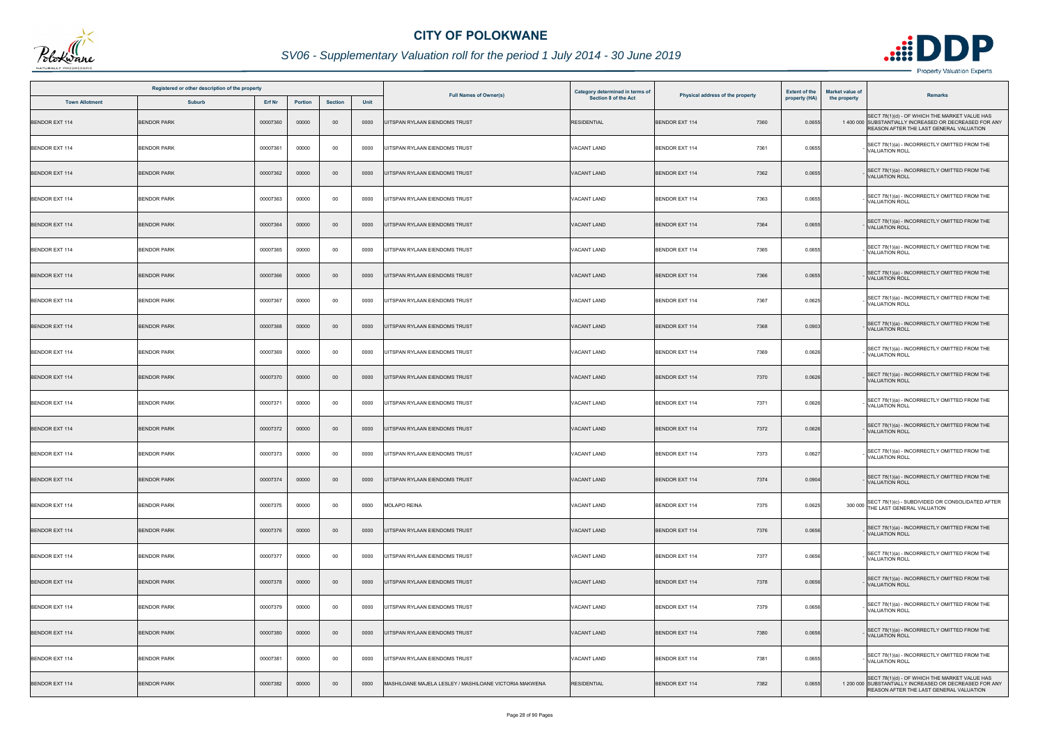# CITY OF POLOKWANE

## SV06 - Supplementary Valuation roll for the period 1 July 2014 - 30 June 2019

| Registered or other description of the property | | | | | | Full Names of Owner(s) | Category determined in terms of Section 8 of the Act | Physical address of the property | | Extent of the property (HA) | Market value of the property | Remarks |
|---|---|---|---|---|---|---|---|---|---|---|---|---|
| Town Allotment | Suburb | Erf Nr | Portion | Section | Unit | | | | | | | |
| BENDOR EXT 114 | BENDOR PARK | 00007360 | 00000 | 00 | 0000 | UITSPAN RYLAAN EIENDOMS TRUST | RESIDENTIAL | BENDOR EXT 114 | 7360 | 0.0655 | 1 400 000 | SECT 78(1)(d) - OF WHICH THE MARKET VALUE HAS SUBSTANTIALLY INCREASED OR DECREASED FOR ANY REASON AFTER THE LAST GENERAL VALUATION |
| BENDOR EXT 114 | BENDOR PARK | 00007361 | 00000 | 00 | 0000 | UITSPAN RYLAAN EIENDOMS TRUST | VACANT LAND | BENDOR EXT 114 | 7361 | 0.0655 | - | SECT 78(1)(a) - INCORRECTLY OMITTED FROM THE VALUATION ROLL |
| BENDOR EXT 114 | BENDOR PARK | 00007362 | 00000 | 00 | 0000 | UITSPAN RYLAAN EIENDOMS TRUST | VACANT LAND | BENDOR EXT 114 | 7362 | 0.0655 | - | SECT 78(1)(a) - INCORRECTLY OMITTED FROM THE VALUATION ROLL |
| BENDOR EXT 114 | BENDOR PARK | 00007363 | 00000 | 00 | 0000 | UITSPAN RYLAAN EIENDOMS TRUST | VACANT LAND | BENDOR EXT 114 | 7363 | 0.0655 | - | SECT 78(1)(a) - INCORRECTLY OMITTED FROM THE VALUATION ROLL |
| BENDOR EXT 114 | BENDOR PARK | 00007364 | 00000 | 00 | 0000 | UITSPAN RYLAAN EIENDOMS TRUST | VACANT LAND | BENDOR EXT 114 | 7364 | 0.0655 | - | SECT 78(1)(a) - INCORRECTLY OMITTED FROM THE VALUATION ROLL |
| BENDOR EXT 114 | BENDOR PARK | 00007365 | 00000 | 00 | 0000 | UITSPAN RYLAAN EIENDOMS TRUST | VACANT LAND | BENDOR EXT 114 | 7365 | 0.0655 | - | SECT 78(1)(a) - INCORRECTLY OMITTED FROM THE VALUATION ROLL |
| BENDOR EXT 114 | BENDOR PARK | 00007366 | 00000 | 00 | 0000 | UITSPAN RYLAAN EIENDOMS TRUST | VACANT LAND | BENDOR EXT 114 | 7366 | 0.0655 | - | SECT 78(1)(a) - INCORRECTLY OMITTED FROM THE VALUATION ROLL |
| BENDOR EXT 114 | BENDOR PARK | 00007367 | 00000 | 00 | 0000 | UITSPAN RYLAAN EIENDOMS TRUST | VACANT LAND | BENDOR EXT 114 | 7367 | 0.0625 | - | SECT 78(1)(a) - INCORRECTLY OMITTED FROM THE VALUATION ROLL |
| BENDOR EXT 114 | BENDOR PARK | 00007368 | 00000 | 00 | 0000 | UITSPAN RYLAAN EIENDOMS TRUST | VACANT LAND | BENDOR EXT 114 | 7368 | 0.0903 | - | SECT 78(1)(a) - INCORRECTLY OMITTED FROM THE VALUATION ROLL |
| BENDOR EXT 114 | BENDOR PARK | 00007369 | 00000 | 00 | 0000 | UITSPAN RYLAAN EIENDOMS TRUST | VACANT LAND | BENDOR EXT 114 | 7369 | 0.0626 | - | SECT 78(1)(a) - INCORRECTLY OMITTED FROM THE VALUATION ROLL |
| BENDOR EXT 114 | BENDOR PARK | 00007370 | 00000 | 00 | 0000 | UITSPAN RYLAAN EIENDOMS TRUST | VACANT LAND | BENDOR EXT 114 | 7370 | 0.0626 | - | SECT 78(1)(a) - INCORRECTLY OMITTED FROM THE VALUATION ROLL |
| BENDOR EXT 114 | BENDOR PARK | 00007371 | 00000 | 00 | 0000 | UITSPAN RYLAAN EIENDOMS TRUST | VACANT LAND | BENDOR EXT 114 | 7371 | 0.0626 | - | SECT 78(1)(a) - INCORRECTLY OMITTED FROM THE VALUATION ROLL |
| BENDOR EXT 114 | BENDOR PARK | 00007372 | 00000 | 00 | 0000 | UITSPAN RYLAAN EIENDOMS TRUST | VACANT LAND | BENDOR EXT 114 | 7372 | 0.0626 | - | SECT 78(1)(a) - INCORRECTLY OMITTED FROM THE VALUATION ROLL |
| BENDOR EXT 114 | BENDOR PARK | 00007373 | 00000 | 00 | 0000 | UITSPAN RYLAAN EIENDOMS TRUST | VACANT LAND | BENDOR EXT 114 | 7373 | 0.0627 | - | SECT 78(1)(a) - INCORRECTLY OMITTED FROM THE VALUATION ROLL |
| BENDOR EXT 114 | BENDOR PARK | 00007374 | 00000 | 00 | 0000 | UITSPAN RYLAAN EIENDOMS TRUST | VACANT LAND | BENDOR EXT 114 | 7374 | 0.0904 | - | SECT 78(1)(a) - INCORRECTLY OMITTED FROM THE VALUATION ROLL |
| BENDOR EXT 114 | BENDOR PARK | 00007375 | 00000 | 00 | 0000 | MOLAPO REINA | VACANT LAND | BENDOR EXT 114 | 7375 | 0.0625 | 300 000 | SECT 78(1)(c) - SUBDIVIDED OR CONSOLIDATED AFTER THE LAST GENERAL VALUATION |
| BENDOR EXT 114 | BENDOR PARK | 00007376 | 00000 | 00 | 0000 | UITSPAN RYLAAN EIENDOMS TRUST | VACANT LAND | BENDOR EXT 114 | 7376 | 0.0656 | - | SECT 78(1)(a) - INCORRECTLY OMITTED FROM THE VALUATION ROLL |
| BENDOR EXT 114 | BENDOR PARK | 00007377 | 00000 | 00 | 0000 | UITSPAN RYLAAN EIENDOMS TRUST | VACANT LAND | BENDOR EXT 114 | 7377 | 0.0656 | - | SECT 78(1)(a) - INCORRECTLY OMITTED FROM THE VALUATION ROLL |
| BENDOR EXT 114 | BENDOR PARK | 00007378 | 00000 | 00 | 0000 | UITSPAN RYLAAN EIENDOMS TRUST | VACANT LAND | BENDOR EXT 114 | 7378 | 0.0656 | - | SECT 78(1)(a) - INCORRECTLY OMITTED FROM THE VALUATION ROLL |
| BENDOR EXT 114 | BENDOR PARK | 00007379 | 00000 | 00 | 0000 | UITSPAN RYLAAN EIENDOMS TRUST | VACANT LAND | BENDOR EXT 114 | 7379 | 0.0656 | - | SECT 78(1)(a) - INCORRECTLY OMITTED FROM THE VALUATION ROLL |
| BENDOR EXT 114 | BENDOR PARK | 00007380 | 00000 | 00 | 0000 | UITSPAN RYLAAN EIENDOMS TRUST | VACANT LAND | BENDOR EXT 114 | 7380 | 0.0656 | - | SECT 78(1)(a) - INCORRECTLY OMITTED FROM THE VALUATION ROLL |
| BENDOR EXT 114 | BENDOR PARK | 00007381 | 00000 | 00 | 0000 | UITSPAN RYLAAN EIENDOMS TRUST | VACANT LAND | BENDOR EXT 114 | 7381 | 0.0655 | - | SECT 78(1)(a) - INCORRECTLY OMITTED FROM THE VALUATION ROLL |
| BENDOR EXT 114 | BENDOR PARK | 00007382 | 00000 | 00 | 0000 | MASHILOANE MAJELA LESLEY / MASHILOANE VICTORIA MAKWENA | RESIDENTIAL | BENDOR EXT 114 | 7382 | 0.0655 | 1 200 000 | SECT 78(1)(d) - OF WHICH THE MARKET VALUE HAS SUBSTANTIALLY INCREASED OR DECREASED FOR ANY REASON AFTER THE LAST GENERAL VALUATION |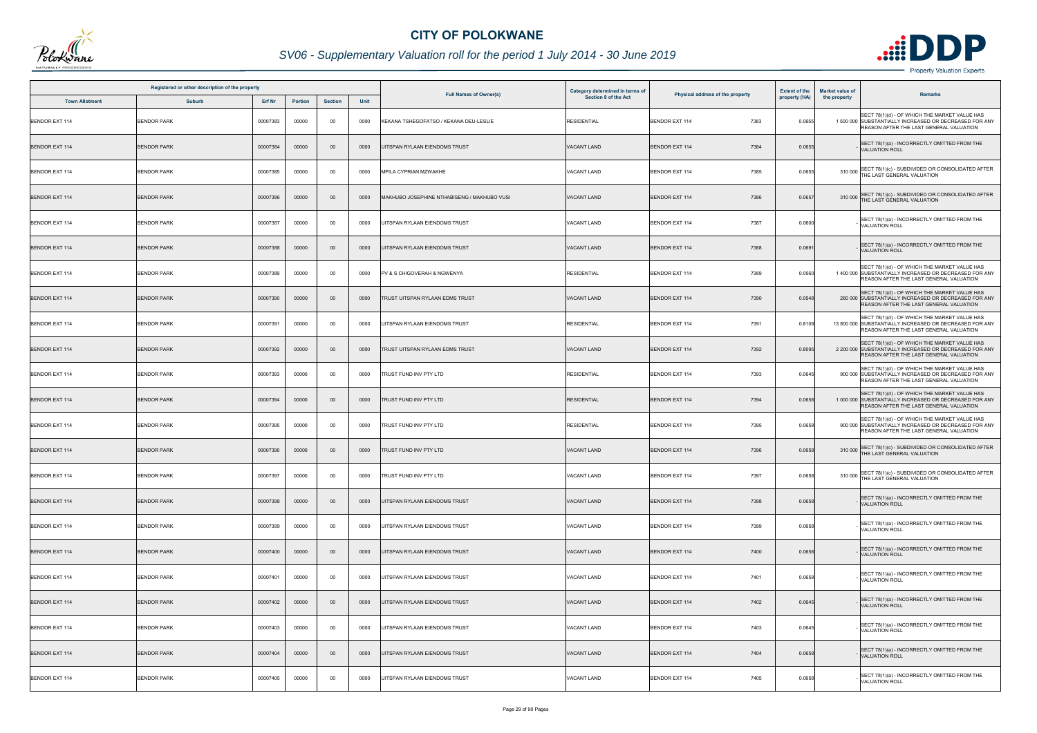# CITY OF POLOKWANE

## SV06 - Supplementary Valuation roll for the period 1 July 2014 - 30 June 2019

| Registered or other description of the property | | | | | | Full Names of Owner(s) | Category determined in terms of Section 8 of the Act | Physical address of the property | | Extent of the property (HA) | Market value of the property | Remarks |
|---|---|---|---|---|---|---|---|---|---|---|---|---|
| Town Allotment | Suburb | Erf Nr | Portion | Section | Unit | | | | | | | |
| BENDOR EXT 114 | BENDOR PARK | 00007383 | 00000 | 00 | 0000 | KEKANA TSHEGOFATSO / KEKANA DEU-LESLIE | RESIDENTIAL | BENDOR EXT 114 | 7383 | 0.0655 | 1 500 000 | SECT 78(1)(d) - OF WHICH THE MARKET VALUE HAS SUBSTANTIALLY INCREASED OR DECREASED FOR ANY REASON AFTER THE LAST GENERAL VALUATION |
| BENDOR EXT 114 | BENDOR PARK | 00007384 | 00000 | 00 | 0000 | UITSPAN RYLAAN EIENDOMS TRUST | VACANT LAND | BENDOR EXT 114 | 7384 | 0.0655 | - | SECT 78(1)(a) - INCORRECTLY OMITTED FROM THE VALUATION ROLL |
| BENDOR EXT 114 | BENDOR PARK | 00007385 | 00000 | 00 | 0000 | MPILA CYPRIAN MZWAKHE | VACANT LAND | BENDOR EXT 114 | 7385 | 0.0655 | 310 000 | SECT 78(1)(c) - SUBDIVIDED OR CONSOLIDATED AFTER THE LAST GENERAL VALUATION |
| BENDOR EXT 114 | BENDOR PARK | 00007386 | 00000 | 00 | 0000 | MAKHUBO JOSEPHINE NTHABISENG / MAKHUBO VUSI | VACANT LAND | BENDOR EXT 114 | 7386 | 0.0657 | 310 000 | SECT 78(1)(c) - SUBDIVIDED OR CONSOLIDATED AFTER THE LAST GENERAL VALUATION |
| BENDOR EXT 114 | BENDOR PARK | 00007387 | 00000 | 00 | 0000 | UITSPAN RYLAAN EIENDOMS TRUST | VACANT LAND | BENDOR EXT 114 | 7387 | 0.0600 | - | SECT 78(1)(a) - INCORRECTLY OMITTED FROM THE VALUATION ROLL |
| BENDOR EXT 114 | BENDOR PARK | 00007388 | 00000 | 00 | 0000 | UITSPAN RYLAAN EIENDOMS TRUST | VACANT LAND | BENDOR EXT 114 | 7388 | 0.0691 | - | SECT 78(1)(a) - INCORRECTLY OMITTED FROM THE VALUATION ROLL |
| BENDOR EXT 114 | BENDOR PARK | 00007389 | 00000 | 00 | 0000 | PV & S CHIGOVERAH & NGWENYA | RESIDENTIAL | BENDOR EXT 114 | 7389 | 0.0560 | 1 400 000 | SECT 78(1)(d) - OF WHICH THE MARKET VALUE HAS SUBSTANTIALLY INCREASED OR DECREASED FOR ANY REASON AFTER THE LAST GENERAL VALUATION |
| BENDOR EXT 114 | BENDOR PARK | 00007390 | 00000 | 00 | 0000 | TRUST UITSPAN RYLAAN EDMS TRUST | VACANT LAND | BENDOR EXT 114 | 7390 | 0.0548 | 260 000 | SECT 78(1)(d) - OF WHICH THE MARKET VALUE HAS SUBSTANTIALLY INCREASED OR DECREASED FOR ANY REASON AFTER THE LAST GENERAL VALUATION |
| BENDOR EXT 114 | BENDOR PARK | 00007391 | 00000 | 00 | 0000 | UITSPAN RYLAAN EIENDOMS TRUST | RESIDENTIAL | BENDOR EXT 114 | 7391 | 0.8109 | 13 800 000 | SECT 78(1)(d) - OF WHICH THE MARKET VALUE HAS SUBSTANTIALLY INCREASED OR DECREASED FOR ANY REASON AFTER THE LAST GENERAL VALUATION |
| BENDOR EXT 114 | BENDOR PARK | 00007392 | 00000 | 00 | 0000 | TRUST UITSPAN RYLAAN EDMS TRUST | VACANT LAND | BENDOR EXT 114 | 7392 | 0.8095 | 2 200 000 | SECT 78(1)(d) - OF WHICH THE MARKET VALUE HAS SUBSTANTIALLY INCREASED OR DECREASED FOR ANY REASON AFTER THE LAST GENERAL VALUATION |
| BENDOR EXT 114 | BENDOR PARK | 00007393 | 00000 | 00 | 0000 | TRUST FUND INV PTY LTD | RESIDENTIAL | BENDOR EXT 114 | 7393 | 0.0645 | 900 000 | SECT 78(1)(d) - OF WHICH THE MARKET VALUE HAS SUBSTANTIALLY INCREASED OR DECREASED FOR ANY REASON AFTER THE LAST GENERAL VALUATION |
| BENDOR EXT 114 | BENDOR PARK | 00007394 | 00000 | 00 | 0000 | TRUST FUND INV PTY LTD | RESIDENTIAL | BENDOR EXT 114 | 7394 | 0.0658 | 1 000 000 | SECT 78(1)(d) - OF WHICH THE MARKET VALUE HAS SUBSTANTIALLY INCREASED OR DECREASED FOR ANY REASON AFTER THE LAST GENERAL VALUATION |
| BENDOR EXT 114 | BENDOR PARK | 00007395 | 00000 | 00 | 0000 | TRUST FUND INV PTY LTD | RESIDENTIAL | BENDOR EXT 114 | 7395 | 0.0658 | 900 000 | SECT 78(1)(d) - OF WHICH THE MARKET VALUE HAS SUBSTANTIALLY INCREASED OR DECREASED FOR ANY REASON AFTER THE LAST GENERAL VALUATION |
| BENDOR EXT 114 | BENDOR PARK | 00007396 | 00000 | 00 | 0000 | TRUST FUND INV PTY LTD | VACANT LAND | BENDOR EXT 114 | 7396 | 0.0658 | 310 000 | SECT 78(1)(c) - SUBDIVIDED OR CONSOLIDATED AFTER THE LAST GENERAL VALUATION |
| BENDOR EXT 114 | BENDOR PARK | 00007397 | 00000 | 00 | 0000 | TRUST FUND INV PTY LTD | VACANT LAND | BENDOR EXT 114 | 7397 | 0.0658 | 310 000 | SECT 78(1)(c) - SUBDIVIDED OR CONSOLIDATED AFTER THE LAST GENERAL VALUATION |
| BENDOR EXT 114 | BENDOR PARK | 00007398 | 00000 | 00 | 0000 | UITSPAN RYLAAN EIENDOMS TRUST | VACANT LAND | BENDOR EXT 114 | 7398 | 0.0658 | - | SECT 78(1)(a) - INCORRECTLY OMITTED FROM THE VALUATION ROLL |
| BENDOR EXT 114 | BENDOR PARK | 00007399 | 00000 | 00 | 0000 | UITSPAN RYLAAN EIENDOMS TRUST | VACANT LAND | BENDOR EXT 114 | 7399 | 0.0658 | - | SECT 78(1)(a) - INCORRECTLY OMITTED FROM THE VALUATION ROLL |
| BENDOR EXT 114 | BENDOR PARK | 00007400 | 00000 | 00 | 0000 | UITSPAN RYLAAN EIENDOMS TRUST | VACANT LAND | BENDOR EXT 114 | 7400 | 0.0658 | - | SECT 78(1)(a) - INCORRECTLY OMITTED FROM THE VALUATION ROLL |
| BENDOR EXT 114 | BENDOR PARK | 00007401 | 00000 | 00 | 0000 | UITSPAN RYLAAN EIENDOMS TRUST | VACANT LAND | BENDOR EXT 114 | 7401 | 0.0658 | - | SECT 78(1)(a) - INCORRECTLY OMITTED FROM THE VALUATION ROLL |
| BENDOR EXT 114 | BENDOR PARK | 00007402 | 00000 | 00 | 0000 | UITSPAN RYLAAN EIENDOMS TRUST | VACANT LAND | BENDOR EXT 114 | 7402 | 0.0645 | - | SECT 78(1)(a) - INCORRECTLY OMITTED FROM THE VALUATION ROLL |
| BENDOR EXT 114 | BENDOR PARK | 00007403 | 00000 | 00 | 0000 | UITSPAN RYLAAN EIENDOMS TRUST | VACANT LAND | BENDOR EXT 114 | 7403 | 0.0645 | - | SECT 78(1)(a) - INCORRECTLY OMITTED FROM THE VALUATION ROLL |
| BENDOR EXT 114 | BENDOR PARK | 00007404 | 00000 | 00 | 0000 | UITSPAN RYLAAN EIENDOMS TRUST | VACANT LAND | BENDOR EXT 114 | 7404 | 0.0658 | - | SECT 78(1)(a) - INCORRECTLY OMITTED FROM THE VALUATION ROLL |
| BENDOR EXT 114 | BENDOR PARK | 00007405 | 00000 | 00 | 0000 | UITSPAN RYLAAN EIENDOMS TRUST | VACANT LAND | BENDOR EXT 114 | 7405 | 0.0658 | - | SECT 78(1)(a) - INCORRECTLY OMITTED FROM THE VALUATION ROLL |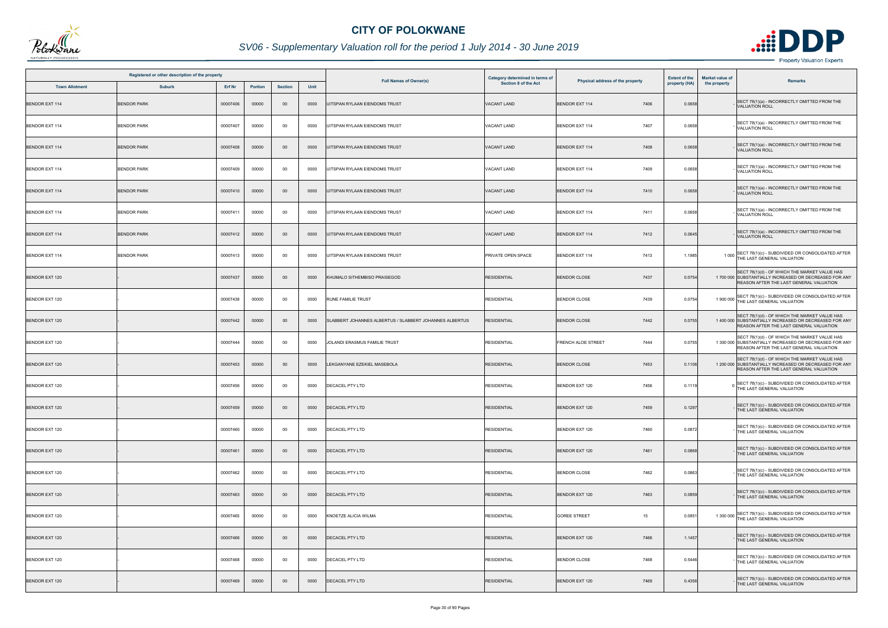# CITY OF POLOKWANE

## SV06 - Supplementary Valuation roll for the period 1 July 2014 - 30 June 2019

| Registered or other description of the property | | | | | | Full Names of Owner(s) | Category determined in terms of Section 8 of the Act | Physical address of the property | | Extent of the property (HA) | Market value of the property | Remarks |
|---|---|---|---|---|---|---|---|---|---|---|---|---|
| Town Allotment | Suburb | Erf Nr | Portion | Section | Unit | | | | | | | |
| BENDOR EXT 114 | BENDOR PARK | 00007406 | 00000 | 00 | 0000 | UITSPAN RYLAAN EIENDOMS TRUST | VACANT LAND | BENDOR EXT 114 | 7406 | 0.0658 | - | SECT 78(1)(a) - INCORRECTLY OMITTED FROM THE VALUATION ROLL |
| BENDOR EXT 114 | BENDOR PARK | 00007407 | 00000 | 00 | 0000 | UITSPAN RYLAAN EIENDOMS TRUST | VACANT LAND | BENDOR EXT 114 | 7407 | 0.0658 | - | SECT 78(1)(a) - INCORRECTLY OMITTED FROM THE VALUATION ROLL |
| BENDOR EXT 114 | BENDOR PARK | 00007408 | 00000 | 00 | 0000 | UITSPAN RYLAAN EIENDOMS TRUST | VACANT LAND | BENDOR EXT 114 | 7408 | 0.0658 | - | SECT 78(1)(a) - INCORRECTLY OMITTED FROM THE VALUATION ROLL |
| BENDOR EXT 114 | BENDOR PARK | 00007409 | 00000 | 00 | 0000 | UITSPAN RYLAAN EIENDOMS TRUST | VACANT LAND | BENDOR EXT 114 | 7409 | 0.0658 | - | SECT 78(1)(a) - INCORRECTLY OMITTED FROM THE VALUATION ROLL |
| BENDOR EXT 114 | BENDOR PARK | 00007410 | 00000 | 00 | 0000 | UITSPAN RYLAAN EIENDOMS TRUST | VACANT LAND | BENDOR EXT 114 | 7410 | 0.0658 | - | SECT 78(1)(a) - INCORRECTLY OMITTED FROM THE VALUATION ROLL |
| BENDOR EXT 114 | BENDOR PARK | 00007411 | 00000 | 00 | 0000 | UITSPAN RYLAAN EIENDOMS TRUST | VACANT LAND | BENDOR EXT 114 | 7411 | 0.0658 | - | SECT 78(1)(a) - INCORRECTLY OMITTED FROM THE VALUATION ROLL |
| BENDOR EXT 114 | BENDOR PARK | 00007412 | 00000 | 00 | 0000 | UITSPAN RYLAAN EIENDOMS TRUST | VACANT LAND | BENDOR EXT 114 | 7412 | 0.0645 | - | SECT 78(1)(a) - INCORRECTLY OMITTED FROM THE VALUATION ROLL |
| BENDOR EXT 114 | BENDOR PARK | 00007413 | 00000 | 00 | 0000 | UITSPAN RYLAAN EIENDOMS TRUST | PRIVATE OPEN SPACE | BENDOR EXT 114 | 7413 | 1.1985 | 1 000 | SECT 78(1)(c) - SUBDIVIDED OR CONSOLIDATED AFTER THE LAST GENERAL VALUATION |
| BENDOR EXT 120 | - | 00007437 | 00000 | 00 | 0000 | KHUMALO SITHEMBISO PRAISEGOD | RESIDENTIAL | BENDOR CLOSE | 7437 | 0.0754 | 1 700 000 | SECT 78(1)(d) - OF WHICH THE MARKET VALUE HAS SUBSTANTIALLY INCREASED OR DECREASED FOR ANY REASON AFTER THE LAST GENERAL VALUATION |
| BENDOR EXT 120 | - | 00007439 | 00000 | 00 | 0000 | RUNE FAMILIE TRUST | RESIDENTIAL | BENDOR CLOSE | 7439 | 0.0754 | 1 900 000 | SECT 78(1)(c) - SUBDIVIDED OR CONSOLIDATED AFTER THE LAST GENERAL VALUATION |
| BENDOR EXT 120 | - | 00007442 | 00000 | 00 | 0000 | SLABBERT JOHANNES ALBERTUS / SLABBERT JOHANNES ALBERTUS | RESIDENTIAL | BENDOR CLOSE | 7442 | 0.0755 | 1 400 000 | SECT 78(1)(d) - OF WHICH THE MARKET VALUE HAS SUBSTANTIALLY INCREASED OR DECREASED FOR ANY REASON AFTER THE LAST GENERAL VALUATION |
| BENDOR EXT 120 | - | 00007444 | 00000 | 00 | 0000 | JOLANDI ERASMUS FAMILIE TRUST | RESIDENTIAL | FRENCH ALOE STREET | 7444 | 0.0755 | 1 300 000 | SECT 78(1)(d) - OF WHICH THE MARKET VALUE HAS SUBSTANTIALLY INCREASED OR DECREASED FOR ANY REASON AFTER THE LAST GENERAL VALUATION |
| BENDOR EXT 120 | - | 00007453 | 00000 | 00 | 0000 | LEKGANYANE EZEKIEL MASEBOLA | RESIDENTIAL | BENDOR CLOSE | 7453 | 0.1106 | 1 200 000 | SECT 78(1)(d) - OF WHICH THE MARKET VALUE HAS SUBSTANTIALLY INCREASED OR DECREASED FOR ANY REASON AFTER THE LAST GENERAL VALUATION |
| BENDOR EXT 120 | - | 00007456 | 00000 | 00 | 0000 | DECACEL PTY LTD | RESIDENTIAL | BENDOR EXT 120 | 7456 | 0.1119 | 0 | SECT 78(1)(c) - SUBDIVIDED OR CONSOLIDATED AFTER THE LAST GENERAL VALUATION |
| BENDOR EXT 120 | - | 00007459 | 00000 | 00 | 0000 | DECACEL PTY LTD | RESIDENTIAL | BENDOR EXT 120 | 7459 | 0.1297 | - | SECT 78(1)(c) - SUBDIVIDED OR CONSOLIDATED AFTER THE LAST GENERAL VALUATION |
| BENDOR EXT 120 | - | 00007460 | 00000 | 00 | 0000 | DECACEL PTY LTD | RESIDENTIAL | BENDOR EXT 120 | 7460 | 0.0872 | - | SECT 78(1)(c) - SUBDIVIDED OR CONSOLIDATED AFTER THE LAST GENERAL VALUATION |
| BENDOR EXT 120 | - | 00007461 | 00000 | 00 | 0000 | DECACEL PTY LTD | RESIDENTIAL | BENDOR EXT 120 | 7461 | 0.0868 | - | SECT 78(1)(c) - SUBDIVIDED OR CONSOLIDATED AFTER THE LAST GENERAL VALUATION |
| BENDOR EXT 120 | - | 00007462 | 00000 | 00 | 0000 | DECACEL PTY LTD | RESIDENTIAL | BENDOR CLOSE | 7462 | 0.0863 | - | SECT 78(1)(c) - SUBDIVIDED OR CONSOLIDATED AFTER THE LAST GENERAL VALUATION |
| BENDOR EXT 120 | - | 00007463 | 00000 | 00 | 0000 | DECACEL PTY LTD | RESIDENTIAL | BENDOR EXT 120 | 7463 | 0.0859 | - | SECT 78(1)(c) - SUBDIVIDED OR CONSOLIDATED AFTER THE LAST GENERAL VALUATION |
| BENDOR EXT 120 | - | 00007465 | 00000 | 00 | 0000 | KNOETZE ALICIA WILMA | RESIDENTIAL | GOREE STREET | 15 | 0.0851 | 1 300 000 | SECT 78(1)(c) - SUBDIVIDED OR CONSOLIDATED AFTER THE LAST GENERAL VALUATION |
| BENDOR EXT 120 | - | 00007466 | 00000 | 00 | 0000 | DECACEL PTY LTD | RESIDENTIAL | BENDOR EXT 120 | 7466 | 1.1457 | - | SECT 78(1)(c) - SUBDIVIDED OR CONSOLIDATED AFTER THE LAST GENERAL VALUATION |
| BENDOR EXT 120 | - | 00007468 | 00000 | 00 | 0000 | DECACEL PTY LTD | RESIDENTIAL | BENDOR CLOSE | 7468 | 0.5446 | - | SECT 78(1)(c) - SUBDIVIDED OR CONSOLIDATED AFTER THE LAST GENERAL VALUATION |
| BENDOR EXT 120 | - | 00007469 | 00000 | 00 | 0000 | DECACEL PTY LTD | RESIDENTIAL | BENDOR EXT 120 | 7469 | 0.4356 | - | SECT 78(1)(c) - SUBDIVIDED OR CONSOLIDATED AFTER THE LAST GENERAL VALUATION |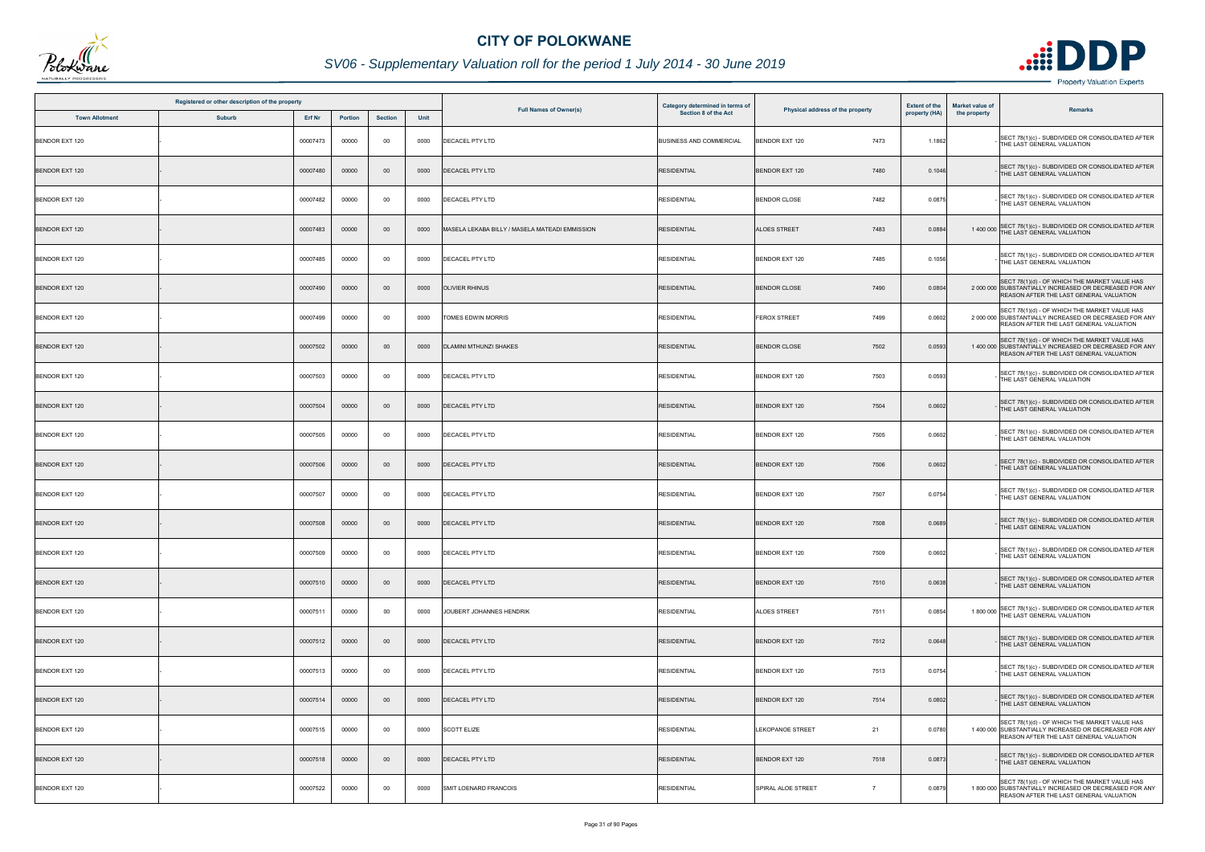# CITY OF POLOKWANE

## SV06 - Supplementary Valuation roll for the period 1 July 2014 - 30 June 2019

| Registered or other description of the property | | | | | | Full Names of Owner(s) | Category determined in terms of Section 8 of the Act | Physical address of the property | | Extent of the property (HA) | Market value of the property | Remarks |
|---|---|---|---|---|---|---|---|---|---|---|---|---|
| Town Allotment | Suburb | Erf Nr | Portion | Section | Unit | | | | | | | |
| BENDOR EXT 120 | - | 00007473 | 00000 | 00 | 0000 | DECACEL PTY LTD | BUSINESS AND COMMERCIAL | BENDOR EXT 120 | 7473 | 1.1862 | - | SECT 78(1)(c) - SUBDIVIDED OR CONSOLIDATED AFTER THE LAST GENERAL VALUATION |
| BENDOR EXT 120 | - | 00007480 | 00000 | 00 | 0000 | DECACEL PTY LTD | RESIDENTIAL | BENDOR EXT 120 | 7480 | 0.1046 | - | SECT 78(1)(c) - SUBDIVIDED OR CONSOLIDATED AFTER THE LAST GENERAL VALUATION |
| BENDOR EXT 120 | - | 00007482 | 00000 | 00 | 0000 | DECACEL PTY LTD | RESIDENTIAL | BENDOR CLOSE | 7482 | 0.0875 | - | SECT 78(1)(c) - SUBDIVIDED OR CONSOLIDATED AFTER THE LAST GENERAL VALUATION |
| BENDOR EXT 120 | - | 00007483 | 00000 | 00 | 0000 | MASELA LEKABA BILLY / MASELA MATEADI EMMISSION | RESIDENTIAL | ALOES STREET | 7483 | 0.0884 | 1 400 000 | SECT 78(1)(c) - SUBDIVIDED OR CONSOLIDATED AFTER THE LAST GENERAL VALUATION |
| BENDOR EXT 120 | - | 00007485 | 00000 | 00 | 0000 | DECACEL PTY LTD | RESIDENTIAL | BENDOR EXT 120 | 7485 | 0.1056 | - | SECT 78(1)(c) - SUBDIVIDED OR CONSOLIDATED AFTER THE LAST GENERAL VALUATION |
| BENDOR EXT 120 | - | 00007490 | 00000 | 00 | 0000 | OLIVIER RHINUS | RESIDENTIAL | BENDOR CLOSE | 7490 | 0.0804 | 2 000 000 | SECT 78(1)(d) - OF WHICH THE MARKET VALUE HAS SUBSTANTIALLY INCREASED OR DECREASED FOR ANY REASON AFTER THE LAST GENERAL VALUATION |
| BENDOR EXT 120 | - | 00007499 | 00000 | 00 | 0000 | TOMES EDWIN MORRIS | RESIDENTIAL | FEROX STREET | 7499 | 0.0602 | 2 000 000 | SECT 78(1)(d) - OF WHICH THE MARKET VALUE HAS SUBSTANTIALLY INCREASED OR DECREASED FOR ANY REASON AFTER THE LAST GENERAL VALUATION |
| BENDOR EXT 120 | - | 00007502 | 00000 | 00 | 0000 | DLAMINI MTHUNZI SHAKES | RESIDENTIAL | BENDOR CLOSE | 7502 | 0.0593 | 1 400 000 | SECT 78(1)(d) - OF WHICH THE MARKET VALUE HAS SUBSTANTIALLY INCREASED OR DECREASED FOR ANY REASON AFTER THE LAST GENERAL VALUATION |
| BENDOR EXT 120 | - | 00007503 | 00000 | 00 | 0000 | DECACEL PTY LTD | RESIDENTIAL | BENDOR EXT 120 | 7503 | 0.0593 | - | SECT 78(1)(c) - SUBDIVIDED OR CONSOLIDATED AFTER THE LAST GENERAL VALUATION |
| BENDOR EXT 120 | - | 00007504 | 00000 | 00 | 0000 | DECACEL PTY LTD | RESIDENTIAL | BENDOR EXT 120 | 7504 | 0.0602 | - | SECT 78(1)(c) - SUBDIVIDED OR CONSOLIDATED AFTER THE LAST GENERAL VALUATION |
| BENDOR EXT 120 | - | 00007505 | 00000 | 00 | 0000 | DECACEL PTY LTD | RESIDENTIAL | BENDOR EXT 120 | 7505 | 0.0602 | - | SECT 78(1)(c) - SUBDIVIDED OR CONSOLIDATED AFTER THE LAST GENERAL VALUATION |
| BENDOR EXT 120 | - | 00007506 | 00000 | 00 | 0000 | DECACEL PTY LTD | RESIDENTIAL | BENDOR EXT 120 | 7506 | 0.0602 | - | SECT 78(1)(c) - SUBDIVIDED OR CONSOLIDATED AFTER THE LAST GENERAL VALUATION |
| BENDOR EXT 120 | - | 00007507 | 00000 | 00 | 0000 | DECACEL PTY LTD | RESIDENTIAL | BENDOR EXT 120 | 7507 | 0.0754 | - | SECT 78(1)(c) - SUBDIVIDED OR CONSOLIDATED AFTER THE LAST GENERAL VALUATION |
| BENDOR EXT 120 | - | 00007508 | 00000 | 00 | 0000 | DECACEL PTY LTD | RESIDENTIAL | BENDOR EXT 120 | 7508 | 0.0689 | - | SECT 78(1)(c) - SUBDIVIDED OR CONSOLIDATED AFTER THE LAST GENERAL VALUATION |
| BENDOR EXT 120 | - | 00007509 | 00000 | 00 | 0000 | DECACEL PTY LTD | RESIDENTIAL | BENDOR EXT 120 | 7509 | 0.0602 | - | SECT 78(1)(c) - SUBDIVIDED OR CONSOLIDATED AFTER THE LAST GENERAL VALUATION |
| BENDOR EXT 120 | - | 00007510 | 00000 | 00 | 0000 | DECACEL PTY LTD | RESIDENTIAL | BENDOR EXT 120 | 7510 | 0.0638 | - | SECT 78(1)(c) - SUBDIVIDED OR CONSOLIDATED AFTER THE LAST GENERAL VALUATION |
| BENDOR EXT 120 | - | 00007511 | 00000 | 00 | 0000 | JOUBERT JOHANNES HENDRIK | RESIDENTIAL | ALOES STREET | 7511 | 0.0854 | 1 800 000 | SECT 78(1)(c) - SUBDIVIDED OR CONSOLIDATED AFTER THE LAST GENERAL VALUATION |
| BENDOR EXT 120 | - | 00007512 | 00000 | 00 | 0000 | DECACEL PTY LTD | RESIDENTIAL | BENDOR EXT 120 | 7512 | 0.0648 | - | SECT 78(1)(c) - SUBDIVIDED OR CONSOLIDATED AFTER THE LAST GENERAL VALUATION |
| BENDOR EXT 120 | - | 00007513 | 00000 | 00 | 0000 | DECACEL PTY LTD | RESIDENTIAL | BENDOR EXT 120 | 7513 | 0.0754 | - | SECT 78(1)(c) - SUBDIVIDED OR CONSOLIDATED AFTER THE LAST GENERAL VALUATION |
| BENDOR EXT 120 | - | 00007514 | 00000 | 00 | 0000 | DECACEL PTY LTD | RESIDENTIAL | BENDOR EXT 120 | 7514 | 0.0802 | - | SECT 78(1)(c) - SUBDIVIDED OR CONSOLIDATED AFTER THE LAST GENERAL VALUATION |
| BENDOR EXT 120 | - | 00007515 | 00000 | 00 | 0000 | SCOTT ELIZE | RESIDENTIAL | LEKOPANOE STREET | 21 | 0.0780 | 1 400 000 | SECT 78(1)(d) - OF WHICH THE MARKET VALUE HAS SUBSTANTIALLY INCREASED OR DECREASED FOR ANY REASON AFTER THE LAST GENERAL VALUATION |
| BENDOR EXT 120 | - | 00007518 | 00000 | 00 | 0000 | DECACEL PTY LTD | RESIDENTIAL | BENDOR EXT 120 | 7518 | 0.0873 | - | SECT 78(1)(c) - SUBDIVIDED OR CONSOLIDATED AFTER THE LAST GENERAL VALUATION |
| BENDOR EXT 120 | - | 00007522 | 00000 | 00 | 0000 | SMIT LOENARD FRANCOIS | RESIDENTIAL | SPIRAL ALOE STREET | 7 | 0.0879 | 1 800 000 | SECT 78(1)(d) - OF WHICH THE MARKET VALUE HAS SUBSTANTIALLY INCREASED OR DECREASED FOR ANY REASON AFTER THE LAST GENERAL VALUATION |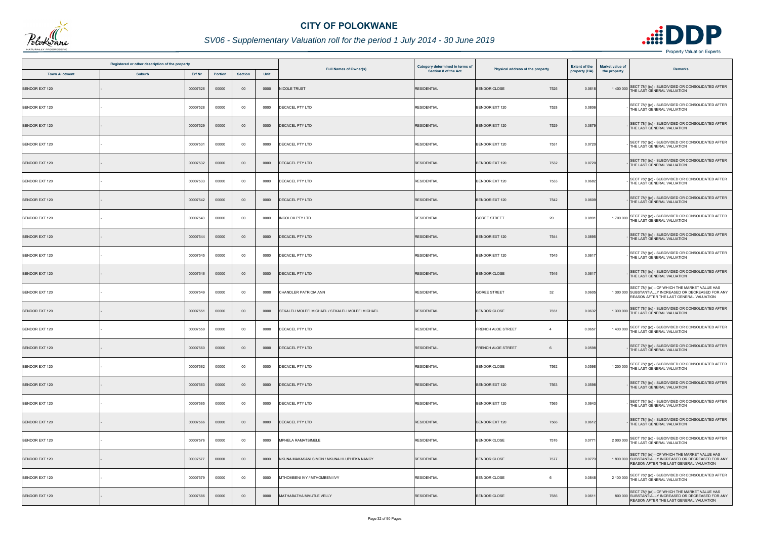# CITY OF POLOKWANE

## SV06 - Supplementary Valuation roll for the period 1 July 2014 - 30 June 2019

| Registered or other description of the property | | | | | | Full Names of Owner(s) | Category determined in terms of Section 8 of the Act | Physical address of the property | | Extent of the property (HA) | Market value of the property | Remarks |
|---|---|---|---|---|---|---|---|---|---|---|---|---|
| Town Allotment | Suburb | Erf Nr | Portion | Section | Unit | | | | | | | |
| BENDOR EXT 120 | - | 00007526 | 00000 | 00 | 0000 | NICOLE TRUST | RESIDENTIAL | BENDOR CLOSE | 7526 | 0.0618 | 1 400 000 | SECT 78(1)(c) - SUBDIVIDED OR CONSOLIDATED AFTER THE LAST GENERAL VALUATION |
| BENDOR EXT 120 | - | 00007528 | 00000 | 00 | 0000 | DECACEL PTY LTD | RESIDENTIAL | BENDOR EXT 120 | 7528 | 0.0806 | - | SECT 78(1)(c) - SUBDIVIDED OR CONSOLIDATED AFTER THE LAST GENERAL VALUATION |
| BENDOR EXT 120 | - | 00007529 | 00000 | 00 | 0000 | DECACEL PTY LTD | RESIDENTIAL | BENDOR EXT 120 | 7529 | 0.0879 | - | SECT 78(1)(c) - SUBDIVIDED OR CONSOLIDATED AFTER THE LAST GENERAL VALUATION |
| BENDOR EXT 120 | - | 00007531 | 00000 | 00 | 0000 | DECACEL PTY LTD | RESIDENTIAL | BENDOR EXT 120 | 7531 | 0.0720 | - | SECT 78(1)(c) - SUBDIVIDED OR CONSOLIDATED AFTER THE LAST GENERAL VALUATION |
| BENDOR EXT 120 | - | 00007532 | 00000 | 00 | 0000 | DECACEL PTY LTD | RESIDENTIAL | BENDOR EXT 120 | 7532 | 0.0720 | - | SECT 78(1)(c) - SUBDIVIDED OR CONSOLIDATED AFTER THE LAST GENERAL VALUATION |
| BENDOR EXT 120 | - | 00007533 | 00000 | 00 | 0000 | DECACEL PTY LTD | RESIDENTIAL | BENDOR EXT 120 | 7533 | 0.0682 | - | SECT 78(1)(c) - SUBDIVIDED OR CONSOLIDATED AFTER THE LAST GENERAL VALUATION |
| BENDOR EXT 120 | - | 00007542 | 00000 | 00 | 0000 | DECACEL PTY LTD | RESIDENTIAL | BENDOR EXT 120 | 7542 | 0.0609 | - | SECT 78(1)(c) - SUBDIVIDED OR CONSOLIDATED AFTER THE LAST GENERAL VALUATION |
| BENDOR EXT 120 | - | 00007543 | 00000 | 00 | 0000 | INCOLOX PTY LTD | RESIDENTIAL | GOREE STREET | 20 | 0.0891 | 1 700 000 | SECT 78(1)(c) - SUBDIVIDED OR CONSOLIDATED AFTER THE LAST GENERAL VALUATION |
| BENDOR EXT 120 | - | 00007544 | 00000 | 00 | 0000 | DECACEL PTY LTD | RESIDENTIAL | BENDOR EXT 120 | 7544 | 0.0895 | - | SECT 78(1)(c) - SUBDIVIDED OR CONSOLIDATED AFTER THE LAST GENERAL VALUATION |
| BENDOR EXT 120 | - | 00007545 | 00000 | 00 | 0000 | DECACEL PTY LTD | RESIDENTIAL | BENDOR EXT 120 | 7545 | 0.0617 | - | SECT 78(1)(c) - SUBDIVIDED OR CONSOLIDATED AFTER THE LAST GENERAL VALUATION |
| BENDOR EXT 120 | - | 00007546 | 00000 | 00 | 0000 | DECACEL PTY LTD | RESIDENTIAL | BENDOR CLOSE | 7546 | 0.0617 | - | SECT 78(1)(c) - SUBDIVIDED OR CONSOLIDATED AFTER THE LAST GENERAL VALUATION |
| BENDOR EXT 120 | - | 00007549 | 00000 | 00 | 0000 | CHANDLER PATRICIA ANN | RESIDENTIAL | GOREE STREET | 32 | 0.0605 | 1 300 000 | SECT 78(1)(d) - OF WHICH THE MARKET VALUE HAS SUBSTANTIALLY INCREASED OR DECREASED FOR ANY REASON AFTER THE LAST GENERAL VALUATION |
| BENDOR EXT 120 | - | 00007551 | 00000 | 00 | 0000 | SEKALELI MOLEFI MICHAEL / SEKALELI MOLEFI MICHAEL | RESIDENTIAL | BENDOR CLOSE | 7551 | 0.0632 | 1 300 000 | SECT 78(1)(c) - SUBDIVIDED OR CONSOLIDATED AFTER THE LAST GENERAL VALUATION |
| BENDOR EXT 120 | - | 00007559 | 00000 | 00 | 0000 | DECACEL PTY LTD | RESIDENTIAL | FRENCH ALOE STREET | 4 | 0.0657 | 1 400 000 | SECT 78(1)(c) - SUBDIVIDED OR CONSOLIDATED AFTER THE LAST GENERAL VALUATION |
| BENDOR EXT 120 | - | 00007560 | 00000 | 00 | 0000 | DECACEL PTY LTD | RESIDENTIAL | FRENCH ALOE STREET | 6 | 0.0598 | - | SECT 78(1)(c) - SUBDIVIDED OR CONSOLIDATED AFTER THE LAST GENERAL VALUATION |
| BENDOR EXT 120 | - | 00007562 | 00000 | 00 | 0000 | DECACEL PTY LTD | RESIDENTIAL | BENDOR CLOSE | 7562 | 0.0598 | 1 200 000 | SECT 78(1)(c) - SUBDIVIDED OR CONSOLIDATED AFTER THE LAST GENERAL VALUATION |
| BENDOR EXT 120 | - | 00007563 | 00000 | 00 | 0000 | DECACEL PTY LTD | RESIDENTIAL | BENDOR EXT 120 | 7563 | 0.0598 | - | SECT 78(1)(c) - SUBDIVIDED OR CONSOLIDATED AFTER THE LAST GENERAL VALUATION |
| BENDOR EXT 120 | - | 00007565 | 00000 | 00 | 0000 | DECACEL PTY LTD | RESIDENTIAL | BENDOR EXT 120 | 7565 | 0.0643 | - | SECT 78(1)(c) - SUBDIVIDED OR CONSOLIDATED AFTER THE LAST GENERAL VALUATION |
| BENDOR EXT 120 | - | 00007566 | 00000 | 00 | 0000 | DECACEL PTY LTD | RESIDENTIAL | BENDOR EXT 120 | 7566 | 0.0612 | - | SECT 78(1)(c) - SUBDIVIDED OR CONSOLIDATED AFTER THE LAST GENERAL VALUATION |
| BENDOR EXT 120 | - | 00007576 | 00000 | 00 | 0000 | MPHELA RAMATSIMELE | RESIDENTIAL | BENDOR CLOSE | 7576 | 0.0771 | 2 000 000 | SECT 78(1)(c) - SUBDIVIDED OR CONSOLIDATED AFTER THE LAST GENERAL VALUATION |
| BENDOR EXT 120 | - | 00007577 | 00000 | 00 | 0000 | NKUNA MAKASANI SIMON / NKUNA HLUPHEKA NANCY | RESIDENTIAL | BENDOR CLOSE | 7577 | 0.0779 | 1 800 000 | SECT 78(1)(d) - OF WHICH THE MARKET VALUE HAS SUBSTANTIALLY INCREASED OR DECREASED FOR ANY REASON AFTER THE LAST GENERAL VALUATION |
| BENDOR EXT 120 | - | 00007579 | 00000 | 00 | 0000 | MTHOMBENI IVY / MTHOMBENI IVY | RESIDENTIAL | BENDOR CLOSE | 6 | 0.0848 | 2 100 000 | SECT 78(1)(c) - SUBDIVIDED OR CONSOLIDATED AFTER THE LAST GENERAL VALUATION |
| BENDOR EXT 120 | - | 00007586 | 00000 | 00 | 0000 | MATHABATHA MMUTLE VELLY | RESIDENTIAL | BENDOR CLOSE | 7586 | 0.0611 | 800 000 | SECT 78(1)(d) - OF WHICH THE MARKET VALUE HAS SUBSTANTIALLY INCREASED OR DECREASED FOR ANY REASON AFTER THE LAST GENERAL VALUATION |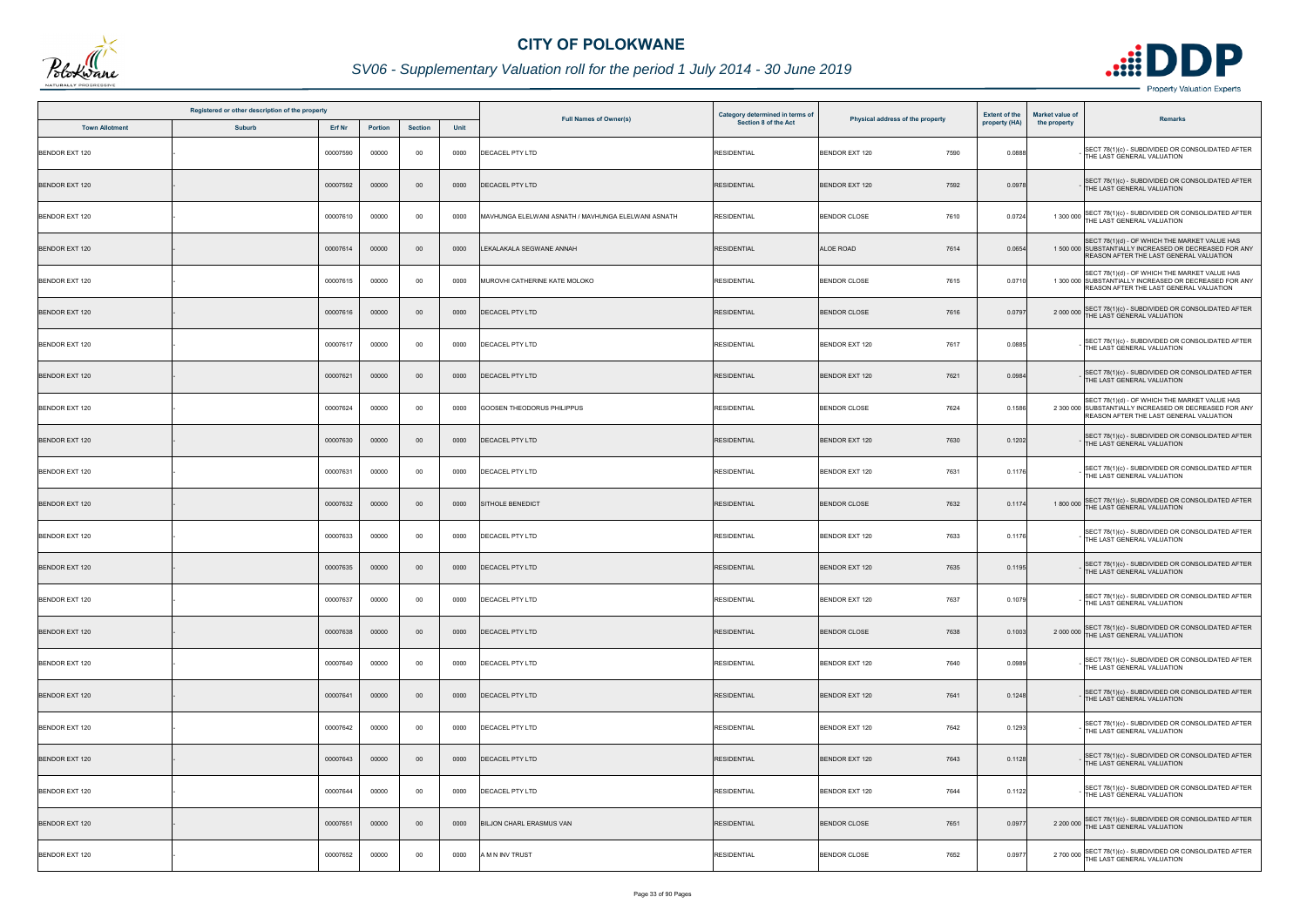# CITY OF POLOKWANE

## SV06 - Supplementary Valuation roll for the period 1 July 2014 - 30 June 2019

| Registered or other description of the property | | | | | | Full Names of Owner(s) | Category determined in terms of Section 8 of the Act | Physical address of the property | | Extent of the property (HA) | Market value of the property | Remarks |
|---|---|---|---|---|---|---|---|---|---|---|---|---|
| Town Allotment | Suburb | Erf Nr | Portion | Section | Unit | | | | | | | |
| BENDOR EXT 120 | - | 00007590 | 00000 | 00 | 0000 | DECACEL PTY LTD | RESIDENTIAL | BENDOR EXT 120 | 7590 | 0.0888 | - | SECT 78(1)(c) - SUBDIVIDED OR CONSOLIDATED AFTER THE LAST GENERAL VALUATION |
| BENDOR EXT 120 | - | 00007592 | 00000 | 00 | 0000 | DECACEL PTY LTD | RESIDENTIAL | BENDOR EXT 120 | 7592 | 0.0978 | - | SECT 78(1)(c) - SUBDIVIDED OR CONSOLIDATED AFTER THE LAST GENERAL VALUATION |
| BENDOR EXT 120 | - | 00007610 | 00000 | 00 | 0000 | MAVHUNGA ELELWANI ASNATH / MAVHUNGA ELELWANI ASNATH | RESIDENTIAL | BENDOR CLOSE | 7610 | 0.0724 | 1 300 000 | SECT 78(1)(c) - SUBDIVIDED OR CONSOLIDATED AFTER THE LAST GENERAL VALUATION |
| BENDOR EXT 120 | - | 00007614 | 00000 | 00 | 0000 | LEKALAKALA SEGWANE ANNAH | RESIDENTIAL | ALOE ROAD | 7614 | 0.0654 | 1 500 000 | SECT 78(1)(d) - OF WHICH THE MARKET VALUE HAS SUBSTANTIALLY INCREASED OR DECREASED FOR ANY REASON AFTER THE LAST GENERAL VALUATION |
| BENDOR EXT 120 | - | 00007615 | 00000 | 00 | 0000 | MUROVHI CATHERINE KATE MOLOKO | RESIDENTIAL | BENDOR CLOSE | 7615 | 0.0710 | 1 300 000 | SECT 78(1)(d) - OF WHICH THE MARKET VALUE HAS SUBSTANTIALLY INCREASED OR DECREASED FOR ANY REASON AFTER THE LAST GENERAL VALUATION |
| BENDOR EXT 120 | - | 00007616 | 00000 | 00 | 0000 | DECACEL PTY LTD | RESIDENTIAL | BENDOR CLOSE | 7616 | 0.0797 | 2 000 000 | SECT 78(1)(c) - SUBDIVIDED OR CONSOLIDATED AFTER THE LAST GENERAL VALUATION |
| BENDOR EXT 120 | - | 00007617 | 00000 | 00 | 0000 | DECACEL PTY LTD | RESIDENTIAL | BENDOR EXT 120 | 7617 | 0.0885 | - | SECT 78(1)(c) - SUBDIVIDED OR CONSOLIDATED AFTER THE LAST GENERAL VALUATION |
| BENDOR EXT 120 | - | 00007621 | 00000 | 00 | 0000 | DECACEL PTY LTD | RESIDENTIAL | BENDOR EXT 120 | 7621 | 0.0984 | - | SECT 78(1)(c) - SUBDIVIDED OR CONSOLIDATED AFTER THE LAST GENERAL VALUATION |
| BENDOR EXT 120 | - | 00007624 | 00000 | 00 | 0000 | GOOSEN THEODORUS PHILIPPUS | RESIDENTIAL | BENDOR CLOSE | 7624 | 0.1586 | 2 300 000 | SECT 78(1)(d) - OF WHICH THE MARKET VALUE HAS SUBSTANTIALLY INCREASED OR DECREASED FOR ANY REASON AFTER THE LAST GENERAL VALUATION |
| BENDOR EXT 120 | - | 00007630 | 00000 | 00 | 0000 | DECACEL PTY LTD | RESIDENTIAL | BENDOR EXT 120 | 7630 | 0.1202 | - | SECT 78(1)(c) - SUBDIVIDED OR CONSOLIDATED AFTER THE LAST GENERAL VALUATION |
| BENDOR EXT 120 | - | 00007631 | 00000 | 00 | 0000 | DECACEL PTY LTD | RESIDENTIAL | BENDOR EXT 120 | 7631 | 0.1176 | - | SECT 78(1)(c) - SUBDIVIDED OR CONSOLIDATED AFTER THE LAST GENERAL VALUATION |
| BENDOR EXT 120 | - | 00007632 | 00000 | 00 | 0000 | SITHOLE BENEDICT | RESIDENTIAL | BENDOR CLOSE | 7632 | 0.1174 | 1 800 000 | SECT 78(1)(c) - SUBDIVIDED OR CONSOLIDATED AFTER THE LAST GENERAL VALUATION |
| BENDOR EXT 120 | - | 00007633 | 00000 | 00 | 0000 | DECACEL PTY LTD | RESIDENTIAL | BENDOR EXT 120 | 7633 | 0.1176 | - | SECT 78(1)(c) - SUBDIVIDED OR CONSOLIDATED AFTER THE LAST GENERAL VALUATION |
| BENDOR EXT 120 | - | 00007635 | 00000 | 00 | 0000 | DECACEL PTY LTD | RESIDENTIAL | BENDOR EXT 120 | 7635 | 0.1195 | - | SECT 78(1)(c) - SUBDIVIDED OR CONSOLIDATED AFTER THE LAST GENERAL VALUATION |
| BENDOR EXT 120 | - | 00007637 | 00000 | 00 | 0000 | DECACEL PTY LTD | RESIDENTIAL | BENDOR EXT 120 | 7637 | 0.1079 | - | SECT 78(1)(c) - SUBDIVIDED OR CONSOLIDATED AFTER THE LAST GENERAL VALUATION |
| BENDOR EXT 120 | - | 00007638 | 00000 | 00 | 0000 | DECACEL PTY LTD | RESIDENTIAL | BENDOR CLOSE | 7638 | 0.1003 | 2 000 000 | SECT 78(1)(c) - SUBDIVIDED OR CONSOLIDATED AFTER THE LAST GENERAL VALUATION |
| BENDOR EXT 120 | - | 00007640 | 00000 | 00 | 0000 | DECACEL PTY LTD | RESIDENTIAL | BENDOR EXT 120 | 7640 | 0.0989 | - | SECT 78(1)(c) - SUBDIVIDED OR CONSOLIDATED AFTER THE LAST GENERAL VALUATION |
| BENDOR EXT 120 | - | 00007641 | 00000 | 00 | 0000 | DECACEL PTY LTD | RESIDENTIAL | BENDOR EXT 120 | 7641 | 0.1248 | - | SECT 78(1)(c) - SUBDIVIDED OR CONSOLIDATED AFTER THE LAST GENERAL VALUATION |
| BENDOR EXT 120 | - | 00007642 | 00000 | 00 | 0000 | DECACEL PTY LTD | RESIDENTIAL | BENDOR EXT 120 | 7642 | 0.1293 | - | SECT 78(1)(c) - SUBDIVIDED OR CONSOLIDATED AFTER THE LAST GENERAL VALUATION |
| BENDOR EXT 120 | - | 00007643 | 00000 | 00 | 0000 | DECACEL PTY LTD | RESIDENTIAL | BENDOR EXT 120 | 7643 | 0.1128 | - | SECT 78(1)(c) - SUBDIVIDED OR CONSOLIDATED AFTER THE LAST GENERAL VALUATION |
| BENDOR EXT 120 | - | 00007644 | 00000 | 00 | 0000 | DECACEL PTY LTD | RESIDENTIAL | BENDOR EXT 120 | 7644 | 0.1122 | - | SECT 78(1)(c) - SUBDIVIDED OR CONSOLIDATED AFTER THE LAST GENERAL VALUATION |
| BENDOR EXT 120 | - | 00007651 | 00000 | 00 | 0000 | BILJON CHARL ERASMUS VAN | RESIDENTIAL | BENDOR CLOSE | 7651 | 0.0977 | 2 200 000 | SECT 78(1)(c) - SUBDIVIDED OR CONSOLIDATED AFTER THE LAST GENERAL VALUATION |
| BENDOR EXT 120 | - | 00007652 | 00000 | 00 | 0000 | A M N INV TRUST | RESIDENTIAL | BENDOR CLOSE | 7652 | 0.0977 | 2 700 000 | SECT 78(1)(c) - SUBDIVIDED OR CONSOLIDATED AFTER THE LAST GENERAL VALUATION |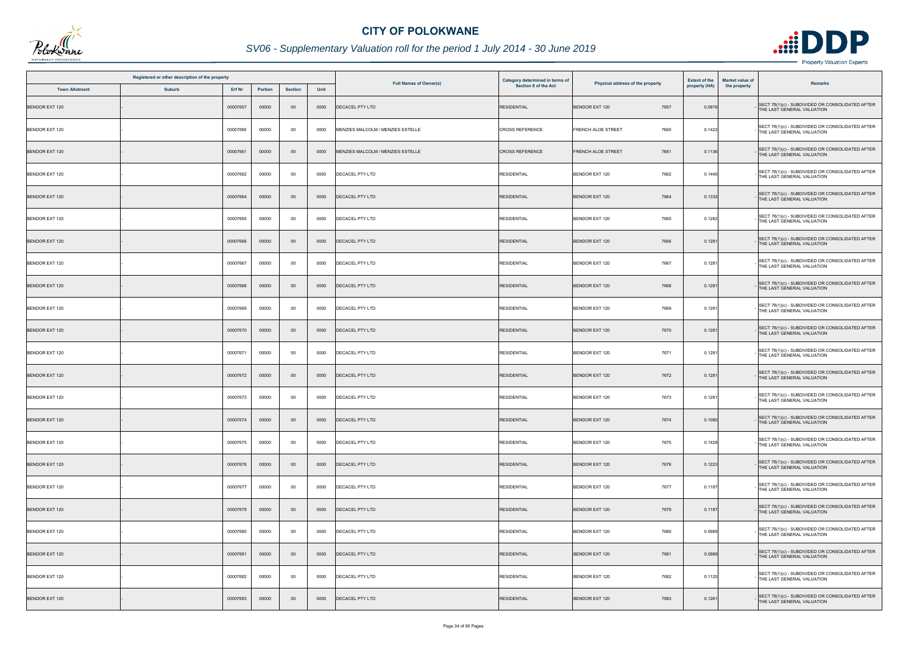# CITY OF POLOKWANE

## SV06 - Supplementary Valuation roll for the period 1 July 2014 - 30 June 2019

| Registered or other description of the property | | | | | | Full Names of Owner(s) | Category determined in terms of Section 8 of the Act | Physical address of the property | Extent of the property (HA) | Market value of the property | Remarks |
|---|---|---|---|---|---|---|---|---|---|---|---|
| Town Allotment | Suburb | Erf Nr | Portion | Section | Unit | | | | | | |
| BENDOR EXT 120 | - | 00007657 | 00000 | 00 | 0000 | DECACEL PTY LTD | RESIDENTIAL | BENDOR EXT 120 7657 | 0.0976 | - | SECT 78(1)(c) - SUBDIVIDED OR CONSOLIDATED AFTER THE LAST GENERAL VALUATION |
| BENDOR EXT 120 | - | 00007660 | 00000 | 00 | 0000 | MENZIES MALCOLM / MENZIES ESTELLE | CROSS REFERENCE | FRENCH ALOE STREET 7660 | 0.1422 | - | SECT 78(1)(c) - SUBDIVIDED OR CONSOLIDATED AFTER THE LAST GENERAL VALUATION |
| BENDOR EXT 120 | - | 00007661 | 00000 | 00 | 0000 | MENZIES MALCOLM / MENZIES ESTELLE | CROSS REFERENCE | FRENCH ALOE STREET 7661 | 0.1136 | - | SECT 78(1)(c) - SUBDIVIDED OR CONSOLIDATED AFTER THE LAST GENERAL VALUATION |
| BENDOR EXT 120 | - | 00007662 | 00000 | 00 | 0000 | DECACEL PTY LTD | RESIDENTIAL | BENDOR EXT 120 7662 | 0.1440 | - | SECT 78(1)(c) - SUBDIVIDED OR CONSOLIDATED AFTER THE LAST GENERAL VALUATION |
| BENDOR EXT 120 | - | 00007664 | 00000 | 00 | 0000 | DECACEL PTY LTD | RESIDENTIAL | BENDOR EXT 120 7664 | 0.1332 | - | SECT 78(1)(c) - SUBDIVIDED OR CONSOLIDATED AFTER THE LAST GENERAL VALUATION |
| BENDOR EXT 120 | - | 00007665 | 00000 | 00 | 0000 | DECACEL PTY LTD | RESIDENTIAL | BENDOR EXT 120 7665 | 0.1282 | - | SECT 78(1)(c) - SUBDIVIDED OR CONSOLIDATED AFTER THE LAST GENERAL VALUATION |
| BENDOR EXT 120 | - | 00007666 | 00000 | 00 | 0000 | DECACEL PTY LTD | RESIDENTIAL | BENDOR EXT 120 7666 | 0.1281 | - | SECT 78(1)(c) - SUBDIVIDED OR CONSOLIDATED AFTER THE LAST GENERAL VALUATION |
| BENDOR EXT 120 | - | 00007667 | 00000 | 00 | 0000 | DECACEL PTY LTD | RESIDENTIAL | BENDOR EXT 120 7667 | 0.1281 | - | SECT 78(1)(c) - SUBDIVIDED OR CONSOLIDATED AFTER THE LAST GENERAL VALUATION |
| BENDOR EXT 120 | - | 00007668 | 00000 | 00 | 0000 | DECACEL PTY LTD | RESIDENTIAL | BENDOR EXT 120 7668 | 0.1281 | - | SECT 78(1)(c) - SUBDIVIDED OR CONSOLIDATED AFTER THE LAST GENERAL VALUATION |
| BENDOR EXT 120 | - | 00007669 | 00000 | 00 | 0000 | DECACEL PTY LTD | RESIDENTIAL | BENDOR EXT 120 7669 | 0.1281 | - | SECT 78(1)(c) - SUBDIVIDED OR CONSOLIDATED AFTER THE LAST GENERAL VALUATION |
| BENDOR EXT 120 | - | 00007670 | 00000 | 00 | 0000 | DECACEL PTY LTD | RESIDENTIAL | BENDOR EXT 120 7670 | 0.1281 | - | SECT 78(1)(c) - SUBDIVIDED OR CONSOLIDATED AFTER THE LAST GENERAL VALUATION |
| BENDOR EXT 120 | - | 00007671 | 00000 | 00 | 0000 | DECACEL PTY LTD | RESIDENTIAL | BENDOR EXT 120 7671 | 0.1281 | - | SECT 78(1)(c) - SUBDIVIDED OR CONSOLIDATED AFTER THE LAST GENERAL VALUATION |
| BENDOR EXT 120 | - | 00007672 | 00000 | 00 | 0000 | DECACEL PTY LTD | RESIDENTIAL | BENDOR EXT 120 7672 | 0.1281 | - | SECT 78(1)(c) - SUBDIVIDED OR CONSOLIDATED AFTER THE LAST GENERAL VALUATION |
| BENDOR EXT 120 | - | 00007673 | 00000 | 00 | 0000 | DECACEL PTY LTD | RESIDENTIAL | BENDOR EXT 120 7673 | 0.1281 | - | SECT 78(1)(c) - SUBDIVIDED OR CONSOLIDATED AFTER THE LAST GENERAL VALUATION |
| BENDOR EXT 120 | - | 00007674 | 00000 | 00 | 0000 | DECACEL PTY LTD | RESIDENTIAL | BENDOR EXT 120 7674 | 0.1080 | - | SECT 78(1)(c) - SUBDIVIDED OR CONSOLIDATED AFTER THE LAST GENERAL VALUATION |
| BENDOR EXT 120 | - | 00007675 | 00000 | 00 | 0000 | DECACEL PTY LTD | RESIDENTIAL | BENDOR EXT 120 7675 | 0.1428 | - | SECT 78(1)(c) - SUBDIVIDED OR CONSOLIDATED AFTER THE LAST GENERAL VALUATION |
| BENDOR EXT 120 | - | 00007676 | 00000 | 00 | 0000 | DECACEL PTY LTD | RESIDENTIAL | BENDOR EXT 120 7676 | 0.1223 | - | SECT 78(1)(c) - SUBDIVIDED OR CONSOLIDATED AFTER THE LAST GENERAL VALUATION |
| BENDOR EXT 120 | - | 00007677 | 00000 | 00 | 0000 | DECACEL PTY LTD | RESIDENTIAL | BENDOR EXT 120 7677 | 0.1187 | - | SECT 78(1)(c) - SUBDIVIDED OR CONSOLIDATED AFTER THE LAST GENERAL VALUATION |
| BENDOR EXT 120 | - | 00007679 | 00000 | 00 | 0000 | DECACEL PTY LTD | RESIDENTIAL | BENDOR EXT 120 7679 | 0.1187 | - | SECT 78(1)(c) - SUBDIVIDED OR CONSOLIDATED AFTER THE LAST GENERAL VALUATION |
| BENDOR EXT 120 | - | 00007680 | 00000 | 00 | 0000 | DECACEL PTY LTD | RESIDENTIAL | BENDOR EXT 120 7680 | 0.0989 | - | SECT 78(1)(c) - SUBDIVIDED OR CONSOLIDATED AFTER THE LAST GENERAL VALUATION |
| BENDOR EXT 120 | - | 00007681 | 00000 | 00 | 0000 | DECACEL PTY LTD | RESIDENTIAL | BENDOR EXT 120 7681 | 0.0989 | - | SECT 78(1)(c) - SUBDIVIDED OR CONSOLIDATED AFTER THE LAST GENERAL VALUATION |
| BENDOR EXT 120 | - | 00007682 | 00000 | 00 | 0000 | DECACEL PTY LTD | RESIDENTIAL | BENDOR EXT 120 7682 | 0.1120 | - | SECT 78(1)(c) - SUBDIVIDED OR CONSOLIDATED AFTER THE LAST GENERAL VALUATION |
| BENDOR EXT 120 | - | 00007683 | 00000 | 00 | 0000 | DECACEL PTY LTD | RESIDENTIAL | BENDOR EXT 120 7683 | 0.1261 | - | SECT 78(1)(c) - SUBDIVIDED OR CONSOLIDATED AFTER THE LAST GENERAL VALUATION |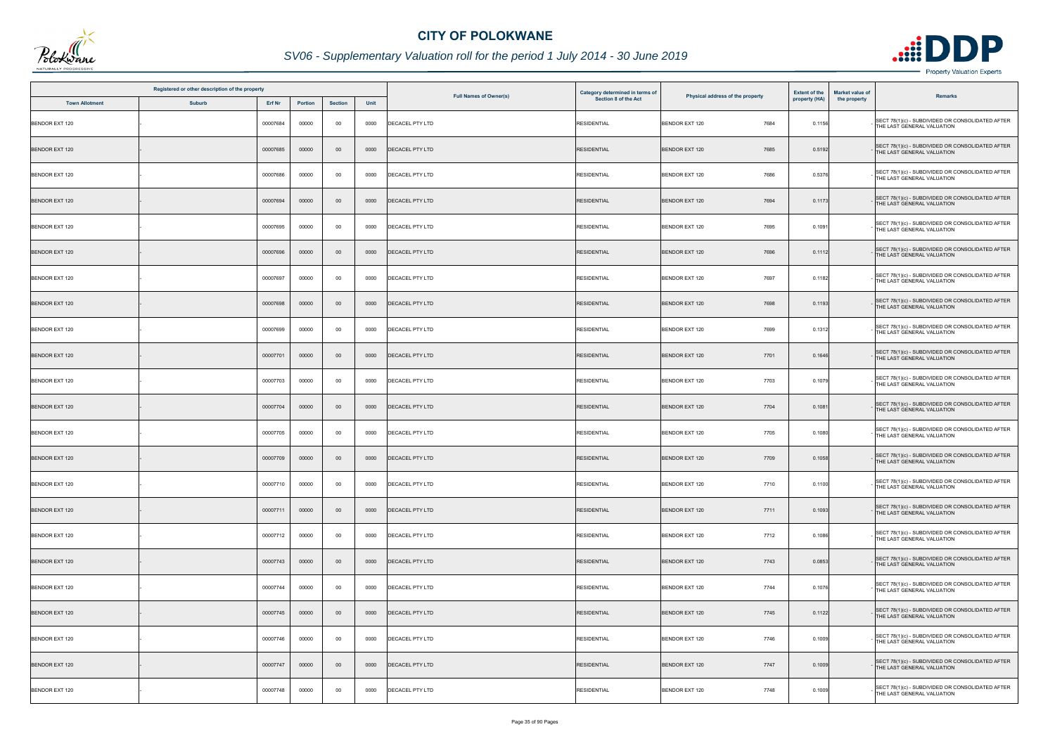# CITY OF POLOKWANE

## SV06 - Supplementary Valuation roll for the period 1 July 2014 - 30 June 2019

| Registered or other description of the property | | | | | | Full Names of Owner(s) | Category determined in terms of Section 8 of the Act | Physical address of the property | Extent of the property (HA) | Market value of the property | Remarks |
|---|---|---|---|---|---|---|---|---|---|---|---|
| Town Allotment | Suburb | Erf Nr | Portion | Section | Unit | | | | | | |
| BENDOR EXT 120 | - | 00007684 | 00000 | 00 | 0000 | DECACEL PTY LTD | RESIDENTIAL | BENDOR EXT 120 7684 | 0.1156 | - | SECT 78(1)(c) - SUBDIVIDED OR CONSOLIDATED AFTER THE LAST GENERAL VALUATION |
| BENDOR EXT 120 | - | 00007685 | 00000 | 00 | 0000 | DECACEL PTY LTD | RESIDENTIAL | BENDOR EXT 120 7685 | 0.5192 | - | SECT 78(1)(c) - SUBDIVIDED OR CONSOLIDATED AFTER THE LAST GENERAL VALUATION |
| BENDOR EXT 120 | - | 00007686 | 00000 | 00 | 0000 | DECACEL PTY LTD | RESIDENTIAL | BENDOR EXT 120 7686 | 0.5376 | - | SECT 78(1)(c) - SUBDIVIDED OR CONSOLIDATED AFTER THE LAST GENERAL VALUATION |
| BENDOR EXT 120 | - | 00007694 | 00000 | 00 | 0000 | DECACEL PTY LTD | RESIDENTIAL | BENDOR EXT 120 7694 | 0.1173 | - | SECT 78(1)(c) - SUBDIVIDED OR CONSOLIDATED AFTER THE LAST GENERAL VALUATION |
| BENDOR EXT 120 | - | 00007695 | 00000 | 00 | 0000 | DECACEL PTY LTD | RESIDENTIAL | BENDOR EXT 120 7695 | 0.1091 | - | SECT 78(1)(c) - SUBDIVIDED OR CONSOLIDATED AFTER THE LAST GENERAL VALUATION |
| BENDOR EXT 120 | - | 00007696 | 00000 | 00 | 0000 | DECACEL PTY LTD | RESIDENTIAL | BENDOR EXT 120 7696 | 0.1112 | - | SECT 78(1)(c) - SUBDIVIDED OR CONSOLIDATED AFTER THE LAST GENERAL VALUATION |
| BENDOR EXT 120 | - | 00007697 | 00000 | 00 | 0000 | DECACEL PTY LTD | RESIDENTIAL | BENDOR EXT 120 7697 | 0.1182 | - | SECT 78(1)(c) - SUBDIVIDED OR CONSOLIDATED AFTER THE LAST GENERAL VALUATION |
| BENDOR EXT 120 | - | 00007698 | 00000 | 00 | 0000 | DECACEL PTY LTD | RESIDENTIAL | BENDOR EXT 120 7698 | 0.1193 | - | SECT 78(1)(c) - SUBDIVIDED OR CONSOLIDATED AFTER THE LAST GENERAL VALUATION |
| BENDOR EXT 120 | - | 00007699 | 00000 | 00 | 0000 | DECACEL PTY LTD | RESIDENTIAL | BENDOR EXT 120 7699 | 0.1312 | - | SECT 78(1)(c) - SUBDIVIDED OR CONSOLIDATED AFTER THE LAST GENERAL VALUATION |
| BENDOR EXT 120 | - | 00007701 | 00000 | 00 | 0000 | DECACEL PTY LTD | RESIDENTIAL | BENDOR EXT 120 7701 | 0.1646 | - | SECT 78(1)(c) - SUBDIVIDED OR CONSOLIDATED AFTER THE LAST GENERAL VALUATION |
| BENDOR EXT 120 | - | 00007703 | 00000 | 00 | 0000 | DECACEL PTY LTD | RESIDENTIAL | BENDOR EXT 120 7703 | 0.1079 | - | SECT 78(1)(c) - SUBDIVIDED OR CONSOLIDATED AFTER THE LAST GENERAL VALUATION |
| BENDOR EXT 120 | - | 00007704 | 00000 | 00 | 0000 | DECACEL PTY LTD | RESIDENTIAL | BENDOR EXT 120 7704 | 0.1081 | - | SECT 78(1)(c) - SUBDIVIDED OR CONSOLIDATED AFTER THE LAST GENERAL VALUATION |
| BENDOR EXT 120 | - | 00007705 | 00000 | 00 | 0000 | DECACEL PTY LTD | RESIDENTIAL | BENDOR EXT 120 7705 | 0.1080 | - | SECT 78(1)(c) - SUBDIVIDED OR CONSOLIDATED AFTER THE LAST GENERAL VALUATION |
| BENDOR EXT 120 | - | 00007709 | 00000 | 00 | 0000 | DECACEL PTY LTD | RESIDENTIAL | BENDOR EXT 120 7709 | 0.1058 | - | SECT 78(1)(c) - SUBDIVIDED OR CONSOLIDATED AFTER THE LAST GENERAL VALUATION |
| BENDOR EXT 120 | - | 00007710 | 00000 | 00 | 0000 | DECACEL PTY LTD | RESIDENTIAL | BENDOR EXT 120 7710 | 0.1100 | - | SECT 78(1)(c) - SUBDIVIDED OR CONSOLIDATED AFTER THE LAST GENERAL VALUATION |
| BENDOR EXT 120 | - | 00007711 | 00000 | 00 | 0000 | DECACEL PTY LTD | RESIDENTIAL | BENDOR EXT 120 7711 | 0.1093 | - | SECT 78(1)(c) - SUBDIVIDED OR CONSOLIDATED AFTER THE LAST GENERAL VALUATION |
| BENDOR EXT 120 | - | 00007712 | 00000 | 00 | 0000 | DECACEL PTY LTD | RESIDENTIAL | BENDOR EXT 120 7712 | 0.1086 | - | SECT 78(1)(c) - SUBDIVIDED OR CONSOLIDATED AFTER THE LAST GENERAL VALUATION |
| BENDOR EXT 120 | - | 00007743 | 00000 | 00 | 0000 | DECACEL PTY LTD | RESIDENTIAL | BENDOR EXT 120 7743 | 0.0853 | - | SECT 78(1)(c) - SUBDIVIDED OR CONSOLIDATED AFTER THE LAST GENERAL VALUATION |
| BENDOR EXT 120 | - | 00007744 | 00000 | 00 | 0000 | DECACEL PTY LTD | RESIDENTIAL | BENDOR EXT 120 7744 | 0.1076 | - | SECT 78(1)(c) - SUBDIVIDED OR CONSOLIDATED AFTER THE LAST GENERAL VALUATION |
| BENDOR EXT 120 | - | 00007745 | 00000 | 00 | 0000 | DECACEL PTY LTD | RESIDENTIAL | BENDOR EXT 120 7745 | 0.1122 | - | SECT 78(1)(c) - SUBDIVIDED OR CONSOLIDATED AFTER THE LAST GENERAL VALUATION |
| BENDOR EXT 120 | - | 00007746 | 00000 | 00 | 0000 | DECACEL PTY LTD | RESIDENTIAL | BENDOR EXT 120 7746 | 0.1009 | - | SECT 78(1)(c) - SUBDIVIDED OR CONSOLIDATED AFTER THE LAST GENERAL VALUATION |
| BENDOR EXT 120 | - | 00007747 | 00000 | 00 | 0000 | DECACEL PTY LTD | RESIDENTIAL | BENDOR EXT 120 7747 | 0.1009 | - | SECT 78(1)(c) - SUBDIVIDED OR CONSOLIDATED AFTER THE LAST GENERAL VALUATION |
| BENDOR EXT 120 | - | 00007748 | 00000 | 00 | 0000 | DECACEL PTY LTD | RESIDENTIAL | BENDOR EXT 120 7748 | 0.1009 | - | SECT 78(1)(c) - SUBDIVIDED OR CONSOLIDATED AFTER THE LAST GENERAL VALUATION |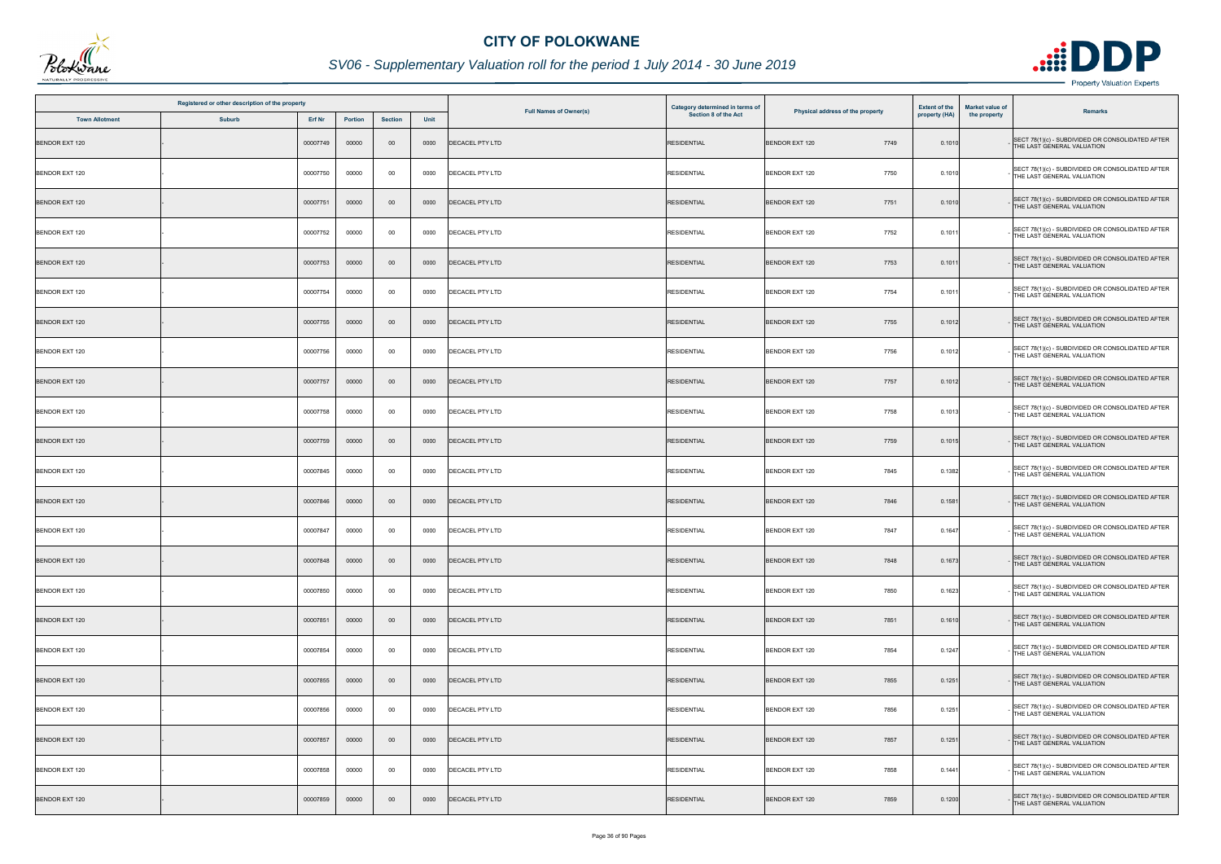# CITY OF POLOKWANE

## SV06 - Supplementary Valuation roll for the period 1 July 2014 - 30 June 2019

| Registered or other description of the property | | | | | | Full Names of Owner(s) | Category determined in terms of Section 8 of the Act | Physical address of the property | Extent of the property (HA) | Market value of the property | Remarks |
|---|---|---|---|---|---|---|---|---|---|---|---|
| Town Allotment | Suburb | Erf Nr | Portion | Section | Unit | | | | | | |
| BENDOR EXT 120 | - | 00007749 | 00000 | 00 | 0000 | DECACEL PTY LTD | RESIDENTIAL | BENDOR EXT 120 7749 | 0.1010 | - | SECT 78(1)(c) - SUBDIVIDED OR CONSOLIDATED AFTER THE LAST GENERAL VALUATION |
| BENDOR EXT 120 | - | 00007750 | 00000 | 00 | 0000 | DECACEL PTY LTD | RESIDENTIAL | BENDOR EXT 120 7750 | 0.1010 | - | SECT 78(1)(c) - SUBDIVIDED OR CONSOLIDATED AFTER THE LAST GENERAL VALUATION |
| BENDOR EXT 120 | - | 00007751 | 00000 | 00 | 0000 | DECACEL PTY LTD | RESIDENTIAL | BENDOR EXT 120 7751 | 0.1010 | - | SECT 78(1)(c) - SUBDIVIDED OR CONSOLIDATED AFTER THE LAST GENERAL VALUATION |
| BENDOR EXT 120 | - | 00007752 | 00000 | 00 | 0000 | DECACEL PTY LTD | RESIDENTIAL | BENDOR EXT 120 7752 | 0.1011 | - | SECT 78(1)(c) - SUBDIVIDED OR CONSOLIDATED AFTER THE LAST GENERAL VALUATION |
| BENDOR EXT 120 | - | 00007753 | 00000 | 00 | 0000 | DECACEL PTY LTD | RESIDENTIAL | BENDOR EXT 120 7753 | 0.1011 | - | SECT 78(1)(c) - SUBDIVIDED OR CONSOLIDATED AFTER THE LAST GENERAL VALUATION |
| BENDOR EXT 120 | - | 00007754 | 00000 | 00 | 0000 | DECACEL PTY LTD | RESIDENTIAL | BENDOR EXT 120 7754 | 0.1011 | - | SECT 78(1)(c) - SUBDIVIDED OR CONSOLIDATED AFTER THE LAST GENERAL VALUATION |
| BENDOR EXT 120 | - | 00007755 | 00000 | 00 | 0000 | DECACEL PTY LTD | RESIDENTIAL | BENDOR EXT 120 7755 | 0.1012 | - | SECT 78(1)(c) - SUBDIVIDED OR CONSOLIDATED AFTER THE LAST GENERAL VALUATION |
| BENDOR EXT 120 | - | 00007756 | 00000 | 00 | 0000 | DECACEL PTY LTD | RESIDENTIAL | BENDOR EXT 120 7756 | 0.1012 | - | SECT 78(1)(c) - SUBDIVIDED OR CONSOLIDATED AFTER THE LAST GENERAL VALUATION |
| BENDOR EXT 120 | - | 00007757 | 00000 | 00 | 0000 | DECACEL PTY LTD | RESIDENTIAL | BENDOR EXT 120 7757 | 0.1012 | - | SECT 78(1)(c) - SUBDIVIDED OR CONSOLIDATED AFTER THE LAST GENERAL VALUATION |
| BENDOR EXT 120 | - | 00007758 | 00000 | 00 | 0000 | DECACEL PTY LTD | RESIDENTIAL | BENDOR EXT 120 7758 | 0.1013 | - | SECT 78(1)(c) - SUBDIVIDED OR CONSOLIDATED AFTER THE LAST GENERAL VALUATION |
| BENDOR EXT 120 | - | 00007759 | 00000 | 00 | 0000 | DECACEL PTY LTD | RESIDENTIAL | BENDOR EXT 120 7759 | 0.1015 | - | SECT 78(1)(c) - SUBDIVIDED OR CONSOLIDATED AFTER THE LAST GENERAL VALUATION |
| BENDOR EXT 120 | - | 00007845 | 00000 | 00 | 0000 | DECACEL PTY LTD | RESIDENTIAL | BENDOR EXT 120 7845 | 0.1382 | - | SECT 78(1)(c) - SUBDIVIDED OR CONSOLIDATED AFTER THE LAST GENERAL VALUATION |
| BENDOR EXT 120 | - | 00007846 | 00000 | 00 | 0000 | DECACEL PTY LTD | RESIDENTIAL | BENDOR EXT 120 7846 | 0.1581 | - | SECT 78(1)(c) - SUBDIVIDED OR CONSOLIDATED AFTER THE LAST GENERAL VALUATION |
| BENDOR EXT 120 | - | 00007847 | 00000 | 00 | 0000 | DECACEL PTY LTD | RESIDENTIAL | BENDOR EXT 120 7847 | 0.1647 | - | SECT 78(1)(c) - SUBDIVIDED OR CONSOLIDATED AFTER THE LAST GENERAL VALUATION |
| BENDOR EXT 120 | - | 00007848 | 00000 | 00 | 0000 | DECACEL PTY LTD | RESIDENTIAL | BENDOR EXT 120 7848 | 0.1673 | - | SECT 78(1)(c) - SUBDIVIDED OR CONSOLIDATED AFTER THE LAST GENERAL VALUATION |
| BENDOR EXT 120 | - | 00007850 | 00000 | 00 | 0000 | DECACEL PTY LTD | RESIDENTIAL | BENDOR EXT 120 7850 | 0.1623 | - | SECT 78(1)(c) - SUBDIVIDED OR CONSOLIDATED AFTER THE LAST GENERAL VALUATION |
| BENDOR EXT 120 | - | 00007851 | 00000 | 00 | 0000 | DECACEL PTY LTD | RESIDENTIAL | BENDOR EXT 120 7851 | 0.1610 | - | SECT 78(1)(c) - SUBDIVIDED OR CONSOLIDATED AFTER THE LAST GENERAL VALUATION |
| BENDOR EXT 120 | - | 00007854 | 00000 | 00 | 0000 | DECACEL PTY LTD | RESIDENTIAL | BENDOR EXT 120 7854 | 0.1247 | - | SECT 78(1)(c) - SUBDIVIDED OR CONSOLIDATED AFTER THE LAST GENERAL VALUATION |
| BENDOR EXT 120 | - | 00007855 | 00000 | 00 | 0000 | DECACEL PTY LTD | RESIDENTIAL | BENDOR EXT 120 7855 | 0.1251 | - | SECT 78(1)(c) - SUBDIVIDED OR CONSOLIDATED AFTER THE LAST GENERAL VALUATION |
| BENDOR EXT 120 | - | 00007856 | 00000 | 00 | 0000 | DECACEL PTY LTD | RESIDENTIAL | BENDOR EXT 120 7856 | 0.1251 | - | SECT 78(1)(c) - SUBDIVIDED OR CONSOLIDATED AFTER THE LAST GENERAL VALUATION |
| BENDOR EXT 120 | - | 00007857 | 00000 | 00 | 0000 | DECACEL PTY LTD | RESIDENTIAL | BENDOR EXT 120 7857 | 0.1251 | - | SECT 78(1)(c) - SUBDIVIDED OR CONSOLIDATED AFTER THE LAST GENERAL VALUATION |
| BENDOR EXT 120 | - | 00007858 | 00000 | 00 | 0000 | DECACEL PTY LTD | RESIDENTIAL | BENDOR EXT 120 7858 | 0.1441 | - | SECT 78(1)(c) - SUBDIVIDED OR CONSOLIDATED AFTER THE LAST GENERAL VALUATION |
| BENDOR EXT 120 | - | 00007859 | 00000 | 00 | 0000 | DECACEL PTY LTD | RESIDENTIAL | BENDOR EXT 120 7859 | 0.1200 | - | SECT 78(1)(c) - SUBDIVIDED OR CONSOLIDATED AFTER THE LAST GENERAL VALUATION |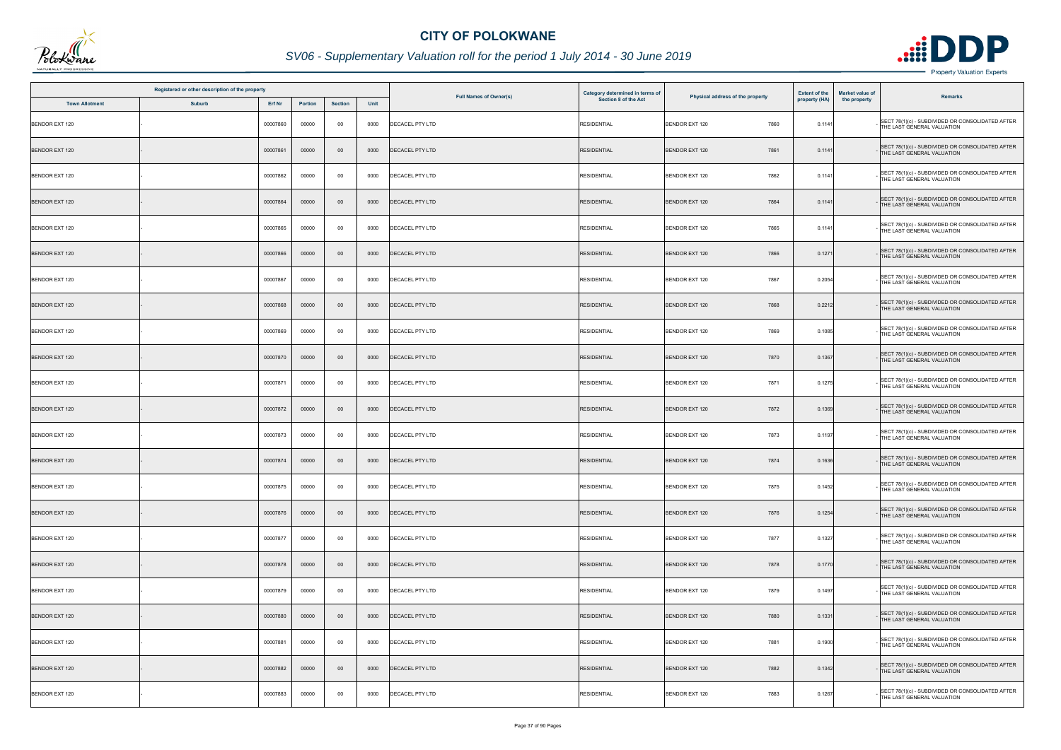# CITY OF POLOKWANE

## SV06 - Supplementary Valuation roll for the period 1 July 2014 - 30 June 2019

| Registered or other description of the property | | | | | | Full Names of Owner(s) | Category determined in terms of Section 8 of the Act | Physical address of the property | Extent of the property (HA) | Market value of the property | Remarks |
|---|---|---|---|---|---|---|---|---|---|---|---|
| Town Allotment | Suburb | Erf Nr | Portion | Section | Unit | | | | | | |
| BENDOR EXT 120 | - | 00007860 | 00000 | 00 | 0000 | DECACEL PTY LTD | RESIDENTIAL | BENDOR EXT 120 7860 | 0.1141 | - | SECT 78(1)(c) - SUBDIVIDED OR CONSOLIDATED AFTER THE LAST GENERAL VALUATION |
| BENDOR EXT 120 | - | 00007861 | 00000 | 00 | 0000 | DECACEL PTY LTD | RESIDENTIAL | BENDOR EXT 120 7861 | 0.1141 | - | SECT 78(1)(c) - SUBDIVIDED OR CONSOLIDATED AFTER THE LAST GENERAL VALUATION |
| BENDOR EXT 120 | - | 00007862 | 00000 | 00 | 0000 | DECACEL PTY LTD | RESIDENTIAL | BENDOR EXT 120 7862 | 0.1141 | - | SECT 78(1)(c) - SUBDIVIDED OR CONSOLIDATED AFTER THE LAST GENERAL VALUATION |
| BENDOR EXT 120 | - | 00007864 | 00000 | 00 | 0000 | DECACEL PTY LTD | RESIDENTIAL | BENDOR EXT 120 7864 | 0.1141 | - | SECT 78(1)(c) - SUBDIVIDED OR CONSOLIDATED AFTER THE LAST GENERAL VALUATION |
| BENDOR EXT 120 | - | 00007865 | 00000 | 00 | 0000 | DECACEL PTY LTD | RESIDENTIAL | BENDOR EXT 120 7865 | 0.1141 | - | SECT 78(1)(c) - SUBDIVIDED OR CONSOLIDATED AFTER THE LAST GENERAL VALUATION |
| BENDOR EXT 120 | - | 00007866 | 00000 | 00 | 0000 | DECACEL PTY LTD | RESIDENTIAL | BENDOR EXT 120 7866 | 0.1271 | - | SECT 78(1)(c) - SUBDIVIDED OR CONSOLIDATED AFTER THE LAST GENERAL VALUATION |
| BENDOR EXT 120 | - | 00007867 | 00000 | 00 | 0000 | DECACEL PTY LTD | RESIDENTIAL | BENDOR EXT 120 7867 | 0.2054 | - | SECT 78(1)(c) - SUBDIVIDED OR CONSOLIDATED AFTER THE LAST GENERAL VALUATION |
| BENDOR EXT 120 | - | 00007868 | 00000 | 00 | 0000 | DECACEL PTY LTD | RESIDENTIAL | BENDOR EXT 120 7868 | 0.2212 | - | SECT 78(1)(c) - SUBDIVIDED OR CONSOLIDATED AFTER THE LAST GENERAL VALUATION |
| BENDOR EXT 120 | - | 00007869 | 00000 | 00 | 0000 | DECACEL PTY LTD | RESIDENTIAL | BENDOR EXT 120 7869 | 0.1085 | - | SECT 78(1)(c) - SUBDIVIDED OR CONSOLIDATED AFTER THE LAST GENERAL VALUATION |
| BENDOR EXT 120 | - | 00007870 | 00000 | 00 | 0000 | DECACEL PTY LTD | RESIDENTIAL | BENDOR EXT 120 7870 | 0.1367 | - | SECT 78(1)(c) - SUBDIVIDED OR CONSOLIDATED AFTER THE LAST GENERAL VALUATION |
| BENDOR EXT 120 | - | 00007871 | 00000 | 00 | 0000 | DECACEL PTY LTD | RESIDENTIAL | BENDOR EXT 120 7871 | 0.1275 | - | SECT 78(1)(c) - SUBDIVIDED OR CONSOLIDATED AFTER THE LAST GENERAL VALUATION |
| BENDOR EXT 120 | - | 00007872 | 00000 | 00 | 0000 | DECACEL PTY LTD | RESIDENTIAL | BENDOR EXT 120 7872 | 0.1369 | - | SECT 78(1)(c) - SUBDIVIDED OR CONSOLIDATED AFTER THE LAST GENERAL VALUATION |
| BENDOR EXT 120 | - | 00007873 | 00000 | 00 | 0000 | DECACEL PTY LTD | RESIDENTIAL | BENDOR EXT 120 7873 | 0.1197 | - | SECT 78(1)(c) - SUBDIVIDED OR CONSOLIDATED AFTER THE LAST GENERAL VALUATION |
| BENDOR EXT 120 | - | 00007874 | 00000 | 00 | 0000 | DECACEL PTY LTD | RESIDENTIAL | BENDOR EXT 120 7874 | 0.1636 | - | SECT 78(1)(c) - SUBDIVIDED OR CONSOLIDATED AFTER THE LAST GENERAL VALUATION |
| BENDOR EXT 120 | - | 00007875 | 00000 | 00 | 0000 | DECACEL PTY LTD | RESIDENTIAL | BENDOR EXT 120 7875 | 0.1452 | - | SECT 78(1)(c) - SUBDIVIDED OR CONSOLIDATED AFTER THE LAST GENERAL VALUATION |
| BENDOR EXT 120 | - | 00007876 | 00000 | 00 | 0000 | DECACEL PTY LTD | RESIDENTIAL | BENDOR EXT 120 7876 | 0.1254 | - | SECT 78(1)(c) - SUBDIVIDED OR CONSOLIDATED AFTER THE LAST GENERAL VALUATION |
| BENDOR EXT 120 | - | 00007877 | 00000 | 00 | 0000 | DECACEL PTY LTD | RESIDENTIAL | BENDOR EXT 120 7877 | 0.1327 | - | SECT 78(1)(c) - SUBDIVIDED OR CONSOLIDATED AFTER THE LAST GENERAL VALUATION |
| BENDOR EXT 120 | - | 00007878 | 00000 | 00 | 0000 | DECACEL PTY LTD | RESIDENTIAL | BENDOR EXT 120 7878 | 0.1770 | - | SECT 78(1)(c) - SUBDIVIDED OR CONSOLIDATED AFTER THE LAST GENERAL VALUATION |
| BENDOR EXT 120 | - | 00007879 | 00000 | 00 | 0000 | DECACEL PTY LTD | RESIDENTIAL | BENDOR EXT 120 7879 | 0.1497 | - | SECT 78(1)(c) - SUBDIVIDED OR CONSOLIDATED AFTER THE LAST GENERAL VALUATION |
| BENDOR EXT 120 | - | 00007880 | 00000 | 00 | 0000 | DECACEL PTY LTD | RESIDENTIAL | BENDOR EXT 120 7880 | 0.1331 | - | SECT 78(1)(c) - SUBDIVIDED OR CONSOLIDATED AFTER THE LAST GENERAL VALUATION |
| BENDOR EXT 120 | - | 00007881 | 00000 | 00 | 0000 | DECACEL PTY LTD | RESIDENTIAL | BENDOR EXT 120 7881 | 0.1900 | - | SECT 78(1)(c) - SUBDIVIDED OR CONSOLIDATED AFTER THE LAST GENERAL VALUATION |
| BENDOR EXT 120 | - | 00007882 | 00000 | 00 | 0000 | DECACEL PTY LTD | RESIDENTIAL | BENDOR EXT 120 7882 | 0.1342 | - | SECT 78(1)(c) - SUBDIVIDED OR CONSOLIDATED AFTER THE LAST GENERAL VALUATION |
| BENDOR EXT 120 | - | 00007883 | 00000 | 00 | 0000 | DECACEL PTY LTD | RESIDENTIAL | BENDOR EXT 120 7883 | 0.1267 | - | SECT 78(1)(c) - SUBDIVIDED OR CONSOLIDATED AFTER THE LAST GENERAL VALUATION |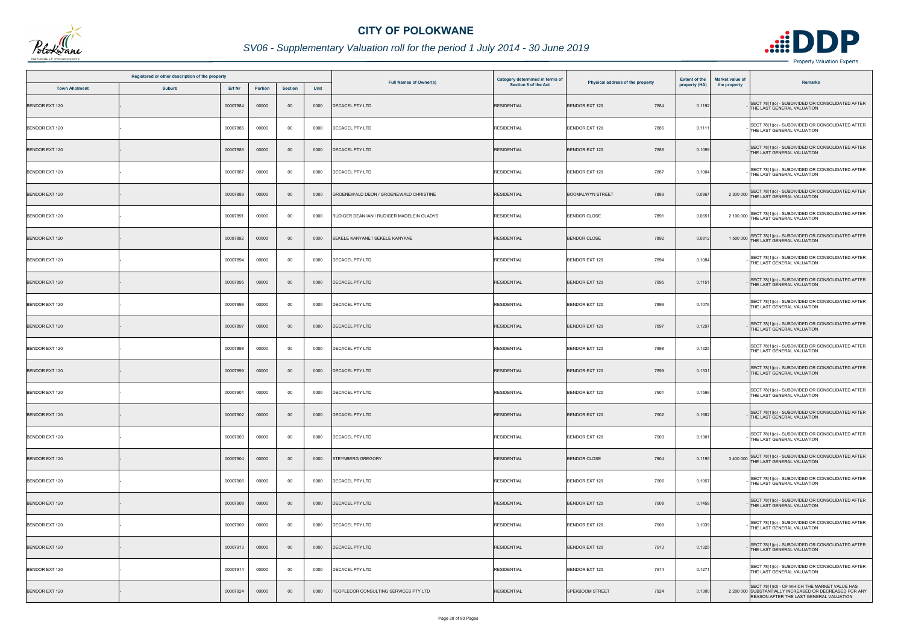# CITY OF POLOKWANE

## SV06 - Supplementary Valuation roll for the period 1 July 2014 - 30 June 2019

| Registered or other description of the property | | | | | | Full Names of Owner(s) | Category determined in terms of Section 8 of the Act | Physical address of the property | Extent of the property (HA) | Market value of the property | Remarks |
|---|---|---|---|---|---|---|---|---|---|---|---|
| Town Allotment | Suburb | Erf Nr | Portion | Section | Unit | | | | | | |
| BENDOR EXT 120 | - | 00007884 | 00000 | 00 | 0000 | DECACEL PTY LTD | RESIDENTIAL | BENDOR EXT 120 7884 | 0.1192 | - | SECT 78(1)(c) - SUBDIVIDED OR CONSOLIDATED AFTER THE LAST GENERAL VALUATION |
| BENDOR EXT 120 | - | 00007885 | 00000 | 00 | 0000 | DECACEL PTY LTD | RESIDENTIAL | BENDOR EXT 120 7885 | 0.1111 | - | SECT 78(1)(c) - SUBDIVIDED OR CONSOLIDATED AFTER THE LAST GENERAL VALUATION |
| BENDOR EXT 120 | - | 00007886 | 00000 | 00 | 0000 | DECACEL PTY LTD | RESIDENTIAL | BENDOR EXT 120 7886 | 0.1099 | - | SECT 78(1)(c) - SUBDIVIDED OR CONSOLIDATED AFTER THE LAST GENERAL VALUATION |
| BENDOR EXT 120 | - | 00007887 | 00000 | 00 | 0000 | DECACEL PTY LTD | RESIDENTIAL | BENDOR EXT 120 7887 | 0.1004 | - | SECT 78(1)(c) - SUBDIVIDED OR CONSOLIDATED AFTER THE LAST GENERAL VALUATION |
| BENDOR EXT 120 | - | 00007889 | 00000 | 00 | 0000 | GROENEWALD DEON / GROENEWALD CHRISTINE | RESIDENTIAL | BOOMALWYN STREET 7889 | 0.0867 | 2 300 000 | SECT 78(1)(c) - SUBDIVIDED OR CONSOLIDATED AFTER THE LAST GENERAL VALUATION |
| BENDOR EXT 120 | - | 00007891 | 00000 | 00 | 0000 | RUDIGER DEAN IAN / RUDIGER MADELEIN GLADYS | RESIDENTIAL | BENDOR CLOSE 7891 | 0.0651 | 2 100 000 | SECT 78(1)(c) - SUBDIVIDED OR CONSOLIDATED AFTER THE LAST GENERAL VALUATION |
| BENDOR EXT 120 | - | 00007892 | 00000 | 00 | 0000 | SEKELE KANYANE / SEKELE KANYANE | RESIDENTIAL | BENDOR CLOSE 7892 | 0.0812 | 1 500 000 | SECT 78(1)(c) - SUBDIVIDED OR CONSOLIDATED AFTER THE LAST GENERAL VALUATION |
| BENDOR EXT 120 | - | 00007894 | 00000 | 00 | 0000 | DECACEL PTY LTD | RESIDENTIAL | BENDOR EXT 120 7894 | 0.1084 | - | SECT 78(1)(c) - SUBDIVIDED OR CONSOLIDATED AFTER THE LAST GENERAL VALUATION |
| BENDOR EXT 120 | - | 00007895 | 00000 | 00 | 0000 | DECACEL PTY LTD | RESIDENTIAL | BENDOR EXT 120 7895 | 0.1151 | - | SECT 78(1)(c) - SUBDIVIDED OR CONSOLIDATED AFTER THE LAST GENERAL VALUATION |
| BENDOR EXT 120 | - | 00007896 | 00000 | 00 | 0000 | DECACEL PTY LTD | RESIDENTIAL | BENDOR EXT 120 7896 | 0.1076 | - | SECT 78(1)(c) - SUBDIVIDED OR CONSOLIDATED AFTER THE LAST GENERAL VALUATION |
| BENDOR EXT 120 | - | 00007897 | 00000 | 00 | 0000 | DECACEL PTY LTD | RESIDENTIAL | BENDOR EXT 120 7897 | 0.1297 | - | SECT 78(1)(c) - SUBDIVIDED OR CONSOLIDATED AFTER THE LAST GENERAL VALUATION |
| BENDOR EXT 120 | - | 00007898 | 00000 | 00 | 0000 | DECACEL PTY LTD | RESIDENTIAL | BENDOR EXT 120 7898 | 0.1325 | - | SECT 78(1)(c) - SUBDIVIDED OR CONSOLIDATED AFTER THE LAST GENERAL VALUATION |
| BENDOR EXT 120 | - | 00007899 | 00000 | 00 | 0000 | DECACEL PTY LTD | RESIDENTIAL | BENDOR EXT 120 7899 | 0.1331 | - | SECT 78(1)(c) - SUBDIVIDED OR CONSOLIDATED AFTER THE LAST GENERAL VALUATION |
| BENDOR EXT 120 | - | 00007901 | 00000 | 00 | 0000 | DECACEL PTY LTD | RESIDENTIAL | BENDOR EXT 120 7901 | 0.1599 | - | SECT 78(1)(c) - SUBDIVIDED OR CONSOLIDATED AFTER THE LAST GENERAL VALUATION |
| BENDOR EXT 120 | - | 00007902 | 00000 | 00 | 0000 | DECACEL PTY LTD | RESIDENTIAL | BENDOR EXT 120 7902 | 0.1682 | - | SECT 78(1)(c) - SUBDIVIDED OR CONSOLIDATED AFTER THE LAST GENERAL VALUATION |
| BENDOR EXT 120 | - | 00007903 | 00000 | 00 | 0000 | DECACEL PTY LTD | RESIDENTIAL | BENDOR EXT 120 7903 | 0.1301 | - | SECT 78(1)(c) - SUBDIVIDED OR CONSOLIDATED AFTER THE LAST GENERAL VALUATION |
| BENDOR EXT 120 | - | 00007904 | 00000 | 00 | 0000 | STEYNBERG GREGORY | RESIDENTIAL | BENDOR CLOSE 7904 | 0.1195 | 3 400 000 | SECT 78(1)(c) - SUBDIVIDED OR CONSOLIDATED AFTER THE LAST GENERAL VALUATION |
| BENDOR EXT 120 | - | 00007906 | 00000 | 00 | 0000 | DECACEL PTY LTD | RESIDENTIAL | BENDOR EXT 120 7906 | 0.1057 | - | SECT 78(1)(c) - SUBDIVIDED OR CONSOLIDATED AFTER THE LAST GENERAL VALUATION |
| BENDOR EXT 120 | - | 00007908 | 00000 | 00 | 0000 | DECACEL PTY LTD | RESIDENTIAL | BENDOR EXT 120 7908 | 0.1458 | - | SECT 78(1)(c) - SUBDIVIDED OR CONSOLIDATED AFTER THE LAST GENERAL VALUATION |
| BENDOR EXT 120 | - | 00007909 | 00000 | 00 | 0000 | DECACEL PTY LTD | RESIDENTIAL | BENDOR EXT 120 7909 | 0.1039 | - | SECT 78(1)(c) - SUBDIVIDED OR CONSOLIDATED AFTER THE LAST GENERAL VALUATION |
| BENDOR EXT 120 | - | 00007913 | 00000 | 00 | 0000 | DECACEL PTY LTD | RESIDENTIAL | BENDOR EXT 120 7913 | 0.1325 | - | SECT 78(1)(c) - SUBDIVIDED OR CONSOLIDATED AFTER THE LAST GENERAL VALUATION |
| BENDOR EXT 120 | - | 00007914 | 00000 | 00 | 0000 | DECACEL PTY LTD | RESIDENTIAL | BENDOR EXT 120 7914 | 0.1271 | - | SECT 78(1)(c) - SUBDIVIDED OR CONSOLIDATED AFTER THE LAST GENERAL VALUATION |
| BENDOR EXT 120 | - | 00007924 | 00000 | 00 | 0000 | PEOPLECOR CONSULTING SERVICES PTY LTD | RESIDENTIAL | SPEKBOOM STREET 7924 | 0.1300 | 2 200 000 | SECT 78(1)(d) - OF WHICH THE MARKET VALUE HAS SUBSTANTIALLY INCREASED OR DECREASED FOR ANY REASON AFTER THE LAST GENERAL VALUATION |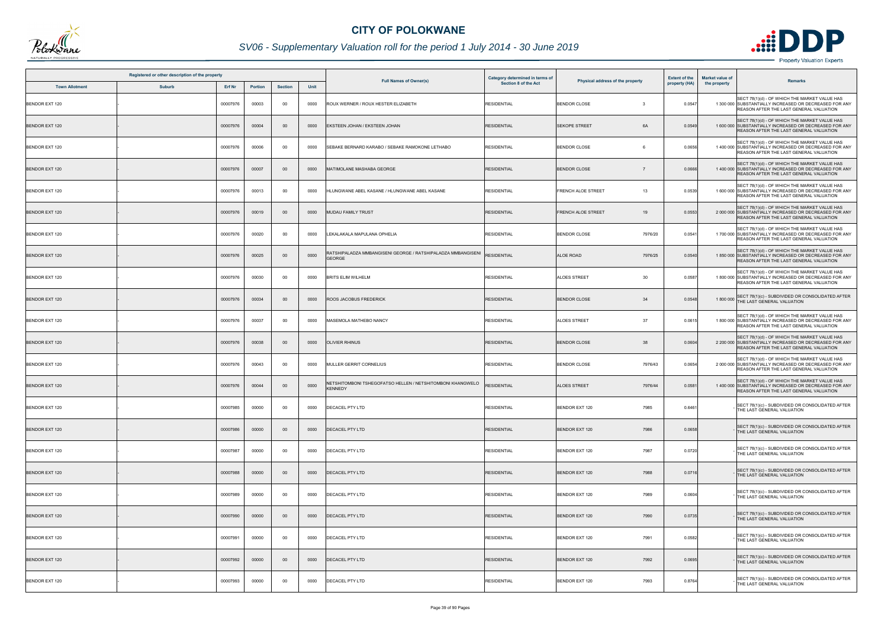# CITY OF POLOKWANE

## SV06 - Supplementary Valuation roll for the period 1 July 2014 - 30 June 2019

| Registered or other description of the property | | | | | | Full Names of Owner(s) | Category determined in terms of Section 8 of the Act | Physical address of the property | | Extent of the property (HA) | Market value of the property | Remarks |
|---|---|---|---|---|---|---|---|---|---|---|---|---|
| Town Allotment | Suburb | Erf Nr | Portion | Section | Unit | | | | | | | |
| BENDOR EXT 120 | - | 00007976 | 00003 | 00 | 0000 | ROUX WERNER / ROUX HESTER ELIZABETH | RESIDENTIAL | BENDOR CLOSE | 3 | 0.0547 | 1 300 000 | SECT 78(1)(d) - OF WHICH THE MARKET VALUE HAS SUBSTANTIALLY INCREASED OR DECREASED FOR ANY REASON AFTER THE LAST GENERAL VALUATION |
| BENDOR EXT 120 | - | 00007976 | 00004 | 00 | 0000 | EKSTEEN JOHAN / EKSTEEN JOHAN | RESIDENTIAL | SEKOPE STREET | 6A | 0.0549 | 1 600 000 | SECT 78(1)(d) - OF WHICH THE MARKET VALUE HAS SUBSTANTIALLY INCREASED OR DECREASED FOR ANY REASON AFTER THE LAST GENERAL VALUATION |
| BENDOR EXT 120 | - | 00007976 | 00006 | 00 | 0000 | SEBAKE BERNARD KARABO / SEBAKE RAMOKONE LETHABO | RESIDENTIAL | BENDOR CLOSE | 6 | 0.0656 | 1 400 000 | SECT 78(1)(d) - OF WHICH THE MARKET VALUE HAS SUBSTANTIALLY INCREASED OR DECREASED FOR ANY REASON AFTER THE LAST GENERAL VALUATION |
| BENDOR EXT 120 | - | 00007976 | 00007 | 00 | 0000 | MATIMOLANE MASHABA GEORGE | RESIDENTIAL | BENDOR CLOSE | 7 | 0.0666 | 1 400 000 | SECT 78(1)(d) - OF WHICH THE MARKET VALUE HAS SUBSTANTIALLY INCREASED OR DECREASED FOR ANY REASON AFTER THE LAST GENERAL VALUATION |
| BENDOR EXT 120 | - | 00007976 | 00013 | 00 | 0000 | HLUNGWANE ABEL KASANE / HLUNGWANE ABEL KASANE | RESIDENTIAL | FRENCH ALOE STREET | 13 | 0.0539 | 1 600 000 | SECT 78(1)(d) - OF WHICH THE MARKET VALUE HAS SUBSTANTIALLY INCREASED OR DECREASED FOR ANY REASON AFTER THE LAST GENERAL VALUATION |
| BENDOR EXT 120 | - | 00007976 | 00019 | 00 | 0000 | MUDAU FAMILY TRUST | RESIDENTIAL | FRENCH ALOE STREET | 19 | 0.0553 | 2 000 000 | SECT 78(1)(d) - OF WHICH THE MARKET VALUE HAS SUBSTANTIALLY INCREASED OR DECREASED FOR ANY REASON AFTER THE LAST GENERAL VALUATION |
| BENDOR EXT 120 | - | 00007976 | 00020 | 00 | 0000 | LEKALAKALA MAPULANA OPHELIA | RESIDENTIAL | BENDOR CLOSE | 7976/20 | 0.0541 | 1 700 000 | SECT 78(1)(d) - OF WHICH THE MARKET VALUE HAS SUBSTANTIALLY INCREASED OR DECREASED FOR ANY REASON AFTER THE LAST GENERAL VALUATION |
| BENDOR EXT 120 | - | 00007976 | 00025 | 00 | 0000 | RATSHIPALADZA MMBANGISENI GEORGE / RATSHIPALADZA MMBANGISENI GEORGE | RESIDENTIAL | ALOE ROAD | 7976/25 | 0.0540 | 1 850 000 | SECT 78(1)(d) - OF WHICH THE MARKET VALUE HAS SUBSTANTIALLY INCREASED OR DECREASED FOR ANY REASON AFTER THE LAST GENERAL VALUATION |
| BENDOR EXT 120 | - | 00007976 | 00030 | 00 | 0000 | BRITS ELIM WILHELM | RESIDENTIAL | ALOES STREET | 30 | 0.0587 | 1 800 000 | SECT 78(1)(d) - OF WHICH THE MARKET VALUE HAS SUBSTANTIALLY INCREASED OR DECREASED FOR ANY REASON AFTER THE LAST GENERAL VALUATION |
| BENDOR EXT 120 | - | 00007976 | 00034 | 00 | 0000 | ROOS JACOBUS FREDERICK | RESIDENTIAL | BENDOR CLOSE | 34 | 0.0548 | 1 800 000 | SECT 78(1)(c) - SUBDIVIDED OR CONSOLIDATED AFTER THE LAST GENERAL VALUATION |
| BENDOR EXT 120 | - | 00007976 | 00037 | 00 | 0000 | MASEMOLA MATHEBO NANCY | RESIDENTIAL | ALOES STREET | 37 | 0.0615 | 1 800 000 | SECT 78(1)(d) - OF WHICH THE MARKET VALUE HAS SUBSTANTIALLY INCREASED OR DECREASED FOR ANY REASON AFTER THE LAST GENERAL VALUATION |
| BENDOR EXT 120 | - | 00007976 | 00038 | 00 | 0000 | OLIVIER RHINUS | RESIDENTIAL | BENDOR CLOSE | 38 | 0.0604 | 2 200 000 | SECT 78(1)(d) - OF WHICH THE MARKET VALUE HAS SUBSTANTIALLY INCREASED OR DECREASED FOR ANY REASON AFTER THE LAST GENERAL VALUATION |
| BENDOR EXT 120 | - | 00007976 | 00043 | 00 | 0000 | MULLER GERRIT CORNELIUS | RESIDENTIAL | BENDOR CLOSE | 7976/43 | 0.0654 | 2 000 000 | SECT 78(1)(d) - OF WHICH THE MARKET VALUE HAS SUBSTANTIALLY INCREASED OR DECREASED FOR ANY REASON AFTER THE LAST GENERAL VALUATION |
| BENDOR EXT 120 | - | 00007976 | 00044 | 00 | 0000 | NETSHITOMBONI TSHEGOFATSO HELLEN / NETSHITOMBONI KHANGWELO KENNEDY | RESIDENTIAL | ALOES STREET | 7976/44 | 0.0581 | 1 400 000 | SECT 78(1)(d) - OF WHICH THE MARKET VALUE HAS SUBSTANTIALLY INCREASED OR DECREASED FOR ANY REASON AFTER THE LAST GENERAL VALUATION |
| BENDOR EXT 120 | - | 00007985 | 00000 | 00 | 0000 | DECACEL PTY LTD | RESIDENTIAL | BENDOR EXT 120 | 7985 | 0.6461 | - | SECT 78(1)(c) - SUBDIVIDED OR CONSOLIDATED AFTER THE LAST GENERAL VALUATION |
| BENDOR EXT 120 | - | 00007986 | 00000 | 00 | 0000 | DECACEL PTY LTD | RESIDENTIAL | BENDOR EXT 120 | 7986 | 0.0658 | - | SECT 78(1)(c) - SUBDIVIDED OR CONSOLIDATED AFTER THE LAST GENERAL VALUATION |
| BENDOR EXT 120 | - | 00007987 | 00000 | 00 | 0000 | DECACEL PTY LTD | RESIDENTIAL | BENDOR EXT 120 | 7987 | 0.0720 | - | SECT 78(1)(c) - SUBDIVIDED OR CONSOLIDATED AFTER THE LAST GENERAL VALUATION |
| BENDOR EXT 120 | - | 00007988 | 00000 | 00 | 0000 | DECACEL PTY LTD | RESIDENTIAL | BENDOR EXT 120 | 7988 | 0.0716 | - | SECT 78(1)(c) - SUBDIVIDED OR CONSOLIDATED AFTER THE LAST GENERAL VALUATION |
| BENDOR EXT 120 | - | 00007989 | 00000 | 00 | 0000 | DECACEL PTY LTD | RESIDENTIAL | BENDOR EXT 120 | 7989 | 0.0604 | - | SECT 78(1)(c) - SUBDIVIDED OR CONSOLIDATED AFTER THE LAST GENERAL VALUATION |
| BENDOR EXT 120 | - | 00007990 | 00000 | 00 | 0000 | DECACEL PTY LTD | RESIDENTIAL | BENDOR EXT 120 | 7990 | 0.0735 | - | SECT 78(1)(c) - SUBDIVIDED OR CONSOLIDATED AFTER THE LAST GENERAL VALUATION |
| BENDOR EXT 120 | - | 00007991 | 00000 | 00 | 0000 | DECACEL PTY LTD | RESIDENTIAL | BENDOR EXT 120 | 7991 | 0.0582 | - | SECT 78(1)(c) - SUBDIVIDED OR CONSOLIDATED AFTER THE LAST GENERAL VALUATION |
| BENDOR EXT 120 | - | 00007992 | 00000 | 00 | 0000 | DECACEL PTY LTD | RESIDENTIAL | BENDOR EXT 120 | 7992 | 0.0695 | - | SECT 78(1)(c) - SUBDIVIDED OR CONSOLIDATED AFTER THE LAST GENERAL VALUATION |
| BENDOR EXT 120 | - | 00007993 | 00000 | 00 | 0000 | DECACEL PTY LTD | RESIDENTIAL | BENDOR EXT 120 | 7993 | 0.8764 | - | SECT 78(1)(c) - SUBDIVIDED OR CONSOLIDATED AFTER THE LAST GENERAL VALUATION |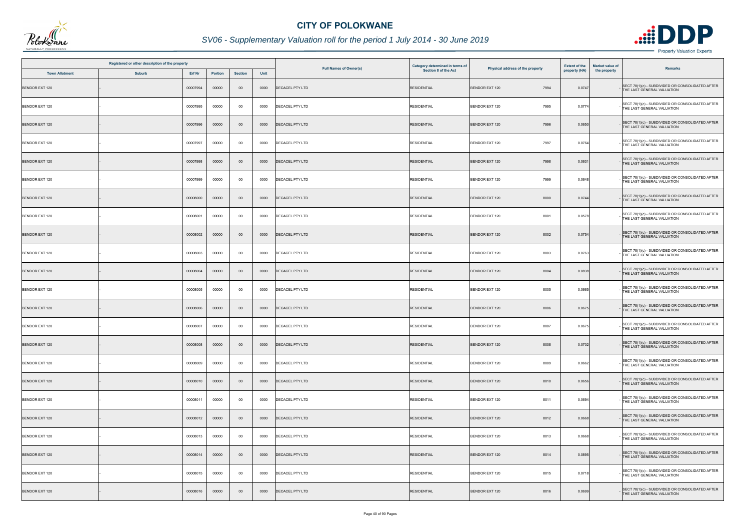# CITY OF POLOKWANE

## SV06 - Supplementary Valuation roll for the period 1 July 2014 - 30 June 2019

| Registered or other description of the property | | | | | | Full Names of Owner(s) | Category determined in terms of Section 8 of the Act | Physical address of the property | Extent of the property (HA) | Market value of the property | Remarks |
|---|---|---|---|---|---|---|---|---|---|---|---|
| Town Allotment | Suburb | Erf Nr | Portion | Section | Unit | | | | | | |
| BENDOR EXT 120 | - | 00007994 | 00000 | 00 | 0000 | DECACEL PTY LTD | RESIDENTIAL | BENDOR EXT 120 7994 | 0.0747 | - | SECT 78(1)(c) - SUBDIVIDED OR CONSOLIDATED AFTER THE LAST GENERAL VALUATION |
| BENDOR EXT 120 | - | 00007995 | 00000 | 00 | 0000 | DECACEL PTY LTD | RESIDENTIAL | BENDOR EXT 120 7995 | 0.0774 | - | SECT 78(1)(c) - SUBDIVIDED OR CONSOLIDATED AFTER THE LAST GENERAL VALUATION |
| BENDOR EXT 120 | - | 00007996 | 00000 | 00 | 0000 | DECACEL PTY LTD | RESIDENTIAL | BENDOR EXT 120 7996 | 0.0650 | - | SECT 78(1)(c) - SUBDIVIDED OR CONSOLIDATED AFTER THE LAST GENERAL VALUATION |
| BENDOR EXT 120 | - | 00007997 | 00000 | 00 | 0000 | DECACEL PTY LTD | RESIDENTIAL | BENDOR EXT 120 7997 | 0.0764 | - | SECT 78(1)(c) - SUBDIVIDED OR CONSOLIDATED AFTER THE LAST GENERAL VALUATION |
| BENDOR EXT 120 | - | 00007998 | 00000 | 00 | 0000 | DECACEL PTY LTD | RESIDENTIAL | BENDOR EXT 120 7998 | 0.0631 | - | SECT 78(1)(c) - SUBDIVIDED OR CONSOLIDATED AFTER THE LAST GENERAL VALUATION |
| BENDOR EXT 120 | - | 00007999 | 00000 | 00 | 0000 | DECACEL PTY LTD | RESIDENTIAL | BENDOR EXT 120 7999 | 0.0648 | - | SECT 78(1)(c) - SUBDIVIDED OR CONSOLIDATED AFTER THE LAST GENERAL VALUATION |
| BENDOR EXT 120 | - | 00008000 | 00000 | 00 | 0000 | DECACEL PTY LTD | RESIDENTIAL | BENDOR EXT 120 8000 | 0.0744 | - | SECT 78(1)(c) - SUBDIVIDED OR CONSOLIDATED AFTER THE LAST GENERAL VALUATION |
| BENDOR EXT 120 | - | 00008001 | 00000 | 00 | 0000 | DECACEL PTY LTD | RESIDENTIAL | BENDOR EXT 120 8001 | 0.0578 | - | SECT 78(1)(c) - SUBDIVIDED OR CONSOLIDATED AFTER THE LAST GENERAL VALUATION |
| BENDOR EXT 120 | - | 00008002 | 00000 | 00 | 0000 | DECACEL PTY LTD | RESIDENTIAL | BENDOR EXT 120 8002 | 0.0754 | - | SECT 78(1)(c) - SUBDIVIDED OR CONSOLIDATED AFTER THE LAST GENERAL VALUATION |
| BENDOR EXT 120 | - | 00008003 | 00000 | 00 | 0000 | DECACEL PTY LTD | RESIDENTIAL | BENDOR EXT 120 8003 | 0.0763 | - | SECT 78(1)(c) - SUBDIVIDED OR CONSOLIDATED AFTER THE LAST GENERAL VALUATION |
| BENDOR EXT 120 | - | 00008004 | 00000 | 00 | 0000 | DECACEL PTY LTD | RESIDENTIAL | BENDOR EXT 120 8004 | 0.0838 | - | SECT 78(1)(c) - SUBDIVIDED OR CONSOLIDATED AFTER THE LAST GENERAL VALUATION |
| BENDOR EXT 120 | - | 00008005 | 00000 | 00 | 0000 | DECACEL PTY LTD | RESIDENTIAL | BENDOR EXT 120 8005 | 0.0665 | - | SECT 78(1)(c) - SUBDIVIDED OR CONSOLIDATED AFTER THE LAST GENERAL VALUATION |
| BENDOR EXT 120 | - | 00008006 | 00000 | 00 | 0000 | DECACEL PTY LTD | RESIDENTIAL | BENDOR EXT 120 8006 | 0.0675 | - | SECT 78(1)(c) - SUBDIVIDED OR CONSOLIDATED AFTER THE LAST GENERAL VALUATION |
| BENDOR EXT 120 | - | 00008007 | 00000 | 00 | 0000 | DECACEL PTY LTD | RESIDENTIAL | BENDOR EXT 120 8007 | 0.0675 | - | SECT 78(1)(c) - SUBDIVIDED OR CONSOLIDATED AFTER THE LAST GENERAL VALUATION |
| BENDOR EXT 120 | - | 00008008 | 00000 | 00 | 0000 | DECACEL PTY LTD | RESIDENTIAL | BENDOR EXT 120 8008 | 0.0702 | - | SECT 78(1)(c) - SUBDIVIDED OR CONSOLIDATED AFTER THE LAST GENERAL VALUATION |
| BENDOR EXT 120 | - | 00008009 | 00000 | 00 | 0000 | DECACEL PTY LTD | RESIDENTIAL | BENDOR EXT 120 8009 | 0.0662 | - | SECT 78(1)(c) - SUBDIVIDED OR CONSOLIDATED AFTER THE LAST GENERAL VALUATION |
| BENDOR EXT 120 | - | 00008010 | 00000 | 00 | 0000 | DECACEL PTY LTD | RESIDENTIAL | BENDOR EXT 120 8010 | 0.0656 | - | SECT 78(1)(c) - SUBDIVIDED OR CONSOLIDATED AFTER THE LAST GENERAL VALUATION |
| BENDOR EXT 120 | - | 00008011 | 00000 | 00 | 0000 | DECACEL PTY LTD | RESIDENTIAL | BENDOR EXT 120 8011 | 0.0694 | - | SECT 78(1)(c) - SUBDIVIDED OR CONSOLIDATED AFTER THE LAST GENERAL VALUATION |
| BENDOR EXT 120 | - | 00008012 | 00000 | 00 | 0000 | DECACEL PTY LTD | RESIDENTIAL | BENDOR EXT 120 8012 | 0.0668 | - | SECT 78(1)(c) - SUBDIVIDED OR CONSOLIDATED AFTER THE LAST GENERAL VALUATION |
| BENDOR EXT 120 | - | 00008013 | 00000 | 00 | 0000 | DECACEL PTY LTD | RESIDENTIAL | BENDOR EXT 120 8013 | 0.0668 | - | SECT 78(1)(c) - SUBDIVIDED OR CONSOLIDATED AFTER THE LAST GENERAL VALUATION |
| BENDOR EXT 120 | - | 00008014 | 00000 | 00 | 0000 | DECACEL PTY LTD | RESIDENTIAL | BENDOR EXT 120 8014 | 0.0895 | - | SECT 78(1)(c) - SUBDIVIDED OR CONSOLIDATED AFTER THE LAST GENERAL VALUATION |
| BENDOR EXT 120 | - | 00008015 | 00000 | 00 | 0000 | DECACEL PTY LTD | RESIDENTIAL | BENDOR EXT 120 8015 | 0.0718 | - | SECT 78(1)(c) - SUBDIVIDED OR CONSOLIDATED AFTER THE LAST GENERAL VALUATION |
| BENDOR EXT 120 | - | 00008016 | 00000 | 00 | 0000 | DECACEL PTY LTD | RESIDENTIAL | BENDOR EXT 120 8016 | 0.0699 | - | SECT 78(1)(c) - SUBDIVIDED OR CONSOLIDATED AFTER THE LAST GENERAL VALUATION |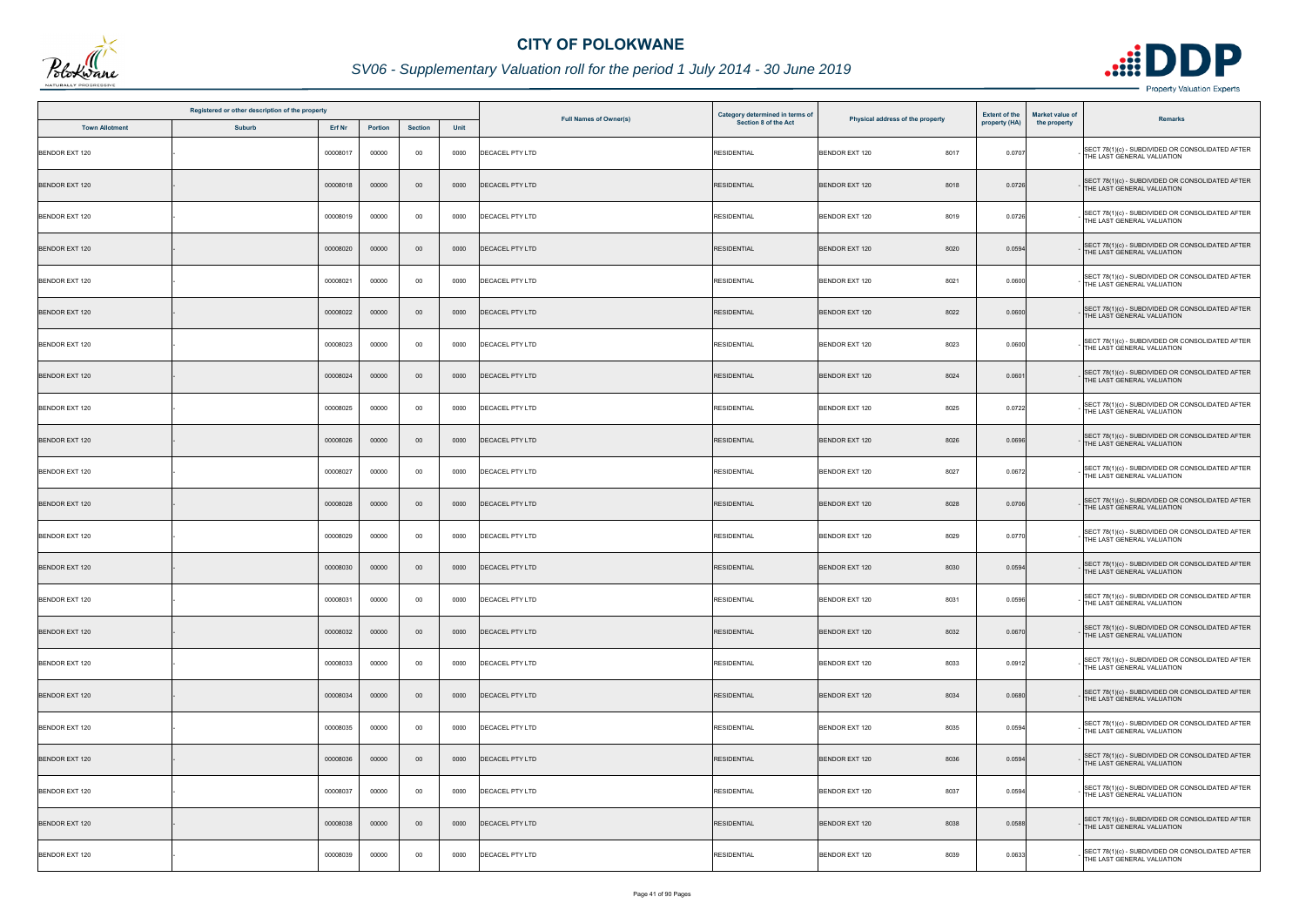# CITY OF POLOKWANE

*SV06 - Supplementary Valuation roll for the period 1 July 2014 - 30 June 2019*

| Registered or other description of the property | | | | | | Full Names of Owner(s) | Category determined in terms of Section 8 of the Act | Physical address of the property | Extent of the property (HA) | Market value of the property | Remarks |
|---|---|---|---|---|---|---|---|---|---|---|---|
| Town Allotment | Suburb | Erf Nr | Portion | Section | Unit | | | | | | |
| BENDOR EXT 120 | - | 00008017 | 00000 | 00 | 0000 | DECACEL PTY LTD | RESIDENTIAL | BENDOR EXT 120 8017 | 0.0707 | - | SECT 78(1)(c) - SUBDIVIDED OR CONSOLIDATED AFTER THE LAST GENERAL VALUATION |
| BENDOR EXT 120 | - | 00008018 | 00000 | 00 | 0000 | DECACEL PTY LTD | RESIDENTIAL | BENDOR EXT 120 8018 | 0.0726 | - | SECT 78(1)(c) - SUBDIVIDED OR CONSOLIDATED AFTER THE LAST GENERAL VALUATION |
| BENDOR EXT 120 | - | 00008019 | 00000 | 00 | 0000 | DECACEL PTY LTD | RESIDENTIAL | BENDOR EXT 120 8019 | 0.0726 | - | SECT 78(1)(c) - SUBDIVIDED OR CONSOLIDATED AFTER THE LAST GENERAL VALUATION |
| BENDOR EXT 120 | - | 00008020 | 00000 | 00 | 0000 | DECACEL PTY LTD | RESIDENTIAL | BENDOR EXT 120 8020 | 0.0594 | - | SECT 78(1)(c) - SUBDIVIDED OR CONSOLIDATED AFTER THE LAST GENERAL VALUATION |
| BENDOR EXT 120 | - | 00008021 | 00000 | 00 | 0000 | DECACEL PTY LTD | RESIDENTIAL | BENDOR EXT 120 8021 | 0.0600 | - | SECT 78(1)(c) - SUBDIVIDED OR CONSOLIDATED AFTER THE LAST GENERAL VALUATION |
| BENDOR EXT 120 | - | 00008022 | 00000 | 00 | 0000 | DECACEL PTY LTD | RESIDENTIAL | BENDOR EXT 120 8022 | 0.0600 | - | SECT 78(1)(c) - SUBDIVIDED OR CONSOLIDATED AFTER THE LAST GENERAL VALUATION |
| BENDOR EXT 120 | - | 00008023 | 00000 | 00 | 0000 | DECACEL PTY LTD | RESIDENTIAL | BENDOR EXT 120 8023 | 0.0600 | - | SECT 78(1)(c) - SUBDIVIDED OR CONSOLIDATED AFTER THE LAST GENERAL VALUATION |
| BENDOR EXT 120 | - | 00008024 | 00000 | 00 | 0000 | DECACEL PTY LTD | RESIDENTIAL | BENDOR EXT 120 8024 | 0.0601 | - | SECT 78(1)(c) - SUBDIVIDED OR CONSOLIDATED AFTER THE LAST GENERAL VALUATION |
| BENDOR EXT 120 | - | 00008025 | 00000 | 00 | 0000 | DECACEL PTY LTD | RESIDENTIAL | BENDOR EXT 120 8025 | 0.0722 | - | SECT 78(1)(c) - SUBDIVIDED OR CONSOLIDATED AFTER THE LAST GENERAL VALUATION |
| BENDOR EXT 120 | - | 00008026 | 00000 | 00 | 0000 | DECACEL PTY LTD | RESIDENTIAL | BENDOR EXT 120 8026 | 0.0696 | - | SECT 78(1)(c) - SUBDIVIDED OR CONSOLIDATED AFTER THE LAST GENERAL VALUATION |
| BENDOR EXT 120 | - | 00008027 | 00000 | 00 | 0000 | DECACEL PTY LTD | RESIDENTIAL | BENDOR EXT 120 8027 | 0.0672 | - | SECT 78(1)(c) - SUBDIVIDED OR CONSOLIDATED AFTER THE LAST GENERAL VALUATION |
| BENDOR EXT 120 | - | 00008028 | 00000 | 00 | 0000 | DECACEL PTY LTD | RESIDENTIAL | BENDOR EXT 120 8028 | 0.0706 | - | SECT 78(1)(c) - SUBDIVIDED OR CONSOLIDATED AFTER THE LAST GENERAL VALUATION |
| BENDOR EXT 120 | - | 00008029 | 00000 | 00 | 0000 | DECACEL PTY LTD | RESIDENTIAL | BENDOR EXT 120 8029 | 0.0770 | - | SECT 78(1)(c) - SUBDIVIDED OR CONSOLIDATED AFTER THE LAST GENERAL VALUATION |
| BENDOR EXT 120 | - | 00008030 | 00000 | 00 | 0000 | DECACEL PTY LTD | RESIDENTIAL | BENDOR EXT 120 8030 | 0.0594 | - | SECT 78(1)(c) - SUBDIVIDED OR CONSOLIDATED AFTER THE LAST GENERAL VALUATION |
| BENDOR EXT 120 | - | 00008031 | 00000 | 00 | 0000 | DECACEL PTY LTD | RESIDENTIAL | BENDOR EXT 120 8031 | 0.0596 | - | SECT 78(1)(c) - SUBDIVIDED OR CONSOLIDATED AFTER THE LAST GENERAL VALUATION |
| BENDOR EXT 120 | - | 00008032 | 00000 | 00 | 0000 | DECACEL PTY LTD | RESIDENTIAL | BENDOR EXT 120 8032 | 0.0670 | - | SECT 78(1)(c) - SUBDIVIDED OR CONSOLIDATED AFTER THE LAST GENERAL VALUATION |
| BENDOR EXT 120 | - | 00008033 | 00000 | 00 | 0000 | DECACEL PTY LTD | RESIDENTIAL | BENDOR EXT 120 8033 | 0.0912 | - | SECT 78(1)(c) - SUBDIVIDED OR CONSOLIDATED AFTER THE LAST GENERAL VALUATION |
| BENDOR EXT 120 | - | 00008034 | 00000 | 00 | 0000 | DECACEL PTY LTD | RESIDENTIAL | BENDOR EXT 120 8034 | 0.0680 | - | SECT 78(1)(c) - SUBDIVIDED OR CONSOLIDATED AFTER THE LAST GENERAL VALUATION |
| BENDOR EXT 120 | - | 00008035 | 00000 | 00 | 0000 | DECACEL PTY LTD | RESIDENTIAL | BENDOR EXT 120 8035 | 0.0594 | - | SECT 78(1)(c) - SUBDIVIDED OR CONSOLIDATED AFTER THE LAST GENERAL VALUATION |
| BENDOR EXT 120 | - | 00008036 | 00000 | 00 | 0000 | DECACEL PTY LTD | RESIDENTIAL | BENDOR EXT 120 8036 | 0.0594 | - | SECT 78(1)(c) - SUBDIVIDED OR CONSOLIDATED AFTER THE LAST GENERAL VALUATION |
| BENDOR EXT 120 | - | 00008037 | 00000 | 00 | 0000 | DECACEL PTY LTD | RESIDENTIAL | BENDOR EXT 120 8037 | 0.0594 | - | SECT 78(1)(c) - SUBDIVIDED OR CONSOLIDATED AFTER THE LAST GENERAL VALUATION |
| BENDOR EXT 120 | - | 00008038 | 00000 | 00 | 0000 | DECACEL PTY LTD | RESIDENTIAL | BENDOR EXT 120 8038 | 0.0588 | - | SECT 78(1)(c) - SUBDIVIDED OR CONSOLIDATED AFTER THE LAST GENERAL VALUATION |
| BENDOR EXT 120 | - | 00008039 | 00000 | 00 | 0000 | DECACEL PTY LTD | RESIDENTIAL | BENDOR EXT 120 8039 | 0.0633 | - | SECT 78(1)(c) - SUBDIVIDED OR CONSOLIDATED AFTER THE LAST GENERAL VALUATION |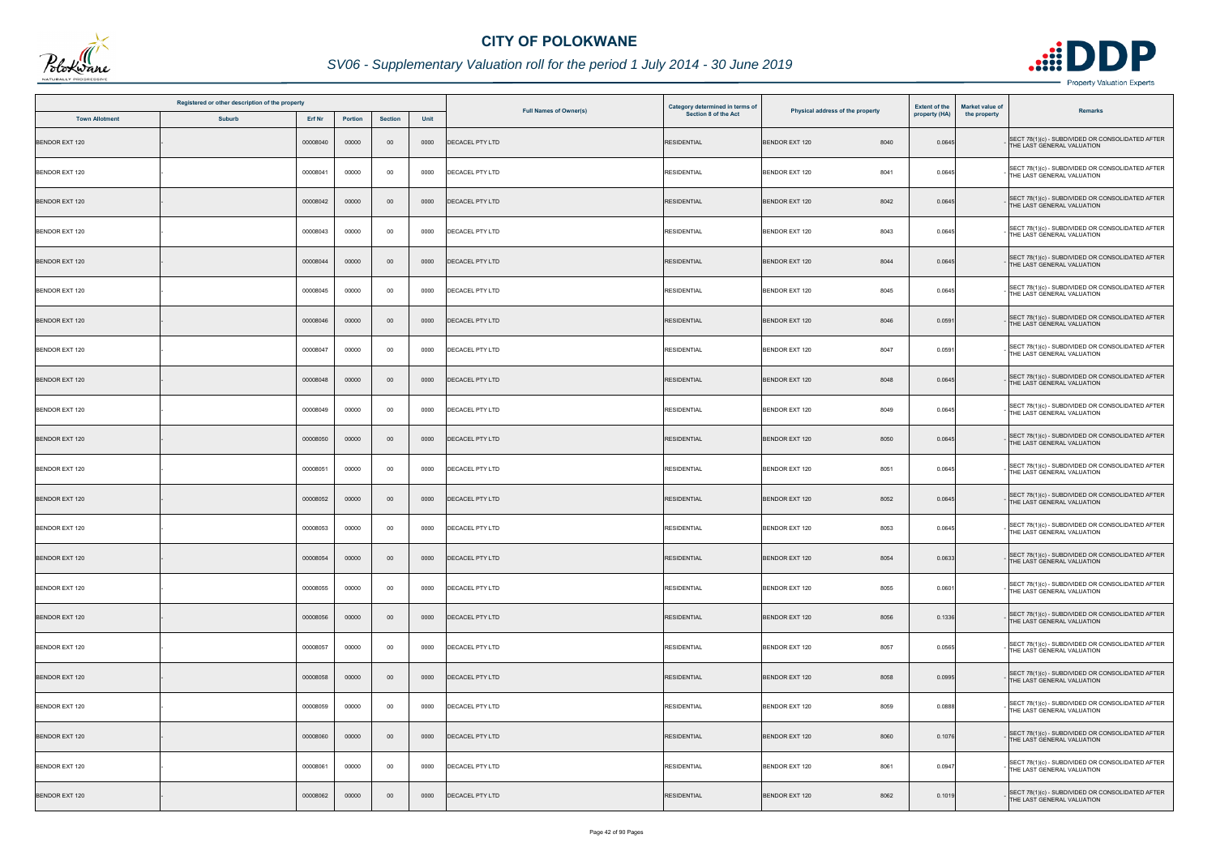# CITY OF POLOKWANE

## SV06 - Supplementary Valuation roll for the period 1 July 2014 - 30 June 2019

| Registered or other description of the property | | | | | | Full Names of Owner(s) | Category determined in terms of Section 8 of the Act | Physical address of the property | | Extent of the property (HA) | Market value of the property | Remarks |
|---|---|---|---|---|---|---|---|---|---|---|---|---|
| Town Allotment | Suburb | Erf Nr | Portion | Section | Unit | | | | | | | |
| BENDOR EXT 120 | - | 00008040 | 00000 | 00 | 0000 | DECACEL PTY LTD | RESIDENTIAL | BENDOR EXT 120 | 8040 | 0.0645 | - | SECT 78(1)(c) - SUBDIVIDED OR CONSOLIDATED AFTER THE LAST GENERAL VALUATION |
| BENDOR EXT 120 | - | 00008041 | 00000 | 00 | 0000 | DECACEL PTY LTD | RESIDENTIAL | BENDOR EXT 120 | 8041 | 0.0645 | - | SECT 78(1)(c) - SUBDIVIDED OR CONSOLIDATED AFTER THE LAST GENERAL VALUATION |
| BENDOR EXT 120 | - | 00008042 | 00000 | 00 | 0000 | DECACEL PTY LTD | RESIDENTIAL | BENDOR EXT 120 | 8042 | 0.0645 | - | SECT 78(1)(c) - SUBDIVIDED OR CONSOLIDATED AFTER THE LAST GENERAL VALUATION |
| BENDOR EXT 120 | - | 00008043 | 00000 | 00 | 0000 | DECACEL PTY LTD | RESIDENTIAL | BENDOR EXT 120 | 8043 | 0.0645 | - | SECT 78(1)(c) - SUBDIVIDED OR CONSOLIDATED AFTER THE LAST GENERAL VALUATION |
| BENDOR EXT 120 | - | 00008044 | 00000 | 00 | 0000 | DECACEL PTY LTD | RESIDENTIAL | BENDOR EXT 120 | 8044 | 0.0645 | - | SECT 78(1)(c) - SUBDIVIDED OR CONSOLIDATED AFTER THE LAST GENERAL VALUATION |
| BENDOR EXT 120 | - | 00008045 | 00000 | 00 | 0000 | DECACEL PTY LTD | RESIDENTIAL | BENDOR EXT 120 | 8045 | 0.0645 | - | SECT 78(1)(c) - SUBDIVIDED OR CONSOLIDATED AFTER THE LAST GENERAL VALUATION |
| BENDOR EXT 120 | - | 00008046 | 00000 | 00 | 0000 | DECACEL PTY LTD | RESIDENTIAL | BENDOR EXT 120 | 8046 | 0.0591 | - | SECT 78(1)(c) - SUBDIVIDED OR CONSOLIDATED AFTER THE LAST GENERAL VALUATION |
| BENDOR EXT 120 | - | 00008047 | 00000 | 00 | 0000 | DECACEL PTY LTD | RESIDENTIAL | BENDOR EXT 120 | 8047 | 0.0591 | - | SECT 78(1)(c) - SUBDIVIDED OR CONSOLIDATED AFTER THE LAST GENERAL VALUATION |
| BENDOR EXT 120 | - | 00008048 | 00000 | 00 | 0000 | DECACEL PTY LTD | RESIDENTIAL | BENDOR EXT 120 | 8048 | 0.0645 | - | SECT 78(1)(c) - SUBDIVIDED OR CONSOLIDATED AFTER THE LAST GENERAL VALUATION |
| BENDOR EXT 120 | - | 00008049 | 00000 | 00 | 0000 | DECACEL PTY LTD | RESIDENTIAL | BENDOR EXT 120 | 8049 | 0.0645 | - | SECT 78(1)(c) - SUBDIVIDED OR CONSOLIDATED AFTER THE LAST GENERAL VALUATION |
| BENDOR EXT 120 | - | 00008050 | 00000 | 00 | 0000 | DECACEL PTY LTD | RESIDENTIAL | BENDOR EXT 120 | 8050 | 0.0645 | - | SECT 78(1)(c) - SUBDIVIDED OR CONSOLIDATED AFTER THE LAST GENERAL VALUATION |
| BENDOR EXT 120 | - | 00008051 | 00000 | 00 | 0000 | DECACEL PTY LTD | RESIDENTIAL | BENDOR EXT 120 | 8051 | 0.0645 | - | SECT 78(1)(c) - SUBDIVIDED OR CONSOLIDATED AFTER THE LAST GENERAL VALUATION |
| BENDOR EXT 120 | - | 00008052 | 00000 | 00 | 0000 | DECACEL PTY LTD | RESIDENTIAL | BENDOR EXT 120 | 8052 | 0.0645 | - | SECT 78(1)(c) - SUBDIVIDED OR CONSOLIDATED AFTER THE LAST GENERAL VALUATION |
| BENDOR EXT 120 | - | 00008053 | 00000 | 00 | 0000 | DECACEL PTY LTD | RESIDENTIAL | BENDOR EXT 120 | 8053 | 0.0645 | - | SECT 78(1)(c) - SUBDIVIDED OR CONSOLIDATED AFTER THE LAST GENERAL VALUATION |
| BENDOR EXT 120 | - | 00008054 | 00000 | 00 | 0000 | DECACEL PTY LTD | RESIDENTIAL | BENDOR EXT 120 | 8054 | 0.0633 | - | SECT 78(1)(c) - SUBDIVIDED OR CONSOLIDATED AFTER THE LAST GENERAL VALUATION |
| BENDOR EXT 120 | - | 00008055 | 00000 | 00 | 0000 | DECACEL PTY LTD | RESIDENTIAL | BENDOR EXT 120 | 8055 | 0.0601 | - | SECT 78(1)(c) - SUBDIVIDED OR CONSOLIDATED AFTER THE LAST GENERAL VALUATION |
| BENDOR EXT 120 | - | 00008056 | 00000 | 00 | 0000 | DECACEL PTY LTD | RESIDENTIAL | BENDOR EXT 120 | 8056 | 0.1336 | - | SECT 78(1)(c) - SUBDIVIDED OR CONSOLIDATED AFTER THE LAST GENERAL VALUATION |
| BENDOR EXT 120 | - | 00008057 | 00000 | 00 | 0000 | DECACEL PTY LTD | RESIDENTIAL | BENDOR EXT 120 | 8057 | 0.0565 | - | SECT 78(1)(c) - SUBDIVIDED OR CONSOLIDATED AFTER THE LAST GENERAL VALUATION |
| BENDOR EXT 120 | - | 00008058 | 00000 | 00 | 0000 | DECACEL PTY LTD | RESIDENTIAL | BENDOR EXT 120 | 8058 | 0.0995 | - | SECT 78(1)(c) - SUBDIVIDED OR CONSOLIDATED AFTER THE LAST GENERAL VALUATION |
| BENDOR EXT 120 | - | 00008059 | 00000 | 00 | 0000 | DECACEL PTY LTD | RESIDENTIAL | BENDOR EXT 120 | 8059 | 0.0888 | - | SECT 78(1)(c) - SUBDIVIDED OR CONSOLIDATED AFTER THE LAST GENERAL VALUATION |
| BENDOR EXT 120 | - | 00008060 | 00000 | 00 | 0000 | DECACEL PTY LTD | RESIDENTIAL | BENDOR EXT 120 | 8060 | 0.1076 | - | SECT 78(1)(c) - SUBDIVIDED OR CONSOLIDATED AFTER THE LAST GENERAL VALUATION |
| BENDOR EXT 120 | - | 00008061 | 00000 | 00 | 0000 | DECACEL PTY LTD | RESIDENTIAL | BENDOR EXT 120 | 8061 | 0.0947 | - | SECT 78(1)(c) - SUBDIVIDED OR CONSOLIDATED AFTER THE LAST GENERAL VALUATION |
| BENDOR EXT 120 | - | 00008062 | 00000 | 00 | 0000 | DECACEL PTY LTD | RESIDENTIAL | BENDOR EXT 120 | 8062 | 0.1019 | - | SECT 78(1)(c) - SUBDIVIDED OR CONSOLIDATED AFTER THE LAST GENERAL VALUATION |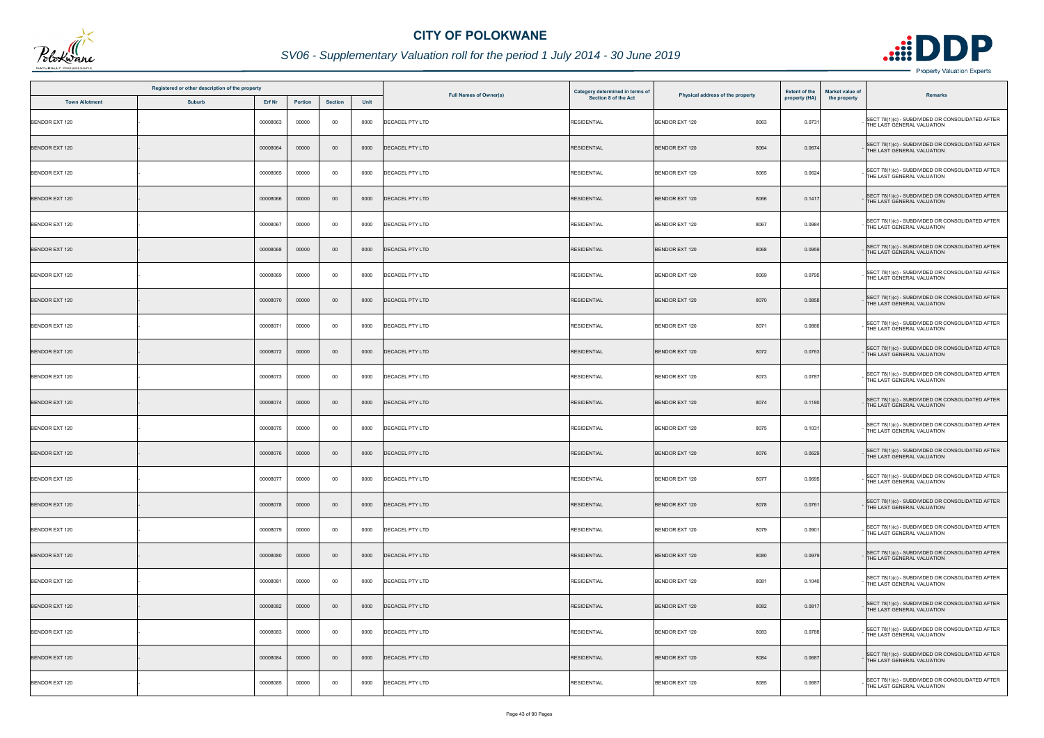# CITY OF POLOKWANE

## SV06 - Supplementary Valuation roll for the period 1 July 2014 - 30 June 2019

| Registered or other description of the property | | | | | | Full Names of Owner(s) | Category determined in terms of Section 8 of the Act | Physical address of the property | | Extent of the property (HA) | Market value of the property | Remarks |
|---|---|---|---|---|---|---|---|---|---|---|---|---|
| Town Allotment | Suburb | Erf Nr | Portion | Section | Unit | | | | | | | |
| BENDOR EXT 120 | - | 00008063 | 00000 | 00 | 0000 | DECACEL PTY LTD | RESIDENTIAL | BENDOR EXT 120 | 8063 | 0.0731 | - | SECT 78(1)(c) - SUBDIVIDED OR CONSOLIDATED AFTER THE LAST GENERAL VALUATION |
| BENDOR EXT 120 | - | 00008064 | 00000 | 00 | 0000 | DECACEL PTY LTD | RESIDENTIAL | BENDOR EXT 120 | 8064 | 0.0674 | - | SECT 78(1)(c) - SUBDIVIDED OR CONSOLIDATED AFTER THE LAST GENERAL VALUATION |
| BENDOR EXT 120 | - | 00008065 | 00000 | 00 | 0000 | DECACEL PTY LTD | RESIDENTIAL | BENDOR EXT 120 | 8065 | 0.0624 | - | SECT 78(1)(c) - SUBDIVIDED OR CONSOLIDATED AFTER THE LAST GENERAL VALUATION |
| BENDOR EXT 120 | - | 00008066 | 00000 | 00 | 0000 | DECACEL PTY LTD | RESIDENTIAL | BENDOR EXT 120 | 8066 | 0.1417 | - | SECT 78(1)(c) - SUBDIVIDED OR CONSOLIDATED AFTER THE LAST GENERAL VALUATION |
| BENDOR EXT 120 | - | 00008067 | 00000 | 00 | 0000 | DECACEL PTY LTD | RESIDENTIAL | BENDOR EXT 120 | 8067 | 0.0984 | - | SECT 78(1)(c) - SUBDIVIDED OR CONSOLIDATED AFTER THE LAST GENERAL VALUATION |
| BENDOR EXT 120 | - | 00008068 | 00000 | 00 | 0000 | DECACEL PTY LTD | RESIDENTIAL | BENDOR EXT 120 | 8068 | 0.0959 | - | SECT 78(1)(c) - SUBDIVIDED OR CONSOLIDATED AFTER THE LAST GENERAL VALUATION |
| BENDOR EXT 120 | - | 00008069 | 00000 | 00 | 0000 | DECACEL PTY LTD | RESIDENTIAL | BENDOR EXT 120 | 8069 | 0.0795 | - | SECT 78(1)(c) - SUBDIVIDED OR CONSOLIDATED AFTER THE LAST GENERAL VALUATION |
| BENDOR EXT 120 | - | 00008070 | 00000 | 00 | 0000 | DECACEL PTY LTD | RESIDENTIAL | BENDOR EXT 120 | 8070 | 0.0858 | - | SECT 78(1)(c) - SUBDIVIDED OR CONSOLIDATED AFTER THE LAST GENERAL VALUATION |
| BENDOR EXT 120 | - | 00008071 | 00000 | 00 | 0000 | DECACEL PTY LTD | RESIDENTIAL | BENDOR EXT 120 | 8071 | 0.0866 | - | SECT 78(1)(c) - SUBDIVIDED OR CONSOLIDATED AFTER THE LAST GENERAL VALUATION |
| BENDOR EXT 120 | - | 00008072 | 00000 | 00 | 0000 | DECACEL PTY LTD | RESIDENTIAL | BENDOR EXT 120 | 8072 | 0.0763 | - | SECT 78(1)(c) - SUBDIVIDED OR CONSOLIDATED AFTER THE LAST GENERAL VALUATION |
| BENDOR EXT 120 | - | 00008073 | 00000 | 00 | 0000 | DECACEL PTY LTD | RESIDENTIAL | BENDOR EXT 120 | 8073 | 0.0787 | - | SECT 78(1)(c) - SUBDIVIDED OR CONSOLIDATED AFTER THE LAST GENERAL VALUATION |
| BENDOR EXT 120 | - | 00008074 | 00000 | 00 | 0000 | DECACEL PTY LTD | RESIDENTIAL | BENDOR EXT 120 | 8074 | 0.1180 | - | SECT 78(1)(c) - SUBDIVIDED OR CONSOLIDATED AFTER THE LAST GENERAL VALUATION |
| BENDOR EXT 120 | - | 00008075 | 00000 | 00 | 0000 | DECACEL PTY LTD | RESIDENTIAL | BENDOR EXT 120 | 8075 | 0.1031 | - | SECT 78(1)(c) - SUBDIVIDED OR CONSOLIDATED AFTER THE LAST GENERAL VALUATION |
| BENDOR EXT 120 | - | 00008076 | 00000 | 00 | 0000 | DECACEL PTY LTD | RESIDENTIAL | BENDOR EXT 120 | 8076 | 0.0629 | - | SECT 78(1)(c) - SUBDIVIDED OR CONSOLIDATED AFTER THE LAST GENERAL VALUATION |
| BENDOR EXT 120 | - | 00008077 | 00000 | 00 | 0000 | DECACEL PTY LTD | RESIDENTIAL | BENDOR EXT 120 | 8077 | 0.0695 | - | SECT 78(1)(c) - SUBDIVIDED OR CONSOLIDATED AFTER THE LAST GENERAL VALUATION |
| BENDOR EXT 120 | - | 00008078 | 00000 | 00 | 0000 | DECACEL PTY LTD | RESIDENTIAL | BENDOR EXT 120 | 8078 | 0.0761 | - | SECT 78(1)(c) - SUBDIVIDED OR CONSOLIDATED AFTER THE LAST GENERAL VALUATION |
| BENDOR EXT 120 | - | 00008079 | 00000 | 00 | 0000 | DECACEL PTY LTD | RESIDENTIAL | BENDOR EXT 120 | 8079 | 0.0901 | - | SECT 78(1)(c) - SUBDIVIDED OR CONSOLIDATED AFTER THE LAST GENERAL VALUATION |
| BENDOR EXT 120 | - | 00008080 | 00000 | 00 | 0000 | DECACEL PTY LTD | RESIDENTIAL | BENDOR EXT 120 | 8080 | 0.0979 | - | SECT 78(1)(c) - SUBDIVIDED OR CONSOLIDATED AFTER THE LAST GENERAL VALUATION |
| BENDOR EXT 120 | - | 00008081 | 00000 | 00 | 0000 | DECACEL PTY LTD | RESIDENTIAL | BENDOR EXT 120 | 8081 | 0.1040 | - | SECT 78(1)(c) - SUBDIVIDED OR CONSOLIDATED AFTER THE LAST GENERAL VALUATION |
| BENDOR EXT 120 | - | 00008082 | 00000 | 00 | 0000 | DECACEL PTY LTD | RESIDENTIAL | BENDOR EXT 120 | 8082 | 0.0817 | - | SECT 78(1)(c) - SUBDIVIDED OR CONSOLIDATED AFTER THE LAST GENERAL VALUATION |
| BENDOR EXT 120 | - | 00008083 | 00000 | 00 | 0000 | DECACEL PTY LTD | RESIDENTIAL | BENDOR EXT 120 | 8083 | 0.0788 | - | SECT 78(1)(c) - SUBDIVIDED OR CONSOLIDATED AFTER THE LAST GENERAL VALUATION |
| BENDOR EXT 120 | - | 00008084 | 00000 | 00 | 0000 | DECACEL PTY LTD | RESIDENTIAL | BENDOR EXT 120 | 8084 | 0.0687 | - | SECT 78(1)(c) - SUBDIVIDED OR CONSOLIDATED AFTER THE LAST GENERAL VALUATION |
| BENDOR EXT 120 | - | 00008085 | 00000 | 00 | 0000 | DECACEL PTY LTD | RESIDENTIAL | BENDOR EXT 120 | 8085 | 0.0687 | - | SECT 78(1)(c) - SUBDIVIDED OR CONSOLIDATED AFTER THE LAST GENERAL VALUATION |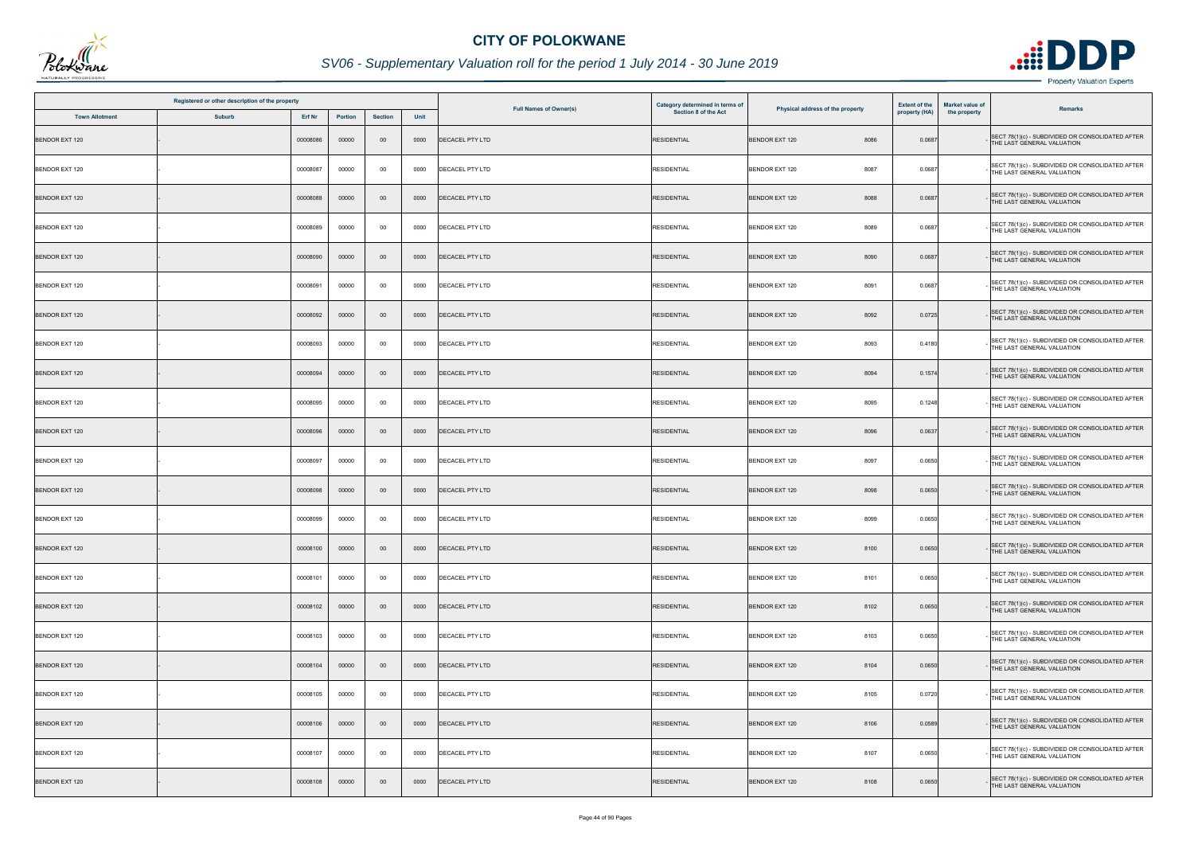# CITY OF POLOKWANE

## SV06 - Supplementary Valuation roll for the period 1 July 2014 - 30 June 2019

| Registered or other description of the property | | | | | | Full Names of Owner(s) | Category determined in terms of Section 8 of the Act | Physical address of the property | Extent of the property (HA) | Market value of the property | Remarks |
|---|---|---|---|---|---|---|---|---|---|---|---|
| Town Allotment | Suburb | Erf Nr | Portion | Section | Unit | | | | | | |
| BENDOR EXT 120 | - | 00008086 | 00000 | 00 | 0000 | DECACEL PTY LTD | RESIDENTIAL | BENDOR EXT 120 8086 | 0.0687 | - | SECT 78(1)(c) - SUBDIVIDED OR CONSOLIDATED AFTER THE LAST GENERAL VALUATION |
| BENDOR EXT 120 | - | 00008087 | 00000 | 00 | 0000 | DECACEL PTY LTD | RESIDENTIAL | BENDOR EXT 120 8087 | 0.0687 | - | SECT 78(1)(c) - SUBDIVIDED OR CONSOLIDATED AFTER THE LAST GENERAL VALUATION |
| BENDOR EXT 120 | - | 00008088 | 00000 | 00 | 0000 | DECACEL PTY LTD | RESIDENTIAL | BENDOR EXT 120 8088 | 0.0687 | - | SECT 78(1)(c) - SUBDIVIDED OR CONSOLIDATED AFTER THE LAST GENERAL VALUATION |
| BENDOR EXT 120 | - | 00008089 | 00000 | 00 | 0000 | DECACEL PTY LTD | RESIDENTIAL | BENDOR EXT 120 8089 | 0.0687 | - | SECT 78(1)(c) - SUBDIVIDED OR CONSOLIDATED AFTER THE LAST GENERAL VALUATION |
| BENDOR EXT 120 | - | 00008090 | 00000 | 00 | 0000 | DECACEL PTY LTD | RESIDENTIAL | BENDOR EXT 120 8090 | 0.0687 | - | SECT 78(1)(c) - SUBDIVIDED OR CONSOLIDATED AFTER THE LAST GENERAL VALUATION |
| BENDOR EXT 120 | - | 00008091 | 00000 | 00 | 0000 | DECACEL PTY LTD | RESIDENTIAL | BENDOR EXT 120 8091 | 0.0687 | - | SECT 78(1)(c) - SUBDIVIDED OR CONSOLIDATED AFTER THE LAST GENERAL VALUATION |
| BENDOR EXT 120 | - | 00008092 | 00000 | 00 | 0000 | DECACEL PTY LTD | RESIDENTIAL | BENDOR EXT 120 8092 | 0.0725 | - | SECT 78(1)(c) - SUBDIVIDED OR CONSOLIDATED AFTER THE LAST GENERAL VALUATION |
| BENDOR EXT 120 | - | 00008093 | 00000 | 00 | 0000 | DECACEL PTY LTD | RESIDENTIAL | BENDOR EXT 120 8093 | 0.4180 | - | SECT 78(1)(c) - SUBDIVIDED OR CONSOLIDATED AFTER THE LAST GENERAL VALUATION |
| BENDOR EXT 120 | - | 00008094 | 00000 | 00 | 0000 | DECACEL PTY LTD | RESIDENTIAL | BENDOR EXT 120 8094 | 0.1574 | - | SECT 78(1)(c) - SUBDIVIDED OR CONSOLIDATED AFTER THE LAST GENERAL VALUATION |
| BENDOR EXT 120 | - | 00008095 | 00000 | 00 | 0000 | DECACEL PTY LTD | RESIDENTIAL | BENDOR EXT 120 8095 | 0.1248 | - | SECT 78(1)(c) - SUBDIVIDED OR CONSOLIDATED AFTER THE LAST GENERAL VALUATION |
| BENDOR EXT 120 | - | 00008096 | 00000 | 00 | 0000 | DECACEL PTY LTD | RESIDENTIAL | BENDOR EXT 120 8096 | 0.0637 | - | SECT 78(1)(c) - SUBDIVIDED OR CONSOLIDATED AFTER THE LAST GENERAL VALUATION |
| BENDOR EXT 120 | - | 00008097 | 00000 | 00 | 0000 | DECACEL PTY LTD | RESIDENTIAL | BENDOR EXT 120 8097 | 0.0650 | - | SECT 78(1)(c) - SUBDIVIDED OR CONSOLIDATED AFTER THE LAST GENERAL VALUATION |
| BENDOR EXT 120 | - | 00008098 | 00000 | 00 | 0000 | DECACEL PTY LTD | RESIDENTIAL | BENDOR EXT 120 8098 | 0.0650 | - | SECT 78(1)(c) - SUBDIVIDED OR CONSOLIDATED AFTER THE LAST GENERAL VALUATION |
| BENDOR EXT 120 | - | 00008099 | 00000 | 00 | 0000 | DECACEL PTY LTD | RESIDENTIAL | BENDOR EXT 120 8099 | 0.0650 | - | SECT 78(1)(c) - SUBDIVIDED OR CONSOLIDATED AFTER THE LAST GENERAL VALUATION |
| BENDOR EXT 120 | - | 00008100 | 00000 | 00 | 0000 | DECACEL PTY LTD | RESIDENTIAL | BENDOR EXT 120 8100 | 0.0650 | - | SECT 78(1)(c) - SUBDIVIDED OR CONSOLIDATED AFTER THE LAST GENERAL VALUATION |
| BENDOR EXT 120 | - | 00008101 | 00000 | 00 | 0000 | DECACEL PTY LTD | RESIDENTIAL | BENDOR EXT 120 8101 | 0.0650 | - | SECT 78(1)(c) - SUBDIVIDED OR CONSOLIDATED AFTER THE LAST GENERAL VALUATION |
| BENDOR EXT 120 | - | 00008102 | 00000 | 00 | 0000 | DECACEL PTY LTD | RESIDENTIAL | BENDOR EXT 120 8102 | 0.0650 | - | SECT 78(1)(c) - SUBDIVIDED OR CONSOLIDATED AFTER THE LAST GENERAL VALUATION |
| BENDOR EXT 120 | - | 00008103 | 00000 | 00 | 0000 | DECACEL PTY LTD | RESIDENTIAL | BENDOR EXT 120 8103 | 0.0650 | - | SECT 78(1)(c) - SUBDIVIDED OR CONSOLIDATED AFTER THE LAST GENERAL VALUATION |
| BENDOR EXT 120 | - | 00008104 | 00000 | 00 | 0000 | DECACEL PTY LTD | RESIDENTIAL | BENDOR EXT 120 8104 | 0.0650 | - | SECT 78(1)(c) - SUBDIVIDED OR CONSOLIDATED AFTER THE LAST GENERAL VALUATION |
| BENDOR EXT 120 | - | 00008105 | 00000 | 00 | 0000 | DECACEL PTY LTD | RESIDENTIAL | BENDOR EXT 120 8105 | 0.0720 | - | SECT 78(1)(c) - SUBDIVIDED OR CONSOLIDATED AFTER THE LAST GENERAL VALUATION |
| BENDOR EXT 120 | - | 00008106 | 00000 | 00 | 0000 | DECACEL PTY LTD | RESIDENTIAL | BENDOR EXT 120 8106 | 0.0589 | - | SECT 78(1)(c) - SUBDIVIDED OR CONSOLIDATED AFTER THE LAST GENERAL VALUATION |
| BENDOR EXT 120 | - | 00008107 | 00000 | 00 | 0000 | DECACEL PTY LTD | RESIDENTIAL | BENDOR EXT 120 8107 | 0.0650 | - | SECT 78(1)(c) - SUBDIVIDED OR CONSOLIDATED AFTER THE LAST GENERAL VALUATION |
| BENDOR EXT 120 | - | 00008108 | 00000 | 00 | 0000 | DECACEL PTY LTD | RESIDENTIAL | BENDOR EXT 120 8108 | 0.0650 | - | SECT 78(1)(c) - SUBDIVIDED OR CONSOLIDATED AFTER THE LAST GENERAL VALUATION |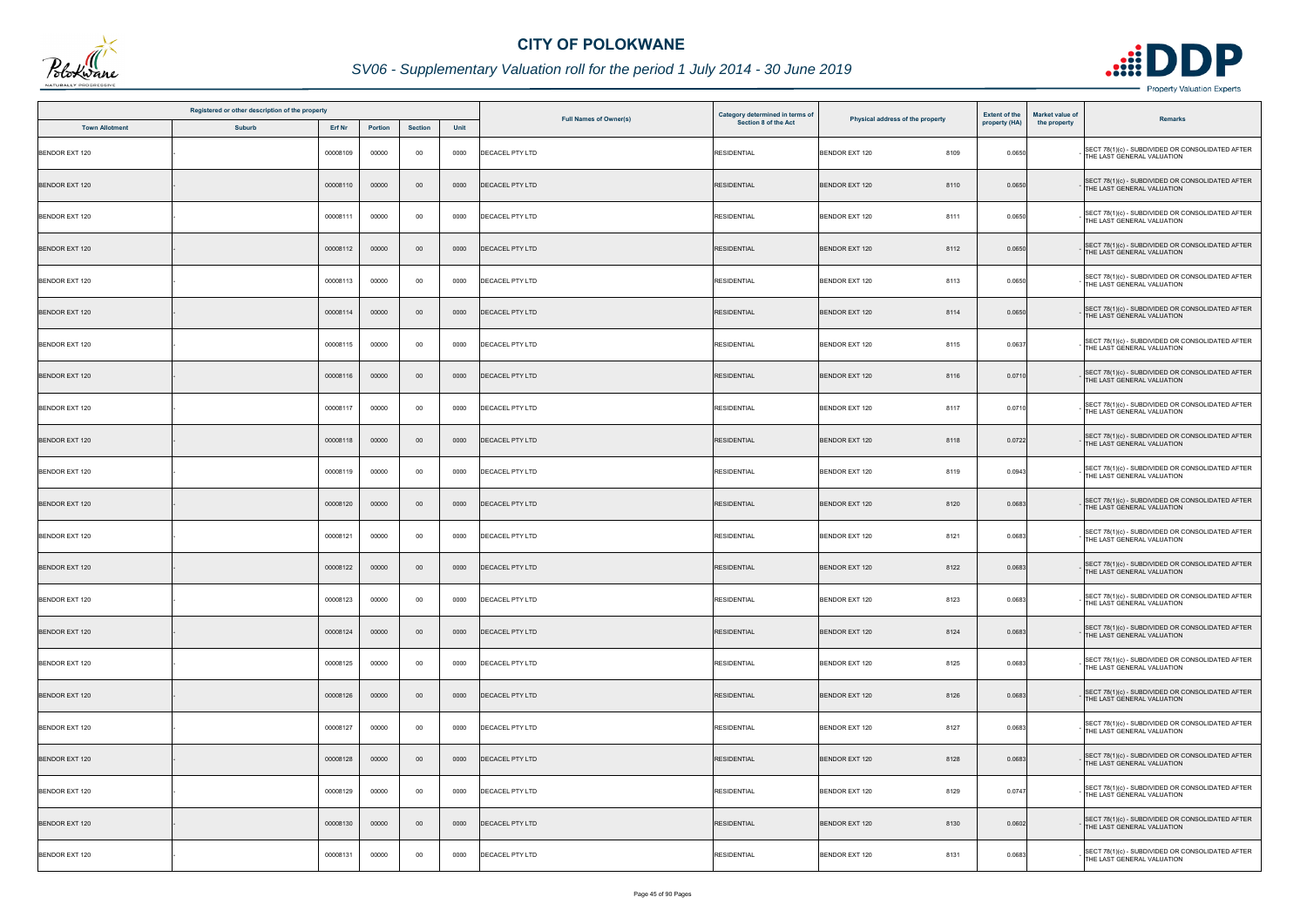# CITY OF POLOKWANE

## SV06 - Supplementary Valuation roll for the period 1 July 2014 - 30 June 2019

| Registered or other description of the property | | | | | | Full Names of Owner(s) | Category determined in terms of Section 8 of the Act | Physical address of the property | Extent of the property (HA) | Market value of the property | Remarks |
|---|---|---|---|---|---|---|---|---|---|---|---|
| Town Allotment | Suburb | Erf Nr | Portion | Section | Unit | | | | | | |
| BENDOR EXT 120 | - | 00008109 | 00000 | 00 | 0000 | DECACEL PTY LTD | RESIDENTIAL | BENDOR EXT 120 8109 | 0.0650 | - | SECT 78(1)(c) - SUBDIVIDED OR CONSOLIDATED AFTER THE LAST GENERAL VALUATION |
| BENDOR EXT 120 | - | 00008110 | 00000 | 00 | 0000 | DECACEL PTY LTD | RESIDENTIAL | BENDOR EXT 120 8110 | 0.0650 | - | SECT 78(1)(c) - SUBDIVIDED OR CONSOLIDATED AFTER THE LAST GENERAL VALUATION |
| BENDOR EXT 120 | - | 00008111 | 00000 | 00 | 0000 | DECACEL PTY LTD | RESIDENTIAL | BENDOR EXT 120 8111 | 0.0650 | - | SECT 78(1)(c) - SUBDIVIDED OR CONSOLIDATED AFTER THE LAST GENERAL VALUATION |
| BENDOR EXT 120 | - | 00008112 | 00000 | 00 | 0000 | DECACEL PTY LTD | RESIDENTIAL | BENDOR EXT 120 8112 | 0.0650 | - | SECT 78(1)(c) - SUBDIVIDED OR CONSOLIDATED AFTER THE LAST GENERAL VALUATION |
| BENDOR EXT 120 | - | 00008113 | 00000 | 00 | 0000 | DECACEL PTY LTD | RESIDENTIAL | BENDOR EXT 120 8113 | 0.0650 | - | SECT 78(1)(c) - SUBDIVIDED OR CONSOLIDATED AFTER THE LAST GENERAL VALUATION |
| BENDOR EXT 120 | - | 00008114 | 00000 | 00 | 0000 | DECACEL PTY LTD | RESIDENTIAL | BENDOR EXT 120 8114 | 0.0650 | - | SECT 78(1)(c) - SUBDIVIDED OR CONSOLIDATED AFTER THE LAST GENERAL VALUATION |
| BENDOR EXT 120 | - | 00008115 | 00000 | 00 | 0000 | DECACEL PTY LTD | RESIDENTIAL | BENDOR EXT 120 8115 | 0.0637 | - | SECT 78(1)(c) - SUBDIVIDED OR CONSOLIDATED AFTER THE LAST GENERAL VALUATION |
| BENDOR EXT 120 | - | 00008116 | 00000 | 00 | 0000 | DECACEL PTY LTD | RESIDENTIAL | BENDOR EXT 120 8116 | 0.0710 | - | SECT 78(1)(c) - SUBDIVIDED OR CONSOLIDATED AFTER THE LAST GENERAL VALUATION |
| BENDOR EXT 120 | - | 00008117 | 00000 | 00 | 0000 | DECACEL PTY LTD | RESIDENTIAL | BENDOR EXT 120 8117 | 0.0710 | - | SECT 78(1)(c) - SUBDIVIDED OR CONSOLIDATED AFTER THE LAST GENERAL VALUATION |
| BENDOR EXT 120 | - | 00008118 | 00000 | 00 | 0000 | DECACEL PTY LTD | RESIDENTIAL | BENDOR EXT 120 8118 | 0.0722 | - | SECT 78(1)(c) - SUBDIVIDED OR CONSOLIDATED AFTER THE LAST GENERAL VALUATION |
| BENDOR EXT 120 | - | 00008119 | 00000 | 00 | 0000 | DECACEL PTY LTD | RESIDENTIAL | BENDOR EXT 120 8119 | 0.0943 | - | SECT 78(1)(c) - SUBDIVIDED OR CONSOLIDATED AFTER THE LAST GENERAL VALUATION |
| BENDOR EXT 120 | - | 00008120 | 00000 | 00 | 0000 | DECACEL PTY LTD | RESIDENTIAL | BENDOR EXT 120 8120 | 0.0683 | - | SECT 78(1)(c) - SUBDIVIDED OR CONSOLIDATED AFTER THE LAST GENERAL VALUATION |
| BENDOR EXT 120 | - | 00008121 | 00000 | 00 | 0000 | DECACEL PTY LTD | RESIDENTIAL | BENDOR EXT 120 8121 | 0.0683 | - | SECT 78(1)(c) - SUBDIVIDED OR CONSOLIDATED AFTER THE LAST GENERAL VALUATION |
| BENDOR EXT 120 | - | 00008122 | 00000 | 00 | 0000 | DECACEL PTY LTD | RESIDENTIAL | BENDOR EXT 120 8122 | 0.0683 | - | SECT 78(1)(c) - SUBDIVIDED OR CONSOLIDATED AFTER THE LAST GENERAL VALUATION |
| BENDOR EXT 120 | - | 00008123 | 00000 | 00 | 0000 | DECACEL PTY LTD | RESIDENTIAL | BENDOR EXT 120 8123 | 0.0683 | - | SECT 78(1)(c) - SUBDIVIDED OR CONSOLIDATED AFTER THE LAST GENERAL VALUATION |
| BENDOR EXT 120 | - | 00008124 | 00000 | 00 | 0000 | DECACEL PTY LTD | RESIDENTIAL | BENDOR EXT 120 8124 | 0.0683 | - | SECT 78(1)(c) - SUBDIVIDED OR CONSOLIDATED AFTER THE LAST GENERAL VALUATION |
| BENDOR EXT 120 | - | 00008125 | 00000 | 00 | 0000 | DECACEL PTY LTD | RESIDENTIAL | BENDOR EXT 120 8125 | 0.0683 | - | SECT 78(1)(c) - SUBDIVIDED OR CONSOLIDATED AFTER THE LAST GENERAL VALUATION |
| BENDOR EXT 120 | - | 00008126 | 00000 | 00 | 0000 | DECACEL PTY LTD | RESIDENTIAL | BENDOR EXT 120 8126 | 0.0683 | - | SECT 78(1)(c) - SUBDIVIDED OR CONSOLIDATED AFTER THE LAST GENERAL VALUATION |
| BENDOR EXT 120 | - | 00008127 | 00000 | 00 | 0000 | DECACEL PTY LTD | RESIDENTIAL | BENDOR EXT 120 8127 | 0.0683 | - | SECT 78(1)(c) - SUBDIVIDED OR CONSOLIDATED AFTER THE LAST GENERAL VALUATION |
| BENDOR EXT 120 | - | 00008128 | 00000 | 00 | 0000 | DECACEL PTY LTD | RESIDENTIAL | BENDOR EXT 120 8128 | 0.0683 | - | SECT 78(1)(c) - SUBDIVIDED OR CONSOLIDATED AFTER THE LAST GENERAL VALUATION |
| BENDOR EXT 120 | - | 00008129 | 00000 | 00 | 0000 | DECACEL PTY LTD | RESIDENTIAL | BENDOR EXT 120 8129 | 0.0747 | - | SECT 78(1)(c) - SUBDIVIDED OR CONSOLIDATED AFTER THE LAST GENERAL VALUATION |
| BENDOR EXT 120 | - | 00008130 | 00000 | 00 | 0000 | DECACEL PTY LTD | RESIDENTIAL | BENDOR EXT 120 8130 | 0.0602 | - | SECT 78(1)(c) - SUBDIVIDED OR CONSOLIDATED AFTER THE LAST GENERAL VALUATION |
| BENDOR EXT 120 | - | 00008131 | 00000 | 00 | 0000 | DECACEL PTY LTD | RESIDENTIAL | BENDOR EXT 120 8131 | 0.0683 | - | SECT 78(1)(c) - SUBDIVIDED OR CONSOLIDATED AFTER THE LAST GENERAL VALUATION |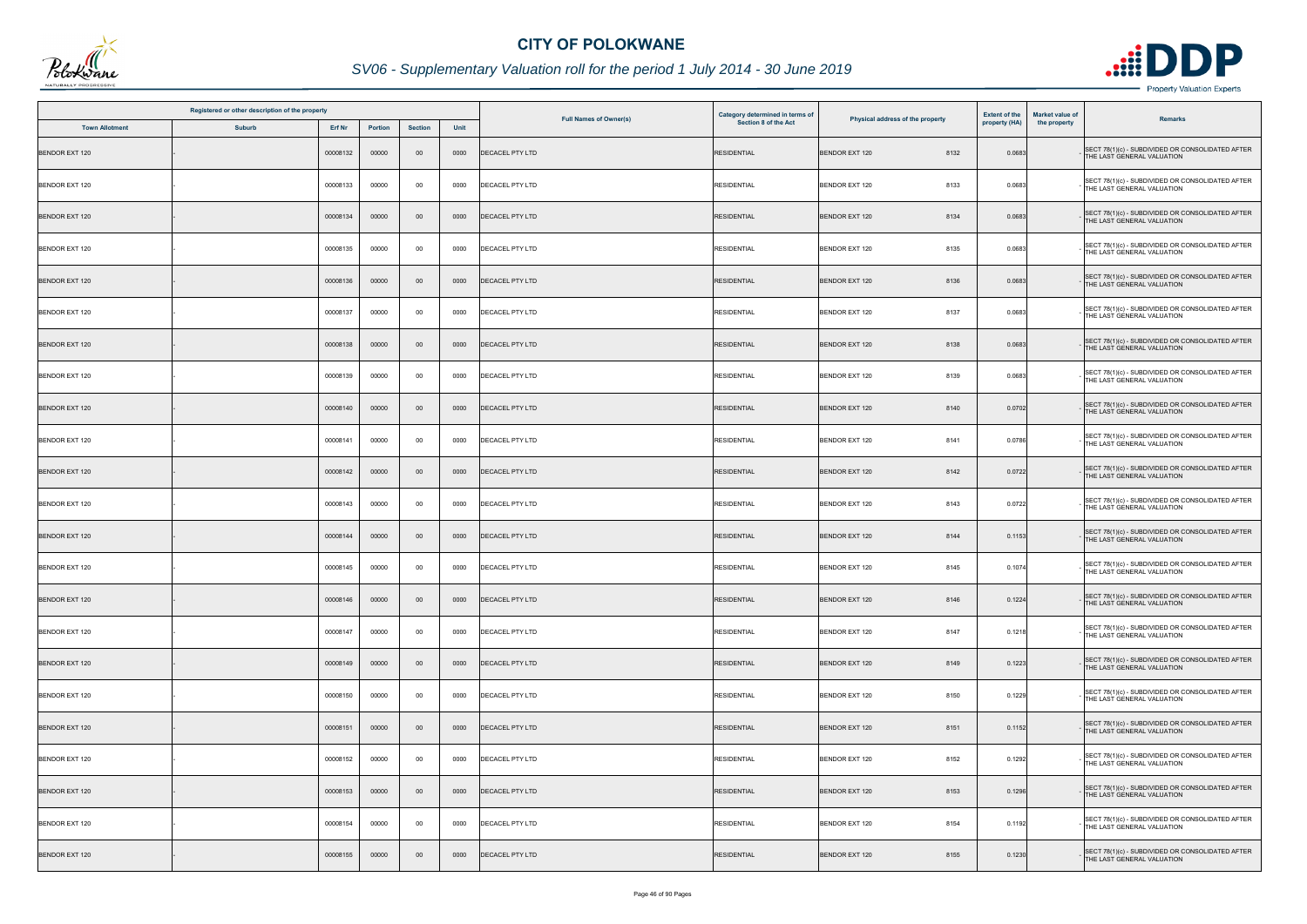# CITY OF POLOKWANE

## SV06 - Supplementary Valuation roll for the period 1 July 2014 - 30 June 2019

| Registered or other description of the property | | | | | | Full Names of Owner(s) | Category determined in terms of Section 8 of the Act | Physical address of the property | Extent of the property (HA) | Market value of the property | Remarks |
|---|---|---|---|---|---|---|---|---|---|---|---|
| Town Allotment | Suburb | Erf Nr | Portion | Section | Unit | | | | | | |
| BENDOR EXT 120 | - | 00008132 | 00000 | 00 | 0000 | DECACEL PTY LTD | RESIDENTIAL | BENDOR EXT 120 8132 | 0.0683 | - | SECT 78(1)(c) - SUBDIVIDED OR CONSOLIDATED AFTER THE LAST GENERAL VALUATION |
| BENDOR EXT 120 | - | 00008133 | 00000 | 00 | 0000 | DECACEL PTY LTD | RESIDENTIAL | BENDOR EXT 120 8133 | 0.0683 | - | SECT 78(1)(c) - SUBDIVIDED OR CONSOLIDATED AFTER THE LAST GENERAL VALUATION |
| BENDOR EXT 120 | - | 00008134 | 00000 | 00 | 0000 | DECACEL PTY LTD | RESIDENTIAL | BENDOR EXT 120 8134 | 0.0683 | - | SECT 78(1)(c) - SUBDIVIDED OR CONSOLIDATED AFTER THE LAST GENERAL VALUATION |
| BENDOR EXT 120 | - | 00008135 | 00000 | 00 | 0000 | DECACEL PTY LTD | RESIDENTIAL | BENDOR EXT 120 8135 | 0.0683 | - | SECT 78(1)(c) - SUBDIVIDED OR CONSOLIDATED AFTER THE LAST GENERAL VALUATION |
| BENDOR EXT 120 | - | 00008136 | 00000 | 00 | 0000 | DECACEL PTY LTD | RESIDENTIAL | BENDOR EXT 120 8136 | 0.0683 | - | SECT 78(1)(c) - SUBDIVIDED OR CONSOLIDATED AFTER THE LAST GENERAL VALUATION |
| BENDOR EXT 120 | - | 00008137 | 00000 | 00 | 0000 | DECACEL PTY LTD | RESIDENTIAL | BENDOR EXT 120 8137 | 0.0683 | - | SECT 78(1)(c) - SUBDIVIDED OR CONSOLIDATED AFTER THE LAST GENERAL VALUATION |
| BENDOR EXT 120 | - | 00008138 | 00000 | 00 | 0000 | DECACEL PTY LTD | RESIDENTIAL | BENDOR EXT 120 8138 | 0.0683 | - | SECT 78(1)(c) - SUBDIVIDED OR CONSOLIDATED AFTER THE LAST GENERAL VALUATION |
| BENDOR EXT 120 | - | 00008139 | 00000 | 00 | 0000 | DECACEL PTY LTD | RESIDENTIAL | BENDOR EXT 120 8139 | 0.0683 | - | SECT 78(1)(c) - SUBDIVIDED OR CONSOLIDATED AFTER THE LAST GENERAL VALUATION |
| BENDOR EXT 120 | - | 00008140 | 00000 | 00 | 0000 | DECACEL PTY LTD | RESIDENTIAL | BENDOR EXT 120 8140 | 0.0702 | - | SECT 78(1)(c) - SUBDIVIDED OR CONSOLIDATED AFTER THE LAST GENERAL VALUATION |
| BENDOR EXT 120 | - | 00008141 | 00000 | 00 | 0000 | DECACEL PTY LTD | RESIDENTIAL | BENDOR EXT 120 8141 | 0.0786 | - | SECT 78(1)(c) - SUBDIVIDED OR CONSOLIDATED AFTER THE LAST GENERAL VALUATION |
| BENDOR EXT 120 | - | 00008142 | 00000 | 00 | 0000 | DECACEL PTY LTD | RESIDENTIAL | BENDOR EXT 120 8142 | 0.0722 | - | SECT 78(1)(c) - SUBDIVIDED OR CONSOLIDATED AFTER THE LAST GENERAL VALUATION |
| BENDOR EXT 120 | - | 00008143 | 00000 | 00 | 0000 | DECACEL PTY LTD | RESIDENTIAL | BENDOR EXT 120 8143 | 0.0722 | - | SECT 78(1)(c) - SUBDIVIDED OR CONSOLIDATED AFTER THE LAST GENERAL VALUATION |
| BENDOR EXT 120 | - | 00008144 | 00000 | 00 | 0000 | DECACEL PTY LTD | RESIDENTIAL | BENDOR EXT 120 8144 | 0.1153 | - | SECT 78(1)(c) - SUBDIVIDED OR CONSOLIDATED AFTER THE LAST GENERAL VALUATION |
| BENDOR EXT 120 | - | 00008145 | 00000 | 00 | 0000 | DECACEL PTY LTD | RESIDENTIAL | BENDOR EXT 120 8145 | 0.1074 | - | SECT 78(1)(c) - SUBDIVIDED OR CONSOLIDATED AFTER THE LAST GENERAL VALUATION |
| BENDOR EXT 120 | - | 00008146 | 00000 | 00 | 0000 | DECACEL PTY LTD | RESIDENTIAL | BENDOR EXT 120 8146 | 0.1224 | - | SECT 78(1)(c) - SUBDIVIDED OR CONSOLIDATED AFTER THE LAST GENERAL VALUATION |
| BENDOR EXT 120 | - | 00008147 | 00000 | 00 | 0000 | DECACEL PTY LTD | RESIDENTIAL | BENDOR EXT 120 8147 | 0.1218 | - | SECT 78(1)(c) - SUBDIVIDED OR CONSOLIDATED AFTER THE LAST GENERAL VALUATION |
| BENDOR EXT 120 | - | 00008149 | 00000 | 00 | 0000 | DECACEL PTY LTD | RESIDENTIAL | BENDOR EXT 120 8149 | 0.1223 | - | SECT 78(1)(c) - SUBDIVIDED OR CONSOLIDATED AFTER THE LAST GENERAL VALUATION |
| BENDOR EXT 120 | - | 00008150 | 00000 | 00 | 0000 | DECACEL PTY LTD | RESIDENTIAL | BENDOR EXT 120 8150 | 0.1229 | - | SECT 78(1)(c) - SUBDIVIDED OR CONSOLIDATED AFTER THE LAST GENERAL VALUATION |
| BENDOR EXT 120 | - | 00008151 | 00000 | 00 | 0000 | DECACEL PTY LTD | RESIDENTIAL | BENDOR EXT 120 8151 | 0.1152 | - | SECT 78(1)(c) - SUBDIVIDED OR CONSOLIDATED AFTER THE LAST GENERAL VALUATION |
| BENDOR EXT 120 | - | 00008152 | 00000 | 00 | 0000 | DECACEL PTY LTD | RESIDENTIAL | BENDOR EXT 120 8152 | 0.1292 | - | SECT 78(1)(c) - SUBDIVIDED OR CONSOLIDATED AFTER THE LAST GENERAL VALUATION |
| BENDOR EXT 120 | - | 00008153 | 00000 | 00 | 0000 | DECACEL PTY LTD | RESIDENTIAL | BENDOR EXT 120 8153 | 0.1296 | - | SECT 78(1)(c) - SUBDIVIDED OR CONSOLIDATED AFTER THE LAST GENERAL VALUATION |
| BENDOR EXT 120 | - | 00008154 | 00000 | 00 | 0000 | DECACEL PTY LTD | RESIDENTIAL | BENDOR EXT 120 8154 | 0.1192 | - | SECT 78(1)(c) - SUBDIVIDED OR CONSOLIDATED AFTER THE LAST GENERAL VALUATION |
| BENDOR EXT 120 | - | 00008155 | 00000 | 00 | 0000 | DECACEL PTY LTD | RESIDENTIAL | BENDOR EXT 120 8155 | 0.1230 | - | SECT 78(1)(c) - SUBDIVIDED OR CONSOLIDATED AFTER THE LAST GENERAL VALUATION |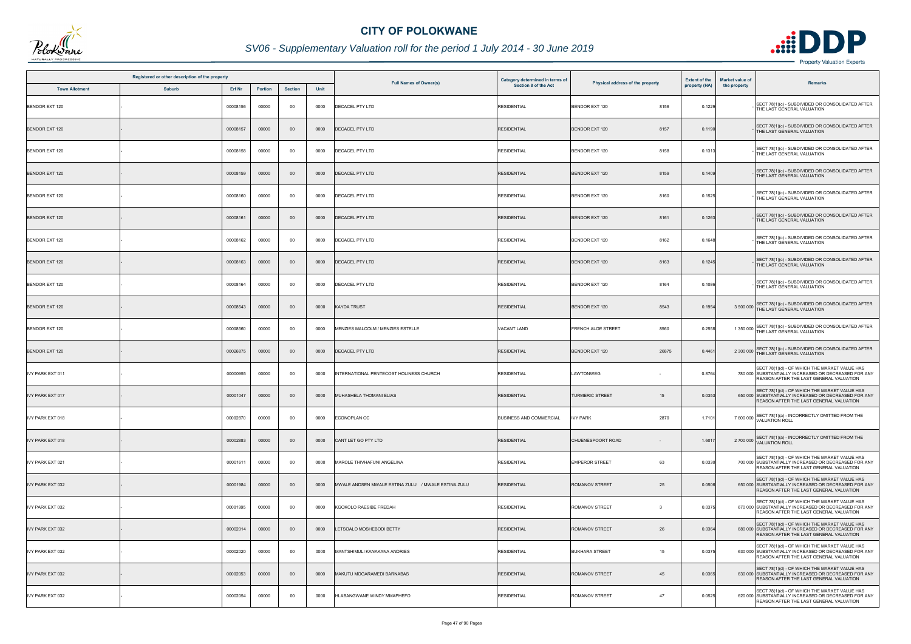# CITY OF POLOKWANE

## SV06 - Supplementary Valuation roll for the period 1 July 2014 - 30 June 2019

| Registered or other description of the property | | | | | | Full Names of Owner(s) | Category determined in terms of Section 8 of the Act | Physical address of the property | | Extent of the property (HA) | Market value of the property | Remarks |
|---|---|---|---|---|---|---|---|---|---|---|---|---|
| Town Allotment | Suburb | Erf Nr | Portion | Section | Unit | | | | | | | |
| BENDOR EXT 120 | - | 00008156 | 00000 | 00 | 0000 | DECACEL PTY LTD | RESIDENTIAL | BENDOR EXT 120 | 8156 | 0.1229 | - | SECT 78(1)(c) - SUBDIVIDED OR CONSOLIDATED AFTER THE LAST GENERAL VALUATION |
| BENDOR EXT 120 | - | 00008157 | 00000 | 00 | 0000 | DECACEL PTY LTD | RESIDENTIAL | BENDOR EXT 120 | 8157 | 0.1190 | - | SECT 78(1)(c) - SUBDIVIDED OR CONSOLIDATED AFTER THE LAST GENERAL VALUATION |
| BENDOR EXT 120 | - | 00008158 | 00000 | 00 | 0000 | DECACEL PTY LTD | RESIDENTIAL | BENDOR EXT 120 | 8158 | 0.1313 | - | SECT 78(1)(c) - SUBDIVIDED OR CONSOLIDATED AFTER THE LAST GENERAL VALUATION |
| BENDOR EXT 120 | - | 00008159 | 00000 | 00 | 0000 | DECACEL PTY LTD | RESIDENTIAL | BENDOR EXT 120 | 8159 | 0.1409 | - | SECT 78(1)(c) - SUBDIVIDED OR CONSOLIDATED AFTER THE LAST GENERAL VALUATION |
| BENDOR EXT 120 | - | 00008160 | 00000 | 00 | 0000 | DECACEL PTY LTD | RESIDENTIAL | BENDOR EXT 120 | 8160 | 0.1525 | - | SECT 78(1)(c) - SUBDIVIDED OR CONSOLIDATED AFTER THE LAST GENERAL VALUATION |
| BENDOR EXT 120 | - | 00008161 | 00000 | 00 | 0000 | DECACEL PTY LTD | RESIDENTIAL | BENDOR EXT 120 | 8161 | 0.1263 | - | SECT 78(1)(c) - SUBDIVIDED OR CONSOLIDATED AFTER THE LAST GENERAL VALUATION |
| BENDOR EXT 120 | - | 00008162 | 00000 | 00 | 0000 | DECACEL PTY LTD | RESIDENTIAL | BENDOR EXT 120 | 8162 | 0.1648 | - | SECT 78(1)(c) - SUBDIVIDED OR CONSOLIDATED AFTER THE LAST GENERAL VALUATION |
| BENDOR EXT 120 | - | 00008163 | 00000 | 00 | 0000 | DECACEL PTY LTD | RESIDENTIAL | BENDOR EXT 120 | 8163 | 0.1245 | - | SECT 78(1)(c) - SUBDIVIDED OR CONSOLIDATED AFTER THE LAST GENERAL VALUATION |
| BENDOR EXT 120 | - | 00008164 | 00000 | 00 | 0000 | DECACEL PTY LTD | RESIDENTIAL | BENDOR EXT 120 | 8164 | 0.1086 | - | SECT 78(1)(c) - SUBDIVIDED OR CONSOLIDATED AFTER THE LAST GENERAL VALUATION |
| BENDOR EXT 120 | - | 00008543 | 00000 | 00 | 0000 | KAYDA TRUST | RESIDENTIAL | BENDOR EXT 120 | 8543 | 0.1954 | 3 500 000 | SECT 78(1)(c) - SUBDIVIDED OR CONSOLIDATED AFTER THE LAST GENERAL VALUATION |
| BENDOR EXT 120 | - | 00008560 | 00000 | 00 | 0000 | MENZIES MALCOLM / MENZIES ESTELLE | VACANT LAND | FRENCH ALOE STREET | 8560 | 0.2558 | 1 350 000 | SECT 78(1)(c) - SUBDIVIDED OR CONSOLIDATED AFTER THE LAST GENERAL VALUATION |
| BENDOR EXT 120 | - | 00026875 | 00000 | 00 | 0000 | DECACEL PTY LTD | RESIDENTIAL | BENDOR EXT 120 | 26875 | 0.4461 | 2 300 000 | SECT 78(1)(c) - SUBDIVIDED OR CONSOLIDATED AFTER THE LAST GENERAL VALUATION |
| IVY PARK EXT 011 | - | 00000955 | 00000 | 00 | 0000 | INTERNATIONAL PENTECOST HOLINESS CHURCH | RESIDENTIAL | LAWTONWEG | - | 0.8764 | 780 000 | SECT 78(1)(d) - OF WHICH THE MARKET VALUE HAS SUBSTANTIALLY INCREASED OR DECREASED FOR ANY REASON AFTER THE LAST GENERAL VALUATION |
| IVY PARK EXT 017 | - | 00001047 | 00000 | 00 | 0000 | MUHASHELA THOMANI ELIAS | RESIDENTIAL | TURMERIC STREET | 15 | 0.0353 | 650 000 | SECT 78(1)(d) - OF WHICH THE MARKET VALUE HAS SUBSTANTIALLY INCREASED OR DECREASED FOR ANY REASON AFTER THE LAST GENERAL VALUATION |
| IVY PARK EXT 018 | - | 00002870 | 00000 | 00 | 0000 | ECONOPLAN CC | BUSINESS AND COMMERCIAL | IVY PARK | 2870 | 1.7101 | 7 600 000 | SECT 78(1)(a) - INCORRECTLY OMITTED FROM THE VALUATION ROLL |
| IVY PARK EXT 018 | - | 00002883 | 00000 | 00 | 0000 | CANT LET GO PTY LTD | RESIDENTIAL | CHUENESPOORT ROAD | - | 1.6017 | 2 700 000 | SECT 78(1)(a) - INCORRECTLY OMITTED FROM THE VALUATION ROLL |
| IVY PARK EXT 021 | - | 00001611 | 00000 | 00 | 0000 | MAROLE THIVHAFUNI ANGELINA | RESIDENTIAL | EMPEROR STREET | 63 | 0.0330 | 700 000 | SECT 78(1)(d) - OF WHICH THE MARKET VALUE HAS SUBSTANTIALLY INCREASED OR DECREASED FOR ANY REASON AFTER THE LAST GENERAL VALUATION |
| IVY PARK EXT 032 | - | 00001984 | 00000 | 00 | 0000 | MWALE ANDSEN MWALE ESTINA ZULU / MWALE ESTINA ZULU | RESIDENTIAL | ROMANOV STREET | 25 | 0.0506 | 650 000 | SECT 78(1)(d) - OF WHICH THE MARKET VALUE HAS SUBSTANTIALLY INCREASED OR DECREASED FOR ANY REASON AFTER THE LAST GENERAL VALUATION |
| IVY PARK EXT 032 | - | 00001995 | 00000 | 00 | 0000 | KGOKOLO RAESIBE FREDAH | RESIDENTIAL | ROMANOV STREET | 3 | 0.0375 | 670 000 | SECT 78(1)(d) - OF WHICH THE MARKET VALUE HAS SUBSTANTIALLY INCREASED OR DECREASED FOR ANY REASON AFTER THE LAST GENERAL VALUATION |
| IVY PARK EXT 032 | - | 00002014 | 00000 | 00 | 0000 | LETSOALO MOSHEBODI BETTY | RESIDENTIAL | ROMANOV STREET | 26 | 0.0364 | 680 000 | SECT 78(1)(d) - OF WHICH THE MARKET VALUE HAS SUBSTANTIALLY INCREASED OR DECREASED FOR ANY REASON AFTER THE LAST GENERAL VALUATION |
| IVY PARK EXT 032 | - | 00002020 | 00000 | 00 | 0000 | MANTSHIMULI KANAKANA ANDRIES | RESIDENTIAL | BUKHARA STREET | 15 | 0.0375 | 630 000 | SECT 78(1)(d) - OF WHICH THE MARKET VALUE HAS SUBSTANTIALLY INCREASED OR DECREASED FOR ANY REASON AFTER THE LAST GENERAL VALUATION |
| IVY PARK EXT 032 | - | 00002053 | 00000 | 00 | 0000 | MAKUTU MOGARAMEDI BARNABAS | RESIDENTIAL | ROMANOV STREET | 45 | 0.0365 | 630 000 | SECT 78(1)(d) - OF WHICH THE MARKET VALUE HAS SUBSTANTIALLY INCREASED OR DECREASED FOR ANY REASON AFTER THE LAST GENERAL VALUATION |
| IVY PARK EXT 032 | - | 00002054 | 00000 | 00 | 0000 | HLABANGWANE WINDY MMAPHEFO | RESIDENTIAL | ROMANOV STREET | 47 | 0.0525 | 620 000 | SECT 78(1)(d) - OF WHICH THE MARKET VALUE HAS SUBSTANTIALLY INCREASED OR DECREASED FOR ANY REASON AFTER THE LAST GENERAL VALUATION |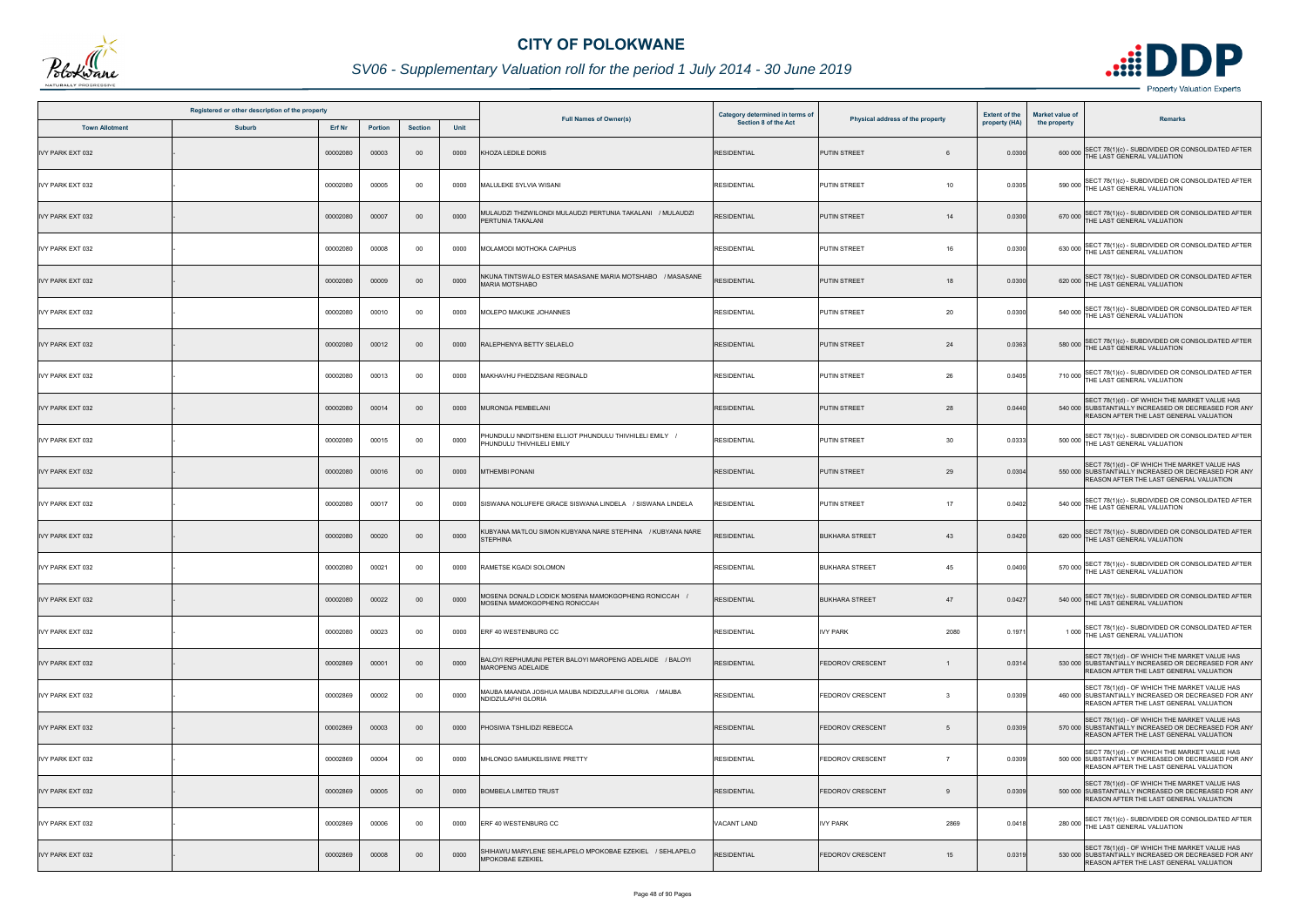# CITY OF POLOKWANE

## SV06 - Supplementary Valuation roll for the period 1 July 2014 - 30 June 2019

| Registered or other description of the property | | | | | | Full Names of Owner(s) | Category determined in terms of Section 8 of the Act | Physical address of the property | | Extent of the property (HA) | Market value of the property | Remarks |
|---|---|---|---|---|---|---|---|---|---|---|---|---|
| Town Allotment | Suburb | Erf Nr | Portion | Section | Unit | | | | | | | |
| IVY PARK EXT 032 | - | 00002080 | 00003 | 00 | 0000 | KHOZA LEDILE DORIS | RESIDENTIAL | PUTIN STREET | 6 | 0.0300 | 600 000 | SECT 78(1)(c) - SUBDIVIDED OR CONSOLIDATED AFTER THE LAST GENERAL VALUATION |
| IVY PARK EXT 032 | - | 00002080 | 00005 | 00 | 0000 | MALULEKE SYLVIA WISANI | RESIDENTIAL | PUTIN STREET | 10 | 0.0305 | 590 000 | SECT 78(1)(c) - SUBDIVIDED OR CONSOLIDATED AFTER THE LAST GENERAL VALUATION |
| IVY PARK EXT 032 | - | 00002080 | 00007 | 00 | 0000 | MULAUDZI THIZWILONDI MULAUDZI PERTUNIA TAKALANI / MULAUDZI PERTUNIA TAKALANI | RESIDENTIAL | PUTIN STREET | 14 | 0.0300 | 670 000 | SECT 78(1)(c) - SUBDIVIDED OR CONSOLIDATED AFTER THE LAST GENERAL VALUATION |
| IVY PARK EXT 032 | - | 00002080 | 00008 | 00 | 0000 | MOLAMODI MOTHOKA CAIPHUS | RESIDENTIAL | PUTIN STREET | 16 | 0.0300 | 630 000 | SECT 78(1)(c) - SUBDIVIDED OR CONSOLIDATED AFTER THE LAST GENERAL VALUATION |
| IVY PARK EXT 032 | - | 00002080 | 00009 | 00 | 0000 | NKUNA TINTSWALO ESTER MASASANE MARIA MOTSHABO / MASASANE MARIA MOTSHABO | RESIDENTIAL | PUTIN STREET | 18 | 0.0300 | 620 000 | SECT 78(1)(c) - SUBDIVIDED OR CONSOLIDATED AFTER THE LAST GENERAL VALUATION |
| IVY PARK EXT 032 | - | 00002080 | 00010 | 00 | 0000 | MOLEPO MAKUKE JOHANNES | RESIDENTIAL | PUTIN STREET | 20 | 0.0300 | 540 000 | SECT 78(1)(c) - SUBDIVIDED OR CONSOLIDATED AFTER THE LAST GENERAL VALUATION |
| IVY PARK EXT 032 | - | 00002080 | 00012 | 00 | 0000 | RALEPHENYA BETTY SELAELO | RESIDENTIAL | PUTIN STREET | 24 | 0.0363 | 580 000 | SECT 78(1)(c) - SUBDIVIDED OR CONSOLIDATED AFTER THE LAST GENERAL VALUATION |
| IVY PARK EXT 032 | - | 00002080 | 00013 | 00 | 0000 | MAKHAVHU FHEDZISANI REGINALD | RESIDENTIAL | PUTIN STREET | 26 | 0.0405 | 710 000 | SECT 78(1)(c) - SUBDIVIDED OR CONSOLIDATED AFTER THE LAST GENERAL VALUATION |
| IVY PARK EXT 032 | - | 00002080 | 00014 | 00 | 0000 | MURONGA PEMBIELANI | RESIDENTIAL | PUTIN STREET | 28 | 0.0440 | 540 000 | SECT 78(1)(d) - OF WHICH THE MARKET VALUE HAS SUBSTANTIALLY INCREASED OR DECREASED FOR ANY REASON AFTER THE LAST GENERAL VALUATION |
| IVY PARK EXT 032 | - | 00002080 | 00015 | 00 | 0000 | PHUNDULU NNDITSHENI ELLIOT PHUNDULU THIVHILELI EMILY / PHUNDULU THIVHILELI EMILY | RESIDENTIAL | PUTIN STREET | 30 | 0.0333 | 500 000 | SECT 78(1)(c) - SUBDIVIDED OR CONSOLIDATED AFTER THE LAST GENERAL VALUATION |
| IVY PARK EXT 032 | - | 00002080 | 00016 | 00 | 0000 | MTHEMBI PONANI | RESIDENTIAL | PUTIN STREET | 29 | 0.0304 | 550 000 | SECT 78(1)(d) - OF WHICH THE MARKET VALUE HAS SUBSTANTIALLY INCREASED OR DECREASED FOR ANY REASON AFTER THE LAST GENERAL VALUATION |
| IVY PARK EXT 032 | - | 00002080 | 00017 | 00 | 0000 | SISWANA NOLUFEFE GRACE SISWANA LINDELA / SISWANA LINDELA | RESIDENTIAL | PUTIN STREET | 17 | 0.0402 | 540 000 | SECT 78(1)(c) - SUBDIVIDED OR CONSOLIDATED AFTER THE LAST GENERAL VALUATION |
| IVY PARK EXT 032 | - | 00002080 | 00020 | 00 | 0000 | KUBYANA MATLOU SIMON KUBYANA NARE STEPHINA / KUBYANA NARE STEPHINA | RESIDENTIAL | BUKHARA STREET | 43 | 0.0420 | 620 000 | SECT 78(1)(c) - SUBDIVIDED OR CONSOLIDATED AFTER THE LAST GENERAL VALUATION |
| IVY PARK EXT 032 | - | 00002080 | 00021 | 00 | 0000 | RAMETSE KGADI SOLOMON | RESIDENTIAL | BUKHARA STREET | 45 | 0.0400 | 570 000 | SECT 78(1)(c) - SUBDIVIDED OR CONSOLIDATED AFTER THE LAST GENERAL VALUATION |
| IVY PARK EXT 032 | - | 00002080 | 00022 | 00 | 0000 | MOSENA DONALD LODICK MOSENA MAMOKGOPHENG RONICCAH / MOSENA MAMOKGOPHENG RONICCAH | RESIDENTIAL | BUKHARA STREET | 47 | 0.0427 | 540 000 | SECT 78(1)(c) - SUBDIVIDED OR CONSOLIDATED AFTER THE LAST GENERAL VALUATION |
| IVY PARK EXT 032 | - | 00002080 | 00023 | 00 | 0000 | ERF 40 WESTENBURG CC | RESIDENTIAL | IVY PARK | 2080 | 0.1971 | 1 000 | SECT 78(1)(c) - SUBDIVIDED OR CONSOLIDATED AFTER THE LAST GENERAL VALUATION |
| IVY PARK EXT 032 | - | 00002869 | 00001 | 00 | 0000 | BALOYI REPHUMUNI PETER BALOYI MAROPENG ADELAIDE / BALOYI MAROPENG ADELAIDE | RESIDENTIAL | FEDOROV CRESCENT | 1 | 0.0314 | 530 000 | SECT 78(1)(d) - OF WHICH THE MARKET VALUE HAS SUBSTANTIALLY INCREASED OR DECREASED FOR ANY REASON AFTER THE LAST GENERAL VALUATION |
| IVY PARK EXT 032 | - | 00002869 | 00002 | 00 | 0000 | MAUBA MAANDA JOSHUA MAUBA NDIDZULAFHI GLORIA / MAUBA NDIDZULAFHI GLORIA | RESIDENTIAL | FEDOROV CRESCENT | 3 | 0.0309 | 460 000 | SECT 78(1)(d) - OF WHICH THE MARKET VALUE HAS SUBSTANTIALLY INCREASED OR DECREASED FOR ANY REASON AFTER THE LAST GENERAL VALUATION |
| IVY PARK EXT 032 | - | 00002869 | 00003 | 00 | 0000 | PHOSIWA TSHILIDZI REBECCA | RESIDENTIAL | FEDOROV CRESCENT | 5 | 0.0309 | 570 000 | SECT 78(1)(d) - OF WHICH THE MARKET VALUE HAS SUBSTANTIALLY INCREASED OR DECREASED FOR ANY REASON AFTER THE LAST GENERAL VALUATION |
| IVY PARK EXT 032 | - | 00002869 | 00004 | 00 | 0000 | MHLONGO SAMUKELISIWE PRETTY | RESIDENTIAL | FEDOROV CRESCENT | 7 | 0.0309 | 500 000 | SECT 78(1)(d) - OF WHICH THE MARKET VALUE HAS SUBSTANTIALLY INCREASED OR DECREASED FOR ANY REASON AFTER THE LAST GENERAL VALUATION |
| IVY PARK EXT 032 | - | 00002869 | 00005 | 00 | 0000 | BOMBELA LIMITED TRUST | RESIDENTIAL | FEDOROV CRESCENT | 9 | 0.0309 | 500 000 | SECT 78(1)(d) - OF WHICH THE MARKET VALUE HAS SUBSTANTIALLY INCREASED OR DECREASED FOR ANY REASON AFTER THE LAST GENERAL VALUATION |
| IVY PARK EXT 032 | - | 00002869 | 00006 | 00 | 0000 | ERF 40 WESTENBURG CC | VACANT LAND | IVY PARK | 2869 | 0.0418 | 280 000 | SECT 78(1)(c) - SUBDIVIDED OR CONSOLIDATED AFTER THE LAST GENERAL VALUATION |
| IVY PARK EXT 032 | - | 00002869 | 00008 | 00 | 0000 | SHIHAWU MARYLENE SEHLAPELO MPOKOBAE EZEKIEL / SEHLAPELO MPOKOBAE EZEKIEL | RESIDENTIAL | FEDOROV CRESCENT | 15 | 0.0319 | 530 000 | SECT 78(1)(d) - OF WHICH THE MARKET VALUE HAS SUBSTANTIALLY INCREASED OR DECREASED FOR ANY REASON AFTER THE LAST GENERAL VALUATION |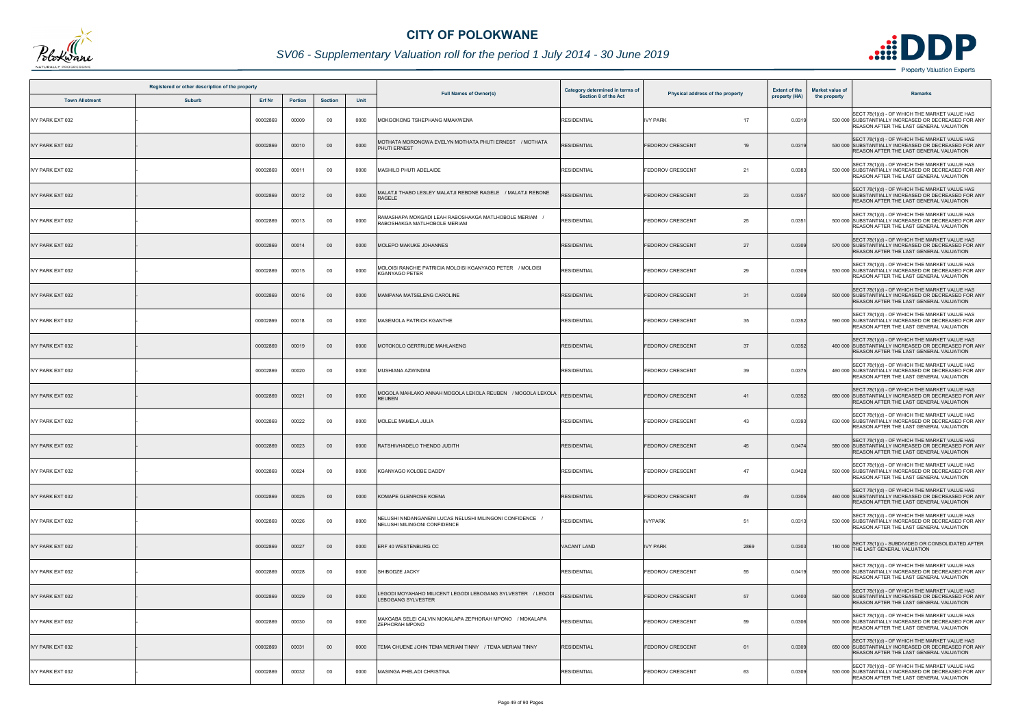# CITY OF POLOKWANE

## SV06 - Supplementary Valuation roll for the period 1 July 2014 - 30 June 2019

| Registered or other description of the property | | | | | | Full Names of Owner(s) | Category determined in terms of Section 8 of the Act | Physical address of the property | | Extent of the property (HA) | Market value of the property | Remarks |
|---|---|---|---|---|---|---|---|---|---|---|---|---|
| Town Allotment | Suburb | Erf Nr | Portion | Section | Unit | | | | | | | |
| IVY PARK EXT 032 | - | 00002869 | 00009 | 00 | 0000 | MOKGOKONG TSHEPHANG MMAKWENA | RESIDENTIAL | IVY PARK | 17 | 0.0319 | 530 000 | SECT 78(1)(d) - OF WHICH THE MARKET VALUE HAS SUBSTANTIALLY INCREASED OR DECREASED FOR ANY REASON AFTER THE LAST GENERAL VALUATION |
| IVY PARK EXT 032 | - | 00002869 | 00010 | 00 | 0000 | MOTHATA MORONGWA EVELYN MOTHATA PHUTI ERNEST / MOTHATA PHUTI ERNEST | RESIDENTIAL | FEDOROV CRESCENT | 19 | 0.0319 | 530 000 | SECT 78(1)(d) - OF WHICH THE MARKET VALUE HAS SUBSTANTIALLY INCREASED OR DECREASED FOR ANY REASON AFTER THE LAST GENERAL VALUATION |
| IVY PARK EXT 032 | - | 00002869 | 00011 | 00 | 0000 | MASHILO PHUTI ADELAIDE | RESIDENTIAL | FEDOROV CRESCENT | 21 | 0.0383 | 530 000 | SECT 78(1)(d) - OF WHICH THE MARKET VALUE HAS SUBSTANTIALLY INCREASED OR DECREASED FOR ANY REASON AFTER THE LAST GENERAL VALUATION |
| IVY PARK EXT 032 | - | 00002869 | 00012 | 00 | 0000 | MALATJI THABO LESLEY MALATJI REBONE RAGELE / MALATJI REBONE RAGELE | RESIDENTIAL | FEDOROV CRESCENT | 23 | 0.0357 | 500 000 | SECT 78(1)(d) - OF WHICH THE MARKET VALUE HAS SUBSTANTIALLY INCREASED OR DECREASED FOR ANY REASON AFTER THE LAST GENERAL VALUATION |
| IVY PARK EXT 032 | - | 00002869 | 00013 | 00 | 0000 | RAMASHAPA MOKGADI LEAH RABOSHAKGA MATLHOBOLE MERIAM / RABOSHAKGA MATLHOBOLE MERIAM | RESIDENTIAL | FEDOROV CRESCENT | 25 | 0.0351 | 500 000 | SECT 78(1)(d) - OF WHICH THE MARKET VALUE HAS SUBSTANTIALLY INCREASED OR DECREASED FOR ANY REASON AFTER THE LAST GENERAL VALUATION |
| IVY PARK EXT 032 | - | 00002869 | 00014 | 00 | 0000 | MOLEPO MAKUKE JOHANNES | RESIDENTIAL | FEDOROV CRESCENT | 27 | 0.0309 | 570 000 | SECT 78(1)(d) - OF WHICH THE MARKET VALUE HAS SUBSTANTIALLY INCREASED OR DECREASED FOR ANY REASON AFTER THE LAST GENERAL VALUATION |
| IVY PARK EXT 032 | - | 00002869 | 00015 | 00 | 0000 | MOLOISI RANCHIE PATRICIA MOLOISI KGANYAGO PETER / MOLOISI KGANYAGO PETER | RESIDENTIAL | FEDOROV CRESCENT | 29 | 0.0309 | 530 000 | SECT 78(1)(d) - OF WHICH THE MARKET VALUE HAS SUBSTANTIALLY INCREASED OR DECREASED FOR ANY REASON AFTER THE LAST GENERAL VALUATION |
| IVY PARK EXT 032 | - | 00002869 | 00016 | 00 | 0000 | MAMPANA MATSELENG CAROLINE | RESIDENTIAL | FEDOROV CRESCENT | 31 | 0.0309 | 500 000 | SECT 78(1)(d) - OF WHICH THE MARKET VALUE HAS SUBSTANTIALLY INCREASED OR DECREASED FOR ANY REASON AFTER THE LAST GENERAL VALUATION |
| IVY PARK EXT 032 | - | 00002869 | 00018 | 00 | 0000 | MASEMOLA PATRICK KGANTHE | RESIDENTIAL | FEDOROV CRESCENT | 35 | 0.0352 | 590 000 | SECT 78(1)(d) - OF WHICH THE MARKET VALUE HAS SUBSTANTIALLY INCREASED OR DECREASED FOR ANY REASON AFTER THE LAST GENERAL VALUATION |
| IVY PARK EXT 032 | - | 00002869 | 00019 | 00 | 0000 | MOTOKOLO GERTRUDE MAHLAKENG | RESIDENTIAL | FEDOROV CRESCENT | 37 | 0.0352 | 460 000 | SECT 78(1)(d) - OF WHICH THE MARKET VALUE HAS SUBSTANTIALLY INCREASED OR DECREASED FOR ANY REASON AFTER THE LAST GENERAL VALUATION |
| IVY PARK EXT 032 | - | 00002869 | 00020 | 00 | 0000 | MUSHIANA AZWINDINI | RESIDENTIAL | FEDOROV CRESCENT | 39 | 0.0375 | 460 000 | SECT 78(1)(d) - OF WHICH THE MARKET VALUE HAS SUBSTANTIALLY INCREASED OR DECREASED FOR ANY REASON AFTER THE LAST GENERAL VALUATION |
| IVY PARK EXT 032 | - | 00002869 | 00021 | 00 | 0000 | MOGOLA MAHLAKO ANNAH MOGOLA LEKOLA REUBEN / MOGOLA LEKOLA REUBEN | RESIDENTIAL | FEDOROV CRESCENT | 41 | 0.0352 | 680 000 | SECT 78(1)(d) - OF WHICH THE MARKET VALUE HAS SUBSTANTIALLY INCREASED OR DECREASED FOR ANY REASON AFTER THE LAST GENERAL VALUATION |
| IVY PARK EXT 032 | - | 00002869 | 00022 | 00 | 0000 | MOLELE MAMELA JULIA | RESIDENTIAL | FEDOROV CRESCENT | 43 | 0.0393 | 630 000 | SECT 78(1)(d) - OF WHICH THE MARKET VALUE HAS SUBSTANTIALLY INCREASED OR DECREASED FOR ANY REASON AFTER THE LAST GENERAL VALUATION |
| IVY PARK EXT 032 | - | 00002869 | 00023 | 00 | 0000 | RATSHIVHADELO THENDO JUDITH | RESIDENTIAL | FEDOROV CRESCENT | 45 | 0.0474 | 580 000 | SECT 78(1)(d) - OF WHICH THE MARKET VALUE HAS SUBSTANTIALLY INCREASED OR DECREASED FOR ANY REASON AFTER THE LAST GENERAL VALUATION |
| IVY PARK EXT 032 | - | 00002869 | 00024 | 00 | 0000 | KGANYAGO KOLOBE DADDY | RESIDENTIAL | FEDOROV CRESCENT | 47 | 0.0428 | 500 000 | SECT 78(1)(d) - OF WHICH THE MARKET VALUE HAS SUBSTANTIALLY INCREASED OR DECREASED FOR ANY REASON AFTER THE LAST GENERAL VALUATION |
| IVY PARK EXT 032 | - | 00002869 | 00025 | 00 | 0000 | KOMAPE GLENROSE KOENA | RESIDENTIAL | FEDOROV CRESCENT | 49 | 0.0306 | 460 000 | SECT 78(1)(d) - OF WHICH THE MARKET VALUE HAS SUBSTANTIALLY INCREASED OR DECREASED FOR ANY REASON AFTER THE LAST GENERAL VALUATION |
| IVY PARK EXT 032 | - | 00002869 | 00026 | 00 | 0000 | NELUSHI NNDANGANENI LUCAS NELUSHI MILINGONI CONFIDENCE / NELUSHI MILINGONI CONFIDENCE | RESIDENTIAL | IVYPARK | 51 | 0.0313 | 530 000 | SECT 78(1)(d) - OF WHICH THE MARKET VALUE HAS SUBSTANTIALLY INCREASED OR DECREASED FOR ANY REASON AFTER THE LAST GENERAL VALUATION |
| IVY PARK EXT 032 | - | 00002869 | 00027 | 00 | 0000 | ERF 40 WESTENBURG CC | VACANT LAND | IVY PARK | 2869 | 0.0303 | 180 000 | SECT 78(1)(c) - SUBDIVIDED OR CONSOLIDATED AFTER THE LAST GENERAL VALUATION |
| IVY PARK EXT 032 | - | 00002869 | 00028 | 00 | 0000 | SHIBODZE JACKY | RESIDENTIAL | FEDOROV CRESCENT | 55 | 0.0419 | 550 000 | SECT 78(1)(d) - OF WHICH THE MARKET VALUE HAS SUBSTANTIALLY INCREASED OR DECREASED FOR ANY REASON AFTER THE LAST GENERAL VALUATION |
| IVY PARK EXT 032 | - | 00002869 | 00029 | 00 | 0000 | LEGODI MOYAHAHO MILICENT LEGODI LEBOGANG SYLVESTER / LEGODI LEBOGANG SYLVESTER | RESIDENTIAL | FEDOROV CRESCENT | 57 | 0.0400 | 590 000 | SECT 78(1)(d) - OF WHICH THE MARKET VALUE HAS SUBSTANTIALLY INCREASED OR DECREASED FOR ANY REASON AFTER THE LAST GENERAL VALUATION |
| IVY PARK EXT 032 | - | 00002869 | 00030 | 00 | 0000 | MAKGABA SELEI CALVIN MOKALAPA ZEPHORAH MPONO / MOKALAPA ZEPHORAH MPONO | RESIDENTIAL | FEDOROV CRESCENT | 59 | 0.0306 | 500 000 | SECT 78(1)(d) - OF WHICH THE MARKET VALUE HAS SUBSTANTIALLY INCREASED OR DECREASED FOR ANY REASON AFTER THE LAST GENERAL VALUATION |
| IVY PARK EXT 032 | - | 00002869 | 00031 | 00 | 0000 | TEMA CHUENE JOHN TEMA MERIAM TINNY / TEMA MERIAM TINNY | RESIDENTIAL | FEDOROV CRESCENT | 61 | 0.0309 | 650 000 | SECT 78(1)(d) - OF WHICH THE MARKET VALUE HAS SUBSTANTIALLY INCREASED OR DECREASED FOR ANY REASON AFTER THE LAST GENERAL VALUATION |
| IVY PARK EXT 032 | - | 00002869 | 00032 | 00 | 0000 | MASINGA PHELADI CHRISTINA | RESIDENTIAL | FEDOROV CRESCENT | 63 | 0.0309 | 530 000 | SECT 78(1)(d) - OF WHICH THE MARKET VALUE HAS SUBSTANTIALLY INCREASED OR DECREASED FOR ANY REASON AFTER THE LAST GENERAL VALUATION |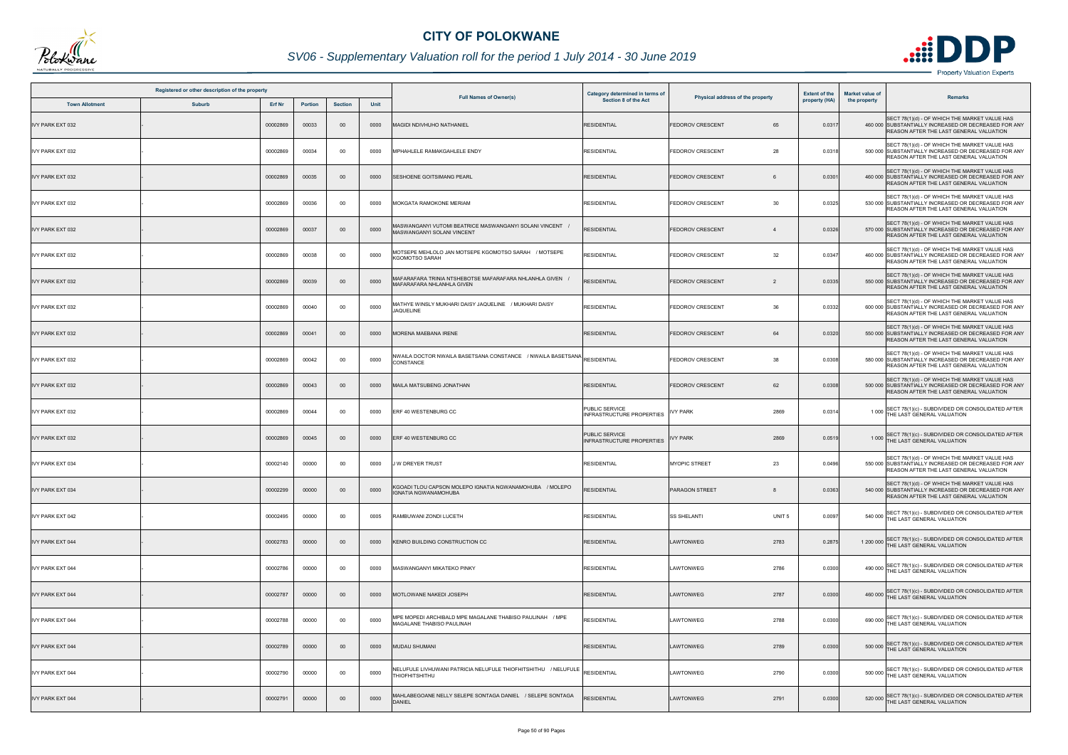# CITY OF POLOKWANE

## SV06 - Supplementary Valuation roll for the period 1 July 2014 - 30 June 2019

| Registered or other description of the property | | | | | | Full Names of Owner(s) | Category determined in terms of Section 8 of the Act | Physical address of the property | | Extent of the property (HA) | Market value of the property | Remarks |
|---|---|---|---|---|---|---|---|---|---|---|---|---|
| Town Allotment | Suburb | Erf Nr | Portion | Section | Unit | | | | | | | |
| IVY PARK EXT 032 | - | 00002869 | 00033 | 00 | 0000 | MAGIDI NDIVHUHO NATHANIEL | RESIDENTIAL | FEDOROV CRESCENT | 65 | 0.0317 | 460 000 | SECT 78(1)(d) - OF WHICH THE MARKET VALUE HAS SUBSTANTIALLY INCREASED OR DECREASED FOR ANY REASON AFTER THE LAST GENERAL VALUATION |
| IVY PARK EXT 032 | - | 00002869 | 00034 | 00 | 0000 | MPHAHLELE RAMAKGAHLELE ENDY | RESIDENTIAL | FEDOROV CRESCENT | 28 | 0.0318 | 500 000 | SECT 78(1)(d) - OF WHICH THE MARKET VALUE HAS SUBSTANTIALLY INCREASED OR DECREASED FOR ANY REASON AFTER THE LAST GENERAL VALUATION |
| IVY PARK EXT 032 | - | 00002869 | 00035 | 00 | 0000 | SESHOENE GOITSIMANG PEARL | RESIDENTIAL | FEDOROV CRESCENT | 6 | 0.0301 | 460 000 | SECT 78(1)(d) - OF WHICH THE MARKET VALUE HAS SUBSTANTIALLY INCREASED OR DECREASED FOR ANY REASON AFTER THE LAST GENERAL VALUATION |
| IVY PARK EXT 032 | - | 00002869 | 00036 | 00 | 0000 | MOKGATA RAMOKONE MERIAM | RESIDENTIAL | FEDOROV CRESCENT | 30 | 0.0325 | 530 000 | SECT 78(1)(d) - OF WHICH THE MARKET VALUE HAS SUBSTANTIALLY INCREASED OR DECREASED FOR ANY REASON AFTER THE LAST GENERAL VALUATION |
| IVY PARK EXT 032 | - | 00002869 | 00037 | 00 | 0000 | MASWANGANYI VUTOMI BEATRICE MASWANGANYI SOLANI VINCENT / MASWANGANYI SOLANI VINCENT | RESIDENTIAL | FEDOROV CRESCENT | 4 | 0.0326 | 570 000 | SECT 78(1)(d) - OF WHICH THE MARKET VALUE HAS SUBSTANTIALLY INCREASED OR DECREASED FOR ANY REASON AFTER THE LAST GENERAL VALUATION |
| IVY PARK EXT 032 | - | 00002869 | 00038 | 00 | 0000 | MOTSEPE MEHLOLO JAN MOTSEPE KGOMOTSO SARAH / MOTSEPE KGOMOTSO SARAH | RESIDENTIAL | FEDOROV CRESCENT | 32 | 0.0347 | 460 000 | SECT 78(1)(d) - OF WHICH THE MARKET VALUE HAS SUBSTANTIALLY INCREASED OR DECREASED FOR ANY REASON AFTER THE LAST GENERAL VALUATION |
| IVY PARK EXT 032 | - | 00002869 | 00039 | 00 | 0000 | MAFARAFARA TRINIA NTSHEBOTSE MAFARAFARA NHLANHLA GIVEN / MAFARAFARA NHLANHLA GIVEN | RESIDENTIAL | FEDOROV CRESCENT | 2 | 0.0335 | 550 000 | SECT 78(1)(d) - OF WHICH THE MARKET VALUE HAS SUBSTANTIALLY INCREASED OR DECREASED FOR ANY REASON AFTER THE LAST GENERAL VALUATION |
| IVY PARK EXT 032 | - | 00002869 | 00040 | 00 | 0000 | MATHYE WINSLY MUKHARI DAISY JAQUELINE / MUKHARI DAISY JAQUELINE | RESIDENTIAL | FEDOROV CRESCENT | 36 | 0.0332 | 600 000 | SECT 78(1)(d) - OF WHICH THE MARKET VALUE HAS SUBSTANTIALLY INCREASED OR DECREASED FOR ANY REASON AFTER THE LAST GENERAL VALUATION |
| IVY PARK EXT 032 | - | 00002869 | 00041 | 00 | 0000 | MORENA MAEBANA IRENE | RESIDENTIAL | FEDOROV CRESCENT | 64 | 0.0320 | 550 000 | SECT 78(1)(d) - OF WHICH THE MARKET VALUE HAS SUBSTANTIALLY INCREASED OR DECREASED FOR ANY REASON AFTER THE LAST GENERAL VALUATION |
| IVY PARK EXT 032 | - | 00002869 | 00042 | 00 | 0000 | NWAILA DOCTOR NWAILA BASETSANA CONSTANCE / NWAILA BASETSANA CONSTANCE | RESIDENTIAL | FEDOROV CRESCENT | 38 | 0.0308 | 580 000 | SECT 78(1)(d) - OF WHICH THE MARKET VALUE HAS SUBSTANTIALLY INCREASED OR DECREASED FOR ANY REASON AFTER THE LAST GENERAL VALUATION |
| IVY PARK EXT 032 | - | 00002869 | 00043 | 00 | 0000 | MAILA MATSUBENG JONATHAN | RESIDENTIAL | FEDOROV CRESCENT | 62 | 0.0308 | 500 000 | SECT 78(1)(d) - OF WHICH THE MARKET VALUE HAS SUBSTANTIALLY INCREASED OR DECREASED FOR ANY REASON AFTER THE LAST GENERAL VALUATION |
| IVY PARK EXT 032 | - | 00002869 | 00044 | 00 | 0000 | ERF 40 WESTENBURG CC | PUBLIC SERVICE INFRASTRUCTURE PROPERTIES | IVY PARK | 2869 | 0.0314 | 1 000 | SECT 78(1)(c) - SUBDIVIDED OR CONSOLIDATED AFTER THE LAST GENERAL VALUATION |
| IVY PARK EXT 032 | - | 00002869 | 00045 | 00 | 0000 | ERF 40 WESTENBURG CC | PUBLIC SERVICE INFRASTRUCTURE PROPERTIES | IVY PARK | 2869 | 0.0519 | 1 000 | SECT 78(1)(c) - SUBDIVIDED OR CONSOLIDATED AFTER THE LAST GENERAL VALUATION |
| IVY PARK EXT 034 | - | 00002140 | 00000 | 00 | 0000 | J W DREYER TRUST | RESIDENTIAL | MYOPIC STREET | 23 | 0.0496 | 550 000 | SECT 78(1)(d) - OF WHICH THE MARKET VALUE HAS SUBSTANTIALLY INCREASED OR DECREASED FOR ANY REASON AFTER THE LAST GENERAL VALUATION |
| IVY PARK EXT 034 | - | 00002299 | 00000 | 00 | 0000 | KGOADI TLOU CAPSON MOLEPO IGNATIA NGWANAMOHUBA / MOLEPO IGNATIA NGWANAMOHUBA | RESIDENTIAL | PARAGON STREET | 8 | 0.0363 | 540 000 | SECT 78(1)(d) - OF WHICH THE MARKET VALUE HAS SUBSTANTIALLY INCREASED OR DECREASED FOR ANY REASON AFTER THE LAST GENERAL VALUATION |
| IVY PARK EXT 042 | - | 00002495 | 00000 | 00 | 0005 | RAMBUWANI ZONDI LUCETH | RESIDENTIAL | SS SHELANTI | UNIT 5 | 0.0097 | 540 000 | SECT 78(1)(c) - SUBDIVIDED OR CONSOLIDATED AFTER THE LAST GENERAL VALUATION |
| IVY PARK EXT 044 | - | 00002783 | 00000 | 00 | 0000 | KENRO BUILDING CONSTRUCTION CC | RESIDENTIAL | LAWTONWEG | 2783 | 0.2875 | 1 200 000 | SECT 78(1)(c) - SUBDIVIDED OR CONSOLIDATED AFTER THE LAST GENERAL VALUATION |
| IVY PARK EXT 044 | - | 00002786 | 00000 | 00 | 0000 | MASWANGANYI MIKATEKO PINKY | RESIDENTIAL | LAWTONWEG | 2786 | 0.0300 | 490 000 | SECT 78(1)(c) - SUBDIVIDED OR CONSOLIDATED AFTER THE LAST GENERAL VALUATION |
| IVY PARK EXT 044 | - | 00002787 | 00000 | 00 | 0000 | MOTLOWANE NAKEDI JOSEPH | RESIDENTIAL | LAWTONWEG | 2787 | 0.0300 | 460 000 | SECT 78(1)(c) - SUBDIVIDED OR CONSOLIDATED AFTER THE LAST GENERAL VALUATION |
| IVY PARK EXT 044 | - | 00002788 | 00000 | 00 | 0000 | MPE MOPEDI ARCHIBALD MPE MAGALANE THABISO PAULINAH / MPE MAGALANE THABISO PAULINAH | RESIDENTIAL | LAWTONWEG | 2788 | 0.0300 | 690 000 | SECT 78(1)(c) - SUBDIVIDED OR CONSOLIDATED AFTER THE LAST GENERAL VALUATION |
| IVY PARK EXT 044 | - | 00002789 | 00000 | 00 | 0000 | MUDAU SHUMANI | RESIDENTIAL | LAWTONWEG | 2789 | 0.0300 | 500 000 | SECT 78(1)(c) - SUBDIVIDED OR CONSOLIDATED AFTER THE LAST GENERAL VALUATION |
| IVY PARK EXT 044 | - | 00002790 | 00000 | 00 | 0000 | NELUFULE LIVHUWANI PATRICIA NELUFULE THIOFHITSHITHU / NELUFULE THIOFHITSHITHU | RESIDENTIAL | LAWTONWEG | 2790 | 0.0300 | 500 000 | SECT 78(1)(c) - SUBDIVIDED OR CONSOLIDATED AFTER THE LAST GENERAL VALUATION |
| IVY PARK EXT 044 | - | 00002791 | 00000 | 00 | 0000 | MAHLABEGOANE NELLY SELEPE SONTAGA DANIEL / SELEPE SONTAGA DANIEL | RESIDENTIAL | LAWTONWEG | 2791 | 0.0300 | 520 000 | SECT 78(1)(c) - SUBDIVIDED OR CONSOLIDATED AFTER THE LAST GENERAL VALUATION |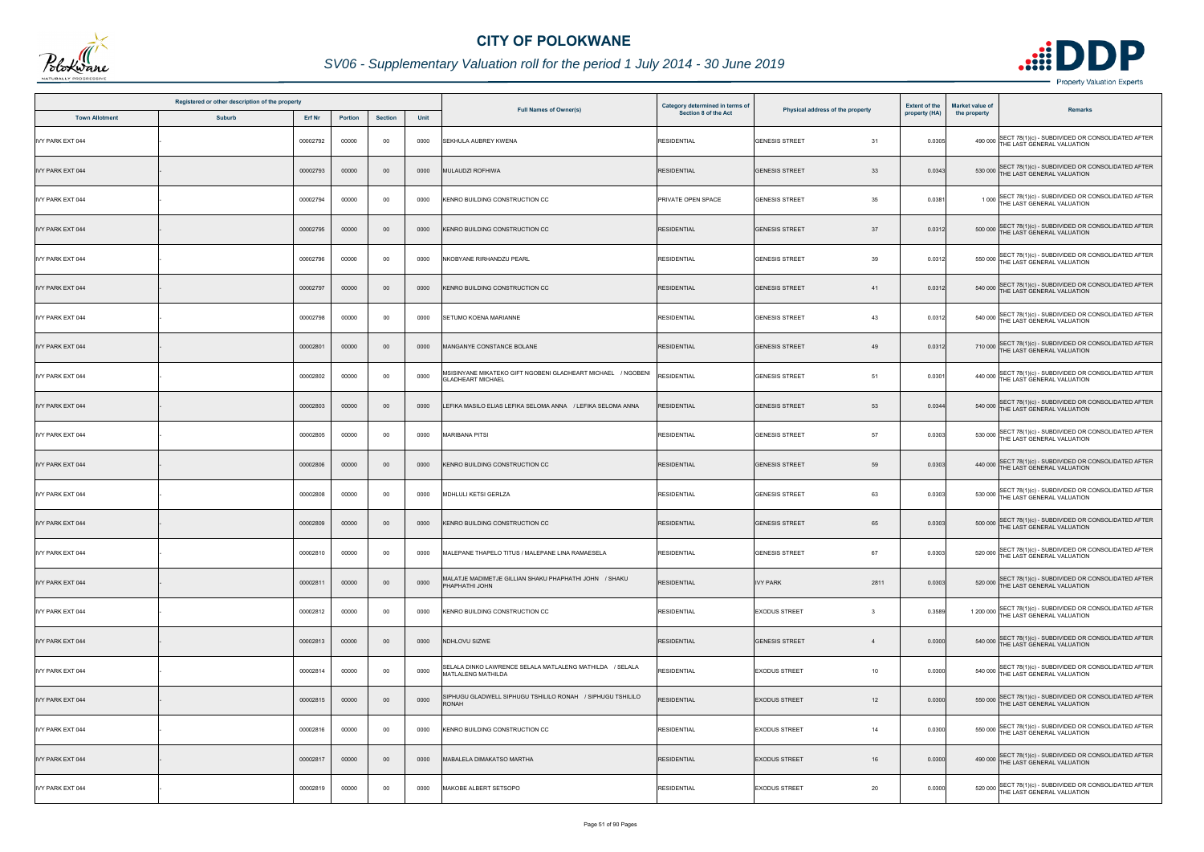# CITY OF POLOKWANE

## SV06 - Supplementary Valuation roll for the period 1 July 2014 - 30 June 2019

| Registered or other description of the property | | | | | | Full Names of Owner(s) | Category determined in terms of Section 8 of the Act | Physical address of the property | | Extent of the property (HA) | Market value of the property | Remarks |
|---|---|---|---|---|---|---|---|---|---|---|---|---|
| Town Allotment | Suburb | Erf Nr | Portion | Section | Unit | | | | | | | |
| IVY PARK EXT 044 | - | 00002792 | 00000 | 00 | 0000 | SEKHULA AUBREY KWENA | RESIDENTIAL | GENESIS STREET | 31 | 0.0305 | 490 000 | SECT 78(1)(c) - SUBDIVIDED OR CONSOLIDATED AFTER THE LAST GENERAL VALUATION |
| IVY PARK EXT 044 | - | 00002793 | 00000 | 00 | 0000 | MULAUDZI ROFHIWA | RESIDENTIAL | GENESIS STREET | 33 | 0.0343 | 530 000 | SECT 78(1)(c) - SUBDIVIDED OR CONSOLIDATED AFTER THE LAST GENERAL VALUATION |
| IVY PARK EXT 044 | - | 00002794 | 00000 | 00 | 0000 | KENRO BUILDING CONSTRUCTION CC | PRIVATE OPEN SPACE | GENESIS STREET | 35 | 0.0381 | 1 000 | SECT 78(1)(c) - SUBDIVIDED OR CONSOLIDATED AFTER THE LAST GENERAL VALUATION |
| IVY PARK EXT 044 | - | 00002795 | 00000 | 00 | 0000 | KENRO BUILDING CONSTRUCTION CC | RESIDENTIAL | GENESIS STREET | 37 | 0.0312 | 500 000 | SECT 78(1)(c) - SUBDIVIDED OR CONSOLIDATED AFTER THE LAST GENERAL VALUATION |
| IVY PARK EXT 044 | - | 00002796 | 00000 | 00 | 0000 | NKOBYANE RIRHANDZU PEARL | RESIDENTIAL | GENESIS STREET | 39 | 0.0312 | 550 000 | SECT 78(1)(c) - SUBDIVIDED OR CONSOLIDATED AFTER THE LAST GENERAL VALUATION |
| IVY PARK EXT 044 | - | 00002797 | 00000 | 00 | 0000 | KENRO BUILDING CONSTRUCTION CC | RESIDENTIAL | GENESIS STREET | 41 | 0.0312 | 540 000 | SECT 78(1)(c) - SUBDIVIDED OR CONSOLIDATED AFTER THE LAST GENERAL VALUATION |
| IVY PARK EXT 044 | - | 00002798 | 00000 | 00 | 0000 | SETUMO KOENA MARIANNE | RESIDENTIAL | GENESIS STREET | 43 | 0.0312 | 540 000 | SECT 78(1)(c) - SUBDIVIDED OR CONSOLIDATED AFTER THE LAST GENERAL VALUATION |
| IVY PARK EXT 044 | - | 00002801 | 00000 | 00 | 0000 | MANGANYE CONSTANCE BOLANE | RESIDENTIAL | GENESIS STREET | 49 | 0.0312 | 710 000 | SECT 78(1)(c) - SUBDIVIDED OR CONSOLIDATED AFTER THE LAST GENERAL VALUATION |
| IVY PARK EXT 044 | - | 00002802 | 00000 | 00 | 0000 | MSISINYANE MIKATEKO GIFT NGOBENI GLADHEART MICHAEL / NGOBENI GLADHEART MICHAEL | RESIDENTIAL | GENESIS STREET | 51 | 0.0301 | 440 000 | SECT 78(1)(c) - SUBDIVIDED OR CONSOLIDATED AFTER THE LAST GENERAL VALUATION |
| IVY PARK EXT 044 | - | 00002803 | 00000 | 00 | 0000 | LEFIKA MASILO ELIAS LEFIKA SELOMA ANNA / LEFIKA SELOMA ANNA | RESIDENTIAL | GENESIS STREET | 53 | 0.0344 | 540 000 | SECT 78(1)(c) - SUBDIVIDED OR CONSOLIDATED AFTER THE LAST GENERAL VALUATION |
| IVY PARK EXT 044 | - | 00002805 | 00000 | 00 | 0000 | MARIBANA PITSI | RESIDENTIAL | GENESIS STREET | 57 | 0.0303 | 530 000 | SECT 78(1)(c) - SUBDIVIDED OR CONSOLIDATED AFTER THE LAST GENERAL VALUATION |
| IVY PARK EXT 044 | - | 00002806 | 00000 | 00 | 0000 | KENRO BUILDING CONSTRUCTION CC | RESIDENTIAL | GENESIS STREET | 59 | 0.0303 | 440 000 | SECT 78(1)(c) - SUBDIVIDED OR CONSOLIDATED AFTER THE LAST GENERAL VALUATION |
| IVY PARK EXT 044 | - | 00002808 | 00000 | 00 | 0000 | MDHLULI KETSI GERLZA | RESIDENTIAL | GENESIS STREET | 63 | 0.0303 | 530 000 | SECT 78(1)(c) - SUBDIVIDED OR CONSOLIDATED AFTER THE LAST GENERAL VALUATION |
| IVY PARK EXT 044 | - | 00002809 | 00000 | 00 | 0000 | KENRO BUILDING CONSTRUCTION CC | RESIDENTIAL | GENESIS STREET | 65 | 0.0303 | 500 000 | SECT 78(1)(c) - SUBDIVIDED OR CONSOLIDATED AFTER THE LAST GENERAL VALUATION |
| IVY PARK EXT 044 | - | 00002810 | 00000 | 00 | 0000 | MALEPANE THAPELO TITUS / MALEPANE LINA RAMAESELA | RESIDENTIAL | GENESIS STREET | 67 | 0.0303 | 520 000 | SECT 78(1)(c) - SUBDIVIDED OR CONSOLIDATED AFTER THE LAST GENERAL VALUATION |
| IVY PARK EXT 044 | - | 00002811 | 00000 | 00 | 0000 | MALATJE MADIMETJE GILLIAN SHAKU PHAPHATHI JOHN / SHAKU PHAPHATHI JOHN | RESIDENTIAL | IVY PARK | 2811 | 0.0303 | 520 000 | SECT 78(1)(c) - SUBDIVIDED OR CONSOLIDATED AFTER THE LAST GENERAL VALUATION |
| IVY PARK EXT 044 | - | 00002812 | 00000 | 00 | 0000 | KENRO BUILDING CONSTRUCTION CC | RESIDENTIAL | EXODUS STREET | 3 | 0.3589 | 1 200 000 | SECT 78(1)(c) - SUBDIVIDED OR CONSOLIDATED AFTER THE LAST GENERAL VALUATION |
| IVY PARK EXT 044 | - | 00002813 | 00000 | 00 | 0000 | NDHLOVU SIZWE | RESIDENTIAL | GENESIS STREET | 4 | 0.0300 | 540 000 | SECT 78(1)(c) - SUBDIVIDED OR CONSOLIDATED AFTER THE LAST GENERAL VALUATION |
| IVY PARK EXT 044 | - | 00002814 | 00000 | 00 | 0000 | SELALA DINKO LAWRENCE SELALA MATLALENG MATHILDA / SELALA MATLALENG MATHILDA | RESIDENTIAL | EXODUS STREET | 10 | 0.0300 | 540 000 | SECT 78(1)(c) - SUBDIVIDED OR CONSOLIDATED AFTER THE LAST GENERAL VALUATION |
| IVY PARK EXT 044 | - | 00002815 | 00000 | 00 | 0000 | SIPHUGU GLADWELL SIPHUGU TSHILILO RONAH / SIPHUGU TSHILILO RONAH | RESIDENTIAL | EXODUS STREET | 12 | 0.0300 | 550 000 | SECT 78(1)(c) - SUBDIVIDED OR CONSOLIDATED AFTER THE LAST GENERAL VALUATION |
| IVY PARK EXT 044 | - | 00002816 | 00000 | 00 | 0000 | KENRO BUILDING CONSTRUCTION CC | RESIDENTIAL | EXODUS STREET | 14 | 0.0300 | 550 000 | SECT 78(1)(c) - SUBDIVIDED OR CONSOLIDATED AFTER THE LAST GENERAL VALUATION |
| IVY PARK EXT 044 | - | 00002817 | 00000 | 00 | 0000 | MABALELA DIMAKATSO MARTHA | RESIDENTIAL | EXODUS STREET | 16 | 0.0300 | 490 000 | SECT 78(1)(c) - SUBDIVIDED OR CONSOLIDATED AFTER THE LAST GENERAL VALUATION |
| IVY PARK EXT 044 | - | 00002819 | 00000 | 00 | 0000 | MAKOBE ALBERT SETSOPO | RESIDENTIAL | EXODUS STREET | 20 | 0.0300 | 520 000 | SECT 78(1)(c) - SUBDIVIDED OR CONSOLIDATED AFTER THE LAST GENERAL VALUATION |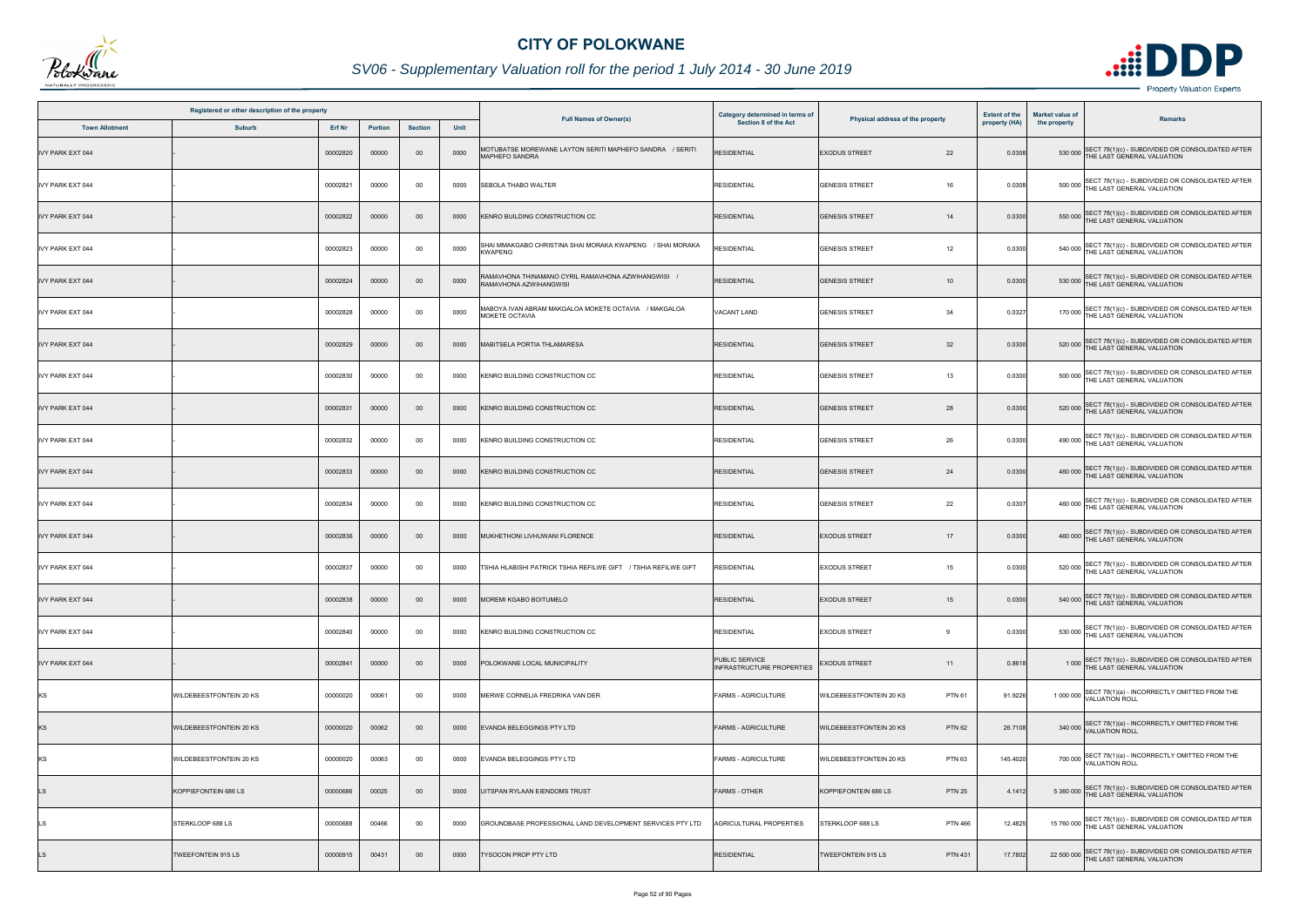# CITY OF POLOKWANE

## SV06 - Supplementary Valuation roll for the period 1 July 2014 - 30 June 2019

| Registered or other description of the property | | | | | | Full Names of Owner(s) | Category determined in terms of Section 8 of the Act | Physical address of the property | | Extent of the property (HA) | Market value of the property | Remarks |
|---|---|---|---|---|---|---|---|---|---|---|---|---|
| Town Allotment | Suburb | Erf Nr | Portion | Section | Unit | | | | | | | |
| IVY PARK EXT 044 | - | 00002820 | 00000 | 00 | 0000 | MOTUBATSE MOREWANE LAYTON SERITI MAPHEFO SANDRA / SERITI MAPHEFO SANDRA | RESIDENTIAL | EXODUS STREET | 22 | 0.0308 | 530 000 | SECT 78(1)(c) - SUBDIVIDED OR CONSOLIDATED AFTER THE LAST GENERAL VALUATION |
| IVY PARK EXT 044 | - | 00002821 | 00000 | 00 | 0000 | SEBOLA THABO WALTER | RESIDENTIAL | GENESIS STREET | 16 | 0.0308 | 500 000 | SECT 78(1)(c) - SUBDIVIDED OR CONSOLIDATED AFTER THE LAST GENERAL VALUATION |
| IVY PARK EXT 044 | - | 00002822 | 00000 | 00 | 0000 | KENRO BUILDING CONSTRUCTION CC | RESIDENTIAL | GENESIS STREET | 14 | 0.0300 | 550 000 | SECT 78(1)(c) - SUBDIVIDED OR CONSOLIDATED AFTER THE LAST GENERAL VALUATION |
| IVY PARK EXT 044 | - | 00002823 | 00000 | 00 | 0000 | SHAI MMAKGABO CHRISTINA SHAI MORAKA KWAPENG / SHAI MORAKA KWAPENG | RESIDENTIAL | GENESIS STREET | 12 | 0.0300 | 540 000 | SECT 78(1)(c) - SUBDIVIDED OR CONSOLIDATED AFTER THE LAST GENERAL VALUATION |
| IVY PARK EXT 044 | - | 00002824 | 00000 | 00 | 0000 | RAMAVHONA THINAMANO CYRIL RAMAVHONA AZWIHANGWISI / RAMAVHONA AZWIHANGWISI | RESIDENTIAL | GENESIS STREET | 10 | 0.0300 | 530 000 | SECT 78(1)(c) - SUBDIVIDED OR CONSOLIDATED AFTER THE LAST GENERAL VALUATION |
| IVY PARK EXT 044 | - | 00002828 | 00000 | 00 | 0000 | MABOYA IVAN ABRAM MAKGALOA MOKETE OCTAVIA / MAKGALOA MOKETE OCTAVIA | VACANT LAND | GENESIS STREET | 34 | 0.0327 | 170 000 | SECT 78(1)(c) - SUBDIVIDED OR CONSOLIDATED AFTER THE LAST GENERAL VALUATION |
| IVY PARK EXT 044 | - | 00002829 | 00000 | 00 | 0000 | MABITSELA PORTIA THLAMARESA | RESIDENTIAL | GENESIS STREET | 32 | 0.0300 | 520 000 | SECT 78(1)(c) - SUBDIVIDED OR CONSOLIDATED AFTER THE LAST GENERAL VALUATION |
| IVY PARK EXT 044 | - | 00002830 | 00000 | 00 | 0000 | KENRO BUILDING CONSTRUCTION CC | RESIDENTIAL | GENESIS STREET | 13 | 0.0300 | 500 000 | SECT 78(1)(c) - SUBDIVIDED OR CONSOLIDATED AFTER THE LAST GENERAL VALUATION |
| IVY PARK EXT 044 | - | 00002831 | 00000 | 00 | 0000 | KENRO BUILDING CONSTRUCTION CC | RESIDENTIAL | GENESIS STREET | 28 | 0.0300 | 520 000 | SECT 78(1)(c) - SUBDIVIDED OR CONSOLIDATED AFTER THE LAST GENERAL VALUATION |
| IVY PARK EXT 044 | - | 00002832 | 00000 | 00 | 0000 | KENRO BUILDING CONSTRUCTION CC | RESIDENTIAL | GENESIS STREET | 26 | 0.0300 | 490 000 | SECT 78(1)(c) - SUBDIVIDED OR CONSOLIDATED AFTER THE LAST GENERAL VALUATION |
| IVY PARK EXT 044 | - | 00002833 | 00000 | 00 | 0000 | KENRO BUILDING CONSTRUCTION CC | RESIDENTIAL | GENESIS STREET | 24 | 0.0300 | 460 000 | SECT 78(1)(c) - SUBDIVIDED OR CONSOLIDATED AFTER THE LAST GENERAL VALUATION |
| IVY PARK EXT 044 | - | 00002834 | 00000 | 00 | 0000 | KENRO BUILDING CONSTRUCTION CC | RESIDENTIAL | GENESIS STREET | 22 | 0.0307 | 460 000 | SECT 78(1)(c) - SUBDIVIDED OR CONSOLIDATED AFTER THE LAST GENERAL VALUATION |
| IVY PARK EXT 044 | - | 00002836 | 00000 | 00 | 0000 | MUKHETHONI LIVHUWANI FLORENCE | RESIDENTIAL | EXODUS STREET | 17 | 0.0300 | 460 000 | SECT 78(1)(c) - SUBDIVIDED OR CONSOLIDATED AFTER THE LAST GENERAL VALUATION |
| IVY PARK EXT 044 | - | 00002837 | 00000 | 00 | 0000 | TSHIA HLABISHI PATRICK TSHIA REFILWE GIFT / TSHIA REFILWE GIFT | RESIDENTIAL | EXODUS STREET | 15 | 0.0300 | 520 000 | SECT 78(1)(c) - SUBDIVIDED OR CONSOLIDATED AFTER THE LAST GENERAL VALUATION |
| IVY PARK EXT 044 | - | 00002838 | 00000 | 00 | 0000 | MOREMI KGABO BOITUMELO | RESIDENTIAL | EXODUS STREET | 15 | 0.0300 | 540 000 | SECT 78(1)(c) - SUBDIVIDED OR CONSOLIDATED AFTER THE LAST GENERAL VALUATION |
| IVY PARK EXT 044 | - | 00002840 | 00000 | 00 | 0000 | KENRO BUILDING CONSTRUCTION CC | RESIDENTIAL | EXODUS STREET | 9 | 0.0300 | 530 000 | SECT 78(1)(c) - SUBDIVIDED OR CONSOLIDATED AFTER THE LAST GENERAL VALUATION |
| IVY PARK EXT 044 | - | 00002841 | 00000 | 00 | 0000 | POLOKWANE LOCAL MUNICIPALITY | PUBLIC SERVICE INFRASTRUCTURE PROPERTIES | EXODUS STREET | 11 | 0.8618 | 1 000 | SECT 78(1)(c) - SUBDIVIDED OR CONSOLIDATED AFTER THE LAST GENERAL VALUATION |
| KS | WILDEBEESTFONTEIN 20 KS | 00000020 | 00061 | 00 | 0000 | MERWE CORNELIA FREDRIKA VAN DER | FARMS - AGRICULTURE | WILDEBEESTFONTEIN 20 KS | PTN 61 | 91.9226 | 1 000 000 | SECT 78(1)(a) - INCORRECTLY OMITTED FROM THE VALUATION ROLL |
| KS | WILDEBEESTFONTEIN 20 KS | 00000020 | 00062 | 00 | 0000 | EVANDA BELEGGINGS PTY LTD | FARMS - AGRICULTURE | WILDEBEESTFONTEIN 20 KS | PTN 62 | 26.7108 | 340 000 | SECT 78(1)(a) - INCORRECTLY OMITTED FROM THE VALUATION ROLL |
| KS | WILDEBEESTFONTEIN 20 KS | 00000020 | 00063 | 00 | 0000 | EVANDA BELEGGINGS PTY LTD | FARMS - AGRICULTURE | WILDEBEESTFONTEIN 20 KS | PTN 63 | 145.4020 | 700 000 | SECT 78(1)(a) - INCORRECTLY OMITTED FROM THE VALUATION ROLL |
| LS | KOPPIEFONTEIN 686 LS | 00000686 | 00025 | 00 | 0000 | UITSPAN RYLAAN EIENDOMS TRUST | FARMS - OTHER | KOPPIEFONTEIN 686 LS | PTN 25 | 4.1412 | 5 360 000 | SECT 78(1)(c) - SUBDIVIDED OR CONSOLIDATED AFTER THE LAST GENERAL VALUATION |
| LS | STERKLOOP 688 LS | 00000688 | 00466 | 00 | 0000 | GROUNDBASE PROFESSIONAL LAND DEVELOPMENT SERVICES PTY LTD | AGRICULTURAL PROPERTIES | STERKLOOP 688 LS | PTN 466 | 12.4825 | 15 780 000 | SECT 78(1)(c) - SUBDIVIDED OR CONSOLIDATED AFTER THE LAST GENERAL VALUATION |
| LS | TWEEFONTEIN 915 LS | 00000915 | 00431 | 00 | 0000 | TYSOCON PROP PTY LTD | RESIDENTIAL | TWEEFONTEIN 915 LS | PTN 431 | 17.7802 | 22 500 000 | SECT 78(1)(c) - SUBDIVIDED OR CONSOLIDATED AFTER THE LAST GENERAL VALUATION |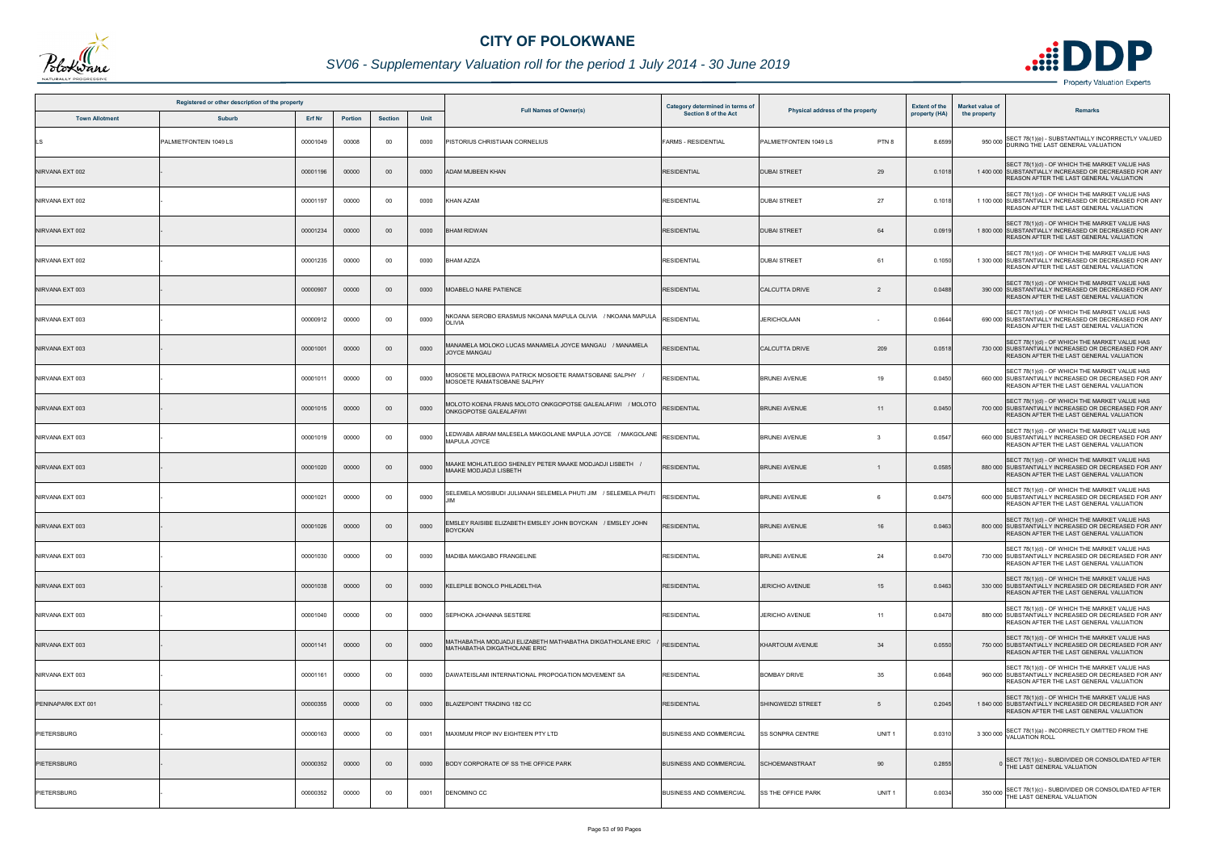# CITY OF POLOKWANE

## SV06 - Supplementary Valuation roll for the period 1 July 2014 - 30 June 2019

| Registered or other description of the property | | | | | | Full Names of Owner(s) | Category determined in terms of Section 8 of the Act | Physical address of the property | | Extent of the property (HA) | Market value of the property | Remarks |
|---|---|---|---|---|---|---|---|---|---|---|---|---|
| Town Allotment | Suburb | Erf Nr | Portion | Section | Unit | | | | | | | |
| LS | PALMIETFONTEIN 1049 LS | 00001049 | 00008 | 00 | 0000 | PISTORIUS CHRISTIAAN CORNELIUS | FARMS - RESIDENTIAL | PALMIETFONTEIN 1049 LS | PTN 8 | 8.6599 | 950 000 | SECT 78(1)(e) - SUBSTANTIALLY INCORRECTLY VALUED DURING THE LAST GENERAL VALUATION |
| NIRVANA EXT 002 | - | 00001196 | 00000 | 00 | 0000 | ADAM MUBEEN KHAN | RESIDENTIAL | DUBAI STREET | 29 | 0.1018 | 1 400 000 | SECT 78(1)(d) - OF WHICH THE MARKET VALUE HAS SUBSTANTIALLY INCREASED OR DECREASED FOR ANY REASON AFTER THE LAST GENERAL VALUATION |
| NIRVANA EXT 002 | - | 00001197 | 00000 | 00 | 0000 | KHAN AZAM | RESIDENTIAL | DUBAI STREET | 27 | 0.1018 | 1 100 000 | SECT 78(1)(d) - OF WHICH THE MARKET VALUE HAS SUBSTANTIALLY INCREASED OR DECREASED FOR ANY REASON AFTER THE LAST GENERAL VALUATION |
| NIRVANA EXT 002 | - | 00001234 | 00000 | 00 | 0000 | BHAM RIDWAN | RESIDENTIAL | DUBAI STREET | 64 | 0.0919 | 1 800 000 | SECT 78(1)(d) - OF WHICH THE MARKET VALUE HAS SUBSTANTIALLY INCREASED OR DECREASED FOR ANY REASON AFTER THE LAST GENERAL VALUATION |
| NIRVANA EXT 002 | - | 00001235 | 00000 | 00 | 0000 | BHAM AZIZA | RESIDENTIAL | DUBAI STREET | 61 | 0.1050 | 1 300 000 | SECT 78(1)(d) - OF WHICH THE MARKET VALUE HAS SUBSTANTIALLY INCREASED OR DECREASED FOR ANY REASON AFTER THE LAST GENERAL VALUATION |
| NIRVANA EXT 003 | - | 00000907 | 00000 | 00 | 0000 | MOABELO NARE PATIENCE | RESIDENTIAL | CALCUTTA DRIVE | 2 | 0.0488 | 390 000 | SECT 78(1)(d) - OF WHICH THE MARKET VALUE HAS SUBSTANTIALLY INCREASED OR DECREASED FOR ANY REASON AFTER THE LAST GENERAL VALUATION |
| NIRVANA EXT 003 | - | 00000912 | 00000 | 00 | 0000 | NKOANA SEROBO ERASMUS NKOANA MAPULA OLIVIA / NKOANA MAPULA OLIVIA | RESIDENTIAL | JERICHOLAAN | - | 0.0644 | 690 000 | SECT 78(1)(d) - OF WHICH THE MARKET VALUE HAS SUBSTANTIALLY INCREASED OR DECREASED FOR ANY REASON AFTER THE LAST GENERAL VALUATION |
| NIRVANA EXT 003 | - | 00001001 | 00000 | 00 | 0000 | MANAMELA MOLOKO LUCAS MANAMELA JOYCE MANGAU / MANAMELA JOYCE MANGAU | RESIDENTIAL | CALCUTTA DRIVE | 209 | 0.0518 | 730 000 | SECT 78(1)(d) - OF WHICH THE MARKET VALUE HAS SUBSTANTIALLY INCREASED OR DECREASED FOR ANY REASON AFTER THE LAST GENERAL VALUATION |
| NIRVANA EXT 003 | - | 00001011 | 00000 | 00 | 0000 | MOSOETE MOLEBOWA PATRICK MOSOETE RAMATSOBANE SALPHY / MOSOETE RAMATSOBANE SALPHY | RESIDENTIAL | BRUNEI AVENUE | 19 | 0.0450 | 660 000 | SECT 78(1)(d) - OF WHICH THE MARKET VALUE HAS SUBSTANTIALLY INCREASED OR DECREASED FOR ANY REASON AFTER THE LAST GENERAL VALUATION |
| NIRVANA EXT 003 | - | 00001015 | 00000 | 00 | 0000 | MOLOTO KOENA FRANS MOLOTO ONKGOPOTSE GALEALAFIWI / MOLOTO ONKGOPOTSE GALEALAFIWI | RESIDENTIAL | BRUNEI AVENUE | 11 | 0.0450 | 700 000 | SECT 78(1)(d) - OF WHICH THE MARKET VALUE HAS SUBSTANTIALLY INCREASED OR DECREASED FOR ANY REASON AFTER THE LAST GENERAL VALUATION |
| NIRVANA EXT 003 | - | 00001019 | 00000 | 00 | 0000 | LEDWABA ABRAM MALESELA MAKGOLANE MAPULA JOYCE / MAKGOLANE MAPULA JOYCE | RESIDENTIAL | BRUNEI AVENUE | 3 | 0.0547 | 660 000 | SECT 78(1)(d) - OF WHICH THE MARKET VALUE HAS SUBSTANTIALLY INCREASED OR DECREASED FOR ANY REASON AFTER THE LAST GENERAL VALUATION |
| NIRVANA EXT 003 | - | 00001020 | 00000 | 00 | 0000 | MAAKE MOHLATLEGO SHENLEY PETER MAAKE MODJADJI LISBETH / MAAKE MODJADJI LISBETH | RESIDENTIAL | BRUNEI AVENUE | 1 | 0.0585 | 880 000 | SECT 78(1)(d) - OF WHICH THE MARKET VALUE HAS SUBSTANTIALLY INCREASED OR DECREASED FOR ANY REASON AFTER THE LAST GENERAL VALUATION |
| NIRVANA EXT 003 | - | 00001021 | 00000 | 00 | 0000 | SELEMELA MOSIBUDI JULIANAH SELEMELA PHUTI JIM / SELEMELA PHUTI JIM | RESIDENTIAL | BRUNEI AVENUE | 6 | 0.0475 | 600 000 | SECT 78(1)(d) - OF WHICH THE MARKET VALUE HAS SUBSTANTIALLY INCREASED OR DECREASED FOR ANY REASON AFTER THE LAST GENERAL VALUATION |
| NIRVANA EXT 003 | - | 00001026 | 00000 | 00 | 0000 | EMSLEY RAISIBE ELIZABETH EMSLEY JOHN BOYCKAN / EMSLEY JOHN BOYCKAN | RESIDENTIAL | BRUNEI AVENUE | 16 | 0.0463 | 800 000 | SECT 78(1)(d) - OF WHICH THE MARKET VALUE HAS SUBSTANTIALLY INCREASED OR DECREASED FOR ANY REASON AFTER THE LAST GENERAL VALUATION |
| NIRVANA EXT 003 | - | 00001030 | 00000 | 00 | 0000 | MADIBA MAKGABO FRANGELINE | RESIDENTIAL | BRUNEI AVENUE | 24 | 0.0470 | 730 000 | SECT 78(1)(d) - OF WHICH THE MARKET VALUE HAS SUBSTANTIALLY INCREASED OR DECREASED FOR ANY REASON AFTER THE LAST GENERAL VALUATION |
| NIRVANA EXT 003 | - | 00001038 | 00000 | 00 | 0000 | KELEPILE BONOLO PHILADELTHIA | RESIDENTIAL | JERICHO AVENUE | 15 | 0.0463 | 330 000 | SECT 78(1)(d) - OF WHICH THE MARKET VALUE HAS SUBSTANTIALLY INCREASED OR DECREASED FOR ANY REASON AFTER THE LAST GENERAL VALUATION |
| NIRVANA EXT 003 | - | 00001040 | 00000 | 00 | 0000 | SEPHOKA JOHANNA SESTERE | RESIDENTIAL | JERICHO AVENUE | 11 | 0.0470 | 880 000 | SECT 78(1)(d) - OF WHICH THE MARKET VALUE HAS SUBSTANTIALLY INCREASED OR DECREASED FOR ANY REASON AFTER THE LAST GENERAL VALUATION |
| NIRVANA EXT 003 | - | 00001141 | 00000 | 00 | 0000 | MATHABATHA MODJADJI ELIZABETH MATHABATHA DIKGATHOLANE ERIC / MATHABATHA DIKGATHOLANE ERIC | RESIDENTIAL | KHARTOUM AVENUE | 34 | 0.0550 | 750 000 | SECT 78(1)(d) - OF WHICH THE MARKET VALUE HAS SUBSTANTIALLY INCREASED OR DECREASED FOR ANY REASON AFTER THE LAST GENERAL VALUATION |
| NIRVANA EXT 003 | - | 00001161 | 00000 | 00 | 0000 | DAWATEISLAMI INTERNATIONAL PROPOGATION MOVEMENT SA | RESIDENTIAL | BOMBAY DRIVE | 35 | 0.0648 | 960 000 | SECT 78(1)(d) - OF WHICH THE MARKET VALUE HAS SUBSTANTIALLY INCREASED OR DECREASED FOR ANY REASON AFTER THE LAST GENERAL VALUATION |
| PENINAPARK EXT 001 | - | 00000355 | 00000 | 00 | 0000 | BLAIZEPOINT TRADING 182 CC | RESIDENTIAL | SHINGWEDZI STREET | 5 | 0.2045 | 1 840 000 | SECT 78(1)(d) - OF WHICH THE MARKET VALUE HAS SUBSTANTIALLY INCREASED OR DECREASED FOR ANY REASON AFTER THE LAST GENERAL VALUATION |
| PIETERSBURG | - | 00000163 | 00000 | 00 | 0001 | MAXIMUM PROP INV EIGHTEEN PTY LTD | BUSINESS AND COMMERCIAL | SS SONPRA CENTRE | UNIT 1 | 0.0310 | 3 300 000 | SECT 78(1)(a) - INCORRECTLY OMITTED FROM THE VALUATION ROLL |
| PIETERSBURG | - | 00000352 | 00000 | 00 | 0000 | BODY CORPORATE OF SS THE OFFICE PARK | BUSINESS AND COMMERCIAL | SCHOEMANSTRAAT | 90 | 0.2855 | 0 | SECT 78(1)(c) - SUBDIVIDED OR CONSOLIDATED AFTER THE LAST GENERAL VALUATION |
| PIETERSBURG | - | 00000352 | 00000 | 00 | 0001 | DENOMINO CC | BUSINESS AND COMMERCIAL | SS THE OFFICE PARK | UNIT 1 | 0.0034 | 350 000 | SECT 78(1)(c) - SUBDIVIDED OR CONSOLIDATED AFTER THE LAST GENERAL VALUATION |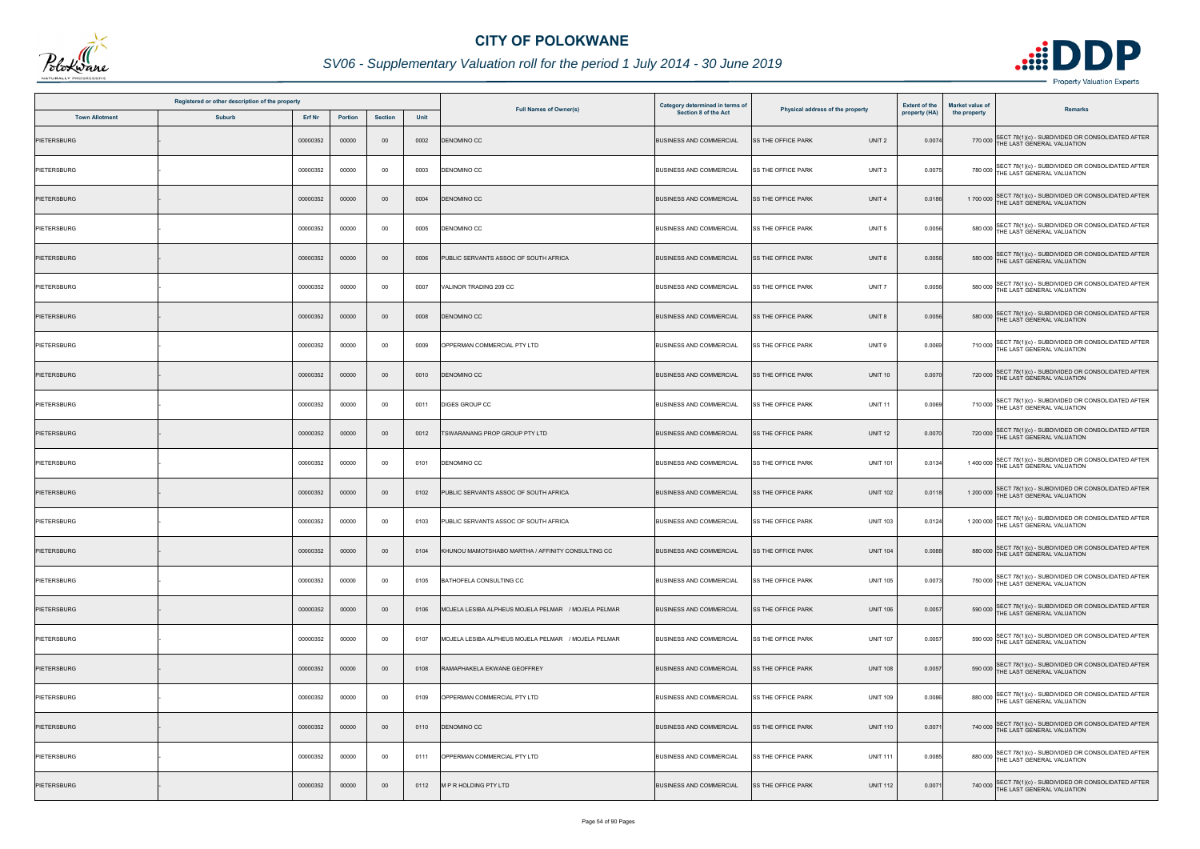# CITY OF POLOKWANE

## SV06 - Supplementary Valuation roll for the period 1 July 2014 - 30 June 2019

| Registered or other description of the property | | | | | | Full Names of Owner(s) | Category determined in terms of Section 8 of the Act | Physical address of the property | Extent of the property (HA) | Market value of the property | Remarks |
|---|---|---|---|---|---|---|---|---|---|---|---|
| Town Allotment | Suburb | Erf Nr | Portion | Section | Unit | | | | | | |
| PIETERSBURG | - | 00000352 | 00000 | 00 | 0002 | DENOMINO CC | BUSINESS AND COMMERCIAL | SS THE OFFICE PARK UNIT 2 | 0.0074 | 770 000 | SECT 78(1)(c) - SUBDIVIDED OR CONSOLIDATED AFTER THE LAST GENERAL VALUATION |
| PIETERSBURG | - | 00000352 | 00000 | 00 | 0003 | DENOMINO CC | BUSINESS AND COMMERCIAL | SS THE OFFICE PARK UNIT 3 | 0.0075 | 780 000 | SECT 78(1)(c) - SUBDIVIDED OR CONSOLIDATED AFTER THE LAST GENERAL VALUATION |
| PIETERSBURG | - | 00000352 | 00000 | 00 | 0004 | DENOMINO CC | BUSINESS AND COMMERCIAL | SS THE OFFICE PARK UNIT 4 | 0.0186 | 1 700 000 | SECT 78(1)(c) - SUBDIVIDED OR CONSOLIDATED AFTER THE LAST GENERAL VALUATION |
| PIETERSBURG | - | 00000352 | 00000 | 00 | 0005 | DENOMINO CC | BUSINESS AND COMMERCIAL | SS THE OFFICE PARK UNIT 5 | 0.0056 | 580 000 | SECT 78(1)(c) - SUBDIVIDED OR CONSOLIDATED AFTER THE LAST GENERAL VALUATION |
| PIETERSBURG | - | 00000352 | 00000 | 00 | 0006 | PUBLIC SERVANTS ASSOC OF SOUTH AFRICA | BUSINESS AND COMMERCIAL | SS THE OFFICE PARK UNIT 6 | 0.0056 | 580 000 | SECT 78(1)(c) - SUBDIVIDED OR CONSOLIDATED AFTER THE LAST GENERAL VALUATION |
| PIETERSBURG | - | 00000352 | 00000 | 00 | 0007 | VALINOR TRADING 209 CC | BUSINESS AND COMMERCIAL | SS THE OFFICE PARK UNIT 7 | 0.0056 | 580 000 | SECT 78(1)(c) - SUBDIVIDED OR CONSOLIDATED AFTER THE LAST GENERAL VALUATION |
| PIETERSBURG | - | 00000352 | 00000 | 00 | 0008 | DENOMINO CC | BUSINESS AND COMMERCIAL | SS THE OFFICE PARK UNIT 8 | 0.0056 | 580 000 | SECT 78(1)(c) - SUBDIVIDED OR CONSOLIDATED AFTER THE LAST GENERAL VALUATION |
| PIETERSBURG | - | 00000352 | 00000 | 00 | 0009 | OPPERMAN COMMERCIAL PTY LTD | BUSINESS AND COMMERCIAL | SS THE OFFICE PARK UNIT 9 | 0.0069 | 710 000 | SECT 78(1)(c) - SUBDIVIDED OR CONSOLIDATED AFTER THE LAST GENERAL VALUATION |
| PIETERSBURG | - | 00000352 | 00000 | 00 | 0010 | DENOMINO CC | BUSINESS AND COMMERCIAL | SS THE OFFICE PARK UNIT 10 | 0.0070 | 720 000 | SECT 78(1)(c) - SUBDIVIDED OR CONSOLIDATED AFTER THE LAST GENERAL VALUATION |
| PIETERSBURG | - | 00000352 | 00000 | 00 | 0011 | DIGES GROUP CC | BUSINESS AND COMMERCIAL | SS THE OFFICE PARK UNIT 11 | 0.0069 | 710 000 | SECT 78(1)(c) - SUBDIVIDED OR CONSOLIDATED AFTER THE LAST GENERAL VALUATION |
| PIETERSBURG | - | 00000352 | 00000 | 00 | 0012 | TSWARANANG PROP GROUP PTY LTD | BUSINESS AND COMMERCIAL | SS THE OFFICE PARK UNIT 12 | 0.0070 | 720 000 | SECT 78(1)(c) - SUBDIVIDED OR CONSOLIDATED AFTER THE LAST GENERAL VALUATION |
| PIETERSBURG | - | 00000352 | 00000 | 00 | 0101 | DENOMINO CC | BUSINESS AND COMMERCIAL | SS THE OFFICE PARK UNIT 101 | 0.0134 | 1 400 000 | SECT 78(1)(c) - SUBDIVIDED OR CONSOLIDATED AFTER THE LAST GENERAL VALUATION |
| PIETERSBURG | - | 00000352 | 00000 | 00 | 0102 | PUBLIC SERVANTS ASSOC OF SOUTH AFRICA | BUSINESS AND COMMERCIAL | SS THE OFFICE PARK UNIT 102 | 0.0118 | 1 200 000 | SECT 78(1)(c) - SUBDIVIDED OR CONSOLIDATED AFTER THE LAST GENERAL VALUATION |
| PIETERSBURG | - | 00000352 | 00000 | 00 | 0103 | PUBLIC SERVANTS ASSOC OF SOUTH AFRICA | BUSINESS AND COMMERCIAL | SS THE OFFICE PARK UNIT 103 | 0.0124 | 1 200 000 | SECT 78(1)(c) - SUBDIVIDED OR CONSOLIDATED AFTER THE LAST GENERAL VALUATION |
| PIETERSBURG | - | 00000352 | 00000 | 00 | 0104 | KHUNOU MAMOTSHABO MARTHA / AFFINITY CONSULTING CC | BUSINESS AND COMMERCIAL | SS THE OFFICE PARK UNIT 104 | 0.0088 | 880 000 | SECT 78(1)(c) - SUBDIVIDED OR CONSOLIDATED AFTER THE LAST GENERAL VALUATION |
| PIETERSBURG | - | 00000352 | 00000 | 00 | 0105 | BATHOFELA CONSULTING CC | BUSINESS AND COMMERCIAL | SS THE OFFICE PARK UNIT 105 | 0.0073 | 750 000 | SECT 78(1)(c) - SUBDIVIDED OR CONSOLIDATED AFTER THE LAST GENERAL VALUATION |
| PIETERSBURG | - | 00000352 | 00000 | 00 | 0106 | MOJELA LESIBA ALPHEUS MOJELA PELMAR / MOJELA PELMAR | BUSINESS AND COMMERCIAL | SS THE OFFICE PARK UNIT 106 | 0.0057 | 590 000 | SECT 78(1)(c) - SUBDIVIDED OR CONSOLIDATED AFTER THE LAST GENERAL VALUATION |
| PIETERSBURG | - | 00000352 | 00000 | 00 | 0107 | MOJELA LESIBA ALPHEUS MOJELA PELMAR / MOJELA PELMAR | BUSINESS AND COMMERCIAL | SS THE OFFICE PARK UNIT 107 | 0.0057 | 590 000 | SECT 78(1)(c) - SUBDIVIDED OR CONSOLIDATED AFTER THE LAST GENERAL VALUATION |
| PIETERSBURG | - | 00000352 | 00000 | 00 | 0108 | RAMAPHAKELA EKWANE GEOFFREY | BUSINESS AND COMMERCIAL | SS THE OFFICE PARK UNIT 108 | 0.0057 | 590 000 | SECT 78(1)(c) - SUBDIVIDED OR CONSOLIDATED AFTER THE LAST GENERAL VALUATION |
| PIETERSBURG | - | 00000352 | 00000 | 00 | 0109 | OPPERMAN COMMERCIAL PTY LTD | BUSINESS AND COMMERCIAL | SS THE OFFICE PARK UNIT 109 | 0.0086 | 880 000 | SECT 78(1)(c) - SUBDIVIDED OR CONSOLIDATED AFTER THE LAST GENERAL VALUATION |
| PIETERSBURG | - | 00000352 | 00000 | 00 | 0110 | DENOMINO CC | BUSINESS AND COMMERCIAL | SS THE OFFICE PARK UNIT 110 | 0.0071 | 740 000 | SECT 78(1)(c) - SUBDIVIDED OR CONSOLIDATED AFTER THE LAST GENERAL VALUATION |
| PIETERSBURG | - | 00000352 | 00000 | 00 | 0111 | OPPERMAN COMMERCIAL PTY LTD | BUSINESS AND COMMERCIAL | SS THE OFFICE PARK UNIT 111 | 0.0085 | 880 000 | SECT 78(1)(c) - SUBDIVIDED OR CONSOLIDATED AFTER THE LAST GENERAL VALUATION |
| PIETERSBURG | - | 00000352 | 00000 | 00 | 0112 | M P R HOLDING PTY LTD | BUSINESS AND COMMERCIAL | SS THE OFFICE PARK UNIT 112 | 0.0071 | 740 000 | SECT 78(1)(c) - SUBDIVIDED OR CONSOLIDATED AFTER THE LAST GENERAL VALUATION |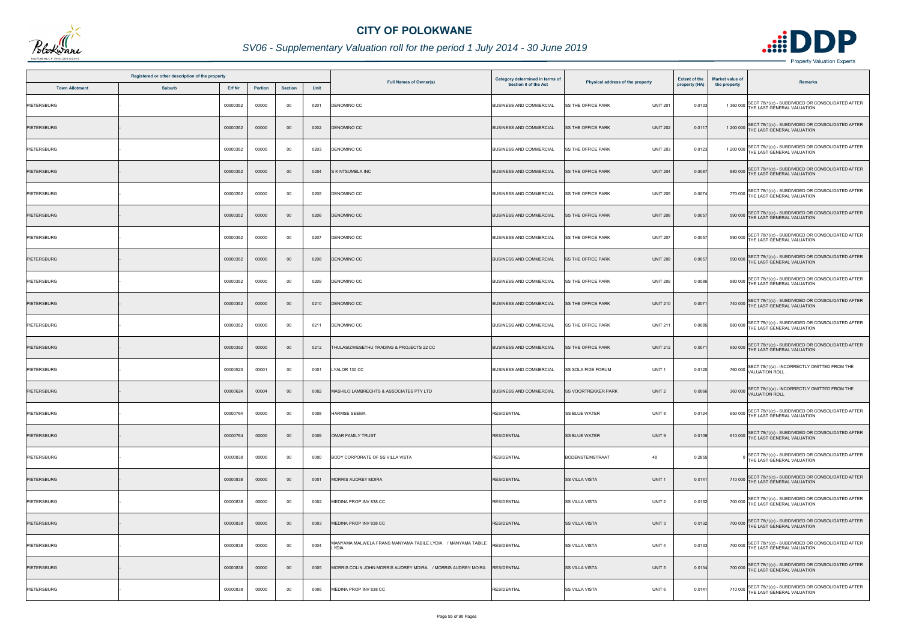# CITY OF POLOKWANE

## SV06 - Supplementary Valuation roll for the period 1 July 2014 - 30 June 2019

| Registered or other description of the property | | | | | | Full Names of Owner(s) | Category determined in terms of Section 8 of the Act | Physical address of the property | Extent of the property (HA) | Market value of the property | Remarks |
|---|---|---|---|---|---|---|---|---|---|---|---|
| Town Allotment | Suburb | Erf Nr | Portion | Section | Unit | | | | | | |
| PIETERSBURG | - | 00000352 | 00000 | 00 | 0201 | DENOMINO CC | BUSINESS AND COMMERCIAL | SS THE OFFICE PARK UNIT 201 | 0.0133 | 1 360 000 | SECT 78(1)(c) - SUBDIVIDED OR CONSOLIDATED AFTER THE LAST GENERAL VALUATION |
| PIETERSBURG | - | 00000352 | 00000 | 00 | 0202 | DENOMINO CC | BUSINESS AND COMMERCIAL | SS THE OFFICE PARK UNIT 202 | 0.0117 | 1 200 000 | SECT 78(1)(c) - SUBDIVIDED OR CONSOLIDATED AFTER THE LAST GENERAL VALUATION |
| PIETERSBURG | - | 00000352 | 00000 | 00 | 0203 | DENOMINO CC | BUSINESS AND COMMERCIAL | SS THE OFFICE PARK UNIT 203 | 0.0123 | 1 200 000 | SECT 78(1)(c) - SUBDIVIDED OR CONSOLIDATED AFTER THE LAST GENERAL VALUATION |
| PIETERSBURG | - | 00000352 | 00000 | 00 | 0204 | S K NTSUMELA INC | BUSINESS AND COMMERCIAL | SS THE OFFICE PARK UNIT 204 | 0.0087 | 880 000 | SECT 78(1)(c) - SUBDIVIDED OR CONSOLIDATED AFTER THE LAST GENERAL VALUATION |
| PIETERSBURG | - | 00000352 | 00000 | 00 | 0205 | DENOMINO CC | BUSINESS AND COMMERCIAL | SS THE OFFICE PARK UNIT 205 | 0.0074 | 770 000 | SECT 78(1)(c) - SUBDIVIDED OR CONSOLIDATED AFTER THE LAST GENERAL VALUATION |
| PIETERSBURG | - | 00000352 | 00000 | 00 | 0206 | DENOMINO CC | BUSINESS AND COMMERCIAL | SS THE OFFICE PARK UNIT 206 | 0.0057 | 590 000 | SECT 78(1)(c) - SUBDIVIDED OR CONSOLIDATED AFTER THE LAST GENERAL VALUATION |
| PIETERSBURG | - | 00000352 | 00000 | 00 | 0207 | DENOMINO CC | BUSINESS AND COMMERCIAL | SS THE OFFICE PARK UNIT 207 | 0.0057 | 590 000 | SECT 78(1)(c) - SUBDIVIDED OR CONSOLIDATED AFTER THE LAST GENERAL VALUATION |
| PIETERSBURG | - | 00000352 | 00000 | 00 | 0208 | DENOMINO CC | BUSINESS AND COMMERCIAL | SS THE OFFICE PARK UNIT 208 | 0.0057 | 590 000 | SECT 78(1)(c) - SUBDIVIDED OR CONSOLIDATED AFTER THE LAST GENERAL VALUATION |
| PIETERSBURG | - | 00000352 | 00000 | 00 | 0209 | DENOMINO CC | BUSINESS AND COMMERCIAL | SS THE OFFICE PARK UNIT 209 | 0.0086 | 880 000 | SECT 78(1)(c) - SUBDIVIDED OR CONSOLIDATED AFTER THE LAST GENERAL VALUATION |
| PIETERSBURG | - | 00000352 | 00000 | 00 | 0210 | DENOMINO CC | BUSINESS AND COMMERCIAL | SS THE OFFICE PARK UNIT 210 | 0.0071 | 740 000 | SECT 78(1)(c) - SUBDIVIDED OR CONSOLIDATED AFTER THE LAST GENERAL VALUATION |
| PIETERSBURG | - | 00000352 | 00000 | 00 | 0211 | DENOMINO CC | BUSINESS AND COMMERCIAL | SS THE OFFICE PARK UNIT 211 | 0.0085 | 880 000 | SECT 78(1)(c) - SUBDIVIDED OR CONSOLIDATED AFTER THE LAST GENERAL VALUATION |
| PIETERSBURG | - | 00000352 | 00000 | 00 | 0212 | THULASIZWESETHU TRADING & PROJECTS 22 CC | BUSINESS AND COMMERCIAL | SS THE OFFICE PARK UNIT 212 | 0.0071 | 650 000 | SECT 78(1)(c) - SUBDIVIDED OR CONSOLIDATED AFTER THE LAST GENERAL VALUATION |
| PIETERSBURG | - | 00000523 | 00001 | 00 | 0001 | LYALOR 130 CC | BUSINESS AND COMMERCIAL | SS SOLA FIDE FORUM UNIT 1 | 0.0120 | 760 000 | SECT 78(1)(a) - INCORRECTLY OMITTED FROM THE VALUATION ROLL |
| PIETERSBURG | - | 00000624 | 00004 | 00 | 0002 | MASHILO LAMBRECHTS & ASSOCIATES PTY LTD | BUSINESS AND COMMERCIAL | SS VOORTREKKER PARK UNIT 2 | 0.0066 | 360 000 | SECT 78(1)(a) - INCORRECTLY OMITTED FROM THE VALUATION ROLL |
| PIETERSBURG | - | 00000764 | 00000 | 00 | 0008 | HARMSE SEEMA | RESIDENTIAL | SS BLUE WATER UNIT 8 | 0.0124 | 650 000 | SECT 78(1)(c) - SUBDIVIDED OR CONSOLIDATED AFTER THE LAST GENERAL VALUATION |
| PIETERSBURG | - | 00000764 | 00000 | 00 | 0009 | OMAR FAMILY TRUST | RESIDENTIAL | SS BLUE WATER UNIT 9 | 0.0109 | 610 000 | SECT 78(1)(c) - SUBDIVIDED OR CONSOLIDATED AFTER THE LAST GENERAL VALUATION |
| PIETERSBURG | - | 00000838 | 00000 | 00 | 0000 | BODY CORPORATE OF SS VILLA VISTA | RESIDENTIAL | BODENSTEINSTRAAT 48 | 0.2855 | 0 | SECT 78(1)(c) - SUBDIVIDED OR CONSOLIDATED AFTER THE LAST GENERAL VALUATION |
| PIETERSBURG | - | 00000838 | 00000 | 00 | 0001 | MORRIS AUDREY MOIRA | RESIDENTIAL | SS VILLA VISTA UNIT 1 | 0.0141 | 710 000 | SECT 78(1)(c) - SUBDIVIDED OR CONSOLIDATED AFTER THE LAST GENERAL VALUATION |
| PIETERSBURG | - | 00000838 | 00000 | 00 | 0002 | MEDINA PROP INV 838 CC | RESIDENTIAL | SS VILLA VISTA UNIT 2 | 0.0132 | 700 000 | SECT 78(1)(c) - SUBDIVIDED OR CONSOLIDATED AFTER THE LAST GENERAL VALUATION |
| PIETERSBURG | - | 00000838 | 00000 | 00 | 0003 | MEDINA PROP INV 838 CC | RESIDENTIAL | SS VILLA VISTA UNIT 3 | 0.0132 | 700 000 | SECT 78(1)(c) - SUBDIVIDED OR CONSOLIDATED AFTER THE LAST GENERAL VALUATION |
| PIETERSBURG | - | 00000838 | 00000 | 00 | 0004 | MANYAMA MALWELA FRANS MANYAMA TABILE LYDIA / MANYAMA TABILE LYDIA | RESIDENTIAL | SS VILLA VISTA UNIT 4 | 0.0133 | 700 000 | SECT 78(1)(c) - SUBDIVIDED OR CONSOLIDATED AFTER THE LAST GENERAL VALUATION |
| PIETERSBURG | - | 00000838 | 00000 | 00 | 0005 | MORRIS COLIN JOHN MORRIS AUDREY MOIRA / MORRIS AUDREY MOIRA | RESIDENTIAL | SS VILLA VISTA UNIT 5 | 0.0134 | 700 000 | SECT 78(1)(c) - SUBDIVIDED OR CONSOLIDATED AFTER THE LAST GENERAL VALUATION |
| PIETERSBURG | - | 00000838 | 00000 | 00 | 0006 | MEDINA PROP INV 838 CC | RESIDENTIAL | SS VILLA VISTA UNIT 6 | 0.0141 | 710 000 | SECT 78(1)(c) - SUBDIVIDED OR CONSOLIDATED AFTER THE LAST GENERAL VALUATION |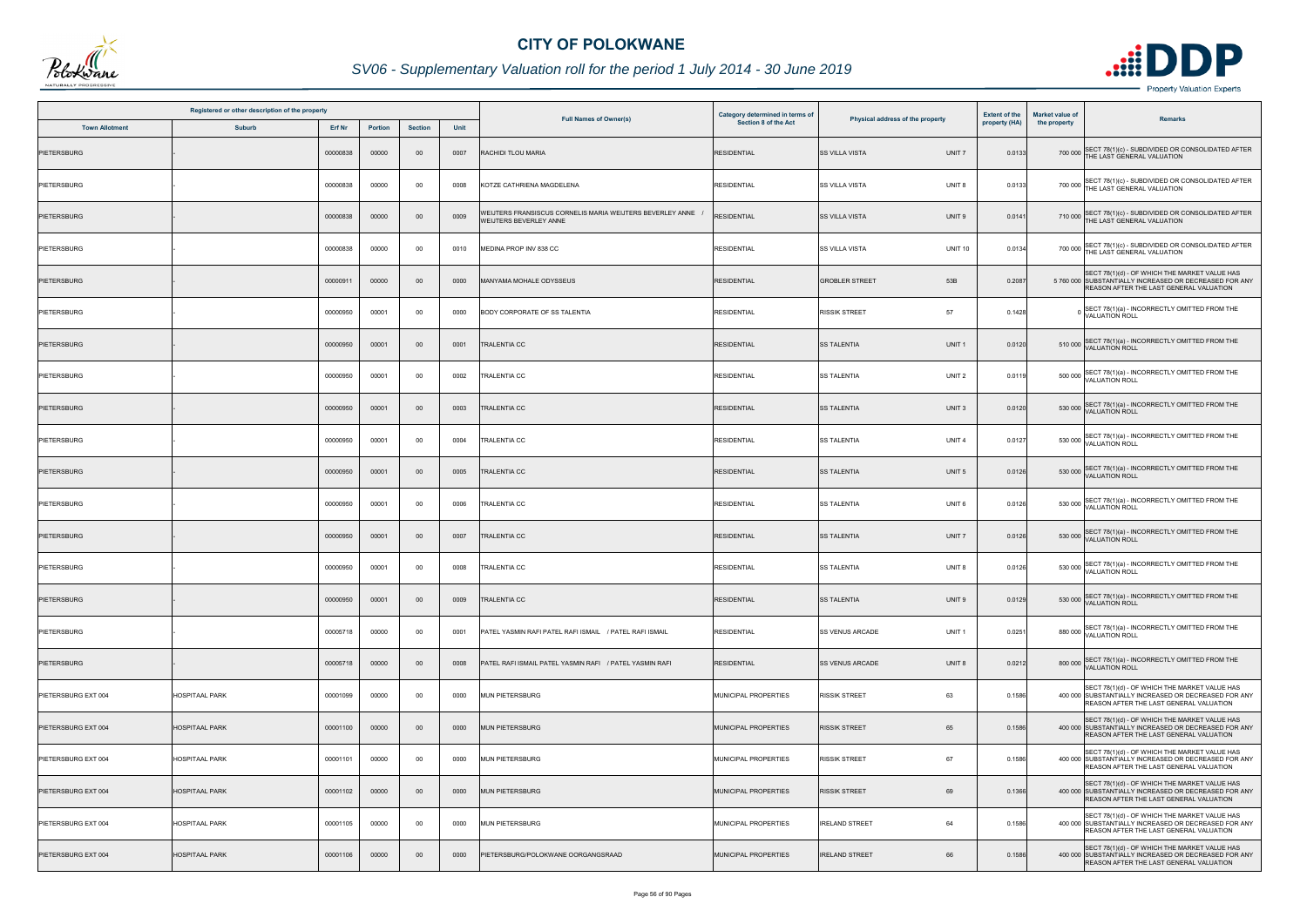# CITY OF POLOKWANE

## SV06 - Supplementary Valuation roll for the period 1 July 2014 - 30 June 2019

| Registered or other description of the property | | | | | | Full Names of Owner(s) | Category determined in terms of Section 8 of the Act | Physical address of the property | | Extent of the property (HA) | Market value of the property | Remarks |
|---|---|---|---|---|---|---|---|---|---|---|---|---|
| Town Allotment | Suburb | Erf Nr | Portion | Section | Unit | | | | | | | |
| PIETERSBURG | - | 00000838 | 00000 | 00 | 0007 | RACHIDI TLOU MARIA | RESIDENTIAL | SS VILLA VISTA | UNIT 7 | 0.0133 | 700 000 | SECT 78(1)(c) - SUBDIVIDED OR CONSOLIDATED AFTER THE LAST GENERAL VALUATION |
| PIETERSBURG | - | 00000838 | 00000 | 00 | 0008 | KOTZE CATHRIENA MAGDELENA | RESIDENTIAL | SS VILLA VISTA | UNIT 8 | 0.0133 | 700 000 | SECT 78(1)(c) - SUBDIVIDED OR CONSOLIDATED AFTER THE LAST GENERAL VALUATION |
| PIETERSBURG | - | 00000838 | 00000 | 00 | 0009 | WEIJTERS FRANSISCUS CORNELIS MARIA WEIJTERS BEVERLEY ANNE / WEIJTERS BEVERLEY ANNE | RESIDENTIAL | SS VILLA VISTA | UNIT 9 | 0.0141 | 710 000 | SECT 78(1)(c) - SUBDIVIDED OR CONSOLIDATED AFTER THE LAST GENERAL VALUATION |
| PIETERSBURG | - | 00000838 | 00000 | 00 | 0010 | MEDINA PROP INV 838 CC | RESIDENTIAL | SS VILLA VISTA | UNIT 10 | 0.0134 | 700 000 | SECT 78(1)(c) - SUBDIVIDED OR CONSOLIDATED AFTER THE LAST GENERAL VALUATION |
| PIETERSBURG | - | 00000911 | 00000 | 00 | 0000 | MANYAMA MOHALE ODYSSEUS | RESIDENTIAL | GROBLER STREET | 53B | 0.2087 | 5 760 000 | SECT 78(1)(d) - OF WHICH THE MARKET VALUE HAS SUBSTANTIALLY INCREASED OR DECREASED FOR ANY REASON AFTER THE LAST GENERAL VALUATION |
| PIETERSBURG | - | 00000950 | 00001 | 00 | 0000 | BODY CORPORATE OF SS TALENTIA | RESIDENTIAL | RISSIK STREET | 57 | 0.1428 | 0 | SECT 78(1)(a) - INCORRECTLY OMITTED FROM THE VALUATION ROLL |
| PIETERSBURG | - | 00000950 | 00001 | 00 | 0001 | TRALENTIA CC | RESIDENTIAL | SS TALENTIA | UNIT 1 | 0.0120 | 510 000 | SECT 78(1)(a) - INCORRECTLY OMITTED FROM THE VALUATION ROLL |
| PIETERSBURG | - | 00000950 | 00001 | 00 | 0002 | TRALENTIA CC | RESIDENTIAL | SS TALENTIA | UNIT 2 | 0.0119 | 500 000 | SECT 78(1)(a) - INCORRECTLY OMITTED FROM THE VALUATION ROLL |
| PIETERSBURG | - | 00000950 | 00001 | 00 | 0003 | TRALENTIA CC | RESIDENTIAL | SS TALENTIA | UNIT 3 | 0.0120 | 530 000 | SECT 78(1)(a) - INCORRECTLY OMITTED FROM THE VALUATION ROLL |
| PIETERSBURG | - | 00000950 | 00001 | 00 | 0004 | TRALENTIA CC | RESIDENTIAL | SS TALENTIA | UNIT 4 | 0.0127 | 530 000 | SECT 78(1)(a) - INCORRECTLY OMITTED FROM THE VALUATION ROLL |
| PIETERSBURG | - | 00000950 | 00001 | 00 | 0005 | TRALENTIA CC | RESIDENTIAL | SS TALENTIA | UNIT 5 | 0.0126 | 530 000 | SECT 78(1)(a) - INCORRECTLY OMITTED FROM THE VALUATION ROLL |
| PIETERSBURG | - | 00000950 | 00001 | 00 | 0006 | TRALENTIA CC | RESIDENTIAL | SS TALENTIA | UNIT 6 | 0.0126 | 530 000 | SECT 78(1)(a) - INCORRECTLY OMITTED FROM THE VALUATION ROLL |
| PIETERSBURG | - | 00000950 | 00001 | 00 | 0007 | TRALENTIA CC | RESIDENTIAL | SS TALENTIA | UNIT 7 | 0.0126 | 530 000 | SECT 78(1)(a) - INCORRECTLY OMITTED FROM THE VALUATION ROLL |
| PIETERSBURG | - | 00000950 | 00001 | 00 | 0008 | TRALENTIA CC | RESIDENTIAL | SS TALENTIA | UNIT 8 | 0.0126 | 530 000 | SECT 78(1)(a) - INCORRECTLY OMITTED FROM THE VALUATION ROLL |
| PIETERSBURG | - | 00000950 | 00001 | 00 | 0009 | TRALENTIA CC | RESIDENTIAL | SS TALENTIA | UNIT 9 | 0.0129 | 530 000 | SECT 78(1)(a) - INCORRECTLY OMITTED FROM THE VALUATION ROLL |
| PIETERSBURG | - | 00005718 | 00000 | 00 | 0001 | PATEL YASMIN RAFI PATEL RAFI ISMAIL / PATEL RAFI ISMAIL | RESIDENTIAL | SS VENUS ARCADE | UNIT 1 | 0.0251 | 880 000 | SECT 78(1)(a) - INCORRECTLY OMITTED FROM THE VALUATION ROLL |
| PIETERSBURG | - | 00005718 | 00000 | 00 | 0008 | PATEL RAFI ISMAIL PATEL YASMIN RAFI / PATEL YASMIN RAFI | RESIDENTIAL | SS VENUS ARCADE | UNIT 8 | 0.0212 | 800 000 | SECT 78(1)(a) - INCORRECTLY OMITTED FROM THE VALUATION ROLL |
| PIETERSBURG EXT 004 | HOSPITAAL PARK | 00001099 | 00000 | 00 | 0000 | MUN PIETERSBURG | MUNICIPAL PROPERTIES | RISSIK STREET | 63 | 0.1586 | 400 000 | SECT 78(1)(d) - OF WHICH THE MARKET VALUE HAS SUBSTANTIALLY INCREASED OR DECREASED FOR ANY REASON AFTER THE LAST GENERAL VALUATION |
| PIETERSBURG EXT 004 | HOSPITAAL PARK | 00001100 | 00000 | 00 | 0000 | MUN PIETERSBURG | MUNICIPAL PROPERTIES | RISSIK STREET | 65 | 0.1586 | 400 000 | SECT 78(1)(d) - OF WHICH THE MARKET VALUE HAS SUBSTANTIALLY INCREASED OR DECREASED FOR ANY REASON AFTER THE LAST GENERAL VALUATION |
| PIETERSBURG EXT 004 | HOSPITAAL PARK | 00001101 | 00000 | 00 | 0000 | MUN PIETERSBURG | MUNICIPAL PROPERTIES | RISSIK STREET | 67 | 0.1586 | 400 000 | SECT 78(1)(d) - OF WHICH THE MARKET VALUE HAS SUBSTANTIALLY INCREASED OR DECREASED FOR ANY REASON AFTER THE LAST GENERAL VALUATION |
| PIETERSBURG EXT 004 | HOSPITAAL PARK | 00001102 | 00000 | 00 | 0000 | MUN PIETERSBURG | MUNICIPAL PROPERTIES | RISSIK STREET | 69 | 0.1366 | 400 000 | SECT 78(1)(d) - OF WHICH THE MARKET VALUE HAS SUBSTANTIALLY INCREASED OR DECREASED FOR ANY REASON AFTER THE LAST GENERAL VALUATION |
| PIETERSBURG EXT 004 | HOSPITAAL PARK | 00001105 | 00000 | 00 | 0000 | MUN PIETERSBURG | MUNICIPAL PROPERTIES | IRELAND STREET | 64 | 0.1586 | 400 000 | SECT 78(1)(d) - OF WHICH THE MARKET VALUE HAS SUBSTANTIALLY INCREASED OR DECREASED FOR ANY REASON AFTER THE LAST GENERAL VALUATION |
| PIETERSBURG EXT 004 | HOSPITAAL PARK | 00001106 | 00000 | 00 | 0000 | PIETERSBURG/POLOKWANE OORGANGSRAAD | MUNICIPAL PROPERTIES | IRELAND STREET | 66 | 0.1586 | 400 000 | SECT 78(1)(d) - OF WHICH THE MARKET VALUE HAS SUBSTANTIALLY INCREASED OR DECREASED FOR ANY REASON AFTER THE LAST GENERAL VALUATION |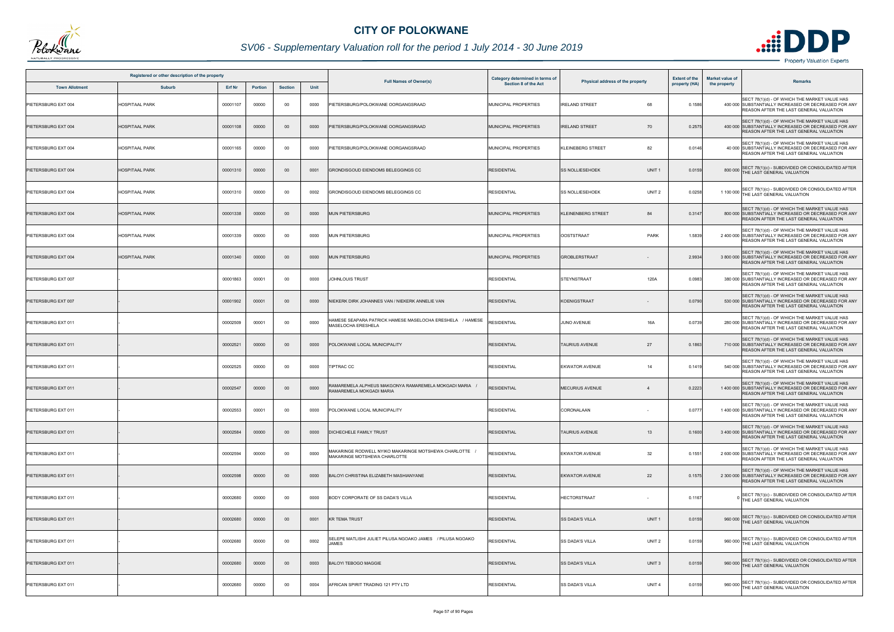# CITY OF POLOKWANE

## SV06 - Supplementary Valuation roll for the period 1 July 2014 - 30 June 2019

| Registered or other description of the property | | | | | | Full Names of Owner(s) | Category determined in terms of Section 8 of the Act | Physical address of the property | | Extent of the property (HA) | Market value of the property | Remarks |
|---|---|---|---|---|---|---|---|---|---|---|---|---|
| Town Allotment | Suburb | Erf Nr | Portion | Section | Unit | | | | | | | |
| PIETERSBURG EXT 004 | HOSPITAAL PARK | 00001107 | 00000 | 00 | 0000 | PIETERSBURG/POLOKWANE OORGANGSRAAD | MUNICIPAL PROPERTIES | IRELAND STREET | 68 | 0.1586 | 400 000 | SECT 78(1)(d) - OF WHICH THE MARKET VALUE HAS SUBSTANTIALLY INCREASED OR DECREASED FOR ANY REASON AFTER THE LAST GENERAL VALUATION |
| PIETERSBURG EXT 004 | HOSPITAAL PARK | 00001108 | 00000 | 00 | 0000 | PIETERSBURG/POLOKWANE OORGANGSRAAD | MUNICIPAL PROPERTIES | IRELAND STREET | 70 | 0.2575 | 400 000 | SECT 78(1)(d) - OF WHICH THE MARKET VALUE HAS SUBSTANTIALLY INCREASED OR DECREASED FOR ANY REASON AFTER THE LAST GENERAL VALUATION |
| PIETERSBURG EXT 004 | HOSPITAAL PARK | 00001165 | 00000 | 00 | 0000 | PIETERSBURG/POLOKWANE OORGANGSRAAD | MUNICIPAL PROPERTIES | KLEINEBERG STREET | 82 | 0.0146 | 40 000 | SECT 78(1)(d) - OF WHICH THE MARKET VALUE HAS SUBSTANTIALLY INCREASED OR DECREASED FOR ANY REASON AFTER THE LAST GENERAL VALUATION |
| PIETERSBURG EXT 004 | HOSPITAAL PARK | 00001310 | 00000 | 00 | 0001 | GRONDISGOUD EIENDOMS BELEGGINGS CC | RESIDENTIAL | SS NOLLIESEHOEK | UNIT 1 | 0.0159 | 800 000 | SECT 78(1)(c) - SUBDIVIDED OR CONSOLIDATED AFTER THE LAST GENERAL VALUATION |
| PIETERSBURG EXT 004 | HOSPITAAL PARK | 00001310 | 00000 | 00 | 0002 | GRONDISGOUD EIENDOMS BELEGGINGS CC | RESIDENTIAL | SS NOLLIESEHOEK | UNIT 2 | 0.0258 | 1 100 000 | SECT 78(1)(c) - SUBDIVIDED OR CONSOLIDATED AFTER THE LAST GENERAL VALUATION |
| PIETERSBURG EXT 004 | HOSPITAAL PARK | 00001338 | 00000 | 00 | 0000 | MUN PIETERSBURG | MUNICIPAL PROPERTIES | KLEINENBERG STREET | 84 | 0.3147 | 800 000 | SECT 78(1)(d) - OF WHICH THE MARKET VALUE HAS SUBSTANTIALLY INCREASED OR DECREASED FOR ANY REASON AFTER THE LAST GENERAL VALUATION |
| PIETERSBURG EXT 004 | HOSPITAAL PARK | 00001339 | 00000 | 00 | 0000 | MUN PIETERSBURG | MUNICIPAL PROPERTIES | OOSTSTRAAT | PARK | 1.5839 | 2 400 000 | SECT 78(1)(d) - OF WHICH THE MARKET VALUE HAS SUBSTANTIALLY INCREASED OR DECREASED FOR ANY REASON AFTER THE LAST GENERAL VALUATION |
| PIETERSBURG EXT 004 | HOSPITAAL PARK | 00001340 | 00000 | 00 | 0000 | MUN PIETERSBURG | MUNICIPAL PROPERTIES | GROBLERSTRAAT | - | 2.9934 | 3 800 000 | SECT 78(1)(d) - OF WHICH THE MARKET VALUE HAS SUBSTANTIALLY INCREASED OR DECREASED FOR ANY REASON AFTER THE LAST GENERAL VALUATION |
| PIETERSBURG EXT 007 | - | 00001863 | 00001 | 00 | 0000 | JOHNLOUIS TRUST | RESIDENTIAL | STEYNSTRAAT | 120A | 0.0983 | 380 000 | SECT 78(1)(d) - OF WHICH THE MARKET VALUE HAS SUBSTANTIALLY INCREASED OR DECREASED FOR ANY REASON AFTER THE LAST GENERAL VALUATION |
| PIETERSBURG EXT 007 | - | 00001902 | 00001 | 00 | 0000 | NIEKERK DIRK JOHANNES VAN / NIEKERK ANNELIE VAN | RESIDENTIAL | KOENIGSTRAAT | - | 0.0790 | 530 000 | SECT 78(1)(d) - OF WHICH THE MARKET VALUE HAS SUBSTANTIALLY INCREASED OR DECREASED FOR ANY REASON AFTER THE LAST GENERAL VALUATION |
| PIETERSBURG EXT 011 | - | 00002509 | 00001 | 00 | 0000 | HAMESE SEAPARA PATRICK HAMESE MASELOCHA ERESHELA / HAMESE MASELOCHA ERESHELA | RESIDENTIAL | JUNO AVENUE | 16A | 0.0739 | 280 000 | SECT 78(1)(d) - OF WHICH THE MARKET VALUE HAS SUBSTANTIALLY INCREASED OR DECREASED FOR ANY REASON AFTER THE LAST GENERAL VALUATION |
| PIETERSBURG EXT 011 | - | 00002521 | 00000 | 00 | 0000 | POLOKWANE LOCAL MUNICIPALITY | RESIDENTIAL | TAURIUS AVENUE | 27 | 0.1863 | 710 000 | SECT 78(1)(d) - OF WHICH THE MARKET VALUE HAS SUBSTANTIALLY INCREASED OR DECREASED FOR ANY REASON AFTER THE LAST GENERAL VALUATION |
| PIETERSBURG EXT 011 | - | 00002525 | 00000 | 00 | 0000 | TIPTRAC CC | RESIDENTIAL | EKWATOR AVENUE | 14 | 0.1419 | 540 000 | SECT 78(1)(d) - OF WHICH THE MARKET VALUE HAS SUBSTANTIALLY INCREASED OR DECREASED FOR ANY REASON AFTER THE LAST GENERAL VALUATION |
| PIETERSBURG EXT 011 | - | 00002547 | 00000 | 00 | 0000 | RAMAREMELA ALPHEUS MAKGONYA RAMAREMELA MOKGADI MARIA / RAMAREMELA MOKGADI MARIA | RESIDENTIAL | MECURIUS AVENUE | 4 | 0.2223 | 1 400 000 | SECT 78(1)(d) - OF WHICH THE MARKET VALUE HAS SUBSTANTIALLY INCREASED OR DECREASED FOR ANY REASON AFTER THE LAST GENERAL VALUATION |
| PIETERSBURG EXT 011 | - | 00002553 | 00001 | 00 | 0000 | POLOKWANE LOCAL MUNICIPALITY | RESIDENTIAL | CORONALAAN | - | 0.0777 | 1 400 000 | SECT 78(1)(d) - OF WHICH THE MARKET VALUE HAS SUBSTANTIALLY INCREASED OR DECREASED FOR ANY REASON AFTER THE LAST GENERAL VALUATION |
| PIETERSBURG EXT 011 | - | 00002584 | 00000 | 00 | 0000 | DICHECHELE FAMILY TRUST | RESIDENTIAL | TAURIUS AVENUE | 13 | 0.1600 | 3 400 000 | SECT 78(1)(d) - OF WHICH THE MARKET VALUE HAS SUBSTANTIALLY INCREASED OR DECREASED FOR ANY REASON AFTER THE LAST GENERAL VALUATION |
| PIETERSBURG EXT 011 | - | 00002594 | 00000 | 00 | 0000 | MAKARINGE RODWELL NYIKO MAKARINGE MOTSHEWA CHARLOTTE / MAKARINGE MOTSHEWA CHARLOTTE | RESIDENTIAL | EKWATOR AVENUE | 32 | 0.1551 | 2 600 000 | SECT 78(1)(d) - OF WHICH THE MARKET VALUE HAS SUBSTANTIALLY INCREASED OR DECREASED FOR ANY REASON AFTER THE LAST GENERAL VALUATION |
| PIETERSBURG EXT 011 | - | 00002598 | 00000 | 00 | 0000 | BALOYI CHRISTINA ELIZABETH MASHIANYANE | RESIDENTIAL | EKWATOR AVENUE | 22 | 0.1575 | 2 300 000 | SECT 78(1)(d) - OF WHICH THE MARKET VALUE HAS SUBSTANTIALLY INCREASED OR DECREASED FOR ANY REASON AFTER THE LAST GENERAL VALUATION |
| PIETERSBURG EXT 011 | - | 00002680 | 00000 | 00 | 0000 | BODY CORPORATE OF SS DADA'S VILLA | RESIDENTIAL | HECTORSTRAAT | - | 0.1167 | 0 | SECT 78(1)(c) - SUBDIVIDED OR CONSOLIDATED AFTER THE LAST GENERAL VALUATION |
| PIETERSBURG EXT 011 | - | 00002680 | 00000 | 00 | 0001 | KR TEMA TRUST | RESIDENTIAL | SS DADA'S VILLA | UNIT 1 | 0.0159 | 960 000 | SECT 78(1)(c) - SUBDIVIDED OR CONSOLIDATED AFTER THE LAST GENERAL VALUATION |
| PIETERSBURG EXT 011 | - | 00002680 | 00000 | 00 | 0002 | SELEPE MATLISHI JULIET PILUSA NGOAKO JAMES / PILUSA NGOAKO JAMES | RESIDENTIAL | SS DADA'S VILLA | UNIT 2 | 0.0159 | 960 000 | SECT 78(1)(c) - SUBDIVIDED OR CONSOLIDATED AFTER THE LAST GENERAL VALUATION |
| PIETERSBURG EXT 011 | - | 00002680 | 00000 | 00 | 0003 | BALOYI TEBOGO MAGGIE | RESIDENTIAL | SS DADA'S VILLA | UNIT 3 | 0.0159 | 960 000 | SECT 78(1)(c) - SUBDIVIDED OR CONSOLIDATED AFTER THE LAST GENERAL VALUATION |
| PIETERSBURG EXT 011 | - | 00002680 | 00000 | 00 | 0004 | AFRICAN SPIRIT TRADING 121 PTY LTD | RESIDENTIAL | SS DADA'S VILLA | UNIT 4 | 0.0159 | 960 000 | SECT 78(1)(c) - SUBDIVIDED OR CONSOLIDATED AFTER THE LAST GENERAL VALUATION |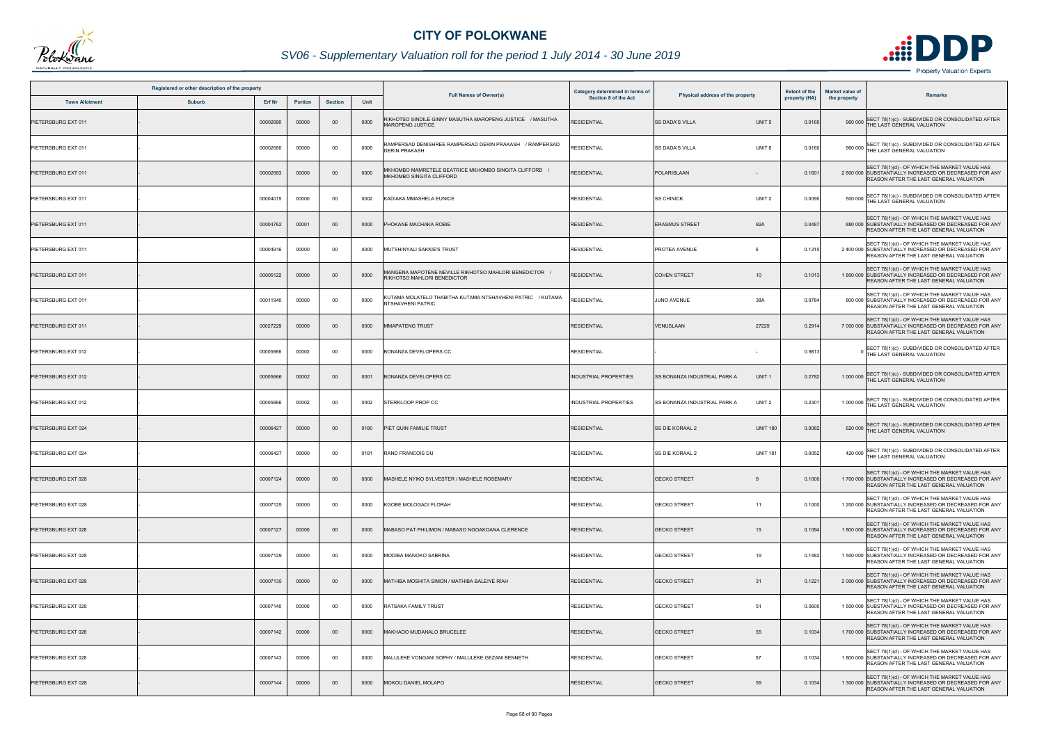# CITY OF POLOKWANE

## SV06 - Supplementary Valuation roll for the period 1 July 2014 - 30 June 2019

| Registered or other description of the property | | | | | | Full Names of Owner(s) | Category determined in terms of Section 8 of the Act | Physical address of the property | | Extent of the property (HA) | Market value of the property | Remarks |
|---|---|---|---|---|---|---|---|---|---|---|---|---|
| Town Allotment | Suburb | Erf Nr | Portion | Section | Unit | | | | | | | |
| PIETERSBURG EXT 011 | - | 00002680 | 00000 | 00 | 0005 | RIKHOTSO SINDILE GINNY MASUTHA MAROPENG JUSTICE / MASUTHA MAROPENG JUSTICE | RESIDENTIAL | SS DADA'S VILLA | UNIT 5 | 0.0160 | 960 000 | SECT 78(1)(c) - SUBDIVIDED OR CONSOLIDATED AFTER THE LAST GENERAL VALUATION |
| PIETERSBURG EXT 011 | - | 00002680 | 00000 | 00 | 0006 | RAMPERSAD DENISHREE RAMPERSAD DERIN PRAKASH / RAMPERSAD DERIN PRAKASH | RESIDENTIAL | SS DADA'S VILLA | UNIT 6 | 0.0160 | 960 000 | SECT 78(1)(c) - SUBDIVIDED OR CONSOLIDATED AFTER THE LAST GENERAL VALUATION |
| PIETERSBURG EXT 011 | - | 00002683 | 00000 | 00 | 0000 | MKHOMBO MAMRETELE BEATRICE MKHOMBO SINGITA CLIFFORD / MKHOMBO SINGITA CLIFFORD | RESIDENTIAL | POLARISLAAN | - | 0.1601 | 2 800 000 | SECT 78(1)(d) - OF WHICH THE MARKET VALUE HAS SUBSTANTIALLY INCREASED OR DECREASED FOR ANY REASON AFTER THE LAST GENERAL VALUATION |
| PIETERSBURG EXT 011 | - | 00004015 | 00000 | 00 | 0002 | KADIAKA MMASHELA EUNICE | RESIDENTIAL | SS CHINICK | UNIT 2 | 0.0090 | 500 000 | SECT 78(1)(c) - SUBDIVIDED OR CONSOLIDATED AFTER THE LAST GENERAL VALUATION |
| PIETERSBURG EXT 011 | - | 00004762 | 00001 | 00 | 0000 | PHOKANE MACHAKA ROBIE | RESIDENTIAL | ERASMUS STREET | 92A | 0.0487 | 880 000 | SECT 78(1)(d) - OF WHICH THE MARKET VALUE HAS SUBSTANTIALLY INCREASED OR DECREASED FOR ANY REASON AFTER THE LAST GENERAL VALUATION |
| PIETERSBURG EXT 011 | - | 00004916 | 00000 | 00 | 0000 | MUTSHINYALI SAKKIE'S TRUST | RESIDENTIAL | PROTEA AVENUE | 5 | 0.1315 | 2 400 000 | SECT 78(1)(d) - OF WHICH THE MARKET VALUE HAS SUBSTANTIALLY INCREASED OR DECREASED FOR ANY REASON AFTER THE LAST GENERAL VALUATION |
| PIETERSBURG EXT 011 | - | 00005122 | 00000 | 00 | 0000 | MANGENA MAPOTENE NEVILLE RIKHOTSO MAHLORI BENEDICTOR / RIKHOTSO MAHLORI BENEDICTOR | RESIDENTIAL | COHEN STREET | 10 | 0.1013 | 1 800 000 | SECT 78(1)(d) - OF WHICH THE MARKET VALUE HAS SUBSTANTIALLY INCREASED OR DECREASED FOR ANY REASON AFTER THE LAST GENERAL VALUATION |
| PIETERSBURG EXT 011 | - | 00011940 | 00000 | 00 | 0000 | KUTAMA MOLATELO THABITHA KUTAMA NTSHAVHENI PATRIC / KUTAMA NTSHAVHENI PATRIC | RESIDENTIAL | JUNO AVENUE | 38A | 0.0784 | 800 000 | SECT 78(1)(d) - OF WHICH THE MARKET VALUE HAS SUBSTANTIALLY INCREASED OR DECREASED FOR ANY REASON AFTER THE LAST GENERAL VALUATION |
| PIETERSBURG EXT 011 | - | 00027229 | 00000 | 00 | 0000 | MMAPATENG TRUST | RESIDENTIAL | VENUSLAAN | 27229 | 0.2914 | 7 000 000 | SECT 78(1)(d) - OF WHICH THE MARKET VALUE HAS SUBSTANTIALLY INCREASED OR DECREASED FOR ANY REASON AFTER THE LAST GENERAL VALUATION |
| PIETERSBURG EXT 012 | - | 00005666 | 00002 | 00 | 0000 | BONANZA DEVELOPERS CC | RESIDENTIAL | - | - | 0.9813 | 0 | SECT 78(1)(c) - SUBDIVIDED OR CONSOLIDATED AFTER THE LAST GENERAL VALUATION |
| PIETERSBURG EXT 012 | - | 00005666 | 00002 | 00 | 0001 | BONANZA DEVELOPERS CC | INDUSTRIAL PROPERTIES | SS BONANZA INDUSTRIAL PARK A | UNIT 1 | 0.2782 | 1 000 000 | SECT 78(1)(c) - SUBDIVIDED OR CONSOLIDATED AFTER THE LAST GENERAL VALUATION |
| PIETERSBURG EXT 012 | - | 00005666 | 00002 | 00 | 0002 | STERKLOOP PROP CC | INDUSTRIAL PROPERTIES | SS BONANZA INDUSTRIAL PARK A | UNIT 2 | 0.2301 | 1 000 000 | SECT 78(1)(c) - SUBDIVIDED OR CONSOLIDATED AFTER THE LAST GENERAL VALUATION |
| PIETERSBURG EXT 024 | - | 00006427 | 00000 | 00 | 0180 | PIET QUIN FAMILIE TRUST | RESIDENTIAL | SS DIE KORAAL 2 | UNIT 180 | 0.0082 | 620 000 | SECT 78(1)(c) - SUBDIVIDED OR CONSOLIDATED AFTER THE LAST GENERAL VALUATION |
| PIETERSBURG EXT 024 | - | 00006427 | 00000 | 00 | 0181 | RAND FRANCOIS DU | RESIDENTIAL | SS DIE KORAAL 2 | UNIT 181 | 0.0052 | 420 000 | SECT 78(1)(c) - SUBDIVIDED OR CONSOLIDATED AFTER THE LAST GENERAL VALUATION |
| PIETERSBURG EXT 028 | - | 00007124 | 00000 | 00 | 0000 | MASHELE NYIKO SYLVESTER / MASHELE ROSEMARY | RESIDENTIAL | GECKO STREET | 9 | 0.1000 | 1 700 000 | SECT 78(1)(d) - OF WHICH THE MARKET VALUE HAS SUBSTANTIALLY INCREASED OR DECREASED FOR ANY REASON AFTER THE LAST GENERAL VALUATION |
| PIETERSBURG EXT 028 | - | 00007125 | 00000 | 00 | 0000 | KGOBE MOLOGADI FLORAH | RESIDENTIAL | GECKO STREET | 11 | 0.1000 | 1 200 000 | SECT 78(1)(d) - OF WHICH THE MARKET VALUE HAS SUBSTANTIALLY INCREASED OR DECREASED FOR ANY REASON AFTER THE LAST GENERAL VALUATION |
| PIETERSBURG EXT 028 | - | 00007127 | 00000 | 00 | 0000 | MABASO PAT PHILIMON / MABASO NGOAKOANA CLERENCE | RESIDENTIAL | GECKO STREET | 15 | 0.1094 | 1 800 000 | SECT 78(1)(d) - OF WHICH THE MARKET VALUE HAS SUBSTANTIALLY INCREASED OR DECREASED FOR ANY REASON AFTER THE LAST GENERAL VALUATION |
| PIETERSBURG EXT 028 | - | 00007129 | 00000 | 00 | 0000 | MODIBA MANOKO SABRINA | RESIDENTIAL | GECKO STREET | 19 | 0.1482 | 1 500 000 | SECT 78(1)(d) - OF WHICH THE MARKET VALUE HAS SUBSTANTIALLY INCREASED OR DECREASED FOR ANY REASON AFTER THE LAST GENERAL VALUATION |
| PIETERSBURG EXT 028 | - | 00007135 | 00000 | 00 | 0000 | MATHIBA MOSHITA SIMON / MATHIBA BALEIYE RIAH | RESIDENTIAL | GECKO STREET | 31 | 0.1221 | 2 000 000 | SECT 78(1)(d) - OF WHICH THE MARKET VALUE HAS SUBSTANTIALLY INCREASED OR DECREASED FOR ANY REASON AFTER THE LAST GENERAL VALUATION |
| PIETERSBURG EXT 028 | - | 00007140 | 00000 | 00 | 0000 | RATSAKA FAMILY TRUST | RESIDENTIAL | GECKO STREET | 51 | 0.0600 | 1 500 000 | SECT 78(1)(d) - OF WHICH THE MARKET VALUE HAS SUBSTANTIALLY INCREASED OR DECREASED FOR ANY REASON AFTER THE LAST GENERAL VALUATION |
| PIETERSBURG EXT 028 | - | 00007142 | 00000 | 00 | 0000 | MAKHADO MUDANALO BRUCELEE | RESIDENTIAL | GECKO STREET | 55 | 0.1034 | 1 700 000 | SECT 78(1)(d) - OF WHICH THE MARKET VALUE HAS SUBSTANTIALLY INCREASED OR DECREASED FOR ANY REASON AFTER THE LAST GENERAL VALUATION |
| PIETERSBURG EXT 028 | - | 00007143 | 00000 | 00 | 0000 | MALULEKE VONGANI SOPHY / MALULEKE GEZANI BENNETH | RESIDENTIAL | GECKO STREET | 57 | 0.1034 | 1 800 000 | SECT 78(1)(d) - OF WHICH THE MARKET VALUE HAS SUBSTANTIALLY INCREASED OR DECREASED FOR ANY REASON AFTER THE LAST GENERAL VALUATION |
| PIETERSBURG EXT 028 | - | 00007144 | 00000 | 00 | 0000 | MOKOU DANIEL MOLAPO | RESIDENTIAL | GECKO STREET | 59 | 0.1034 | 1 300 000 | SECT 78(1)(d) - OF WHICH THE MARKET VALUE HAS SUBSTANTIALLY INCREASED OR DECREASED FOR ANY REASON AFTER THE LAST GENERAL VALUATION |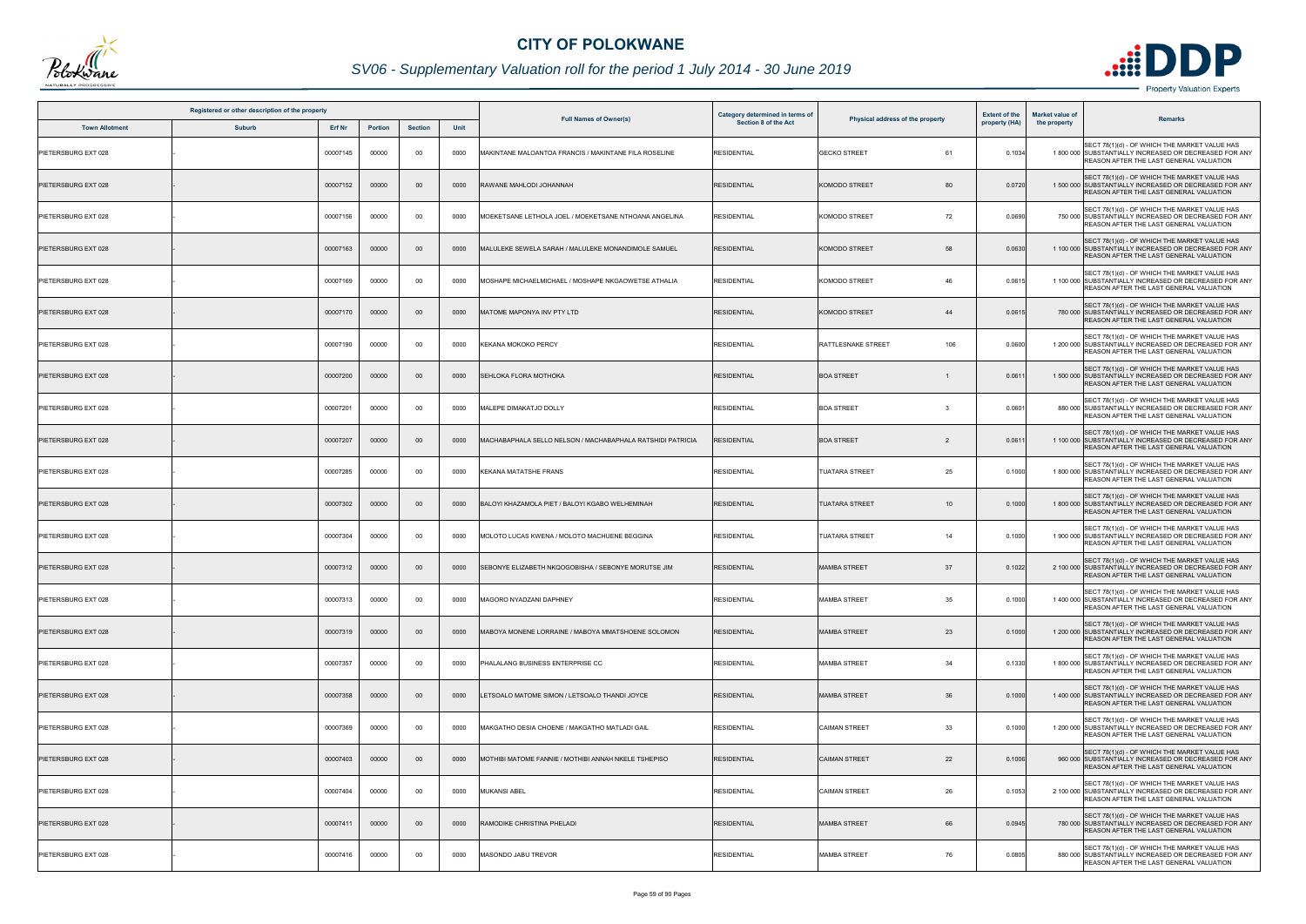# CITY OF POLOKWANE

## SV06 - Supplementary Valuation roll for the period 1 July 2014 - 30 June 2019

| Registered or other description of the property | | | | | | Full Names of Owner(s) | Category determined in terms of Section 8 of the Act | Physical address of the property | | Extent of the property (HA) | Market value of the property | Remarks |
|---|---|---|---|---|---|---|---|---|---|---|---|---|
| Town Allotment | Suburb | Erf Nr | Portion | Section | Unit | | | | | | | |
| PIETERSBURG EXT 028 | - | 00007145 | 00000 | 00 | 0000 | MAKINTANE MALOANTOA FRANCIS / MAKINTANE FILA ROSELINE | RESIDENTIAL | GECKO STREET | 61 | 0.1034 | 1 800 000 | SECT 78(1)(d) - OF WHICH THE MARKET VALUE HAS SUBSTANTIALLY INCREASED OR DECREASED FOR ANY REASON AFTER THE LAST GENERAL VALUATION |
| PIETERSBURG EXT 028 | - | 00007152 | 00000 | 00 | 0000 | RAWANE MAHLODI JOHANNAH | RESIDENTIAL | KOMODO STREET | 80 | 0.0720 | 1 500 000 | SECT 78(1)(d) - OF WHICH THE MARKET VALUE HAS SUBSTANTIALLY INCREASED OR DECREASED FOR ANY REASON AFTER THE LAST GENERAL VALUATION |
| PIETERSBURG EXT 028 | - | 00007156 | 00000 | 00 | 0000 | MOEKETSANE LETHOLA JOEL / MOEKETSANE NTHOANA ANGELINA | RESIDENTIAL | KOMODO STREET | 72 | 0.0690 | 750 000 | SECT 78(1)(d) - OF WHICH THE MARKET VALUE HAS SUBSTANTIALLY INCREASED OR DECREASED FOR ANY REASON AFTER THE LAST GENERAL VALUATION |
| PIETERSBURG EXT 028 | - | 00007163 | 00000 | 00 | 0000 | MALULEKE SEWELA SARAH / MALULEKE MONANDIMOLE SAMUEL | RESIDENTIAL | KOMODO STREET | 58 | 0.0630 | 1 100 000 | SECT 78(1)(d) - OF WHICH THE MARKET VALUE HAS SUBSTANTIALLY INCREASED OR DECREASED FOR ANY REASON AFTER THE LAST GENERAL VALUATION |
| PIETERSBURG EXT 028 | - | 00007169 | 00000 | 00 | 0000 | MOSHAPE MICHAELMICHAEL / MOSHAPE NKGAOWETSE ATHALIA | RESIDENTIAL | KOMODO STREET | 46 | 0.0615 | 1 100 000 | SECT 78(1)(d) - OF WHICH THE MARKET VALUE HAS SUBSTANTIALLY INCREASED OR DECREASED FOR ANY REASON AFTER THE LAST GENERAL VALUATION |
| PIETERSBURG EXT 028 | - | 00007170 | 00000 | 00 | 0000 | MATOME MAPONYA INV PTY LTD | RESIDENTIAL | KOMODO STREET | 44 | 0.0615 | 780 000 | SECT 78(1)(d) - OF WHICH THE MARKET VALUE HAS SUBSTANTIALLY INCREASED OR DECREASED FOR ANY REASON AFTER THE LAST GENERAL VALUATION |
| PIETERSBURG EXT 028 | - | 00007190 | 00000 | 00 | 0000 | KEKANA MOKOKO PERCY | RESIDENTIAL | RATTLESNAKE STREET | 106 | 0.0600 | 1 200 000 | SECT 78(1)(d) - OF WHICH THE MARKET VALUE HAS SUBSTANTIALLY INCREASED OR DECREASED FOR ANY REASON AFTER THE LAST GENERAL VALUATION |
| PIETERSBURG EXT 028 | - | 00007200 | 00000 | 00 | 0000 | SEHLOKA FLORA MOTHOKA | RESIDENTIAL | BOA STREET | 1 | 0.0611 | 1 500 000 | SECT 78(1)(d) - OF WHICH THE MARKET VALUE HAS SUBSTANTIALLY INCREASED OR DECREASED FOR ANY REASON AFTER THE LAST GENERAL VALUATION |
| PIETERSBURG EXT 028 | - | 00007201 | 00000 | 00 | 0000 | MALEPE DIMAKATJO DOLLY | RESIDENTIAL | BOA STREET | 3 | 0.0601 | 880 000 | SECT 78(1)(d) - OF WHICH THE MARKET VALUE HAS SUBSTANTIALLY INCREASED OR DECREASED FOR ANY REASON AFTER THE LAST GENERAL VALUATION |
| PIETERSBURG EXT 028 | - | 00007207 | 00000 | 00 | 0000 | MACHABAPHALA SELLO NELSON / MACHABAPHALA RATSHIDI PATRICIA | RESIDENTIAL | BOA STREET | 2 | 0.0611 | 1 100 000 | SECT 78(1)(d) - OF WHICH THE MARKET VALUE HAS SUBSTANTIALLY INCREASED OR DECREASED FOR ANY REASON AFTER THE LAST GENERAL VALUATION |
| PIETERSBURG EXT 028 | - | 00007285 | 00000 | 00 | 0000 | KEKANA MATATSHE FRANS | RESIDENTIAL | TUATARA STREET | 25 | 0.1000 | 1 800 000 | SECT 78(1)(d) - OF WHICH THE MARKET VALUE HAS SUBSTANTIALLY INCREASED OR DECREASED FOR ANY REASON AFTER THE LAST GENERAL VALUATION |
| PIETERSBURG EXT 028 | - | 00007302 | 00000 | 00 | 0000 | BALOYI KHAZAMOLA PIET / BALOYI KGABO WELHEMINAH | RESIDENTIAL | TUATARA STREET | 10 | 0.1000 | 1 800 000 | SECT 78(1)(d) - OF WHICH THE MARKET VALUE HAS SUBSTANTIALLY INCREASED OR DECREASED FOR ANY REASON AFTER THE LAST GENERAL VALUATION |
| PIETERSBURG EXT 028 | - | 00007304 | 00000 | 00 | 0000 | MOLOTO LUCAS KWENA / MOLOTO MACHUENE BEGGINA | RESIDENTIAL | TUATARA STREET | 14 | 0.1000 | 1 900 000 | SECT 78(1)(d) - OF WHICH THE MARKET VALUE HAS SUBSTANTIALLY INCREASED OR DECREASED FOR ANY REASON AFTER THE LAST GENERAL VALUATION |
| PIETERSBURG EXT 028 | - | 00007312 | 00000 | 00 | 0000 | SEBONYE ELIZABETH NKQOGOBISHA / SEBONYE MORUTSE JIM | RESIDENTIAL | MAMBA STREET | 37 | 0.1022 | 2 100 000 | SECT 78(1)(d) - OF WHICH THE MARKET VALUE HAS SUBSTANTIALLY INCREASED OR DECREASED FOR ANY REASON AFTER THE LAST GENERAL VALUATION |
| PIETERSBURG EXT 028 | - | 00007313 | 00000 | 00 | 0000 | MAGORO NYADZANI DAPHNEY | RESIDENTIAL | MAMBA STREET | 35 | 0.1000 | 1 400 000 | SECT 78(1)(d) - OF WHICH THE MARKET VALUE HAS SUBSTANTIALLY INCREASED OR DECREASED FOR ANY REASON AFTER THE LAST GENERAL VALUATION |
| PIETERSBURG EXT 028 | - | 00007319 | 00000 | 00 | 0000 | MABOYA MONENE LORRAINE / MABOYA MMATSHOENE SOLOMON | RESIDENTIAL | MAMBA STREET | 23 | 0.1000 | 1 200 000 | SECT 78(1)(d) - OF WHICH THE MARKET VALUE HAS SUBSTANTIALLY INCREASED OR DECREASED FOR ANY REASON AFTER THE LAST GENERAL VALUATION |
| PIETERSBURG EXT 028 | - | 00007357 | 00000 | 00 | 0000 | PHALALANG BUSINESS ENTERPRISE CC | RESIDENTIAL | MAMBA STREET | 34 | 0.1330 | 1 800 000 | SECT 78(1)(d) - OF WHICH THE MARKET VALUE HAS SUBSTANTIALLY INCREASED OR DECREASED FOR ANY REASON AFTER THE LAST GENERAL VALUATION |
| PIETERSBURG EXT 028 | - | 00007358 | 00000 | 00 | 0000 | LETSOALO MATOME SIMON / LETSOALO THANDI JOYCE | RESIDENTIAL | MAMBA STREET | 36 | 0.1000 | 1 400 000 | SECT 78(1)(d) - OF WHICH THE MARKET VALUE HAS SUBSTANTIALLY INCREASED OR DECREASED FOR ANY REASON AFTER THE LAST GENERAL VALUATION |
| PIETERSBURG EXT 028 | - | 00007369 | 00000 | 00 | 0000 | MAKGATHO DESIA CHOENE / MAKGATHO MATLADI GAIL | RESIDENTIAL | CAIMAN STREET | 33 | 0.1000 | 1 200 000 | SECT 78(1)(d) - OF WHICH THE MARKET VALUE HAS SUBSTANTIALLY INCREASED OR DECREASED FOR ANY REASON AFTER THE LAST GENERAL VALUATION |
| PIETERSBURG EXT 028 | - | 00007403 | 00000 | 00 | 0000 | MOTHIBI MATOME FANNIE / MOTHIBI ANNAH NKELE TSHEPISO | RESIDENTIAL | CAIMAN STREET | 22 | 0.1006 | 960 000 | SECT 78(1)(d) - OF WHICH THE MARKET VALUE HAS SUBSTANTIALLY INCREASED OR DECREASED FOR ANY REASON AFTER THE LAST GENERAL VALUATION |
| PIETERSBURG EXT 028 | - | 00007404 | 00000 | 00 | 0000 | MUKANSI ABEL | RESIDENTIAL | CAIMAN STREET | 26 | 0.1053 | 2 100 000 | SECT 78(1)(d) - OF WHICH THE MARKET VALUE HAS SUBSTANTIALLY INCREASED OR DECREASED FOR ANY REASON AFTER THE LAST GENERAL VALUATION |
| PIETERSBURG EXT 028 | - | 00007411 | 00000 | 00 | 0000 | RAMODIKE CHRISTINA PHELADI | RESIDENTIAL | MAMBA STREET | 66 | 0.0945 | 780 000 | SECT 78(1)(d) - OF WHICH THE MARKET VALUE HAS SUBSTANTIALLY INCREASED OR DECREASED FOR ANY REASON AFTER THE LAST GENERAL VALUATION |
| PIETERSBURG EXT 028 | - | 00007416 | 00000 | 00 | 0000 | MASONDO JABU TREVOR | RESIDENTIAL | MAMBA STREET | 76 | 0.0805 | 880 000 | SECT 78(1)(d) - OF WHICH THE MARKET VALUE HAS SUBSTANTIALLY INCREASED OR DECREASED FOR ANY REASON AFTER THE LAST GENERAL VALUATION |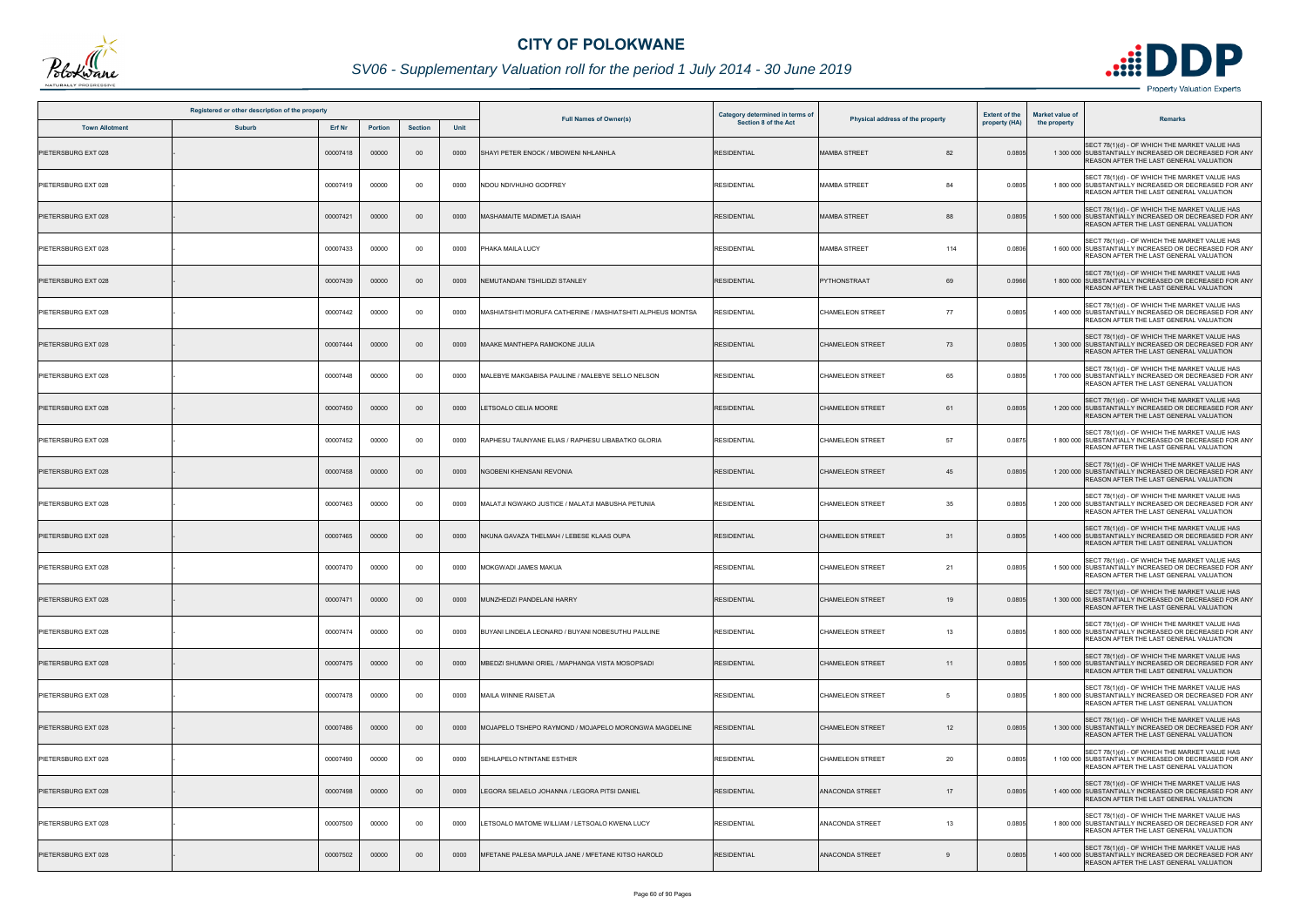# CITY OF POLOKWANE

## SV06 - Supplementary Valuation roll for the period 1 July 2014 - 30 June 2019

| Registered or other description of the property | | | | | | Full Names of Owner(s) | Category determined in terms of Section 8 of the Act | Physical address of the property | | Extent of the property (HA) | Market value of the property | Remarks |
|---|---|---|---|---|---|---|---|---|---|---|---|---|
| Town Allotment | Suburb | Erf Nr | Portion | Section | Unit | | | | | | | |
| PIETERSBURG EXT 028 | - | 00007418 | 00000 | 00 | 0000 | SHAYI PETER ENOCK / MBOWENI NHLANHLA | RESIDENTIAL | MAMBA STREET | 82 | 0.0805 | 1 300 000 | SECT 78(1)(d) - OF WHICH THE MARKET VALUE HAS SUBSTANTIALLY INCREASED OR DECREASED FOR ANY REASON AFTER THE LAST GENERAL VALUATION |
| PIETERSBURG EXT 028 | - | 00007419 | 00000 | 00 | 0000 | NDOU NDIVHUHO GODFREY | RESIDENTIAL | MAMBA STREET | 84 | 0.0805 | 1 800 000 | SECT 78(1)(d) - OF WHICH THE MARKET VALUE HAS SUBSTANTIALLY INCREASED OR DECREASED FOR ANY REASON AFTER THE LAST GENERAL VALUATION |
| PIETERSBURG EXT 028 | - | 00007421 | 00000 | 00 | 0000 | MASHAMAITE MADIMETJA ISAIAH | RESIDENTIAL | MAMBA STREET | 88 | 0.0805 | 1 500 000 | SECT 78(1)(d) - OF WHICH THE MARKET VALUE HAS SUBSTANTIALLY INCREASED OR DECREASED FOR ANY REASON AFTER THE LAST GENERAL VALUATION |
| PIETERSBURG EXT 028 | - | 00007433 | 00000 | 00 | 0000 | PHAKA MAILA LUCY | RESIDENTIAL | MAMBA STREET | 114 | 0.0806 | 1 600 000 | SECT 78(1)(d) - OF WHICH THE MARKET VALUE HAS SUBSTANTIALLY INCREASED OR DECREASED FOR ANY REASON AFTER THE LAST GENERAL VALUATION |
| PIETERSBURG EXT 028 | - | 00007439 | 00000 | 00 | 0000 | NEMUTANDANI TSHILIDZI STANLEY | RESIDENTIAL | PYTHONSTRAAT | 69 | 0.0966 | 1 800 000 | SECT 78(1)(d) - OF WHICH THE MARKET VALUE HAS SUBSTANTIALLY INCREASED OR DECREASED FOR ANY REASON AFTER THE LAST GENERAL VALUATION |
| PIETERSBURG EXT 028 | - | 00007442 | 00000 | 00 | 0000 | MASHIATSHITI MORUFA CATHERINE / MASHIATSHITI ALPHEUS MONTSA | RESIDENTIAL | CHAMELEON STREET | 77 | 0.0805 | 1 400 000 | SECT 78(1)(d) - OF WHICH THE MARKET VALUE HAS SUBSTANTIALLY INCREASED OR DECREASED FOR ANY REASON AFTER THE LAST GENERAL VALUATION |
| PIETERSBURG EXT 028 | - | 00007444 | 00000 | 00 | 0000 | MAAKE MANTHEPA RAMOKONE JULIA | RESIDENTIAL | CHAMELEON STREET | 73 | 0.0805 | 1 300 000 | SECT 78(1)(d) - OF WHICH THE MARKET VALUE HAS SUBSTANTIALLY INCREASED OR DECREASED FOR ANY REASON AFTER THE LAST GENERAL VALUATION |
| PIETERSBURG EXT 028 | - | 00007448 | 00000 | 00 | 0000 | MALEBYE MAKGABISA PAULINE / MALEBYE SELLO NELSON | RESIDENTIAL | CHAMELEON STREET | 65 | 0.0805 | 1 700 000 | SECT 78(1)(d) - OF WHICH THE MARKET VALUE HAS SUBSTANTIALLY INCREASED OR DECREASED FOR ANY REASON AFTER THE LAST GENERAL VALUATION |
| PIETERSBURG EXT 028 | - | 00007450 | 00000 | 00 | 0000 | LETSOALO CELIA MOORE | RESIDENTIAL | CHAMELEON STREET | 61 | 0.0805 | 1 200 000 | SECT 78(1)(d) - OF WHICH THE MARKET VALUE HAS SUBSTANTIALLY INCREASED OR DECREASED FOR ANY REASON AFTER THE LAST GENERAL VALUATION |
| PIETERSBURG EXT 028 | - | 00007452 | 00000 | 00 | 0000 | RAPHESU TAUNYANE ELIAS / RAPHESU LIBABATKO GLORIA | RESIDENTIAL | CHAMELEON STREET | 57 | 0.0875 | 1 800 000 | SECT 78(1)(d) - OF WHICH THE MARKET VALUE HAS SUBSTANTIALLY INCREASED OR DECREASED FOR ANY REASON AFTER THE LAST GENERAL VALUATION |
| PIETERSBURG EXT 028 | - | 00007458 | 00000 | 00 | 0000 | NGOBENI KHENSANI REVONIA | RESIDENTIAL | CHAMELEON STREET | 45 | 0.0805 | 1 200 000 | SECT 78(1)(d) - OF WHICH THE MARKET VALUE HAS SUBSTANTIALLY INCREASED OR DECREASED FOR ANY REASON AFTER THE LAST GENERAL VALUATION |
| PIETERSBURG EXT 028 | - | 00007463 | 00000 | 00 | 0000 | MALATJI NGWAKO JUSTICE / MALATJI MABUSHA PETUNIA | RESIDENTIAL | CHAMELEON STREET | 35 | 0.0805 | 1 200 000 | SECT 78(1)(d) - OF WHICH THE MARKET VALUE HAS SUBSTANTIALLY INCREASED OR DECREASED FOR ANY REASON AFTER THE LAST GENERAL VALUATION |
| PIETERSBURG EXT 028 | - | 00007465 | 00000 | 00 | 0000 | NKUNA GAVAZA THELMAH / LEBESE KLAAS OUPA | RESIDENTIAL | CHAMELEON STREET | 31 | 0.0805 | 1 400 000 | SECT 78(1)(d) - OF WHICH THE MARKET VALUE HAS SUBSTANTIALLY INCREASED OR DECREASED FOR ANY REASON AFTER THE LAST GENERAL VALUATION |
| PIETERSBURG EXT 028 | - | 00007470 | 00000 | 00 | 0000 | MOKGWADI JAMES MAKUA | RESIDENTIAL | CHAMELEON STREET | 21 | 0.0805 | 1 500 000 | SECT 78(1)(d) - OF WHICH THE MARKET VALUE HAS SUBSTANTIALLY INCREASED OR DECREASED FOR ANY REASON AFTER THE LAST GENERAL VALUATION |
| PIETERSBURG EXT 028 | - | 00007471 | 00000 | 00 | 0000 | MUNZHEDZI PANDELANI HARRY | RESIDENTIAL | CHAMELEON STREET | 19 | 0.0805 | 1 300 000 | SECT 78(1)(d) - OF WHICH THE MARKET VALUE HAS SUBSTANTIALLY INCREASED OR DECREASED FOR ANY REASON AFTER THE LAST GENERAL VALUATION |
| PIETERSBURG EXT 028 | - | 00007474 | 00000 | 00 | 0000 | BUYANI LINDELA LEONARD / BUYANI NOBESUTHU PAULINE | RESIDENTIAL | CHAMELEON STREET | 13 | 0.0805 | 1 800 000 | SECT 78(1)(d) - OF WHICH THE MARKET VALUE HAS SUBSTANTIALLY INCREASED OR DECREASED FOR ANY REASON AFTER THE LAST GENERAL VALUATION |
| PIETERSBURG EXT 028 | - | 00007475 | 00000 | 00 | 0000 | MBEDZI SHUMANI ORIEL / MAPHANGA VISTA MOSOPSADI | RESIDENTIAL | CHAMELEON STREET | 11 | 0.0805 | 1 500 000 | SECT 78(1)(d) - OF WHICH THE MARKET VALUE HAS SUBSTANTIALLY INCREASED OR DECREASED FOR ANY REASON AFTER THE LAST GENERAL VALUATION |
| PIETERSBURG EXT 028 | - | 00007478 | 00000 | 00 | 0000 | MAILA WINNIE RAISETJA | RESIDENTIAL | CHAMELEON STREET | 5 | 0.0805 | 1 800 000 | SECT 78(1)(d) - OF WHICH THE MARKET VALUE HAS SUBSTANTIALLY INCREASED OR DECREASED FOR ANY REASON AFTER THE LAST GENERAL VALUATION |
| PIETERSBURG EXT 028 | - | 00007486 | 00000 | 00 | 0000 | MOJAPELO TSHEPO RAYMOND / MOJAPELO MORONGWA MAGDELINE | RESIDENTIAL | CHAMELEON STREET | 12 | 0.0805 | 1 300 000 | SECT 78(1)(d) - OF WHICH THE MARKET VALUE HAS SUBSTANTIALLY INCREASED OR DECREASED FOR ANY REASON AFTER THE LAST GENERAL VALUATION |
| PIETERSBURG EXT 028 | - | 00007490 | 00000 | 00 | 0000 | SEHLAPELO NTINTANE ESTHER | RESIDENTIAL | CHAMELEON STREET | 20 | 0.0805 | 1 100 000 | SECT 78(1)(d) - OF WHICH THE MARKET VALUE HAS SUBSTANTIALLY INCREASED OR DECREASED FOR ANY REASON AFTER THE LAST GENERAL VALUATION |
| PIETERSBURG EXT 028 | - | 00007498 | 00000 | 00 | 0000 | LEGORA SELAELO JOHANNA / LEGORA PITSI DANIEL | RESIDENTIAL | ANACONDA STREET | 17 | 0.0805 | 1 400 000 | SECT 78(1)(d) - OF WHICH THE MARKET VALUE HAS SUBSTANTIALLY INCREASED OR DECREASED FOR ANY REASON AFTER THE LAST GENERAL VALUATION |
| PIETERSBURG EXT 028 | - | 00007500 | 00000 | 00 | 0000 | LETSOALO MATOME WILLIAM / LETSOALO KWENA LUCY | RESIDENTIAL | ANACONDA STREET | 13 | 0.0805 | 1 800 000 | SECT 78(1)(d) - OF WHICH THE MARKET VALUE HAS SUBSTANTIALLY INCREASED OR DECREASED FOR ANY REASON AFTER THE LAST GENERAL VALUATION |
| PIETERSBURG EXT 028 | - | 00007502 | 00000 | 00 | 0000 | MFETANE PALESA MAPULA JANE / MFETANE KITSO HAROLD | RESIDENTIAL | ANACONDA STREET | 9 | 0.0805 | 1 400 000 | SECT 78(1)(d) - OF WHICH THE MARKET VALUE HAS SUBSTANTIALLY INCREASED OR DECREASED FOR ANY REASON AFTER THE LAST GENERAL VALUATION |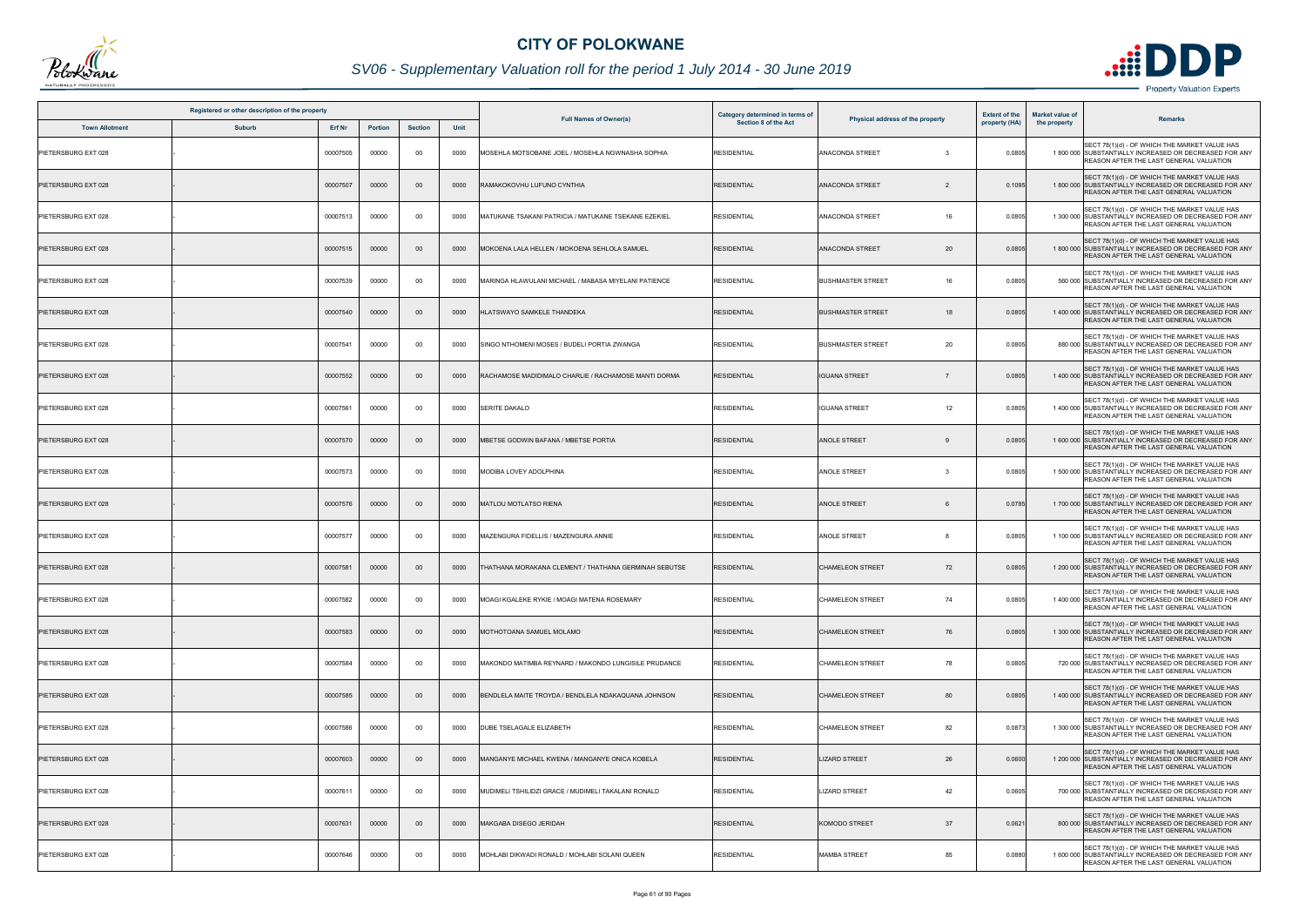# CITY OF POLOKWANE

## SV06 - Supplementary Valuation roll for the period 1 July 2014 - 30 June 2019

| Registered or other description of the property | | | | | | Full Names of Owner(s) | Category determined in terms of Section 8 of the Act | Physical address of the property | | Extent of the property (HA) | Market value of the property | Remarks |
|---|---|---|---|---|---|---|---|---|---|---|---|---|
| Town Allotment | Suburb | Erf Nr | Portion | Section | Unit | | | | | | | |
| PIETERSBURG EXT 028 | - | 00007505 | 00000 | 00 | 0000 | MOSEHLA MOTSOBANE JOEL / MOSEHLA NGWNASHA SOPHIA | RESIDENTIAL | ANACONDA STREET | 3 | 0.0805 | 1 800 000 | SECT 78(1)(d) - OF WHICH THE MARKET VALUE HAS SUBSTANTIALLY INCREASED OR DECREASED FOR ANY REASON AFTER THE LAST GENERAL VALUATION |
| PIETERSBURG EXT 028 | - | 00007507 | 00000 | 00 | 0000 | RAMAKOKOVHU LUFUNO CYNTHIA | RESIDENTIAL | ANACONDA STREET | 2 | 0.1095 | 1 800 000 | SECT 78(1)(d) - OF WHICH THE MARKET VALUE HAS SUBSTANTIALLY INCREASED OR DECREASED FOR ANY REASON AFTER THE LAST GENERAL VALUATION |
| PIETERSBURG EXT 028 | - | 00007513 | 00000 | 00 | 0000 | MATUKANE TSAKANI PATRICIA / MATUKANE TSEKANE EZEKIEL | RESIDENTIAL | ANACONDA STREET | 16 | 0.0805 | 1 300 000 | SECT 78(1)(d) - OF WHICH THE MARKET VALUE HAS SUBSTANTIALLY INCREASED OR DECREASED FOR ANY REASON AFTER THE LAST GENERAL VALUATION |
| PIETERSBURG EXT 028 | - | 00007515 | 00000 | 00 | 0000 | MOKOENA LALA HELLEN / MOKOENA SEHLOLA SAMUEL | RESIDENTIAL | ANACONDA STREET | 20 | 0.0805 | 1 800 000 | SECT 78(1)(d) - OF WHICH THE MARKET VALUE HAS SUBSTANTIALLY INCREASED OR DECREASED FOR ANY REASON AFTER THE LAST GENERAL VALUATION |
| PIETERSBURG EXT 028 | - | 00007539 | 00000 | 00 | 0000 | MARINGA HLAWULANI MICHAEL / MABASA MIYELANI PATIENCE | RESIDENTIAL | BUSHMASTER STREET | 16 | 0.0805 | 560 000 | SECT 78(1)(d) - OF WHICH THE MARKET VALUE HAS SUBSTANTIALLY INCREASED OR DECREASED FOR ANY REASON AFTER THE LAST GENERAL VALUATION |
| PIETERSBURG EXT 028 | - | 00007540 | 00000 | 00 | 0000 | HLATSWAYO SAMKELE THANDEKA | RESIDENTIAL | BUSHMASTER STREET | 18 | 0.0805 | 1 400 000 | SECT 78(1)(d) - OF WHICH THE MARKET VALUE HAS SUBSTANTIALLY INCREASED OR DECREASED FOR ANY REASON AFTER THE LAST GENERAL VALUATION |
| PIETERSBURG EXT 028 | - | 00007541 | 00000 | 00 | 0000 | SINGO NTHOMENI MOSES / BUDELI PORTIA ZWANGA | RESIDENTIAL | BUSHMASTER STREET | 20 | 0.0805 | 880 000 | SECT 78(1)(d) - OF WHICH THE MARKET VALUE HAS SUBSTANTIALLY INCREASED OR DECREASED FOR ANY REASON AFTER THE LAST GENERAL VALUATION |
| PIETERSBURG EXT 028 | - | 00007552 | 00000 | 00 | 0000 | RACHAMOSE MADIDIMALO CHARLIE / RACHAMOSE MANTI DORMA | RESIDENTIAL | IGUANA STREET | 7 | 0.0805 | 1 400 000 | SECT 78(1)(d) - OF WHICH THE MARKET VALUE HAS SUBSTANTIALLY INCREASED OR DECREASED FOR ANY REASON AFTER THE LAST GENERAL VALUATION |
| PIETERSBURG EXT 028 | - | 00007561 | 00000 | 00 | 0000 | SERITE DAKALO | RESIDENTIAL | IGUANA STREET | 12 | 0.0805 | 1 400 000 | SECT 78(1)(d) - OF WHICH THE MARKET VALUE HAS SUBSTANTIALLY INCREASED OR DECREASED FOR ANY REASON AFTER THE LAST GENERAL VALUATION |
| PIETERSBURG EXT 028 | - | 00007570 | 00000 | 00 | 0000 | MBETSE GODWIN BAFANA / MBETSE PORTIA | RESIDENTIAL | ANOLE STREET | 9 | 0.0805 | 1 600 000 | SECT 78(1)(d) - OF WHICH THE MARKET VALUE HAS SUBSTANTIALLY INCREASED OR DECREASED FOR ANY REASON AFTER THE LAST GENERAL VALUATION |
| PIETERSBURG EXT 028 | - | 00007573 | 00000 | 00 | 0000 | MODIBA LOVEY ADOLPHINA | RESIDENTIAL | ANOLE STREET | 3 | 0.0805 | 1 500 000 | SECT 78(1)(d) - OF WHICH THE MARKET VALUE HAS SUBSTANTIALLY INCREASED OR DECREASED FOR ANY REASON AFTER THE LAST GENERAL VALUATION |
| PIETERSBURG EXT 028 | - | 00007576 | 00000 | 00 | 0000 | MATLOU MOTLATSO RIENA | RESIDENTIAL | ANOLE STREET | 6 | 0.0785 | 1 700 000 | SECT 78(1)(d) - OF WHICH THE MARKET VALUE HAS SUBSTANTIALLY INCREASED OR DECREASED FOR ANY REASON AFTER THE LAST GENERAL VALUATION |
| PIETERSBURG EXT 028 | - | 00007577 | 00000 | 00 | 0000 | MAZENGURA FIDELLIS / MAZENGURA ANNIE | RESIDENTIAL | ANOLE STREET | 8 | 0.0805 | 1 100 000 | SECT 78(1)(d) - OF WHICH THE MARKET VALUE HAS SUBSTANTIALLY INCREASED OR DECREASED FOR ANY REASON AFTER THE LAST GENERAL VALUATION |
| PIETERSBURG EXT 028 | - | 00007581 | 00000 | 00 | 0000 | THATHANA MORAKANA CLEMENT / THATHANA GERMINAH SEBUTSE | RESIDENTIAL | CHAMELEON STREET | 72 | 0.0805 | 1 200 000 | SECT 78(1)(d) - OF WHICH THE MARKET VALUE HAS SUBSTANTIALLY INCREASED OR DECREASED FOR ANY REASON AFTER THE LAST GENERAL VALUATION |
| PIETERSBURG EXT 028 | - | 00007582 | 00000 | 00 | 0000 | MOAGI KGALEKE RYKIE / MOAGI MATENA ROSEMARY | RESIDENTIAL | CHAMELEON STREET | 74 | 0.0805 | 1 400 000 | SECT 78(1)(d) - OF WHICH THE MARKET VALUE HAS SUBSTANTIALLY INCREASED OR DECREASED FOR ANY REASON AFTER THE LAST GENERAL VALUATION |
| PIETERSBURG EXT 028 | - | 00007583 | 00000 | 00 | 0000 | MOTHOTOANA SAMUEL MOLAMO | RESIDENTIAL | CHAMELEON STREET | 76 | 0.0805 | 1 300 000 | SECT 78(1)(d) - OF WHICH THE MARKET VALUE HAS SUBSTANTIALLY INCREASED OR DECREASED FOR ANY REASON AFTER THE LAST GENERAL VALUATION |
| PIETERSBURG EXT 028 | - | 00007584 | 00000 | 00 | 0000 | MAKONDO MATIMBA REYNARD / MAKONDO LUNGISILE PRUDANCE | RESIDENTIAL | CHAMELEON STREET | 78 | 0.0805 | 720 000 | SECT 78(1)(d) - OF WHICH THE MARKET VALUE HAS SUBSTANTIALLY INCREASED OR DECREASED FOR ANY REASON AFTER THE LAST GENERAL VALUATION |
| PIETERSBURG EXT 028 | - | 00007585 | 00000 | 00 | 0000 | BENDLELA MAITE TROYDA / BENDLELA NDAKAQUANA JOHNSON | RESIDENTIAL | CHAMELEON STREET | 80 | 0.0805 | 1 400 000 | SECT 78(1)(d) - OF WHICH THE MARKET VALUE HAS SUBSTANTIALLY INCREASED OR DECREASED FOR ANY REASON AFTER THE LAST GENERAL VALUATION |
| PIETERSBURG EXT 028 | - | 00007586 | 00000 | 00 | 0000 | DUBE TSELAGALE ELIZABETH | RESIDENTIAL | CHAMELEON STREET | 82 | 0.0873 | 1 300 000 | SECT 78(1)(d) - OF WHICH THE MARKET VALUE HAS SUBSTANTIALLY INCREASED OR DECREASED FOR ANY REASON AFTER THE LAST GENERAL VALUATION |
| PIETERSBURG EXT 028 | - | 00007603 | 00000 | 00 | 0000 | MANGANYE MICHAEL KWENA / MANGANYE ONICA KOBELA | RESIDENTIAL | LIZARD STREET | 26 | 0.0600 | 1 200 000 | SECT 78(1)(d) - OF WHICH THE MARKET VALUE HAS SUBSTANTIALLY INCREASED OR DECREASED FOR ANY REASON AFTER THE LAST GENERAL VALUATION |
| PIETERSBURG EXT 028 | - | 00007611 | 00000 | 00 | 0000 | MUDIMELI TSHILIDZI GRACE / MUDIMELI TAKALANI RONALD | RESIDENTIAL | LIZARD STREET | 42 | 0.0605 | 700 000 | SECT 78(1)(d) - OF WHICH THE MARKET VALUE HAS SUBSTANTIALLY INCREASED OR DECREASED FOR ANY REASON AFTER THE LAST GENERAL VALUATION |
| PIETERSBURG EXT 028 | - | 00007631 | 00000 | 00 | 0000 | MAKGABA DISEGO JERIDAH | RESIDENTIAL | KOMODO STREET | 37 | 0.0621 | 800 000 | SECT 78(1)(d) - OF WHICH THE MARKET VALUE HAS SUBSTANTIALLY INCREASED OR DECREASED FOR ANY REASON AFTER THE LAST GENERAL VALUATION |
| PIETERSBURG EXT 028 | - | 00007646 | 00000 | 00 | 0000 | MOHLABI DIKWADI RONALD / MOHLABI SOLANI QUEEN | RESIDENTIAL | MAMBA STREET | 85 | 0.0880 | 1 600 000 | SECT 78(1)(d) - OF WHICH THE MARKET VALUE HAS SUBSTANTIALLY INCREASED OR DECREASED FOR ANY REASON AFTER THE LAST GENERAL VALUATION |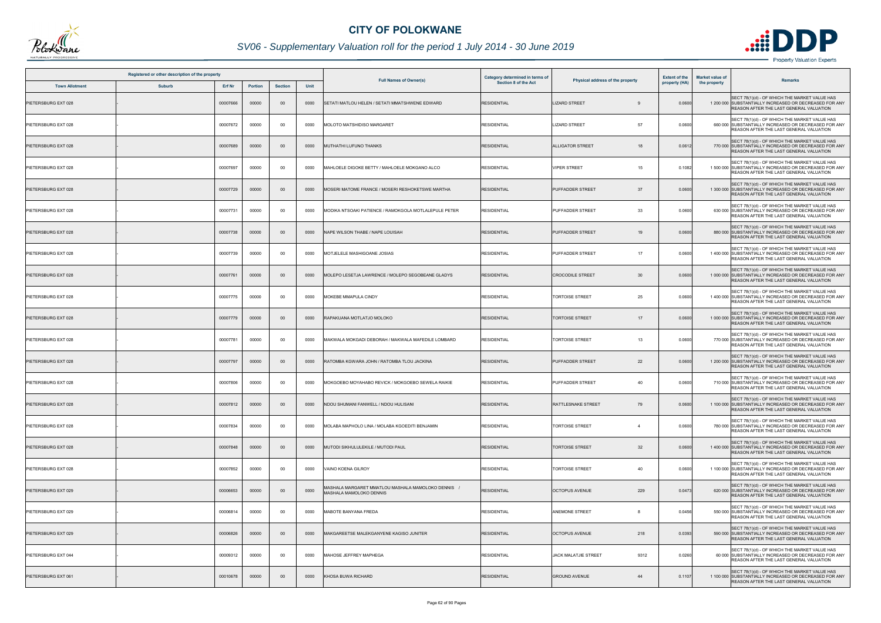# CITY OF POLOKWANE

## SV06 - Supplementary Valuation roll for the period 1 July 2014 - 30 June 2019

| Registered or other description of the property | | | | | | Full Names of Owner(s) | Category determined in terms of Section 8 of the Act | Physical address of the property | | Extent of the property (HA) | Market value of the property | Remarks |
|---|---|---|---|---|---|---|---|---|---|---|---|---|
| Town Allotment | Suburb | Erf Nr | Portion | Section | Unit | | | | | | | |
| PIETERSBURG EXT 028 | - | 00007666 | 00000 | 00 | 0000 | SETATI MATLOU HELEN / SETATI MMATSHWENE EDWARD | RESIDENTIAL | LIZARD STREET | 9 | 0.0600 | 1 200 000 | SECT 78(1)(d) - OF WHICH THE MARKET VALUE HAS SUBSTANTIALLY INCREASED OR DECREASED FOR ANY REASON AFTER THE LAST GENERAL VALUATION |
| PIETERSBURG EXT 028 | - | 00007672 | 00000 | 00 | 0000 | MOLOTO MATSHIDISO MARGARET | RESIDENTIAL | LIZARD STREET | 57 | 0.0600 | 660 000 | SECT 78(1)(d) - OF WHICH THE MARKET VALUE HAS SUBSTANTIALLY INCREASED OR DECREASED FOR ANY REASON AFTER THE LAST GENERAL VALUATION |
| PIETERSBURG EXT 028 | - | 00007689 | 00000 | 00 | 0000 | MUTHATHI LUFUNO THANKS | RESIDENTIAL | ALLIGATOR STREET | 18 | 0.0612 | 770 000 | SECT 78(1)(d) - OF WHICH THE MARKET VALUE HAS SUBSTANTIALLY INCREASED OR DECREASED FOR ANY REASON AFTER THE LAST GENERAL VALUATION |
| PIETERSBURG EXT 028 | - | 00007697 | 00000 | 00 | 0000 | MAHLOELE DIGOKE BETTY / MAHLOELE MOKGANO ALCO | RESIDENTIAL | VIPER STREET | 15 | 0.1082 | 1 500 000 | SECT 78(1)(d) - OF WHICH THE MARKET VALUE HAS SUBSTANTIALLY INCREASED OR DECREASED FOR ANY REASON AFTER THE LAST GENERAL VALUATION |
| PIETERSBURG EXT 028 | - | 00007729 | 00000 | 00 | 0000 | MOSERI MATOME FRANCE / MOSERI RESHOKETSWE MARTHA | RESIDENTIAL | PUFFADDER STREET | 37 | 0.0600 | 1 300 000 | SECT 78(1)(d) - OF WHICH THE MARKET VALUE HAS SUBSTANTIALLY INCREASED OR DECREASED FOR ANY REASON AFTER THE LAST GENERAL VALUATION |
| PIETERSBURG EXT 028 | - | 00007731 | 00000 | 00 | 0000 | MODIKA NTSOAKI PATIENCE / RAMOKGOLA MOTLALEPULE PETER | RESIDENTIAL | PUFFADDER STREET | 33 | 0.0600 | 630 000 | SECT 78(1)(d) - OF WHICH THE MARKET VALUE HAS SUBSTANTIALLY INCREASED OR DECREASED FOR ANY REASON AFTER THE LAST GENERAL VALUATION |
| PIETERSBURG EXT 028 | - | 00007738 | 00000 | 00 | 0000 | NAPE WILSON THABE / NAPE LOUISAH | RESIDENTIAL | PUFFADDER STREET | 19 | 0.0600 | 880 000 | SECT 78(1)(d) - OF WHICH THE MARKET VALUE HAS SUBSTANTIALLY INCREASED OR DECREASED FOR ANY REASON AFTER THE LAST GENERAL VALUATION |
| PIETERSBURG EXT 028 | - | 00007739 | 00000 | 00 | 0000 | MOTJELELE MASHIGOANE JOSIAS | RESIDENTIAL | PUFFADDER STREET | 17 | 0.0600 | 1 400 000 | SECT 78(1)(d) - OF WHICH THE MARKET VALUE HAS SUBSTANTIALLY INCREASED OR DECREASED FOR ANY REASON AFTER THE LAST GENERAL VALUATION |
| PIETERSBURG EXT 028 | - | 00007761 | 00000 | 00 | 0000 | MOLEPO LESETJA LAWRENCE / MOLEPO SEGOBEANE GLADYS | RESIDENTIAL | CROCODILE STREET | 30 | 0.0600 | 1 000 000 | SECT 78(1)(d) - OF WHICH THE MARKET VALUE HAS SUBSTANTIALLY INCREASED OR DECREASED FOR ANY REASON AFTER THE LAST GENERAL VALUATION |
| PIETERSBURG EXT 028 | - | 00007775 | 00000 | 00 | 0000 | MOKEBE MMAPULA CINDY | RESIDENTIAL | TORTOISE STREET | 25 | 0.0600 | 1 400 000 | SECT 78(1)(d) - OF WHICH THE MARKET VALUE HAS SUBSTANTIALLY INCREASED OR DECREASED FOR ANY REASON AFTER THE LAST GENERAL VALUATION |
| PIETERSBURG EXT 028 | - | 00007779 | 00000 | 00 | 0000 | RAPAKUANA MOTLATJO MOLOKO | RESIDENTIAL | TORTOISE STREET | 17 | 0.0600 | 1 000 000 | SECT 78(1)(d) - OF WHICH THE MARKET VALUE HAS SUBSTANTIALLY INCREASED OR DECREASED FOR ANY REASON AFTER THE LAST GENERAL VALUATION |
| PIETERSBURG EXT 028 | - | 00007781 | 00000 | 00 | 0000 | MAKWALA MOKGADI DEBORAH / MAKWALA MAFEDILE LOMBARD | RESIDENTIAL | TORTOISE STREET | 13 | 0.0600 | 770 000 | SECT 78(1)(d) - OF WHICH THE MARKET VALUE HAS SUBSTANTIALLY INCREASED OR DECREASED FOR ANY REASON AFTER THE LAST GENERAL VALUATION |
| PIETERSBURG EXT 028 | - | 00007797 | 00000 | 00 | 0000 | RATOMBA KGWARA JOHN / RATOMBA TLOU JACKINA | RESIDENTIAL | PUFFADDER STREET | 22 | 0.0600 | 1 200 000 | SECT 78(1)(d) - OF WHICH THE MARKET VALUE HAS SUBSTANTIALLY INCREASED OR DECREASED FOR ANY REASON AFTER THE LAST GENERAL VALUATION |
| PIETERSBURG EXT 028 | - | 00007806 | 00000 | 00 | 0000 | MOKGOEBO MOYAHABO REVICK / MOKGOEBO SEWELA RAIKIE | RESIDENTIAL | PUFFADDER STREET | 40 | 0.0600 | 710 000 | SECT 78(1)(d) - OF WHICH THE MARKET VALUE HAS SUBSTANTIALLY INCREASED OR DECREASED FOR ANY REASON AFTER THE LAST GENERAL VALUATION |
| PIETERSBURG EXT 028 | - | 00007812 | 00000 | 00 | 0000 | NDOU SHUMANI FANWELL / NDOU HULISANI | RESIDENTIAL | RATTLESNAKE STREET | 79 | 0.0600 | 1 100 000 | SECT 78(1)(d) - OF WHICH THE MARKET VALUE HAS SUBSTANTIALLY INCREASED OR DECREASED FOR ANY REASON AFTER THE LAST GENERAL VALUATION |
| PIETERSBURG EXT 028 | - | 00007834 | 00000 | 00 | 0000 | MOLABA MAPHOLO LINA / MOLABA KGOEDITI BENJAMIN | RESIDENTIAL | TORTOISE STREET | 4 | 0.0600 | 780 000 | SECT 78(1)(d) - OF WHICH THE MARKET VALUE HAS SUBSTANTIALLY INCREASED OR DECREASED FOR ANY REASON AFTER THE LAST GENERAL VALUATION |
| PIETERSBURG EXT 028 | - | 00007848 | 00000 | 00 | 0000 | MUTODI SIKHULULEKILE / MUTODI PAUL | RESIDENTIAL | TORTOISE STREET | 32 | 0.0600 | 1 400 000 | SECT 78(1)(d) - OF WHICH THE MARKET VALUE HAS SUBSTANTIALLY INCREASED OR DECREASED FOR ANY REASON AFTER THE LAST GENERAL VALUATION |
| PIETERSBURG EXT 028 | - | 00007852 | 00000 | 00 | 0000 | VAINO KOENA GILROY | RESIDENTIAL | TORTOISE STREET | 40 | 0.0600 | 1 100 000 | SECT 78(1)(d) - OF WHICH THE MARKET VALUE HAS SUBSTANTIALLY INCREASED OR DECREASED FOR ANY REASON AFTER THE LAST GENERAL VALUATION |
| PIETERSBURG EXT 029 | - | 00006653 | 00000 | 00 | 0000 | MASHALA MARGARET MMATLOU MASHALA MAMOLOKO DENNIS / MASHALA MAMOLOKO DENNIS | RESIDENTIAL | OCTOPUS AVENUE | 229 | 0.0473 | 620 000 | SECT 78(1)(d) - OF WHICH THE MARKET VALUE HAS SUBSTANTIALLY INCREASED OR DECREASED FOR ANY REASON AFTER THE LAST GENERAL VALUATION |
| PIETERSBURG EXT 029 | - | 00006814 | 00000 | 00 | 0000 | MABOTE BANYANA FREDA | RESIDENTIAL | ANEMONE STREET | 8 | 0.0456 | 550 000 | SECT 78(1)(d) - OF WHICH THE MARKET VALUE HAS SUBSTANTIALLY INCREASED OR DECREASED FOR ANY REASON AFTER THE LAST GENERAL VALUATION |
| PIETERSBURG EXT 029 | - | 00006826 | 00000 | 00 | 0000 | MAKGAREETSE MALEKGANYENE KAGISO JUNITER | RESIDENTIAL | OCTOPUS AVENUE | 218 | 0.0393 | 590 000 | SECT 78(1)(d) - OF WHICH THE MARKET VALUE HAS SUBSTANTIALLY INCREASED OR DECREASED FOR ANY REASON AFTER THE LAST GENERAL VALUATION |
| PIETERSBURG EXT 044 | - | 00009312 | 00000 | 00 | 0000 | MAHOSE JEFFREY MAPHEGA | RESIDENTIAL | JACK MALATJIE STREET | 9312 | 0.0260 | 60 000 | SECT 78(1)(d) - OF WHICH THE MARKET VALUE HAS SUBSTANTIALLY INCREASED OR DECREASED FOR ANY REASON AFTER THE LAST GENERAL VALUATION |
| PIETERSBURG EXT 061 | - | 00010678 | 00000 | 00 | 0000 | KHOSA BUWA RICHARD | RESIDENTIAL | GROUND AVENUE | 44 | 0.1107 | 1 100 000 | SECT 78(1)(d) - OF WHICH THE MARKET VALUE HAS SUBSTANTIALLY INCREASED OR DECREASED FOR ANY REASON AFTER THE LAST GENERAL VALUATION |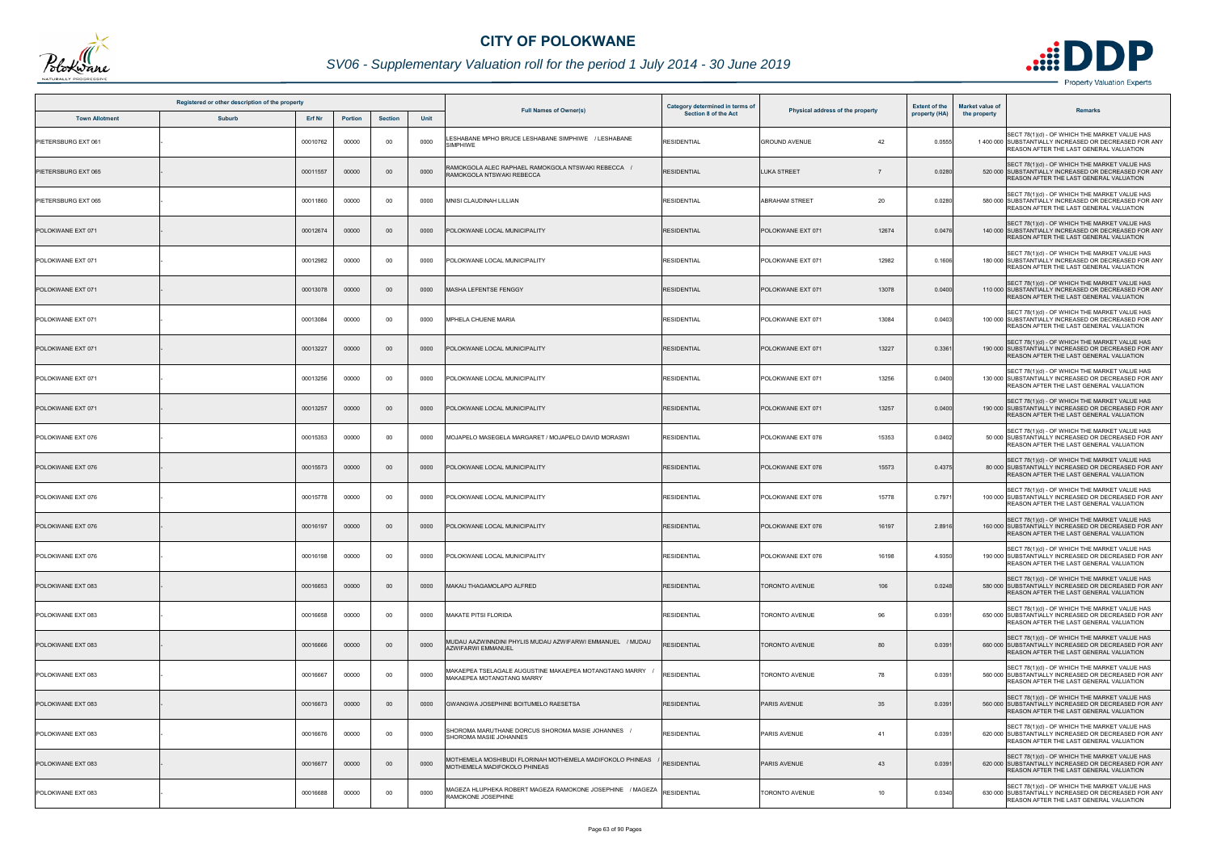# CITY OF POLOKWANE

## SV06 - Supplementary Valuation roll for the period 1 July 2014 - 30 June 2019

| Registered or other description of the property | | | | | | Full Names of Owner(s) | Category determined in terms of Section 8 of the Act | Physical address of the property | | Extent of the property (HA) | Market value of the property | Remarks |
|---|---|---|---|---|---|---|---|---|---|---|---|---|
| Town Allotment | Suburb | Erf Nr | Portion | Section | Unit | | | | | | | |
| PIETERSBURG EXT 061 | - | 00010762 | 00000 | 00 | 0000 | LESHABANE MPHO BRUCE LESHABANE SIMPHIWE / LESHABANE SIMPHIWE | RESIDENTIAL | GROUND AVENUE | 42 | 0.0555 | 1 400 000 | SECT 78(1)(d) - OF WHICH THE MARKET VALUE HAS SUBSTANTIALLY INCREASED OR DECREASED FOR ANY REASON AFTER THE LAST GENERAL VALUATION |
| PIETERSBURG EXT 065 | - | 00011557 | 00000 | 00 | 0000 | RAMOKGOLA ALEC RAPHAEL RAMOKGOLA NTSWAKI REBECCA / RAMOKGOLA NTSWAKI REBECCA | RESIDENTIAL | LUKA STREET | 7 | 0.0280 | 520 000 | SECT 78(1)(d) - OF WHICH THE MARKET VALUE HAS SUBSTANTIALLY INCREASED OR DECREASED FOR ANY REASON AFTER THE LAST GENERAL VALUATION |
| PIETERSBURG EXT 065 | - | 00011860 | 00000 | 00 | 0000 | MNISI CLAUDINAH LILLIAN | RESIDENTIAL | ABRAHAM STREET | 20 | 0.0280 | 580 000 | SECT 78(1)(d) - OF WHICH THE MARKET VALUE HAS SUBSTANTIALLY INCREASED OR DECREASED FOR ANY REASON AFTER THE LAST GENERAL VALUATION |
| POLOKWANE EXT 071 | - | 00012674 | 00000 | 00 | 0000 | POLOKWANE LOCAL MUNICIPALITY | RESIDENTIAL | POLOKWANE EXT 071 | 12674 | 0.0476 | 140 000 | SECT 78(1)(d) - OF WHICH THE MARKET VALUE HAS SUBSTANTIALLY INCREASED OR DECREASED FOR ANY REASON AFTER THE LAST GENERAL VALUATION |
| POLOKWANE EXT 071 | - | 00012982 | 00000 | 00 | 0000 | POLOKWANE LOCAL MUNICIPALITY | RESIDENTIAL | POLOKWANE EXT 071 | 12982 | 0.1606 | 180 000 | SECT 78(1)(d) - OF WHICH THE MARKET VALUE HAS SUBSTANTIALLY INCREASED OR DECREASED FOR ANY REASON AFTER THE LAST GENERAL VALUATION |
| POLOKWANE EXT 071 | - | 00013078 | 00000 | 00 | 0000 | MASHA LEFENTSE FENGGY | RESIDENTIAL | POLOKWANE EXT 071 | 13078 | 0.0400 | 110 000 | SECT 78(1)(d) - OF WHICH THE MARKET VALUE HAS SUBSTANTIALLY INCREASED OR DECREASED FOR ANY REASON AFTER THE LAST GENERAL VALUATION |
| POLOKWANE EXT 071 | - | 00013084 | 00000 | 00 | 0000 | MPHELA CHUENE MARIA | RESIDENTIAL | POLOKWANE EXT 071 | 13084 | 0.0403 | 100 000 | SECT 78(1)(d) - OF WHICH THE MARKET VALUE HAS SUBSTANTIALLY INCREASED OR DECREASED FOR ANY REASON AFTER THE LAST GENERAL VALUATION |
| POLOKWANE EXT 071 | - | 00013227 | 00000 | 00 | 0000 | POLOKWANE LOCAL MUNICIPALITY | RESIDENTIAL | POLOKWANE EXT 071 | 13227 | 0.3361 | 190 000 | SECT 78(1)(d) - OF WHICH THE MARKET VALUE HAS SUBSTANTIALLY INCREASED OR DECREASED FOR ANY REASON AFTER THE LAST GENERAL VALUATION |
| POLOKWANE EXT 071 | - | 00013256 | 00000 | 00 | 0000 | POLOKWANE LOCAL MUNICIPALITY | RESIDENTIAL | POLOKWANE EXT 071 | 13256 | 0.0400 | 130 000 | SECT 78(1)(d) - OF WHICH THE MARKET VALUE HAS SUBSTANTIALLY INCREASED OR DECREASED FOR ANY REASON AFTER THE LAST GENERAL VALUATION |
| POLOKWANE EXT 071 | - | 00013257 | 00000 | 00 | 0000 | POLOKWANE LOCAL MUNICIPALITY | RESIDENTIAL | POLOKWANE EXT 071 | 13257 | 0.0400 | 190 000 | SECT 78(1)(d) - OF WHICH THE MARKET VALUE HAS SUBSTANTIALLY INCREASED OR DECREASED FOR ANY REASON AFTER THE LAST GENERAL VALUATION |
| POLOKWANE EXT 076 | - | 00015353 | 00000 | 00 | 0000 | MOJAPELO MASEGELA MARGARET / MOJAPELO DAVID MORASWI | RESIDENTIAL | POLOKWANE EXT 076 | 15353 | 0.0402 | 50 000 | SECT 78(1)(d) - OF WHICH THE MARKET VALUE HAS SUBSTANTIALLY INCREASED OR DECREASED FOR ANY REASON AFTER THE LAST GENERAL VALUATION |
| POLOKWANE EXT 076 | - | 00015573 | 00000 | 00 | 0000 | POLOKWANE LOCAL MUNICIPALITY | RESIDENTIAL | POLOKWANE EXT 076 | 15573 | 0.4375 | 80 000 | SECT 78(1)(d) - OF WHICH THE MARKET VALUE HAS SUBSTANTIALLY INCREASED OR DECREASED FOR ANY REASON AFTER THE LAST GENERAL VALUATION |
| POLOKWANE EXT 076 | - | 00015778 | 00000 | 00 | 0000 | POLOKWANE LOCAL MUNICIPALITY | RESIDENTIAL | POLOKWANE EXT 076 | 15778 | 0.7971 | 100 000 | SECT 78(1)(d) - OF WHICH THE MARKET VALUE HAS SUBSTANTIALLY INCREASED OR DECREASED FOR ANY REASON AFTER THE LAST GENERAL VALUATION |
| POLOKWANE EXT 076 | - | 00016197 | 00000 | 00 | 0000 | POLOKWANE LOCAL MUNICIPALITY | RESIDENTIAL | POLOKWANE EXT 076 | 16197 | 2.8916 | 160 000 | SECT 78(1)(d) - OF WHICH THE MARKET VALUE HAS SUBSTANTIALLY INCREASED OR DECREASED FOR ANY REASON AFTER THE LAST GENERAL VALUATION |
| POLOKWANE EXT 076 | - | 00016198 | 00000 | 00 | 0000 | POLOKWANE LOCAL MUNICIPALITY | RESIDENTIAL | POLOKWANE EXT 076 | 16198 | 4.9350 | 190 000 | SECT 78(1)(d) - OF WHICH THE MARKET VALUE HAS SUBSTANTIALLY INCREASED OR DECREASED FOR ANY REASON AFTER THE LAST GENERAL VALUATION |
| POLOKWANE EXT 083 | - | 00016653 | 00000 | 00 | 0000 | MAKAU THAGAMOLAPO ALFRED | RESIDENTIAL | TORONTO AVENUE | 106 | 0.0248 | 580 000 | SECT 78(1)(d) - OF WHICH THE MARKET VALUE HAS SUBSTANTIALLY INCREASED OR DECREASED FOR ANY REASON AFTER THE LAST GENERAL VALUATION |
| POLOKWANE EXT 083 | - | 00016658 | 00000 | 00 | 0000 | MAKATE PITSI FLORIDA | RESIDENTIAL | TORONTO AVENUE | 96 | 0.0391 | 650 000 | SECT 78(1)(d) - OF WHICH THE MARKET VALUE HAS SUBSTANTIALLY INCREASED OR DECREASED FOR ANY REASON AFTER THE LAST GENERAL VALUATION |
| POLOKWANE EXT 083 | - | 00016666 | 00000 | 00 | 0000 | MUDAU AAZWINNDINI PHYLIS MUDAU AZWIFARWI EMMANUEL / MUDAU AZWIFARWI EMMANUEL | RESIDENTIAL | TORONTO AVENUE | 80 | 0.0391 | 660 000 | SECT 78(1)(d) - OF WHICH THE MARKET VALUE HAS SUBSTANTIALLY INCREASED OR DECREASED FOR ANY REASON AFTER THE LAST GENERAL VALUATION |
| POLOKWANE EXT 083 | - | 00016667 | 00000 | 00 | 0000 | MAKAEPEA TSELAGALE AUGUSTINE MAKAEPEA MOTANGTANG MARRY / MAKAEPEA MOTANGTANG MARRY | RESIDENTIAL | TORONTO AVENUE | 78 | 0.0391 | 560 000 | SECT 78(1)(d) - OF WHICH THE MARKET VALUE HAS SUBSTANTIALLY INCREASED OR DECREASED FOR ANY REASON AFTER THE LAST GENERAL VALUATION |
| POLOKWANE EXT 083 | - | 00016673 | 00000 | 00 | 0000 | GWANGWA JOSEPHINE BOITUMELO RAESETSA | RESIDENTIAL | PARIS AVENUE | 35 | 0.0391 | 560 000 | SECT 78(1)(d) - OF WHICH THE MARKET VALUE HAS SUBSTANTIALLY INCREASED OR DECREASED FOR ANY REASON AFTER THE LAST GENERAL VALUATION |
| POLOKWANE EXT 083 | - | 00016676 | 00000 | 00 | 0000 | SHOROMA MARUTHANE DORCUS SHOROMA MASIE JOHANNES / SHOROMA MASIE JOHANNES | RESIDENTIAL | PARIS AVENUE | 41 | 0.0391 | 620 000 | SECT 78(1)(d) - OF WHICH THE MARKET VALUE HAS SUBSTANTIALLY INCREASED OR DECREASED FOR ANY REASON AFTER THE LAST GENERAL VALUATION |
| POLOKWANE EXT 083 | - | 00016677 | 00000 | 00 | 0000 | MOTHEMELA MOSHIBUDI FLORINAH MOTHEMELA MADIFOKOLO PHINEAS / MOTHEMELA MADIFOKOLO PHINEAS | RESIDENTIAL | PARIS AVENUE | 43 | 0.0391 | 620 000 | SECT 78(1)(d) - OF WHICH THE MARKET VALUE HAS SUBSTANTIALLY INCREASED OR DECREASED FOR ANY REASON AFTER THE LAST GENERAL VALUATION |
| POLOKWANE EXT 083 | - | 00016688 | 00000 | 00 | 0000 | MAGEZA HLUPHEKA ROBERT MAGEZA RAMOKONE JOSEPHINE / MAGEZA RAMOKONE JOSEPHINE | RESIDENTIAL | TORONTO AVENUE | 10 | 0.0340 | 630 000 | SECT 78(1)(d) - OF WHICH THE MARKET VALUE HAS SUBSTANTIALLY INCREASED OR DECREASED FOR ANY REASON AFTER THE LAST GENERAL VALUATION |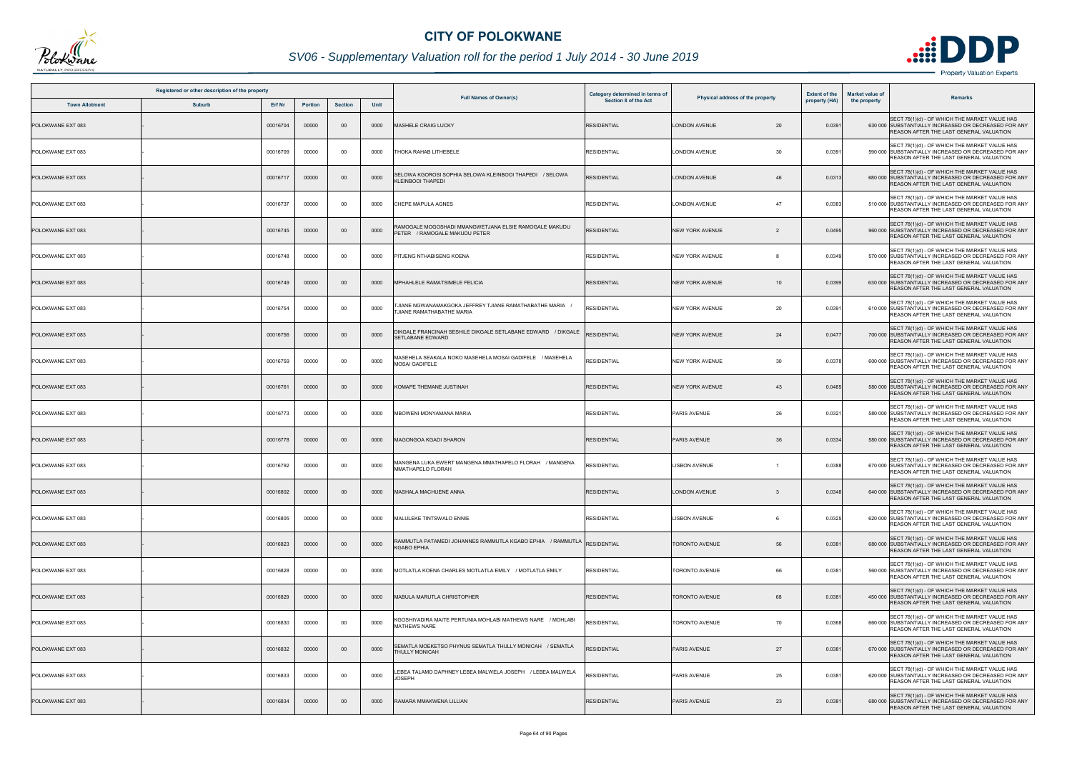# CITY OF POLOKWANE

## SV06 - Supplementary Valuation roll for the period 1 July 2014 - 30 June 2019

| Registered or other description of the property | | | | | | Full Names of Owner(s) | Category determined in terms of Section 8 of the Act | Physical address of the property | | Extent of the property (HA) | Market value of the property | Remarks |
|---|---|---|---|---|---|---|---|---|---|---|---|---|
| Town Allotment | Suburb | Erf Nr | Portion | Section | Unit | | | | | | | |
| POLOKWANE EXT 083 | - | 00016704 | 00000 | 00 | 0000 | MASHELE CRAIG LUCKY | RESIDENTIAL | LONDON AVENUE | 20 | 0.0391 | 630 000 | SECT 78(1)(d) - OF WHICH THE MARKET VALUE HAS SUBSTANTIALLY INCREASED OR DECREASED FOR ANY REASON AFTER THE LAST GENERAL VALUATION |
| POLOKWANE EXT 083 | - | 00016709 | 00000 | 00 | 0000 | THOKA RAHAB LITHEBELE | RESIDENTIAL | LONDON AVENUE | 30 | 0.0391 | 590 000 | SECT 78(1)(d) - OF WHICH THE MARKET VALUE HAS SUBSTANTIALLY INCREASED OR DECREASED FOR ANY REASON AFTER THE LAST GENERAL VALUATION |
| POLOKWANE EXT 083 | - | 00016717 | 00000 | 00 | 0000 | SELOWA KGOROSI SOPHIA SELOWA KLEINBOOI THAPEDI / SELOWA KLEINBOOI THAPEDI | RESIDENTIAL | LONDON AVENUE | 46 | 0.0313 | 680 000 | SECT 78(1)(d) - OF WHICH THE MARKET VALUE HAS SUBSTANTIALLY INCREASED OR DECREASED FOR ANY REASON AFTER THE LAST GENERAL VALUATION |
| POLOKWANE EXT 083 | - | 00016737 | 00000 | 00 | 0000 | CHEPE MAPULA AGNES | RESIDENTIAL | LONDON AVENUE | 47 | 0.0383 | 510 000 | SECT 78(1)(d) - OF WHICH THE MARKET VALUE HAS SUBSTANTIALLY INCREASED OR DECREASED FOR ANY REASON AFTER THE LAST GENERAL VALUATION |
| POLOKWANE EXT 083 | - | 00016745 | 00000 | 00 | 0000 | RAMOGALE MOGOSHADI MMANGWETJANA ELSIE RAMOGALE MAKUDU PETER / RAMOGALE MAKUDU PETER | RESIDENTIAL | NEW YORK AVENUE | 2 | 0.0495 | 960 000 | SECT 78(1)(d) - OF WHICH THE MARKET VALUE HAS SUBSTANTIALLY INCREASED OR DECREASED FOR ANY REASON AFTER THE LAST GENERAL VALUATION |
| POLOKWANE EXT 083 | - | 00016748 | 00000 | 00 | 0000 | PITJENG NTHABISENG KOENA | RESIDENTIAL | NEW YORK AVENUE | 8 | 0.0349 | 570 000 | SECT 78(1)(d) - OF WHICH THE MARKET VALUE HAS SUBSTANTIALLY INCREASED OR DECREASED FOR ANY REASON AFTER THE LAST GENERAL VALUATION |
| POLOKWANE EXT 083 | - | 00016749 | 00000 | 00 | 0000 | MPHAHLELE RAMATSIMELE FELICIA | RESIDENTIAL | NEW YORK AVENUE | 10 | 0.0399 | 630 000 | SECT 78(1)(d) - OF WHICH THE MARKET VALUE HAS SUBSTANTIALLY INCREASED OR DECREASED FOR ANY REASON AFTER THE LAST GENERAL VALUATION |
| POLOKWANE EXT 083 | - | 00016754 | 00000 | 00 | 0000 | TJIANE NGWANAMAKGOKA JEFFREY TJIANE RAMATHABATHE MARIA / TJIANE RAMATHABATHE MARIA | RESIDENTIAL | NEW YORK AVENUE | 20 | 0.0391 | 610 000 | SECT 78(1)(d) - OF WHICH THE MARKET VALUE HAS SUBSTANTIALLY INCREASED OR DECREASED FOR ANY REASON AFTER THE LAST GENERAL VALUATION |
| POLOKWANE EXT 083 | - | 00016756 | 00000 | 00 | 0000 | DIKGALE FRANCINAH SESHILE DIKGALE SETLABANE EDWARD / DIKGALE SETLABANE EDWARD | RESIDENTIAL | NEW YORK AVENUE | 24 | 0.0477 | 700 000 | SECT 78(1)(d) - OF WHICH THE MARKET VALUE HAS SUBSTANTIALLY INCREASED OR DECREASED FOR ANY REASON AFTER THE LAST GENERAL VALUATION |
| POLOKWANE EXT 083 | - | 00016759 | 00000 | 00 | 0000 | MASEHELA SEAKALA NOKO MASEHELA MOSAI GADIFELE / MASEHELA MOSAI GADIFELE | RESIDENTIAL | NEW YORK AVENUE | 30 | 0.0378 | 600 000 | SECT 78(1)(d) - OF WHICH THE MARKET VALUE HAS SUBSTANTIALLY INCREASED OR DECREASED FOR ANY REASON AFTER THE LAST GENERAL VALUATION |
| POLOKWANE EXT 083 | - | 00016761 | 00000 | 00 | 0000 | KOMAPE THEMANE JUSTINAH | RESIDENTIAL | NEW YORK AVENUE | 43 | 0.0485 | 580 000 | SECT 78(1)(d) - OF WHICH THE MARKET VALUE HAS SUBSTANTIALLY INCREASED OR DECREASED FOR ANY REASON AFTER THE LAST GENERAL VALUATION |
| POLOKWANE EXT 083 | - | 00016773 | 00000 | 00 | 0000 | MBOWENI MONYAMANA MARIA | RESIDENTIAL | PARIS AVENUE | 26 | 0.0321 | 580 000 | SECT 78(1)(d) - OF WHICH THE MARKET VALUE HAS SUBSTANTIALLY INCREASED OR DECREASED FOR ANY REASON AFTER THE LAST GENERAL VALUATION |
| POLOKWANE EXT 083 | - | 00016778 | 00000 | 00 | 0000 | MAGONGOA KGADI SHARON | RESIDENTIAL | PARIS AVENUE | 36 | 0.0334 | 580 000 | SECT 78(1)(d) - OF WHICH THE MARKET VALUE HAS SUBSTANTIALLY INCREASED OR DECREASED FOR ANY REASON AFTER THE LAST GENERAL VALUATION |
| POLOKWANE EXT 083 | - | 00016792 | 00000 | 00 | 0000 | MANGENA LUKA EWERT MANGENA MMATHAPELO FLORAH / MANGENA MMATHAPELO FLORAH | RESIDENTIAL | LISBON AVENUE | 1 | 0.0388 | 670 000 | SECT 78(1)(d) - OF WHICH THE MARKET VALUE HAS SUBSTANTIALLY INCREASED OR DECREASED FOR ANY REASON AFTER THE LAST GENERAL VALUATION |
| POLOKWANE EXT 083 | - | 00016802 | 00000 | 00 | 0000 | MASHALA MACHUENE ANNA | RESIDENTIAL | LONDON AVENUE | 3 | 0.0348 | 640 000 | SECT 78(1)(d) - OF WHICH THE MARKET VALUE HAS SUBSTANTIALLY INCREASED OR DECREASED FOR ANY REASON AFTER THE LAST GENERAL VALUATION |
| POLOKWANE EXT 083 | - | 00016805 | 00000 | 00 | 0000 | MALULEKE TINTSWALO ENNIE | RESIDENTIAL | LISBON AVENUE | 6 | 0.0325 | 620 000 | SECT 78(1)(d) - OF WHICH THE MARKET VALUE HAS SUBSTANTIALLY INCREASED OR DECREASED FOR ANY REASON AFTER THE LAST GENERAL VALUATION |
| POLOKWANE EXT 083 | - | 00016823 | 00000 | 00 | 0000 | RAMMUTLA PATAMEDI JOHANNES RAMMUTLA KGABO EPHIA / RAMMUTLA KGABO EPHIA | RESIDENTIAL | TORONTO AVENUE | 56 | 0.0381 | 680 000 | SECT 78(1)(d) - OF WHICH THE MARKET VALUE HAS SUBSTANTIALLY INCREASED OR DECREASED FOR ANY REASON AFTER THE LAST GENERAL VALUATION |
| POLOKWANE EXT 083 | - | 00016828 | 00000 | 00 | 0000 | MOTLATLA KOENA CHARLES MOTLATLA EMILY / MOTLATLA EMILY | RESIDENTIAL | TORONTO AVENUE | 66 | 0.0381 | 560 000 | SECT 78(1)(d) - OF WHICH THE MARKET VALUE HAS SUBSTANTIALLY INCREASED OR DECREASED FOR ANY REASON AFTER THE LAST GENERAL VALUATION |
| POLOKWANE EXT 083 | - | 00016829 | 00000 | 00 | 0000 | MABULA MARUTLA CHRISTOPHER | RESIDENTIAL | TORONTO AVENUE | 68 | 0.0381 | 450 000 | SECT 78(1)(d) - OF WHICH THE MARKET VALUE HAS SUBSTANTIALLY INCREASED OR DECREASED FOR ANY REASON AFTER THE LAST GENERAL VALUATION |
| POLOKWANE EXT 083 | - | 00016830 | 00000 | 00 | 0000 | KGOSHIYADIRA MAITE PERTUNIA MOHLABI MATHEWS NARE / MOHLABI MATHEWS NARE | RESIDENTIAL | TORONTO AVENUE | 70 | 0.0368 | 660 000 | SECT 78(1)(d) - OF WHICH THE MARKET VALUE HAS SUBSTANTIALLY INCREASED OR DECREASED FOR ANY REASON AFTER THE LAST GENERAL VALUATION |
| POLOKWANE EXT 083 | - | 00016832 | 00000 | 00 | 0000 | SEMATLA MOEKETSO PHYNUS SEMATLA THULLY MONICAH / SEMATLA THULLY MONICAH | RESIDENTIAL | PARIS AVENUE | 27 | 0.0381 | 670 000 | SECT 78(1)(d) - OF WHICH THE MARKET VALUE HAS SUBSTANTIALLY INCREASED OR DECREASED FOR ANY REASON AFTER THE LAST GENERAL VALUATION |
| POLOKWANE EXT 083 | - | 00016833 | 00000 | 00 | 0000 | LEBEA TALAMO DAPHNEY LEBEA MALWELA JOSEPH / LEBEA MALWELA JOSEPH | RESIDENTIAL | PARIS AVENUE | 25 | 0.0381 | 620 000 | SECT 78(1)(d) - OF WHICH THE MARKET VALUE HAS SUBSTANTIALLY INCREASED OR DECREASED FOR ANY REASON AFTER THE LAST GENERAL VALUATION |
| POLOKWANE EXT 083 | - | 00016834 | 00000 | 00 | 0000 | RAMARA MMAKWENA LILLIAN | RESIDENTIAL | PARIS AVENUE | 23 | 0.0381 | 680 000 | SECT 78(1)(d) - OF WHICH THE MARKET VALUE HAS SUBSTANTIALLY INCREASED OR DECREASED FOR ANY REASON AFTER THE LAST GENERAL VALUATION |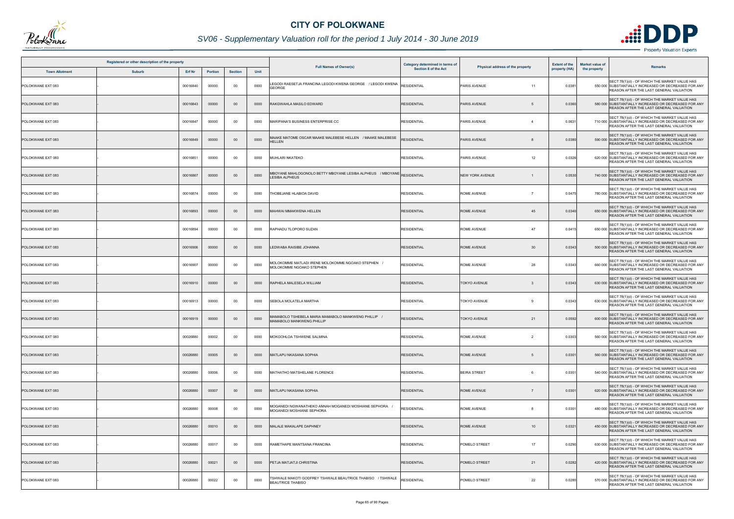# CITY OF POLOKWANE

## SV06 - Supplementary Valuation roll for the period 1 July 2014 - 30 June 2019

| Registered or other description of the property | | | | | | Full Names of Owner(s) | Category determined in terms of Section 8 of the Act | Physical address of the property | | Extent of the property (HA) | Market value of the property | Remarks |
|---|---|---|---|---|---|---|---|---|---|---|---|---|
| Town Allotment | Suburb | Erf Nr | Portion | Section | Unit | | | | | | | |
| POLOKWANE EXT 083 | - | 00016840 | 00000 | 00 | 0000 | LEGODI RAESETJA FRANCINA LEGODI KWENA GEORGE / LEGODI KWENA GEORGE | RESIDENTIAL | PARIS AVENUE | 11 | 0.0381 | 550 000 | SECT 78(1)(d) - OF WHICH THE MARKET VALUE HAS SUBSTANTIALLY INCREASED OR DECREASED FOR ANY REASON AFTER THE LAST GENERAL VALUATION |
| POLOKWANE EXT 083 | - | 00016843 | 00000 | 00 | 0000 | RAKGWAHLA MASILO EDWARD | RESIDENTIAL | PARIS AVENUE | 5 | 0.0360 | 580 000 | SECT 78(1)(d) - OF WHICH THE MARKET VALUE HAS SUBSTANTIALLY INCREASED OR DECREASED FOR ANY REASON AFTER THE LAST GENERAL VALUATION |
| POLOKWANE EXT 083 | - | 00016847 | 00000 | 00 | 0000 | MARIPANA'S BUSINESS ENTERPRISE CC | RESIDENTIAL | PARIS AVENUE | 4 | 0.0631 | 710 000 | SECT 78(1)(d) - OF WHICH THE MARKET VALUE HAS SUBSTANTIALLY INCREASED OR DECREASED FOR ANY REASON AFTER THE LAST GENERAL VALUATION |
| POLOKWANE EXT 083 | - | 00016849 | 00000 | 00 | 0000 | MAAKE MATOME OSCAR MAAKE MALEBESE HELLEN / MAAKE MALEBESE HELLEN | RESIDENTIAL | PARIS AVENUE | 8 | 0.0380 | 590 000 | SECT 78(1)(d) - OF WHICH THE MARKET VALUE HAS SUBSTANTIALLY INCREASED OR DECREASED FOR ANY REASON AFTER THE LAST GENERAL VALUATION |
| POLOKWANE EXT 083 | - | 00016851 | 00000 | 00 | 0000 | MUHLARI NKATEKO | RESIDENTIAL | PARIS AVENUE | 12 | 0.0326 | 620 000 | SECT 78(1)(d) - OF WHICH THE MARKET VALUE HAS SUBSTANTIALLY INCREASED OR DECREASED FOR ANY REASON AFTER THE LAST GENERAL VALUATION |
| POLOKWANE EXT 083 | - | 00016867 | 00000 | 00 | 0000 | MBOYANE MAHLOGONOLO BETTY MBOYANE LESIBA ALPHEUS / MBOYANE LESIBA ALPHEUS | RESIDENTIAL | NEW YORK AVENUE | 1 | 0.0530 | 740 000 | SECT 78(1)(d) - OF WHICH THE MARKET VALUE HAS SUBSTANTIALLY INCREASED OR DECREASED FOR ANY REASON AFTER THE LAST GENERAL VALUATION |
| POLOKWANE EXT 083 | - | 00016874 | 00000 | 00 | 0000 | THOBEJANE HLABIOA DAVID | RESIDENTIAL | ROME AVENUE | 7 | 0.0475 | 780 000 | SECT 78(1)(d) - OF WHICH THE MARKET VALUE HAS SUBSTANTIALLY INCREASED OR DECREASED FOR ANY REASON AFTER THE LAST GENERAL VALUATION |
| POLOKWANE EXT 083 | - | 00016893 | 00000 | 00 | 0000 | MAHWAI MMAKWENA HELLEN | RESIDENTIAL | ROME AVENUE | 45 | 0.0340 | 650 000 | SECT 78(1)(d) - OF WHICH THE MARKET VALUE HAS SUBSTANTIALLY INCREASED OR DECREASED FOR ANY REASON AFTER THE LAST GENERAL VALUATION |
| POLOKWANE EXT 083 | - | 00016894 | 00000 | 00 | 0000 | RAPHADU TLOPORO SUZAN | RESIDENTIAL | ROME AVENUE | 47 | 0.0415 | 650 000 | SECT 78(1)(d) - OF WHICH THE MARKET VALUE HAS SUBSTANTIALLY INCREASED OR DECREASED FOR ANY REASON AFTER THE LAST GENERAL VALUATION |
| POLOKWANE EXT 083 | - | 00016906 | 00000 | 00 | 0000 | LEDWABA RAISIBE JOHANNA | RESIDENTIAL | ROME AVENUE | 30 | 0.0343 | 500 000 | SECT 78(1)(d) - OF WHICH THE MARKET VALUE HAS SUBSTANTIALLY INCREASED OR DECREASED FOR ANY REASON AFTER THE LAST GENERAL VALUATION |
| POLOKWANE EXT 083 | - | 00016907 | 00000 | 00 | 0000 | MOLOKOMME MATLADI IRENE MOLOKOMME NGOAKO STEPHEN / MOLOKOMME NGOAKO STEPHEN | RESIDENTIAL | ROME AVENUE | 28 | 0.0343 | 660 000 | SECT 78(1)(d) - OF WHICH THE MARKET VALUE HAS SUBSTANTIALLY INCREASED OR DECREASED FOR ANY REASON AFTER THE LAST GENERAL VALUATION |
| POLOKWANE EXT 083 | - | 00016910 | 00000 | 00 | 0000 | RAPHELA MALESELA WILLIAM | RESIDENTIAL | TOKYO AVENUE | 3 | 0.0343 | 630 000 | SECT 78(1)(d) - OF WHICH THE MARKET VALUE HAS SUBSTANTIALLY INCREASED OR DECREASED FOR ANY REASON AFTER THE LAST GENERAL VALUATION |
| POLOKWANE EXT 083 | - | 00016913 | 00000 | 00 | 0000 | SEBOLA MOLATELA MARTHA | RESIDENTIAL | TOKYO AVENUE | 9 | 0.0343 | 630 000 | SECT 78(1)(d) - OF WHICH THE MARKET VALUE HAS SUBSTANTIALLY INCREASED OR DECREASED FOR ANY REASON AFTER THE LAST GENERAL VALUATION |
| POLOKWANE EXT 083 | - | 00016919 | 00000 | 00 | 0000 | MAMABOLO TSHEBELA MARIA MAMABOLO MANKWENG PHILLIP / MAMABOLO MANKWENG PHILLIP | RESIDENTIAL | TOKYO AVENUE | 21 | 0.0592 | 600 000 | SECT 78(1)(d) - OF WHICH THE MARKET VALUE HAS SUBSTANTIALLY INCREASED OR DECREASED FOR ANY REASON AFTER THE LAST GENERAL VALUATION |
| POLOKWANE EXT 083 | - | 00026880 | 00002 | 00 | 0000 | MOKGOHLOA TSHWENE SALMINA | RESIDENTIAL | ROME AVENUE | 2 | 0.0303 | 560 000 | SECT 78(1)(d) - OF WHICH THE MARKET VALUE HAS SUBSTANTIALLY INCREASED OR DECREASED FOR ANY REASON AFTER THE LAST GENERAL VALUATION |
| POLOKWANE EXT 083 | - | 00026880 | 00005 | 00 | 0000 | MATLAPU NKASANA SOPHIA | RESIDENTIAL | ROME AVENUE | 5 | 0.0301 | 560 000 | SECT 78(1)(d) - OF WHICH THE MARKET VALUE HAS SUBSTANTIALLY INCREASED OR DECREASED FOR ANY REASON AFTER THE LAST GENERAL VALUATION |
| POLOKWANE EXT 083 | - | 00026880 | 00006 | 00 | 0000 | MATHATHO MATSHELANE FLORENCE | RESIDENTIAL | BEIRA STREET | 6 | 0.0301 | 540 000 | SECT 78(1)(d) - OF WHICH THE MARKET VALUE HAS SUBSTANTIALLY INCREASED OR DECREASED FOR ANY REASON AFTER THE LAST GENERAL VALUATION |
| POLOKWANE EXT 083 | - | 00026880 | 00007 | 00 | 0000 | MATLAPU NKASANA SOPHIA | RESIDENTIAL | ROME AVENUE | 7 | 0.0301 | 620 000 | SECT 78(1)(d) - OF WHICH THE MARKET VALUE HAS SUBSTANTIALLY INCREASED OR DECREASED FOR ANY REASON AFTER THE LAST GENERAL VALUATION |
| POLOKWANE EXT 083 | - | 00026880 | 00008 | 00 | 0000 | MOGANEDI NGWANATHEKO ANNAH MOGANEDI MOSHIANE SEPHORA / MOGANEDI MOSHIANE SEPHORA | RESIDENTIAL | ROME AVENUE | 8 | 0.0301 | 480 000 | SECT 78(1)(d) - OF WHICH THE MARKET VALUE HAS SUBSTANTIALLY INCREASED OR DECREASED FOR ANY REASON AFTER THE LAST GENERAL VALUATION |
| POLOKWANE EXT 083 | - | 00026880 | 00010 | 00 | 0000 | MALALE MAKALAPE DAPHNEY | RESIDENTIAL | ROME AVENUE | 10 | 0.0321 | 450 000 | SECT 78(1)(d) - OF WHICH THE MARKET VALUE HAS SUBSTANTIALLY INCREASED OR DECREASED FOR ANY REASON AFTER THE LAST GENERAL VALUATION |
| POLOKWANE EXT 083 | - | 00026880 | 00017 | 00 | 0000 | RAMETHAPE MANTSANA FRANCINA | RESIDENTIAL | POMELO STREET | 17 | 0.0290 | 630 000 | SECT 78(1)(d) - OF WHICH THE MARKET VALUE HAS SUBSTANTIALLY INCREASED OR DECREASED FOR ANY REASON AFTER THE LAST GENERAL VALUATION |
| POLOKWANE EXT 083 | - | 00026880 | 00021 | 00 | 0000 | PETJA MATJATJI CHRISTINA | RESIDENTIAL | POMELO STREET | 21 | 0.0282 | 420 000 | SECT 78(1)(d) - OF WHICH THE MARKET VALUE HAS SUBSTANTIALLY INCREASED OR DECREASED FOR ANY REASON AFTER THE LAST GENERAL VALUATION |
| POLOKWANE EXT 083 | - | 00026880 | 00022 | 00 | 0000 | TSHWALE MAKOTI GODFREY TSHWALE BEAUTRICE THABISO / TSHWALE BEAUTRICE THABISO | RESIDENTIAL | POMELO STREET | 22 | 0.0280 | 570 000 | SECT 78(1)(d) - OF WHICH THE MARKET VALUE HAS SUBSTANTIALLY INCREASED OR DECREASED FOR ANY REASON AFTER THE LAST GENERAL VALUATION |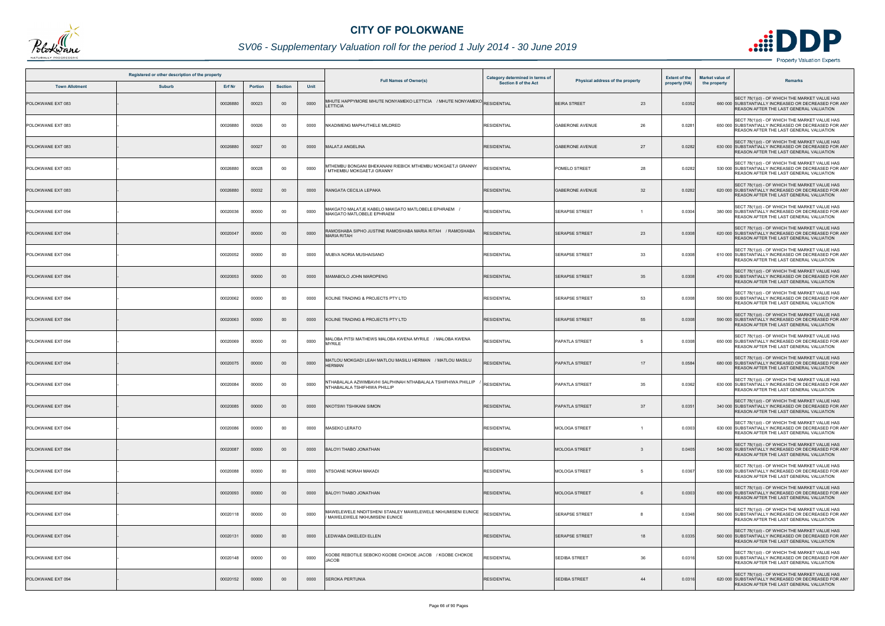# CITY OF POLOKWANE

## SV06 - Supplementary Valuation roll for the period 1 July 2014 - 30 June 2019

| Registered or other description of the property | | | | | | Full Names of Owner(s) | Category determined in terms of Section 8 of the Act | Physical address of the property | | Extent of the property (HA) | Market value of the property | Remarks |
|---|---|---|---|---|---|---|---|---|---|---|---|---|
| Town Allotment | Suburb | Erf Nr | Portion | Section | Unit | | | | | | | |
| POLOKWANE EXT 083 | - | 00026880 | 00023 | 00 | 0000 | MHUTE HAPPYMORE MHUTE NONYAMEKO LETTICIA / MHUTE NONYAMEKO LETTICIA | RESIDENTIAL | BEIRA STREET | 23 | 0.0352 | 660 000 | SECT 78(1)(d) - OF WHICH THE MARKET VALUE HAS SUBSTANTIALLY INCREASED OR DECREASED FOR ANY REASON AFTER THE LAST GENERAL VALUATION |
| POLOKWANE EXT 083 | - | 00026880 | 00026 | 00 | 0000 | NKADIMENG MAPHUTHELE MILDRED | RESIDENTIAL | GABERONE AVENUE | 26 | 0.0281 | 650 000 | SECT 78(1)(d) - OF WHICH THE MARKET VALUE HAS SUBSTANTIALLY INCREASED OR DECREASED FOR ANY REASON AFTER THE LAST GENERAL VALUATION |
| POLOKWANE EXT 083 | - | 00026880 | 00027 | 00 | 0000 | MALATJI ANGELINA | RESIDENTIAL | GABERONE AVENUE | 27 | 0.0282 | 630 000 | SECT 78(1)(d) - OF WHICH THE MARKET VALUE HAS SUBSTANTIALLY INCREASED OR DECREASED FOR ANY REASON AFTER THE LAST GENERAL VALUATION |
| POLOKWANE EXT 083 | - | 00026880 | 00028 | 00 | 0000 | MTHEMBU BONGANI BHEKANANI RIEBICK MTHEMBU MOKGAETJI GRANNY / MTHEMBU MOKGAETJI GRANNY | RESIDENTIAL | POMELO STREET | 28 | 0.0282 | 530 000 | SECT 78(1)(d) - OF WHICH THE MARKET VALUE HAS SUBSTANTIALLY INCREASED OR DECREASED FOR ANY REASON AFTER THE LAST GENERAL VALUATION |
| POLOKWANE EXT 083 | - | 00026880 | 00032 | 00 | 0000 | RANGATA CECILIA LEPAKA | RESIDENTIAL | GABERONE AVENUE | 32 | 0.0282 | 620 000 | SECT 78(1)(d) - OF WHICH THE MARKET VALUE HAS SUBSTANTIALLY INCREASED OR DECREASED FOR ANY REASON AFTER THE LAST GENERAL VALUATION |
| POLOKWANE EXT 094 | - | 00020036 | 00000 | 00 | 0000 | MAKGATO MALATJE KABELO MAKGATO MATLOBELE EPHRAEM / MAKGATO MATLOBELE EPHRAEM | RESIDENTIAL | SERAPSE STREET | 1 | 0.0304 | 380 000 | SECT 78(1)(d) - OF WHICH THE MARKET VALUE HAS SUBSTANTIALLY INCREASED OR DECREASED FOR ANY REASON AFTER THE LAST GENERAL VALUATION |
| POLOKWANE EXT 094 | - | 00020047 | 00000 | 00 | 0000 | RAMOSHABA SIPHO JUSTINE RAMOSHABA MARIA RITAH / RAMOSHABA MARIA RITAH | RESIDENTIAL | SERAPSE STREET | 23 | 0.0308 | 620 000 | SECT 78(1)(d) - OF WHICH THE MARKET VALUE HAS SUBSTANTIALLY INCREASED OR DECREASED FOR ANY REASON AFTER THE LAST GENERAL VALUATION |
| POLOKWANE EXT 094 | - | 00020052 | 00000 | 00 | 0000 | MUBVA NORIA MUSHAISANO | RESIDENTIAL | SERAPSE STREET | 33 | 0.0308 | 610 000 | SECT 78(1)(d) - OF WHICH THE MARKET VALUE HAS SUBSTANTIALLY INCREASED OR DECREASED FOR ANY REASON AFTER THE LAST GENERAL VALUATION |
| POLOKWANE EXT 094 | - | 00020053 | 00000 | 00 | 0000 | MAMABOLO JOHN MAROPENG | RESIDENTIAL | SERAPSE STREET | 35 | 0.0308 | 470 000 | SECT 78(1)(d) - OF WHICH THE MARKET VALUE HAS SUBSTANTIALLY INCREASED OR DECREASED FOR ANY REASON AFTER THE LAST GENERAL VALUATION |
| POLOKWANE EXT 094 | - | 00020062 | 00000 | 00 | 0000 | KOLINE TRADING & PROJECTS PTY LTD | RESIDENTIAL | SERAPSE STREET | 53 | 0.0308 | 550 000 | SECT 78(1)(d) - OF WHICH THE MARKET VALUE HAS SUBSTANTIALLY INCREASED OR DECREASED FOR ANY REASON AFTER THE LAST GENERAL VALUATION |
| POLOKWANE EXT 094 | - | 00020063 | 00000 | 00 | 0000 | KOLINE TRADING & PROJECTS PTY LTD | RESIDENTIAL | SERAPSE STREET | 55 | 0.0308 | 590 000 | SECT 78(1)(d) - OF WHICH THE MARKET VALUE HAS SUBSTANTIALLY INCREASED OR DECREASED FOR ANY REASON AFTER THE LAST GENERAL VALUATION |
| POLOKWANE EXT 094 | - | 00020069 | 00000 | 00 | 0000 | MALOBA PITSI MATHEWS MALOBA KWENA MYRILE / MALOBA KWENA MYRILE | RESIDENTIAL | PAPATLA STREET | 5 | 0.0308 | 650 000 | SECT 78(1)(d) - OF WHICH THE MARKET VALUE HAS SUBSTANTIALLY INCREASED OR DECREASED FOR ANY REASON AFTER THE LAST GENERAL VALUATION |
| POLOKWANE EXT 094 | - | 00020075 | 00000 | 00 | 0000 | MATLOU MOKGADI LEAH MATLOU MASILU HERMAN / MATLOU MASILU HERMAN | RESIDENTIAL | PAPATLA STREET | 17 | 0.0584 | 680 000 | SECT 78(1)(d) - OF WHICH THE MARKET VALUE HAS SUBSTANTIALLY INCREASED OR DECREASED FOR ANY REASON AFTER THE LAST GENERAL VALUATION |
| POLOKWANE EXT 094 | - | 00020084 | 00000 | 00 | 0000 | NTHABALALA AZWIMBAVHI SALPHINAH NTHABALALA TSHIFHIWA PHILLIP / NTHABALALA TSHIFHIWA PHILLIP | RESIDENTIAL | PAPATLA STREET | 35 | 0.0362 | 630 000 | SECT 78(1)(d) - OF WHICH THE MARKET VALUE HAS SUBSTANTIALLY INCREASED OR DECREASED FOR ANY REASON AFTER THE LAST GENERAL VALUATION |
| POLOKWANE EXT 094 | - | 00020085 | 00000 | 00 | 0000 | NKOTSWI TSHIKANI SIMON | RESIDENTIAL | PAPATLA STREET | 37 | 0.0351 | 340 000 | SECT 78(1)(d) - OF WHICH THE MARKET VALUE HAS SUBSTANTIALLY INCREASED OR DECREASED FOR ANY REASON AFTER THE LAST GENERAL VALUATION |
| POLOKWANE EXT 094 | - | 00020086 | 00000 | 00 | 0000 | MASEKO LERATO | RESIDENTIAL | MOLOGA STREET | 1 | 0.0303 | 630 000 | SECT 78(1)(d) - OF WHICH THE MARKET VALUE HAS SUBSTANTIALLY INCREASED OR DECREASED FOR ANY REASON AFTER THE LAST GENERAL VALUATION |
| POLOKWANE EXT 094 | - | 00020087 | 00000 | 00 | 0000 | BALOYI THABO JONATHAN | RESIDENTIAL | MOLOGA STREET | 3 | 0.0405 | 540 000 | SECT 78(1)(d) - OF WHICH THE MARKET VALUE HAS SUBSTANTIALLY INCREASED OR DECREASED FOR ANY REASON AFTER THE LAST GENERAL VALUATION |
| POLOKWANE EXT 094 | - | 00020088 | 00000 | 00 | 0000 | NTSOANE NORAH MAKADI | RESIDENTIAL | MOLOGA STREET | 5 | 0.0367 | 530 000 | SECT 78(1)(d) - OF WHICH THE MARKET VALUE HAS SUBSTANTIALLY INCREASED OR DECREASED FOR ANY REASON AFTER THE LAST GENERAL VALUATION |
| POLOKWANE EXT 094 | - | 00020093 | 00000 | 00 | 0000 | BALOYI THABO JONATHAN | RESIDENTIAL | MOLOGA STREET | 6 | 0.0303 | 650 000 | SECT 78(1)(d) - OF WHICH THE MARKET VALUE HAS SUBSTANTIALLY INCREASED OR DECREASED FOR ANY REASON AFTER THE LAST GENERAL VALUATION |
| POLOKWANE EXT 094 | - | 00020118 | 00000 | 00 | 0000 | MAWELEWELE NNDITSHENI STANLEY MAWELEWELE NKHUMISENI EUNICE / MAWELEWELE NKHUMISENI EUNICE | RESIDENTIAL | SERAPSE STREET | 8 | 0.0348 | 560 000 | SECT 78(1)(d) - OF WHICH THE MARKET VALUE HAS SUBSTANTIALLY INCREASED OR DECREASED FOR ANY REASON AFTER THE LAST GENERAL VALUATION |
| POLOKWANE EXT 094 | - | 00020131 | 00000 | 00 | 0000 | LEDWABA DIKELEDI ELLEN | RESIDENTIAL | SERAPSE STREET | 18 | 0.0335 | 560 000 | SECT 78(1)(d) - OF WHICH THE MARKET VALUE HAS SUBSTANTIALLY INCREASED OR DECREASED FOR ANY REASON AFTER THE LAST GENERAL VALUATION |
| POLOKWANE EXT 094 | - | 00020148 | 00000 | 00 | 0000 | KGOBE REBOTILE SEBOKO KGOBE CHOKOE JACOB / KGOBE CHOKOE JACOB | RESIDENTIAL | SEDIBA STREET | 36 | 0.0316 | 520 000 | SECT 78(1)(d) - OF WHICH THE MARKET VALUE HAS SUBSTANTIALLY INCREASED OR DECREASED FOR ANY REASON AFTER THE LAST GENERAL VALUATION |
| POLOKWANE EXT 094 | - | 00020152 | 00000 | 00 | 0000 | SEROKA PERTUNIA | RESIDENTIAL | SEDIBA STREET | 44 | 0.0316 | 620 000 | SECT 78(1)(d) - OF WHICH THE MARKET VALUE HAS SUBSTANTIALLY INCREASED OR DECREASED FOR ANY REASON AFTER THE LAST GENERAL VALUATION |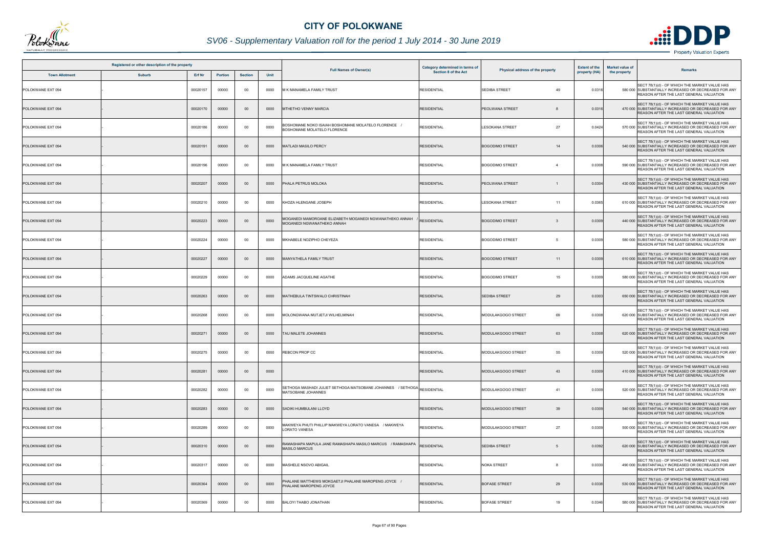# CITY OF POLOKWANE

## SV06 - Supplementary Valuation roll for the period 1 July 2014 - 30 June 2019

| Registered or other description of the property | | | | | | Full Names of Owner(s) | Category determined in terms of Section 8 of the Act | Physical address of the property | | Extent of the property (HA) | Market value of the property | Remarks |
|---|---|---|---|---|---|---|---|---|---|---|---|---|
| Town Allotment | Suburb | Erf Nr | Portion | Section | Unit | | | | | | | |
| POLOKWANE EXT 094 | - | 00020157 | 00000 | 00 | 0000 | M K MANAMELA FAMILY TRUST | RESIDENTIAL | SEDIBA STREET | 49 | 0.0316 | 580 000 | SECT 78(1)(d) - OF WHICH THE MARKET VALUE HAS SUBSTANTIALLY INCREASED OR DECREASED FOR ANY REASON AFTER THE LAST GENERAL VALUATION |
| POLOKWANE EXT 094 | - | 00020170 | 00000 | 00 | 0000 | MTHETHO VENNY MARCIA | RESIDENTIAL | PEOLWANA STREET | 8 | 0.0316 | 470 000 | SECT 78(1)(d) - OF WHICH THE MARKET VALUE HAS SUBSTANTIALLY INCREASED OR DECREASED FOR ANY REASON AFTER THE LAST GENERAL VALUATION |
| POLOKWANE EXT 094 | - | 00020186 | 00000 | 00 | 0000 | BOSHOMANE NOKO ISAIAH BOSHOMANE MOLATELO FLORENCE / BOSHOMANE MOLATELO FLORENCE | RESIDENTIAL | LESOKANA STREET | 27 | 0.0424 | 570 000 | SECT 78(1)(d) - OF WHICH THE MARKET VALUE HAS SUBSTANTIALLY INCREASED OR DECREASED FOR ANY REASON AFTER THE LAST GENERAL VALUATION |
| POLOKWANE EXT 094 | - | 00020191 | 00000 | 00 | 0000 | MATLADI MASILO PERCY | RESIDENTIAL | BOGODIMO STREET | 14 | 0.0306 | 540 000 | SECT 78(1)(d) - OF WHICH THE MARKET VALUE HAS SUBSTANTIALLY INCREASED OR DECREASED FOR ANY REASON AFTER THE LAST GENERAL VALUATION |
| POLOKWANE EXT 094 | - | 00020196 | 00000 | 00 | 0000 | M K MANAMELA FAMILY TRUST | RESIDENTIAL | BOGODIMO STREET | 4 | 0.0308 | 590 000 | SECT 78(1)(d) - OF WHICH THE MARKET VALUE HAS SUBSTANTIALLY INCREASED OR DECREASED FOR ANY REASON AFTER THE LAST GENERAL VALUATION |
| POLOKWANE EXT 094 | - | 00020207 | 00000 | 00 | 0000 | PHALA PETRUS MOLOKA | RESIDENTIAL | PEOLWANA STREET | 1 | 0.0304 | 430 000 | SECT 78(1)(d) - OF WHICH THE MARKET VALUE HAS SUBSTANTIALLY INCREASED OR DECREASED FOR ANY REASON AFTER THE LAST GENERAL VALUATION |
| POLOKWANE EXT 094 | - | 00020210 | 00000 | 00 | 0000 | KHOZA HLENGANE JOSEPH | RESIDENTIAL | LESOKANA STREET | 11 | 0.0365 | 610 000 | SECT 78(1)(d) - OF WHICH THE MARKET VALUE HAS SUBSTANTIALLY INCREASED OR DECREASED FOR ANY REASON AFTER THE LAST GENERAL VALUATION |
| POLOKWANE EXT 094 | - | 00020223 | 00000 | 00 | 0000 | MOGANEDI MAMOROANE ELIZABETH MOGANEDI NGWANATHEKO ANNAH / MOGANEDI NGWANATHEKO ANNAH | RESIDENTIAL | BOGODIMO STREET | 3 | 0.0309 | 440 000 | SECT 78(1)(d) - OF WHICH THE MARKET VALUE HAS SUBSTANTIALLY INCREASED OR DECREASED FOR ANY REASON AFTER THE LAST GENERAL VALUATION |
| POLOKWANE EXT 094 | - | 00020224 | 00000 | 00 | 0000 | MKHABELE NOZIPHO CHEYEZA | RESIDENTIAL | BOGODIMO STREET | 5 | 0.0309 | 580 000 | SECT 78(1)(d) - OF WHICH THE MARKET VALUE HAS SUBSTANTIALLY INCREASED OR DECREASED FOR ANY REASON AFTER THE LAST GENERAL VALUATION |
| POLOKWANE EXT 094 | - | 00020227 | 00000 | 00 | 0000 | MANYATHELA FAMILY TRUST | RESIDENTIAL | BOGODIMO STREET | 11 | 0.0309 | 610 000 | SECT 78(1)(d) - OF WHICH THE MARKET VALUE HAS SUBSTANTIALLY INCREASED OR DECREASED FOR ANY REASON AFTER THE LAST GENERAL VALUATION |
| POLOKWANE EXT 094 | - | 00020229 | 00000 | 00 | 0000 | ADAMS JACQUELINE AGATHE | RESIDENTIAL | BOGODIMO STREET | 15 | 0.0309 | 580 000 | SECT 78(1)(d) - OF WHICH THE MARKET VALUE HAS SUBSTANTIALLY INCREASED OR DECREASED FOR ANY REASON AFTER THE LAST GENERAL VALUATION |
| POLOKWANE EXT 094 | - | 00020263 | 00000 | 00 | 0000 | MATHEBULA TINTSWALO CHRISTINAH | RESIDENTIAL | SEDIBA STREET | 29 | 0.0303 | 650 000 | SECT 78(1)(d) - OF WHICH THE MARKET VALUE HAS SUBSTANTIALLY INCREASED OR DECREASED FOR ANY REASON AFTER THE LAST GENERAL VALUATION |
| POLOKWANE EXT 094 | - | 00020268 | 00000 | 00 | 0000 | MOLONGWANA MUTJETJI WILHELMINAH | RESIDENTIAL | MODULAKGOGO STREET | 69 | 0.0308 | 620 000 | SECT 78(1)(d) - OF WHICH THE MARKET VALUE HAS SUBSTANTIALLY INCREASED OR DECREASED FOR ANY REASON AFTER THE LAST GENERAL VALUATION |
| POLOKWANE EXT 094 | - | 00020271 | 00000 | 00 | 0000 | TAU MALETE JOHANNES | RESIDENTIAL | MODULAKGOGO STREET | 63 | 0.0308 | 620 000 | SECT 78(1)(d) - OF WHICH THE MARKET VALUE HAS SUBSTANTIALLY INCREASED OR DECREASED FOR ANY REASON AFTER THE LAST GENERAL VALUATION |
| POLOKWANE EXT 094 | - | 00020275 | 00000 | 00 | 0000 | REBCON PROP CC | RESIDENTIAL | MODULAKGOGO STREET | 55 | 0.0309 | 520 000 | SECT 78(1)(d) - OF WHICH THE MARKET VALUE HAS SUBSTANTIALLY INCREASED OR DECREASED FOR ANY REASON AFTER THE LAST GENERAL VALUATION |
| POLOKWANE EXT 094 | - | 00020281 | 00000 | 00 | 0000 | | RESIDENTIAL | MODULAKGOGO STREET | 43 | 0.0309 | 410 000 | SECT 78(1)(d) - OF WHICH THE MARKET VALUE HAS SUBSTANTIALLY INCREASED OR DECREASED FOR ANY REASON AFTER THE LAST GENERAL VALUATION |
| POLOKWANE EXT 094 | - | 00020282 | 00000 | 00 | 0000 | SETHOGA MASHADI JULIET SETHOGA MATSOBANE JOHANNES / SETHOGA MATSOBANE JOHANNES | RESIDENTIAL | MODULAKGOGO STREET | 41 | 0.0309 | 520 000 | SECT 78(1)(d) - OF WHICH THE MARKET VALUE HAS SUBSTANTIALLY INCREASED OR DECREASED FOR ANY REASON AFTER THE LAST GENERAL VALUATION |
| POLOKWANE EXT 094 | - | 00020283 | 00000 | 00 | 0000 | SADIKI HUMBULANI LLOYD | RESIDENTIAL | MODULAKGOGO STREET | 39 | 0.0309 | 540 000 | SECT 78(1)(d) - OF WHICH THE MARKET VALUE HAS SUBSTANTIALLY INCREASED OR DECREASED FOR ANY REASON AFTER THE LAST GENERAL VALUATION |
| POLOKWANE EXT 094 | - | 00020289 | 00000 | 00 | 0000 | MAKWEYA PHUTI PHILLIP MAKWEYA LORATO VANESA / MAKWEYA LORATO VANESA | RESIDENTIAL | MODULAKGOGO STREET | 27 | 0.0309 | 500 000 | SECT 78(1)(d) - OF WHICH THE MARKET VALUE HAS SUBSTANTIALLY INCREASED OR DECREASED FOR ANY REASON AFTER THE LAST GENERAL VALUATION |
| POLOKWANE EXT 094 | - | 00020310 | 00000 | 00 | 0000 | RAMASHAPA MAPULA JANE RAMASHAPA MASILO MARCUS / RAMASHAPA MASILO MARCUS | RESIDENTIAL | SEDIBA STREET | 5 | 0.0392 | 620 000 | SECT 78(1)(d) - OF WHICH THE MARKET VALUE HAS SUBSTANTIALLY INCREASED OR DECREASED FOR ANY REASON AFTER THE LAST GENERAL VALUATION |
| POLOKWANE EXT 094 | - | 00020317 | 00000 | 00 | 0000 | MASHELE NSOVO ABIGAIL | RESIDENTIAL | NOKA STREET | 8 | 0.0330 | 490 000 | SECT 78(1)(d) - OF WHICH THE MARKET VALUE HAS SUBSTANTIALLY INCREASED OR DECREASED FOR ANY REASON AFTER THE LAST GENERAL VALUATION |
| POLOKWANE EXT 094 | - | 00020364 | 00000 | 00 | 0000 | PHALANE MATTHEWS MOKGAETJI PHALANE MAROPENG JOYCE / PHALANE MAROPENG JOYCE | RESIDENTIAL | BOFASE STREET | 29 | 0.0338 | 530 000 | SECT 78(1)(d) - OF WHICH THE MARKET VALUE HAS SUBSTANTIALLY INCREASED OR DECREASED FOR ANY REASON AFTER THE LAST GENERAL VALUATION |
| POLOKWANE EXT 094 | - | 00020369 | 00000 | 00 | 0000 | BALOYI THABO JONATHAN | RESIDENTIAL | BOFASE STREET | 19 | 0.0346 | 580 000 | SECT 78(1)(d) - OF WHICH THE MARKET VALUE HAS SUBSTANTIALLY INCREASED OR DECREASED FOR ANY REASON AFTER THE LAST GENERAL VALUATION |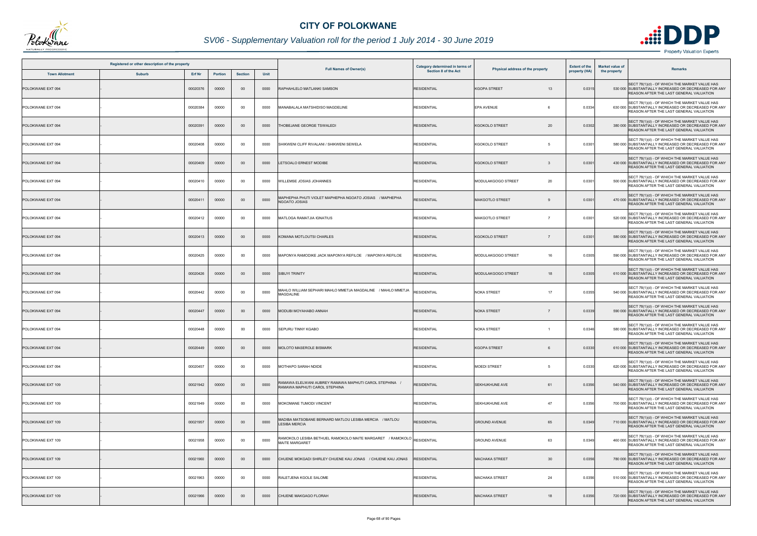# CITY OF POLOKWANE

## SV06 - Supplementary Valuation roll for the period 1 July 2014 - 30 June 2019

| Registered or other description of the property | | | | | | Full Names of Owner(s) | Category determined in terms of Section 8 of the Act | Physical address of the property | | Extent of the property (HA) | Market value of the property | Remarks |
|---|---|---|---|---|---|---|---|---|---|---|---|---|
| Town Allotment | Suburb | Erf Nr | Portion | Section | Unit | | | | | | | |
| POLOKWANE EXT 094 | - | 00020376 | 00000 | 00 | 0000 | RAPHAHLELO MATLANKI SAMSON | RESIDENTIAL | KGOPA STREET | 13 | 0.0315 | 530 000 | SECT 78(1)(d) - OF WHICH THE MARKET VALUE HAS SUBSTANTIALLY INCREASED OR DECREASED FOR ANY REASON AFTER THE LAST GENERAL VALUATION |
| POLOKWANE EXT 094 | - | 00020384 | 00000 | 00 | 0000 | MANABALALA MATSHIDISO MAGDELINE | RESIDENTIAL | EPA AVENUE | 6 | 0.0334 | 630 000 | SECT 78(1)(d) - OF WHICH THE MARKET VALUE HAS SUBSTANTIALLY INCREASED OR DECREASED FOR ANY REASON AFTER THE LAST GENERAL VALUATION |
| POLOKWANE EXT 094 | - | 00020391 | 00000 | 00 | 0000 | THOBEJANE GEORGE TSWALEDI | RESIDENTIAL | KGOKOLO STREET | 20 | 0.0302 | 380 000 | SECT 78(1)(d) - OF WHICH THE MARKET VALUE HAS SUBSTANTIALLY INCREASED OR DECREASED FOR ANY REASON AFTER THE LAST GENERAL VALUATION |
| POLOKWANE EXT 094 | - | 00020408 | 00000 | 00 | 0000 | SHIKWENI CLIFF RIVALANI / SHIKWENI SEWELA | RESIDENTIAL | KGOKOLO STREET | 5 | 0.0301 | 580 000 | SECT 78(1)(d) - OF WHICH THE MARKET VALUE HAS SUBSTANTIALLY INCREASED OR DECREASED FOR ANY REASON AFTER THE LAST GENERAL VALUATION |
| POLOKWANE EXT 094 | - | 00020409 | 00000 | 00 | 0000 | LETSOALO ERNEST MODIBE | RESIDENTIAL | KGOKOLO STREET | 3 | 0.0301 | 430 000 | SECT 78(1)(d) - OF WHICH THE MARKET VALUE HAS SUBSTANTIALLY INCREASED OR DECREASED FOR ANY REASON AFTER THE LAST GENERAL VALUATION |
| POLOKWANE EXT 094 | - | 00020410 | 00000 | 00 | 0000 | WILLEMSE JOSIAS JOHANNES | RESIDENTIAL | MODULAKGOGO STREET | 20 | 0.0301 | 500 000 | SECT 78(1)(d) - OF WHICH THE MARKET VALUE HAS SUBSTANTIALLY INCREASED OR DECREASED FOR ANY REASON AFTER THE LAST GENERAL VALUATION |
| POLOKWANE EXT 094 | - | 00020411 | 00000 | 00 | 0000 | MAPHEPHA PHUTI VIOLET MAPHEPHA NGOATO JOSIAS / MAPHEPHA NGOATO JOSIAS | RESIDENTIAL | MAKGOTLO STREET | 9 | 0.0301 | 470 000 | SECT 78(1)(d) - OF WHICH THE MARKET VALUE HAS SUBSTANTIALLY INCREASED OR DECREASED FOR ANY REASON AFTER THE LAST GENERAL VALUATION |
| POLOKWANE EXT 094 | - | 00020412 | 00000 | 00 | 0000 | MATLOGA RAMATJIA IGNATIUS | RESIDENTIAL | MAKGOTLO STREET | 7 | 0.0301 | 520 000 | SECT 78(1)(d) - OF WHICH THE MARKET VALUE HAS SUBSTANTIALLY INCREASED OR DECREASED FOR ANY REASON AFTER THE LAST GENERAL VALUATION |
| POLOKWANE EXT 094 | - | 00020413 | 00000 | 00 | 0000 | KOMANA MOTLOUTSI CHARLES | RESIDENTIAL | KGOKOLO STREET | 7 | 0.0301 | 580 000 | SECT 78(1)(d) - OF WHICH THE MARKET VALUE HAS SUBSTANTIALLY INCREASED OR DECREASED FOR ANY REASON AFTER THE LAST GENERAL VALUATION |
| POLOKWANE EXT 094 | - | 00020425 | 00000 | 00 | 0000 | MAPONYA RAMODIKE JACK MAPONYA REFILOE / MAPONYA REFILOE | RESIDENTIAL | MODULAKGOGO STREET | 16 | 0.0305 | 590 000 | SECT 78(1)(d) - OF WHICH THE MARKET VALUE HAS SUBSTANTIALLY INCREASED OR DECREASED FOR ANY REASON AFTER THE LAST GENERAL VALUATION |
| POLOKWANE EXT 094 | - | 00020426 | 00000 | 00 | 0000 | SIBUYI TRINITY | RESIDENTIAL | MODULAKGOGO STREET | 18 | 0.0305 | 610 000 | SECT 78(1)(d) - OF WHICH THE MARKET VALUE HAS SUBSTANTIALLY INCREASED OR DECREASED FOR ANY REASON AFTER THE LAST GENERAL VALUATION |
| POLOKWANE EXT 094 | - | 00020442 | 00000 | 00 | 0000 | MAHLO WILLIAM SEPHARI MAHLO MMETJA MAGDALINE / MAHLO MMETJA MAGDALINE | RESIDENTIAL | NOKA STREET | 17 | 0.0355 | 540 000 | SECT 78(1)(d) - OF WHICH THE MARKET VALUE HAS SUBSTANTIALLY INCREASED OR DECREASED FOR ANY REASON AFTER THE LAST GENERAL VALUATION |
| POLOKWANE EXT 094 | - | 00020447 | 00000 | 00 | 0000 | MODUBI MOYAHABO ANNAH | RESIDENTIAL | NOKA STREET | 7 | 0.0339 | 590 000 | SECT 78(1)(d) - OF WHICH THE MARKET VALUE HAS SUBSTANTIALLY INCREASED OR DECREASED FOR ANY REASON AFTER THE LAST GENERAL VALUATION |
| POLOKWANE EXT 094 | - | 00020448 | 00000 | 00 | 0000 | SEPURU TINNY KGABO | RESIDENTIAL | NOKA STREET | 1 | 0.0346 | 580 000 | SECT 78(1)(d) - OF WHICH THE MARKET VALUE HAS SUBSTANTIALLY INCREASED OR DECREASED FOR ANY REASON AFTER THE LAST GENERAL VALUATION |
| POLOKWANE EXT 094 | - | 00020449 | 00000 | 00 | 0000 | MOLOTO MASEROLE BISMARK | RESIDENTIAL | KGOPA STREET | 6 | 0.0330 | 610 000 | SECT 78(1)(d) - OF WHICH THE MARKET VALUE HAS SUBSTANTIALLY INCREASED OR DECREASED FOR ANY REASON AFTER THE LAST GENERAL VALUATION |
| POLOKWANE EXT 094 | - | 00020457 | 00000 | 00 | 0000 | MOTHAPO SARAH NDIDE | RESIDENTIAL | MOEDI STREET | 5 | 0.0330 | 620 000 | SECT 78(1)(d) - OF WHICH THE MARKET VALUE HAS SUBSTANTIALLY INCREASED OR DECREASED FOR ANY REASON AFTER THE LAST GENERAL VALUATION |
| POLOKWANE EXT 109 | - | 00021942 | 00000 | 00 | 0000 | RAMAWA ELELWANI AUBREY RAMAWA MAPHUTI CAROL STEPHINA / RAMAWA MAPHUTI CAROL STEPHINA | RESIDENTIAL | SEKHUKHUNE AVE | 61 | 0.0356 | 540 000 | SECT 78(1)(d) - OF WHICH THE MARKET VALUE HAS SUBSTANTIALLY INCREASED OR DECREASED FOR ANY REASON AFTER THE LAST GENERAL VALUATION |
| POLOKWANE EXT 109 | - | 00021949 | 00000 | 00 | 0000 | MOKOMANE TUMODI VINCENT | RESIDENTIAL | SEKHUKHUNE AVE | 47 | 0.0356 | 700 000 | SECT 78(1)(d) - OF WHICH THE MARKET VALUE HAS SUBSTANTIALLY INCREASED OR DECREASED FOR ANY REASON AFTER THE LAST GENERAL VALUATION |
| POLOKWANE EXT 109 | - | 00021957 | 00000 | 00 | 0000 | MADIBA MATSOBANE BERNARD MATLOU LESIBA MERCIA / MATLOU LESIBA MERCIA | RESIDENTIAL | GROUND AVENUE | 65 | 0.0349 | 710 000 | SECT 78(1)(d) - OF WHICH THE MARKET VALUE HAS SUBSTANTIALLY INCREASED OR DECREASED FOR ANY REASON AFTER THE LAST GENERAL VALUATION |
| POLOKWANE EXT 109 | - | 00021958 | 00000 | 00 | 0000 | RAMOKOLO LESIBA BETHUEL RAMOKOLO MAITE MARGARET / RAMOKOLO MAITE MARGARET | RESIDENTIAL | GROUND AVENUE | 63 | 0.0349 | 460 000 | SECT 78(1)(d) - OF WHICH THE MARKET VALUE HAS SUBSTANTIALLY INCREASED OR DECREASED FOR ANY REASON AFTER THE LAST GENERAL VALUATION |
| POLOKWANE EXT 109 | - | 00021960 | 00000 | 00 | 0000 | CHUENE MOKGADI SHIRLEY CHUENE KAU JONAS / CHUENE KAU JONAS | RESIDENTIAL | MACHAKA STREET | 30 | 0.0356 | 780 000 | SECT 78(1)(d) - OF WHICH THE MARKET VALUE HAS SUBSTANTIALLY INCREASED OR DECREASED FOR ANY REASON AFTER THE LAST GENERAL VALUATION |
| POLOKWANE EXT 109 | - | 00021963 | 00000 | 00 | 0000 | RALETJENA KGOLE SALOME | RESIDENTIAL | MACHAKA STREET | 24 | 0.0356 | 510 000 | SECT 78(1)(d) - OF WHICH THE MARKET VALUE HAS SUBSTANTIALLY INCREASED OR DECREASED FOR ANY REASON AFTER THE LAST GENERAL VALUATION |
| POLOKWANE EXT 109 | - | 00021966 | 00000 | 00 | 0000 | CHUENE MAKGAGO FLORAH | RESIDENTIAL | MACHAKA STREET | 18 | 0.0356 | 720 000 | SECT 78(1)(d) - OF WHICH THE MARKET VALUE HAS SUBSTANTIALLY INCREASED OR DECREASED FOR ANY REASON AFTER THE LAST GENERAL VALUATION |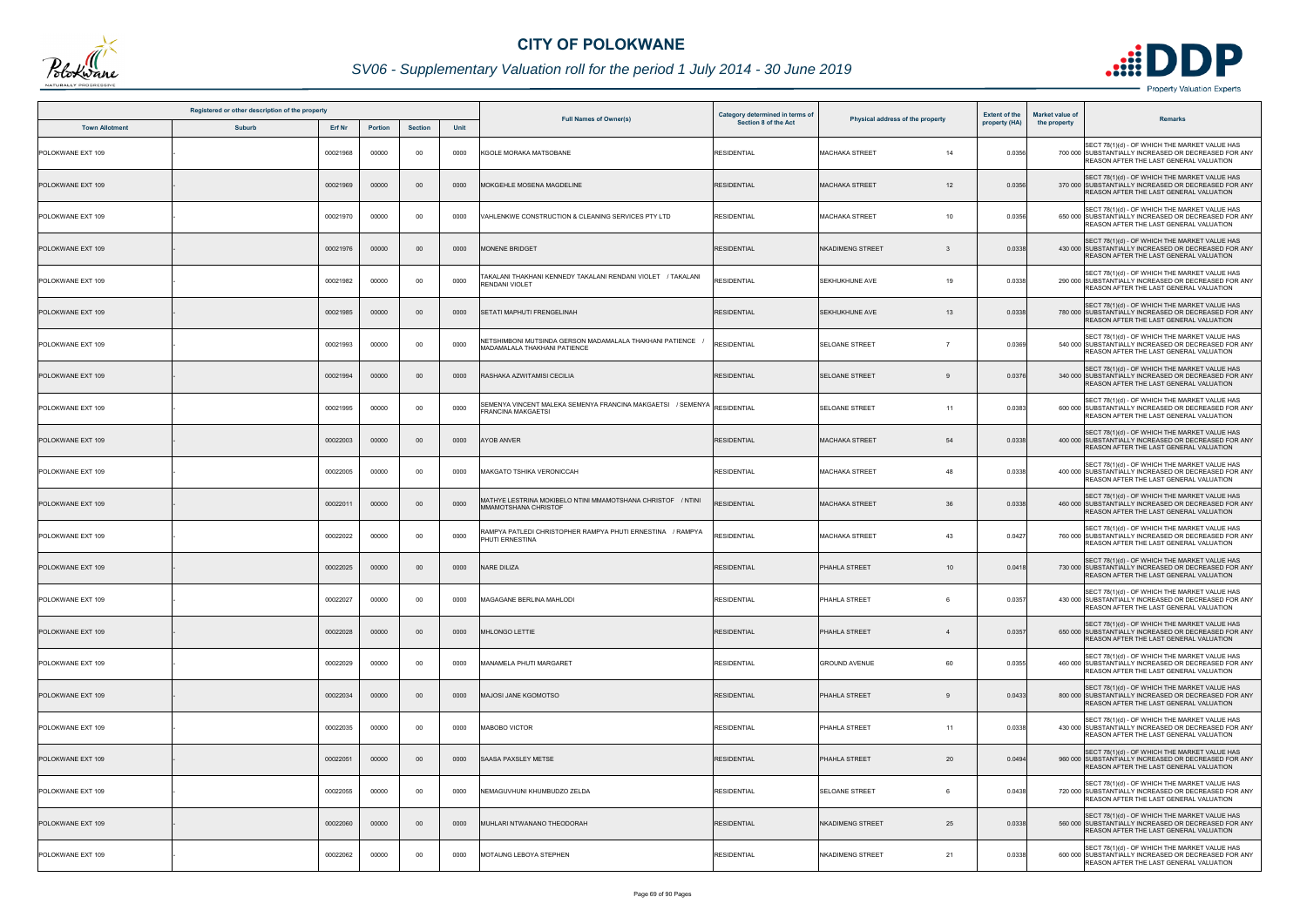# CITY OF POLOKWANE

## SV06 - Supplementary Valuation roll for the period 1 July 2014 - 30 June 2019

| Registered or other description of the property | | | | | | Full Names of Owner(s) | Category determined in terms of Section 8 of the Act | Physical address of the property | | Extent of the property (HA) | Market value of the property | Remarks |
|---|---|---|---|---|---|---|---|---|---|---|---|---|
| Town Allotment | Suburb | Erf Nr | Portion | Section | Unit | | | | | | | |
| POLOKWANE EXT 109 | - | 00021968 | 00000 | 00 | 0000 | KGOLE MORAKA MATSOBANE | RESIDENTIAL | MACHAKA STREET | 14 | 0.0356 | 700 000 | SECT 78(1)(d) - OF WHICH THE MARKET VALUE HAS SUBSTANTIALLY INCREASED OR DECREASED FOR ANY REASON AFTER THE LAST GENERAL VALUATION |
| POLOKWANE EXT 109 | - | 00021969 | 00000 | 00 | 0000 | MOKGEHLE MOSENA MAGDELINE | RESIDENTIAL | MACHAKA STREET | 12 | 0.0356 | 370 000 | SECT 78(1)(d) - OF WHICH THE MARKET VALUE HAS SUBSTANTIALLY INCREASED OR DECREASED FOR ANY REASON AFTER THE LAST GENERAL VALUATION |
| POLOKWANE EXT 109 | - | 00021970 | 00000 | 00 | 0000 | VAHLENKWE CONSTRUCTION & CLEANING SERVICES PTY LTD | RESIDENTIAL | MACHAKA STREET | 10 | 0.0356 | 650 000 | SECT 78(1)(d) - OF WHICH THE MARKET VALUE HAS SUBSTANTIALLY INCREASED OR DECREASED FOR ANY REASON AFTER THE LAST GENERAL VALUATION |
| POLOKWANE EXT 109 | - | 00021976 | 00000 | 00 | 0000 | MONENE BRIDGET | RESIDENTIAL | NKADIMENG STREET | 3 | 0.0338 | 430 000 | SECT 78(1)(d) - OF WHICH THE MARKET VALUE HAS SUBSTANTIALLY INCREASED OR DECREASED FOR ANY REASON AFTER THE LAST GENERAL VALUATION |
| POLOKWANE EXT 109 | - | 00021982 | 00000 | 00 | 0000 | TAKALANI THAKHANI KENNEDY TAKALANI RENDANI VIOLET / TAKALANI RENDANI VIOLET | RESIDENTIAL | SEKHUKHUNE AVE | 19 | 0.0338 | 290 000 | SECT 78(1)(d) - OF WHICH THE MARKET VALUE HAS SUBSTANTIALLY INCREASED OR DECREASED FOR ANY REASON AFTER THE LAST GENERAL VALUATION |
| POLOKWANE EXT 109 | - | 00021985 | 00000 | 00 | 0000 | SETATI MAPHUTI FRENGELINAH | RESIDENTIAL | SEKHUKHUNE AVE | 13 | 0.0338 | 780 000 | SECT 78(1)(d) - OF WHICH THE MARKET VALUE HAS SUBSTANTIALLY INCREASED OR DECREASED FOR ANY REASON AFTER THE LAST GENERAL VALUATION |
| POLOKWANE EXT 109 | - | 00021993 | 00000 | 00 | 0000 | NETSHIMBONI MUTSINDA GERSON MADAMALALA THAKHANI PATIENCE / MADAMALALA THAKHANI PATIENCE | RESIDENTIAL | SELOANE STREET | 7 | 0.0369 | 540 000 | SECT 78(1)(d) - OF WHICH THE MARKET VALUE HAS SUBSTANTIALLY INCREASED OR DECREASED FOR ANY REASON AFTER THE LAST GENERAL VALUATION |
| POLOKWANE EXT 109 | - | 00021994 | 00000 | 00 | 0000 | RASHAKA AZWITAMISI CECILIA | RESIDENTIAL | SELOANE STREET | 9 | 0.0376 | 340 000 | SECT 78(1)(d) - OF WHICH THE MARKET VALUE HAS SUBSTANTIALLY INCREASED OR DECREASED FOR ANY REASON AFTER THE LAST GENERAL VALUATION |
| POLOKWANE EXT 109 | - | 00021995 | 00000 | 00 | 0000 | SEMENYA VINCENT MALEKA SEMENYA FRANCINA MAKGAETSI / SEMENYA FRANCINA MAKGAETSI | RESIDENTIAL | SELOANE STREET | 11 | 0.0383 | 600 000 | SECT 78(1)(d) - OF WHICH THE MARKET VALUE HAS SUBSTANTIALLY INCREASED OR DECREASED FOR ANY REASON AFTER THE LAST GENERAL VALUATION |
| POLOKWANE EXT 109 | - | 00022003 | 00000 | 00 | 0000 | AYOB ANVER | RESIDENTIAL | MACHAKA STREET | 54 | 0.0338 | 400 000 | SECT 78(1)(d) - OF WHICH THE MARKET VALUE HAS SUBSTANTIALLY INCREASED OR DECREASED FOR ANY REASON AFTER THE LAST GENERAL VALUATION |
| POLOKWANE EXT 109 | - | 00022005 | 00000 | 00 | 0000 | MAKGATO TSHIKA VERONICCAH | RESIDENTIAL | MACHAKA STREET | 48 | 0.0338 | 400 000 | SECT 78(1)(d) - OF WHICH THE MARKET VALUE HAS SUBSTANTIALLY INCREASED OR DECREASED FOR ANY REASON AFTER THE LAST GENERAL VALUATION |
| POLOKWANE EXT 109 | - | 00022011 | 00000 | 00 | 0000 | MATHYE LESTRINA MOKIBELO NTINI MMAMOTSHANA CHRISTOF / NTINI MMAMOTSHANA CHRISTOF | RESIDENTIAL | MACHAKA STREET | 36 | 0.0338 | 460 000 | SECT 78(1)(d) - OF WHICH THE MARKET VALUE HAS SUBSTANTIALLY INCREASED OR DECREASED FOR ANY REASON AFTER THE LAST GENERAL VALUATION |
| POLOKWANE EXT 109 | - | 00022022 | 00000 | 00 | 0000 | RAMPYA PATLEDI CHRISTOPHER RAMPYA PHUTI ERNESTINA / RAMPYA PHUTI ERNESTINA | RESIDENTIAL | MACHAKA STREET | 43 | 0.0427 | 760 000 | SECT 78(1)(d) - OF WHICH THE MARKET VALUE HAS SUBSTANTIALLY INCREASED OR DECREASED FOR ANY REASON AFTER THE LAST GENERAL VALUATION |
| POLOKWANE EXT 109 | - | 00022025 | 00000 | 00 | 0000 | NARE DILIZA | RESIDENTIAL | PHAHLA STREET | 10 | 0.0418 | 730 000 | SECT 78(1)(d) - OF WHICH THE MARKET VALUE HAS SUBSTANTIALLY INCREASED OR DECREASED FOR ANY REASON AFTER THE LAST GENERAL VALUATION |
| POLOKWANE EXT 109 | - | 00022027 | 00000 | 00 | 0000 | MAGAGANE BERLINA MAHLODI | RESIDENTIAL | PHAHLA STREET | 6 | 0.0357 | 430 000 | SECT 78(1)(d) - OF WHICH THE MARKET VALUE HAS SUBSTANTIALLY INCREASED OR DECREASED FOR ANY REASON AFTER THE LAST GENERAL VALUATION |
| POLOKWANE EXT 109 | - | 00022028 | 00000 | 00 | 0000 | MHLONGO LETTIE | RESIDENTIAL | PHAHLA STREET | 4 | 0.0357 | 650 000 | SECT 78(1)(d) - OF WHICH THE MARKET VALUE HAS SUBSTANTIALLY INCREASED OR DECREASED FOR ANY REASON AFTER THE LAST GENERAL VALUATION |
| POLOKWANE EXT 109 | - | 00022029 | 00000 | 00 | 0000 | MANAMELA PHUTI MARGARET | RESIDENTIAL | GROUND AVENUE | 60 | 0.0355 | 460 000 | SECT 78(1)(d) - OF WHICH THE MARKET VALUE HAS SUBSTANTIALLY INCREASED OR DECREASED FOR ANY REASON AFTER THE LAST GENERAL VALUATION |
| POLOKWANE EXT 109 | - | 00022034 | 00000 | 00 | 0000 | MAJOSI JANE KGOMOTSO | RESIDENTIAL | PHAHLA STREET | 9 | 0.0433 | 800 000 | SECT 78(1)(d) - OF WHICH THE MARKET VALUE HAS SUBSTANTIALLY INCREASED OR DECREASED FOR ANY REASON AFTER THE LAST GENERAL VALUATION |
| POLOKWANE EXT 109 | - | 00022035 | 00000 | 00 | 0000 | MABOBO VICTOR | RESIDENTIAL | PHAHLA STREET | 11 | 0.0338 | 430 000 | SECT 78(1)(d) - OF WHICH THE MARKET VALUE HAS SUBSTANTIALLY INCREASED OR DECREASED FOR ANY REASON AFTER THE LAST GENERAL VALUATION |
| POLOKWANE EXT 109 | - | 00022051 | 00000 | 00 | 0000 | SAASA PAXSLEY METSE | RESIDENTIAL | PHAHLA STREET | 20 | 0.0494 | 960 000 | SECT 78(1)(d) - OF WHICH THE MARKET VALUE HAS SUBSTANTIALLY INCREASED OR DECREASED FOR ANY REASON AFTER THE LAST GENERAL VALUATION |
| POLOKWANE EXT 109 | - | 00022055 | 00000 | 00 | 0000 | NEMAGUVHUNI KHUMBUDZO ZELDA | RESIDENTIAL | SELOANE STREET | 6 | 0.0438 | 720 000 | SECT 78(1)(d) - OF WHICH THE MARKET VALUE HAS SUBSTANTIALLY INCREASED OR DECREASED FOR ANY REASON AFTER THE LAST GENERAL VALUATION |
| POLOKWANE EXT 109 | - | 00022060 | 00000 | 00 | 0000 | MUHLARI NTWANANO THEODORAH | RESIDENTIAL | NKADIMENG STREET | 25 | 0.0338 | 560 000 | SECT 78(1)(d) - OF WHICH THE MARKET VALUE HAS SUBSTANTIALLY INCREASED OR DECREASED FOR ANY REASON AFTER THE LAST GENERAL VALUATION |
| POLOKWANE EXT 109 | - | 00022062 | 00000 | 00 | 0000 | MOTAUNG LEBOYA STEPHEN | RESIDENTIAL | NKADIMENG STREET | 21 | 0.0338 | 600 000 | SECT 78(1)(d) - OF WHICH THE MARKET VALUE HAS SUBSTANTIALLY INCREASED OR DECREASED FOR ANY REASON AFTER THE LAST GENERAL VALUATION |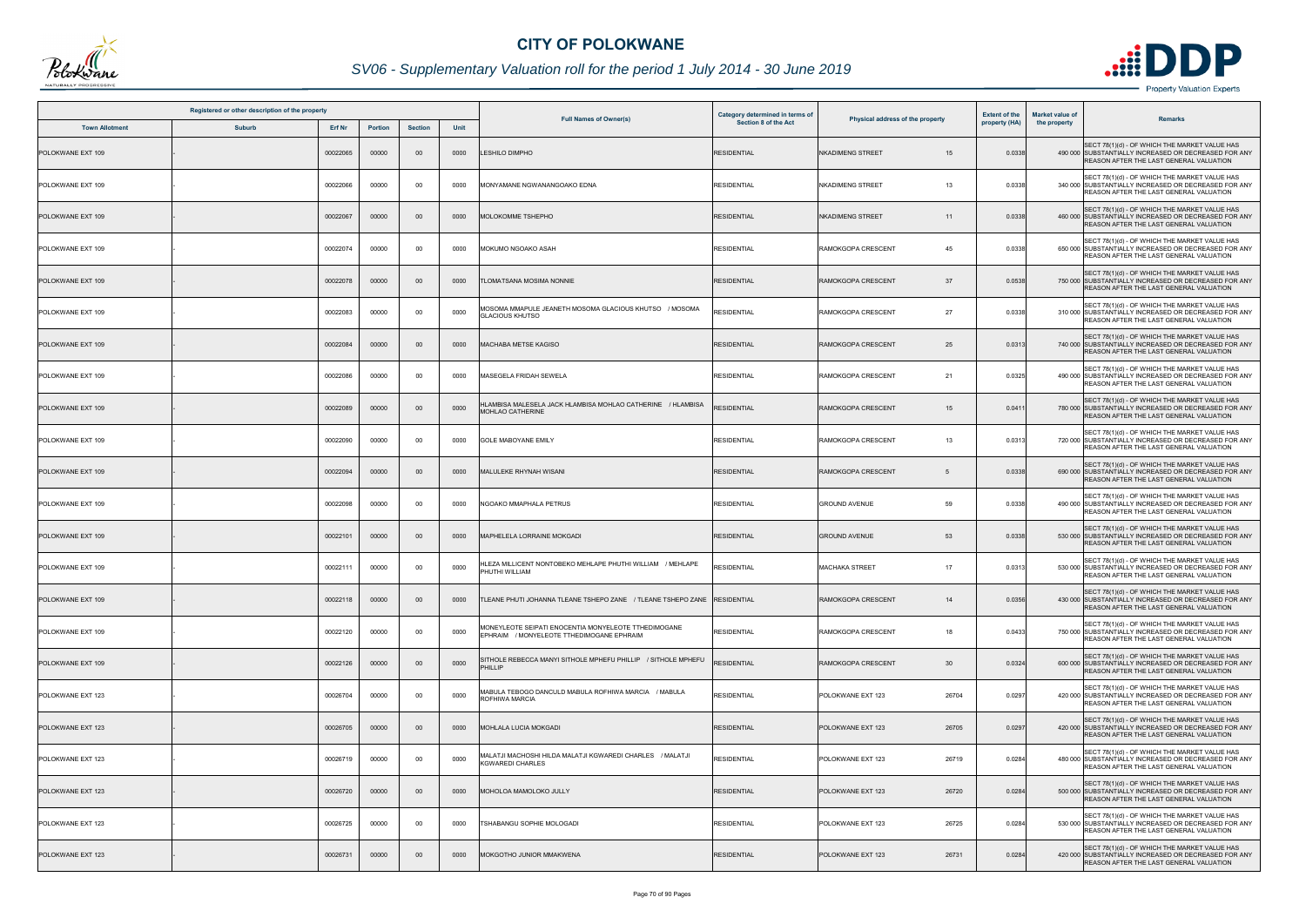# CITY OF POLOKWANE

## SV06 - Supplementary Valuation roll for the period 1 July 2014 - 30 June 2019

| Registered or other description of the property | | | | | | Full Names of Owner(s) | Category determined in terms of Section 8 of the Act | Physical address of the property | | Extent of the property (HA) | Market value of the property | Remarks |
|---|---|---|---|---|---|---|---|---|---|---|---|---|
| Town Allotment | Suburb | Erf Nr | Portion | Section | Unit | | | | | | | |
| POLOKWANE EXT 109 | - | 00022065 | 00000 | 00 | 0000 | LESHILO DIMPHO | RESIDENTIAL | NKADIMENG STREET | 15 | 0.0338 | 490 000 | SECT 78(1)(d) - OF WHICH THE MARKET VALUE HAS SUBSTANTIALLY INCREASED OR DECREASED FOR ANY REASON AFTER THE LAST GENERAL VALUATION |
| POLOKWANE EXT 109 | - | 00022066 | 00000 | 00 | 0000 | MONYAMANE NGWANANGOAKO EDNA | RESIDENTIAL | NKADIMENG STREET | 13 | 0.0338 | 340 000 | SECT 78(1)(d) - OF WHICH THE MARKET VALUE HAS SUBSTANTIALLY INCREASED OR DECREASED FOR ANY REASON AFTER THE LAST GENERAL VALUATION |
| POLOKWANE EXT 109 | - | 00022067 | 00000 | 00 | 0000 | MOLOKOMME TSHEPHO | RESIDENTIAL | NKADIMENG STREET | 11 | 0.0338 | 460 000 | SECT 78(1)(d) - OF WHICH THE MARKET VALUE HAS SUBSTANTIALLY INCREASED OR DECREASED FOR ANY REASON AFTER THE LAST GENERAL VALUATION |
| POLOKWANE EXT 109 | - | 00022074 | 00000 | 00 | 0000 | MOKUMO NGOAKO ASAH | RESIDENTIAL | RAMOKGOPA CRESCENT | 45 | 0.0338 | 650 000 | SECT 78(1)(d) - OF WHICH THE MARKET VALUE HAS SUBSTANTIALLY INCREASED OR DECREASED FOR ANY REASON AFTER THE LAST GENERAL VALUATION |
| POLOKWANE EXT 109 | - | 00022078 | 00000 | 00 | 0000 | TLOMATSANA MOSIMA NONNIE | RESIDENTIAL | RAMOKGOPA CRESCENT | 37 | 0.0538 | 750 000 | SECT 78(1)(d) - OF WHICH THE MARKET VALUE HAS SUBSTANTIALLY INCREASED OR DECREASED FOR ANY REASON AFTER THE LAST GENERAL VALUATION |
| POLOKWANE EXT 109 | - | 00022083 | 00000 | 00 | 0000 | MOSOMA MMAPULE JEANETH MOSOMA GLACIOUS KHUTSO / MOSOMA GLACIOUS KHUTSO | RESIDENTIAL | RAMOKGOPA CRESCENT | 27 | 0.0338 | 310 000 | SECT 78(1)(d) - OF WHICH THE MARKET VALUE HAS SUBSTANTIALLY INCREASED OR DECREASED FOR ANY REASON AFTER THE LAST GENERAL VALUATION |
| POLOKWANE EXT 109 | - | 00022084 | 00000 | 00 | 0000 | MACHABA METSE KAGISO | RESIDENTIAL | RAMOKGOPA CRESCENT | 25 | 0.0313 | 740 000 | SECT 78(1)(d) - OF WHICH THE MARKET VALUE HAS SUBSTANTIALLY INCREASED OR DECREASED FOR ANY REASON AFTER THE LAST GENERAL VALUATION |
| POLOKWANE EXT 109 | - | 00022086 | 00000 | 00 | 0000 | MASEGELA FRIDAH SEWELA | RESIDENTIAL | RAMOKGOPA CRESCENT | 21 | 0.0325 | 490 000 | SECT 78(1)(d) - OF WHICH THE MARKET VALUE HAS SUBSTANTIALLY INCREASED OR DECREASED FOR ANY REASON AFTER THE LAST GENERAL VALUATION |
| POLOKWANE EXT 109 | - | 00022089 | 00000 | 00 | 0000 | HLAMBISA MALESELA JACK HLAMBISA MOHLAO CATHERINE / HLAMBISA MOHLAO CATHERINE | RESIDENTIAL | RAMOKGOPA CRESCENT | 15 | 0.0411 | 780 000 | SECT 78(1)(d) - OF WHICH THE MARKET VALUE HAS SUBSTANTIALLY INCREASED OR DECREASED FOR ANY REASON AFTER THE LAST GENERAL VALUATION |
| POLOKWANE EXT 109 | - | 00022090 | 00000 | 00 | 0000 | GOLE MABOYANE EMILY | RESIDENTIAL | RAMOKGOPA CRESCENT | 13 | 0.0313 | 720 000 | SECT 78(1)(d) - OF WHICH THE MARKET VALUE HAS SUBSTANTIALLY INCREASED OR DECREASED FOR ANY REASON AFTER THE LAST GENERAL VALUATION |
| POLOKWANE EXT 109 | - | 00022094 | 00000 | 00 | 0000 | MALULEKE RHYNAH WISANI | RESIDENTIAL | RAMOKGOPA CRESCENT | 5 | 0.0338 | 690 000 | SECT 78(1)(d) - OF WHICH THE MARKET VALUE HAS SUBSTANTIALLY INCREASED OR DECREASED FOR ANY REASON AFTER THE LAST GENERAL VALUATION |
| POLOKWANE EXT 109 | - | 00022098 | 00000 | 00 | 0000 | NGOAKO MMAPHALA PETRUS | RESIDENTIAL | GROUND AVENUE | 59 | 0.0338 | 490 000 | SECT 78(1)(d) - OF WHICH THE MARKET VALUE HAS SUBSTANTIALLY INCREASED OR DECREASED FOR ANY REASON AFTER THE LAST GENERAL VALUATION |
| POLOKWANE EXT 109 | - | 00022101 | 00000 | 00 | 0000 | MAPHELELA LORRAINE MOKGADI | RESIDENTIAL | GROUND AVENUE | 53 | 0.0338 | 530 000 | SECT 78(1)(d) - OF WHICH THE MARKET VALUE HAS SUBSTANTIALLY INCREASED OR DECREASED FOR ANY REASON AFTER THE LAST GENERAL VALUATION |
| POLOKWANE EXT 109 | - | 00022111 | 00000 | 00 | 0000 | HLEZA MILLICENT NONTOBEKO MEHLAPE PHUTHI WILLIAM / MEHLAPE PHUTHI WILLIAM | RESIDENTIAL | MACHAKA STREET | 17 | 0.0313 | 530 000 | SECT 78(1)(d) - OF WHICH THE MARKET VALUE HAS SUBSTANTIALLY INCREASED OR DECREASED FOR ANY REASON AFTER THE LAST GENERAL VALUATION |
| POLOKWANE EXT 109 | - | 00022118 | 00000 | 00 | 0000 | TLEANE PHUTI JOHANNA TLEANE TSHEPO ZANE / TLEANE TSHEPO ZANE | RESIDENTIAL | RAMOKGOPA CRESCENT | 14 | 0.0356 | 430 000 | SECT 78(1)(d) - OF WHICH THE MARKET VALUE HAS SUBSTANTIALLY INCREASED OR DECREASED FOR ANY REASON AFTER THE LAST GENERAL VALUATION |
| POLOKWANE EXT 109 | - | 00022120 | 00000 | 00 | 0000 | MONEYLEOTE SEIPATI ENOCENTIA MONYELEOTE TTHEDIMOGANE EPHRAIM / MONYELEOTE TTHEDIMOGANE EPHRAIM | RESIDENTIAL | RAMOKGOPA CRESCENT | 18 | 0.0433 | 750 000 | SECT 78(1)(d) - OF WHICH THE MARKET VALUE HAS SUBSTANTIALLY INCREASED OR DECREASED FOR ANY REASON AFTER THE LAST GENERAL VALUATION |
| POLOKWANE EXT 109 | - | 00022126 | 00000 | 00 | 0000 | SITHOLE REBECCA MANYI SITHOLE MPHEFU PHILLIP / SITHOLE MPHEFU PHILLIP | RESIDENTIAL | RAMOKGOPA CRESCENT | 30 | 0.0324 | 600 000 | SECT 78(1)(d) - OF WHICH THE MARKET VALUE HAS SUBSTANTIALLY INCREASED OR DECREASED FOR ANY REASON AFTER THE LAST GENERAL VALUATION |
| POLOKWANE EXT 123 | - | 00026704 | 00000 | 00 | 0000 | MABULA TEBOGO DANCULD MABULA ROFHIWA MARCIA / MABULA ROFHIWA MARCIA | RESIDENTIAL | POLOKWANE EXT 123 | 26704 | 0.0297 | 420 000 | SECT 78(1)(d) - OF WHICH THE MARKET VALUE HAS SUBSTANTIALLY INCREASED OR DECREASED FOR ANY REASON AFTER THE LAST GENERAL VALUATION |
| POLOKWANE EXT 123 | - | 00026705 | 00000 | 00 | 0000 | MOHLALA LUCIA MOKGADI | RESIDENTIAL | POLOKWANE EXT 123 | 26705 | 0.0297 | 420 000 | SECT 78(1)(d) - OF WHICH THE MARKET VALUE HAS SUBSTANTIALLY INCREASED OR DECREASED FOR ANY REASON AFTER THE LAST GENERAL VALUATION |
| POLOKWANE EXT 123 | - | 00026719 | 00000 | 00 | 0000 | MALATJI MACHOSHI HILDA MALATJI KGWAREDI CHARLES / MALATJI KGWAREDI CHARLES | RESIDENTIAL | POLOKWANE EXT 123 | 26719 | 0.0284 | 480 000 | SECT 78(1)(d) - OF WHICH THE MARKET VALUE HAS SUBSTANTIALLY INCREASED OR DECREASED FOR ANY REASON AFTER THE LAST GENERAL VALUATION |
| POLOKWANE EXT 123 | - | 00026720 | 00000 | 00 | 0000 | MOHOLOA MAMOLOKO JULLY | RESIDENTIAL | POLOKWANE EXT 123 | 26720 | 0.0284 | 500 000 | SECT 78(1)(d) - OF WHICH THE MARKET VALUE HAS SUBSTANTIALLY INCREASED OR DECREASED FOR ANY REASON AFTER THE LAST GENERAL VALUATION |
| POLOKWANE EXT 123 | - | 00026725 | 00000 | 00 | 0000 | TSHABANGU SOPHIE MOLOGADI | RESIDENTIAL | POLOKWANE EXT 123 | 26725 | 0.0284 | 530 000 | SECT 78(1)(d) - OF WHICH THE MARKET VALUE HAS SUBSTANTIALLY INCREASED OR DECREASED FOR ANY REASON AFTER THE LAST GENERAL VALUATION |
| POLOKWANE EXT 123 | - | 00026731 | 00000 | 00 | 0000 | MOKGOTHO JUNIOR MMAKWENA | RESIDENTIAL | POLOKWANE EXT 123 | 26731 | 0.0284 | 420 000 | SECT 78(1)(d) - OF WHICH THE MARKET VALUE HAS SUBSTANTIALLY INCREASED OR DECREASED FOR ANY REASON AFTER THE LAST GENERAL VALUATION |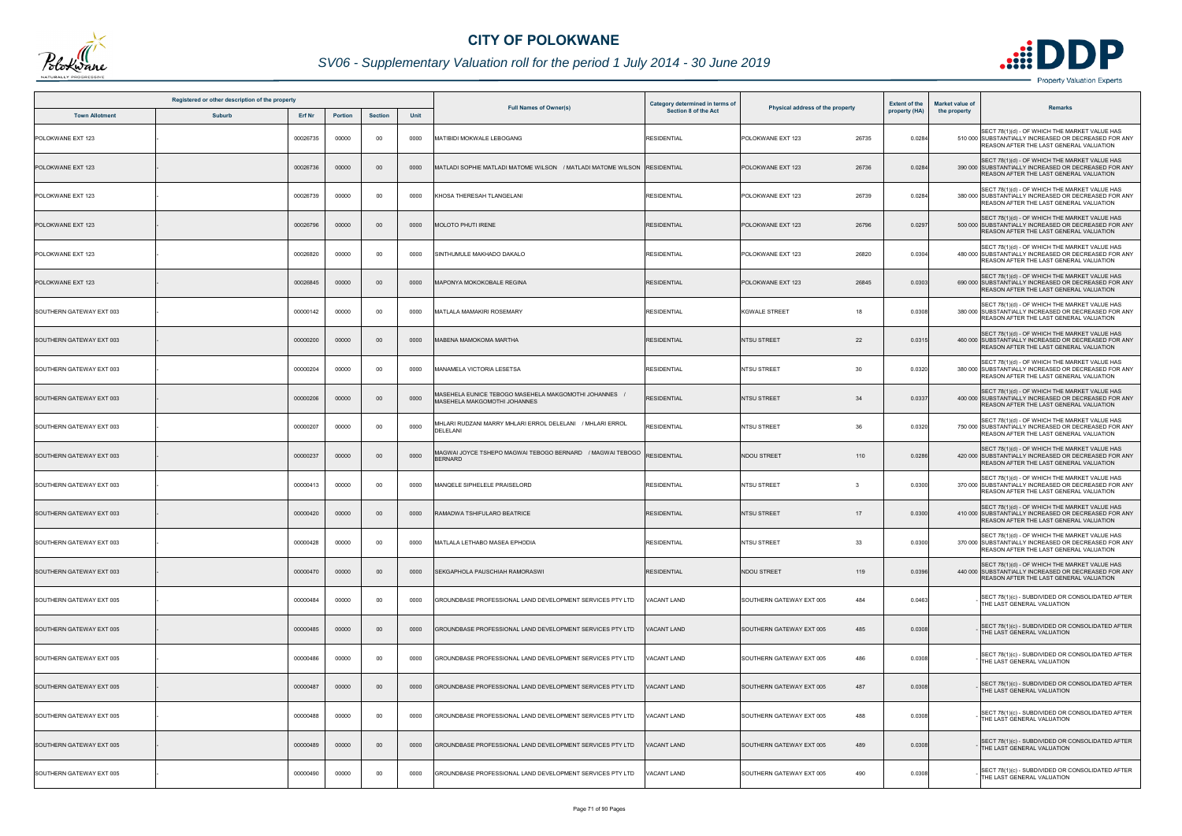# CITY OF POLOKWANE

## SV06 - Supplementary Valuation roll for the period 1 July 2014 - 30 June 2019

| Registered or other description of the property | | | | | | Full Names of Owner(s) | Category determined in terms of Section 8 of the Act | Physical address of the property | | Extent of the property (HA) | Market value of the property | Remarks |
|---|---|---|---|---|---|---|---|---|---|---|---|---|
| Town Allotment | Suburb | Erf Nr | Portion | Section | Unit | | | | | | | |
| POLOKWANE EXT 123 | - | 00026735 | 00000 | 00 | 0000 | MATIBIDI MOKWALE LEBOGANG | RESIDENTIAL | POLOKWANE EXT 123 | 26735 | 0.0284 | 510 000 | SECT 78(1)(d) - OF WHICH THE MARKET VALUE HAS SUBSTANTIALLY INCREASED OR DECREASED FOR ANY REASON AFTER THE LAST GENERAL VALUATION |
| POLOKWANE EXT 123 | - | 00026736 | 00000 | 00 | 0000 | MATLADI SOPHIE MATLADI MATOME WILSON / MATLADI MATOME WILSON | RESIDENTIAL | POLOKWANE EXT 123 | 26736 | 0.0284 | 390 000 | SECT 78(1)(d) - OF WHICH THE MARKET VALUE HAS SUBSTANTIALLY INCREASED OR DECREASED FOR ANY REASON AFTER THE LAST GENERAL VALUATION |
| POLOKWANE EXT 123 | - | 00026739 | 00000 | 00 | 0000 | KHOSA THERESAH TLANGELANI | RESIDENTIAL | POLOKWANE EXT 123 | 26739 | 0.0284 | 380 000 | SECT 78(1)(d) - OF WHICH THE MARKET VALUE HAS SUBSTANTIALLY INCREASED OR DECREASED FOR ANY REASON AFTER THE LAST GENERAL VALUATION |
| POLOKWANE EXT 123 | - | 00026796 | 00000 | 00 | 0000 | MOLOTO PHUTI IRENE | RESIDENTIAL | POLOKWANE EXT 123 | 26796 | 0.0297 | 500 000 | SECT 78(1)(d) - OF WHICH THE MARKET VALUE HAS SUBSTANTIALLY INCREASED OR DECREASED FOR ANY REASON AFTER THE LAST GENERAL VALUATION |
| POLOKWANE EXT 123 | - | 00026820 | 00000 | 00 | 0000 | SINTHUMULE MAKHADO DAKALO | RESIDENTIAL | POLOKWANE EXT 123 | 26820 | 0.0304 | 480 000 | SECT 78(1)(d) - OF WHICH THE MARKET VALUE HAS SUBSTANTIALLY INCREASED OR DECREASED FOR ANY REASON AFTER THE LAST GENERAL VALUATION |
| POLOKWANE EXT 123 | - | 00026845 | 00000 | 00 | 0000 | MAPONYA MOKOKOBALE REGINA | RESIDENTIAL | POLOKWANE EXT 123 | 26845 | 0.0303 | 690 000 | SECT 78(1)(d) - OF WHICH THE MARKET VALUE HAS SUBSTANTIALLY INCREASED OR DECREASED FOR ANY REASON AFTER THE LAST GENERAL VALUATION |
| SOUTHERN GATEWAY EXT 003 | - | 00000142 | 00000 | 00 | 0000 | MATLALA MAMAKIRI ROSEMARY | RESIDENTIAL | KGWALE STREET | 18 | 0.0308 | 380 000 | SECT 78(1)(d) - OF WHICH THE MARKET VALUE HAS SUBSTANTIALLY INCREASED OR DECREASED FOR ANY REASON AFTER THE LAST GENERAL VALUATION |
| SOUTHERN GATEWAY EXT 003 | - | 00000200 | 00000 | 00 | 0000 | MABENA MAMOKOMA MARTHA | RESIDENTIAL | NTSU STREET | 22 | 0.0315 | 460 000 | SECT 78(1)(d) - OF WHICH THE MARKET VALUE HAS SUBSTANTIALLY INCREASED OR DECREASED FOR ANY REASON AFTER THE LAST GENERAL VALUATION |
| SOUTHERN GATEWAY EXT 003 | - | 00000204 | 00000 | 00 | 0000 | MANAMELA VICTORIA LESETSA | RESIDENTIAL | NTSU STREET | 30 | 0.0320 | 380 000 | SECT 78(1)(d) - OF WHICH THE MARKET VALUE HAS SUBSTANTIALLY INCREASED OR DECREASED FOR ANY REASON AFTER THE LAST GENERAL VALUATION |
| SOUTHERN GATEWAY EXT 003 | - | 00000206 | 00000 | 00 | 0000 | MASEHELA EUNICE TEBOGO MASEHELA MAKGOMOTHI JOHANNES / MASEHELA MAKGOMOTHI JOHANNES | RESIDENTIAL | NTSU STREET | 34 | 0.0337 | 400 000 | SECT 78(1)(d) - OF WHICH THE MARKET VALUE HAS SUBSTANTIALLY INCREASED OR DECREASED FOR ANY REASON AFTER THE LAST GENERAL VALUATION |
| SOUTHERN GATEWAY EXT 003 | - | 00000207 | 00000 | 00 | 0000 | MHLARI RUDZANI MARRY MHLARI ERROL DELELANI / MHLARI ERROL DELELANI | RESIDENTIAL | NTSU STREET | 36 | 0.0320 | 750 000 | SECT 78(1)(d) - OF WHICH THE MARKET VALUE HAS SUBSTANTIALLY INCREASED OR DECREASED FOR ANY REASON AFTER THE LAST GENERAL VALUATION |
| SOUTHERN GATEWAY EXT 003 | - | 00000237 | 00000 | 00 | 0000 | MAGWAI JOYCE TSHEPO MAGWAI TEBOGO BERNARD / MAGWAI TEBOGO BERNARD | RESIDENTIAL | NDOU STREET | 110 | 0.0286 | 420 000 | SECT 78(1)(d) - OF WHICH THE MARKET VALUE HAS SUBSTANTIALLY INCREASED OR DECREASED FOR ANY REASON AFTER THE LAST GENERAL VALUATION |
| SOUTHERN GATEWAY EXT 003 | - | 00000413 | 00000 | 00 | 0000 | MANQELE SIPHELELE PRAISELORD | RESIDENTIAL | NTSU STREET | 3 | 0.0300 | 370 000 | SECT 78(1)(d) - OF WHICH THE MARKET VALUE HAS SUBSTANTIALLY INCREASED OR DECREASED FOR ANY REASON AFTER THE LAST GENERAL VALUATION |
| SOUTHERN GATEWAY EXT 003 | - | 00000420 | 00000 | 00 | 0000 | RAMADWA TSHIFULARO BEATRICE | RESIDENTIAL | NTSU STREET | 17 | 0.0300 | 410 000 | SECT 78(1)(d) - OF WHICH THE MARKET VALUE HAS SUBSTANTIALLY INCREASED OR DECREASED FOR ANY REASON AFTER THE LAST GENERAL VALUATION |
| SOUTHERN GATEWAY EXT 003 | - | 00000428 | 00000 | 00 | 0000 | MATLALA LETHABO MASEA EPHODIA | RESIDENTIAL | NTSU STREET | 33 | 0.0300 | 370 000 | SECT 78(1)(d) - OF WHICH THE MARKET VALUE HAS SUBSTANTIALLY INCREASED OR DECREASED FOR ANY REASON AFTER THE LAST GENERAL VALUATION |
| SOUTHERN GATEWAY EXT 003 | - | 00000470 | 00000 | 00 | 0000 | SEKGAPHOLA PAUSCHIAH RAMORASWI | RESIDENTIAL | NDOU STREET | 119 | 0.0396 | 440 000 | SECT 78(1)(d) - OF WHICH THE MARKET VALUE HAS SUBSTANTIALLY INCREASED OR DECREASED FOR ANY REASON AFTER THE LAST GENERAL VALUATION |
| SOUTHERN GATEWAY EXT 005 | - | 00000484 | 00000 | 00 | 0000 | GROUNDBASE PROFESSIONAL LAND DEVELOPMENT SERVICES PTY LTD | VACANT LAND | SOUTHERN GATEWAY EXT 005 | 484 | 0.0463 | - | SECT 78(1)(c) - SUBDIVIDED OR CONSOLIDATED AFTER THE LAST GENERAL VALUATION |
| SOUTHERN GATEWAY EXT 005 | - | 00000485 | 00000 | 00 | 0000 | GROUNDBASE PROFESSIONAL LAND DEVELOPMENT SERVICES PTY LTD | VACANT LAND | SOUTHERN GATEWAY EXT 005 | 485 | 0.0308 | - | SECT 78(1)(c) - SUBDIVIDED OR CONSOLIDATED AFTER THE LAST GENERAL VALUATION |
| SOUTHERN GATEWAY EXT 005 | - | 00000486 | 00000 | 00 | 0000 | GROUNDBASE PROFESSIONAL LAND DEVELOPMENT SERVICES PTY LTD | VACANT LAND | SOUTHERN GATEWAY EXT 005 | 486 | 0.0308 | - | SECT 78(1)(c) - SUBDIVIDED OR CONSOLIDATED AFTER THE LAST GENERAL VALUATION |
| SOUTHERN GATEWAY EXT 005 | - | 00000487 | 00000 | 00 | 0000 | GROUNDBASE PROFESSIONAL LAND DEVELOPMENT SERVICES PTY LTD | VACANT LAND | SOUTHERN GATEWAY EXT 005 | 487 | 0.0308 | - | SECT 78(1)(c) - SUBDIVIDED OR CONSOLIDATED AFTER THE LAST GENERAL VALUATION |
| SOUTHERN GATEWAY EXT 005 | - | 00000488 | 00000 | 00 | 0000 | GROUNDBASE PROFESSIONAL LAND DEVELOPMENT SERVICES PTY LTD | VACANT LAND | SOUTHERN GATEWAY EXT 005 | 488 | 0.0308 | - | SECT 78(1)(c) - SUBDIVIDED OR CONSOLIDATED AFTER THE LAST GENERAL VALUATION |
| SOUTHERN GATEWAY EXT 005 | - | 00000489 | 00000 | 00 | 0000 | GROUNDBASE PROFESSIONAL LAND DEVELOPMENT SERVICES PTY LTD | VACANT LAND | SOUTHERN GATEWAY EXT 005 | 489 | 0.0308 | - | SECT 78(1)(c) - SUBDIVIDED OR CONSOLIDATED AFTER THE LAST GENERAL VALUATION |
| SOUTHERN GATEWAY EXT 005 | - | 00000490 | 00000 | 00 | 0000 | GROUNDBASE PROFESSIONAL LAND DEVELOPMENT SERVICES PTY LTD | VACANT LAND | SOUTHERN GATEWAY EXT 005 | 490 | 0.0308 | - | SECT 78(1)(c) - SUBDIVIDED OR CONSOLIDATED AFTER THE LAST GENERAL VALUATION |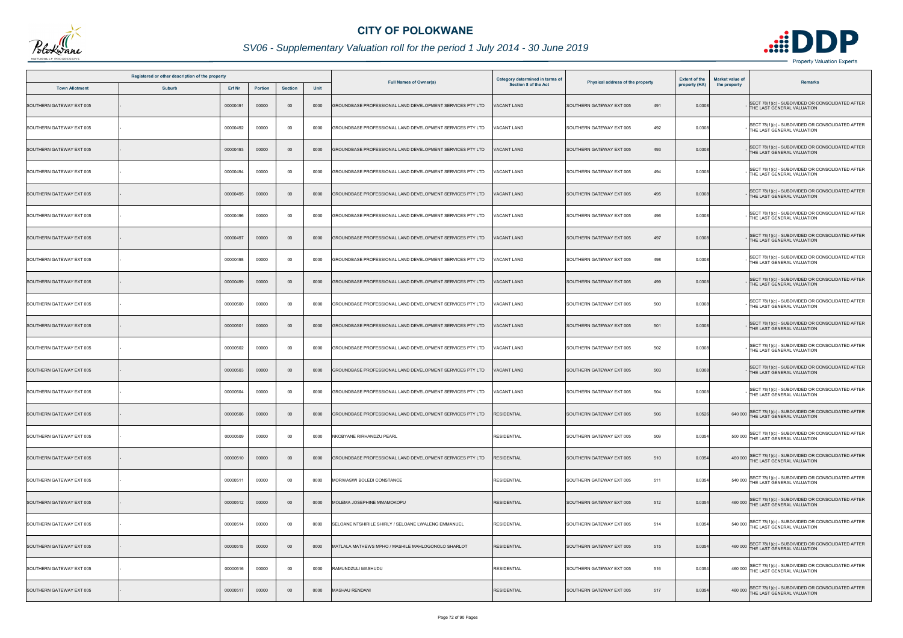# CITY OF POLOKWANE

## SV06 - Supplementary Valuation roll for the period 1 July 2014 - 30 June 2019

| Registered or other description of the property | | | | | | Full Names of Owner(s) | Category determined in terms of Section 8 of the Act | Physical address of the property | | Extent of the property (HA) | Market value of the property | Remarks |
|---|---|---|---|---|---|---|---|---|---|---|---|---|
| Town Allotment | Suburb | Erf Nr | Portion | Section | Unit | | | | | | | |
| SOUTHERN GATEWAY EXT 005 | - | 00000491 | 00000 | 00 | 0000 | GROUNDBASE PROFESSIONAL LAND DEVELOPMENT SERVICES PTY LTD | VACANT LAND | SOUTHERN GATEWAY EXT 005 | 491 | 0.0308 | - | SECT 78(1)(c) - SUBDIVIDED OR CONSOLIDATED AFTER THE LAST GENERAL VALUATION |
| SOUTHERN GATEWAY EXT 005 | - | 00000492 | 00000 | 00 | 0000 | GROUNDBASE PROFESSIONAL LAND DEVELOPMENT SERVICES PTY LTD | VACANT LAND | SOUTHERN GATEWAY EXT 005 | 492 | 0.0308 | - | SECT 78(1)(c) - SUBDIVIDED OR CONSOLIDATED AFTER THE LAST GENERAL VALUATION |
| SOUTHERN GATEWAY EXT 005 | - | 00000493 | 00000 | 00 | 0000 | GROUNDBASE PROFESSIONAL LAND DEVELOPMENT SERVICES PTY LTD | VACANT LAND | SOUTHERN GATEWAY EXT 005 | 493 | 0.0308 | - | SECT 78(1)(c) - SUBDIVIDED OR CONSOLIDATED AFTER THE LAST GENERAL VALUATION |
| SOUTHERN GATEWAY EXT 005 | - | 00000494 | 00000 | 00 | 0000 | GROUNDBASE PROFESSIONAL LAND DEVELOPMENT SERVICES PTY LTD | VACANT LAND | SOUTHERN GATEWAY EXT 005 | 494 | 0.0308 | - | SECT 78(1)(c) - SUBDIVIDED OR CONSOLIDATED AFTER THE LAST GENERAL VALUATION |
| SOUTHERN GATEWAY EXT 005 | - | 00000495 | 00000 | 00 | 0000 | GROUNDBASE PROFESSIONAL LAND DEVELOPMENT SERVICES PTY LTD | VACANT LAND | SOUTHERN GATEWAY EXT 005 | 495 | 0.0308 | - | SECT 78(1)(c) - SUBDIVIDED OR CONSOLIDATED AFTER THE LAST GENERAL VALUATION |
| SOUTHERN GATEWAY EXT 005 | - | 00000496 | 00000 | 00 | 0000 | GROUNDBASE PROFESSIONAL LAND DEVELOPMENT SERVICES PTY LTD | VACANT LAND | SOUTHERN GATEWAY EXT 005 | 496 | 0.0308 | - | SECT 78(1)(c) - SUBDIVIDED OR CONSOLIDATED AFTER THE LAST GENERAL VALUATION |
| SOUTHERN GATEWAY EXT 005 | - | 00000497 | 00000 | 00 | 0000 | GROUNDBASE PROFESSIONAL LAND DEVELOPMENT SERVICES PTY LTD | VACANT LAND | SOUTHERN GATEWAY EXT 005 | 497 | 0.0308 | - | SECT 78(1)(c) - SUBDIVIDED OR CONSOLIDATED AFTER THE LAST GENERAL VALUATION |
| SOUTHERN GATEWAY EXT 005 | - | 00000498 | 00000 | 00 | 0000 | GROUNDBASE PROFESSIONAL LAND DEVELOPMENT SERVICES PTY LTD | VACANT LAND | SOUTHERN GATEWAY EXT 005 | 498 | 0.0308 | - | SECT 78(1)(c) - SUBDIVIDED OR CONSOLIDATED AFTER THE LAST GENERAL VALUATION |
| SOUTHERN GATEWAY EXT 005 | - | 00000499 | 00000 | 00 | 0000 | GROUNDBASE PROFESSIONAL LAND DEVELOPMENT SERVICES PTY LTD | VACANT LAND | SOUTHERN GATEWAY EXT 005 | 499 | 0.0308 | - | SECT 78(1)(c) - SUBDIVIDED OR CONSOLIDATED AFTER THE LAST GENERAL VALUATION |
| SOUTHERN GATEWAY EXT 005 | - | 00000500 | 00000 | 00 | 0000 | GROUNDBASE PROFESSIONAL LAND DEVELOPMENT SERVICES PTY LTD | VACANT LAND | SOUTHERN GATEWAY EXT 005 | 500 | 0.0308 | - | SECT 78(1)(c) - SUBDIVIDED OR CONSOLIDATED AFTER THE LAST GENERAL VALUATION |
| SOUTHERN GATEWAY EXT 005 | - | 00000501 | 00000 | 00 | 0000 | GROUNDBASE PROFESSIONAL LAND DEVELOPMENT SERVICES PTY LTD | VACANT LAND | SOUTHERN GATEWAY EXT 005 | 501 | 0.0308 | - | SECT 78(1)(c) - SUBDIVIDED OR CONSOLIDATED AFTER THE LAST GENERAL VALUATION |
| SOUTHERN GATEWAY EXT 005 | - | 00000502 | 00000 | 00 | 0000 | GROUNDBASE PROFESSIONAL LAND DEVELOPMENT SERVICES PTY LTD | VACANT LAND | SOUTHERN GATEWAY EXT 005 | 502 | 0.0308 | - | SECT 78(1)(c) - SUBDIVIDED OR CONSOLIDATED AFTER THE LAST GENERAL VALUATION |
| SOUTHERN GATEWAY EXT 005 | - | 00000503 | 00000 | 00 | 0000 | GROUNDBASE PROFESSIONAL LAND DEVELOPMENT SERVICES PTY LTD | VACANT LAND | SOUTHERN GATEWAY EXT 005 | 503 | 0.0308 | - | SECT 78(1)(c) - SUBDIVIDED OR CONSOLIDATED AFTER THE LAST GENERAL VALUATION |
| SOUTHERN GATEWAY EXT 005 | - | 00000504 | 00000 | 00 | 0000 | GROUNDBASE PROFESSIONAL LAND DEVELOPMENT SERVICES PTY LTD | VACANT LAND | SOUTHERN GATEWAY EXT 005 | 504 | 0.0308 | - | SECT 78(1)(c) - SUBDIVIDED OR CONSOLIDATED AFTER THE LAST GENERAL VALUATION |
| SOUTHERN GATEWAY EXT 005 | - | 00000506 | 00000 | 00 | 0000 | GROUNDBASE PROFESSIONAL LAND DEVELOPMENT SERVICES PTY LTD | RESIDENTIAL | SOUTHERN GATEWAY EXT 005 | 506 | 0.0526 | 640 000 | SECT 78(1)(c) - SUBDIVIDED OR CONSOLIDATED AFTER THE LAST GENERAL VALUATION |
| SOUTHERN GATEWAY EXT 005 | - | 00000509 | 00000 | 00 | 0000 | NKOBYANE RIRHANDZU PEARL | RESIDENTIAL | SOUTHERN GATEWAY EXT 005 | 509 | 0.0354 | 500 000 | SECT 78(1)(c) - SUBDIVIDED OR CONSOLIDATED AFTER THE LAST GENERAL VALUATION |
| SOUTHERN GATEWAY EXT 005 | - | 00000510 | 00000 | 00 | 0000 | GROUNDBASE PROFESSIONAL LAND DEVELOPMENT SERVICES PTY LTD | RESIDENTIAL | SOUTHERN GATEWAY EXT 005 | 510 | 0.0354 | 460 000 | SECT 78(1)(c) - SUBDIVIDED OR CONSOLIDATED AFTER THE LAST GENERAL VALUATION |
| SOUTHERN GATEWAY EXT 005 | - | 00000511 | 00000 | 00 | 0000 | MORWASWI BOLEDI CONSTANCE | RESIDENTIAL | SOUTHERN GATEWAY EXT 005 | 511 | 0.0354 | 540 000 | SECT 78(1)(c) - SUBDIVIDED OR CONSOLIDATED AFTER THE LAST GENERAL VALUATION |
| SOUTHERN GATEWAY EXT 005 | - | 00000512 | 00000 | 00 | 0000 | MOLEMA JOSEPHINE MMAMOKOPU | RESIDENTIAL | SOUTHERN GATEWAY EXT 005 | 512 | 0.0354 | 460 000 | SECT 78(1)(c) - SUBDIVIDED OR CONSOLIDATED AFTER THE LAST GENERAL VALUATION |
| SOUTHERN GATEWAY EXT 005 | - | 00000514 | 00000 | 00 | 0000 | SELOANE NTSHIRILE SHIRLY / SELOANE LWALENG EMMANUEL | RESIDENTIAL | SOUTHERN GATEWAY EXT 005 | 514 | 0.0354 | 540 000 | SECT 78(1)(c) - SUBDIVIDED OR CONSOLIDATED AFTER THE LAST GENERAL VALUATION |
| SOUTHERN GATEWAY EXT 005 | - | 00000515 | 00000 | 00 | 0000 | MATLALA MATHEWS MPHO / MASHILE MAHLOGONOLO SHARLOT | RESIDENTIAL | SOUTHERN GATEWAY EXT 005 | 515 | 0.0354 | 460 000 | SECT 78(1)(c) - SUBDIVIDED OR CONSOLIDATED AFTER THE LAST GENERAL VALUATION |
| SOUTHERN GATEWAY EXT 005 | - | 00000516 | 00000 | 00 | 0000 | RAMUNDZULI MASHUDU | RESIDENTIAL | SOUTHERN GATEWAY EXT 005 | 516 | 0.0354 | 460 000 | SECT 78(1)(c) - SUBDIVIDED OR CONSOLIDATED AFTER THE LAST GENERAL VALUATION |
| SOUTHERN GATEWAY EXT 005 | - | 00000517 | 00000 | 00 | 0000 | MASHAU RENDANI | RESIDENTIAL | SOUTHERN GATEWAY EXT 005 | 517 | 0.0354 | 460 000 | SECT 78(1)(c) - SUBDIVIDED OR CONSOLIDATED AFTER THE LAST GENERAL VALUATION |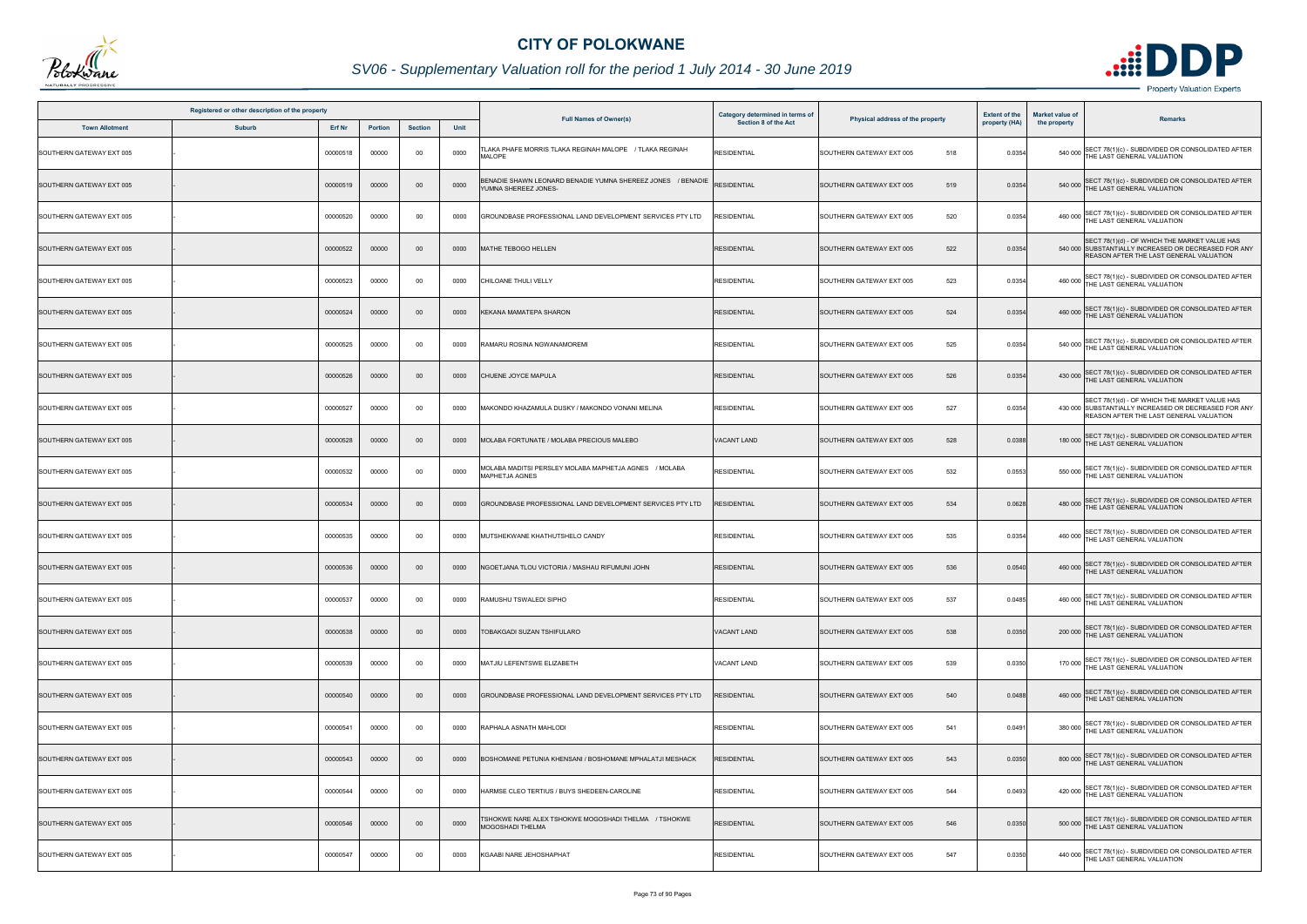# CITY OF POLOKWANE

## SV06 - Supplementary Valuation roll for the period 1 July 2014 - 30 June 2019

| Registered or other description of the property | | | | | | Full Names of Owner(s) | Category determined in terms of Section 8 of the Act | Physical address of the property | Extent of the property (HA) | Market value of the property | Remarks |
|---|---|---|---|---|---|---|---|---|---|---|---|
| Town Allotment | Suburb | Erf Nr | Portion | Section | Unit | | | | | | |
| SOUTHERN GATEWAY EXT 005 | - | 00000518 | 00000 | 00 | 0000 | TLAKA PHAFE MORRIS TLAKA REGINAH MALOPE / TLAKA REGINAH MALOPE | RESIDENTIAL | SOUTHERN GATEWAY EXT 005 518 | 0.0354 | 540 000 | SECT 78(1)(c) - SUBDIVIDED OR CONSOLIDATED AFTER THE LAST GENERAL VALUATION |
| SOUTHERN GATEWAY EXT 005 | - | 00000519 | 00000 | 00 | 0000 | BENADIE SHAWN LEONARD BENADIE YUMNA SHEREEZ JONES / BENADIE YUMNA SHEREEZ JONES- | RESIDENTIAL | SOUTHERN GATEWAY EXT 005 519 | 0.0354 | 540 000 | SECT 78(1)(c) - SUBDIVIDED OR CONSOLIDATED AFTER THE LAST GENERAL VALUATION |
| SOUTHERN GATEWAY EXT 005 | - | 00000520 | 00000 | 00 | 0000 | GROUNDBASE PROFESSIONAL LAND DEVELOPMENT SERVICES PTY LTD | RESIDENTIAL | SOUTHERN GATEWAY EXT 005 520 | 0.0354 | 460 000 | SECT 78(1)(c) - SUBDIVIDED OR CONSOLIDATED AFTER THE LAST GENERAL VALUATION |
| SOUTHERN GATEWAY EXT 005 | - | 00000522 | 00000 | 00 | 0000 | MATHE TEBOGO HELLEN | RESIDENTIAL | SOUTHERN GATEWAY EXT 005 522 | 0.0354 | 540 000 | SECT 78(1)(d) - OF WHICH THE MARKET VALUE HAS SUBSTANTIALLY INCREASED OR DECREASED FOR ANY REASON AFTER THE LAST GENERAL VALUATION |
| SOUTHERN GATEWAY EXT 005 | - | 00000523 | 00000 | 00 | 0000 | CHILOANE THULI VELLY | RESIDENTIAL | SOUTHERN GATEWAY EXT 005 523 | 0.0354 | 460 000 | SECT 78(1)(c) - SUBDIVIDED OR CONSOLIDATED AFTER THE LAST GENERAL VALUATION |
| SOUTHERN GATEWAY EXT 005 | - | 00000524 | 00000 | 00 | 0000 | KEKANA MAMATEPA SHARON | RESIDENTIAL | SOUTHERN GATEWAY EXT 005 524 | 0.0354 | 460 000 | SECT 78(1)(c) - SUBDIVIDED OR CONSOLIDATED AFTER THE LAST GENERAL VALUATION |
| SOUTHERN GATEWAY EXT 005 | - | 00000525 | 00000 | 00 | 0000 | RAMARU ROSINA NGWANAMOREMI | RESIDENTIAL | SOUTHERN GATEWAY EXT 005 525 | 0.0354 | 540 000 | SECT 78(1)(c) - SUBDIVIDED OR CONSOLIDATED AFTER THE LAST GENERAL VALUATION |
| SOUTHERN GATEWAY EXT 005 | - | 00000526 | 00000 | 00 | 0000 | CHUENE JOYCE MAPULA | RESIDENTIAL | SOUTHERN GATEWAY EXT 005 526 | 0.0354 | 430 000 | SECT 78(1)(c) - SUBDIVIDED OR CONSOLIDATED AFTER THE LAST GENERAL VALUATION |
| SOUTHERN GATEWAY EXT 005 | - | 00000527 | 00000 | 00 | 0000 | MAKONDO KHAZAMULA DUSKY / MAKONDO VONANI MELINA | RESIDENTIAL | SOUTHERN GATEWAY EXT 005 527 | 0.0354 | 430 000 | SECT 78(1)(d) - OF WHICH THE MARKET VALUE HAS SUBSTANTIALLY INCREASED OR DECREASED FOR ANY REASON AFTER THE LAST GENERAL VALUATION |
| SOUTHERN GATEWAY EXT 005 | - | 00000528 | 00000 | 00 | 0000 | MOLABA FORTUNATE / MOLABA PRECIOUS MALEBO | VACANT LAND | SOUTHERN GATEWAY EXT 005 528 | 0.0388 | 180 000 | SECT 78(1)(c) - SUBDIVIDED OR CONSOLIDATED AFTER THE LAST GENERAL VALUATION |
| SOUTHERN GATEWAY EXT 005 | - | 00000532 | 00000 | 00 | 0000 | MOLABA MADITSI PERSLEY MOLABA MAPHETJA AGNES / MOLABA MAPHETJA AGNES | RESIDENTIAL | SOUTHERN GATEWAY EXT 005 532 | 0.0553 | 550 000 | SECT 78(1)(c) - SUBDIVIDED OR CONSOLIDATED AFTER THE LAST GENERAL VALUATION |
| SOUTHERN GATEWAY EXT 005 | - | 00000534 | 00000 | 00 | 0000 | GROUNDBASE PROFESSIONAL LAND DEVELOPMENT SERVICES PTY LTD | RESIDENTIAL | SOUTHERN GATEWAY EXT 005 534 | 0.0628 | 480 000 | SECT 78(1)(c) - SUBDIVIDED OR CONSOLIDATED AFTER THE LAST GENERAL VALUATION |
| SOUTHERN GATEWAY EXT 005 | - | 00000535 | 00000 | 00 | 0000 | MUTSHEKWANE KHATHUTSHELO CANDY | RESIDENTIAL | SOUTHERN GATEWAY EXT 005 535 | 0.0354 | 460 000 | SECT 78(1)(c) - SUBDIVIDED OR CONSOLIDATED AFTER THE LAST GENERAL VALUATION |
| SOUTHERN GATEWAY EXT 005 | - | 00000536 | 00000 | 00 | 0000 | NGOETJANA TLOU VICTORIA / MASHAU RIFUMUNI JOHN | RESIDENTIAL | SOUTHERN GATEWAY EXT 005 536 | 0.0540 | 460 000 | SECT 78(1)(c) - SUBDIVIDED OR CONSOLIDATED AFTER THE LAST GENERAL VALUATION |
| SOUTHERN GATEWAY EXT 005 | - | 00000537 | 00000 | 00 | 0000 | RAMUSHU TSWALEDI SIPHO | RESIDENTIAL | SOUTHERN GATEWAY EXT 005 537 | 0.0485 | 460 000 | SECT 78(1)(c) - SUBDIVIDED OR CONSOLIDATED AFTER THE LAST GENERAL VALUATION |
| SOUTHERN GATEWAY EXT 005 | - | 00000538 | 00000 | 00 | 0000 | TOBAKGADI SUZAN TSHIFULARO | VACANT LAND | SOUTHERN GATEWAY EXT 005 538 | 0.0350 | 200 000 | SECT 78(1)(c) - SUBDIVIDED OR CONSOLIDATED AFTER THE LAST GENERAL VALUATION |
| SOUTHERN GATEWAY EXT 005 | - | 00000539 | 00000 | 00 | 0000 | MATJIU LEFENTSWE ELIZABETH | VACANT LAND | SOUTHERN GATEWAY EXT 005 539 | 0.0350 | 170 000 | SECT 78(1)(c) - SUBDIVIDED OR CONSOLIDATED AFTER THE LAST GENERAL VALUATION |
| SOUTHERN GATEWAY EXT 005 | - | 00000540 | 00000 | 00 | 0000 | GROUNDBASE PROFESSIONAL LAND DEVELOPMENT SERVICES PTY LTD | RESIDENTIAL | SOUTHERN GATEWAY EXT 005 540 | 0.0488 | 460 000 | SECT 78(1)(c) - SUBDIVIDED OR CONSOLIDATED AFTER THE LAST GENERAL VALUATION |
| SOUTHERN GATEWAY EXT 005 | - | 00000541 | 00000 | 00 | 0000 | RAPHALA ASNATH MAHLODI | RESIDENTIAL | SOUTHERN GATEWAY EXT 005 541 | 0.0491 | 380 000 | SECT 78(1)(c) - SUBDIVIDED OR CONSOLIDATED AFTER THE LAST GENERAL VALUATION |
| SOUTHERN GATEWAY EXT 005 | - | 00000543 | 00000 | 00 | 0000 | BOSHOMANE PETUNIA KHENSANI / BOSHOMANE MPHALATJI MESHACK | RESIDENTIAL | SOUTHERN GATEWAY EXT 005 543 | 0.0350 | 800 000 | SECT 78(1)(c) - SUBDIVIDED OR CONSOLIDATED AFTER THE LAST GENERAL VALUATION |
| SOUTHERN GATEWAY EXT 005 | - | 00000544 | 00000 | 00 | 0000 | HARMSE CLEO TERTIUS / BUYS SHEDEEN-CAROLINE | RESIDENTIAL | SOUTHERN GATEWAY EXT 005 544 | 0.0493 | 420 000 | SECT 78(1)(c) - SUBDIVIDED OR CONSOLIDATED AFTER THE LAST GENERAL VALUATION |
| SOUTHERN GATEWAY EXT 005 | - | 00000546 | 00000 | 00 | 0000 | TSHOKWE NARE ALEX TSHOKWE MOGOSHADI THELMA / TSHOKWE MOGOSHADI THELMA | RESIDENTIAL | SOUTHERN GATEWAY EXT 005 546 | 0.0350 | 500 000 | SECT 78(1)(c) - SUBDIVIDED OR CONSOLIDATED AFTER THE LAST GENERAL VALUATION |
| SOUTHERN GATEWAY EXT 005 | - | 00000547 | 00000 | 00 | 0000 | KGAABI NARE JEHOSHAPHAT | RESIDENTIAL | SOUTHERN GATEWAY EXT 005 547 | 0.0350 | 440 000 | SECT 78(1)(c) - SUBDIVIDED OR CONSOLIDATED AFTER THE LAST GENERAL VALUATION |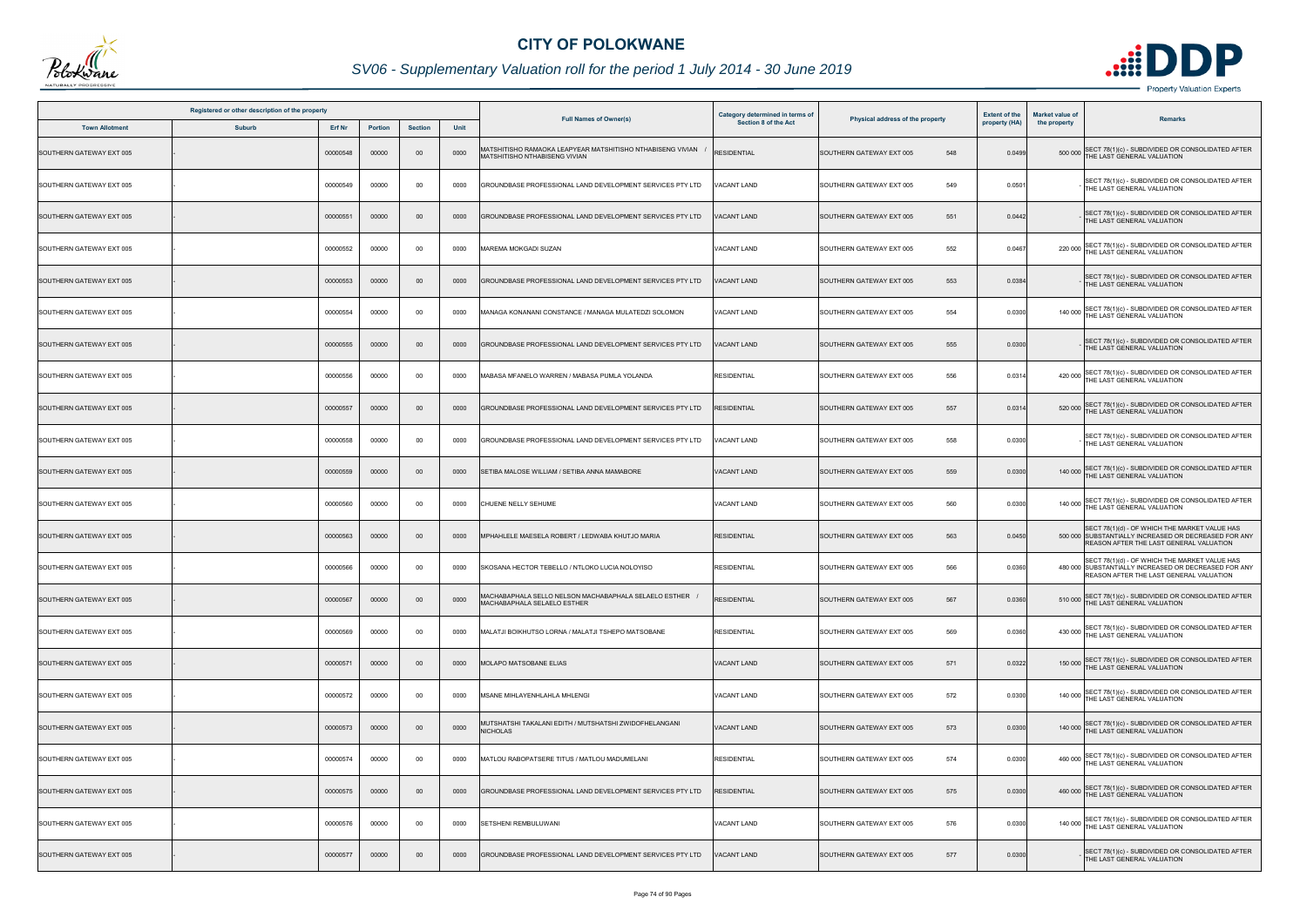# CITY OF POLOKWANE

## SV06 - Supplementary Valuation roll for the period 1 July 2014 - 30 June 2019

| Registered or other description of the property | | | | | | Full Names of Owner(s) | Category determined in terms of Section 8 of the Act | Physical address of the property | Extent of the property (HA) | Market value of the property | Remarks |
|---|---|---|---|---|---|---|---|---|---|---|---|
| Town Allotment | Suburb | Erf Nr | Portion | Section | Unit | | | | | | |
| SOUTHERN GATEWAY EXT 005 | - | 00000548 | 00000 | 00 | 0000 | MATSHITISHO RAMAOKA LEAPYEAR MATSHITISHO NTHABISENG VIVIAN / MATSHITISHO NTHABISENG VIVIAN | RESIDENTIAL | SOUTHERN GATEWAY EXT 005 548 | 0.0499 | 500 000 | SECT 78(1)(c) - SUBDIVIDED OR CONSOLIDATED AFTER THE LAST GENERAL VALUATION |
| SOUTHERN GATEWAY EXT 005 | - | 00000549 | 00000 | 00 | 0000 | GROUNDBASE PROFESSIONAL LAND DEVELOPMENT SERVICES PTY LTD | VACANT LAND | SOUTHERN GATEWAY EXT 005 549 | 0.0501 | - | SECT 78(1)(c) - SUBDIVIDED OR CONSOLIDATED AFTER THE LAST GENERAL VALUATION |
| SOUTHERN GATEWAY EXT 005 | - | 00000551 | 00000 | 00 | 0000 | GROUNDBASE PROFESSIONAL LAND DEVELOPMENT SERVICES PTY LTD | VACANT LAND | SOUTHERN GATEWAY EXT 005 551 | 0.0442 | - | SECT 78(1)(c) - SUBDIVIDED OR CONSOLIDATED AFTER THE LAST GENERAL VALUATION |
| SOUTHERN GATEWAY EXT 005 | - | 00000552 | 00000 | 00 | 0000 | MAREMA MOKGADI SUZAN | VACANT LAND | SOUTHERN GATEWAY EXT 005 552 | 0.0467 | 220 000 | SECT 78(1)(c) - SUBDIVIDED OR CONSOLIDATED AFTER THE LAST GENERAL VALUATION |
| SOUTHERN GATEWAY EXT 005 | - | 00000553 | 00000 | 00 | 0000 | GROUNDBASE PROFESSIONAL LAND DEVELOPMENT SERVICES PTY LTD | VACANT LAND | SOUTHERN GATEWAY EXT 005 553 | 0.0384 | - | SECT 78(1)(c) - SUBDIVIDED OR CONSOLIDATED AFTER THE LAST GENERAL VALUATION |
| SOUTHERN GATEWAY EXT 005 | - | 00000554 | 00000 | 00 | 0000 | MANAGA KONANANI CONSTANCE / MANAGA MULATEDZI SOLOMON | VACANT LAND | SOUTHERN GATEWAY EXT 005 554 | 0.0300 | 140 000 | SECT 78(1)(c) - SUBDIVIDED OR CONSOLIDATED AFTER THE LAST GENERAL VALUATION |
| SOUTHERN GATEWAY EXT 005 | - | 00000555 | 00000 | 00 | 0000 | GROUNDBASE PROFESSIONAL LAND DEVELOPMENT SERVICES PTY LTD | VACANT LAND | SOUTHERN GATEWAY EXT 005 555 | 0.0300 | - | SECT 78(1)(c) - SUBDIVIDED OR CONSOLIDATED AFTER THE LAST GENERAL VALUATION |
| SOUTHERN GATEWAY EXT 005 | - | 00000556 | 00000 | 00 | 0000 | MABASA MFANELO WARREN / MABASA PUMLA YOLANDA | RESIDENTIAL | SOUTHERN GATEWAY EXT 005 556 | 0.0314 | 420 000 | SECT 78(1)(c) - SUBDIVIDED OR CONSOLIDATED AFTER THE LAST GENERAL VALUATION |
| SOUTHERN GATEWAY EXT 005 | - | 00000557 | 00000 | 00 | 0000 | GROUNDBASE PROFESSIONAL LAND DEVELOPMENT SERVICES PTY LTD | RESIDENTIAL | SOUTHERN GATEWAY EXT 005 557 | 0.0314 | 520 000 | SECT 78(1)(c) - SUBDIVIDED OR CONSOLIDATED AFTER THE LAST GENERAL VALUATION |
| SOUTHERN GATEWAY EXT 005 | - | 00000558 | 00000 | 00 | 0000 | GROUNDBASE PROFESSIONAL LAND DEVELOPMENT SERVICES PTY LTD | VACANT LAND | SOUTHERN GATEWAY EXT 005 558 | 0.0300 | - | SECT 78(1)(c) - SUBDIVIDED OR CONSOLIDATED AFTER THE LAST GENERAL VALUATION |
| SOUTHERN GATEWAY EXT 005 | - | 00000559 | 00000 | 00 | 0000 | SETIBA MALOSE WILLIAM / SETIBA ANNA MAMABORE | VACANT LAND | SOUTHERN GATEWAY EXT 005 559 | 0.0300 | 140 000 | SECT 78(1)(c) - SUBDIVIDED OR CONSOLIDATED AFTER THE LAST GENERAL VALUATION |
| SOUTHERN GATEWAY EXT 005 | - | 00000560 | 00000 | 00 | 0000 | CHUENE NELLY SEHUME | VACANT LAND | SOUTHERN GATEWAY EXT 005 560 | 0.0300 | 140 000 | SECT 78(1)(c) - SUBDIVIDED OR CONSOLIDATED AFTER THE LAST GENERAL VALUATION |
| SOUTHERN GATEWAY EXT 005 | - | 00000563 | 00000 | 00 | 0000 | MPHAHLELE MAESELA ROBERT / LEDWABA KHUTJO MARIA | RESIDENTIAL | SOUTHERN GATEWAY EXT 005 563 | 0.0450 | 500 000 | SECT 78(1)(d) - OF WHICH THE MARKET VALUE HAS SUBSTANTIALLY INCREASED OR DECREASED FOR ANY REASON AFTER THE LAST GENERAL VALUATION |
| SOUTHERN GATEWAY EXT 005 | - | 00000566 | 00000 | 00 | 0000 | SKOSANA HECTOR TEBELLO / NTLOKO LUCIA NOLOYISO | RESIDENTIAL | SOUTHERN GATEWAY EXT 005 566 | 0.0360 | 480 000 | SECT 78(1)(d) - OF WHICH THE MARKET VALUE HAS SUBSTANTIALLY INCREASED OR DECREASED FOR ANY REASON AFTER THE LAST GENERAL VALUATION |
| SOUTHERN GATEWAY EXT 005 | - | 00000567 | 00000 | 00 | 0000 | MACHABAPHALA SELLO NELSON MACHABAPHALA SELAELO ESTHER / MACHABAPHALA SELAELO ESTHER | RESIDENTIAL | SOUTHERN GATEWAY EXT 005 567 | 0.0360 | 510 000 | SECT 78(1)(c) - SUBDIVIDED OR CONSOLIDATED AFTER THE LAST GENERAL VALUATION |
| SOUTHERN GATEWAY EXT 005 | - | 00000569 | 00000 | 00 | 0000 | MALATJI BOIKHUTSO LORNA / MALATJI TSHEPO MATSOBANE | RESIDENTIAL | SOUTHERN GATEWAY EXT 005 569 | 0.0360 | 430 000 | SECT 78(1)(c) - SUBDIVIDED OR CONSOLIDATED AFTER THE LAST GENERAL VALUATION |
| SOUTHERN GATEWAY EXT 005 | - | 00000571 | 00000 | 00 | 0000 | MOLAPO MATSOBANE ELIAS | VACANT LAND | SOUTHERN GATEWAY EXT 005 571 | 0.0322 | 150 000 | SECT 78(1)(c) - SUBDIVIDED OR CONSOLIDATED AFTER THE LAST GENERAL VALUATION |
| SOUTHERN GATEWAY EXT 005 | - | 00000572 | 00000 | 00 | 0000 | MSANE MIHLAYENHLAHLA MHLENGI | VACANT LAND | SOUTHERN GATEWAY EXT 005 572 | 0.0300 | 140 000 | SECT 78(1)(c) - SUBDIVIDED OR CONSOLIDATED AFTER THE LAST GENERAL VALUATION |
| SOUTHERN GATEWAY EXT 005 | - | 00000573 | 00000 | 00 | 0000 | MUTSHATSHI TAKALANI EDITH / MUTSHATSHI ZWIDOFHELANGANI NICHOLAS | VACANT LAND | SOUTHERN GATEWAY EXT 005 573 | 0.0300 | 140 000 | SECT 78(1)(c) - SUBDIVIDED OR CONSOLIDATED AFTER THE LAST GENERAL VALUATION |
| SOUTHERN GATEWAY EXT 005 | - | 00000574 | 00000 | 00 | 0000 | MATLOU RABOPATSERE TITUS / MATLOU MADUMELANI | RESIDENTIAL | SOUTHERN GATEWAY EXT 005 574 | 0.0300 | 460 000 | SECT 78(1)(c) - SUBDIVIDED OR CONSOLIDATED AFTER THE LAST GENERAL VALUATION |
| SOUTHERN GATEWAY EXT 005 | - | 00000575 | 00000 | 00 | 0000 | GROUNDBASE PROFESSIONAL LAND DEVELOPMENT SERVICES PTY LTD | RESIDENTIAL | SOUTHERN GATEWAY EXT 005 575 | 0.0300 | 460 000 | SECT 78(1)(c) - SUBDIVIDED OR CONSOLIDATED AFTER THE LAST GENERAL VALUATION |
| SOUTHERN GATEWAY EXT 005 | - | 00000576 | 00000 | 00 | 0000 | SETSHENI REMBULUWANI | VACANT LAND | SOUTHERN GATEWAY EXT 005 576 | 0.0300 | 140 000 | SECT 78(1)(c) - SUBDIVIDED OR CONSOLIDATED AFTER THE LAST GENERAL VALUATION |
| SOUTHERN GATEWAY EXT 005 | - | 00000577 | 00000 | 00 | 0000 | GROUNDBASE PROFESSIONAL LAND DEVELOPMENT SERVICES PTY LTD | VACANT LAND | SOUTHERN GATEWAY EXT 005 577 | 0.0300 | - | SECT 78(1)(c) - SUBDIVIDED OR CONSOLIDATED AFTER THE LAST GENERAL VALUATION |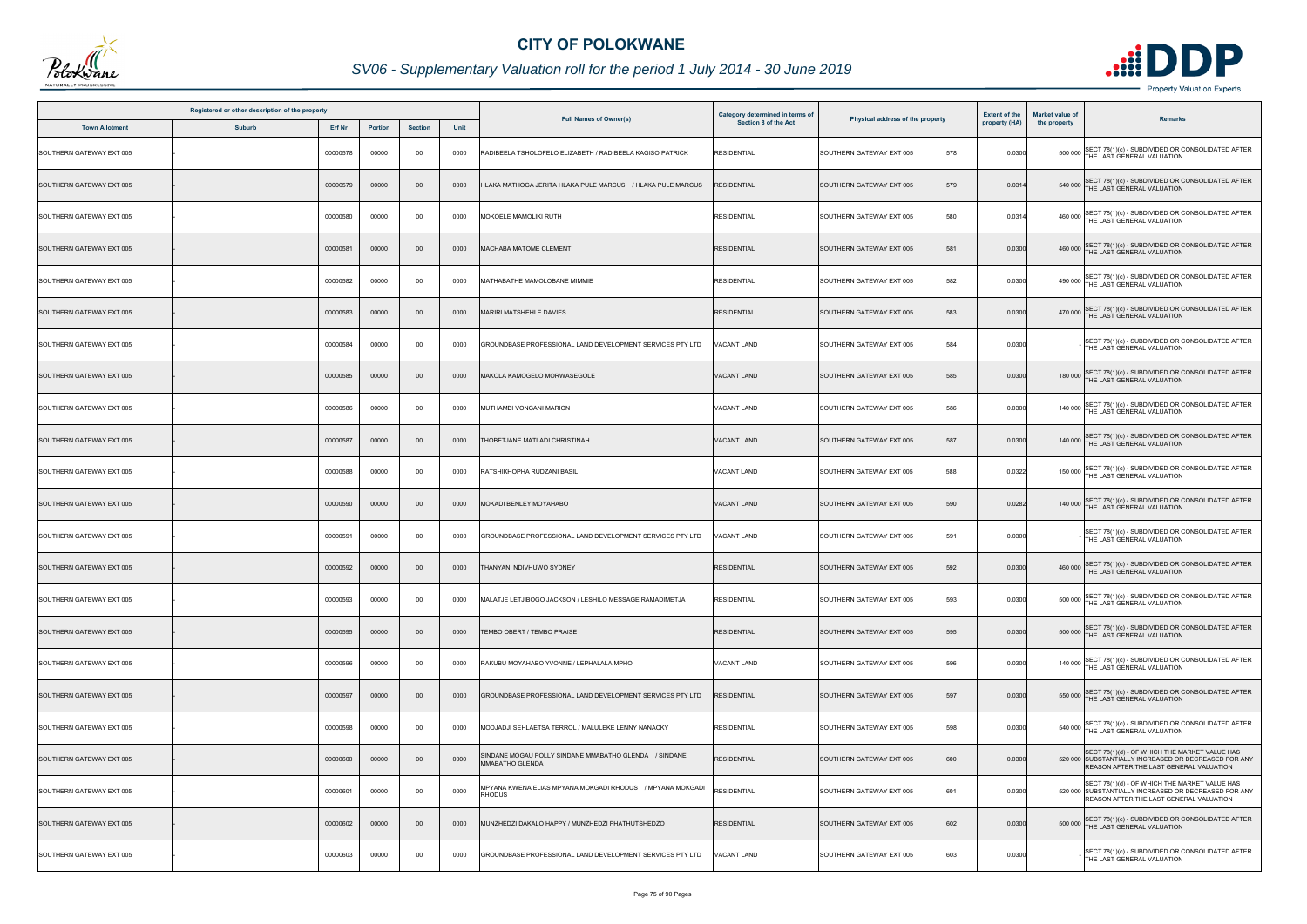# CITY OF POLOKWANE

## SV06 - Supplementary Valuation roll for the period 1 July 2014 - 30 June 2019

| Registered or other description of the property | | | | | | Full Names of Owner(s) | Category determined in terms of Section 8 of the Act | Physical address of the property | Extent of the property (HA) | Market value of the property | Remarks |
|---|---|---|---|---|---|---|---|---|---|---|---|
| Town Allotment | Suburb | Erf Nr | Portion | Section | Unit | | | | | | |
| SOUTHERN GATEWAY EXT 005 | - | 00000578 | 00000 | 00 | 0000 | RADIBEELA TSHOLOFELO ELIZABETH / RADIBEELA KAGISO PATRICK | RESIDENTIAL | SOUTHERN GATEWAY EXT 005 578 | 0.0300 | 500 000 | SECT 78(1)(c) - SUBDIVIDED OR CONSOLIDATED AFTER THE LAST GENERAL VALUATION |
| SOUTHERN GATEWAY EXT 005 | - | 00000579 | 00000 | 00 | 0000 | HLAKA MATHOGA JERITA HLAKA PULE MARCUS / HLAKA PULE MARCUS | RESIDENTIAL | SOUTHERN GATEWAY EXT 005 579 | 0.0314 | 540 000 | SECT 78(1)(c) - SUBDIVIDED OR CONSOLIDATED AFTER THE LAST GENERAL VALUATION |
| SOUTHERN GATEWAY EXT 005 | - | 00000580 | 00000 | 00 | 0000 | MOKOELE MAMOLIKI RUTH | RESIDENTIAL | SOUTHERN GATEWAY EXT 005 580 | 0.0314 | 460 000 | SECT 78(1)(c) - SUBDIVIDED OR CONSOLIDATED AFTER THE LAST GENERAL VALUATION |
| SOUTHERN GATEWAY EXT 005 | - | 00000581 | 00000 | 00 | 0000 | MACHABA MATOME CLEMENT | RESIDENTIAL | SOUTHERN GATEWAY EXT 005 581 | 0.0300 | 460 000 | SECT 78(1)(c) - SUBDIVIDED OR CONSOLIDATED AFTER THE LAST GENERAL VALUATION |
| SOUTHERN GATEWAY EXT 005 | - | 00000582 | 00000 | 00 | 0000 | MATHABATHE MAMOLOBANE MIMMIE | RESIDENTIAL | SOUTHERN GATEWAY EXT 005 582 | 0.0300 | 490 000 | SECT 78(1)(c) - SUBDIVIDED OR CONSOLIDATED AFTER THE LAST GENERAL VALUATION |
| SOUTHERN GATEWAY EXT 005 | - | 00000583 | 00000 | 00 | 0000 | MARIRI MATSHEHLE DAVIES | RESIDENTIAL | SOUTHERN GATEWAY EXT 005 583 | 0.0300 | 470 000 | SECT 78(1)(c) - SUBDIVIDED OR CONSOLIDATED AFTER THE LAST GENERAL VALUATION |
| SOUTHERN GATEWAY EXT 005 | - | 00000584 | 00000 | 00 | 0000 | GROUNDBASE PROFESSIONAL LAND DEVELOPMENT SERVICES PTY LTD | VACANT LAND | SOUTHERN GATEWAY EXT 005 584 | 0.0300 | - | SECT 78(1)(c) - SUBDIVIDED OR CONSOLIDATED AFTER THE LAST GENERAL VALUATION |
| SOUTHERN GATEWAY EXT 005 | - | 00000585 | 00000 | 00 | 0000 | MAKOLA KAMOGELO MORWASEGOLE | VACANT LAND | SOUTHERN GATEWAY EXT 005 585 | 0.0300 | 180 000 | SECT 78(1)(c) - SUBDIVIDED OR CONSOLIDATED AFTER THE LAST GENERAL VALUATION |
| SOUTHERN GATEWAY EXT 005 | - | 00000586 | 00000 | 00 | 0000 | MUTHAMBI VONGANI MARION | VACANT LAND | SOUTHERN GATEWAY EXT 005 586 | 0.0300 | 140 000 | SECT 78(1)(c) - SUBDIVIDED OR CONSOLIDATED AFTER THE LAST GENERAL VALUATION |
| SOUTHERN GATEWAY EXT 005 | - | 00000587 | 00000 | 00 | 0000 | THOBETJANE MATLADI CHRISTINAH | VACANT LAND | SOUTHERN GATEWAY EXT 005 587 | 0.0300 | 140 000 | SECT 78(1)(c) - SUBDIVIDED OR CONSOLIDATED AFTER THE LAST GENERAL VALUATION |
| SOUTHERN GATEWAY EXT 005 | - | 00000588 | 00000 | 00 | 0000 | RATSHIKHOPHA RUDZANI BASIL | VACANT LAND | SOUTHERN GATEWAY EXT 005 588 | 0.0322 | 150 000 | SECT 78(1)(c) - SUBDIVIDED OR CONSOLIDATED AFTER THE LAST GENERAL VALUATION |
| SOUTHERN GATEWAY EXT 005 | - | 00000590 | 00000 | 00 | 0000 | MOKADI BENLEY MOYAHABO | VACANT LAND | SOUTHERN GATEWAY EXT 005 590 | 0.0282 | 140 000 | SECT 78(1)(c) - SUBDIVIDED OR CONSOLIDATED AFTER THE LAST GENERAL VALUATION |
| SOUTHERN GATEWAY EXT 005 | - | 00000591 | 00000 | 00 | 0000 | GROUNDBASE PROFESSIONAL LAND DEVELOPMENT SERVICES PTY LTD | VACANT LAND | SOUTHERN GATEWAY EXT 005 591 | 0.0300 | - | SECT 78(1)(c) - SUBDIVIDED OR CONSOLIDATED AFTER THE LAST GENERAL VALUATION |
| SOUTHERN GATEWAY EXT 005 | - | 00000592 | 00000 | 00 | 0000 | THANYANI NDIVHUWO SYDNEY | RESIDENTIAL | SOUTHERN GATEWAY EXT 005 592 | 0.0300 | 460 000 | SECT 78(1)(c) - SUBDIVIDED OR CONSOLIDATED AFTER THE LAST GENERAL VALUATION |
| SOUTHERN GATEWAY EXT 005 | - | 00000593 | 00000 | 00 | 0000 | MALATJE LETJIBOGO JACKSON / LESHILO MESSAGE RAMADIMETJA | RESIDENTIAL | SOUTHERN GATEWAY EXT 005 593 | 0.0300 | 500 000 | SECT 78(1)(c) - SUBDIVIDED OR CONSOLIDATED AFTER THE LAST GENERAL VALUATION |
| SOUTHERN GATEWAY EXT 005 | - | 00000595 | 00000 | 00 | 0000 | TEMBO OBERT / TEMBO PRAISE | RESIDENTIAL | SOUTHERN GATEWAY EXT 005 595 | 0.0300 | 500 000 | SECT 78(1)(c) - SUBDIVIDED OR CONSOLIDATED AFTER THE LAST GENERAL VALUATION |
| SOUTHERN GATEWAY EXT 005 | - | 00000596 | 00000 | 00 | 0000 | RAKUBU MOYAHABO YVONNE / LEPHALALA MPHO | VACANT LAND | SOUTHERN GATEWAY EXT 005 596 | 0.0300 | 140 000 | SECT 78(1)(c) - SUBDIVIDED OR CONSOLIDATED AFTER THE LAST GENERAL VALUATION |
| SOUTHERN GATEWAY EXT 005 | - | 00000597 | 00000 | 00 | 0000 | GROUNDBASE PROFESSIONAL LAND DEVELOPMENT SERVICES PTY LTD | RESIDENTIAL | SOUTHERN GATEWAY EXT 005 597 | 0.0300 | 550 000 | SECT 78(1)(c) - SUBDIVIDED OR CONSOLIDATED AFTER THE LAST GENERAL VALUATION |
| SOUTHERN GATEWAY EXT 005 | - | 00000598 | 00000 | 00 | 0000 | MODJADJI SEHLAETSA TERROL / MALULEKE LENNY NANACKY | RESIDENTIAL | SOUTHERN GATEWAY EXT 005 598 | 0.0300 | 540 000 | SECT 78(1)(c) - SUBDIVIDED OR CONSOLIDATED AFTER THE LAST GENERAL VALUATION |
| SOUTHERN GATEWAY EXT 005 | - | 00000600 | 00000 | 00 | 0000 | SINDANE MOGAU POLLY SINDANE MMABATHO GLENDA / SINDANE MMABATHO GLENDA | RESIDENTIAL | SOUTHERN GATEWAY EXT 005 600 | 0.0300 | 520 000 | SECT 78(1)(d) - OF WHICH THE MARKET VALUE HAS SUBSTANTIALLY INCREASED OR DECREASED FOR ANY REASON AFTER THE LAST GENERAL VALUATION |
| SOUTHERN GATEWAY EXT 005 | - | 00000601 | 00000 | 00 | 0000 | MPYANA KWENA ELIAS MPYANA MOKGADI RHODUS / MPYANA MOKGADI RHODUS | RESIDENTIAL | SOUTHERN GATEWAY EXT 005 601 | 0.0300 | 520 000 | SECT 78(1)(d) - OF WHICH THE MARKET VALUE HAS SUBSTANTIALLY INCREASED OR DECREASED FOR ANY REASON AFTER THE LAST GENERAL VALUATION |
| SOUTHERN GATEWAY EXT 005 | - | 00000602 | 00000 | 00 | 0000 | MUNZHEDZI DAKALO HAPPY / MUNZHEDZI PHATHUTSHEDZO | RESIDENTIAL | SOUTHERN GATEWAY EXT 005 602 | 0.0300 | 500 000 | SECT 78(1)(c) - SUBDIVIDED OR CONSOLIDATED AFTER THE LAST GENERAL VALUATION |
| SOUTHERN GATEWAY EXT 005 | - | 00000603 | 00000 | 00 | 0000 | GROUNDBASE PROFESSIONAL LAND DEVELOPMENT SERVICES PTY LTD | VACANT LAND | SOUTHERN GATEWAY EXT 005 603 | 0.0300 | - | SECT 78(1)(c) - SUBDIVIDED OR CONSOLIDATED AFTER THE LAST GENERAL VALUATION |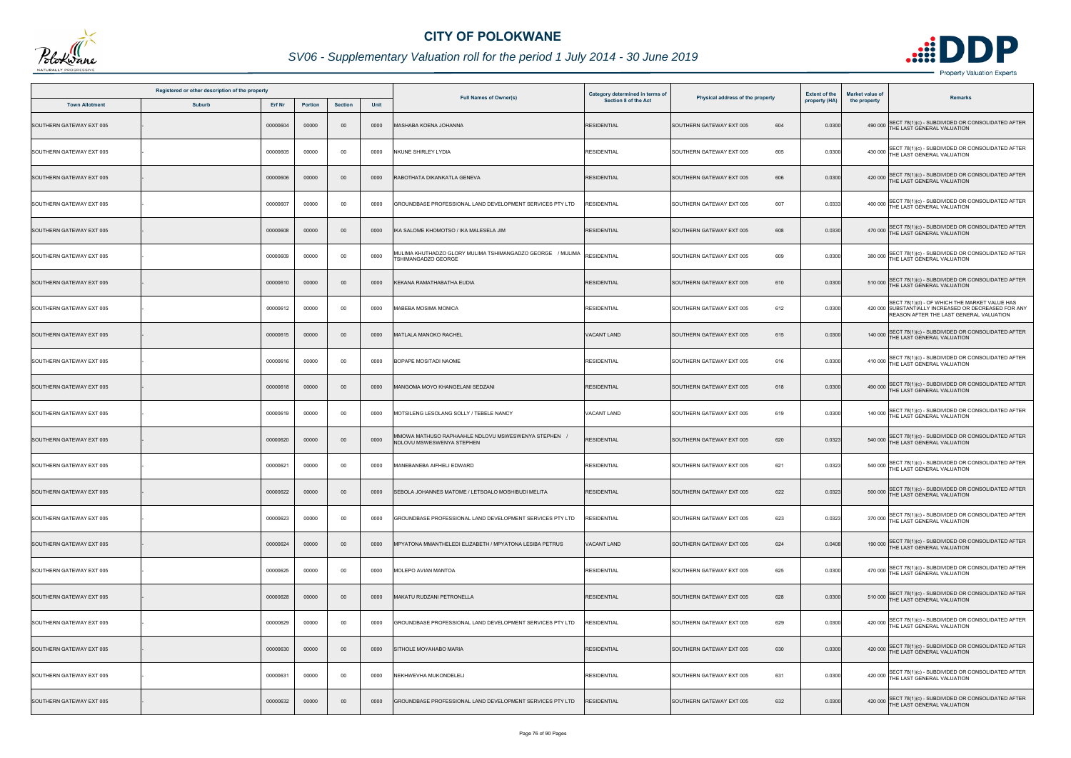# CITY OF POLOKWANE

## SV06 - Supplementary Valuation roll for the period 1 July 2014 - 30 June 2019

| Registered or other description of the property | | | | | | Full Names of Owner(s) | Category determined in terms of Section 8 of the Act | Physical address of the property | Extent of the property (HA) | Market value of the property | Remarks |
|---|---|---|---|---|---|---|---|---|---|---|---|
| Town Allotment | Suburb | Erf Nr | Portion | Section | Unit | | | | | | |
| SOUTHERN GATEWAY EXT 005 | - | 00000604 | 00000 | 00 | 0000 | MASHABA KOENA JOHANNA | RESIDENTIAL | SOUTHERN GATEWAY EXT 005 604 | 0.0300 | 490 000 | SECT 78(1)(c) - SUBDIVIDED OR CONSOLIDATED AFTER THE LAST GENERAL VALUATION |
| SOUTHERN GATEWAY EXT 005 | - | 00000605 | 00000 | 00 | 0000 | NKUNE SHIRLEY LYDIA | RESIDENTIAL | SOUTHERN GATEWAY EXT 005 605 | 0.0300 | 430 000 | SECT 78(1)(c) - SUBDIVIDED OR CONSOLIDATED AFTER THE LAST GENERAL VALUATION |
| SOUTHERN GATEWAY EXT 005 | - | 00000606 | 00000 | 00 | 0000 | RABOTHATA DIKANKATLA GENEVA | RESIDENTIAL | SOUTHERN GATEWAY EXT 005 606 | 0.0300 | 420 000 | SECT 78(1)(c) - SUBDIVIDED OR CONSOLIDATED AFTER THE LAST GENERAL VALUATION |
| SOUTHERN GATEWAY EXT 005 | - | 00000607 | 00000 | 00 | 0000 | GROUNDBASE PROFESSIONAL LAND DEVELOPMENT SERVICES PTY LTD | RESIDENTIAL | SOUTHERN GATEWAY EXT 005 607 | 0.0333 | 400 000 | SECT 78(1)(c) - SUBDIVIDED OR CONSOLIDATED AFTER THE LAST GENERAL VALUATION |
| SOUTHERN GATEWAY EXT 005 | - | 00000608 | 00000 | 00 | 0000 | IKA SALOME KHOMOTSO / IKA MALESELA JIM | RESIDENTIAL | SOUTHERN GATEWAY EXT 005 608 | 0.0330 | 470 000 | SECT 78(1)(c) - SUBDIVIDED OR CONSOLIDATED AFTER THE LAST GENERAL VALUATION |
| SOUTHERN GATEWAY EXT 005 | - | 00000609 | 00000 | 00 | 0000 | MULIMA KHUTHADZO GLORY MULIMA TSHIMANGADZO GEORGE / MULIMA TSHIMANGADZO GEORGE | RESIDENTIAL | SOUTHERN GATEWAY EXT 005 609 | 0.0300 | 380 000 | SECT 78(1)(c) - SUBDIVIDED OR CONSOLIDATED AFTER THE LAST GENERAL VALUATION |
| SOUTHERN GATEWAY EXT 005 | - | 00000610 | 00000 | 00 | 0000 | KEKANA RAMATHABATHA EUDIA | RESIDENTIAL | SOUTHERN GATEWAY EXT 005 610 | 0.0300 | 510 000 | SECT 78(1)(c) - SUBDIVIDED OR CONSOLIDATED AFTER THE LAST GENERAL VALUATION |
| SOUTHERN GATEWAY EXT 005 | - | 00000612 | 00000 | 00 | 0000 | MABEBA MOSIMA MONICA | RESIDENTIAL | SOUTHERN GATEWAY EXT 005 612 | 0.0300 | 420 000 | SECT 78(1)(d) - OF WHICH THE MARKET VALUE HAS SUBSTANTIALLY INCREASED OR DECREASED FOR ANY REASON AFTER THE LAST GENERAL VALUATION |
| SOUTHERN GATEWAY EXT 005 | - | 00000615 | 00000 | 00 | 0000 | MATLALA MANOKO RACHEL | VACANT LAND | SOUTHERN GATEWAY EXT 005 615 | 0.0300 | 140 000 | SECT 78(1)(c) - SUBDIVIDED OR CONSOLIDATED AFTER THE LAST GENERAL VALUATION |
| SOUTHERN GATEWAY EXT 005 | - | 00000616 | 00000 | 00 | 0000 | BOPAPE MOSITADI NAOME | RESIDENTIAL | SOUTHERN GATEWAY EXT 005 616 | 0.0300 | 410 000 | SECT 78(1)(c) - SUBDIVIDED OR CONSOLIDATED AFTER THE LAST GENERAL VALUATION |
| SOUTHERN GATEWAY EXT 005 | - | 00000618 | 00000 | 00 | 0000 | MANGOMA MOYO KHANGELANI SEDZANI | RESIDENTIAL | SOUTHERN GATEWAY EXT 005 618 | 0.0300 | 490 000 | SECT 78(1)(c) - SUBDIVIDED OR CONSOLIDATED AFTER THE LAST GENERAL VALUATION |
| SOUTHERN GATEWAY EXT 005 | - | 00000619 | 00000 | 00 | 0000 | MOTSILENG LESOLANG SOLLY / TEBELE NANCY | VACANT LAND | SOUTHERN GATEWAY EXT 005 619 | 0.0300 | 140 000 | SECT 78(1)(c) - SUBDIVIDED OR CONSOLIDATED AFTER THE LAST GENERAL VALUATION |
| SOUTHERN GATEWAY EXT 005 | - | 00000620 | 00000 | 00 | 0000 | MMOWA MATHUSO RAPHAAHLE NDLOVU MSWESWENYA STEPHEN / NDLOVU MSWESWENYA STEPHEN | RESIDENTIAL | SOUTHERN GATEWAY EXT 005 620 | 0.0323 | 540 000 | SECT 78(1)(c) - SUBDIVIDED OR CONSOLIDATED AFTER THE LAST GENERAL VALUATION |
| SOUTHERN GATEWAY EXT 005 | - | 00000621 | 00000 | 00 | 0000 | MANEBANEBA AIFHELI EDWARD | RESIDENTIAL | SOUTHERN GATEWAY EXT 005 621 | 0.0323 | 540 000 | SECT 78(1)(c) - SUBDIVIDED OR CONSOLIDATED AFTER THE LAST GENERAL VALUATION |
| SOUTHERN GATEWAY EXT 005 | - | 00000622 | 00000 | 00 | 0000 | SEBOLA JOHANNES MATOME / LETSOALO MOSHIBUDI MELITA | RESIDENTIAL | SOUTHERN GATEWAY EXT 005 622 | 0.0323 | 500 000 | SECT 78(1)(c) - SUBDIVIDED OR CONSOLIDATED AFTER THE LAST GENERAL VALUATION |
| SOUTHERN GATEWAY EXT 005 | - | 00000623 | 00000 | 00 | 0000 | GROUNDBASE PROFESSIONAL LAND DEVELOPMENT SERVICES PTY LTD | RESIDENTIAL | SOUTHERN GATEWAY EXT 005 623 | 0.0323 | 370 000 | SECT 78(1)(c) - SUBDIVIDED OR CONSOLIDATED AFTER THE LAST GENERAL VALUATION |
| SOUTHERN GATEWAY EXT 005 | - | 00000624 | 00000 | 00 | 0000 | MPYATONA MMANTHELEDI ELIZABETH / MPYATONA LESIBA PETRUS | VACANT LAND | SOUTHERN GATEWAY EXT 005 624 | 0.0408 | 190 000 | SECT 78(1)(c) - SUBDIVIDED OR CONSOLIDATED AFTER THE LAST GENERAL VALUATION |
| SOUTHERN GATEWAY EXT 005 | - | 00000625 | 00000 | 00 | 0000 | MOLEPO AVIAN MANTOA | RESIDENTIAL | SOUTHERN GATEWAY EXT 005 625 | 0.0300 | 470 000 | SECT 78(1)(c) - SUBDIVIDED OR CONSOLIDATED AFTER THE LAST GENERAL VALUATION |
| SOUTHERN GATEWAY EXT 005 | - | 00000628 | 00000 | 00 | 0000 | MAKATU RUDZANI PETRONELLA | RESIDENTIAL | SOUTHERN GATEWAY EXT 005 628 | 0.0300 | 510 000 | SECT 78(1)(c) - SUBDIVIDED OR CONSOLIDATED AFTER THE LAST GENERAL VALUATION |
| SOUTHERN GATEWAY EXT 005 | - | 00000629 | 00000 | 00 | 0000 | GROUNDBASE PROFESSIONAL LAND DEVELOPMENT SERVICES PTY LTD | RESIDENTIAL | SOUTHERN GATEWAY EXT 005 629 | 0.0300 | 420 000 | SECT 78(1)(c) - SUBDIVIDED OR CONSOLIDATED AFTER THE LAST GENERAL VALUATION |
| SOUTHERN GATEWAY EXT 005 | - | 00000630 | 00000 | 00 | 0000 | SITHOLE MOYAHABO MARIA | RESIDENTIAL | SOUTHERN GATEWAY EXT 005 630 | 0.0300 | 420 000 | SECT 78(1)(c) - SUBDIVIDED OR CONSOLIDATED AFTER THE LAST GENERAL VALUATION |
| SOUTHERN GATEWAY EXT 005 | - | 00000631 | 00000 | 00 | 0000 | NEKHWEVHA MUKONDELELI | RESIDENTIAL | SOUTHERN GATEWAY EXT 005 631 | 0.0300 | 420 000 | SECT 78(1)(c) - SUBDIVIDED OR CONSOLIDATED AFTER THE LAST GENERAL VALUATION |
| SOUTHERN GATEWAY EXT 005 | - | 00000632 | 00000 | 00 | 0000 | GROUNDBASE PROFESSIONAL LAND DEVELOPMENT SERVICES PTY LTD | RESIDENTIAL | SOUTHERN GATEWAY EXT 005 632 | 0.0300 | 420 000 | SECT 78(1)(c) - SUBDIVIDED OR CONSOLIDATED AFTER THE LAST GENERAL VALUATION |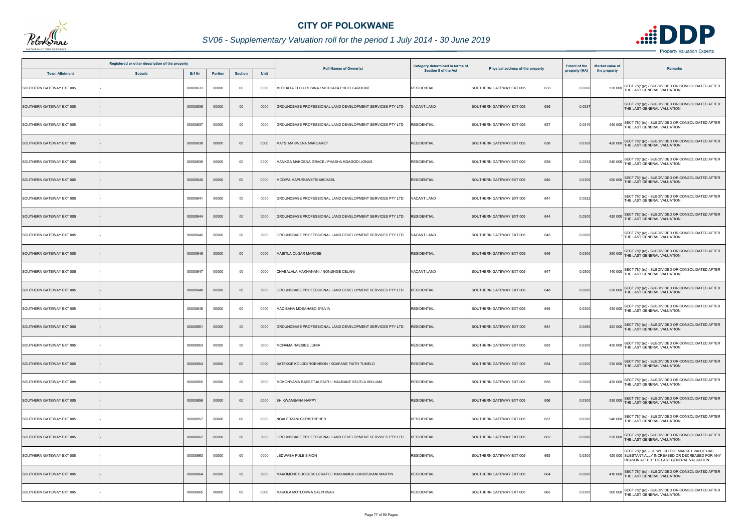# CITY OF POLOKWANE

## SV06 - Supplementary Valuation roll for the period 1 July 2014 - 30 June 2019

| Registered or other description of the property | | | | | | Full Names of Owner(s) | Category determined in terms of Section 8 of the Act | Physical address of the property | | Extent of the property (HA) | Market value of the property | Remarks |
|---|---|---|---|---|---|---|---|---|---|---|---|---|
| Town Allotment | Suburb | Erf Nr | Portion | Section | Unit | | | | | | | |
| SOUTHERN GATEWAY EXT 005 | - | 00000633 | 00000 | 00 | 0000 | MOTHATA TLOU ROSINA / MOTHATA PHUTI CAROLINE | RESIDENTIAL | SOUTHERN GATEWAY EXT 005 | 633 | 0.0306 | 530 000 | SECT 78(1)(c) - SUBDIVIDED OR CONSOLIDATED AFTER THE LAST GENERAL VALUATION |
| SOUTHERN GATEWAY EXT 005 | - | 00000636 | 00000 | 00 | 0000 | GROUNDBASE PROFESSIONAL LAND DEVELOPMENT SERVICES PTY LTD | VACANT LAND | SOUTHERN GATEWAY EXT 005 | 636 | 0.0337 | - | SECT 78(1)(c) - SUBDIVIDED OR CONSOLIDATED AFTER THE LAST GENERAL VALUATION |
| SOUTHERN GATEWAY EXT 005 | - | 00000637 | 00000 | 00 | 0000 | GROUNDBASE PROFESSIONAL LAND DEVELOPMENT SERVICES PTY LTD | RESIDENTIAL | SOUTHERN GATEWAY EXT 005 | 637 | 0.0310 | 440 000 | SECT 78(1)(c) - SUBDIVIDED OR CONSOLIDATED AFTER THE LAST GENERAL VALUATION |
| SOUTHERN GATEWAY EXT 005 | - | 00000638 | 00000 | 00 | 0000 | MATSI MAKWENA MARGARET | RESIDENTIAL | SOUTHERN GATEWAY EXT 005 | 638 | 0.0309 | 420 000 | SECT 78(1)(c) - SUBDIVIDED OR CONSOLIDATED AFTER THE LAST GENERAL VALUATION |
| SOUTHERN GATEWAY EXT 005 | - | 00000639 | 00000 | 00 | 0000 | MANKGA MAKOENA GRACE / PHASHA KGAGODI JONAS | RESIDENTIAL | SOUTHERN GATEWAY EXT 005 | 639 | 0.0332 | 540 000 | SECT 78(1)(c) - SUBDIVIDED OR CONSOLIDATED AFTER THE LAST GENERAL VALUATION |
| SOUTHERN GATEWAY EXT 005 | - | 00000640 | 00000 | 00 | 0000 | MODIPA MAPURUWETSI MICHAEL | RESIDENTIAL | SOUTHERN GATEWAY EXT 005 | 640 | 0.0309 | 520 000 | SECT 78(1)(c) - SUBDIVIDED OR CONSOLIDATED AFTER THE LAST GENERAL VALUATION |
| SOUTHERN GATEWAY EXT 005 | - | 00000641 | 00000 | 00 | 0000 | GROUNDBASE PROFESSIONAL LAND DEVELOPMENT SERVICES PTY LTD | VACANT LAND | SOUTHERN GATEWAY EXT 005 | 641 | 0.0322 | - | SECT 78(1)(c) - SUBDIVIDED OR CONSOLIDATED AFTER THE LAST GENERAL VALUATION |
| SOUTHERN GATEWAY EXT 005 | - | 00000644 | 00000 | 00 | 0000 | GROUNDBASE PROFESSIONAL LAND DEVELOPMENT SERVICES PTY LTD | RESIDENTIAL | SOUTHERN GATEWAY EXT 005 | 644 | 0.0300 | 420 000 | SECT 78(1)(c) - SUBDIVIDED OR CONSOLIDATED AFTER THE LAST GENERAL VALUATION |
| SOUTHERN GATEWAY EXT 005 | - | 00000645 | 00000 | 00 | 0000 | GROUNDBASE PROFESSIONAL LAND DEVELOPMENT SERVICES PTY LTD | VACANT LAND | SOUTHERN GATEWAY EXT 005 | 645 | 0.0300 | - | SECT 78(1)(c) - SUBDIVIDED OR CONSOLIDATED AFTER THE LAST GENERAL VALUATION |
| SOUTHERN GATEWAY EXT 005 | - | 00000646 | 00000 | 00 | 0000 | MABITLA OLGAR MAROBE | RESIDENTIAL | SOUTHERN GATEWAY EXT 005 | 646 | 0.0300 | 380 000 | SECT 78(1)(c) - SUBDIVIDED OR CONSOLIDATED AFTER THE LAST GENERAL VALUATION |
| SOUTHERN GATEWAY EXT 005 | - | 00000647 | 00000 | 00 | 0000 | CHABALALA MAKHANANI / NONJINGE CELANI | VACANT LAND | SOUTHERN GATEWAY EXT 005 | 647 | 0.0300 | 140 000 | SECT 78(1)(c) - SUBDIVIDED OR CONSOLIDATED AFTER THE LAST GENERAL VALUATION |
| SOUTHERN GATEWAY EXT 005 | - | 00000648 | 00000 | 00 | 0000 | GROUNDBASE PROFESSIONAL LAND DEVELOPMENT SERVICES PTY LTD | RESIDENTIAL | SOUTHERN GATEWAY EXT 005 | 648 | 0.0300 | 530 000 | SECT 78(1)(c) - SUBDIVIDED OR CONSOLIDATED AFTER THE LAST GENERAL VALUATION |
| SOUTHERN GATEWAY EXT 005 | - | 00000649 | 00000 | 00 | 0000 | MADIBANA MOEAHABO SYLVIA | RESIDENTIAL | SOUTHERN GATEWAY EXT 005 | 649 | 0.0300 | 430 000 | SECT 78(1)(c) - SUBDIVIDED OR CONSOLIDATED AFTER THE LAST GENERAL VALUATION |
| SOUTHERN GATEWAY EXT 005 | - | 00000651 | 00000 | 00 | 0000 | GROUNDBASE PROFESSIONAL LAND DEVELOPMENT SERVICES PTY LTD | RESIDENTIAL | SOUTHERN GATEWAY EXT 005 | 651 | 0.0480 | 420 000 | SECT 78(1)(c) - SUBDIVIDED OR CONSOLIDATED AFTER THE LAST GENERAL VALUATION |
| SOUTHERN GATEWAY EXT 005 | - | 00000653 | 00000 | 00 | 0000 | MONAMA RAESIBE JUNIA | RESIDENTIAL | SOUTHERN GATEWAY EXT 005 | 653 | 0.0300 | 430 000 | SECT 78(1)(c) - SUBDIVIDED OR CONSOLIDATED AFTER THE LAST GENERAL VALUATION |
| SOUTHERN GATEWAY EXT 005 | - | 00000654 | 00000 | 00 | 0000 | SATEKGE KOLODI ROBINSON / KGAFANE FAITH TUMELO | RESIDENTIAL | SOUTHERN GATEWAY EXT 005 | 654 | 0.0300 | 530 000 | SECT 78(1)(c) - SUBDIVIDED OR CONSOLIDATED AFTER THE LAST GENERAL VALUATION |
| SOUTHERN GATEWAY EXT 005 | - | 00000655 | 00000 | 00 | 0000 | MOKONYAMA RAESETJA FAITH / MAUBANE SEUTLA WILLIAM | RESIDENTIAL | SOUTHERN GATEWAY EXT 005 | 655 | 0.0300 | 430 000 | SECT 78(1)(c) - SUBDIVIDED OR CONSOLIDATED AFTER THE LAST GENERAL VALUATION |
| SOUTHERN GATEWAY EXT 005 | - | 00000656 | 00000 | 00 | 0000 | SHIKWAMBANA HAPPY | RESIDENTIAL | SOUTHERN GATEWAY EXT 005 | 656 | 0.0300 | 530 000 | SECT 78(1)(c) - SUBDIVIDED OR CONSOLIDATED AFTER THE LAST GENERAL VALUATION |
| SOUTHERN GATEWAY EXT 005 | - | 00000657 | 00000 | 00 | 0000 | NGALEDZANI CHRISTOPHER | RESIDENTIAL | SOUTHERN GATEWAY EXT 005 | 657 | 0.0300 | 540 000 | SECT 78(1)(c) - SUBDIVIDED OR CONSOLIDATED AFTER THE LAST GENERAL VALUATION |
| SOUTHERN GATEWAY EXT 005 | - | 00000662 | 00000 | 00 | 0000 | GROUNDBASE PROFESSIONAL LAND DEVELOPMENT SERVICES PTY LTD | RESIDENTIAL | SOUTHERN GATEWAY EXT 005 | 662 | 0.0380 | 530 000 | SECT 78(1)(c) - SUBDIVIDED OR CONSOLIDATED AFTER THE LAST GENERAL VALUATION |
| SOUTHERN GATEWAY EXT 005 | - | 00000663 | 00000 | 00 | 0000 | LEDWABA PULE SIMON | RESIDENTIAL | SOUTHERN GATEWAY EXT 005 | 663 | 0.0300 | 420 000 | SECT 78(1)(d) - OF WHICH THE MARKET VALUE HAS SUBSTANTIALLY INCREASED OR DECREASED FOR ANY REASON AFTER THE LAST GENERAL VALUATION |
| SOUTHERN GATEWAY EXT 005 | - | 00000664 | 00000 | 00 | 0000 | MAKOMENE SUCCESS LERATO / MASHAMBA HUNDZUKANI MARTIN | RESIDENTIAL | SOUTHERN GATEWAY EXT 005 | 664 | 0.0300 | 410 000 | SECT 78(1)(c) - SUBDIVIDED OR CONSOLIDATED AFTER THE LAST GENERAL VALUATION |
| SOUTHERN GATEWAY EXT 005 | - | 00000665 | 00000 | 00 | 0000 | MAKOLA MOTLOKWA SALPHINAH | RESIDENTIAL | SOUTHERN GATEWAY EXT 005 | 665 | 0.0300 | 500 000 | SECT 78(1)(c) - SUBDIVIDED OR CONSOLIDATED AFTER THE LAST GENERAL VALUATION |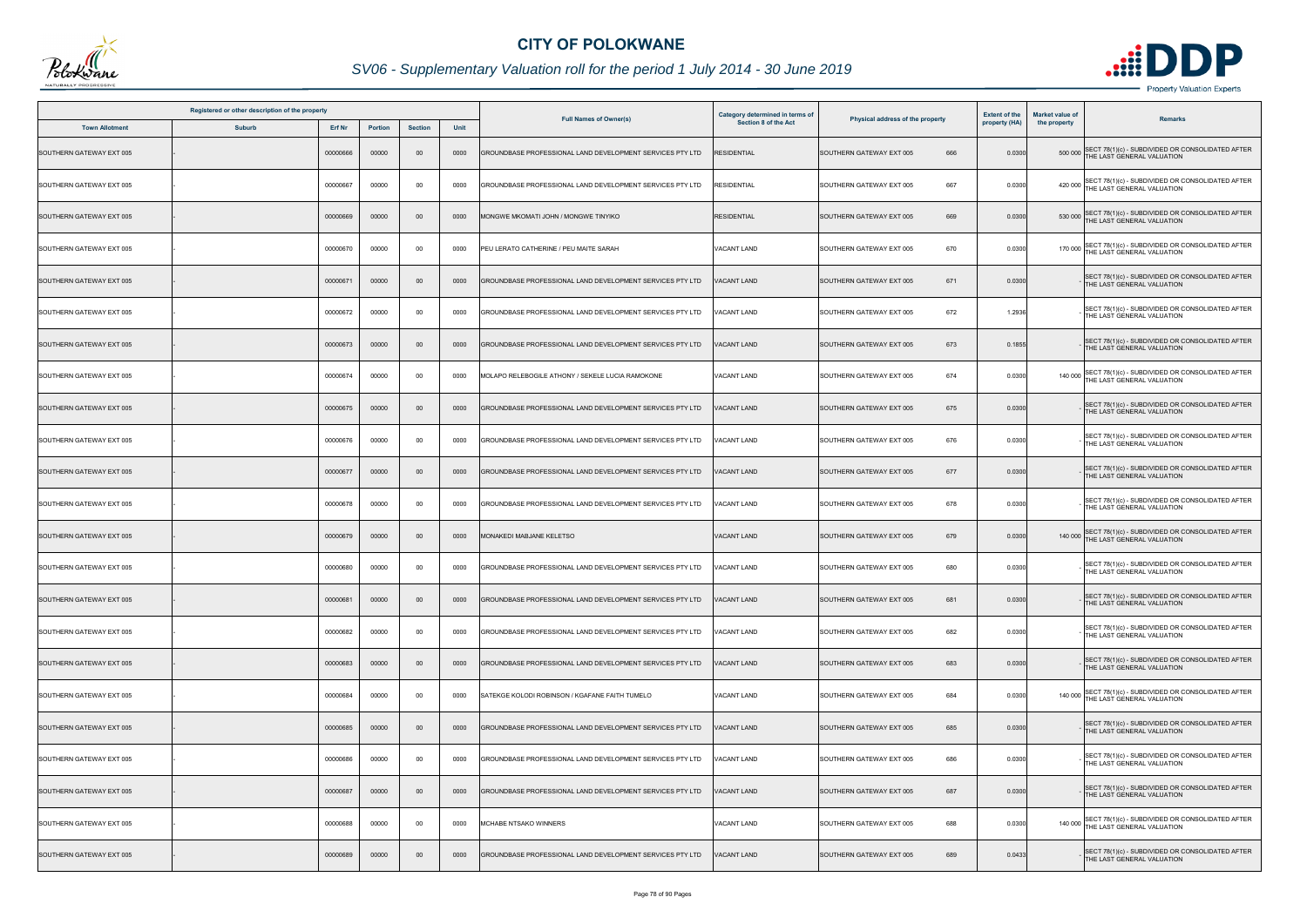# CITY OF POLOKWANE

## SV06 - Supplementary Valuation roll for the period 1 July 2014 - 30 June 2019

| Registered or other description of the property | | | | | | Full Names of Owner(s) | Category determined in terms of Section 8 of the Act | Physical address of the property | Extent of the property (HA) | Market value of the property | Remarks |
|---|---|---|---|---|---|---|---|---|---|---|---|
| Town Allotment | Suburb | Erf Nr | Portion | Section | Unit | | | | | | |
| SOUTHERN GATEWAY EXT 005 | - | 00000666 | 00000 | 00 | 0000 | GROUNDBASE PROFESSIONAL LAND DEVELOPMENT SERVICES PTY LTD | RESIDENTIAL | SOUTHERN GATEWAY EXT 005 666 | 0.0300 | 500 000 | SECT 78(1)(c) - SUBDIVIDED OR CONSOLIDATED AFTER THE LAST GENERAL VALUATION |
| SOUTHERN GATEWAY EXT 005 | - | 00000667 | 00000 | 00 | 0000 | GROUNDBASE PROFESSIONAL LAND DEVELOPMENT SERVICES PTY LTD | RESIDENTIAL | SOUTHERN GATEWAY EXT 005 667 | 0.0300 | 420 000 | SECT 78(1)(c) - SUBDIVIDED OR CONSOLIDATED AFTER THE LAST GENERAL VALUATION |
| SOUTHERN GATEWAY EXT 005 | - | 00000669 | 00000 | 00 | 0000 | MONGWE MKOMATI JOHN / MONGWE TINYIKO | RESIDENTIAL | SOUTHERN GATEWAY EXT 005 669 | 0.0300 | 530 000 | SECT 78(1)(c) - SUBDIVIDED OR CONSOLIDATED AFTER THE LAST GENERAL VALUATION |
| SOUTHERN GATEWAY EXT 005 | - | 00000670 | 00000 | 00 | 0000 | PEU LERATO CATHERINE / PEU MAITE SARAH | VACANT LAND | SOUTHERN GATEWAY EXT 005 670 | 0.0300 | 170 000 | SECT 78(1)(c) - SUBDIVIDED OR CONSOLIDATED AFTER THE LAST GENERAL VALUATION |
| SOUTHERN GATEWAY EXT 005 | - | 00000671 | 00000 | 00 | 0000 | GROUNDBASE PROFESSIONAL LAND DEVELOPMENT SERVICES PTY LTD | VACANT LAND | SOUTHERN GATEWAY EXT 005 671 | 0.0300 | - | SECT 78(1)(c) - SUBDIVIDED OR CONSOLIDATED AFTER THE LAST GENERAL VALUATION |
| SOUTHERN GATEWAY EXT 005 | - | 00000672 | 00000 | 00 | 0000 | GROUNDBASE PROFESSIONAL LAND DEVELOPMENT SERVICES PTY LTD | VACANT LAND | SOUTHERN GATEWAY EXT 005 672 | 1.2936 | - | SECT 78(1)(c) - SUBDIVIDED OR CONSOLIDATED AFTER THE LAST GENERAL VALUATION |
| SOUTHERN GATEWAY EXT 005 | - | 00000673 | 00000 | 00 | 0000 | GROUNDBASE PROFESSIONAL LAND DEVELOPMENT SERVICES PTY LTD | VACANT LAND | SOUTHERN GATEWAY EXT 005 673 | 0.1855 | - | SECT 78(1)(c) - SUBDIVIDED OR CONSOLIDATED AFTER THE LAST GENERAL VALUATION |
| SOUTHERN GATEWAY EXT 005 | - | 00000674 | 00000 | 00 | 0000 | MOLAPO RELEBOGILE ATHONY / SEKELE LUCIA RAMOKONE | VACANT LAND | SOUTHERN GATEWAY EXT 005 674 | 0.0300 | 140 000 | SECT 78(1)(c) - SUBDIVIDED OR CONSOLIDATED AFTER THE LAST GENERAL VALUATION |
| SOUTHERN GATEWAY EXT 005 | - | 00000675 | 00000 | 00 | 0000 | GROUNDBASE PROFESSIONAL LAND DEVELOPMENT SERVICES PTY LTD | VACANT LAND | SOUTHERN GATEWAY EXT 005 675 | 0.0300 | - | SECT 78(1)(c) - SUBDIVIDED OR CONSOLIDATED AFTER THE LAST GENERAL VALUATION |
| SOUTHERN GATEWAY EXT 005 | - | 00000676 | 00000 | 00 | 0000 | GROUNDBASE PROFESSIONAL LAND DEVELOPMENT SERVICES PTY LTD | VACANT LAND | SOUTHERN GATEWAY EXT 005 676 | 0.0300 | - | SECT 78(1)(c) - SUBDIVIDED OR CONSOLIDATED AFTER THE LAST GENERAL VALUATION |
| SOUTHERN GATEWAY EXT 005 | - | 00000677 | 00000 | 00 | 0000 | GROUNDBASE PROFESSIONAL LAND DEVELOPMENT SERVICES PTY LTD | VACANT LAND | SOUTHERN GATEWAY EXT 005 677 | 0.0300 | - | SECT 78(1)(c) - SUBDIVIDED OR CONSOLIDATED AFTER THE LAST GENERAL VALUATION |
| SOUTHERN GATEWAY EXT 005 | - | 00000678 | 00000 | 00 | 0000 | GROUNDBASE PROFESSIONAL LAND DEVELOPMENT SERVICES PTY LTD | VACANT LAND | SOUTHERN GATEWAY EXT 005 678 | 0.0300 | - | SECT 78(1)(c) - SUBDIVIDED OR CONSOLIDATED AFTER THE LAST GENERAL VALUATION |
| SOUTHERN GATEWAY EXT 005 | - | 00000679 | 00000 | 00 | 0000 | MONAKEDI MABJANE KELETSO | VACANT LAND | SOUTHERN GATEWAY EXT 005 679 | 0.0300 | 140 000 | SECT 78(1)(c) - SUBDIVIDED OR CONSOLIDATED AFTER THE LAST GENERAL VALUATION |
| SOUTHERN GATEWAY EXT 005 | - | 00000680 | 00000 | 00 | 0000 | GROUNDBASE PROFESSIONAL LAND DEVELOPMENT SERVICES PTY LTD | VACANT LAND | SOUTHERN GATEWAY EXT 005 680 | 0.0300 | - | SECT 78(1)(c) - SUBDIVIDED OR CONSOLIDATED AFTER THE LAST GENERAL VALUATION |
| SOUTHERN GATEWAY EXT 005 | - | 00000681 | 00000 | 00 | 0000 | GROUNDBASE PROFESSIONAL LAND DEVELOPMENT SERVICES PTY LTD | VACANT LAND | SOUTHERN GATEWAY EXT 005 681 | 0.0300 | - | SECT 78(1)(c) - SUBDIVIDED OR CONSOLIDATED AFTER THE LAST GENERAL VALUATION |
| SOUTHERN GATEWAY EXT 005 | - | 00000682 | 00000 | 00 | 0000 | GROUNDBASE PROFESSIONAL LAND DEVELOPMENT SERVICES PTY LTD | VACANT LAND | SOUTHERN GATEWAY EXT 005 682 | 0.0300 | - | SECT 78(1)(c) - SUBDIVIDED OR CONSOLIDATED AFTER THE LAST GENERAL VALUATION |
| SOUTHERN GATEWAY EXT 005 | - | 00000683 | 00000 | 00 | 0000 | GROUNDBASE PROFESSIONAL LAND DEVELOPMENT SERVICES PTY LTD | VACANT LAND | SOUTHERN GATEWAY EXT 005 683 | 0.0300 | - | SECT 78(1)(c) - SUBDIVIDED OR CONSOLIDATED AFTER THE LAST GENERAL VALUATION |
| SOUTHERN GATEWAY EXT 005 | - | 00000684 | 00000 | 00 | 0000 | SATEKGE KOLODI ROBINSON / KGAFANE FAITH TUMELO | VACANT LAND | SOUTHERN GATEWAY EXT 005 684 | 0.0300 | 140 000 | SECT 78(1)(c) - SUBDIVIDED OR CONSOLIDATED AFTER THE LAST GENERAL VALUATION |
| SOUTHERN GATEWAY EXT 005 | - | 00000685 | 00000 | 00 | 0000 | GROUNDBASE PROFESSIONAL LAND DEVELOPMENT SERVICES PTY LTD | VACANT LAND | SOUTHERN GATEWAY EXT 005 685 | 0.0300 | - | SECT 78(1)(c) - SUBDIVIDED OR CONSOLIDATED AFTER THE LAST GENERAL VALUATION |
| SOUTHERN GATEWAY EXT 005 | - | 00000686 | 00000 | 00 | 0000 | GROUNDBASE PROFESSIONAL LAND DEVELOPMENT SERVICES PTY LTD | VACANT LAND | SOUTHERN GATEWAY EXT 005 686 | 0.0300 | - | SECT 78(1)(c) - SUBDIVIDED OR CONSOLIDATED AFTER THE LAST GENERAL VALUATION |
| SOUTHERN GATEWAY EXT 005 | - | 00000687 | 00000 | 00 | 0000 | GROUNDBASE PROFESSIONAL LAND DEVELOPMENT SERVICES PTY LTD | VACANT LAND | SOUTHERN GATEWAY EXT 005 687 | 0.0300 | - | SECT 78(1)(c) - SUBDIVIDED OR CONSOLIDATED AFTER THE LAST GENERAL VALUATION |
| SOUTHERN GATEWAY EXT 005 | - | 00000688 | 00000 | 00 | 0000 | MCHABE NTSAKO WINNERS | VACANT LAND | SOUTHERN GATEWAY EXT 005 688 | 0.0300 | 140 000 | SECT 78(1)(c) - SUBDIVIDED OR CONSOLIDATED AFTER THE LAST GENERAL VALUATION |
| SOUTHERN GATEWAY EXT 005 | - | 00000689 | 00000 | 00 | 0000 | GROUNDBASE PROFESSIONAL LAND DEVELOPMENT SERVICES PTY LTD | VACANT LAND | SOUTHERN GATEWAY EXT 005 689 | 0.0433 | - | SECT 78(1)(c) - SUBDIVIDED OR CONSOLIDATED AFTER THE LAST GENERAL VALUATION |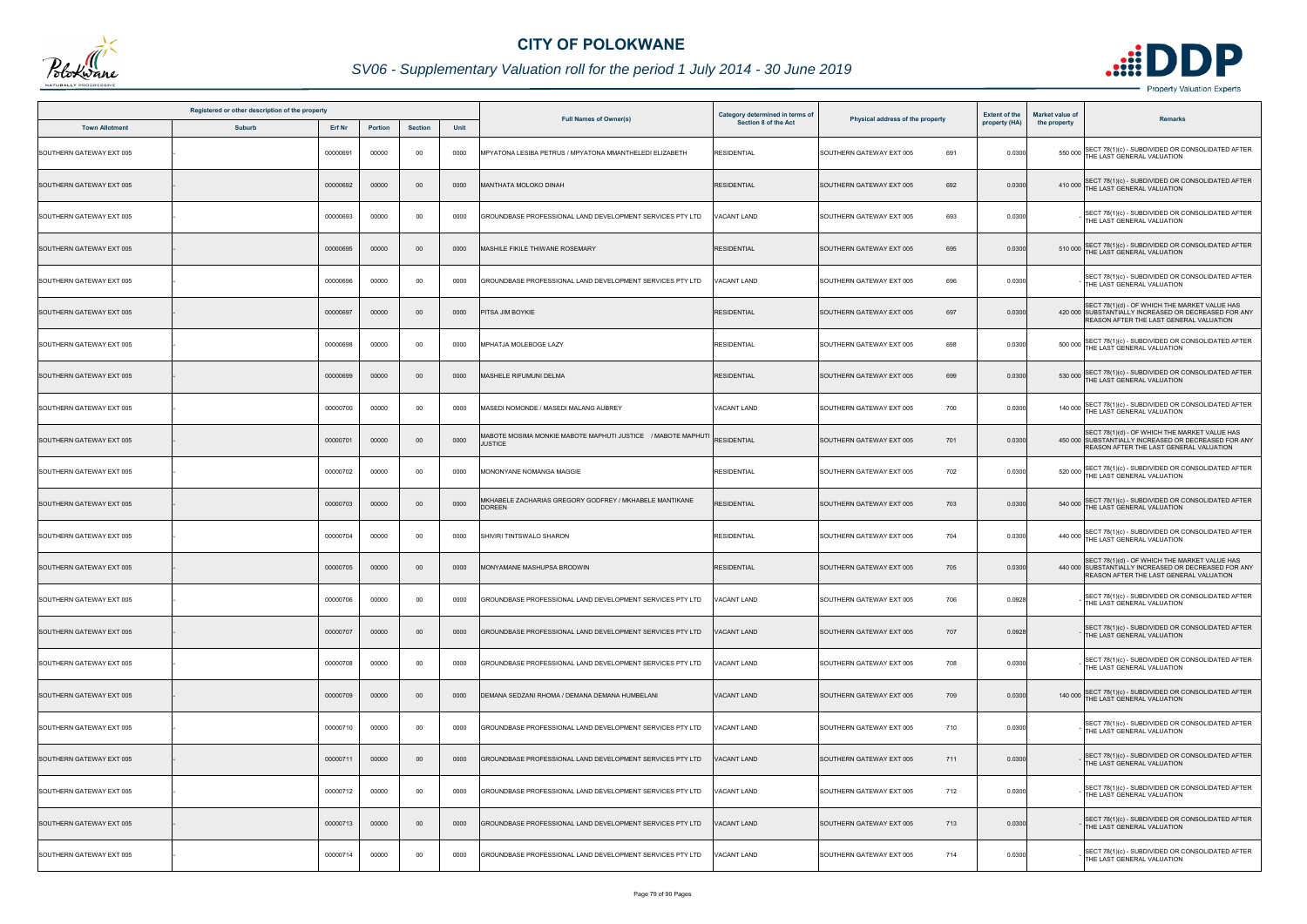# CITY OF POLOKWANE

## SV06 - Supplementary Valuation roll for the period 1 July 2014 - 30 June 2019

| Registered or other description of the property | | | | | | Full Names of Owner(s) | Category determined in terms of Section 8 of the Act | Physical address of the property | Extent of the property (HA) | Market value of the property | Remarks |
|---|---|---|---|---|---|---|---|---|---|---|---|
| Town Allotment | Suburb | Erf Nr | Portion | Section | Unit | | | | | | |
| SOUTHERN GATEWAY EXT 005 | - | 00000691 | 00000 | 00 | 0000 | MPYATONA LESIBA PETRUS / MPYATONA MMANTHELEDI ELIZABETH | RESIDENTIAL | SOUTHERN GATEWAY EXT 005 691 | 0.0300 | 550 000 | SECT 78(1)(c) - SUBDIVIDED OR CONSOLIDATED AFTER THE LAST GENERAL VALUATION |
| SOUTHERN GATEWAY EXT 005 | - | 00000692 | 00000 | 00 | 0000 | MANTHATA MOLOKO DINAH | RESIDENTIAL | SOUTHERN GATEWAY EXT 005 692 | 0.0300 | 410 000 | SECT 78(1)(c) - SUBDIVIDED OR CONSOLIDATED AFTER THE LAST GENERAL VALUATION |
| SOUTHERN GATEWAY EXT 005 | - | 00000693 | 00000 | 00 | 0000 | GROUNDBASE PROFESSIONAL LAND DEVELOPMENT SERVICES PTY LTD | VACANT LAND | SOUTHERN GATEWAY EXT 005 693 | 0.0300 | - | SECT 78(1)(c) - SUBDIVIDED OR CONSOLIDATED AFTER THE LAST GENERAL VALUATION |
| SOUTHERN GATEWAY EXT 005 | - | 00000695 | 00000 | 00 | 0000 | MASHILE FIKILE THIWANE ROSEMARY | RESIDENTIAL | SOUTHERN GATEWAY EXT 005 695 | 0.0300 | 510 000 | SECT 78(1)(c) - SUBDIVIDED OR CONSOLIDATED AFTER THE LAST GENERAL VALUATION |
| SOUTHERN GATEWAY EXT 005 | - | 00000696 | 00000 | 00 | 0000 | GROUNDBASE PROFESSIONAL LAND DEVELOPMENT SERVICES PTY LTD | VACANT LAND | SOUTHERN GATEWAY EXT 005 696 | 0.0300 | - | SECT 78(1)(c) - SUBDIVIDED OR CONSOLIDATED AFTER THE LAST GENERAL VALUATION |
| SOUTHERN GATEWAY EXT 005 | - | 00000697 | 00000 | 00 | 0000 | PITSA JIM BOYKIE | RESIDENTIAL | SOUTHERN GATEWAY EXT 005 697 | 0.0300 | 420 000 | SECT 78(1)(d) - OF WHICH THE MARKET VALUE HAS SUBSTANTIALLY INCREASED OR DECREASED FOR ANY REASON AFTER THE LAST GENERAL VALUATION |
| SOUTHERN GATEWAY EXT 005 | - | 00000698 | 00000 | 00 | 0000 | MPHATJA MOLEBOGE LAZY | RESIDENTIAL | SOUTHERN GATEWAY EXT 005 698 | 0.0300 | 500 000 | SECT 78(1)(c) - SUBDIVIDED OR CONSOLIDATED AFTER THE LAST GENERAL VALUATION |
| SOUTHERN GATEWAY EXT 005 | - | 00000699 | 00000 | 00 | 0000 | MASHELE RIFUMUNI DELMA | RESIDENTIAL | SOUTHERN GATEWAY EXT 005 699 | 0.0300 | 530 000 | SECT 78(1)(c) - SUBDIVIDED OR CONSOLIDATED AFTER THE LAST GENERAL VALUATION |
| SOUTHERN GATEWAY EXT 005 | - | 00000700 | 00000 | 00 | 0000 | MASEDI NOMONDE / MASEDI MALANG AUBREY | VACANT LAND | SOUTHERN GATEWAY EXT 005 700 | 0.0300 | 140 000 | SECT 78(1)(c) - SUBDIVIDED OR CONSOLIDATED AFTER THE LAST GENERAL VALUATION |
| SOUTHERN GATEWAY EXT 005 | - | 00000701 | 00000 | 00 | 0000 | MABOTE MOSIMA MONKIE MABOTE MAPHUTI JUSTICE / MABOTE MAPHUTI JUSTICE | RESIDENTIAL | SOUTHERN GATEWAY EXT 005 701 | 0.0300 | 450 000 | SECT 78(1)(d) - OF WHICH THE MARKET VALUE HAS SUBSTANTIALLY INCREASED OR DECREASED FOR ANY REASON AFTER THE LAST GENERAL VALUATION |
| SOUTHERN GATEWAY EXT 005 | - | 00000702 | 00000 | 00 | 0000 | MONONYANE NOMANGA MAGGIE | RESIDENTIAL | SOUTHERN GATEWAY EXT 005 702 | 0.0300 | 520 000 | SECT 78(1)(c) - SUBDIVIDED OR CONSOLIDATED AFTER THE LAST GENERAL VALUATION |
| SOUTHERN GATEWAY EXT 005 | - | 00000703 | 00000 | 00 | 0000 | MKHABELE ZACHARIAS GREGORY GODFREY / MKHABELE MANTIKANE DOREEN | RESIDENTIAL | SOUTHERN GATEWAY EXT 005 703 | 0.0300 | 540 000 | SECT 78(1)(c) - SUBDIVIDED OR CONSOLIDATED AFTER THE LAST GENERAL VALUATION |
| SOUTHERN GATEWAY EXT 005 | - | 00000704 | 00000 | 00 | 0000 | SHIVIRI TINTSWALO SHARON | RESIDENTIAL | SOUTHERN GATEWAY EXT 005 704 | 0.0300 | 440 000 | SECT 78(1)(c) - SUBDIVIDED OR CONSOLIDATED AFTER THE LAST GENERAL VALUATION |
| SOUTHERN GATEWAY EXT 005 | - | 00000705 | 00000 | 00 | 0000 | MONYAMANE MASHUPSA BRODWIN | RESIDENTIAL | SOUTHERN GATEWAY EXT 005 705 | 0.0300 | 440 000 | SECT 78(1)(d) - OF WHICH THE MARKET VALUE HAS SUBSTANTIALLY INCREASED OR DECREASED FOR ANY REASON AFTER THE LAST GENERAL VALUATION |
| SOUTHERN GATEWAY EXT 005 | - | 00000706 | 00000 | 00 | 0000 | GROUNDBASE PROFESSIONAL LAND DEVELOPMENT SERVICES PTY LTD | VACANT LAND | SOUTHERN GATEWAY EXT 005 706 | 0.0928 | - | SECT 78(1)(c) - SUBDIVIDED OR CONSOLIDATED AFTER THE LAST GENERAL VALUATION |
| SOUTHERN GATEWAY EXT 005 | - | 00000707 | 00000 | 00 | 0000 | GROUNDBASE PROFESSIONAL LAND DEVELOPMENT SERVICES PTY LTD | VACANT LAND | SOUTHERN GATEWAY EXT 005 707 | 0.0928 | - | SECT 78(1)(c) - SUBDIVIDED OR CONSOLIDATED AFTER THE LAST GENERAL VALUATION |
| SOUTHERN GATEWAY EXT 005 | - | 00000708 | 00000 | 00 | 0000 | GROUNDBASE PROFESSIONAL LAND DEVELOPMENT SERVICES PTY LTD | VACANT LAND | SOUTHERN GATEWAY EXT 005 708 | 0.0300 | - | SECT 78(1)(c) - SUBDIVIDED OR CONSOLIDATED AFTER THE LAST GENERAL VALUATION |
| SOUTHERN GATEWAY EXT 005 | - | 00000709 | 00000 | 00 | 0000 | DEMANA SEDZANI RHOMA / DEMANA DEMANA HUMBELANI | VACANT LAND | SOUTHERN GATEWAY EXT 005 709 | 0.0300 | 140 000 | SECT 78(1)(c) - SUBDIVIDED OR CONSOLIDATED AFTER THE LAST GENERAL VALUATION |
| SOUTHERN GATEWAY EXT 005 | - | 00000710 | 00000 | 00 | 0000 | GROUNDBASE PROFESSIONAL LAND DEVELOPMENT SERVICES PTY LTD | VACANT LAND | SOUTHERN GATEWAY EXT 005 710 | 0.0300 | - | SECT 78(1)(c) - SUBDIVIDED OR CONSOLIDATED AFTER THE LAST GENERAL VALUATION |
| SOUTHERN GATEWAY EXT 005 | - | 00000711 | 00000 | 00 | 0000 | GROUNDBASE PROFESSIONAL LAND DEVELOPMENT SERVICES PTY LTD | VACANT LAND | SOUTHERN GATEWAY EXT 005 711 | 0.0300 | - | SECT 78(1)(c) - SUBDIVIDED OR CONSOLIDATED AFTER THE LAST GENERAL VALUATION |
| SOUTHERN GATEWAY EXT 005 | - | 00000712 | 00000 | 00 | 0000 | GROUNDBASE PROFESSIONAL LAND DEVELOPMENT SERVICES PTY LTD | VACANT LAND | SOUTHERN GATEWAY EXT 005 712 | 0.0300 | - | SECT 78(1)(c) - SUBDIVIDED OR CONSOLIDATED AFTER THE LAST GENERAL VALUATION |
| SOUTHERN GATEWAY EXT 005 | - | 00000713 | 00000 | 00 | 0000 | GROUNDBASE PROFESSIONAL LAND DEVELOPMENT SERVICES PTY LTD | VACANT LAND | SOUTHERN GATEWAY EXT 005 713 | 0.0300 | - | SECT 78(1)(c) - SUBDIVIDED OR CONSOLIDATED AFTER THE LAST GENERAL VALUATION |
| SOUTHERN GATEWAY EXT 005 | - | 00000714 | 00000 | 00 | 0000 | GROUNDBASE PROFESSIONAL LAND DEVELOPMENT SERVICES PTY LTD | VACANT LAND | SOUTHERN GATEWAY EXT 005 714 | 0.0300 | - | SECT 78(1)(c) - SUBDIVIDED OR CONSOLIDATED AFTER THE LAST GENERAL VALUATION |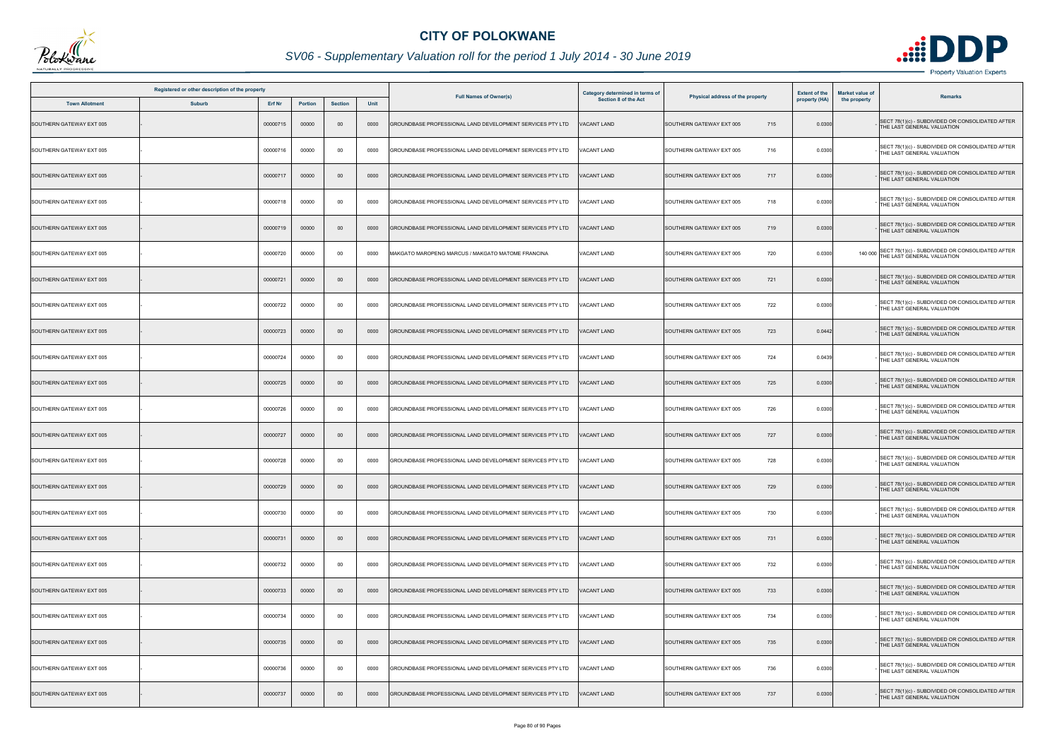# CITY OF POLOKWANE

## SV06 - Supplementary Valuation roll for the period 1 July 2014 - 30 June 2019

| Registered or other description of the property | | | | | | Full Names of Owner(s) | Category determined in terms of Section 8 of the Act | Physical address of the property | Extent of the property (HA) | Market value of the property | Remarks |
|---|---|---|---|---|---|---|---|---|---|---|---|
| Town Allotment | Suburb | Erf Nr | Portion | Section | Unit | | | | | | |
| SOUTHERN GATEWAY EXT 005 | - | 00000715 | 00000 | 00 | 0000 | GROUNDBASE PROFESSIONAL LAND DEVELOPMENT SERVICES PTY LTD | VACANT LAND | SOUTHERN GATEWAY EXT 005 715 | 0.0300 | - | SECT 78(1)(c) - SUBDIVIDED OR CONSOLIDATED AFTER THE LAST GENERAL VALUATION |
| SOUTHERN GATEWAY EXT 005 | - | 00000716 | 00000 | 00 | 0000 | GROUNDBASE PROFESSIONAL LAND DEVELOPMENT SERVICES PTY LTD | VACANT LAND | SOUTHERN GATEWAY EXT 005 716 | 0.0300 | - | SECT 78(1)(c) - SUBDIVIDED OR CONSOLIDATED AFTER THE LAST GENERAL VALUATION |
| SOUTHERN GATEWAY EXT 005 | - | 00000717 | 00000 | 00 | 0000 | GROUNDBASE PROFESSIONAL LAND DEVELOPMENT SERVICES PTY LTD | VACANT LAND | SOUTHERN GATEWAY EXT 005 717 | 0.0300 | - | SECT 78(1)(c) - SUBDIVIDED OR CONSOLIDATED AFTER THE LAST GENERAL VALUATION |
| SOUTHERN GATEWAY EXT 005 | - | 00000718 | 00000 | 00 | 0000 | GROUNDBASE PROFESSIONAL LAND DEVELOPMENT SERVICES PTY LTD | VACANT LAND | SOUTHERN GATEWAY EXT 005 718 | 0.0300 | - | SECT 78(1)(c) - SUBDIVIDED OR CONSOLIDATED AFTER THE LAST GENERAL VALUATION |
| SOUTHERN GATEWAY EXT 005 | - | 00000719 | 00000 | 00 | 0000 | GROUNDBASE PROFESSIONAL LAND DEVELOPMENT SERVICES PTY LTD | VACANT LAND | SOUTHERN GATEWAY EXT 005 719 | 0.0300 | - | SECT 78(1)(c) - SUBDIVIDED OR CONSOLIDATED AFTER THE LAST GENERAL VALUATION |
| SOUTHERN GATEWAY EXT 005 | - | 00000720 | 00000 | 00 | 0000 | MAKGATO MAROPENG MARCUS / MAKGATO MATOME FRANCINA | VACANT LAND | SOUTHERN GATEWAY EXT 005 720 | 0.0300 | 140 000 | SECT 78(1)(c) - SUBDIVIDED OR CONSOLIDATED AFTER THE LAST GENERAL VALUATION |
| SOUTHERN GATEWAY EXT 005 | - | 00000721 | 00000 | 00 | 0000 | GROUNDBASE PROFESSIONAL LAND DEVELOPMENT SERVICES PTY LTD | VACANT LAND | SOUTHERN GATEWAY EXT 005 721 | 0.0300 | - | SECT 78(1)(c) - SUBDIVIDED OR CONSOLIDATED AFTER THE LAST GENERAL VALUATION |
| SOUTHERN GATEWAY EXT 005 | - | 00000722 | 00000 | 00 | 0000 | GROUNDBASE PROFESSIONAL LAND DEVELOPMENT SERVICES PTY LTD | VACANT LAND | SOUTHERN GATEWAY EXT 005 722 | 0.0300 | - | SECT 78(1)(c) - SUBDIVIDED OR CONSOLIDATED AFTER THE LAST GENERAL VALUATION |
| SOUTHERN GATEWAY EXT 005 | - | 00000723 | 00000 | 00 | 0000 | GROUNDBASE PROFESSIONAL LAND DEVELOPMENT SERVICES PTY LTD | VACANT LAND | SOUTHERN GATEWAY EXT 005 723 | 0.0442 | - | SECT 78(1)(c) - SUBDIVIDED OR CONSOLIDATED AFTER THE LAST GENERAL VALUATION |
| SOUTHERN GATEWAY EXT 005 | - | 00000724 | 00000 | 00 | 0000 | GROUNDBASE PROFESSIONAL LAND DEVELOPMENT SERVICES PTY LTD | VACANT LAND | SOUTHERN GATEWAY EXT 005 724 | 0.0439 | - | SECT 78(1)(c) - SUBDIVIDED OR CONSOLIDATED AFTER THE LAST GENERAL VALUATION |
| SOUTHERN GATEWAY EXT 005 | - | 00000725 | 00000 | 00 | 0000 | GROUNDBASE PROFESSIONAL LAND DEVELOPMENT SERVICES PTY LTD | VACANT LAND | SOUTHERN GATEWAY EXT 005 725 | 0.0300 | - | SECT 78(1)(c) - SUBDIVIDED OR CONSOLIDATED AFTER THE LAST GENERAL VALUATION |
| SOUTHERN GATEWAY EXT 005 | - | 00000726 | 00000 | 00 | 0000 | GROUNDBASE PROFESSIONAL LAND DEVELOPMENT SERVICES PTY LTD | VACANT LAND | SOUTHERN GATEWAY EXT 005 726 | 0.0300 | - | SECT 78(1)(c) - SUBDIVIDED OR CONSOLIDATED AFTER THE LAST GENERAL VALUATION |
| SOUTHERN GATEWAY EXT 005 | - | 00000727 | 00000 | 00 | 0000 | GROUNDBASE PROFESSIONAL LAND DEVELOPMENT SERVICES PTY LTD | VACANT LAND | SOUTHERN GATEWAY EXT 005 727 | 0.0300 | - | SECT 78(1)(c) - SUBDIVIDED OR CONSOLIDATED AFTER THE LAST GENERAL VALUATION |
| SOUTHERN GATEWAY EXT 005 | - | 00000728 | 00000 | 00 | 0000 | GROUNDBASE PROFESSIONAL LAND DEVELOPMENT SERVICES PTY LTD | VACANT LAND | SOUTHERN GATEWAY EXT 005 728 | 0.0300 | - | SECT 78(1)(c) - SUBDIVIDED OR CONSOLIDATED AFTER THE LAST GENERAL VALUATION |
| SOUTHERN GATEWAY EXT 005 | - | 00000729 | 00000 | 00 | 0000 | GROUNDBASE PROFESSIONAL LAND DEVELOPMENT SERVICES PTY LTD | VACANT LAND | SOUTHERN GATEWAY EXT 005 729 | 0.0300 | - | SECT 78(1)(c) - SUBDIVIDED OR CONSOLIDATED AFTER THE LAST GENERAL VALUATION |
| SOUTHERN GATEWAY EXT 005 | - | 00000730 | 00000 | 00 | 0000 | GROUNDBASE PROFESSIONAL LAND DEVELOPMENT SERVICES PTY LTD | VACANT LAND | SOUTHERN GATEWAY EXT 005 730 | 0.0300 | - | SECT 78(1)(c) - SUBDIVIDED OR CONSOLIDATED AFTER THE LAST GENERAL VALUATION |
| SOUTHERN GATEWAY EXT 005 | - | 00000731 | 00000 | 00 | 0000 | GROUNDBASE PROFESSIONAL LAND DEVELOPMENT SERVICES PTY LTD | VACANT LAND | SOUTHERN GATEWAY EXT 005 731 | 0.0300 | - | SECT 78(1)(c) - SUBDIVIDED OR CONSOLIDATED AFTER THE LAST GENERAL VALUATION |
| SOUTHERN GATEWAY EXT 005 | - | 00000732 | 00000 | 00 | 0000 | GROUNDBASE PROFESSIONAL LAND DEVELOPMENT SERVICES PTY LTD | VACANT LAND | SOUTHERN GATEWAY EXT 005 732 | 0.0300 | - | SECT 78(1)(c) - SUBDIVIDED OR CONSOLIDATED AFTER THE LAST GENERAL VALUATION |
| SOUTHERN GATEWAY EXT 005 | - | 00000733 | 00000 | 00 | 0000 | GROUNDBASE PROFESSIONAL LAND DEVELOPMENT SERVICES PTY LTD | VACANT LAND | SOUTHERN GATEWAY EXT 005 733 | 0.0300 | - | SECT 78(1)(c) - SUBDIVIDED OR CONSOLIDATED AFTER THE LAST GENERAL VALUATION |
| SOUTHERN GATEWAY EXT 005 | - | 00000734 | 00000 | 00 | 0000 | GROUNDBASE PROFESSIONAL LAND DEVELOPMENT SERVICES PTY LTD | VACANT LAND | SOUTHERN GATEWAY EXT 005 734 | 0.0300 | - | SECT 78(1)(c) - SUBDIVIDED OR CONSOLIDATED AFTER THE LAST GENERAL VALUATION |
| SOUTHERN GATEWAY EXT 005 | - | 00000735 | 00000 | 00 | 0000 | GROUNDBASE PROFESSIONAL LAND DEVELOPMENT SERVICES PTY LTD | VACANT LAND | SOUTHERN GATEWAY EXT 005 735 | 0.0300 | - | SECT 78(1)(c) - SUBDIVIDED OR CONSOLIDATED AFTER THE LAST GENERAL VALUATION |
| SOUTHERN GATEWAY EXT 005 | - | 00000736 | 00000 | 00 | 0000 | GROUNDBASE PROFESSIONAL LAND DEVELOPMENT SERVICES PTY LTD | VACANT LAND | SOUTHERN GATEWAY EXT 005 736 | 0.0300 | - | SECT 78(1)(c) - SUBDIVIDED OR CONSOLIDATED AFTER THE LAST GENERAL VALUATION |
| SOUTHERN GATEWAY EXT 005 | - | 00000737 | 00000 | 00 | 0000 | GROUNDBASE PROFESSIONAL LAND DEVELOPMENT SERVICES PTY LTD | VACANT LAND | SOUTHERN GATEWAY EXT 005 737 | 0.0300 | - | SECT 78(1)(c) - SUBDIVIDED OR CONSOLIDATED AFTER THE LAST GENERAL VALUATION |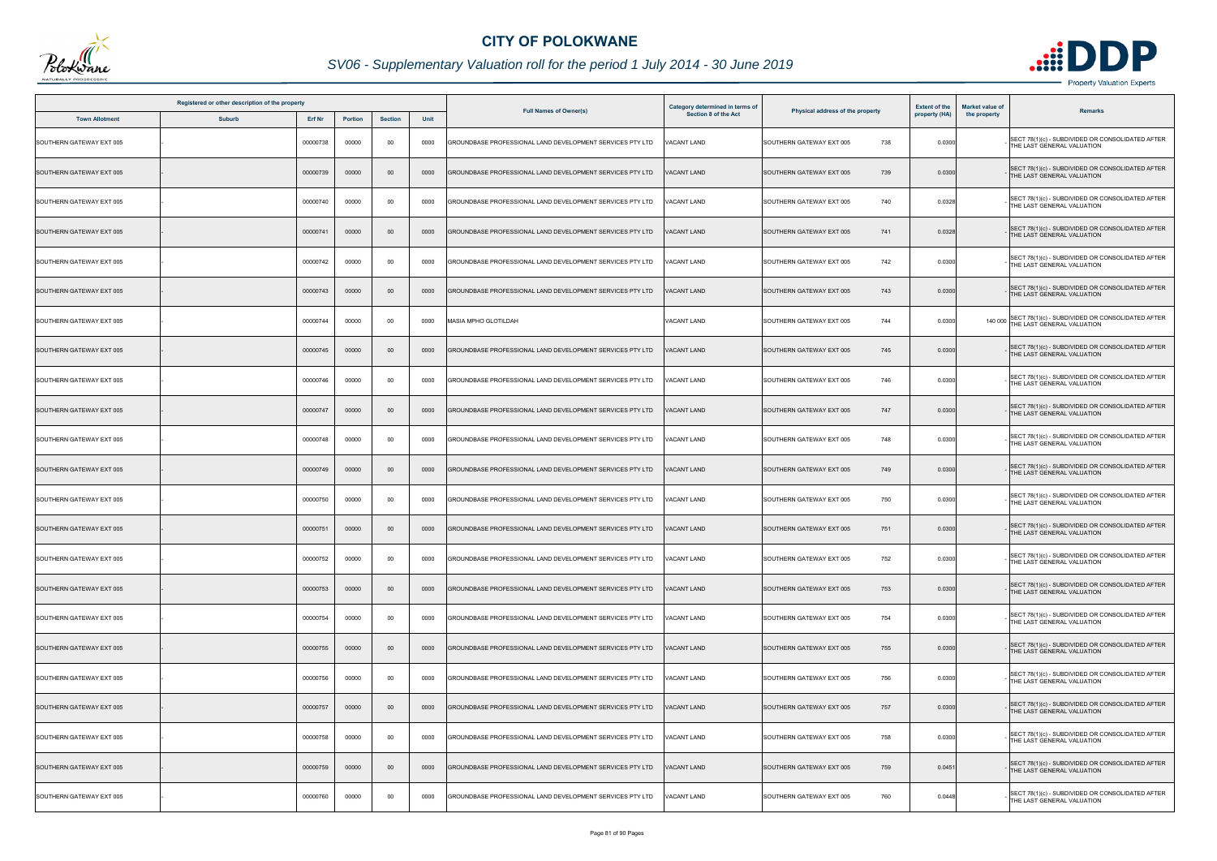# CITY OF POLOKWANE

## SV06 - Supplementary Valuation roll for the period 1 July 2014 - 30 June 2019

| Registered or other description of the property | | | | | | Full Names of Owner(s) | Category determined in terms of Section 8 of the Act | Physical address of the property | Extent of the property (HA) | Market value of the property | Remarks |
|---|---|---|---|---|---|---|---|---|---|---|---|
| Town Allotment | Suburb | Erf Nr | Portion | Section | Unit | | | | | | |
| SOUTHERN GATEWAY EXT 005 | - | 00000738 | 00000 | 00 | 0000 | GROUNDBASE PROFESSIONAL LAND DEVELOPMENT SERVICES PTY LTD | VACANT LAND | SOUTHERN GATEWAY EXT 005 738 | 0.0300 | - | SECT 78(1)(c) - SUBDIVIDED OR CONSOLIDATED AFTER THE LAST GENERAL VALUATION |
| SOUTHERN GATEWAY EXT 005 | - | 00000739 | 00000 | 00 | 0000 | GROUNDBASE PROFESSIONAL LAND DEVELOPMENT SERVICES PTY LTD | VACANT LAND | SOUTHERN GATEWAY EXT 005 739 | 0.0300 | - | SECT 78(1)(c) - SUBDIVIDED OR CONSOLIDATED AFTER THE LAST GENERAL VALUATION |
| SOUTHERN GATEWAY EXT 005 | - | 00000740 | 00000 | 00 | 0000 | GROUNDBASE PROFESSIONAL LAND DEVELOPMENT SERVICES PTY LTD | VACANT LAND | SOUTHERN GATEWAY EXT 005 740 | 0.0328 | - | SECT 78(1)(c) - SUBDIVIDED OR CONSOLIDATED AFTER THE LAST GENERAL VALUATION |
| SOUTHERN GATEWAY EXT 005 | - | 00000741 | 00000 | 00 | 0000 | GROUNDBASE PROFESSIONAL LAND DEVELOPMENT SERVICES PTY LTD | VACANT LAND | SOUTHERN GATEWAY EXT 005 741 | 0.0328 | - | SECT 78(1)(c) - SUBDIVIDED OR CONSOLIDATED AFTER THE LAST GENERAL VALUATION |
| SOUTHERN GATEWAY EXT 005 | - | 00000742 | 00000 | 00 | 0000 | GROUNDBASE PROFESSIONAL LAND DEVELOPMENT SERVICES PTY LTD | VACANT LAND | SOUTHERN GATEWAY EXT 005 742 | 0.0300 | - | SECT 78(1)(c) - SUBDIVIDED OR CONSOLIDATED AFTER THE LAST GENERAL VALUATION |
| SOUTHERN GATEWAY EXT 005 | - | 00000743 | 00000 | 00 | 0000 | GROUNDBASE PROFESSIONAL LAND DEVELOPMENT SERVICES PTY LTD | VACANT LAND | SOUTHERN GATEWAY EXT 005 743 | 0.0300 | - | SECT 78(1)(c) - SUBDIVIDED OR CONSOLIDATED AFTER THE LAST GENERAL VALUATION |
| SOUTHERN GATEWAY EXT 005 | - | 00000744 | 00000 | 00 | 0000 | MASIA MPHO GLOTILDAH | VACANT LAND | SOUTHERN GATEWAY EXT 005 744 | 0.0300 | 140 000 | SECT 78(1)(c) - SUBDIVIDED OR CONSOLIDATED AFTER THE LAST GENERAL VALUATION |
| SOUTHERN GATEWAY EXT 005 | - | 00000745 | 00000 | 00 | 0000 | GROUNDBASE PROFESSIONAL LAND DEVELOPMENT SERVICES PTY LTD | VACANT LAND | SOUTHERN GATEWAY EXT 005 745 | 0.0300 | - | SECT 78(1)(c) - SUBDIVIDED OR CONSOLIDATED AFTER THE LAST GENERAL VALUATION |
| SOUTHERN GATEWAY EXT 005 | - | 00000746 | 00000 | 00 | 0000 | GROUNDBASE PROFESSIONAL LAND DEVELOPMENT SERVICES PTY LTD | VACANT LAND | SOUTHERN GATEWAY EXT 005 746 | 0.0300 | - | SECT 78(1)(c) - SUBDIVIDED OR CONSOLIDATED AFTER THE LAST GENERAL VALUATION |
| SOUTHERN GATEWAY EXT 005 | - | 00000747 | 00000 | 00 | 0000 | GROUNDBASE PROFESSIONAL LAND DEVELOPMENT SERVICES PTY LTD | VACANT LAND | SOUTHERN GATEWAY EXT 005 747 | 0.0300 | - | SECT 78(1)(c) - SUBDIVIDED OR CONSOLIDATED AFTER THE LAST GENERAL VALUATION |
| SOUTHERN GATEWAY EXT 005 | - | 00000748 | 00000 | 00 | 0000 | GROUNDBASE PROFESSIONAL LAND DEVELOPMENT SERVICES PTY LTD | VACANT LAND | SOUTHERN GATEWAY EXT 005 748 | 0.0300 | - | SECT 78(1)(c) - SUBDIVIDED OR CONSOLIDATED AFTER THE LAST GENERAL VALUATION |
| SOUTHERN GATEWAY EXT 005 | - | 00000749 | 00000 | 00 | 0000 | GROUNDBASE PROFESSIONAL LAND DEVELOPMENT SERVICES PTY LTD | VACANT LAND | SOUTHERN GATEWAY EXT 005 749 | 0.0300 | - | SECT 78(1)(c) - SUBDIVIDED OR CONSOLIDATED AFTER THE LAST GENERAL VALUATION |
| SOUTHERN GATEWAY EXT 005 | - | 00000750 | 00000 | 00 | 0000 | GROUNDBASE PROFESSIONAL LAND DEVELOPMENT SERVICES PTY LTD | VACANT LAND | SOUTHERN GATEWAY EXT 005 750 | 0.0300 | - | SECT 78(1)(c) - SUBDIVIDED OR CONSOLIDATED AFTER THE LAST GENERAL VALUATION |
| SOUTHERN GATEWAY EXT 005 | - | 00000751 | 00000 | 00 | 0000 | GROUNDBASE PROFESSIONAL LAND DEVELOPMENT SERVICES PTY LTD | VACANT LAND | SOUTHERN GATEWAY EXT 005 751 | 0.0300 | - | SECT 78(1)(c) - SUBDIVIDED OR CONSOLIDATED AFTER THE LAST GENERAL VALUATION |
| SOUTHERN GATEWAY EXT 005 | - | 00000752 | 00000 | 00 | 0000 | GROUNDBASE PROFESSIONAL LAND DEVELOPMENT SERVICES PTY LTD | VACANT LAND | SOUTHERN GATEWAY EXT 005 752 | 0.0300 | - | SECT 78(1)(c) - SUBDIVIDED OR CONSOLIDATED AFTER THE LAST GENERAL VALUATION |
| SOUTHERN GATEWAY EXT 005 | - | 00000753 | 00000 | 00 | 0000 | GROUNDBASE PROFESSIONAL LAND DEVELOPMENT SERVICES PTY LTD | VACANT LAND | SOUTHERN GATEWAY EXT 005 753 | 0.0300 | - | SECT 78(1)(c) - SUBDIVIDED OR CONSOLIDATED AFTER THE LAST GENERAL VALUATION |
| SOUTHERN GATEWAY EXT 005 | - | 00000754 | 00000 | 00 | 0000 | GROUNDBASE PROFESSIONAL LAND DEVELOPMENT SERVICES PTY LTD | VACANT LAND | SOUTHERN GATEWAY EXT 005 754 | 0.0300 | - | SECT 78(1)(c) - SUBDIVIDED OR CONSOLIDATED AFTER THE LAST GENERAL VALUATION |
| SOUTHERN GATEWAY EXT 005 | - | 00000755 | 00000 | 00 | 0000 | GROUNDBASE PROFESSIONAL LAND DEVELOPMENT SERVICES PTY LTD | VACANT LAND | SOUTHERN GATEWAY EXT 005 755 | 0.0300 | - | SECT 78(1)(c) - SUBDIVIDED OR CONSOLIDATED AFTER THE LAST GENERAL VALUATION |
| SOUTHERN GATEWAY EXT 005 | - | 00000756 | 00000 | 00 | 0000 | GROUNDBASE PROFESSIONAL LAND DEVELOPMENT SERVICES PTY LTD | VACANT LAND | SOUTHERN GATEWAY EXT 005 756 | 0.0300 | - | SECT 78(1)(c) - SUBDIVIDED OR CONSOLIDATED AFTER THE LAST GENERAL VALUATION |
| SOUTHERN GATEWAY EXT 005 | - | 00000757 | 00000 | 00 | 0000 | GROUNDBASE PROFESSIONAL LAND DEVELOPMENT SERVICES PTY LTD | VACANT LAND | SOUTHERN GATEWAY EXT 005 757 | 0.0300 | - | SECT 78(1)(c) - SUBDIVIDED OR CONSOLIDATED AFTER THE LAST GENERAL VALUATION |
| SOUTHERN GATEWAY EXT 005 | - | 00000758 | 00000 | 00 | 0000 | GROUNDBASE PROFESSIONAL LAND DEVELOPMENT SERVICES PTY LTD | VACANT LAND | SOUTHERN GATEWAY EXT 005 758 | 0.0300 | - | SECT 78(1)(c) - SUBDIVIDED OR CONSOLIDATED AFTER THE LAST GENERAL VALUATION |
| SOUTHERN GATEWAY EXT 005 | - | 00000759 | 00000 | 00 | 0000 | GROUNDBASE PROFESSIONAL LAND DEVELOPMENT SERVICES PTY LTD | VACANT LAND | SOUTHERN GATEWAY EXT 005 759 | 0.0451 | - | SECT 78(1)(c) - SUBDIVIDED OR CONSOLIDATED AFTER THE LAST GENERAL VALUATION |
| SOUTHERN GATEWAY EXT 005 | - | 00000760 | 00000 | 00 | 0000 | GROUNDBASE PROFESSIONAL LAND DEVELOPMENT SERVICES PTY LTD | VACANT LAND | SOUTHERN GATEWAY EXT 005 760 | 0.0448 | - | SECT 78(1)(c) - SUBDIVIDED OR CONSOLIDATED AFTER THE LAST GENERAL VALUATION |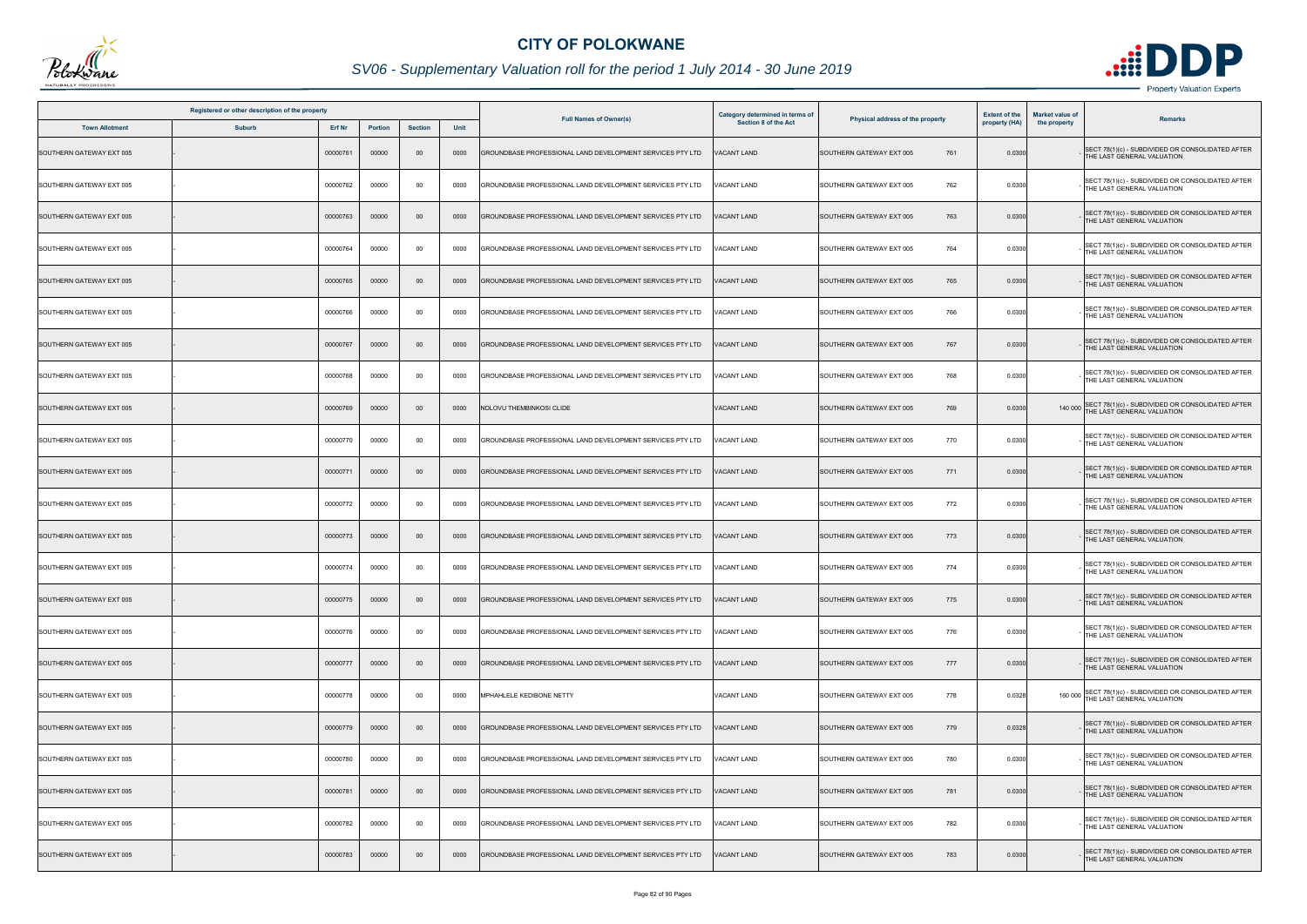# CITY OF POLOKWANE

## SV06 - Supplementary Valuation roll for the period 1 July 2014 - 30 June 2019

| Registered or other description of the property | | | | | | Full Names of Owner(s) | Category determined in terms of Section 8 of the Act | Physical address of the property | Extent of the property (HA) | Market value of the property | Remarks |
|---|---|---|---|---|---|---|---|---|---|---|---|
| Town Allotment | Suburb | Erf Nr | Portion | Section | Unit | | | | | | |
| SOUTHERN GATEWAY EXT 005 | - | 00000761 | 00000 | 00 | 0000 | GROUNDBASE PROFESSIONAL LAND DEVELOPMENT SERVICES PTY LTD | VACANT LAND | SOUTHERN GATEWAY EXT 005 761 | 0.0300 | - | SECT 78(1)(c) - SUBDIVIDED OR CONSOLIDATED AFTER THE LAST GENERAL VALUATION |
| SOUTHERN GATEWAY EXT 005 | - | 00000762 | 00000 | 00 | 0000 | GROUNDBASE PROFESSIONAL LAND DEVELOPMENT SERVICES PTY LTD | VACANT LAND | SOUTHERN GATEWAY EXT 005 762 | 0.0300 | - | SECT 78(1)(c) - SUBDIVIDED OR CONSOLIDATED AFTER THE LAST GENERAL VALUATION |
| SOUTHERN GATEWAY EXT 005 | - | 00000763 | 00000 | 00 | 0000 | GROUNDBASE PROFESSIONAL LAND DEVELOPMENT SERVICES PTY LTD | VACANT LAND | SOUTHERN GATEWAY EXT 005 763 | 0.0300 | - | SECT 78(1)(c) - SUBDIVIDED OR CONSOLIDATED AFTER THE LAST GENERAL VALUATION |
| SOUTHERN GATEWAY EXT 005 | - | 00000764 | 00000 | 00 | 0000 | GROUNDBASE PROFESSIONAL LAND DEVELOPMENT SERVICES PTY LTD | VACANT LAND | SOUTHERN GATEWAY EXT 005 764 | 0.0300 | - | SECT 78(1)(c) - SUBDIVIDED OR CONSOLIDATED AFTER THE LAST GENERAL VALUATION |
| SOUTHERN GATEWAY EXT 005 | - | 00000765 | 00000 | 00 | 0000 | GROUNDBASE PROFESSIONAL LAND DEVELOPMENT SERVICES PTY LTD | VACANT LAND | SOUTHERN GATEWAY EXT 005 765 | 0.0300 | - | SECT 78(1)(c) - SUBDIVIDED OR CONSOLIDATED AFTER THE LAST GENERAL VALUATION |
| SOUTHERN GATEWAY EXT 005 | - | 00000766 | 00000 | 00 | 0000 | GROUNDBASE PROFESSIONAL LAND DEVELOPMENT SERVICES PTY LTD | VACANT LAND | SOUTHERN GATEWAY EXT 005 766 | 0.0300 | - | SECT 78(1)(c) - SUBDIVIDED OR CONSOLIDATED AFTER THE LAST GENERAL VALUATION |
| SOUTHERN GATEWAY EXT 005 | - | 00000767 | 00000 | 00 | 0000 | GROUNDBASE PROFESSIONAL LAND DEVELOPMENT SERVICES PTY LTD | VACANT LAND | SOUTHERN GATEWAY EXT 005 767 | 0.0300 | - | SECT 78(1)(c) - SUBDIVIDED OR CONSOLIDATED AFTER THE LAST GENERAL VALUATION |
| SOUTHERN GATEWAY EXT 005 | - | 00000768 | 00000 | 00 | 0000 | GROUNDBASE PROFESSIONAL LAND DEVELOPMENT SERVICES PTY LTD | VACANT LAND | SOUTHERN GATEWAY EXT 005 768 | 0.0300 | - | SECT 78(1)(c) - SUBDIVIDED OR CONSOLIDATED AFTER THE LAST GENERAL VALUATION |
| SOUTHERN GATEWAY EXT 005 | - | 00000769 | 00000 | 00 | 0000 | NDLOVU THEMBINKOSI CLIDE | VACANT LAND | SOUTHERN GATEWAY EXT 005 769 | 0.0300 | 140 000 | SECT 78(1)(c) - SUBDIVIDED OR CONSOLIDATED AFTER THE LAST GENERAL VALUATION |
| SOUTHERN GATEWAY EXT 005 | - | 00000770 | 00000 | 00 | 0000 | GROUNDBASE PROFESSIONAL LAND DEVELOPMENT SERVICES PTY LTD | VACANT LAND | SOUTHERN GATEWAY EXT 005 770 | 0.0300 | - | SECT 78(1)(c) - SUBDIVIDED OR CONSOLIDATED AFTER THE LAST GENERAL VALUATION |
| SOUTHERN GATEWAY EXT 005 | - | 00000771 | 00000 | 00 | 0000 | GROUNDBASE PROFESSIONAL LAND DEVELOPMENT SERVICES PTY LTD | VACANT LAND | SOUTHERN GATEWAY EXT 005 771 | 0.0300 | - | SECT 78(1)(c) - SUBDIVIDED OR CONSOLIDATED AFTER THE LAST GENERAL VALUATION |
| SOUTHERN GATEWAY EXT 005 | - | 00000772 | 00000 | 00 | 0000 | GROUNDBASE PROFESSIONAL LAND DEVELOPMENT SERVICES PTY LTD | VACANT LAND | SOUTHERN GATEWAY EXT 005 772 | 0.0300 | - | SECT 78(1)(c) - SUBDIVIDED OR CONSOLIDATED AFTER THE LAST GENERAL VALUATION |
| SOUTHERN GATEWAY EXT 005 | - | 00000773 | 00000 | 00 | 0000 | GROUNDBASE PROFESSIONAL LAND DEVELOPMENT SERVICES PTY LTD | VACANT LAND | SOUTHERN GATEWAY EXT 005 773 | 0.0300 | - | SECT 78(1)(c) - SUBDIVIDED OR CONSOLIDATED AFTER THE LAST GENERAL VALUATION |
| SOUTHERN GATEWAY EXT 005 | - | 00000774 | 00000 | 00 | 0000 | GROUNDBASE PROFESSIONAL LAND DEVELOPMENT SERVICES PTY LTD | VACANT LAND | SOUTHERN GATEWAY EXT 005 774 | 0.0300 | - | SECT 78(1)(c) - SUBDIVIDED OR CONSOLIDATED AFTER THE LAST GENERAL VALUATION |
| SOUTHERN GATEWAY EXT 005 | - | 00000775 | 00000 | 00 | 0000 | GROUNDBASE PROFESSIONAL LAND DEVELOPMENT SERVICES PTY LTD | VACANT LAND | SOUTHERN GATEWAY EXT 005 775 | 0.0300 | - | SECT 78(1)(c) - SUBDIVIDED OR CONSOLIDATED AFTER THE LAST GENERAL VALUATION |
| SOUTHERN GATEWAY EXT 005 | - | 00000776 | 00000 | 00 | 0000 | GROUNDBASE PROFESSIONAL LAND DEVELOPMENT SERVICES PTY LTD | VACANT LAND | SOUTHERN GATEWAY EXT 005 776 | 0.0300 | - | SECT 78(1)(c) - SUBDIVIDED OR CONSOLIDATED AFTER THE LAST GENERAL VALUATION |
| SOUTHERN GATEWAY EXT 005 | - | 00000777 | 00000 | 00 | 0000 | GROUNDBASE PROFESSIONAL LAND DEVELOPMENT SERVICES PTY LTD | VACANT LAND | SOUTHERN GATEWAY EXT 005 777 | 0.0300 | - | SECT 78(1)(c) - SUBDIVIDED OR CONSOLIDATED AFTER THE LAST GENERAL VALUATION |
| SOUTHERN GATEWAY EXT 005 | - | 00000778 | 00000 | 00 | 0000 | MPHAHLELE KEDIBONE NETTY | VACANT LAND | SOUTHERN GATEWAY EXT 005 778 | 0.0328 | 160 000 | SECT 78(1)(c) - SUBDIVIDED OR CONSOLIDATED AFTER THE LAST GENERAL VALUATION |
| SOUTHERN GATEWAY EXT 005 | - | 00000779 | 00000 | 00 | 0000 | GROUNDBASE PROFESSIONAL LAND DEVELOPMENT SERVICES PTY LTD | VACANT LAND | SOUTHERN GATEWAY EXT 005 779 | 0.0328 | - | SECT 78(1)(c) - SUBDIVIDED OR CONSOLIDATED AFTER THE LAST GENERAL VALUATION |
| SOUTHERN GATEWAY EXT 005 | - | 00000780 | 00000 | 00 | 0000 | GROUNDBASE PROFESSIONAL LAND DEVELOPMENT SERVICES PTY LTD | VACANT LAND | SOUTHERN GATEWAY EXT 005 780 | 0.0300 | - | SECT 78(1)(c) - SUBDIVIDED OR CONSOLIDATED AFTER THE LAST GENERAL VALUATION |
| SOUTHERN GATEWAY EXT 005 | - | 00000781 | 00000 | 00 | 0000 | GROUNDBASE PROFESSIONAL LAND DEVELOPMENT SERVICES PTY LTD | VACANT LAND | SOUTHERN GATEWAY EXT 005 781 | 0.0300 | - | SECT 78(1)(c) - SUBDIVIDED OR CONSOLIDATED AFTER THE LAST GENERAL VALUATION |
| SOUTHERN GATEWAY EXT 005 | - | 00000782 | 00000 | 00 | 0000 | GROUNDBASE PROFESSIONAL LAND DEVELOPMENT SERVICES PTY LTD | VACANT LAND | SOUTHERN GATEWAY EXT 005 782 | 0.0300 | - | SECT 78(1)(c) - SUBDIVIDED OR CONSOLIDATED AFTER THE LAST GENERAL VALUATION |
| SOUTHERN GATEWAY EXT 005 | - | 00000783 | 00000 | 00 | 0000 | GROUNDBASE PROFESSIONAL LAND DEVELOPMENT SERVICES PTY LTD | VACANT LAND | SOUTHERN GATEWAY EXT 005 783 | 0.0300 | - | SECT 78(1)(c) - SUBDIVIDED OR CONSOLIDATED AFTER THE LAST GENERAL VALUATION |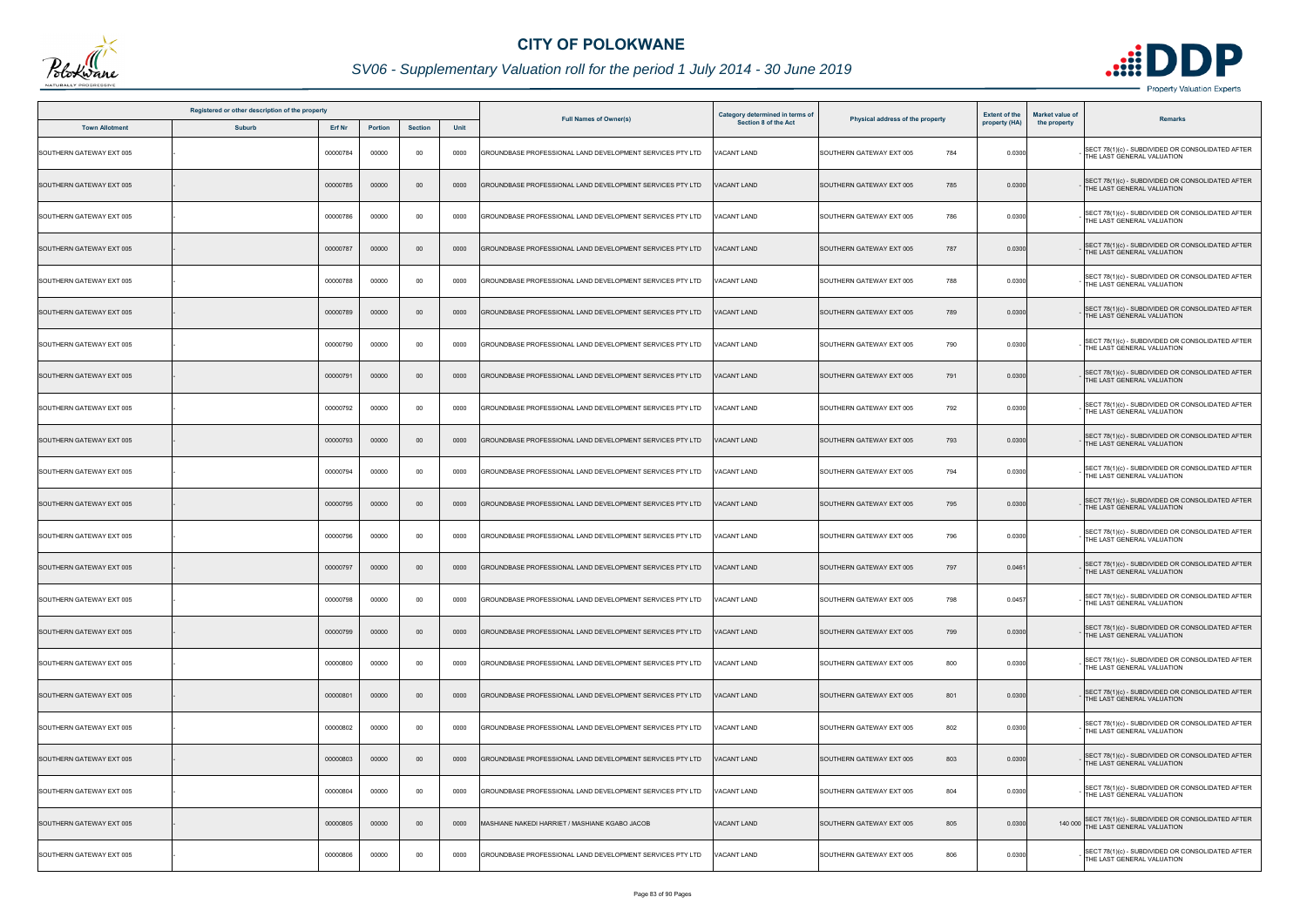# CITY OF POLOKWANE

## SV06 - Supplementary Valuation roll for the period 1 July 2014 - 30 June 2019

| Registered or other description of the property | | | | | | Full Names of Owner(s) | Category determined in terms of Section 8 of the Act | Physical address of the property | | Extent of the property (HA) | Market value of the property | Remarks |
|---|---|---|---|---|---|---|---|---|---|---|---|---|
| Town Allotment | Suburb | Erf Nr | Portion | Section | Unit | | | | | | | |
| SOUTHERN GATEWAY EXT 005 | - | 00000784 | 00000 | 00 | 0000 | GROUNDBASE PROFESSIONAL LAND DEVELOPMENT SERVICES PTY LTD | VACANT LAND | SOUTHERN GATEWAY EXT 005 | 784 | 0.0300 | - | SECT 78(1)(c) - SUBDIVIDED OR CONSOLIDATED AFTER THE LAST GENERAL VALUATION |
| SOUTHERN GATEWAY EXT 005 | - | 00000785 | 00000 | 00 | 0000 | GROUNDBASE PROFESSIONAL LAND DEVELOPMENT SERVICES PTY LTD | VACANT LAND | SOUTHERN GATEWAY EXT 005 | 785 | 0.0300 | - | SECT 78(1)(c) - SUBDIVIDED OR CONSOLIDATED AFTER THE LAST GENERAL VALUATION |
| SOUTHERN GATEWAY EXT 005 | - | 00000786 | 00000 | 00 | 0000 | GROUNDBASE PROFESSIONAL LAND DEVELOPMENT SERVICES PTY LTD | VACANT LAND | SOUTHERN GATEWAY EXT 005 | 786 | 0.0300 | - | SECT 78(1)(c) - SUBDIVIDED OR CONSOLIDATED AFTER THE LAST GENERAL VALUATION |
| SOUTHERN GATEWAY EXT 005 | - | 00000787 | 00000 | 00 | 0000 | GROUNDBASE PROFESSIONAL LAND DEVELOPMENT SERVICES PTY LTD | VACANT LAND | SOUTHERN GATEWAY EXT 005 | 787 | 0.0300 | - | SECT 78(1)(c) - SUBDIVIDED OR CONSOLIDATED AFTER THE LAST GENERAL VALUATION |
| SOUTHERN GATEWAY EXT 005 | - | 00000788 | 00000 | 00 | 0000 | GROUNDBASE PROFESSIONAL LAND DEVELOPMENT SERVICES PTY LTD | VACANT LAND | SOUTHERN GATEWAY EXT 005 | 788 | 0.0300 | - | SECT 78(1)(c) - SUBDIVIDED OR CONSOLIDATED AFTER THE LAST GENERAL VALUATION |
| SOUTHERN GATEWAY EXT 005 | - | 00000789 | 00000 | 00 | 0000 | GROUNDBASE PROFESSIONAL LAND DEVELOPMENT SERVICES PTY LTD | VACANT LAND | SOUTHERN GATEWAY EXT 005 | 789 | 0.0300 | - | SECT 78(1)(c) - SUBDIVIDED OR CONSOLIDATED AFTER THE LAST GENERAL VALUATION |
| SOUTHERN GATEWAY EXT 005 | - | 00000790 | 00000 | 00 | 0000 | GROUNDBASE PROFESSIONAL LAND DEVELOPMENT SERVICES PTY LTD | VACANT LAND | SOUTHERN GATEWAY EXT 005 | 790 | 0.0300 | - | SECT 78(1)(c) - SUBDIVIDED OR CONSOLIDATED AFTER THE LAST GENERAL VALUATION |
| SOUTHERN GATEWAY EXT 005 | - | 00000791 | 00000 | 00 | 0000 | GROUNDBASE PROFESSIONAL LAND DEVELOPMENT SERVICES PTY LTD | VACANT LAND | SOUTHERN GATEWAY EXT 005 | 791 | 0.0300 | - | SECT 78(1)(c) - SUBDIVIDED OR CONSOLIDATED AFTER THE LAST GENERAL VALUATION |
| SOUTHERN GATEWAY EXT 005 | - | 00000792 | 00000 | 00 | 0000 | GROUNDBASE PROFESSIONAL LAND DEVELOPMENT SERVICES PTY LTD | VACANT LAND | SOUTHERN GATEWAY EXT 005 | 792 | 0.0300 | - | SECT 78(1)(c) - SUBDIVIDED OR CONSOLIDATED AFTER THE LAST GENERAL VALUATION |
| SOUTHERN GATEWAY EXT 005 | - | 00000793 | 00000 | 00 | 0000 | GROUNDBASE PROFESSIONAL LAND DEVELOPMENT SERVICES PTY LTD | VACANT LAND | SOUTHERN GATEWAY EXT 005 | 793 | 0.0300 | - | SECT 78(1)(c) - SUBDIVIDED OR CONSOLIDATED AFTER THE LAST GENERAL VALUATION |
| SOUTHERN GATEWAY EXT 005 | - | 00000794 | 00000 | 00 | 0000 | GROUNDBASE PROFESSIONAL LAND DEVELOPMENT SERVICES PTY LTD | VACANT LAND | SOUTHERN GATEWAY EXT 005 | 794 | 0.0300 | - | SECT 78(1)(c) - SUBDIVIDED OR CONSOLIDATED AFTER THE LAST GENERAL VALUATION |
| SOUTHERN GATEWAY EXT 005 | - | 00000795 | 00000 | 00 | 0000 | GROUNDBASE PROFESSIONAL LAND DEVELOPMENT SERVICES PTY LTD | VACANT LAND | SOUTHERN GATEWAY EXT 005 | 795 | 0.0300 | - | SECT 78(1)(c) - SUBDIVIDED OR CONSOLIDATED AFTER THE LAST GENERAL VALUATION |
| SOUTHERN GATEWAY EXT 005 | - | 00000796 | 00000 | 00 | 0000 | GROUNDBASE PROFESSIONAL LAND DEVELOPMENT SERVICES PTY LTD | VACANT LAND | SOUTHERN GATEWAY EXT 005 | 796 | 0.0300 | - | SECT 78(1)(c) - SUBDIVIDED OR CONSOLIDATED AFTER THE LAST GENERAL VALUATION |
| SOUTHERN GATEWAY EXT 005 | - | 00000797 | 00000 | 00 | 0000 | GROUNDBASE PROFESSIONAL LAND DEVELOPMENT SERVICES PTY LTD | VACANT LAND | SOUTHERN GATEWAY EXT 005 | 797 | 0.0461 | - | SECT 78(1)(c) - SUBDIVIDED OR CONSOLIDATED AFTER THE LAST GENERAL VALUATION |
| SOUTHERN GATEWAY EXT 005 | - | 00000798 | 00000 | 00 | 0000 | GROUNDBASE PROFESSIONAL LAND DEVELOPMENT SERVICES PTY LTD | VACANT LAND | SOUTHERN GATEWAY EXT 005 | 798 | 0.0457 | - | SECT 78(1)(c) - SUBDIVIDED OR CONSOLIDATED AFTER THE LAST GENERAL VALUATION |
| SOUTHERN GATEWAY EXT 005 | - | 00000799 | 00000 | 00 | 0000 | GROUNDBASE PROFESSIONAL LAND DEVELOPMENT SERVICES PTY LTD | VACANT LAND | SOUTHERN GATEWAY EXT 005 | 799 | 0.0300 | - | SECT 78(1)(c) - SUBDIVIDED OR CONSOLIDATED AFTER THE LAST GENERAL VALUATION |
| SOUTHERN GATEWAY EXT 005 | - | 00000800 | 00000 | 00 | 0000 | GROUNDBASE PROFESSIONAL LAND DEVELOPMENT SERVICES PTY LTD | VACANT LAND | SOUTHERN GATEWAY EXT 005 | 800 | 0.0300 | - | SECT 78(1)(c) - SUBDIVIDED OR CONSOLIDATED AFTER THE LAST GENERAL VALUATION |
| SOUTHERN GATEWAY EXT 005 | - | 00000801 | 00000 | 00 | 0000 | GROUNDBASE PROFESSIONAL LAND DEVELOPMENT SERVICES PTY LTD | VACANT LAND | SOUTHERN GATEWAY EXT 005 | 801 | 0.0300 | - | SECT 78(1)(c) - SUBDIVIDED OR CONSOLIDATED AFTER THE LAST GENERAL VALUATION |
| SOUTHERN GATEWAY EXT 005 | - | 00000802 | 00000 | 00 | 0000 | GROUNDBASE PROFESSIONAL LAND DEVELOPMENT SERVICES PTY LTD | VACANT LAND | SOUTHERN GATEWAY EXT 005 | 802 | 0.0300 | - | SECT 78(1)(c) - SUBDIVIDED OR CONSOLIDATED AFTER THE LAST GENERAL VALUATION |
| SOUTHERN GATEWAY EXT 005 | - | 00000803 | 00000 | 00 | 0000 | GROUNDBASE PROFESSIONAL LAND DEVELOPMENT SERVICES PTY LTD | VACANT LAND | SOUTHERN GATEWAY EXT 005 | 803 | 0.0300 | - | SECT 78(1)(c) - SUBDIVIDED OR CONSOLIDATED AFTER THE LAST GENERAL VALUATION |
| SOUTHERN GATEWAY EXT 005 | - | 00000804 | 00000 | 00 | 0000 | GROUNDBASE PROFESSIONAL LAND DEVELOPMENT SERVICES PTY LTD | VACANT LAND | SOUTHERN GATEWAY EXT 005 | 804 | 0.0300 | - | SECT 78(1)(c) - SUBDIVIDED OR CONSOLIDATED AFTER THE LAST GENERAL VALUATION |
| SOUTHERN GATEWAY EXT 005 | - | 00000805 | 00000 | 00 | 0000 | MASHIANE NAKEDI HARRIET / MASHIANE KGABO JACOB | VACANT LAND | SOUTHERN GATEWAY EXT 005 | 805 | 0.0300 | 140 000 | SECT 78(1)(c) - SUBDIVIDED OR CONSOLIDATED AFTER THE LAST GENERAL VALUATION |
| SOUTHERN GATEWAY EXT 005 | - | 00000806 | 00000 | 00 | 0000 | GROUNDBASE PROFESSIONAL LAND DEVELOPMENT SERVICES PTY LTD | VACANT LAND | SOUTHERN GATEWAY EXT 005 | 806 | 0.0300 | - | SECT 78(1)(c) - SUBDIVIDED OR CONSOLIDATED AFTER THE LAST GENERAL VALUATION |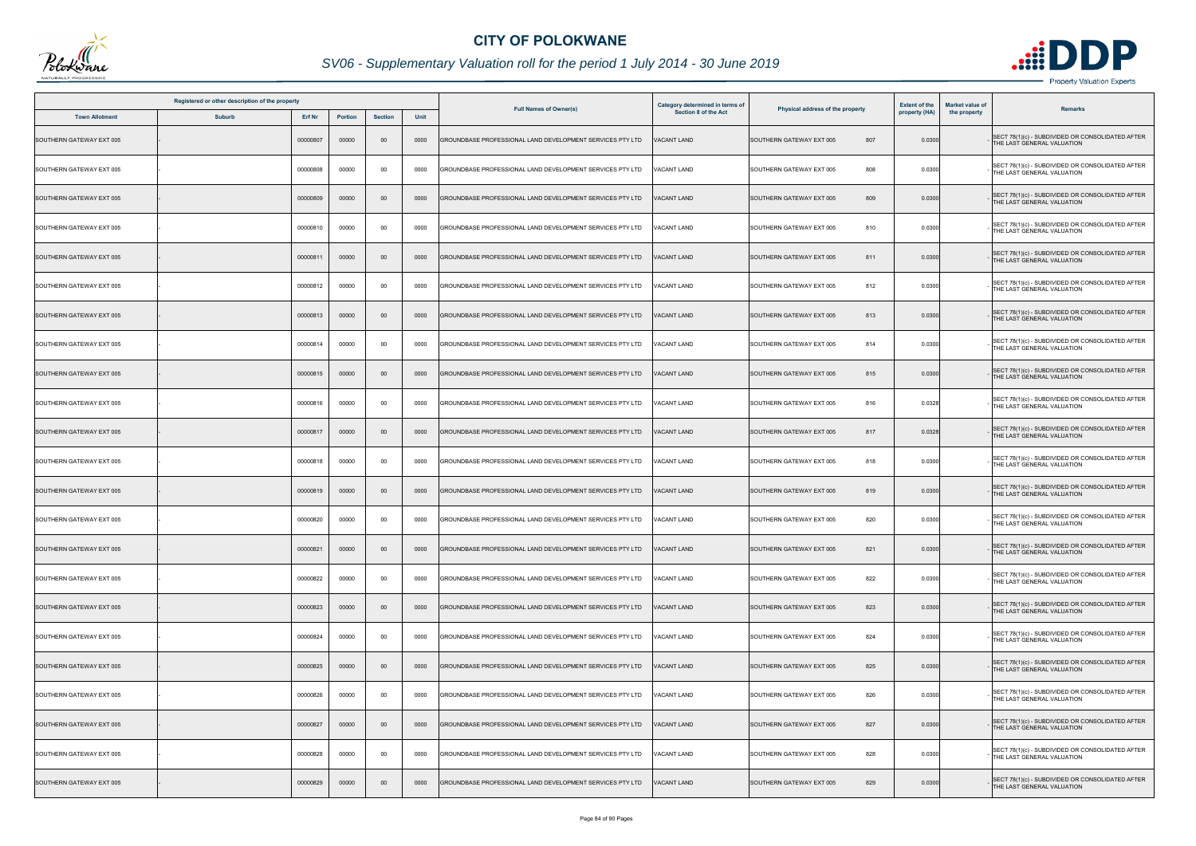# CITY OF POLOKWANE

## SV06 - Supplementary Valuation roll for the period 1 July 2014 - 30 June 2019

| Registered or other description of the property | | | | | | Full Names of Owner(s) | Category determined in terms of Section 8 of the Act | Physical address of the property | Extent of the property (HA) | Market value of the property | Remarks |
|---|---|---|---|---|---|---|---|---|---|---|---|
| Town Allotment | Suburb | Erf Nr | Portion | Section | Unit | | | | | | |
| SOUTHERN GATEWAY EXT 005 | - | 00000807 | 00000 | 00 | 0000 | GROUNDBASE PROFESSIONAL LAND DEVELOPMENT SERVICES PTY LTD | VACANT LAND | SOUTHERN GATEWAY EXT 005 807 | 0.0300 | - | SECT 78(1)(c) - SUBDIVIDED OR CONSOLIDATED AFTER THE LAST GENERAL VALUATION |
| SOUTHERN GATEWAY EXT 005 | - | 00000808 | 00000 | 00 | 0000 | GROUNDBASE PROFESSIONAL LAND DEVELOPMENT SERVICES PTY LTD | VACANT LAND | SOUTHERN GATEWAY EXT 005 808 | 0.0300 | - | SECT 78(1)(c) - SUBDIVIDED OR CONSOLIDATED AFTER THE LAST GENERAL VALUATION |
| SOUTHERN GATEWAY EXT 005 | - | 00000809 | 00000 | 00 | 0000 | GROUNDBASE PROFESSIONAL LAND DEVELOPMENT SERVICES PTY LTD | VACANT LAND | SOUTHERN GATEWAY EXT 005 809 | 0.0300 | - | SECT 78(1)(c) - SUBDIVIDED OR CONSOLIDATED AFTER THE LAST GENERAL VALUATION |
| SOUTHERN GATEWAY EXT 005 | - | 00000810 | 00000 | 00 | 0000 | GROUNDBASE PROFESSIONAL LAND DEVELOPMENT SERVICES PTY LTD | VACANT LAND | SOUTHERN GATEWAY EXT 005 810 | 0.0300 | - | SECT 78(1)(c) - SUBDIVIDED OR CONSOLIDATED AFTER THE LAST GENERAL VALUATION |
| SOUTHERN GATEWAY EXT 005 | - | 00000811 | 00000 | 00 | 0000 | GROUNDBASE PROFESSIONAL LAND DEVELOPMENT SERVICES PTY LTD | VACANT LAND | SOUTHERN GATEWAY EXT 005 811 | 0.0300 | - | SECT 78(1)(c) - SUBDIVIDED OR CONSOLIDATED AFTER THE LAST GENERAL VALUATION |
| SOUTHERN GATEWAY EXT 005 | - | 00000812 | 00000 | 00 | 0000 | GROUNDBASE PROFESSIONAL LAND DEVELOPMENT SERVICES PTY LTD | VACANT LAND | SOUTHERN GATEWAY EXT 005 812 | 0.0300 | - | SECT 78(1)(c) - SUBDIVIDED OR CONSOLIDATED AFTER THE LAST GENERAL VALUATION |
| SOUTHERN GATEWAY EXT 005 | - | 00000813 | 00000 | 00 | 0000 | GROUNDBASE PROFESSIONAL LAND DEVELOPMENT SERVICES PTY LTD | VACANT LAND | SOUTHERN GATEWAY EXT 005 813 | 0.0300 | - | SECT 78(1)(c) - SUBDIVIDED OR CONSOLIDATED AFTER THE LAST GENERAL VALUATION |
| SOUTHERN GATEWAY EXT 005 | - | 00000814 | 00000 | 00 | 0000 | GROUNDBASE PROFESSIONAL LAND DEVELOPMENT SERVICES PTY LTD | VACANT LAND | SOUTHERN GATEWAY EXT 005 814 | 0.0300 | - | SECT 78(1)(c) - SUBDIVIDED OR CONSOLIDATED AFTER THE LAST GENERAL VALUATION |
| SOUTHERN GATEWAY EXT 005 | - | 00000815 | 00000 | 00 | 0000 | GROUNDBASE PROFESSIONAL LAND DEVELOPMENT SERVICES PTY LTD | VACANT LAND | SOUTHERN GATEWAY EXT 005 815 | 0.0300 | - | SECT 78(1)(c) - SUBDIVIDED OR CONSOLIDATED AFTER THE LAST GENERAL VALUATION |
| SOUTHERN GATEWAY EXT 005 | - | 00000816 | 00000 | 00 | 0000 | GROUNDBASE PROFESSIONAL LAND DEVELOPMENT SERVICES PTY LTD | VACANT LAND | SOUTHERN GATEWAY EXT 005 816 | 0.0328 | - | SECT 78(1)(c) - SUBDIVIDED OR CONSOLIDATED AFTER THE LAST GENERAL VALUATION |
| SOUTHERN GATEWAY EXT 005 | - | 00000817 | 00000 | 00 | 0000 | GROUNDBASE PROFESSIONAL LAND DEVELOPMENT SERVICES PTY LTD | VACANT LAND | SOUTHERN GATEWAY EXT 005 817 | 0.0328 | - | SECT 78(1)(c) - SUBDIVIDED OR CONSOLIDATED AFTER THE LAST GENERAL VALUATION |
| SOUTHERN GATEWAY EXT 005 | - | 00000818 | 00000 | 00 | 0000 | GROUNDBASE PROFESSIONAL LAND DEVELOPMENT SERVICES PTY LTD | VACANT LAND | SOUTHERN GATEWAY EXT 005 818 | 0.0300 | - | SECT 78(1)(c) - SUBDIVIDED OR CONSOLIDATED AFTER THE LAST GENERAL VALUATION |
| SOUTHERN GATEWAY EXT 005 | - | 00000819 | 00000 | 00 | 0000 | GROUNDBASE PROFESSIONAL LAND DEVELOPMENT SERVICES PTY LTD | VACANT LAND | SOUTHERN GATEWAY EXT 005 819 | 0.0300 | - | SECT 78(1)(c) - SUBDIVIDED OR CONSOLIDATED AFTER THE LAST GENERAL VALUATION |
| SOUTHERN GATEWAY EXT 005 | - | 00000820 | 00000 | 00 | 0000 | GROUNDBASE PROFESSIONAL LAND DEVELOPMENT SERVICES PTY LTD | VACANT LAND | SOUTHERN GATEWAY EXT 005 820 | 0.0300 | - | SECT 78(1)(c) - SUBDIVIDED OR CONSOLIDATED AFTER THE LAST GENERAL VALUATION |
| SOUTHERN GATEWAY EXT 005 | - | 00000821 | 00000 | 00 | 0000 | GROUNDBASE PROFESSIONAL LAND DEVELOPMENT SERVICES PTY LTD | VACANT LAND | SOUTHERN GATEWAY EXT 005 821 | 0.0300 | - | SECT 78(1)(c) - SUBDIVIDED OR CONSOLIDATED AFTER THE LAST GENERAL VALUATION |
| SOUTHERN GATEWAY EXT 005 | - | 00000822 | 00000 | 00 | 0000 | GROUNDBASE PROFESSIONAL LAND DEVELOPMENT SERVICES PTY LTD | VACANT LAND | SOUTHERN GATEWAY EXT 005 822 | 0.0300 | - | SECT 78(1)(c) - SUBDIVIDED OR CONSOLIDATED AFTER THE LAST GENERAL VALUATION |
| SOUTHERN GATEWAY EXT 005 | - | 00000823 | 00000 | 00 | 0000 | GROUNDBASE PROFESSIONAL LAND DEVELOPMENT SERVICES PTY LTD | VACANT LAND | SOUTHERN GATEWAY EXT 005 823 | 0.0300 | - | SECT 78(1)(c) - SUBDIVIDED OR CONSOLIDATED AFTER THE LAST GENERAL VALUATION |
| SOUTHERN GATEWAY EXT 005 | - | 00000824 | 00000 | 00 | 0000 | GROUNDBASE PROFESSIONAL LAND DEVELOPMENT SERVICES PTY LTD | VACANT LAND | SOUTHERN GATEWAY EXT 005 824 | 0.0300 | - | SECT 78(1)(c) - SUBDIVIDED OR CONSOLIDATED AFTER THE LAST GENERAL VALUATION |
| SOUTHERN GATEWAY EXT 005 | - | 00000825 | 00000 | 00 | 0000 | GROUNDBASE PROFESSIONAL LAND DEVELOPMENT SERVICES PTY LTD | VACANT LAND | SOUTHERN GATEWAY EXT 005 825 | 0.0300 | - | SECT 78(1)(c) - SUBDIVIDED OR CONSOLIDATED AFTER THE LAST GENERAL VALUATION |
| SOUTHERN GATEWAY EXT 005 | - | 00000826 | 00000 | 00 | 0000 | GROUNDBASE PROFESSIONAL LAND DEVELOPMENT SERVICES PTY LTD | VACANT LAND | SOUTHERN GATEWAY EXT 005 826 | 0.0300 | - | SECT 78(1)(c) - SUBDIVIDED OR CONSOLIDATED AFTER THE LAST GENERAL VALUATION |
| SOUTHERN GATEWAY EXT 005 | - | 00000827 | 00000 | 00 | 0000 | GROUNDBASE PROFESSIONAL LAND DEVELOPMENT SERVICES PTY LTD | VACANT LAND | SOUTHERN GATEWAY EXT 005 827 | 0.0300 | - | SECT 78(1)(c) - SUBDIVIDED OR CONSOLIDATED AFTER THE LAST GENERAL VALUATION |
| SOUTHERN GATEWAY EXT 005 | - | 00000828 | 00000 | 00 | 0000 | GROUNDBASE PROFESSIONAL LAND DEVELOPMENT SERVICES PTY LTD | VACANT LAND | SOUTHERN GATEWAY EXT 005 828 | 0.0300 | - | SECT 78(1)(c) - SUBDIVIDED OR CONSOLIDATED AFTER THE LAST GENERAL VALUATION |
| SOUTHERN GATEWAY EXT 005 | - | 00000829 | 00000 | 00 | 0000 | GROUNDBASE PROFESSIONAL LAND DEVELOPMENT SERVICES PTY LTD | VACANT LAND | SOUTHERN GATEWAY EXT 005 829 | 0.0300 | - | SECT 78(1)(c) - SUBDIVIDED OR CONSOLIDATED AFTER THE LAST GENERAL VALUATION |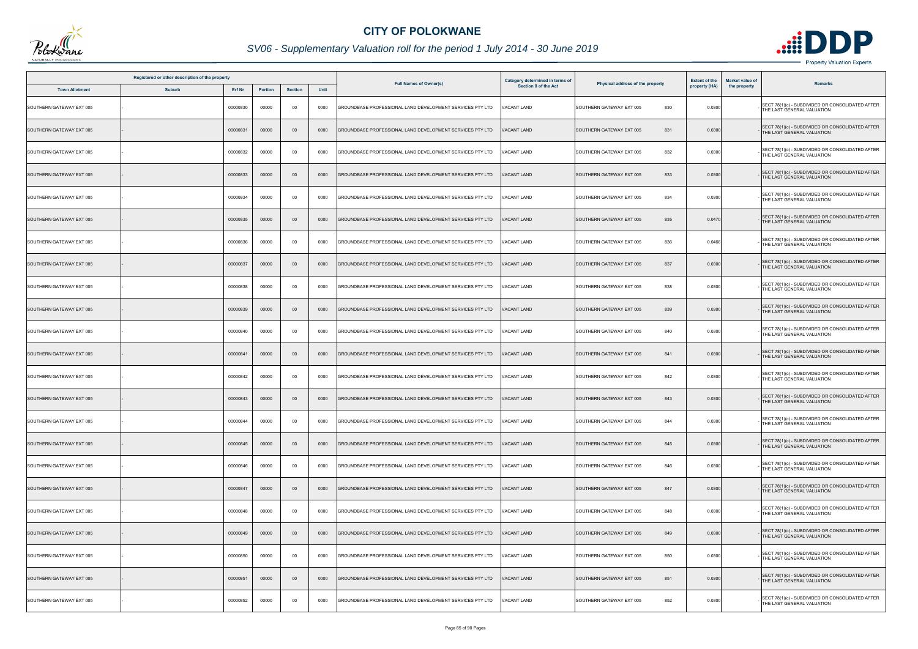# CITY OF POLOKWANE

## SV06 - Supplementary Valuation roll for the period 1 July 2014 - 30 June 2019

| Registered or other description of the property | | | | | | Full Names of Owner(s) | Category determined in terms of Section 8 of the Act | Physical address of the property | Extent of the property (HA) | Market value of the property | Remarks |
|---|---|---|---|---|---|---|---|---|---|---|---|
| Town Allotment | Suburb | Erf Nr | Portion | Section | Unit | | | | | | |
| SOUTHERN GATEWAY EXT 005 | - | 00000830 | 00000 | 00 | 0000 | GROUNDBASE PROFESSIONAL LAND DEVELOPMENT SERVICES PTY LTD | VACANT LAND | SOUTHERN GATEWAY EXT 005 830 | 0.0300 | - | SECT 78(1)(c) - SUBDIVIDED OR CONSOLIDATED AFTER THE LAST GENERAL VALUATION |
| SOUTHERN GATEWAY EXT 005 | - | 00000831 | 00000 | 00 | 0000 | GROUNDBASE PROFESSIONAL LAND DEVELOPMENT SERVICES PTY LTD | VACANT LAND | SOUTHERN GATEWAY EXT 005 831 | 0.0300 | - | SECT 78(1)(c) - SUBDIVIDED OR CONSOLIDATED AFTER THE LAST GENERAL VALUATION |
| SOUTHERN GATEWAY EXT 005 | - | 00000832 | 00000 | 00 | 0000 | GROUNDBASE PROFESSIONAL LAND DEVELOPMENT SERVICES PTY LTD | VACANT LAND | SOUTHERN GATEWAY EXT 005 832 | 0.0300 | - | SECT 78(1)(c) - SUBDIVIDED OR CONSOLIDATED AFTER THE LAST GENERAL VALUATION |
| SOUTHERN GATEWAY EXT 005 | - | 00000833 | 00000 | 00 | 0000 | GROUNDBASE PROFESSIONAL LAND DEVELOPMENT SERVICES PTY LTD | VACANT LAND | SOUTHERN GATEWAY EXT 005 833 | 0.0300 | - | SECT 78(1)(c) - SUBDIVIDED OR CONSOLIDATED AFTER THE LAST GENERAL VALUATION |
| SOUTHERN GATEWAY EXT 005 | - | 00000834 | 00000 | 00 | 0000 | GROUNDBASE PROFESSIONAL LAND DEVELOPMENT SERVICES PTY LTD | VACANT LAND | SOUTHERN GATEWAY EXT 005 834 | 0.0300 | - | SECT 78(1)(c) - SUBDIVIDED OR CONSOLIDATED AFTER THE LAST GENERAL VALUATION |
| SOUTHERN GATEWAY EXT 005 | - | 00000835 | 00000 | 00 | 0000 | GROUNDBASE PROFESSIONAL LAND DEVELOPMENT SERVICES PTY LTD | VACANT LAND | SOUTHERN GATEWAY EXT 005 835 | 0.0470 | - | SECT 78(1)(c) - SUBDIVIDED OR CONSOLIDATED AFTER THE LAST GENERAL VALUATION |
| SOUTHERN GATEWAY EXT 005 | - | 00000836 | 00000 | 00 | 0000 | GROUNDBASE PROFESSIONAL LAND DEVELOPMENT SERVICES PTY LTD | VACANT LAND | SOUTHERN GATEWAY EXT 005 836 | 0.0466 | - | SECT 78(1)(c) - SUBDIVIDED OR CONSOLIDATED AFTER THE LAST GENERAL VALUATION |
| SOUTHERN GATEWAY EXT 005 | - | 00000837 | 00000 | 00 | 0000 | GROUNDBASE PROFESSIONAL LAND DEVELOPMENT SERVICES PTY LTD | VACANT LAND | SOUTHERN GATEWAY EXT 005 837 | 0.0300 | - | SECT 78(1)(c) - SUBDIVIDED OR CONSOLIDATED AFTER THE LAST GENERAL VALUATION |
| SOUTHERN GATEWAY EXT 005 | - | 00000838 | 00000 | 00 | 0000 | GROUNDBASE PROFESSIONAL LAND DEVELOPMENT SERVICES PTY LTD | VACANT LAND | SOUTHERN GATEWAY EXT 005 838 | 0.0300 | - | SECT 78(1)(c) - SUBDIVIDED OR CONSOLIDATED AFTER THE LAST GENERAL VALUATION |
| SOUTHERN GATEWAY EXT 005 | - | 00000839 | 00000 | 00 | 0000 | GROUNDBASE PROFESSIONAL LAND DEVELOPMENT SERVICES PTY LTD | VACANT LAND | SOUTHERN GATEWAY EXT 005 839 | 0.0300 | - | SECT 78(1)(c) - SUBDIVIDED OR CONSOLIDATED AFTER THE LAST GENERAL VALUATION |
| SOUTHERN GATEWAY EXT 005 | - | 00000840 | 00000 | 00 | 0000 | GROUNDBASE PROFESSIONAL LAND DEVELOPMENT SERVICES PTY LTD | VACANT LAND | SOUTHERN GATEWAY EXT 005 840 | 0.0300 | - | SECT 78(1)(c) - SUBDIVIDED OR CONSOLIDATED AFTER THE LAST GENERAL VALUATION |
| SOUTHERN GATEWAY EXT 005 | - | 00000841 | 00000 | 00 | 0000 | GROUNDBASE PROFESSIONAL LAND DEVELOPMENT SERVICES PTY LTD | VACANT LAND | SOUTHERN GATEWAY EXT 005 841 | 0.0300 | - | SECT 78(1)(c) - SUBDIVIDED OR CONSOLIDATED AFTER THE LAST GENERAL VALUATION |
| SOUTHERN GATEWAY EXT 005 | - | 00000842 | 00000 | 00 | 0000 | GROUNDBASE PROFESSIONAL LAND DEVELOPMENT SERVICES PTY LTD | VACANT LAND | SOUTHERN GATEWAY EXT 005 842 | 0.0300 | - | SECT 78(1)(c) - SUBDIVIDED OR CONSOLIDATED AFTER THE LAST GENERAL VALUATION |
| SOUTHERN GATEWAY EXT 005 | - | 00000843 | 00000 | 00 | 0000 | GROUNDBASE PROFESSIONAL LAND DEVELOPMENT SERVICES PTY LTD | VACANT LAND | SOUTHERN GATEWAY EXT 005 843 | 0.0300 | - | SECT 78(1)(c) - SUBDIVIDED OR CONSOLIDATED AFTER THE LAST GENERAL VALUATION |
| SOUTHERN GATEWAY EXT 005 | - | 00000844 | 00000 | 00 | 0000 | GROUNDBASE PROFESSIONAL LAND DEVELOPMENT SERVICES PTY LTD | VACANT LAND | SOUTHERN GATEWAY EXT 005 844 | 0.0300 | - | SECT 78(1)(c) - SUBDIVIDED OR CONSOLIDATED AFTER THE LAST GENERAL VALUATION |
| SOUTHERN GATEWAY EXT 005 | - | 00000845 | 00000 | 00 | 0000 | GROUNDBASE PROFESSIONAL LAND DEVELOPMENT SERVICES PTY LTD | VACANT LAND | SOUTHERN GATEWAY EXT 005 845 | 0.0300 | - | SECT 78(1)(c) - SUBDIVIDED OR CONSOLIDATED AFTER THE LAST GENERAL VALUATION |
| SOUTHERN GATEWAY EXT 005 | - | 00000846 | 00000 | 00 | 0000 | GROUNDBASE PROFESSIONAL LAND DEVELOPMENT SERVICES PTY LTD | VACANT LAND | SOUTHERN GATEWAY EXT 005 846 | 0.0300 | - | SECT 78(1)(c) - SUBDIVIDED OR CONSOLIDATED AFTER THE LAST GENERAL VALUATION |
| SOUTHERN GATEWAY EXT 005 | - | 00000847 | 00000 | 00 | 0000 | GROUNDBASE PROFESSIONAL LAND DEVELOPMENT SERVICES PTY LTD | VACANT LAND | SOUTHERN GATEWAY EXT 005 847 | 0.0300 | - | SECT 78(1)(c) - SUBDIVIDED OR CONSOLIDATED AFTER THE LAST GENERAL VALUATION |
| SOUTHERN GATEWAY EXT 005 | - | 00000848 | 00000 | 00 | 0000 | GROUNDBASE PROFESSIONAL LAND DEVELOPMENT SERVICES PTY LTD | VACANT LAND | SOUTHERN GATEWAY EXT 005 848 | 0.0300 | - | SECT 78(1)(c) - SUBDIVIDED OR CONSOLIDATED AFTER THE LAST GENERAL VALUATION |
| SOUTHERN GATEWAY EXT 005 | - | 00000849 | 00000 | 00 | 0000 | GROUNDBASE PROFESSIONAL LAND DEVELOPMENT SERVICES PTY LTD | VACANT LAND | SOUTHERN GATEWAY EXT 005 849 | 0.0300 | - | SECT 78(1)(c) - SUBDIVIDED OR CONSOLIDATED AFTER THE LAST GENERAL VALUATION |
| SOUTHERN GATEWAY EXT 005 | - | 00000850 | 00000 | 00 | 0000 | GROUNDBASE PROFESSIONAL LAND DEVELOPMENT SERVICES PTY LTD | VACANT LAND | SOUTHERN GATEWAY EXT 005 850 | 0.0300 | - | SECT 78(1)(c) - SUBDIVIDED OR CONSOLIDATED AFTER THE LAST GENERAL VALUATION |
| SOUTHERN GATEWAY EXT 005 | - | 00000851 | 00000 | 00 | 0000 | GROUNDBASE PROFESSIONAL LAND DEVELOPMENT SERVICES PTY LTD | VACANT LAND | SOUTHERN GATEWAY EXT 005 851 | 0.0300 | - | SECT 78(1)(c) - SUBDIVIDED OR CONSOLIDATED AFTER THE LAST GENERAL VALUATION |
| SOUTHERN GATEWAY EXT 005 | - | 00000852 | 00000 | 00 | 0000 | GROUNDBASE PROFESSIONAL LAND DEVELOPMENT SERVICES PTY LTD | VACANT LAND | SOUTHERN GATEWAY EXT 005 852 | 0.0300 | - | SECT 78(1)(c) - SUBDIVIDED OR CONSOLIDATED AFTER THE LAST GENERAL VALUATION |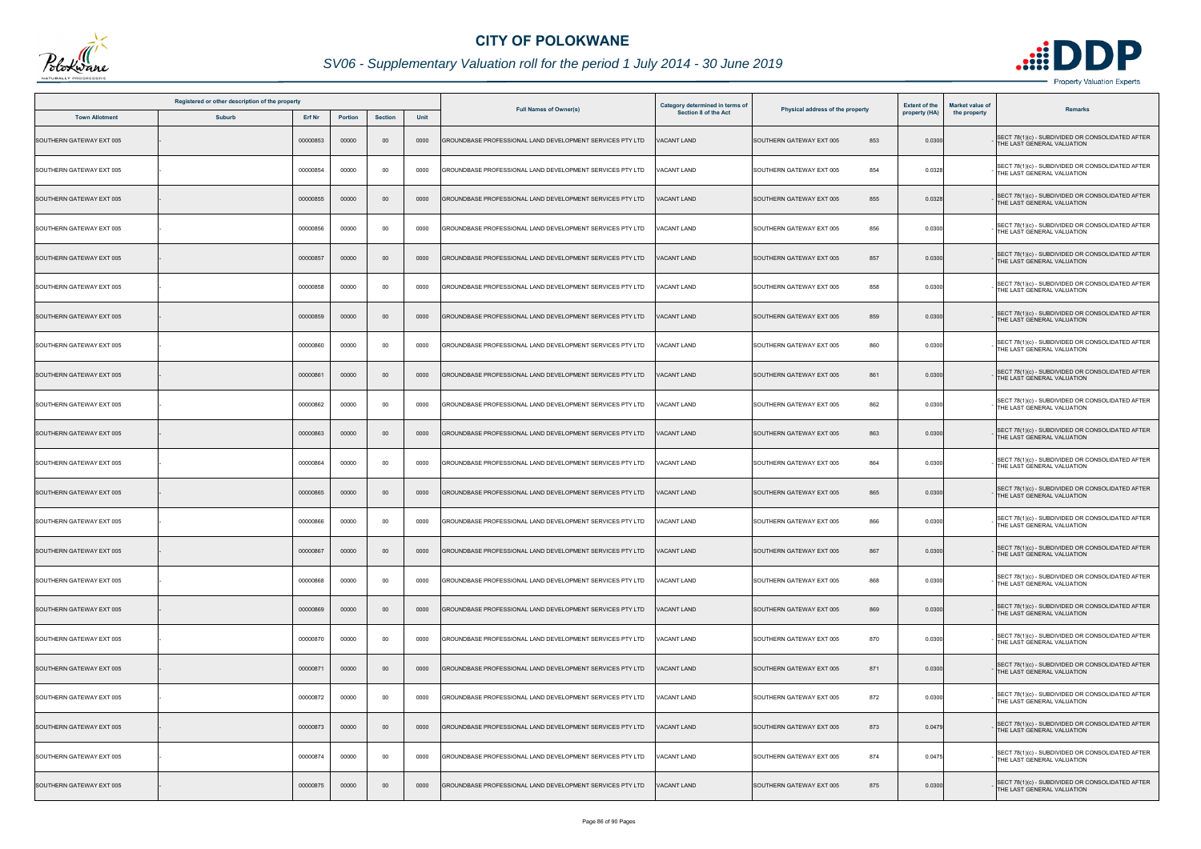# CITY OF POLOKWANE

## SV06 - Supplementary Valuation roll for the period 1 July 2014 - 30 June 2019

| Registered or other description of the property | | | | | | Full Names of Owner(s) | Category determined in terms of Section 8 of the Act | Physical address of the property | | Extent of the property (HA) | Market value of the property | Remarks |
|---|---|---|---|---|---|---|---|---|---|---|---|---|
| Town Allotment | Suburb | Erf Nr | Portion | Section | Unit | | | | | | | |
| SOUTHERN GATEWAY EXT 005 | - | 00000853 | 00000 | 00 | 0000 | GROUNDBASE PROFESSIONAL LAND DEVELOPMENT SERVICES PTY LTD | VACANT LAND | SOUTHERN GATEWAY EXT 005 | 853 | 0.0300 | - | SECT 78(1)(c) - SUBDIVIDED OR CONSOLIDATED AFTER THE LAST GENERAL VALUATION |
| SOUTHERN GATEWAY EXT 005 | - | 00000854 | 00000 | 00 | 0000 | GROUNDBASE PROFESSIONAL LAND DEVELOPMENT SERVICES PTY LTD | VACANT LAND | SOUTHERN GATEWAY EXT 005 | 854 | 0.0328 | - | SECT 78(1)(c) - SUBDIVIDED OR CONSOLIDATED AFTER THE LAST GENERAL VALUATION |
| SOUTHERN GATEWAY EXT 005 | - | 00000855 | 00000 | 00 | 0000 | GROUNDBASE PROFESSIONAL LAND DEVELOPMENT SERVICES PTY LTD | VACANT LAND | SOUTHERN GATEWAY EXT 005 | 855 | 0.0328 | - | SECT 78(1)(c) - SUBDIVIDED OR CONSOLIDATED AFTER THE LAST GENERAL VALUATION |
| SOUTHERN GATEWAY EXT 005 | - | 00000856 | 00000 | 00 | 0000 | GROUNDBASE PROFESSIONAL LAND DEVELOPMENT SERVICES PTY LTD | VACANT LAND | SOUTHERN GATEWAY EXT 005 | 856 | 0.0300 | - | SECT 78(1)(c) - SUBDIVIDED OR CONSOLIDATED AFTER THE LAST GENERAL VALUATION |
| SOUTHERN GATEWAY EXT 005 | - | 00000857 | 00000 | 00 | 0000 | GROUNDBASE PROFESSIONAL LAND DEVELOPMENT SERVICES PTY LTD | VACANT LAND | SOUTHERN GATEWAY EXT 005 | 857 | 0.0300 | - | SECT 78(1)(c) - SUBDIVIDED OR CONSOLIDATED AFTER THE LAST GENERAL VALUATION |
| SOUTHERN GATEWAY EXT 005 | - | 00000858 | 00000 | 00 | 0000 | GROUNDBASE PROFESSIONAL LAND DEVELOPMENT SERVICES PTY LTD | VACANT LAND | SOUTHERN GATEWAY EXT 005 | 858 | 0.0300 | - | SECT 78(1)(c) - SUBDIVIDED OR CONSOLIDATED AFTER THE LAST GENERAL VALUATION |
| SOUTHERN GATEWAY EXT 005 | - | 00000859 | 00000 | 00 | 0000 | GROUNDBASE PROFESSIONAL LAND DEVELOPMENT SERVICES PTY LTD | VACANT LAND | SOUTHERN GATEWAY EXT 005 | 859 | 0.0300 | - | SECT 78(1)(c) - SUBDIVIDED OR CONSOLIDATED AFTER THE LAST GENERAL VALUATION |
| SOUTHERN GATEWAY EXT 005 | - | 00000860 | 00000 | 00 | 0000 | GROUNDBASE PROFESSIONAL LAND DEVELOPMENT SERVICES PTY LTD | VACANT LAND | SOUTHERN GATEWAY EXT 005 | 860 | 0.0300 | - | SECT 78(1)(c) - SUBDIVIDED OR CONSOLIDATED AFTER THE LAST GENERAL VALUATION |
| SOUTHERN GATEWAY EXT 005 | - | 00000861 | 00000 | 00 | 0000 | GROUNDBASE PROFESSIONAL LAND DEVELOPMENT SERVICES PTY LTD | VACANT LAND | SOUTHERN GATEWAY EXT 005 | 861 | 0.0300 | - | SECT 78(1)(c) - SUBDIVIDED OR CONSOLIDATED AFTER THE LAST GENERAL VALUATION |
| SOUTHERN GATEWAY EXT 005 | - | 00000862 | 00000 | 00 | 0000 | GROUNDBASE PROFESSIONAL LAND DEVELOPMENT SERVICES PTY LTD | VACANT LAND | SOUTHERN GATEWAY EXT 005 | 862 | 0.0300 | - | SECT 78(1)(c) - SUBDIVIDED OR CONSOLIDATED AFTER THE LAST GENERAL VALUATION |
| SOUTHERN GATEWAY EXT 005 | - | 00000863 | 00000 | 00 | 0000 | GROUNDBASE PROFESSIONAL LAND DEVELOPMENT SERVICES PTY LTD | VACANT LAND | SOUTHERN GATEWAY EXT 005 | 863 | 0.0300 | - | SECT 78(1)(c) - SUBDIVIDED OR CONSOLIDATED AFTER THE LAST GENERAL VALUATION |
| SOUTHERN GATEWAY EXT 005 | - | 00000864 | 00000 | 00 | 0000 | GROUNDBASE PROFESSIONAL LAND DEVELOPMENT SERVICES PTY LTD | VACANT LAND | SOUTHERN GATEWAY EXT 005 | 864 | 0.0300 | - | SECT 78(1)(c) - SUBDIVIDED OR CONSOLIDATED AFTER THE LAST GENERAL VALUATION |
| SOUTHERN GATEWAY EXT 005 | - | 00000865 | 00000 | 00 | 0000 | GROUNDBASE PROFESSIONAL LAND DEVELOPMENT SERVICES PTY LTD | VACANT LAND | SOUTHERN GATEWAY EXT 005 | 865 | 0.0300 | - | SECT 78(1)(c) - SUBDIVIDED OR CONSOLIDATED AFTER THE LAST GENERAL VALUATION |
| SOUTHERN GATEWAY EXT 005 | - | 00000866 | 00000 | 00 | 0000 | GROUNDBASE PROFESSIONAL LAND DEVELOPMENT SERVICES PTY LTD | VACANT LAND | SOUTHERN GATEWAY EXT 005 | 866 | 0.0300 | - | SECT 78(1)(c) - SUBDIVIDED OR CONSOLIDATED AFTER THE LAST GENERAL VALUATION |
| SOUTHERN GATEWAY EXT 005 | - | 00000867 | 00000 | 00 | 0000 | GROUNDBASE PROFESSIONAL LAND DEVELOPMENT SERVICES PTY LTD | VACANT LAND | SOUTHERN GATEWAY EXT 005 | 867 | 0.0300 | - | SECT 78(1)(c) - SUBDIVIDED OR CONSOLIDATED AFTER THE LAST GENERAL VALUATION |
| SOUTHERN GATEWAY EXT 005 | - | 00000868 | 00000 | 00 | 0000 | GROUNDBASE PROFESSIONAL LAND DEVELOPMENT SERVICES PTY LTD | VACANT LAND | SOUTHERN GATEWAY EXT 005 | 868 | 0.0300 | - | SECT 78(1)(c) - SUBDIVIDED OR CONSOLIDATED AFTER THE LAST GENERAL VALUATION |
| SOUTHERN GATEWAY EXT 005 | - | 00000869 | 00000 | 00 | 0000 | GROUNDBASE PROFESSIONAL LAND DEVELOPMENT SERVICES PTY LTD | VACANT LAND | SOUTHERN GATEWAY EXT 005 | 869 | 0.0300 | - | SECT 78(1)(c) - SUBDIVIDED OR CONSOLIDATED AFTER THE LAST GENERAL VALUATION |
| SOUTHERN GATEWAY EXT 005 | - | 00000870 | 00000 | 00 | 0000 | GROUNDBASE PROFESSIONAL LAND DEVELOPMENT SERVICES PTY LTD | VACANT LAND | SOUTHERN GATEWAY EXT 005 | 870 | 0.0300 | - | SECT 78(1)(c) - SUBDIVIDED OR CONSOLIDATED AFTER THE LAST GENERAL VALUATION |
| SOUTHERN GATEWAY EXT 005 | - | 00000871 | 00000 | 00 | 0000 | GROUNDBASE PROFESSIONAL LAND DEVELOPMENT SERVICES PTY LTD | VACANT LAND | SOUTHERN GATEWAY EXT 005 | 871 | 0.0300 | - | SECT 78(1)(c) - SUBDIVIDED OR CONSOLIDATED AFTER THE LAST GENERAL VALUATION |
| SOUTHERN GATEWAY EXT 005 | - | 00000872 | 00000 | 00 | 0000 | GROUNDBASE PROFESSIONAL LAND DEVELOPMENT SERVICES PTY LTD | VACANT LAND | SOUTHERN GATEWAY EXT 005 | 872 | 0.0300 | - | SECT 78(1)(c) - SUBDIVIDED OR CONSOLIDATED AFTER THE LAST GENERAL VALUATION |
| SOUTHERN GATEWAY EXT 005 | - | 00000873 | 00000 | 00 | 0000 | GROUNDBASE PROFESSIONAL LAND DEVELOPMENT SERVICES PTY LTD | VACANT LAND | SOUTHERN GATEWAY EXT 005 | 873 | 0.0479 | - | SECT 78(1)(c) - SUBDIVIDED OR CONSOLIDATED AFTER THE LAST GENERAL VALUATION |
| SOUTHERN GATEWAY EXT 005 | - | 00000874 | 00000 | 00 | 0000 | GROUNDBASE PROFESSIONAL LAND DEVELOPMENT SERVICES PTY LTD | VACANT LAND | SOUTHERN GATEWAY EXT 005 | 874 | 0.0475 | - | SECT 78(1)(c) - SUBDIVIDED OR CONSOLIDATED AFTER THE LAST GENERAL VALUATION |
| SOUTHERN GATEWAY EXT 005 | - | 00000875 | 00000 | 00 | 0000 | GROUNDBASE PROFESSIONAL LAND DEVELOPMENT SERVICES PTY LTD | VACANT LAND | SOUTHERN GATEWAY EXT 005 | 875 | 0.0300 | - | SECT 78(1)(c) - SUBDIVIDED OR CONSOLIDATED AFTER THE LAST GENERAL VALUATION |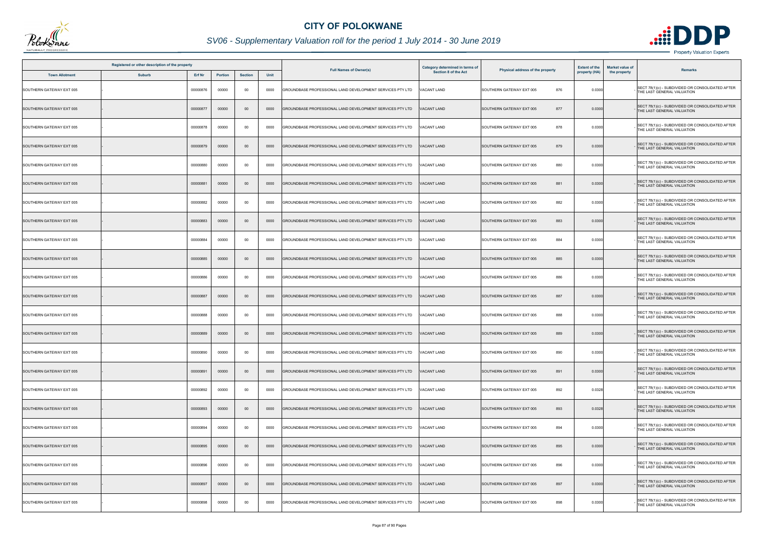# CITY OF POLOKWANE

## SV06 - Supplementary Valuation roll for the period 1 July 2014 - 30 June 2019

| Registered or other description of the property | | | | | | Full Names of Owner(s) | Category determined in terms of Section 8 of the Act | Physical address of the property | Extent of the property (HA) | Market value of the property | Remarks |
|---|---|---|---|---|---|---|---|---|---|---|---|
| Town Allotment | Suburb | Erf Nr | Portion | Section | Unit | | | | | | |
| SOUTHERN GATEWAY EXT 005 | - | 00000876 | 00000 | 00 | 0000 | GROUNDBASE PROFESSIONAL LAND DEVELOPMENT SERVICES PTY LTD | VACANT LAND | SOUTHERN GATEWAY EXT 005 876 | 0.0300 | - | SECT 78(1)(c) - SUBDIVIDED OR CONSOLIDATED AFTER THE LAST GENERAL VALUATION |
| SOUTHERN GATEWAY EXT 005 | - | 00000877 | 00000 | 00 | 0000 | GROUNDBASE PROFESSIONAL LAND DEVELOPMENT SERVICES PTY LTD | VACANT LAND | SOUTHERN GATEWAY EXT 005 877 | 0.0300 | - | SECT 78(1)(c) - SUBDIVIDED OR CONSOLIDATED AFTER THE LAST GENERAL VALUATION |
| SOUTHERN GATEWAY EXT 005 | - | 00000878 | 00000 | 00 | 0000 | GROUNDBASE PROFESSIONAL LAND DEVELOPMENT SERVICES PTY LTD | VACANT LAND | SOUTHERN GATEWAY EXT 005 878 | 0.0300 | - | SECT 78(1)(c) - SUBDIVIDED OR CONSOLIDATED AFTER THE LAST GENERAL VALUATION |
| SOUTHERN GATEWAY EXT 005 | - | 00000879 | 00000 | 00 | 0000 | GROUNDBASE PROFESSIONAL LAND DEVELOPMENT SERVICES PTY LTD | VACANT LAND | SOUTHERN GATEWAY EXT 005 879 | 0.0300 | - | SECT 78(1)(c) - SUBDIVIDED OR CONSOLIDATED AFTER THE LAST GENERAL VALUATION |
| SOUTHERN GATEWAY EXT 005 | - | 00000880 | 00000 | 00 | 0000 | GROUNDBASE PROFESSIONAL LAND DEVELOPMENT SERVICES PTY LTD | VACANT LAND | SOUTHERN GATEWAY EXT 005 880 | 0.0300 | - | SECT 78(1)(c) - SUBDIVIDED OR CONSOLIDATED AFTER THE LAST GENERAL VALUATION |
| SOUTHERN GATEWAY EXT 005 | - | 00000881 | 00000 | 00 | 0000 | GROUNDBASE PROFESSIONAL LAND DEVELOPMENT SERVICES PTY LTD | VACANT LAND | SOUTHERN GATEWAY EXT 005 881 | 0.0300 | - | SECT 78(1)(c) - SUBDIVIDED OR CONSOLIDATED AFTER THE LAST GENERAL VALUATION |
| SOUTHERN GATEWAY EXT 005 | - | 00000882 | 00000 | 00 | 0000 | GROUNDBASE PROFESSIONAL LAND DEVELOPMENT SERVICES PTY LTD | VACANT LAND | SOUTHERN GATEWAY EXT 005 882 | 0.0300 | - | SECT 78(1)(c) - SUBDIVIDED OR CONSOLIDATED AFTER THE LAST GENERAL VALUATION |
| SOUTHERN GATEWAY EXT 005 | - | 00000883 | 00000 | 00 | 0000 | GROUNDBASE PROFESSIONAL LAND DEVELOPMENT SERVICES PTY LTD | VACANT LAND | SOUTHERN GATEWAY EXT 005 883 | 0.0300 | - | SECT 78(1)(c) - SUBDIVIDED OR CONSOLIDATED AFTER THE LAST GENERAL VALUATION |
| SOUTHERN GATEWAY EXT 005 | - | 00000884 | 00000 | 00 | 0000 | GROUNDBASE PROFESSIONAL LAND DEVELOPMENT SERVICES PTY LTD | VACANT LAND | SOUTHERN GATEWAY EXT 005 884 | 0.0300 | - | SECT 78(1)(c) - SUBDIVIDED OR CONSOLIDATED AFTER THE LAST GENERAL VALUATION |
| SOUTHERN GATEWAY EXT 005 | - | 00000885 | 00000 | 00 | 0000 | GROUNDBASE PROFESSIONAL LAND DEVELOPMENT SERVICES PTY LTD | VACANT LAND | SOUTHERN GATEWAY EXT 005 885 | 0.0300 | - | SECT 78(1)(c) - SUBDIVIDED OR CONSOLIDATED AFTER THE LAST GENERAL VALUATION |
| SOUTHERN GATEWAY EXT 005 | - | 00000886 | 00000 | 00 | 0000 | GROUNDBASE PROFESSIONAL LAND DEVELOPMENT SERVICES PTY LTD | VACANT LAND | SOUTHERN GATEWAY EXT 005 886 | 0.0300 | - | SECT 78(1)(c) - SUBDIVIDED OR CONSOLIDATED AFTER THE LAST GENERAL VALUATION |
| SOUTHERN GATEWAY EXT 005 | - | 00000887 | 00000 | 00 | 0000 | GROUNDBASE PROFESSIONAL LAND DEVELOPMENT SERVICES PTY LTD | VACANT LAND | SOUTHERN GATEWAY EXT 005 887 | 0.0300 | - | SECT 78(1)(c) - SUBDIVIDED OR CONSOLIDATED AFTER THE LAST GENERAL VALUATION |
| SOUTHERN GATEWAY EXT 005 | - | 00000888 | 00000 | 00 | 0000 | GROUNDBASE PROFESSIONAL LAND DEVELOPMENT SERVICES PTY LTD | VACANT LAND | SOUTHERN GATEWAY EXT 005 888 | 0.0300 | - | SECT 78(1)(c) - SUBDIVIDED OR CONSOLIDATED AFTER THE LAST GENERAL VALUATION |
| SOUTHERN GATEWAY EXT 005 | - | 00000889 | 00000 | 00 | 0000 | GROUNDBASE PROFESSIONAL LAND DEVELOPMENT SERVICES PTY LTD | VACANT LAND | SOUTHERN GATEWAY EXT 005 889 | 0.0300 | - | SECT 78(1)(c) - SUBDIVIDED OR CONSOLIDATED AFTER THE LAST GENERAL VALUATION |
| SOUTHERN GATEWAY EXT 005 | - | 00000890 | 00000 | 00 | 0000 | GROUNDBASE PROFESSIONAL LAND DEVELOPMENT SERVICES PTY LTD | VACANT LAND | SOUTHERN GATEWAY EXT 005 890 | 0.0300 | - | SECT 78(1)(c) - SUBDIVIDED OR CONSOLIDATED AFTER THE LAST GENERAL VALUATION |
| SOUTHERN GATEWAY EXT 005 | - | 00000891 | 00000 | 00 | 0000 | GROUNDBASE PROFESSIONAL LAND DEVELOPMENT SERVICES PTY LTD | VACANT LAND | SOUTHERN GATEWAY EXT 005 891 | 0.0300 | - | SECT 78(1)(c) - SUBDIVIDED OR CONSOLIDATED AFTER THE LAST GENERAL VALUATION |
| SOUTHERN GATEWAY EXT 005 | - | 00000892 | 00000 | 00 | 0000 | GROUNDBASE PROFESSIONAL LAND DEVELOPMENT SERVICES PTY LTD | VACANT LAND | SOUTHERN GATEWAY EXT 005 892 | 0.0328 | - | SECT 78(1)(c) - SUBDIVIDED OR CONSOLIDATED AFTER THE LAST GENERAL VALUATION |
| SOUTHERN GATEWAY EXT 005 | - | 00000893 | 00000 | 00 | 0000 | GROUNDBASE PROFESSIONAL LAND DEVELOPMENT SERVICES PTY LTD | VACANT LAND | SOUTHERN GATEWAY EXT 005 893 | 0.0328 | - | SECT 78(1)(c) - SUBDIVIDED OR CONSOLIDATED AFTER THE LAST GENERAL VALUATION |
| SOUTHERN GATEWAY EXT 005 | - | 00000894 | 00000 | 00 | 0000 | GROUNDBASE PROFESSIONAL LAND DEVELOPMENT SERVICES PTY LTD | VACANT LAND | SOUTHERN GATEWAY EXT 005 894 | 0.0300 | - | SECT 78(1)(c) - SUBDIVIDED OR CONSOLIDATED AFTER THE LAST GENERAL VALUATION |
| SOUTHERN GATEWAY EXT 005 | - | 00000895 | 00000 | 00 | 0000 | GROUNDBASE PROFESSIONAL LAND DEVELOPMENT SERVICES PTY LTD | VACANT LAND | SOUTHERN GATEWAY EXT 005 895 | 0.0300 | - | SECT 78(1)(c) - SUBDIVIDED OR CONSOLIDATED AFTER THE LAST GENERAL VALUATION |
| SOUTHERN GATEWAY EXT 005 | - | 00000896 | 00000 | 00 | 0000 | GROUNDBASE PROFESSIONAL LAND DEVELOPMENT SERVICES PTY LTD | VACANT LAND | SOUTHERN GATEWAY EXT 005 896 | 0.0300 | - | SECT 78(1)(c) - SUBDIVIDED OR CONSOLIDATED AFTER THE LAST GENERAL VALUATION |
| SOUTHERN GATEWAY EXT 005 | - | 00000897 | 00000 | 00 | 0000 | GROUNDBASE PROFESSIONAL LAND DEVELOPMENT SERVICES PTY LTD | VACANT LAND | SOUTHERN GATEWAY EXT 005 897 | 0.0300 | - | SECT 78(1)(c) - SUBDIVIDED OR CONSOLIDATED AFTER THE LAST GENERAL VALUATION |
| SOUTHERN GATEWAY EXT 005 | - | 00000898 | 00000 | 00 | 0000 | GROUNDBASE PROFESSIONAL LAND DEVELOPMENT SERVICES PTY LTD | VACANT LAND | SOUTHERN GATEWAY EXT 005 898 | 0.0300 | - | SECT 78(1)(c) - SUBDIVIDED OR CONSOLIDATED AFTER THE LAST GENERAL VALUATION |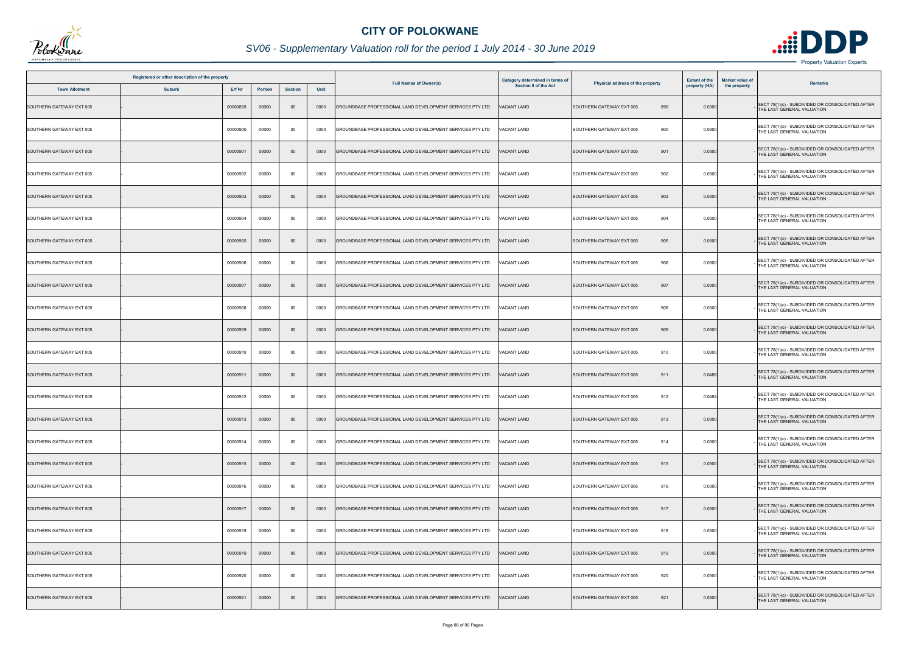# CITY OF POLOKWANE

## SV06 - Supplementary Valuation roll for the period 1 July 2014 - 30 June 2019

| Registered or other description of the property | | | | | | Full Names of Owner(s) | Category determined in terms of Section 8 of the Act | Physical address of the property | Extent of the property (HA) | Market value of the property | Remarks |
|---|---|---|---|---|---|---|---|---|---|---|---|
| Town Allotment | Suburb | Erf Nr | Portion | Section | Unit | | | | | | |
| SOUTHERN GATEWAY EXT 005 | - | 00000899 | 00000 | 00 | 0000 | GROUNDBASE PROFESSIONAL LAND DEVELOPMENT SERVICES PTY LTD | VACANT LAND | SOUTHERN GATEWAY EXT 005 899 | 0.0300 | - | SECT 78(1)(c) - SUBDIVIDED OR CONSOLIDATED AFTER THE LAST GENERAL VALUATION |
| SOUTHERN GATEWAY EXT 005 | - | 00000900 | 00000 | 00 | 0000 | GROUNDBASE PROFESSIONAL LAND DEVELOPMENT SERVICES PTY LTD | VACANT LAND | SOUTHERN GATEWAY EXT 005 900 | 0.0300 | - | SECT 78(1)(c) - SUBDIVIDED OR CONSOLIDATED AFTER THE LAST GENERAL VALUATION |
| SOUTHERN GATEWAY EXT 005 | - | 00000901 | 00000 | 00 | 0000 | GROUNDBASE PROFESSIONAL LAND DEVELOPMENT SERVICES PTY LTD | VACANT LAND | SOUTHERN GATEWAY EXT 005 901 | 0.0300 | - | SECT 78(1)(c) - SUBDIVIDED OR CONSOLIDATED AFTER THE LAST GENERAL VALUATION |
| SOUTHERN GATEWAY EXT 005 | - | 00000902 | 00000 | 00 | 0000 | GROUNDBASE PROFESSIONAL LAND DEVELOPMENT SERVICES PTY LTD | VACANT LAND | SOUTHERN GATEWAY EXT 005 902 | 0.0300 | - | SECT 78(1)(c) - SUBDIVIDED OR CONSOLIDATED AFTER THE LAST GENERAL VALUATION |
| SOUTHERN GATEWAY EXT 005 | - | 00000903 | 00000 | 00 | 0000 | GROUNDBASE PROFESSIONAL LAND DEVELOPMENT SERVICES PTY LTD | VACANT LAND | SOUTHERN GATEWAY EXT 005 903 | 0.0300 | - | SECT 78(1)(c) - SUBDIVIDED OR CONSOLIDATED AFTER THE LAST GENERAL VALUATION |
| SOUTHERN GATEWAY EXT 005 | - | 00000904 | 00000 | 00 | 0000 | GROUNDBASE PROFESSIONAL LAND DEVELOPMENT SERVICES PTY LTD | VACANT LAND | SOUTHERN GATEWAY EXT 005 904 | 0.0300 | - | SECT 78(1)(c) - SUBDIVIDED OR CONSOLIDATED AFTER THE LAST GENERAL VALUATION |
| SOUTHERN GATEWAY EXT 005 | - | 00000905 | 00000 | 00 | 0000 | GROUNDBASE PROFESSIONAL LAND DEVELOPMENT SERVICES PTY LTD | VACANT LAND | SOUTHERN GATEWAY EXT 005 905 | 0.0300 | - | SECT 78(1)(c) - SUBDIVIDED OR CONSOLIDATED AFTER THE LAST GENERAL VALUATION |
| SOUTHERN GATEWAY EXT 005 | - | 00000906 | 00000 | 00 | 0000 | GROUNDBASE PROFESSIONAL LAND DEVELOPMENT SERVICES PTY LTD | VACANT LAND | SOUTHERN GATEWAY EXT 005 906 | 0.0300 | - | SECT 78(1)(c) - SUBDIVIDED OR CONSOLIDATED AFTER THE LAST GENERAL VALUATION |
| SOUTHERN GATEWAY EXT 005 | - | 00000907 | 00000 | 00 | 0000 | GROUNDBASE PROFESSIONAL LAND DEVELOPMENT SERVICES PTY LTD | VACANT LAND | SOUTHERN GATEWAY EXT 005 907 | 0.0300 | - | SECT 78(1)(c) - SUBDIVIDED OR CONSOLIDATED AFTER THE LAST GENERAL VALUATION |
| SOUTHERN GATEWAY EXT 005 | - | 00000908 | 00000 | 00 | 0000 | GROUNDBASE PROFESSIONAL LAND DEVELOPMENT SERVICES PTY LTD | VACANT LAND | SOUTHERN GATEWAY EXT 005 908 | 0.0300 | - | SECT 78(1)(c) - SUBDIVIDED OR CONSOLIDATED AFTER THE LAST GENERAL VALUATION |
| SOUTHERN GATEWAY EXT 005 | - | 00000909 | 00000 | 00 | 0000 | GROUNDBASE PROFESSIONAL LAND DEVELOPMENT SERVICES PTY LTD | VACANT LAND | SOUTHERN GATEWAY EXT 005 909 | 0.0300 | - | SECT 78(1)(c) - SUBDIVIDED OR CONSOLIDATED AFTER THE LAST GENERAL VALUATION |
| SOUTHERN GATEWAY EXT 005 | - | 00000910 | 00000 | 00 | 0000 | GROUNDBASE PROFESSIONAL LAND DEVELOPMENT SERVICES PTY LTD | VACANT LAND | SOUTHERN GATEWAY EXT 005 910 | 0.0300 | - | SECT 78(1)(c) - SUBDIVIDED OR CONSOLIDATED AFTER THE LAST GENERAL VALUATION |
| SOUTHERN GATEWAY EXT 005 | - | 00000911 | 00000 | 00 | 0000 | GROUNDBASE PROFESSIONAL LAND DEVELOPMENT SERVICES PTY LTD | VACANT LAND | SOUTHERN GATEWAY EXT 005 911 | 0.0488 | - | SECT 78(1)(c) - SUBDIVIDED OR CONSOLIDATED AFTER THE LAST GENERAL VALUATION |
| SOUTHERN GATEWAY EXT 005 | - | 00000912 | 00000 | 00 | 0000 | GROUNDBASE PROFESSIONAL LAND DEVELOPMENT SERVICES PTY LTD | VACANT LAND | SOUTHERN GATEWAY EXT 005 912 | 0.0484 | - | SECT 78(1)(c) - SUBDIVIDED OR CONSOLIDATED AFTER THE LAST GENERAL VALUATION |
| SOUTHERN GATEWAY EXT 005 | - | 00000913 | 00000 | 00 | 0000 | GROUNDBASE PROFESSIONAL LAND DEVELOPMENT SERVICES PTY LTD | VACANT LAND | SOUTHERN GATEWAY EXT 005 913 | 0.0300 | - | SECT 78(1)(c) - SUBDIVIDED OR CONSOLIDATED AFTER THE LAST GENERAL VALUATION |
| SOUTHERN GATEWAY EXT 005 | - | 00000914 | 00000 | 00 | 0000 | GROUNDBASE PROFESSIONAL LAND DEVELOPMENT SERVICES PTY LTD | VACANT LAND | SOUTHERN GATEWAY EXT 005 914 | 0.0300 | - | SECT 78(1)(c) - SUBDIVIDED OR CONSOLIDATED AFTER THE LAST GENERAL VALUATION |
| SOUTHERN GATEWAY EXT 005 | - | 00000915 | 00000 | 00 | 0000 | GROUNDBASE PROFESSIONAL LAND DEVELOPMENT SERVICES PTY LTD | VACANT LAND | SOUTHERN GATEWAY EXT 005 915 | 0.0300 | - | SECT 78(1)(c) - SUBDIVIDED OR CONSOLIDATED AFTER THE LAST GENERAL VALUATION |
| SOUTHERN GATEWAY EXT 005 | - | 00000916 | 00000 | 00 | 0000 | GROUNDBASE PROFESSIONAL LAND DEVELOPMENT SERVICES PTY LTD | VACANT LAND | SOUTHERN GATEWAY EXT 005 916 | 0.0300 | - | SECT 78(1)(c) - SUBDIVIDED OR CONSOLIDATED AFTER THE LAST GENERAL VALUATION |
| SOUTHERN GATEWAY EXT 005 | - | 00000917 | 00000 | 00 | 0000 | GROUNDBASE PROFESSIONAL LAND DEVELOPMENT SERVICES PTY LTD | VACANT LAND | SOUTHERN GATEWAY EXT 005 917 | 0.0300 | - | SECT 78(1)(c) - SUBDIVIDED OR CONSOLIDATED AFTER THE LAST GENERAL VALUATION |
| SOUTHERN GATEWAY EXT 005 | - | 00000918 | 00000 | 00 | 0000 | GROUNDBASE PROFESSIONAL LAND DEVELOPMENT SERVICES PTY LTD | VACANT LAND | SOUTHERN GATEWAY EXT 005 918 | 0.0300 | - | SECT 78(1)(c) - SUBDIVIDED OR CONSOLIDATED AFTER THE LAST GENERAL VALUATION |
| SOUTHERN GATEWAY EXT 005 | - | 00000919 | 00000 | 00 | 0000 | GROUNDBASE PROFESSIONAL LAND DEVELOPMENT SERVICES PTY LTD | VACANT LAND | SOUTHERN GATEWAY EXT 005 919 | 0.0300 | - | SECT 78(1)(c) - SUBDIVIDED OR CONSOLIDATED AFTER THE LAST GENERAL VALUATION |
| SOUTHERN GATEWAY EXT 005 | - | 00000920 | 00000 | 00 | 0000 | GROUNDBASE PROFESSIONAL LAND DEVELOPMENT SERVICES PTY LTD | VACANT LAND | SOUTHERN GATEWAY EXT 005 920 | 0.0300 | - | SECT 78(1)(c) - SUBDIVIDED OR CONSOLIDATED AFTER THE LAST GENERAL VALUATION |
| SOUTHERN GATEWAY EXT 005 | - | 00000921 | 00000 | 00 | 0000 | GROUNDBASE PROFESSIONAL LAND DEVELOPMENT SERVICES PTY LTD | VACANT LAND | SOUTHERN GATEWAY EXT 005 921 | 0.0300 | - | SECT 78(1)(c) - SUBDIVIDED OR CONSOLIDATED AFTER THE LAST GENERAL VALUATION |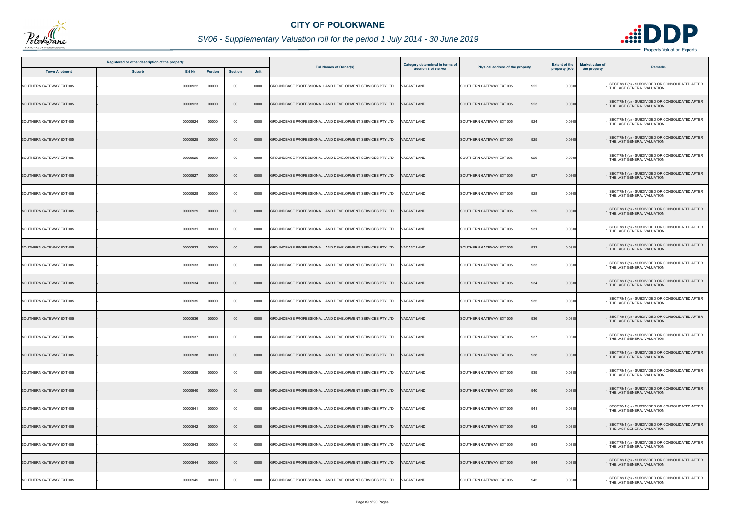# CITY OF POLOKWANE

## SV06 - Supplementary Valuation roll for the period 1 July 2014 - 30 June 2019

| Registered or other description of the property | | | | | | Full Names of Owner(s) | Category determined in terms of Section 8 of the Act | Physical address of the property | Extent of the property (HA) | Market value of the property | Remarks |
|---|---|---|---|---|---|---|---|---|---|---|---|
| Town Allotment | Suburb | Erf Nr | Portion | Section | Unit | | | | | | |
| SOUTHERN GATEWAY EXT 005 | - | 00000922 | 00000 | 00 | 0000 | GROUNDBASE PROFESSIONAL LAND DEVELOPMENT SERVICES PTY LTD | VACANT LAND | SOUTHERN GATEWAY EXT 005 922 | 0.0300 | - | SECT 78(1)(c) - SUBDIVIDED OR CONSOLIDATED AFTER THE LAST GENERAL VALUATION |
| SOUTHERN GATEWAY EXT 005 | - | 00000923 | 00000 | 00 | 0000 | GROUNDBASE PROFESSIONAL LAND DEVELOPMENT SERVICES PTY LTD | VACANT LAND | SOUTHERN GATEWAY EXT 005 923 | 0.0300 | - | SECT 78(1)(c) - SUBDIVIDED OR CONSOLIDATED AFTER THE LAST GENERAL VALUATION |
| SOUTHERN GATEWAY EXT 005 | - | 00000924 | 00000 | 00 | 0000 | GROUNDBASE PROFESSIONAL LAND DEVELOPMENT SERVICES PTY LTD | VACANT LAND | SOUTHERN GATEWAY EXT 005 924 | 0.0300 | - | SECT 78(1)(c) - SUBDIVIDED OR CONSOLIDATED AFTER THE LAST GENERAL VALUATION |
| SOUTHERN GATEWAY EXT 005 | - | 00000925 | 00000 | 00 | 0000 | GROUNDBASE PROFESSIONAL LAND DEVELOPMENT SERVICES PTY LTD | VACANT LAND | SOUTHERN GATEWAY EXT 005 925 | 0.0300 | - | SECT 78(1)(c) - SUBDIVIDED OR CONSOLIDATED AFTER THE LAST GENERAL VALUATION |
| SOUTHERN GATEWAY EXT 005 | - | 00000926 | 00000 | 00 | 0000 | GROUNDBASE PROFESSIONAL LAND DEVELOPMENT SERVICES PTY LTD | VACANT LAND | SOUTHERN GATEWAY EXT 005 926 | 0.0300 | - | SECT 78(1)(c) - SUBDIVIDED OR CONSOLIDATED AFTER THE LAST GENERAL VALUATION |
| SOUTHERN GATEWAY EXT 005 | - | 00000927 | 00000 | 00 | 0000 | GROUNDBASE PROFESSIONAL LAND DEVELOPMENT SERVICES PTY LTD | VACANT LAND | SOUTHERN GATEWAY EXT 005 927 | 0.0300 | - | SECT 78(1)(c) - SUBDIVIDED OR CONSOLIDATED AFTER THE LAST GENERAL VALUATION |
| SOUTHERN GATEWAY EXT 005 | - | 00000928 | 00000 | 00 | 0000 | GROUNDBASE PROFESSIONAL LAND DEVELOPMENT SERVICES PTY LTD | VACANT LAND | SOUTHERN GATEWAY EXT 005 928 | 0.0300 | - | SECT 78(1)(c) - SUBDIVIDED OR CONSOLIDATED AFTER THE LAST GENERAL VALUATION |
| SOUTHERN GATEWAY EXT 005 | - | 00000929 | 00000 | 00 | 0000 | GROUNDBASE PROFESSIONAL LAND DEVELOPMENT SERVICES PTY LTD | VACANT LAND | SOUTHERN GATEWAY EXT 005 929 | 0.0300 | - | SECT 78(1)(c) - SUBDIVIDED OR CONSOLIDATED AFTER THE LAST GENERAL VALUATION |
| SOUTHERN GATEWAY EXT 005 | - | 00000931 | 00000 | 00 | 0000 | GROUNDBASE PROFESSIONAL LAND DEVELOPMENT SERVICES PTY LTD | VACANT LAND | SOUTHERN GATEWAY EXT 005 931 | 0.0330 | - | SECT 78(1)(c) - SUBDIVIDED OR CONSOLIDATED AFTER THE LAST GENERAL VALUATION |
| SOUTHERN GATEWAY EXT 005 | - | 00000932 | 00000 | 00 | 0000 | GROUNDBASE PROFESSIONAL LAND DEVELOPMENT SERVICES PTY LTD | VACANT LAND | SOUTHERN GATEWAY EXT 005 932 | 0.0330 | - | SECT 78(1)(c) - SUBDIVIDED OR CONSOLIDATED AFTER THE LAST GENERAL VALUATION |
| SOUTHERN GATEWAY EXT 005 | - | 00000933 | 00000 | 00 | 0000 | GROUNDBASE PROFESSIONAL LAND DEVELOPMENT SERVICES PTY LTD | VACANT LAND | SOUTHERN GATEWAY EXT 005 933 | 0.0330 | - | SECT 78(1)(c) - SUBDIVIDED OR CONSOLIDATED AFTER THE LAST GENERAL VALUATION |
| SOUTHERN GATEWAY EXT 005 | - | 00000934 | 00000 | 00 | 0000 | GROUNDBASE PROFESSIONAL LAND DEVELOPMENT SERVICES PTY LTD | VACANT LAND | SOUTHERN GATEWAY EXT 005 934 | 0.0330 | - | SECT 78(1)(c) - SUBDIVIDED OR CONSOLIDATED AFTER THE LAST GENERAL VALUATION |
| SOUTHERN GATEWAY EXT 005 | - | 00000935 | 00000 | 00 | 0000 | GROUNDBASE PROFESSIONAL LAND DEVELOPMENT SERVICES PTY LTD | VACANT LAND | SOUTHERN GATEWAY EXT 005 935 | 0.0330 | - | SECT 78(1)(c) - SUBDIVIDED OR CONSOLIDATED AFTER THE LAST GENERAL VALUATION |
| SOUTHERN GATEWAY EXT 005 | - | 00000936 | 00000 | 00 | 0000 | GROUNDBASE PROFESSIONAL LAND DEVELOPMENT SERVICES PTY LTD | VACANT LAND | SOUTHERN GATEWAY EXT 005 936 | 0.0330 | - | SECT 78(1)(c) - SUBDIVIDED OR CONSOLIDATED AFTER THE LAST GENERAL VALUATION |
| SOUTHERN GATEWAY EXT 005 | - | 00000937 | 00000 | 00 | 0000 | GROUNDBASE PROFESSIONAL LAND DEVELOPMENT SERVICES PTY LTD | VACANT LAND | SOUTHERN GATEWAY EXT 005 937 | 0.0330 | - | SECT 78(1)(c) - SUBDIVIDED OR CONSOLIDATED AFTER THE LAST GENERAL VALUATION |
| SOUTHERN GATEWAY EXT 005 | - | 00000938 | 00000 | 00 | 0000 | GROUNDBASE PROFESSIONAL LAND DEVELOPMENT SERVICES PTY LTD | VACANT LAND | SOUTHERN GATEWAY EXT 005 938 | 0.0330 | - | SECT 78(1)(c) - SUBDIVIDED OR CONSOLIDATED AFTER THE LAST GENERAL VALUATION |
| SOUTHERN GATEWAY EXT 005 | - | 00000939 | 00000 | 00 | 0000 | GROUNDBASE PROFESSIONAL LAND DEVELOPMENT SERVICES PTY LTD | VACANT LAND | SOUTHERN GATEWAY EXT 005 939 | 0.0330 | - | SECT 78(1)(c) - SUBDIVIDED OR CONSOLIDATED AFTER THE LAST GENERAL VALUATION |
| SOUTHERN GATEWAY EXT 005 | - | 00000940 | 00000 | 00 | 0000 | GROUNDBASE PROFESSIONAL LAND DEVELOPMENT SERVICES PTY LTD | VACANT LAND | SOUTHERN GATEWAY EXT 005 940 | 0.0330 | - | SECT 78(1)(c) - SUBDIVIDED OR CONSOLIDATED AFTER THE LAST GENERAL VALUATION |
| SOUTHERN GATEWAY EXT 005 | - | 00000941 | 00000 | 00 | 0000 | GROUNDBASE PROFESSIONAL LAND DEVELOPMENT SERVICES PTY LTD | VACANT LAND | SOUTHERN GATEWAY EXT 005 941 | 0.0330 | - | SECT 78(1)(c) - SUBDIVIDED OR CONSOLIDATED AFTER THE LAST GENERAL VALUATION |
| SOUTHERN GATEWAY EXT 005 | - | 00000942 | 00000 | 00 | 0000 | GROUNDBASE PROFESSIONAL LAND DEVELOPMENT SERVICES PTY LTD | VACANT LAND | SOUTHERN GATEWAY EXT 005 942 | 0.0330 | - | SECT 78(1)(c) - SUBDIVIDED OR CONSOLIDATED AFTER THE LAST GENERAL VALUATION |
| SOUTHERN GATEWAY EXT 005 | - | 00000943 | 00000 | 00 | 0000 | GROUNDBASE PROFESSIONAL LAND DEVELOPMENT SERVICES PTY LTD | VACANT LAND | SOUTHERN GATEWAY EXT 005 943 | 0.0330 | - | SECT 78(1)(c) - SUBDIVIDED OR CONSOLIDATED AFTER THE LAST GENERAL VALUATION |
| SOUTHERN GATEWAY EXT 005 | - | 00000944 | 00000 | 00 | 0000 | GROUNDBASE PROFESSIONAL LAND DEVELOPMENT SERVICES PTY LTD | VACANT LAND | SOUTHERN GATEWAY EXT 005 944 | 0.0330 | - | SECT 78(1)(c) - SUBDIVIDED OR CONSOLIDATED AFTER THE LAST GENERAL VALUATION |
| SOUTHERN GATEWAY EXT 005 | - | 00000945 | 00000 | 00 | 0000 | GROUNDBASE PROFESSIONAL LAND DEVELOPMENT SERVICES PTY LTD | VACANT LAND | SOUTHERN GATEWAY EXT 005 945 | 0.0330 | - | SECT 78(1)(c) - SUBDIVIDED OR CONSOLIDATED AFTER THE LAST GENERAL VALUATION |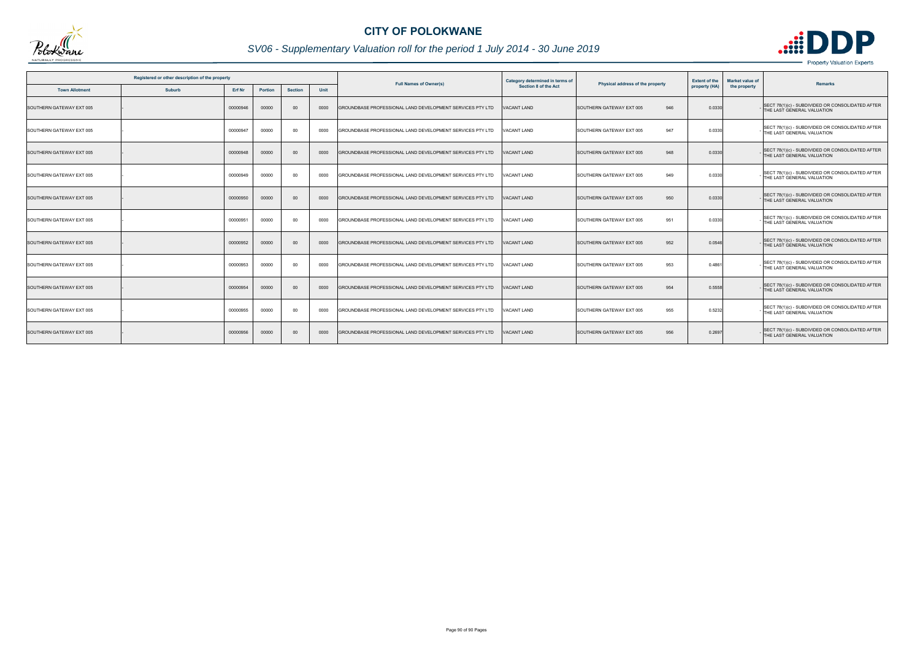# CITY OF POLOKWANE

*SV06 - Supplementary Valuation roll for the period 1 July 2014 - 30 June 2019*

| Registered or other description of the property | | | | | | Full Names of Owner(s) | Category determined in terms of Section 8 of the Act | Physical address of the property | Extent of the property (HA) | Market value of the property | Remarks |
|---|---|---|---|---|---|---|---|---|---|---|---|
| Town Allotment | Suburb | Erf Nr | Portion | Section | Unit | | | | | | |
| SOUTHERN GATEWAY EXT 005 | - | 00000946 | 00000 | 00 | 0000 | GROUNDBASE PROFESSIONAL LAND DEVELOPMENT SERVICES PTY LTD | VACANT LAND | SOUTHERN GATEWAY EXT 005 946 | 0.0330 | - | SECT 78(1)(c) - SUBDIVIDED OR CONSOLIDATED AFTER THE LAST GENERAL VALUATION |
| SOUTHERN GATEWAY EXT 005 | - | 00000947 | 00000 | 00 | 0000 | GROUNDBASE PROFESSIONAL LAND DEVELOPMENT SERVICES PTY LTD | VACANT LAND | SOUTHERN GATEWAY EXT 005 947 | 0.0330 | - | SECT 78(1)(c) - SUBDIVIDED OR CONSOLIDATED AFTER THE LAST GENERAL VALUATION |
| SOUTHERN GATEWAY EXT 005 | - | 00000948 | 00000 | 00 | 0000 | GROUNDBASE PROFESSIONAL LAND DEVELOPMENT SERVICES PTY LTD | VACANT LAND | SOUTHERN GATEWAY EXT 005 948 | 0.0330 | - | SECT 78(1)(c) - SUBDIVIDED OR CONSOLIDATED AFTER THE LAST GENERAL VALUATION |
| SOUTHERN GATEWAY EXT 005 | - | 00000949 | 00000 | 00 | 0000 | GROUNDBASE PROFESSIONAL LAND DEVELOPMENT SERVICES PTY LTD | VACANT LAND | SOUTHERN GATEWAY EXT 005 949 | 0.0330 | - | SECT 78(1)(c) - SUBDIVIDED OR CONSOLIDATED AFTER THE LAST GENERAL VALUATION |
| SOUTHERN GATEWAY EXT 005 | - | 00000950 | 00000 | 00 | 0000 | GROUNDBASE PROFESSIONAL LAND DEVELOPMENT SERVICES PTY LTD | VACANT LAND | SOUTHERN GATEWAY EXT 005 950 | 0.0330 | - | SECT 78(1)(c) - SUBDIVIDED OR CONSOLIDATED AFTER THE LAST GENERAL VALUATION |
| SOUTHERN GATEWAY EXT 005 | - | 00000951 | 00000 | 00 | 0000 | GROUNDBASE PROFESSIONAL LAND DEVELOPMENT SERVICES PTY LTD | VACANT LAND | SOUTHERN GATEWAY EXT 005 951 | 0.0330 | - | SECT 78(1)(c) - SUBDIVIDED OR CONSOLIDATED AFTER THE LAST GENERAL VALUATION |
| SOUTHERN GATEWAY EXT 005 | - | 00000952 | 00000 | 00 | 0000 | GROUNDBASE PROFESSIONAL LAND DEVELOPMENT SERVICES PTY LTD | VACANT LAND | SOUTHERN GATEWAY EXT 005 952 | 0.0546 | - | SECT 78(1)(c) - SUBDIVIDED OR CONSOLIDATED AFTER THE LAST GENERAL VALUATION |
| SOUTHERN GATEWAY EXT 005 | - | 00000953 | 00000 | 00 | 0000 | GROUNDBASE PROFESSIONAL LAND DEVELOPMENT SERVICES PTY LTD | VACANT LAND | SOUTHERN GATEWAY EXT 005 953 | 0.4861 | - | SECT 78(1)(c) - SUBDIVIDED OR CONSOLIDATED AFTER THE LAST GENERAL VALUATION |
| SOUTHERN GATEWAY EXT 005 | - | 00000954 | 00000 | 00 | 0000 | GROUNDBASE PROFESSIONAL LAND DEVELOPMENT SERVICES PTY LTD | VACANT LAND | SOUTHERN GATEWAY EXT 005 954 | 0.5558 | - | SECT 78(1)(c) - SUBDIVIDED OR CONSOLIDATED AFTER THE LAST GENERAL VALUATION |
| SOUTHERN GATEWAY EXT 005 | - | 00000955 | 00000 | 00 | 0000 | GROUNDBASE PROFESSIONAL LAND DEVELOPMENT SERVICES PTY LTD | VACANT LAND | SOUTHERN GATEWAY EXT 005 955 | 0.5232 | - | SECT 78(1)(c) - SUBDIVIDED OR CONSOLIDATED AFTER THE LAST GENERAL VALUATION |
| SOUTHERN GATEWAY EXT 005 | - | 00000956 | 00000 | 00 | 0000 | GROUNDBASE PROFESSIONAL LAND DEVELOPMENT SERVICES PTY LTD | VACANT LAND | SOUTHERN GATEWAY EXT 005 956 | 0.2697 | - | SECT 78(1)(c) - SUBDIVIDED OR CONSOLIDATED AFTER THE LAST GENERAL VALUATION |